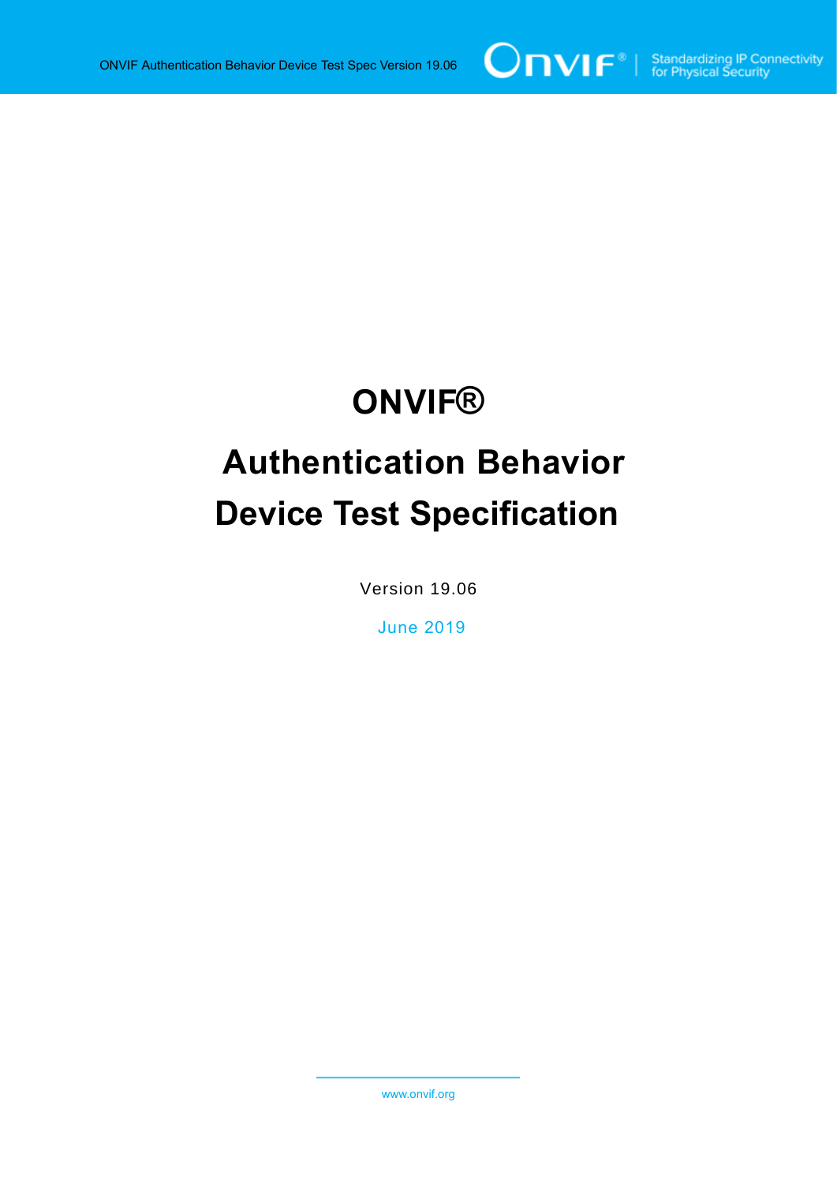# ONVIF®

# Authentication Behavior Device Test Specification

Version 19.06

June 2019

www.onvif.org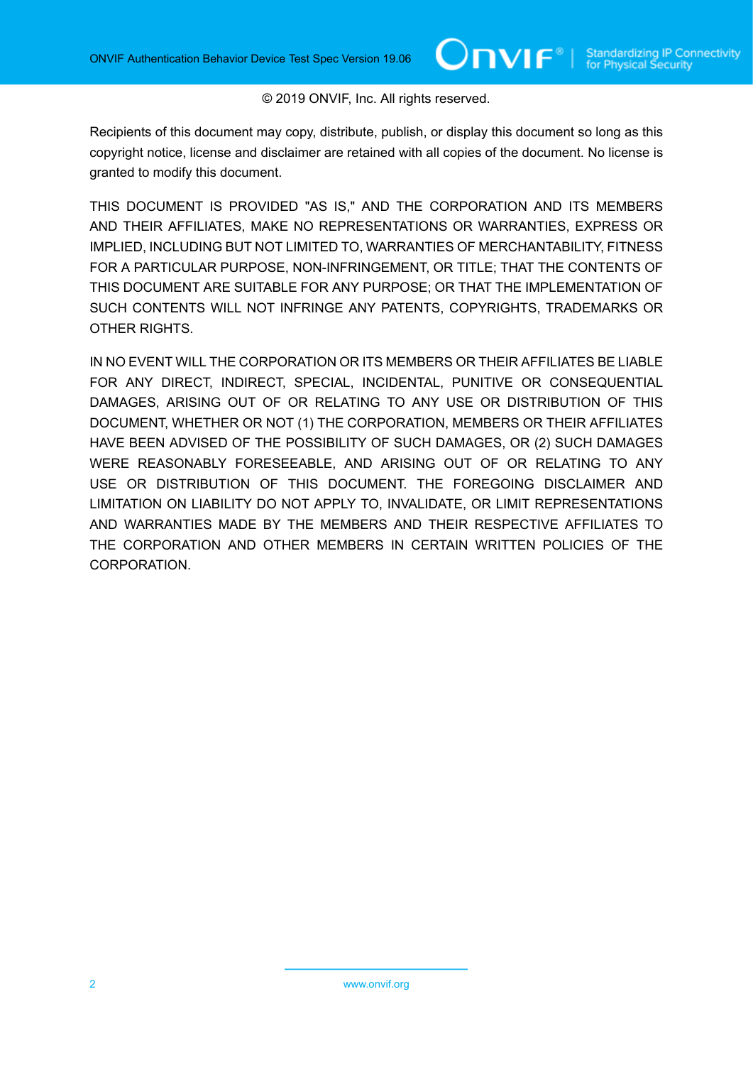© 2019 ONVIF, Inc. All rights reserved.

Recipients of this document may copy, distribute, publish, or display this document so long as this copyright notice, license and disclaimer are retained with all copies of the document. No license is granted to modify this document.

THIS DOCUMENT IS PROVIDED "AS IS," AND THE CORPORATION AND ITS MEMBERS AND THEIR AFFILIATES, MAKE NO REPRESENTATIONS OR WARRANTIES, EXPRESS OR IMPLIED, INCLUDING BUT NOT LIMITED TO, WARRANTIES OF MERCHANTABILITY, FITNESS FOR A PARTICULAR PURPOSE, NON-INFRINGEMENT, OR TITLE; THAT THE CONTENTS OF THIS DOCUMENT ARE SUITABLE FOR ANY PURPOSE; OR THAT THE IMPLEMENTATION OF SUCH CONTENTS WILL NOT INFRINGE ANY PATENTS, COPYRIGHTS, TRADEMARKS OR OTHER RIGHTS.

IN NO EVENT WILL THE CORPORATION OR ITS MEMBERS OR THEIR AFFILIATES BE LIABLE FOR ANY DIRECT, INDIRECT, SPECIAL, INCIDENTAL, PUNITIVE OR CONSEQUENTIAL DAMAGES, ARISING OUT OF OR RELATING TO ANY USE OR DISTRIBUTION OF THIS DOCUMENT, WHETHER OR NOT (1) THE CORPORATION, MEMBERS OR THEIR AFFILIATES HAVE BEEN ADVISED OF THE POSSIBILITY OF SUCH DAMAGES, OR (2) SUCH DAMAGES WERE REASONABLY FORESEEABLE, AND ARISING OUT OF OR RELATING TO ANY USE OR DISTRIBUTION OF THIS DOCUMENT. THE FOREGOING DISCLAIMER AND LIMITATION ON LIABILITY DO NOT APPLY TO, INVALIDATE, OR LIMIT REPRESENTATIONS AND WARRANTIES MADE BY THE MEMBERS AND THEIR RESPECTIVE AFFILIATES TO THE CORPORATION AND OTHER MEMBERS IN CERTAIN WRITTEN POLICIES OF THE CORPORATION.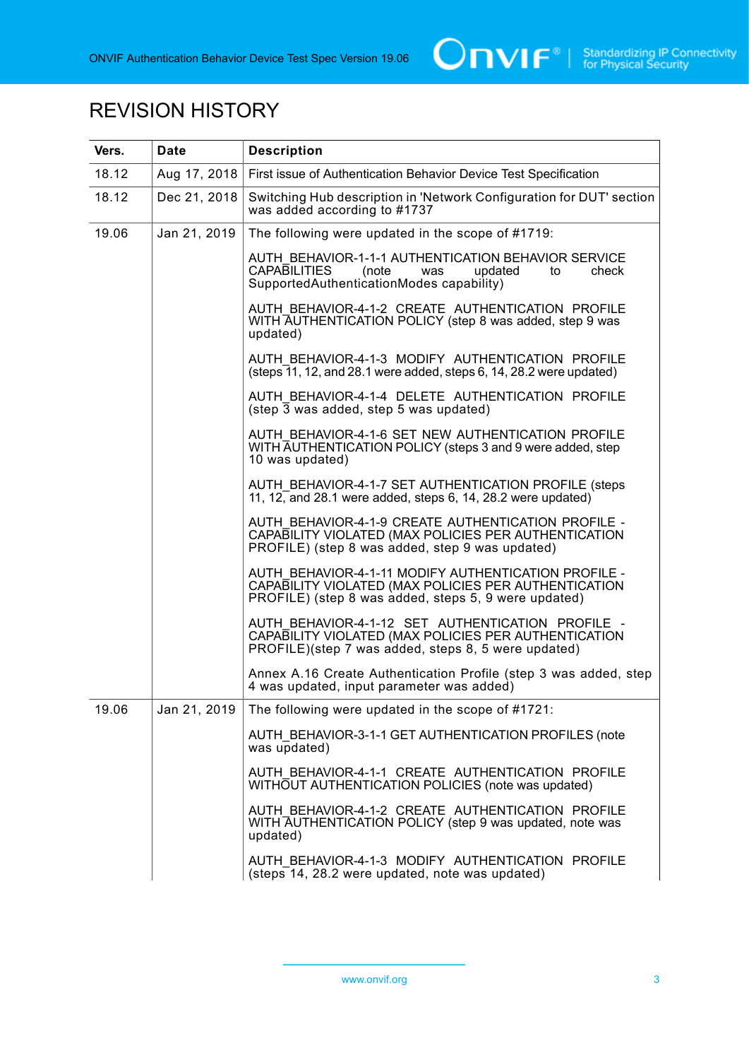# REVISION HISTORY

| Vers. | Date | Description |
|---|---|---|
| 18.12 | Aug 17, 2018 | First issue of Authentication Behavior Device Test Specification |
| 18.12 | Dec 21, 2018 | Switching Hub description in 'Network Configuration for DUT' section was added according to #1737 |
| 19.06 | Jan 21, 2019 | The following were updated in the scope of #1719:<br><br>AUTH_BEHAVIOR-1-1-1 AUTHENTICATION BEHAVIOR SERVICE CAPABILITIES (note was updated to check SupportedAuthenticationModes capability)<br><br>AUTH_BEHAVIOR-4-1-2 CREATE AUTHENTICATION PROFILE WITH AUTHENTICATION POLICY (step 8 was added, step 9 was updated)<br><br>AUTH_BEHAVIOR-4-1-3 MODIFY AUTHENTICATION PROFILE (steps 11, 12, and 28.1 were added, steps 6, 14, 28.2 were updated)<br><br>AUTH_BEHAVIOR-4-1-4 DELETE AUTHENTICATION PROFILE (step 3 was added, step 5 was updated)<br><br>AUTH_BEHAVIOR-4-1-6 SET NEW AUTHENTICATION PROFILE WITH AUTHENTICATION POLICY (steps 3 and 9 were added, step 10 was updated)<br><br>AUTH_BEHAVIOR-4-1-7 SET AUTHENTICATION PROFILE (steps 11, 12, and 28.1 were added, steps 6, 14, 28.2 were updated)<br><br>AUTH_BEHAVIOR-4-1-9 CREATE AUTHENTICATION PROFILE - CAPABILITY VIOLATED (MAX POLICIES PER AUTHENTICATION PROFILE) (step 8 was added, step 9 was updated)<br><br>AUTH_BEHAVIOR-4-1-11 MODIFY AUTHENTICATION PROFILE - CAPABILITY VIOLATED (MAX POLICIES PER AUTHENTICATION PROFILE) (step 8 was added, steps 5, 9 were updated)<br><br>AUTH_BEHAVIOR-4-1-12 SET AUTHENTICATION PROFILE - CAPABILITY VIOLATED (MAX POLICIES PER AUTHENTICATION PROFILE)(step 7 was added, steps 8, 5 were updated)<br><br>Annex A.16 Create Authentication Profile (step 3 was added, step 4 was updated, input parameter was added) |
| 19.06 | Jan 21, 2019 | The following were updated in the scope of #1721:<br><br>AUTH_BEHAVIOR-3-1-1 GET AUTHENTICATION PROFILES (note was updated)<br><br>AUTH_BEHAVIOR-4-1-1 CREATE AUTHENTICATION PROFILE WITHOUT AUTHENTICATION POLICIES (note was updated)<br><br>AUTH_BEHAVIOR-4-1-2 CREATE AUTHENTICATION PROFILE WITH AUTHENTICATION POLICY (step 9 was updated, note was updated)<br><br>AUTH_BEHAVIOR-4-1-3 MODIFY AUTHENTICATION PROFILE (steps 14, 28.2 were updated, note was updated) |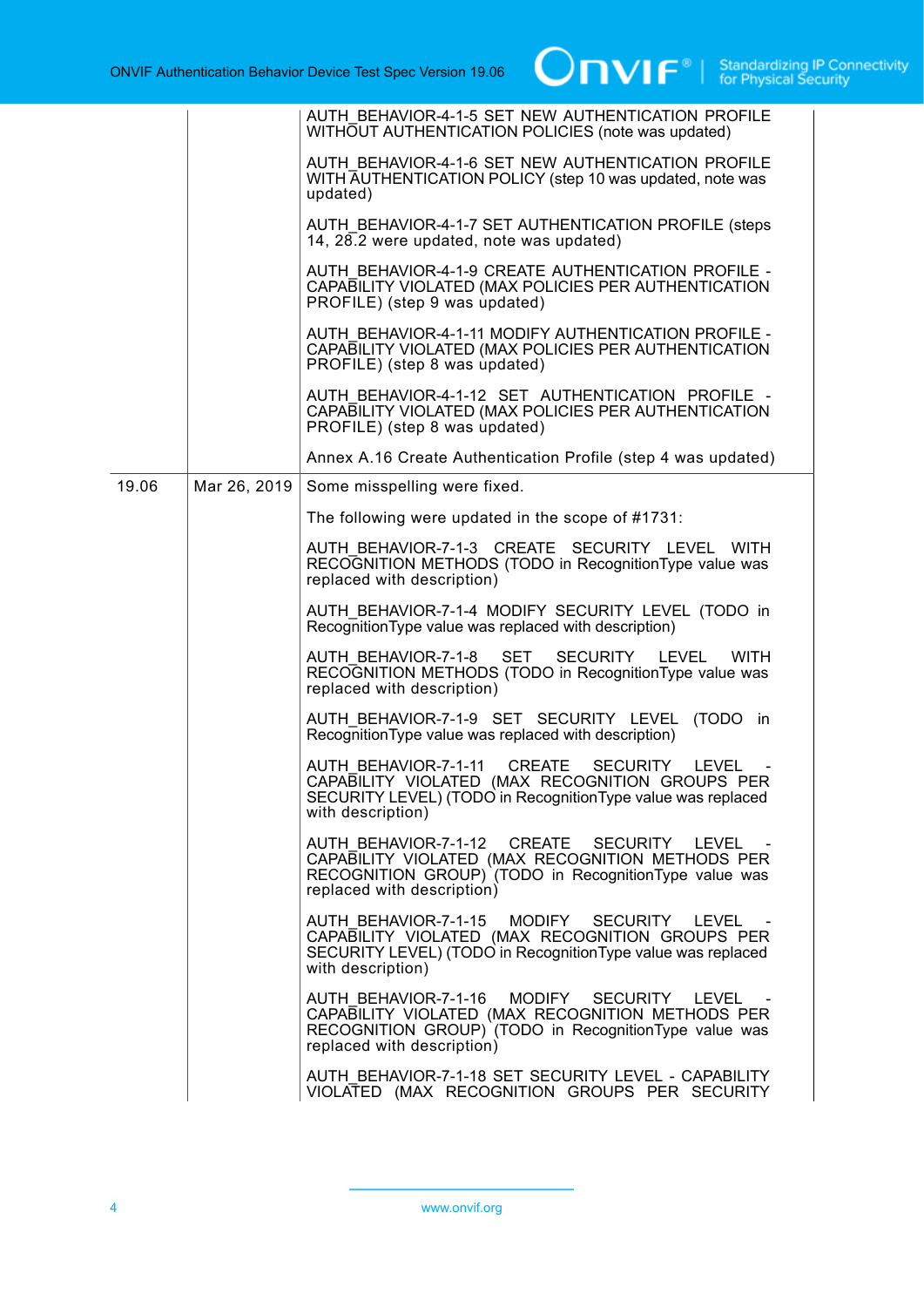| | | |
|---|---|---|
| | | AUTH_BEHAVIOR-4-1-5 SET NEW AUTHENTICATION PROFILE WITHOUT AUTHENTICATION POLICIES (note was updated)<br><br>AUTH_BEHAVIOR-4-1-6 SET NEW AUTHENTICATION PROFILE WITH AUTHENTICATION POLICY (step 10 was updated, note was updated)<br><br>AUTH_BEHAVIOR-4-1-7 SET AUTHENTICATION PROFILE (steps 14, 28.2 were updated, note was updated)<br><br>AUTH_BEHAVIOR-4-1-9 CREATE AUTHENTICATION PROFILE - CAPABILITY VIOLATED (MAX POLICIES PER AUTHENTICATION PROFILE) (step 9 was updated)<br><br>AUTH_BEHAVIOR-4-1-11 MODIFY AUTHENTICATION PROFILE - CAPABILITY VIOLATED (MAX POLICIES PER AUTHENTICATION PROFILE) (step 8 was updated)<br><br>AUTH_BEHAVIOR-4-1-12 SET AUTHENTICATION PROFILE - CAPABILITY VIOLATED (MAX POLICIES PER AUTHENTICATION PROFILE) (step 8 was updated)<br><br>Annex A.16 Create Authentication Profile (step 4 was updated) |
| 19.06 | Mar 26, 2019 | Some misspelling were fixed.<br><br>The following were updated in the scope of #1731:<br><br>AUTH_BEHAVIOR-7-1-3 CREATE SECURITY LEVEL WITH RECOGNITION METHODS (TODO in RecognitionType value was replaced with description)<br><br>AUTH_BEHAVIOR-7-1-4 MODIFY SECURITY LEVEL (TODO in RecognitionType value was replaced with description)<br><br>AUTH_BEHAVIOR-7-1-8 SET SECURITY LEVEL WITH RECOGNITION METHODS (TODO in RecognitionType value was replaced with description)<br><br>AUTH_BEHAVIOR-7-1-9 SET SECURITY LEVEL (TODO in RecognitionType value was replaced with description)<br><br>AUTH_BEHAVIOR-7-1-11 CREATE SECURITY LEVEL - CAPABILITY VIOLATED (MAX RECOGNITION GROUPS PER SECURITY LEVEL) (TODO in RecognitionType value was replaced with description)<br><br>AUTH_BEHAVIOR-7-1-12 CREATE SECURITY LEVEL - CAPABILITY VIOLATED (MAX RECOGNITION METHODS PER RECOGNITION GROUP) (TODO in RecognitionType value was replaced with description)<br><br>AUTH_BEHAVIOR-7-1-15 MODIFY SECURITY LEVEL - CAPABILITY VIOLATED (MAX RECOGNITION GROUPS PER SECURITY LEVEL) (TODO in RecognitionType value was replaced with description)<br><br>AUTH_BEHAVIOR-7-1-16 MODIFY SECURITY LEVEL - CAPABILITY VIOLATED (MAX RECOGNITION METHODS PER RECOGNITION GROUP) (TODO in RecognitionType value was replaced with description)<br><br>AUTH_BEHAVIOR-7-1-18 SET SECURITY LEVEL - CAPABILITY VIOLATED (MAX RECOGNITION GROUPS PER SECURITY |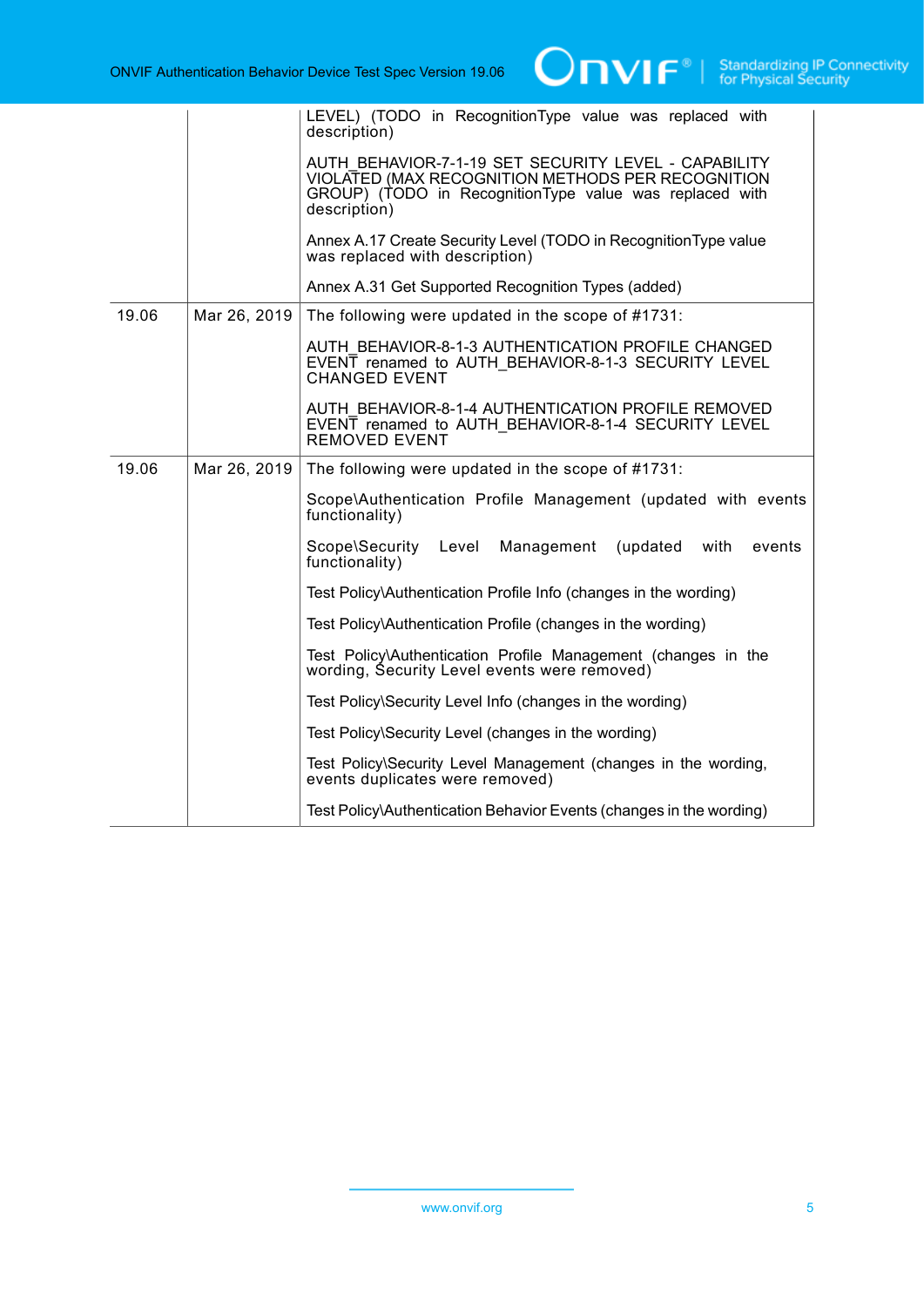| | | LEVEL) (TODO in RecognitionType value was replaced with description)<br><br>AUTH_BEHAVIOR-7-1-19 SET SECURITY LEVEL - CAPABILITY VIOLATED (MAX RECOGNITION METHODS PER RECOGNITION GROUP) (TODO in RecognitionType value was replaced with description)<br><br>Annex A.17 Create Security Level (TODO in RecognitionType value was replaced with description)<br><br>Annex A.31 Get Supported Recognition Types (added) |
|---|---|---|
| 19.06 | Mar 26, 2019 | The following were updated in the scope of #1731:<br><br>AUTH_BEHAVIOR-8-1-3 AUTHENTICATION PROFILE CHANGED EVENT renamed to AUTH_BEHAVIOR-8-1-3 SECURITY LEVEL CHANGED EVENT<br><br>AUTH_BEHAVIOR-8-1-4 AUTHENTICATION PROFILE REMOVED EVENT renamed to AUTH_BEHAVIOR-8-1-4 SECURITY LEVEL REMOVED EVENT |
| 19.06 | Mar 26, 2019 | The following were updated in the scope of #1731:<br><br>Scope\Authentication Profile Management (updated with events functionality)<br><br>Scope\Security Level Management (updated with events functionality)<br><br>Test Policy\Authentication Profile Info (changes in the wording)<br><br>Test Policy\Authentication Profile (changes in the wording)<br><br>Test Policy\Authentication Profile Management (changes in the wording, Security Level events were removed)<br><br>Test Policy\Security Level Info (changes in the wording)<br><br>Test Policy\Security Level (changes in the wording)<br><br>Test Policy\Security Level Management (changes in the wording, events duplicates were removed)<br><br>Test Policy\Authentication Behavior Events (changes in the wording) |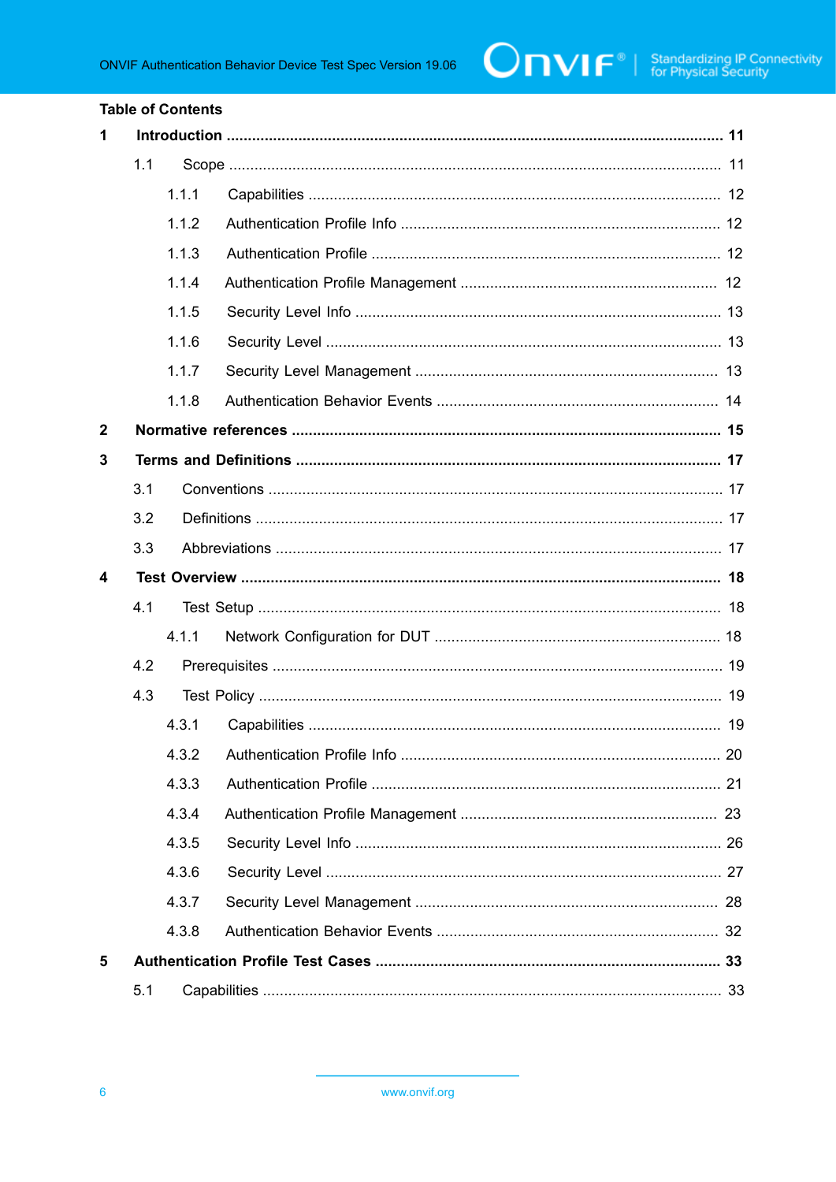**Table of Contents**

**1 Introduction .................................................................................................................. 11**

1.1 Scope ................................................................................................................. 11

1.1.1 Capabilities ................................................................................................ 12

1.1.2 Authentication Profile Info .......................................................................... 12

1.1.3 Authentication Profile ................................................................................. 12

1.1.4 Authentication Profile Management ............................................................ 12

1.1.5 Security Level Info ..................................................................................... 13

1.1.6 Security Level ............................................................................................ 13

1.1.7 Security Level Management ....................................................................... 13

1.1.8 Authentication Behavior Events .................................................................. 14

**2 Normative references .................................................................................................. 15**

**3 Terms and Definitions .................................................................................................. 17**

3.1 Conventions ........................................................................................................ 17

3.2 Definitions ........................................................................................................... 17

3.3 Abbreviations ...................................................................................................... 17

**4 Test Overview ............................................................................................................... 18**

4.1 Test Setup .......................................................................................................... 18

4.1.1 Network Configuration for DUT ................................................................... 18

4.2 Prerequisites ....................................................................................................... 19

4.3 Test Policy .......................................................................................................... 19

4.3.1 Capabilities ................................................................................................ 19

4.3.2 Authentication Profile Info .......................................................................... 20

4.3.3 Authentication Profile ................................................................................. 21

4.3.4 Authentication Profile Management ............................................................ 23

4.3.5 Security Level Info ..................................................................................... 26

4.3.6 Security Level ............................................................................................ 27

4.3.7 Security Level Management ....................................................................... 28

4.3.8 Authentication Behavior Events .................................................................. 32

**5 Authentication Profile Test Cases ............................................................................... 33**

5.1 Capabilities ......................................................................................................... 33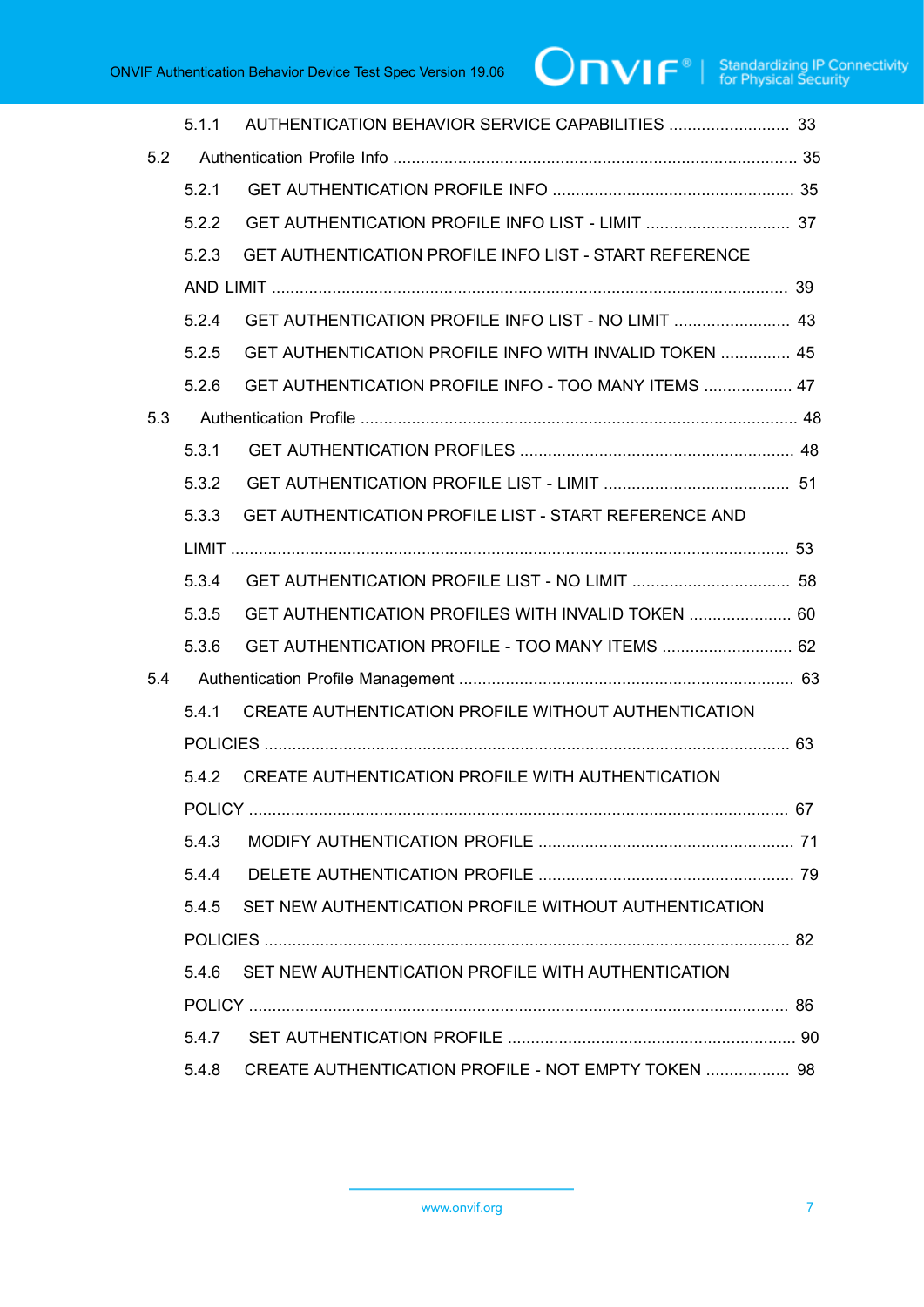5.1.1 AUTHENTICATION BEHAVIOR SERVICE CAPABILITIES .......................... 33

5.2 Authentication Profile Info ....................................................................................... 35

5.2.1 GET AUTHENTICATION PROFILE INFO .................................................... 35

5.2.2 GET AUTHENTICATION PROFILE INFO LIST - LIMIT ............................... 37

5.2.3 GET AUTHENTICATION PROFILE INFO LIST - START REFERENCE AND LIMIT .............................................................................................................. 39

5.2.4 GET AUTHENTICATION PROFILE INFO LIST - NO LIMIT ......................... 43

5.2.5 GET AUTHENTICATION PROFILE INFO WITH INVALID TOKEN ............... 45

5.2.6 GET AUTHENTICATION PROFILE INFO - TOO MANY ITEMS ................... 47

5.3 Authentication Profile ............................................................................................. 48

5.3.1 GET AUTHENTICATION PROFILES ........................................................... 48

5.3.2 GET AUTHENTICATION PROFILE LIST - LIMIT ........................................ 51

5.3.3 GET AUTHENTICATION PROFILE LIST - START REFERENCE AND LIMIT ....................................................................................................................... 53

5.3.4 GET AUTHENTICATION PROFILE LIST - NO LIMIT .................................. 58

5.3.5 GET AUTHENTICATION PROFILES WITH INVALID TOKEN ...................... 60

5.3.6 GET AUTHENTICATION PROFILE - TOO MANY ITEMS ............................ 62

5.4 Authentication Profile Management ........................................................................ 63

5.4.1 CREATE AUTHENTICATION PROFILE WITHOUT AUTHENTICATION POLICIES ................................................................................................................ 63

5.4.2 CREATE AUTHENTICATION PROFILE WITH AUTHENTICATION POLICY ................................................................................................................... 67

5.4.3 MODIFY AUTHENTICATION PROFILE ....................................................... 71

5.4.4 DELETE AUTHENTICATION PROFILE ....................................................... 79

5.4.5 SET NEW AUTHENTICATION PROFILE WITHOUT AUTHENTICATION POLICIES ................................................................................................................ 82

5.4.6 SET NEW AUTHENTICATION PROFILE WITH AUTHENTICATION POLICY ................................................................................................................... 86

5.4.7 SET AUTHENTICATION PROFILE .............................................................. 90

5.4.8 CREATE AUTHENTICATION PROFILE - NOT EMPTY TOKEN .................. 98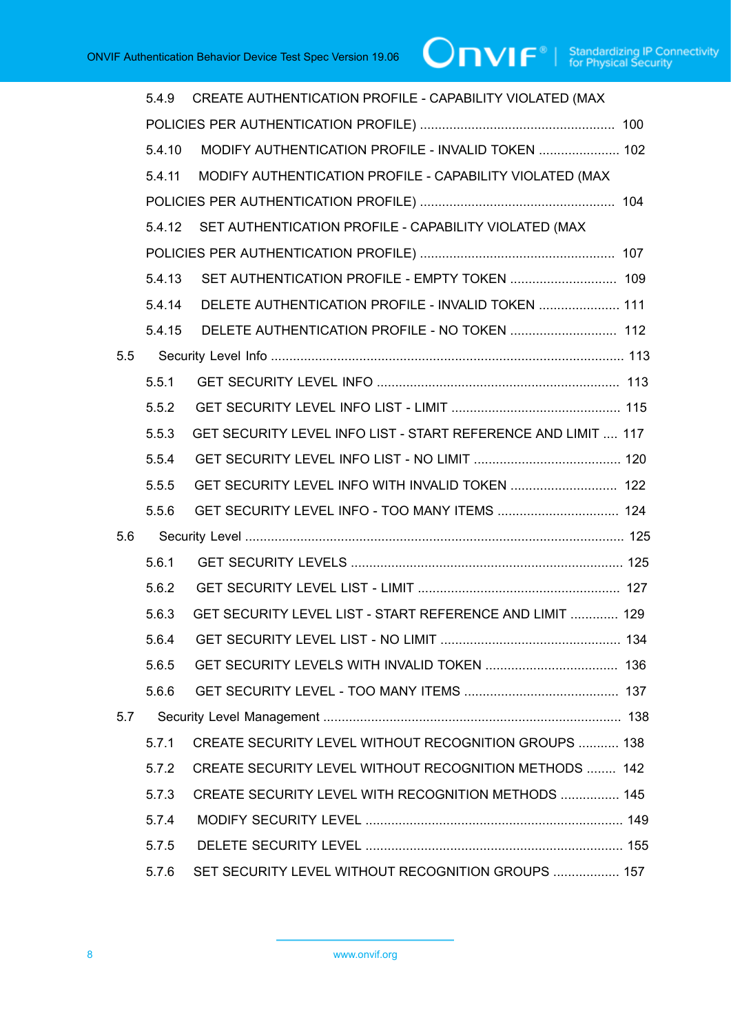5.4.9 CREATE AUTHENTICATION PROFILE - CAPABILITY VIOLATED (MAX POLICIES PER AUTHENTICATION PROFILE) .................................................... 100

5.4.10 MODIFY AUTHENTICATION PROFILE - INVALID TOKEN ...................... 102

5.4.11 MODIFY AUTHENTICATION PROFILE - CAPABILITY VIOLATED (MAX POLICIES PER AUTHENTICATION PROFILE) .................................................... 104

5.4.12 SET AUTHENTICATION PROFILE - CAPABILITY VIOLATED (MAX POLICIES PER AUTHENTICATION PROFILE) .................................................... 107

5.4.13 SET AUTHENTICATION PROFILE - EMPTY TOKEN ............................ 109

5.4.14 DELETE AUTHENTICATION PROFILE - INVALID TOKEN ...................... 111

5.4.15 DELETE AUTHENTICATION PROFILE - NO TOKEN ............................ 112

5.5 Security Level Info ................................................................................................ 113

5.5.1 GET SECURITY LEVEL INFO .................................................................. 113

5.5.2 GET SECURITY LEVEL INFO LIST - LIMIT .............................................. 115

5.5.3 GET SECURITY LEVEL INFO LIST - START REFERENCE AND LIMIT .... 117

5.5.4 GET SECURITY LEVEL INFO LIST - NO LIMIT ........................................ 120

5.5.5 GET SECURITY LEVEL INFO WITH INVALID TOKEN ............................ 122

5.5.6 GET SECURITY LEVEL INFO - TOO MANY ITEMS ................................ 124

5.6 Security Level ...................................................................................................... 125

5.6.1 GET SECURITY LEVELS ......................................................................... 125

5.6.2 GET SECURITY LEVEL LIST - LIMIT ...................................................... 127

5.6.3 GET SECURITY LEVEL LIST - START REFERENCE AND LIMIT ............. 129

5.6.4 GET SECURITY LEVEL LIST - NO LIMIT ................................................ 134

5.6.5 GET SECURITY LEVELS WITH INVALID TOKEN .................................... 136

5.6.6 GET SECURITY LEVEL - TOO MANY ITEMS .......................................... 137

5.7 Security Level Management ................................................................................. 138

5.7.1 CREATE SECURITY LEVEL WITHOUT RECOGNITION GROUPS ........... 138

5.7.2 CREATE SECURITY LEVEL WITHOUT RECOGNITION METHODS ........ 142

5.7.3 CREATE SECURITY LEVEL WITH RECOGNITION METHODS ................ 145

5.7.4 MODIFY SECURITY LEVEL ..................................................................... 149

5.7.5 DELETE SECURITY LEVEL ..................................................................... 155

5.7.6 SET SECURITY LEVEL WITHOUT RECOGNITION GROUPS .................. 157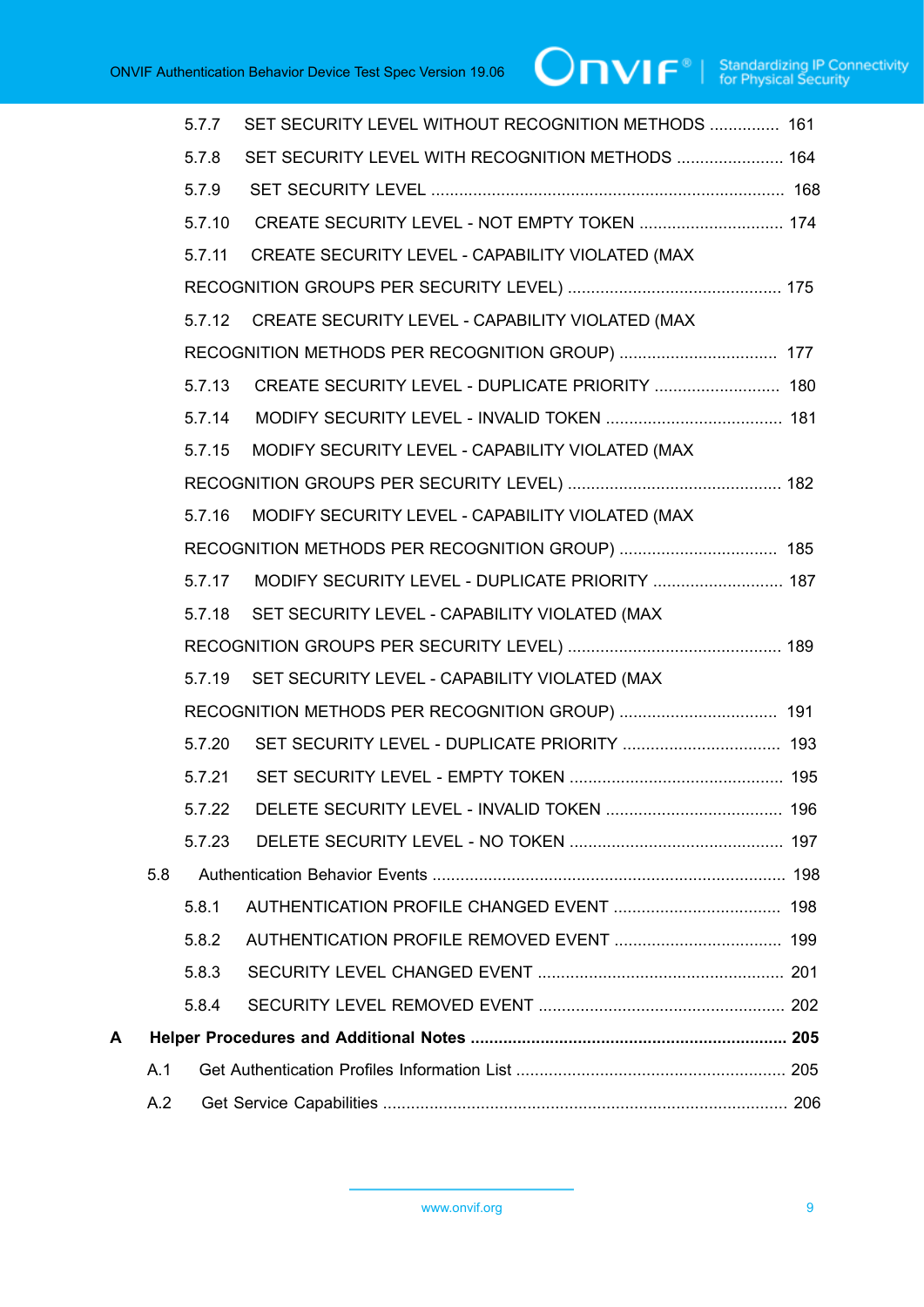5.7.7 SET SECURITY LEVEL WITHOUT RECOGNITION METHODS ............... 161

5.7.8 SET SECURITY LEVEL WITH RECOGNITION METHODS ....................... 164

5.7.9 SET SECURITY LEVEL ............................................................................ 168

5.7.10 CREATE SECURITY LEVEL - NOT EMPTY TOKEN ............................... 174

5.7.11 CREATE SECURITY LEVEL - CAPABILITY VIOLATED (MAX RECOGNITION GROUPS PER SECURITY LEVEL) .............................................. 175

5.7.12 CREATE SECURITY LEVEL - CAPABILITY VIOLATED (MAX RECOGNITION METHODS PER RECOGNITION GROUP) .................................. 177

5.7.13 CREATE SECURITY LEVEL - DUPLICATE PRIORITY ........................... 180

5.7.14 MODIFY SECURITY LEVEL - INVALID TOKEN ...................................... 181

5.7.15 MODIFY SECURITY LEVEL - CAPABILITY VIOLATED (MAX RECOGNITION GROUPS PER SECURITY LEVEL) .............................................. 182

5.7.16 MODIFY SECURITY LEVEL - CAPABILITY VIOLATED (MAX RECOGNITION METHODS PER RECOGNITION GROUP) .................................. 185

5.7.17 MODIFY SECURITY LEVEL - DUPLICATE PRIORITY ............................ 187

5.7.18 SET SECURITY LEVEL - CAPABILITY VIOLATED (MAX RECOGNITION GROUPS PER SECURITY LEVEL) .............................................. 189

5.7.19 SET SECURITY LEVEL - CAPABILITY VIOLATED (MAX RECOGNITION METHODS PER RECOGNITION GROUP) .................................. 191

5.7.20 SET SECURITY LEVEL - DUPLICATE PRIORITY .................................. 193

5.7.21 SET SECURITY LEVEL - EMPTY TOKEN .............................................. 195

5.7.22 DELETE SECURITY LEVEL - INVALID TOKEN ...................................... 196

5.7.23 DELETE SECURITY LEVEL - NO TOKEN .............................................. 197

5.8 Authentication Behavior Events ............................................................................ 198

5.8.1 AUTHENTICATION PROFILE CHANGED EVENT .................................... 198

5.8.2 AUTHENTICATION PROFILE REMOVED EVENT .................................... 199

5.8.3 SECURITY LEVEL CHANGED EVENT ..................................................... 201

5.8.4 SECURITY LEVEL REMOVED EVENT ..................................................... 202

**A Helper Procedures and Additional Notes .................................................................... 205**

A.1 Get Authentication Profiles Information List .......................................................... 205

A.2 Get Service Capabilities ...................................................................................... 206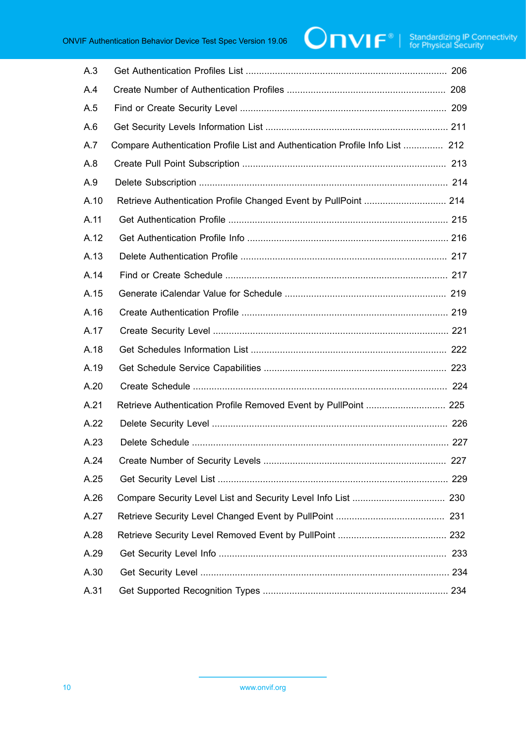A.3 Get Authentication Profiles List ........................................................................... 206

A.4 Create Number of Authentication Profiles ............................................................ 208

A.5 Find or Create Security Level ............................................................................. 209

A.6 Get Security Levels Information List .................................................................... 211

A.7 Compare Authentication Profile List and Authentication Profile Info List ............... 212

A.8 Create Pull Point Subscription ............................................................................ 213

A.9 Delete Subscription ............................................................................................. 214

A.10 Retrieve Authentication Profile Changed Event by PullPoint ............................... 214

A.11 Get Authentication Profile .................................................................................. 215

A.12 Get Authentication Profile Info ........................................................................... 216

A.13 Delete Authentication Profile ............................................................................. 217

A.14 Find or Create Schedule ................................................................................... 217

A.15 Generate iCalendar Value for Schedule ............................................................ 219

A.16 Create Authentication Profile ............................................................................. 219

A.17 Create Security Level ........................................................................................ 221

A.18 Get Schedules Information List ......................................................................... 222

A.19 Get Schedule Service Capabilities .................................................................... 223

A.20 Create Schedule ............................................................................................... 224

A.21 Retrieve Authentication Profile Removed Event by PullPoint .............................. 225

A.22 Delete Security Level ........................................................................................ 226

A.23 Delete Schedule ................................................................................................ 227

A.24 Create Number of Security Levels .................................................................... 227

A.25 Get Security Level List ...................................................................................... 229

A.26 Compare Security Level List and Security Level Info List ................................... 230

A.27 Retrieve Security Level Changed Event by PullPoint ......................................... 231

A.28 Retrieve Security Level Removed Event by PullPoint ......................................... 232

A.29 Get Security Level Info ..................................................................................... 233

A.30 Get Security Level ............................................................................................. 234

A.31 Get Supported Recognition Types ..................................................................... 234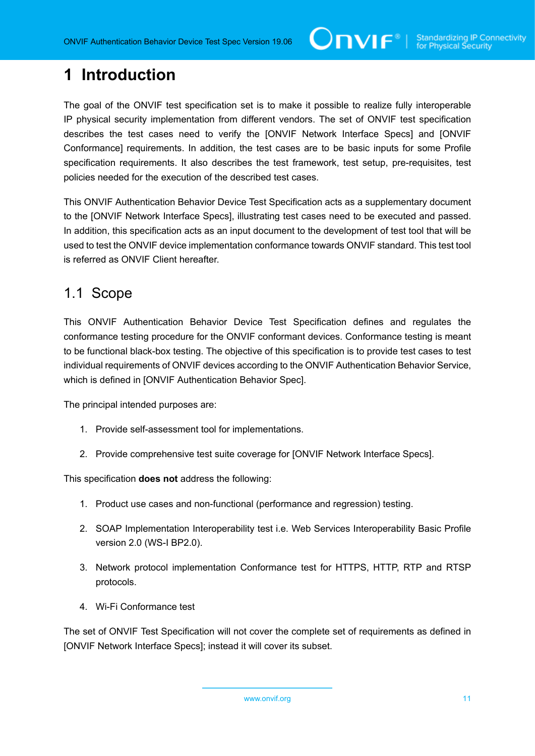# 1 Introduction

The goal of the ONVIF test specification set is to make it possible to realize fully interoperable IP physical security implementation from different vendors. The set of ONVIF test specification describes the test cases need to verify the [ONVIF Network Interface Specs] and [ONVIF Conformance] requirements. In addition, the test cases are to be basic inputs for some Profile specification requirements. It also describes the test framework, test setup, pre-requisites, test policies needed for the execution of the described test cases.

This ONVIF Authentication Behavior Device Test Specification acts as a supplementary document to the [ONVIF Network Interface Specs], illustrating test cases need to be executed and passed. In addition, this specification acts as an input document to the development of test tool that will be used to test the ONVIF device implementation conformance towards ONVIF standard. This test tool is referred as ONVIF Client hereafter.

## 1.1 Scope

This ONVIF Authentication Behavior Device Test Specification defines and regulates the conformance testing procedure for the ONVIF conformant devices. Conformance testing is meant to be functional black-box testing. The objective of this specification is to provide test cases to test individual requirements of ONVIF devices according to the ONVIF Authentication Behavior Service, which is defined in [ONVIF Authentication Behavior Spec].

The principal intended purposes are:

1. Provide self-assessment tool for implementations.
2. Provide comprehensive test suite coverage for [ONVIF Network Interface Specs].

This specification **does not** address the following:

1. Product use cases and non-functional (performance and regression) testing.
2. SOAP Implementation Interoperability test i.e. Web Services Interoperability Basic Profile version 2.0 (WS-I BP2.0).
3. Network protocol implementation Conformance test for HTTPS, HTTP, RTP and RTSP protocols.
4. Wi-Fi Conformance test

The set of ONVIF Test Specification will not cover the complete set of requirements as defined in [ONVIF Network Interface Specs]; instead it will cover its subset.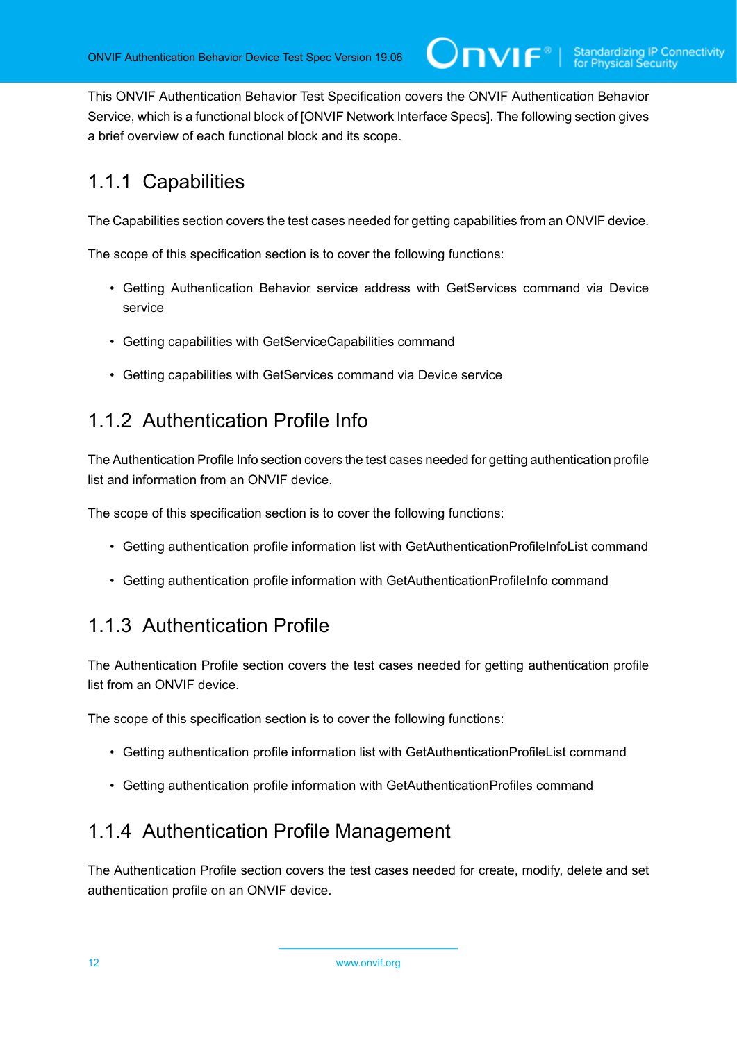This ONVIF Authentication Behavior Test Specification covers the ONVIF Authentication Behavior Service, which is a functional block of [ONVIF Network Interface Specs]. The following section gives a brief overview of each functional block and its scope.

### 1.1.1 Capabilities

The Capabilities section covers the test cases needed for getting capabilities from an ONVIF device.

The scope of this specification section is to cover the following functions:

- Getting Authentication Behavior service address with GetServices command via Device service
- Getting capabilities with GetServiceCapabilities command
- Getting capabilities with GetServices command via Device service

### 1.1.2 Authentication Profile Info

The Authentication Profile Info section covers the test cases needed for getting authentication profile list and information from an ONVIF device.

The scope of this specification section is to cover the following functions:

- Getting authentication profile information list with GetAuthenticationProfileInfoList command
- Getting authentication profile information with GetAuthenticationProfileInfo command

### 1.1.3 Authentication Profile

The Authentication Profile section covers the test cases needed for getting authentication profile list from an ONVIF device.

The scope of this specification section is to cover the following functions:

- Getting authentication profile information list with GetAuthenticationProfileList command
- Getting authentication profile information with GetAuthenticationProfiles command

### 1.1.4 Authentication Profile Management

The Authentication Profile section covers the test cases needed for create, modify, delete and set authentication profile on an ONVIF device.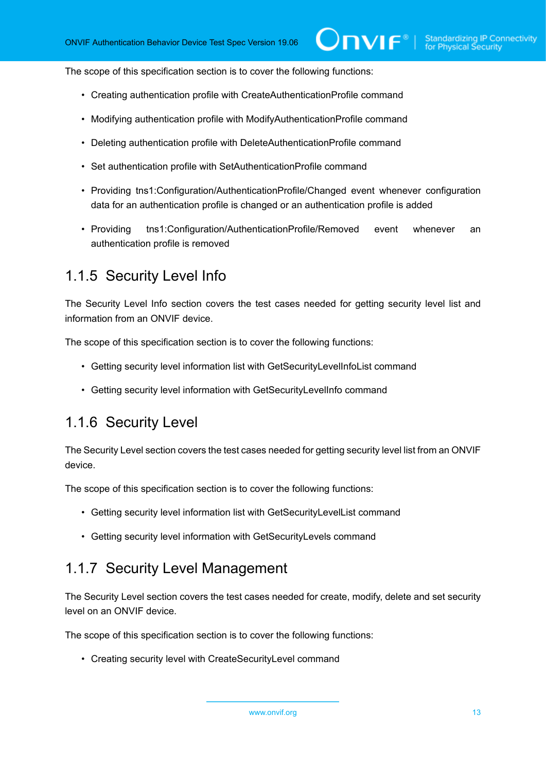The scope of this specification section is to cover the following functions:

- Creating authentication profile with CreateAuthenticationProfile command
- Modifying authentication profile with ModifyAuthenticationProfile command
- Deleting authentication profile with DeleteAuthenticationProfile command
- Set authentication profile with SetAuthenticationProfile command
- Providing tns1:Configuration/AuthenticationProfile/Changed event whenever configuration data for an authentication profile is changed or an authentication profile is added
- Providing tns1:Configuration/AuthenticationProfile/Removed event whenever an authentication profile is removed

### 1.1.5 Security Level Info

The Security Level Info section covers the test cases needed for getting security level list and information from an ONVIF device.

The scope of this specification section is to cover the following functions:

- Getting security level information list with GetSecurityLevelInfoList command
- Getting security level information with GetSecurityLevelInfo command

### 1.1.6 Security Level

The Security Level section covers the test cases needed for getting security level list from an ONVIF device.

The scope of this specification section is to cover the following functions:

- Getting security level information list with GetSecurityLevelList command
- Getting security level information with GetSecurityLevels command

### 1.1.7 Security Level Management

The Security Level section covers the test cases needed for create, modify, delete and set security level on an ONVIF device.

The scope of this specification section is to cover the following functions:

- Creating security level with CreateSecurityLevel command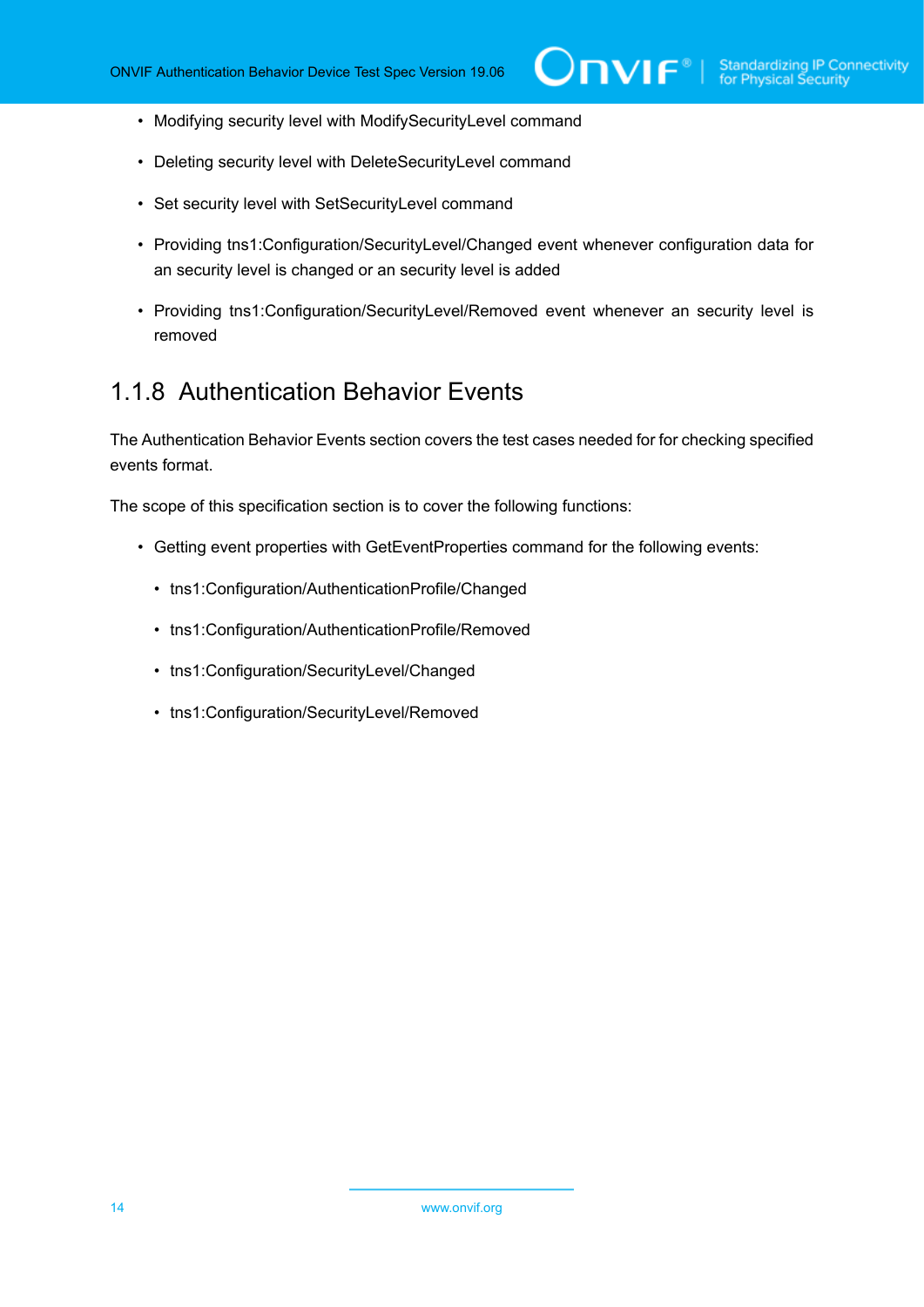- Modifying security level with ModifySecurityLevel command
- Deleting security level with DeleteSecurityLevel command
- Set security level with SetSecurityLevel command
- Providing tns1:Configuration/SecurityLevel/Changed event whenever configuration data for an security level is changed or an security level is added
- Providing tns1:Configuration/SecurityLevel/Removed event whenever an security level is removed

### 1.1.8 Authentication Behavior Events

The Authentication Behavior Events section covers the test cases needed for for checking specified events format.

The scope of this specification section is to cover the following functions:

- Getting event properties with GetEventProperties command for the following events:
  - tns1:Configuration/AuthenticationProfile/Changed
  - tns1:Configuration/AuthenticationProfile/Removed
  - tns1:Configuration/SecurityLevel/Changed
  - tns1:Configuration/SecurityLevel/Removed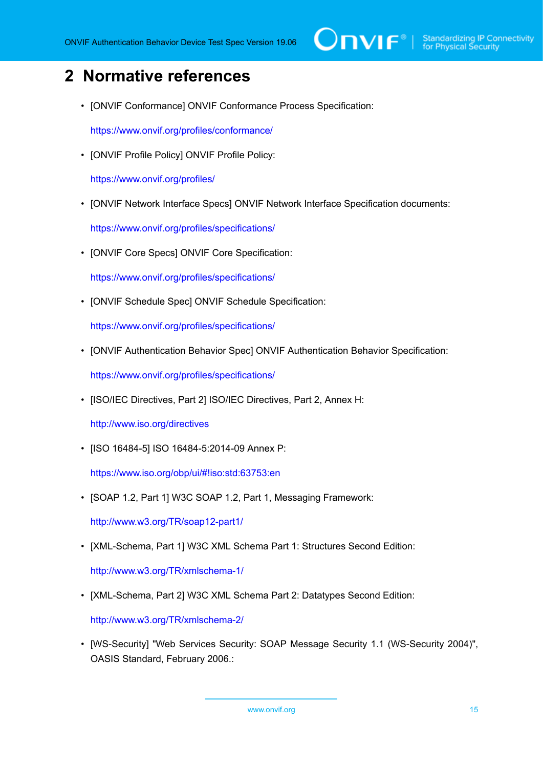# 2 Normative references

- [ONVIF Conformance] ONVIF Conformance Process Specification:

  https://www.onvif.org/profiles/conformance/

- [ONVIF Profile Policy] ONVIF Profile Policy:

  https://www.onvif.org/profiles/

- [ONVIF Network Interface Specs] ONVIF Network Interface Specification documents:

  https://www.onvif.org/profiles/specifications/

- [ONVIF Core Specs] ONVIF Core Specification:

  https://www.onvif.org/profiles/specifications/

- [ONVIF Schedule Spec] ONVIF Schedule Specification:

  https://www.onvif.org/profiles/specifications/

- [ONVIF Authentication Behavior Spec] ONVIF Authentication Behavior Specification:

  https://www.onvif.org/profiles/specifications/

- [ISO/IEC Directives, Part 2] ISO/IEC Directives, Part 2, Annex H:

  http://www.iso.org/directives

- [ISO 16484-5] ISO 16484-5:2014-09 Annex P:

  https://www.iso.org/obp/ui/#!iso:std:63753:en

- [SOAP 1.2, Part 1] W3C SOAP 1.2, Part 1, Messaging Framework:

  http://www.w3.org/TR/soap12-part1/

- [XML-Schema, Part 1] W3C XML Schema Part 1: Structures Second Edition:

  http://www.w3.org/TR/xmlschema-1/

- [XML-Schema, Part 2] W3C XML Schema Part 2: Datatypes Second Edition:

  http://www.w3.org/TR/xmlschema-2/

- [WS-Security] "Web Services Security: SOAP Message Security 1.1 (WS-Security 2004)", OASIS Standard, February 2006.: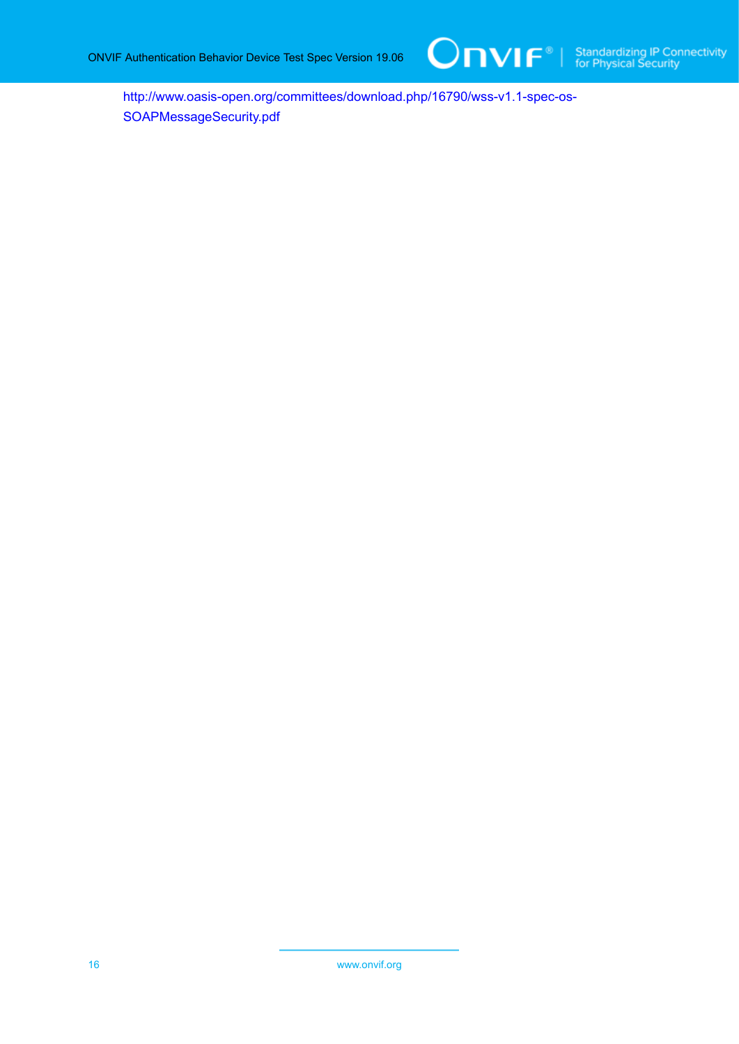http://www.oasis-open.org/committees/download.php/16790/wss-v1.1-spec-os-SOAPMessageSecurity.pdf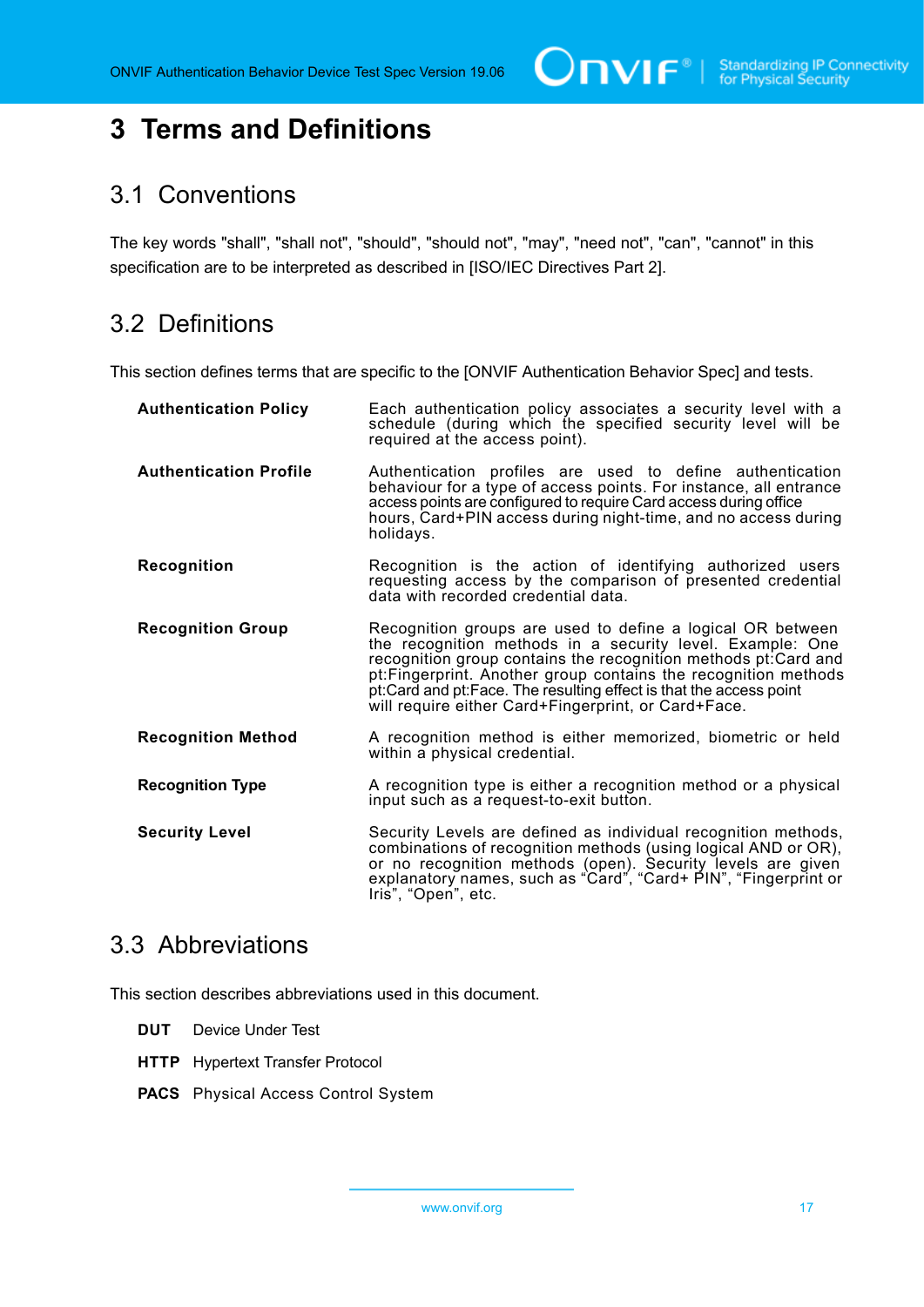# 3 Terms and Definitions

## 3.1 Conventions

The key words "shall", "shall not", "should", "should not", "may", "need not", "can", "cannot" in this specification are to be interpreted as described in [ISO/IEC Directives Part 2].

## 3.2 Definitions

This section defines terms that are specific to the [ONVIF Authentication Behavior Spec] and tests.

| | |
|---|---|
| **Authentication Policy** | Each authentication policy associates a security level with a schedule (during which the specified security level will be required at the access point). |
| **Authentication Profile** | Authentication profiles are used to define authentication behaviour for a type of access points. For instance, all entrance access points are configured to require Card access during office hours, Card+PIN access during night-time, and no access during holidays. |
| **Recognition** | Recognition is the action of identifying authorized users requesting access by the comparison of presented credential data with recorded credential data. |
| **Recognition Group** | Recognition groups are used to define a logical OR between the recognition methods in a security level. Example: One recognition group contains the recognition methods pt:Card and pt:Fingerprint. Another group contains the recognition methods pt:Card and pt:Face. The resulting effect is that the access point will require either Card+Fingerprint, or Card+Face. |
| **Recognition Method** | A recognition method is either memorized, biometric or held within a physical credential. |
| **Recognition Type** | A recognition type is either a recognition method or a physical input such as a request-to-exit button. |
| **Security Level** | Security Levels are defined as individual recognition methods, combinations of recognition methods (using logical AND or OR), or no recognition methods (open). Security levels are given explanatory names, such as "Card", "Card+ PIN", "Fingerprint or Iris", "Open", etc. |

## 3.3 Abbreviations

This section describes abbreviations used in this document.

| | |
|---|---|
| **DUT** | Device Under Test |
| **HTTP** | Hypertext Transfer Protocol |
| **PACS** | Physical Access Control System |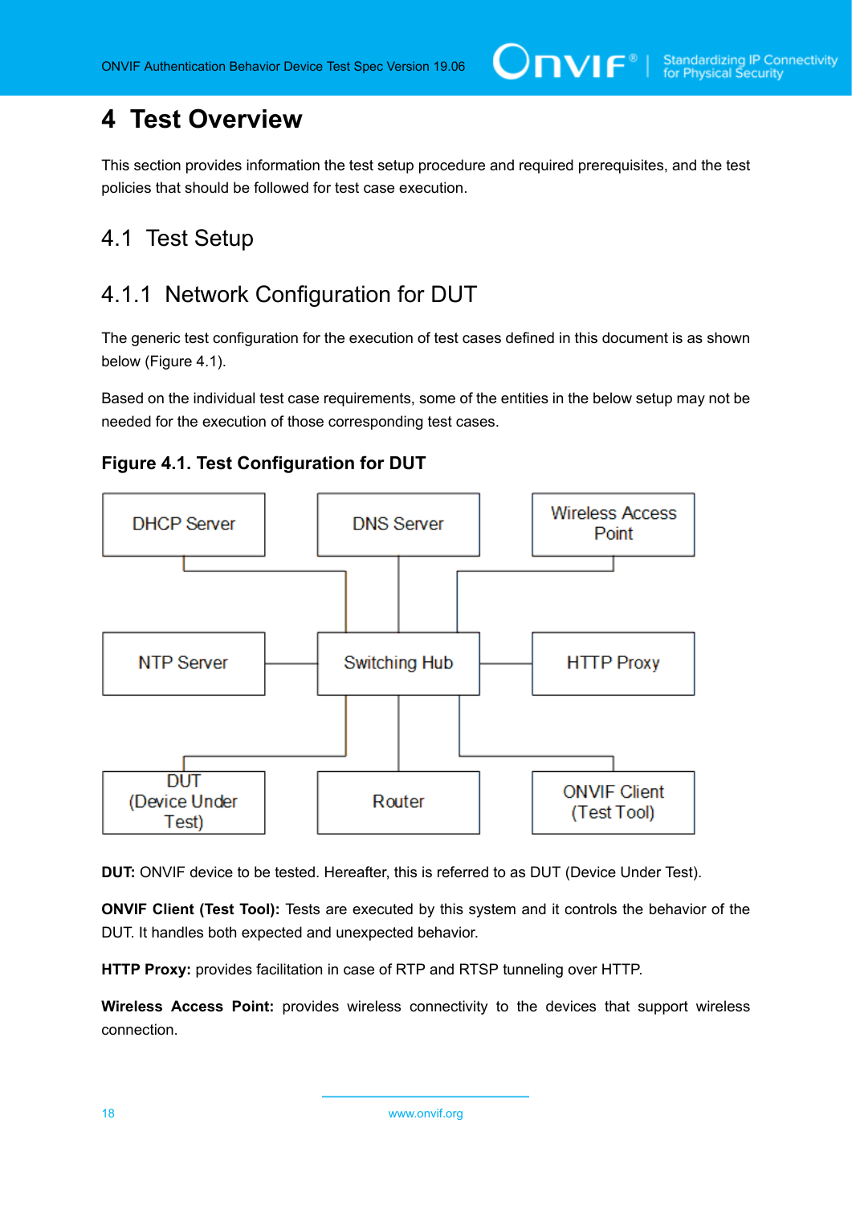# 4 Test Overview

This section provides information the test setup procedure and required prerequisites, and the test policies that should be followed for test case execution.

## 4.1 Test Setup

### 4.1.1 Network Configuration for DUT

The generic test configuration for the execution of test cases defined in this document is as shown below (Figure 4.1).

Based on the individual test case requirements, some of the entities in the below setup may not be needed for the execution of those corresponding test cases.

**Figure 4.1. Test Configuration for DUT**

DHCP Server | DNS Server | Wireless Access Point | NTP Server | Switching Hub | HTTP Proxy | DUT (Device Under Test) | Router | ONVIF Client (Test Tool)

**DUT:** ONVIF device to be tested. Hereafter, this is referred to as DUT (Device Under Test).

**ONVIF Client (Test Tool):** Tests are executed by this system and it controls the behavior of the DUT. It handles both expected and unexpected behavior.

**HTTP Proxy:** provides facilitation in case of RTP and RTSP tunneling over HTTP.

**Wireless Access Point:** provides wireless connectivity to the devices that support wireless connection.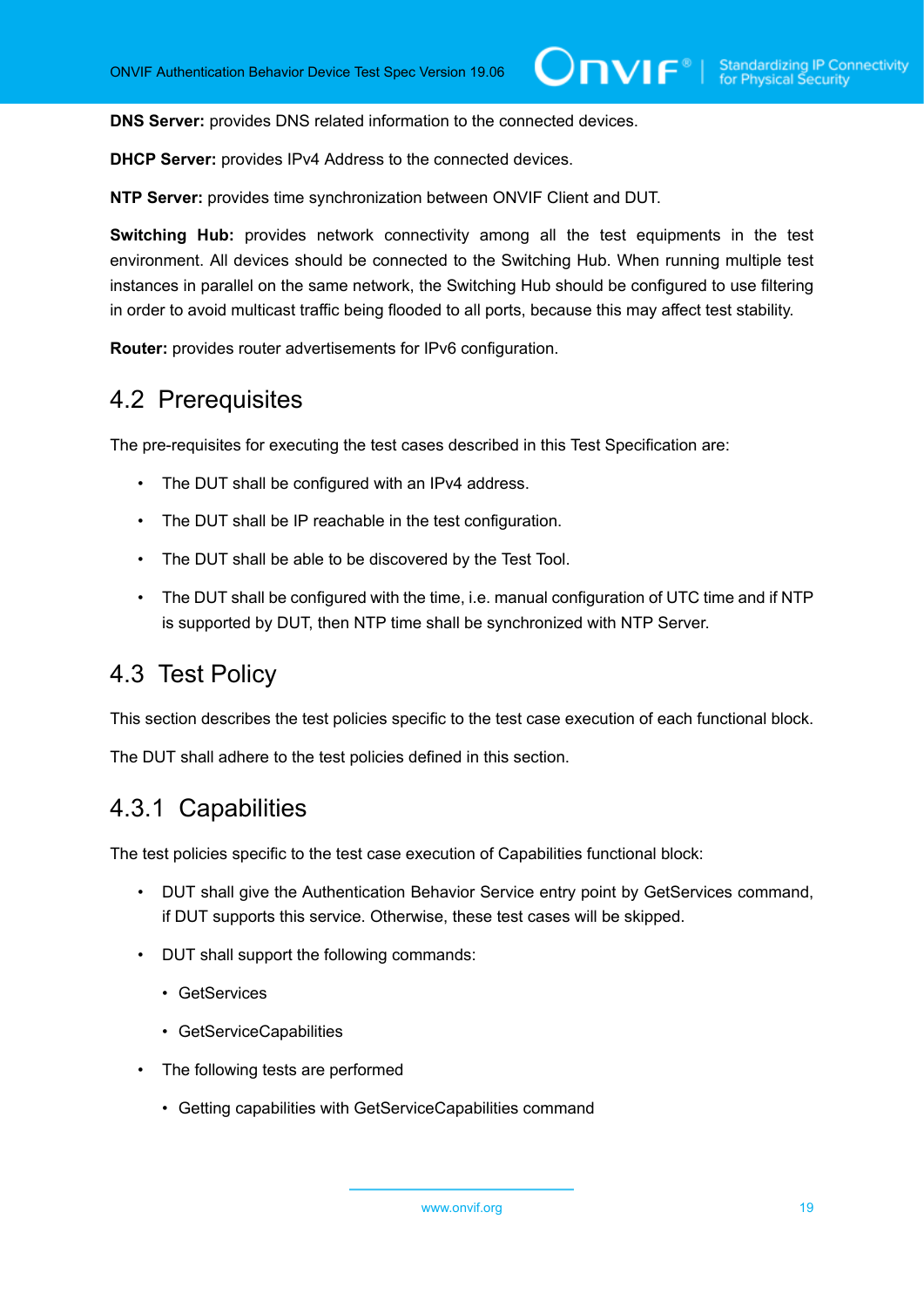**DNS Server:** provides DNS related information to the connected devices.

**DHCP Server:** provides IPv4 Address to the connected devices.

**NTP Server:** provides time synchronization between ONVIF Client and DUT.

**Switching Hub:** provides network connectivity among all the test equipments in the test environment. All devices should be connected to the Switching Hub. When running multiple test instances in parallel on the same network, the Switching Hub should be configured to use filtering in order to avoid multicast traffic being flooded to all ports, because this may affect test stability.

**Router:** provides router advertisements for IPv6 configuration.

## 4.2 Prerequisites

The pre-requisites for executing the test cases described in this Test Specification are:

- The DUT shall be configured with an IPv4 address.
- The DUT shall be IP reachable in the test configuration.
- The DUT shall be able to be discovered by the Test Tool.
- The DUT shall be configured with the time, i.e. manual configuration of UTC time and if NTP is supported by DUT, then NTP time shall be synchronized with NTP Server.

## 4.3 Test Policy

This section describes the test policies specific to the test case execution of each functional block.

The DUT shall adhere to the test policies defined in this section.

### 4.3.1 Capabilities

The test policies specific to the test case execution of Capabilities functional block:

- DUT shall give the Authentication Behavior Service entry point by GetServices command, if DUT supports this service. Otherwise, these test cases will be skipped.
- DUT shall support the following commands:
  - GetServices
  - GetServiceCapabilities
- The following tests are performed
  - Getting capabilities with GetServiceCapabilities command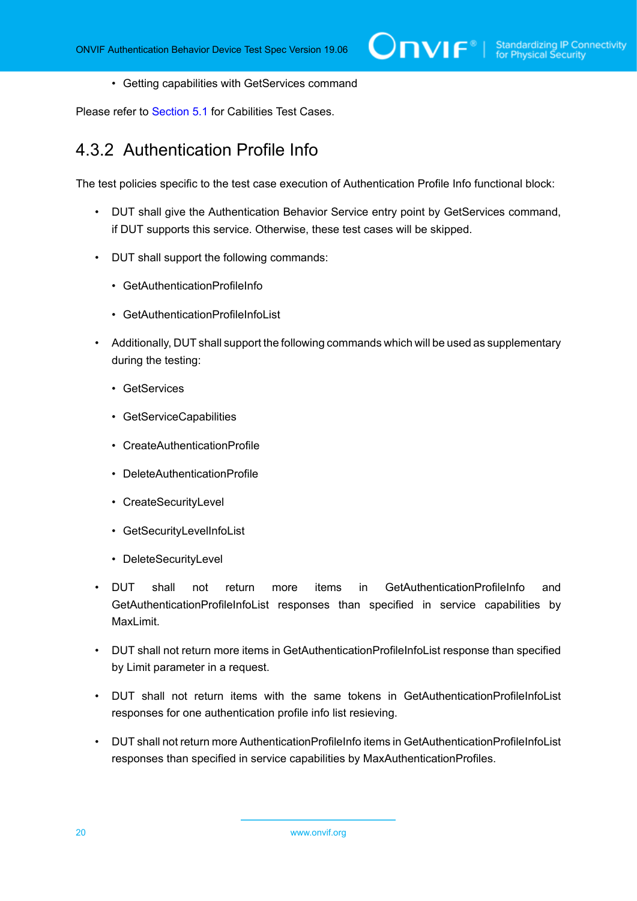- Getting capabilities with GetServices command

Please refer to Section 5.1 for Cabilities Test Cases.

### 4.3.2 Authentication Profile Info

The test policies specific to the test case execution of Authentication Profile Info functional block:

- DUT shall give the Authentication Behavior Service entry point by GetServices command, if DUT supports this service. Otherwise, these test cases will be skipped.
- DUT shall support the following commands:
  - GetAuthenticationProfileInfo
  - GetAuthenticationProfileInfoList
- Additionally, DUT shall support the following commands which will be used as supplementary during the testing:
  - GetServices
  - GetServiceCapabilities
  - CreateAuthenticationProfile
  - DeleteAuthenticationProfile
  - CreateSecurityLevel
  - GetSecurityLevelInfoList
  - DeleteSecurityLevel
- DUT shall not return more items in GetAuthenticationProfileInfo and GetAuthenticationProfileInfoList responses than specified in service capabilities by MaxLimit.
- DUT shall not return more items in GetAuthenticationProfileInfoList response than specified by Limit parameter in a request.
- DUT shall not return items with the same tokens in GetAuthenticationProfileInfoList responses for one authentication profile info list resieving.
- DUT shall not return more AuthenticationProfileInfo items in GetAuthenticationProfileInfoList responses than specified in service capabilities by MaxAuthenticationProfiles.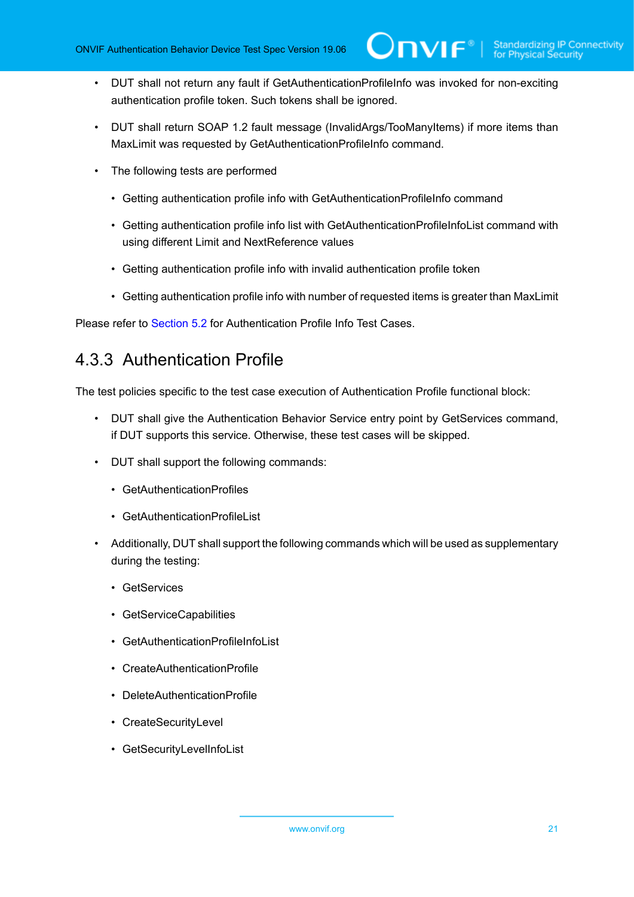- DUT shall not return any fault if GetAuthenticationProfileInfo was invoked for non-exciting authentication profile token. Such tokens shall be ignored.
- DUT shall return SOAP 1.2 fault message (InvalidArgs/TooManyItems) if more items than MaxLimit was requested by GetAuthenticationProfileInfo command.
- The following tests are performed
  - Getting authentication profile info with GetAuthenticationProfileInfo command
  - Getting authentication profile info list with GetAuthenticationProfileInfoList command with using different Limit and NextReference values
  - Getting authentication profile info with invalid authentication profile token
  - Getting authentication profile info with number of requested items is greater than MaxLimit

Please refer to Section 5.2 for Authentication Profile Info Test Cases.

### 4.3.3 Authentication Profile

The test policies specific to the test case execution of Authentication Profile functional block:

- DUT shall give the Authentication Behavior Service entry point by GetServices command, if DUT supports this service. Otherwise, these test cases will be skipped.
- DUT shall support the following commands:
  - GetAuthenticationProfiles
  - GetAuthenticationProfileList
- Additionally, DUT shall support the following commands which will be used as supplementary during the testing:
  - GetServices
  - GetServiceCapabilities
  - GetAuthenticationProfileInfoList
  - CreateAuthenticationProfile
  - DeleteAuthenticationProfile
  - CreateSecurityLevel
  - GetSecurityLevelInfoList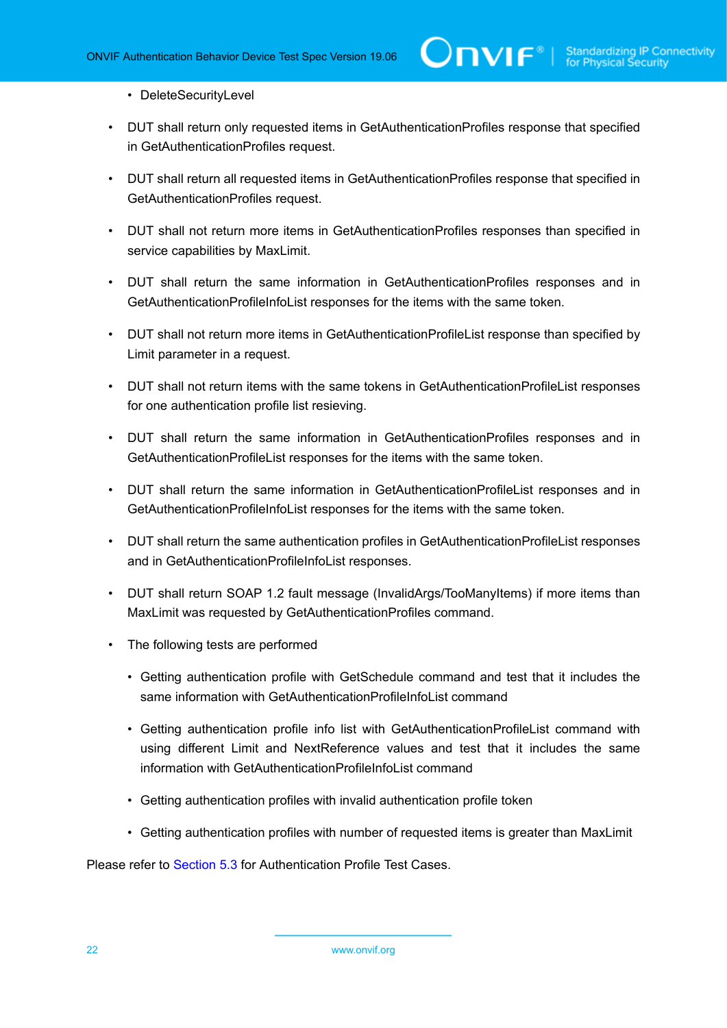- DeleteSecurityLevel

- DUT shall return only requested items in GetAuthenticationProfiles response that specified in GetAuthenticationProfiles request.

- DUT shall return all requested items in GetAuthenticationProfiles response that specified in GetAuthenticationProfiles request.

- DUT shall not return more items in GetAuthenticationProfiles responses than specified in service capabilities by MaxLimit.

- DUT shall return the same information in GetAuthenticationProfiles responses and in GetAuthenticationProfileInfoList responses for the items with the same token.

- DUT shall not return more items in GetAuthenticationProfileList response than specified by Limit parameter in a request.

- DUT shall not return items with the same tokens in GetAuthenticationProfileList responses for one authentication profile list resieving.

- DUT shall return the same information in GetAuthenticationProfiles responses and in GetAuthenticationProfileList responses for the items with the same token.

- DUT shall return the same information in GetAuthenticationProfileList responses and in GetAuthenticationProfileInfoList responses for the items with the same token.

- DUT shall return the same authentication profiles in GetAuthenticationProfileList responses and in GetAuthenticationProfileInfoList responses.

- DUT shall return SOAP 1.2 fault message (InvalidArgs/TooManyItems) if more items than MaxLimit was requested by GetAuthenticationProfiles command.

- The following tests are performed
  - Getting authentication profile with GetSchedule command and test that it includes the same information with GetAuthenticationProfileInfoList command
  - Getting authentication profile info list with GetAuthenticationProfileList command with using different Limit and NextReference values and test that it includes the same information with GetAuthenticationProfileInfoList command
  - Getting authentication profiles with invalid authentication profile token
  - Getting authentication profiles with number of requested items is greater than MaxLimit

Please refer to Section 5.3 for Authentication Profile Test Cases.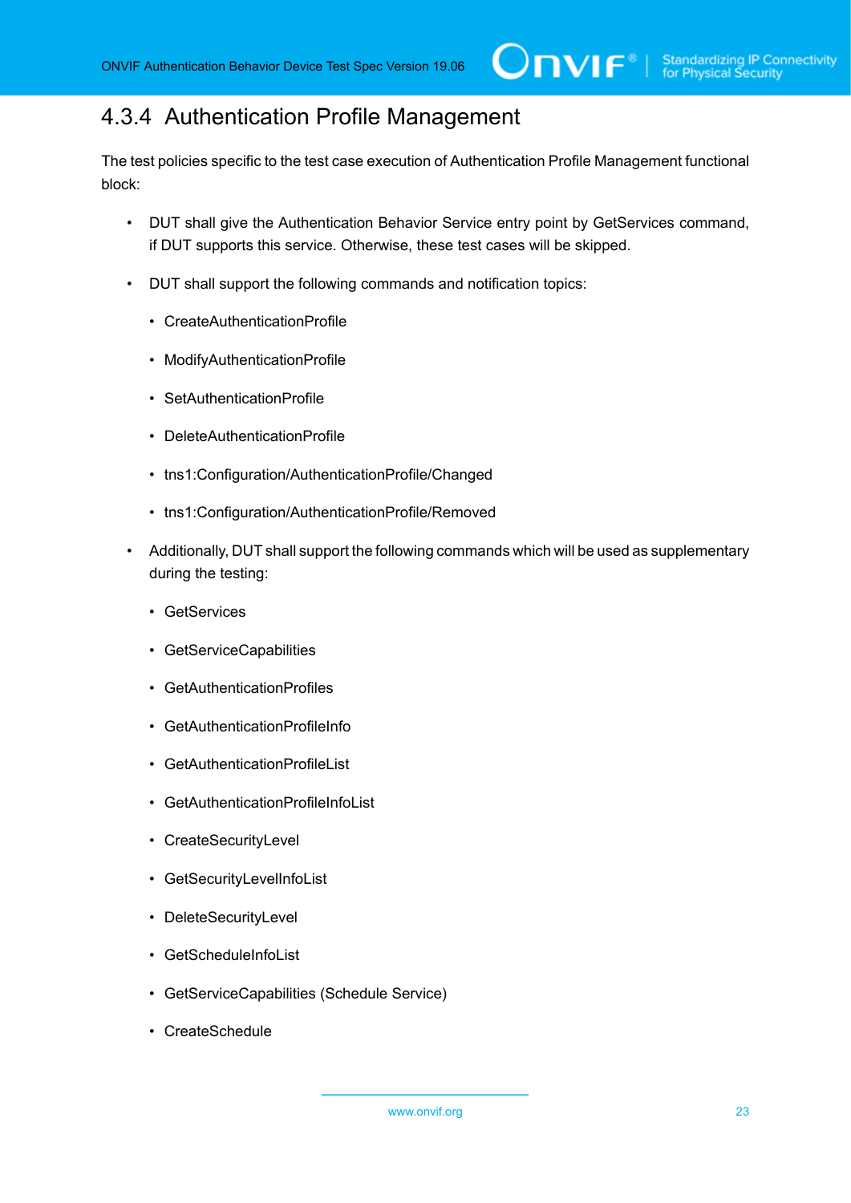### 4.3.4 Authentication Profile Management

The test policies specific to the test case execution of Authentication Profile Management functional block:

- DUT shall give the Authentication Behavior Service entry point by GetServices command, if DUT supports this service. Otherwise, these test cases will be skipped.
- DUT shall support the following commands and notification topics:
  - CreateAuthenticationProfile
  - ModifyAuthenticationProfile
  - SetAuthenticationProfile
  - DeleteAuthenticationProfile
  - tns1:Configuration/AuthenticationProfile/Changed
  - tns1:Configuration/AuthenticationProfile/Removed
- Additionally, DUT shall support the following commands which will be used as supplementary during the testing:
  - GetServices
  - GetServiceCapabilities
  - GetAuthenticationProfiles
  - GetAuthenticationProfileInfo
  - GetAuthenticationProfileList
  - GetAuthenticationProfileInfoList
  - CreateSecurityLevel
  - GetSecurityLevelInfoList
  - DeleteSecurityLevel
  - GetScheduleInfoList
  - GetServiceCapabilities (Schedule Service)
  - CreateSchedule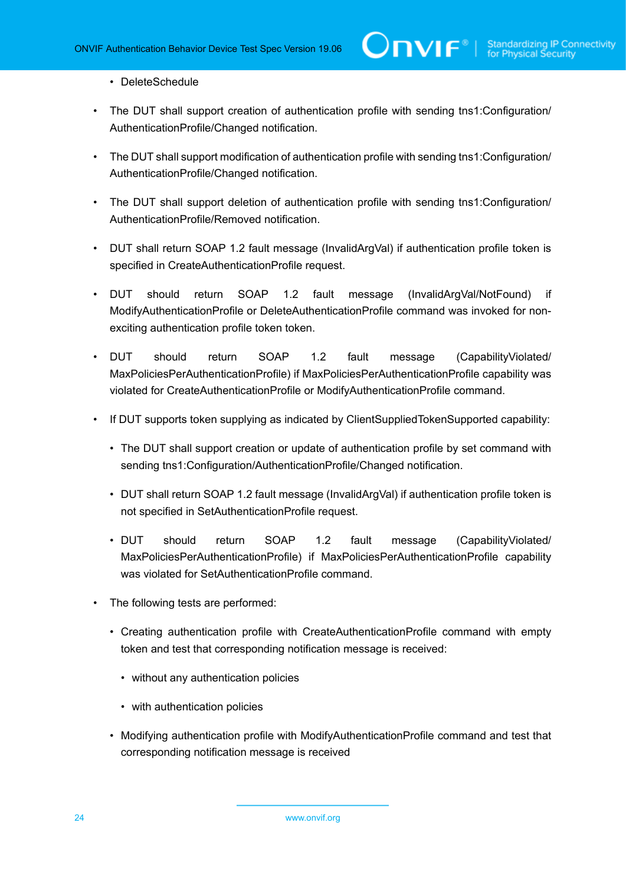- DeleteSchedule

- The DUT shall support creation of authentication profile with sending tns1:Configuration/AuthenticationProfile/Changed notification.
- The DUT shall support modification of authentication profile with sending tns1:Configuration/AuthenticationProfile/Changed notification.
- The DUT shall support deletion of authentication profile with sending tns1:Configuration/AuthenticationProfile/Removed notification.
- DUT shall return SOAP 1.2 fault message (InvalidArgVal) if authentication profile token is specified in CreateAuthenticationProfile request.
- DUT should return SOAP 1.2 fault message (InvalidArgVal/NotFound) if ModifyAuthenticationProfile or DeleteAuthenticationProfile command was invoked for non-exciting authentication profile token token.
- DUT should return SOAP 1.2 fault message (CapabilityViolated/MaxPoliciesPerAuthenticationProfile) if MaxPoliciesPerAuthenticationProfile capability was violated for CreateAuthenticationProfile or ModifyAuthenticationProfile command.
- If DUT supports token supplying as indicated by ClientSuppliedTokenSupported capability:
  - The DUT shall support creation or update of authentication profile by set command with sending tns1:Configuration/AuthenticationProfile/Changed notification.
  - DUT shall return SOAP 1.2 fault message (InvalidArgVal) if authentication profile token is not specified in SetAuthenticationProfile request.
  - DUT should return SOAP 1.2 fault message (CapabilityViolated/MaxPoliciesPerAuthenticationProfile) if MaxPoliciesPerAuthenticationProfile capability was violated for SetAuthenticationProfile command.
- The following tests are performed:
  - Creating authentication profile with CreateAuthenticationProfile command with empty token and test that corresponding notification message is received:
    - without any authentication policies
    - with authentication policies
  - Modifying authentication profile with ModifyAuthenticationProfile command and test that corresponding notification message is received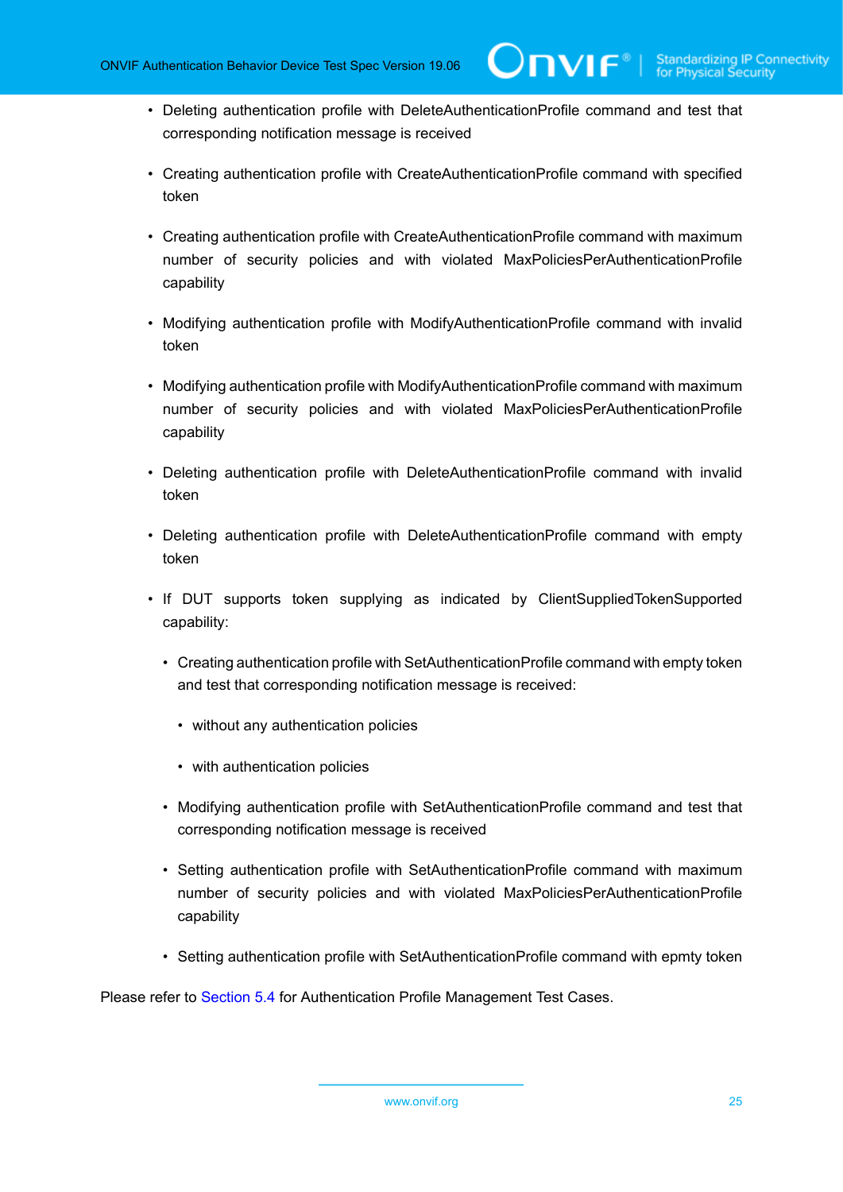- Deleting authentication profile with DeleteAuthenticationProfile command and test that corresponding notification message is received
- Creating authentication profile with CreateAuthenticationProfile command with specified token
- Creating authentication profile with CreateAuthenticationProfile command with maximum number of security policies and with violated MaxPoliciesPerAuthenticationProfile capability
- Modifying authentication profile with ModifyAuthenticationProfile command with invalid token
- Modifying authentication profile with ModifyAuthenticationProfile command with maximum number of security policies and with violated MaxPoliciesPerAuthenticationProfile capability
- Deleting authentication profile with DeleteAuthenticationProfile command with invalid token
- Deleting authentication profile with DeleteAuthenticationProfile command with empty token
- If DUT supports token supplying as indicated by ClientSuppliedTokenSupported capability:
  - Creating authentication profile with SetAuthenticationProfile command with empty token and test that corresponding notification message is received:
    - without any authentication policies
    - with authentication policies
  - Modifying authentication profile with SetAuthenticationProfile command and test that corresponding notification message is received
  - Setting authentication profile with SetAuthenticationProfile command with maximum number of security policies and with violated MaxPoliciesPerAuthenticationProfile capability
  - Setting authentication profile with SetAuthenticationProfile command with epmty token

Please refer to Section 5.4 for Authentication Profile Management Test Cases.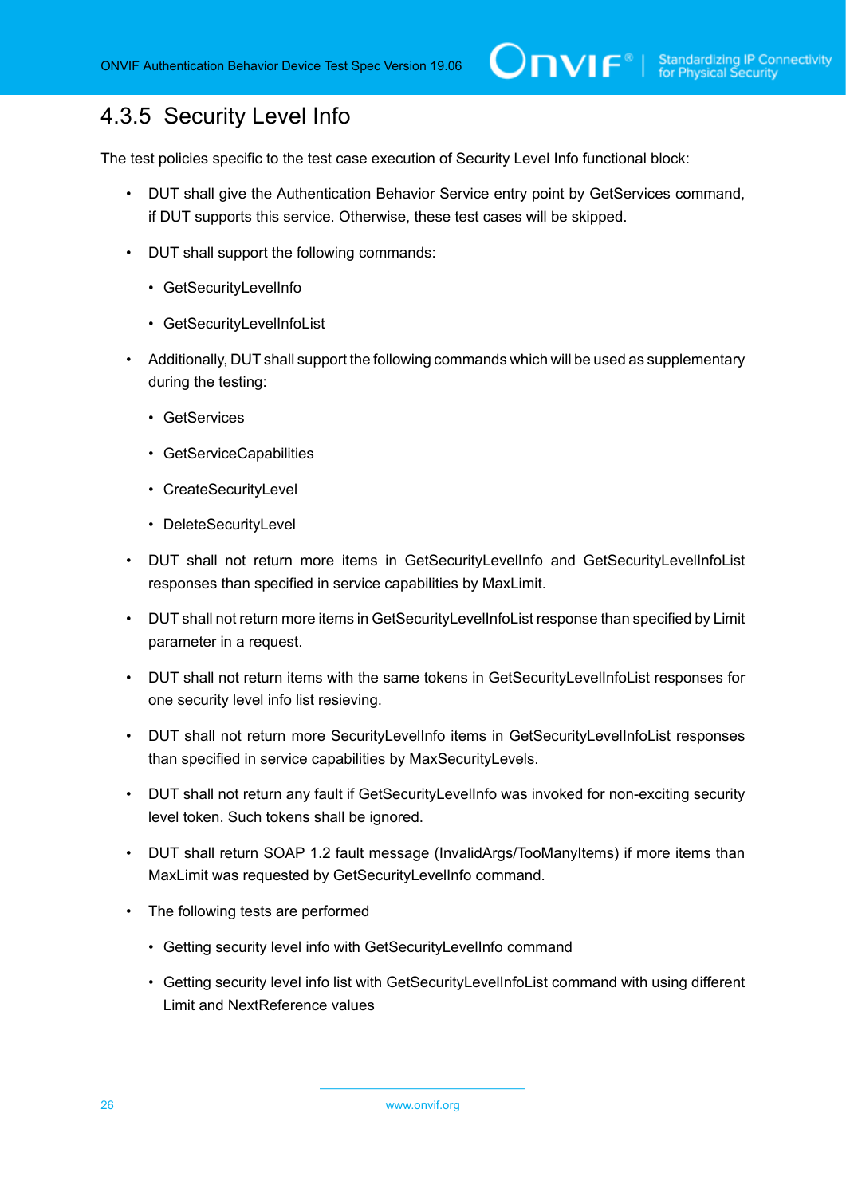### 4.3.5 Security Level Info

The test policies specific to the test case execution of Security Level Info functional block:

- DUT shall give the Authentication Behavior Service entry point by GetServices command, if DUT supports this service. Otherwise, these test cases will be skipped.
- DUT shall support the following commands:
  - GetSecurityLevelInfo
  - GetSecurityLevelInfoList
- Additionally, DUT shall support the following commands which will be used as supplementary during the testing:
  - GetServices
  - GetServiceCapabilities
  - CreateSecurityLevel
  - DeleteSecurityLevel
- DUT shall not return more items in GetSecurityLevelInfo and GetSecurityLevelInfoList responses than specified in service capabilities by MaxLimit.
- DUT shall not return more items in GetSecurityLevelInfoList response than specified by Limit parameter in a request.
- DUT shall not return items with the same tokens in GetSecurityLevelInfoList responses for one security level info list resieving.
- DUT shall not return more SecurityLevelInfo items in GetSecurityLevelInfoList responses than specified in service capabilities by MaxSecurityLevels.
- DUT shall not return any fault if GetSecurityLevelInfo was invoked for non-exciting security level token. Such tokens shall be ignored.
- DUT shall return SOAP 1.2 fault message (InvalidArgs/TooManyItems) if more items than MaxLimit was requested by GetSecurityLevelInfo command.
- The following tests are performed
  - Getting security level info with GetSecurityLevelInfo command
  - Getting security level info list with GetSecurityLevelInfoList command with using different Limit and NextReference values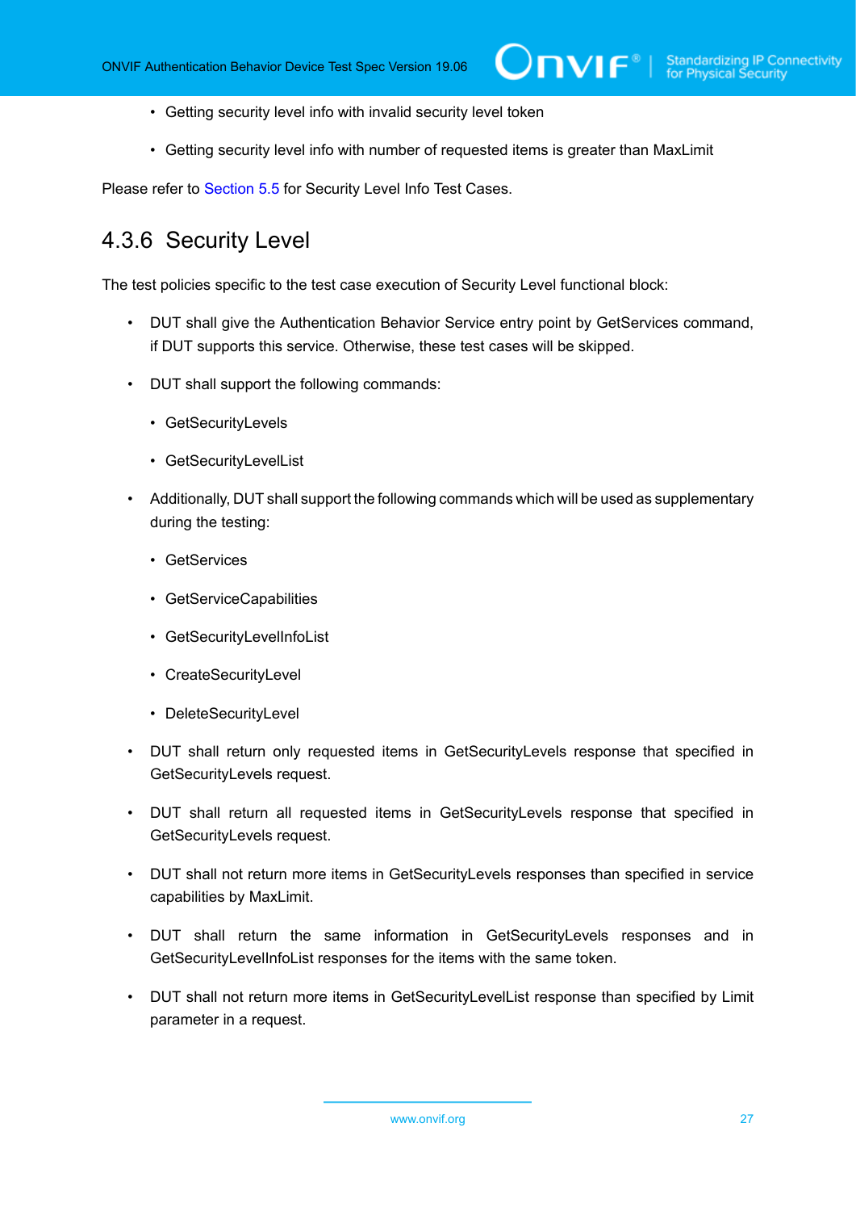- Getting security level info with invalid security level token
- Getting security level info with number of requested items is greater than MaxLimit

Please refer to Section 5.5 for Security Level Info Test Cases.

### 4.3.6 Security Level

The test policies specific to the test case execution of Security Level functional block:

- DUT shall give the Authentication Behavior Service entry point by GetServices command, if DUT supports this service. Otherwise, these test cases will be skipped.
- DUT shall support the following commands:
  - GetSecurityLevels
  - GetSecurityLevelList
- Additionally, DUT shall support the following commands which will be used as supplementary during the testing:
  - GetServices
  - GetServiceCapabilities
  - GetSecurityLevelInfoList
  - CreateSecurityLevel
  - DeleteSecurityLevel
- DUT shall return only requested items in GetSecurityLevels response that specified in GetSecurityLevels request.
- DUT shall return all requested items in GetSecurityLevels response that specified in GetSecurityLevels request.
- DUT shall not return more items in GetSecurityLevels responses than specified in service capabilities by MaxLimit.
- DUT shall return the same information in GetSecurityLevels responses and in GetSecurityLevelInfoList responses for the items with the same token.
- DUT shall not return more items in GetSecurityLevelList response than specified by Limit parameter in a request.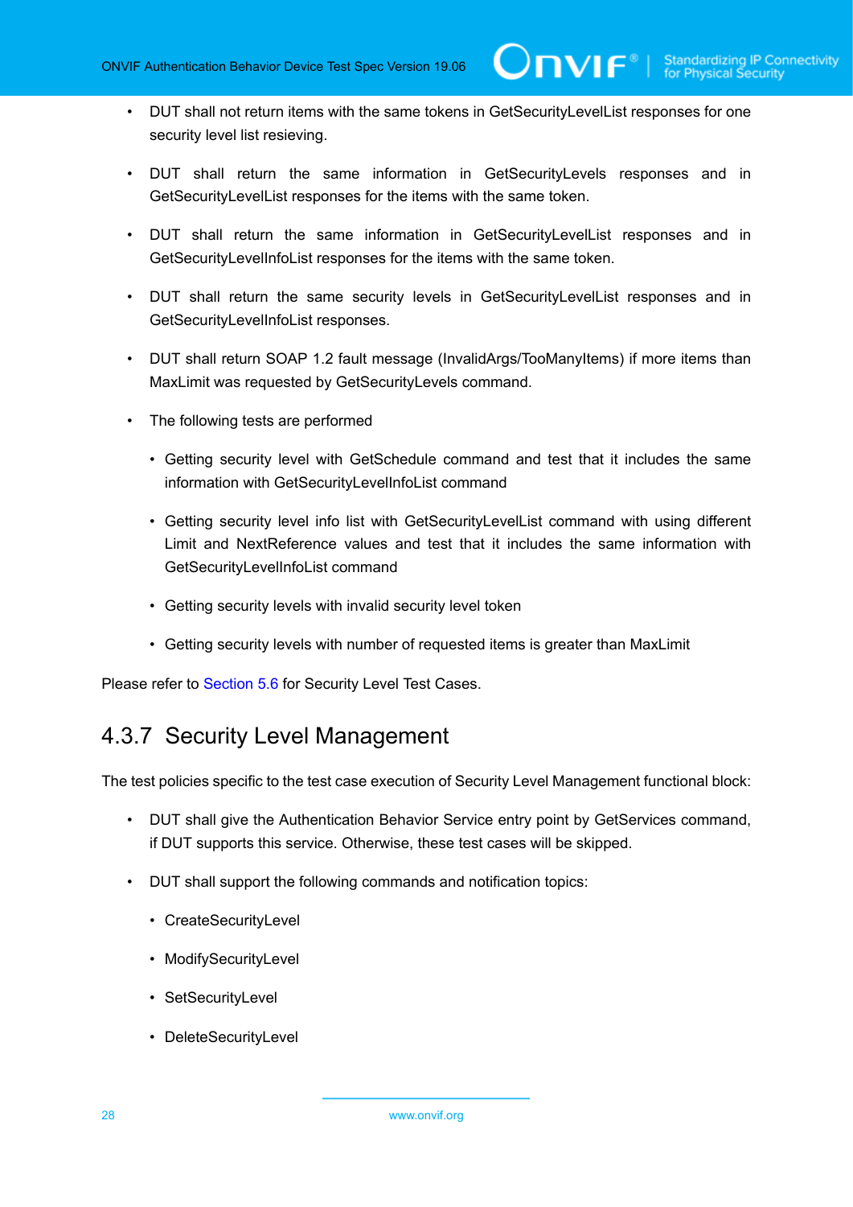- DUT shall not return items with the same tokens in GetSecurityLevelList responses for one security level list resieving.
- DUT shall return the same information in GetSecurityLevels responses and in GetSecurityLevelList responses for the items with the same token.
- DUT shall return the same information in GetSecurityLevelList responses and in GetSecurityLevelInfoList responses for the items with the same token.
- DUT shall return the same security levels in GetSecurityLevelList responses and in GetSecurityLevelInfoList responses.
- DUT shall return SOAP 1.2 fault message (InvalidArgs/TooManyItems) if more items than MaxLimit was requested by GetSecurityLevels command.
- The following tests are performed
  - Getting security level with GetSchedule command and test that it includes the same information with GetSecurityLevelInfoList command
  - Getting security level info list with GetSecurityLevelList command with using different Limit and NextReference values and test that it includes the same information with GetSecurityLevelInfoList command
  - Getting security levels with invalid security level token
  - Getting security levels with number of requested items is greater than MaxLimit

Please refer to Section 5.6 for Security Level Test Cases.

### 4.3.7 Security Level Management

The test policies specific to the test case execution of Security Level Management functional block:

- DUT shall give the Authentication Behavior Service entry point by GetServices command, if DUT supports this service. Otherwise, these test cases will be skipped.
- DUT shall support the following commands and notification topics:
  - CreateSecurityLevel
  - ModifySecurityLevel
  - SetSecurityLevel
  - DeleteSecurityLevel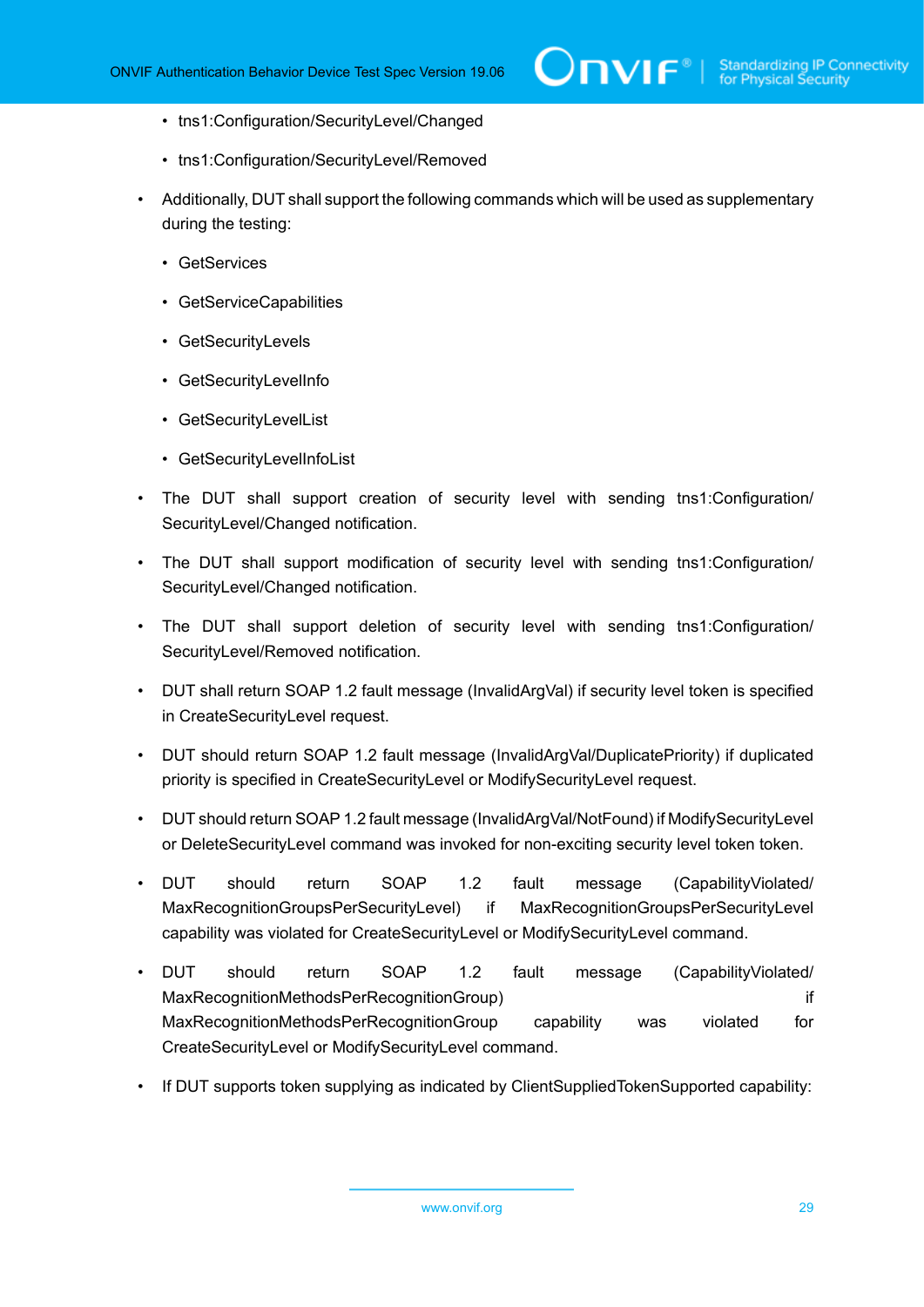- tns1:Configuration/SecurityLevel/Changed
  - tns1:Configuration/SecurityLevel/Removed
- Additionally, DUT shall support the following commands which will be used as supplementary during the testing:
  - GetServices
  - GetServiceCapabilities
  - GetSecurityLevels
  - GetSecurityLevelInfo
  - GetSecurityLevelList
  - GetSecurityLevelInfoList
- The DUT shall support creation of security level with sending tns1:Configuration/SecurityLevel/Changed notification.
- The DUT shall support modification of security level with sending tns1:Configuration/SecurityLevel/Changed notification.
- The DUT shall support deletion of security level with sending tns1:Configuration/SecurityLevel/Removed notification.
- DUT shall return SOAP 1.2 fault message (InvalidArgVal) if security level token is specified in CreateSecurityLevel request.
- DUT should return SOAP 1.2 fault message (InvalidArgVal/DuplicatePriority) if duplicated priority is specified in CreateSecurityLevel or ModifySecurityLevel request.
- DUT should return SOAP 1.2 fault message (InvalidArgVal/NotFound) if ModifySecurityLevel or DeleteSecurityLevel command was invoked for non-exciting security level token token.
- DUT should return SOAP 1.2 fault message (CapabilityViolated/MaxRecognitionGroupsPerSecurityLevel) if MaxRecognitionGroupsPerSecurityLevel capability was violated for CreateSecurityLevel or ModifySecurityLevel command.
- DUT should return SOAP 1.2 fault message (CapabilityViolated/MaxRecognitionMethodsPerRecognitionGroup) if MaxRecognitionMethodsPerRecognitionGroup capability was violated for CreateSecurityLevel or ModifySecurityLevel command.
- If DUT supports token supplying as indicated by ClientSuppliedTokenSupported capability: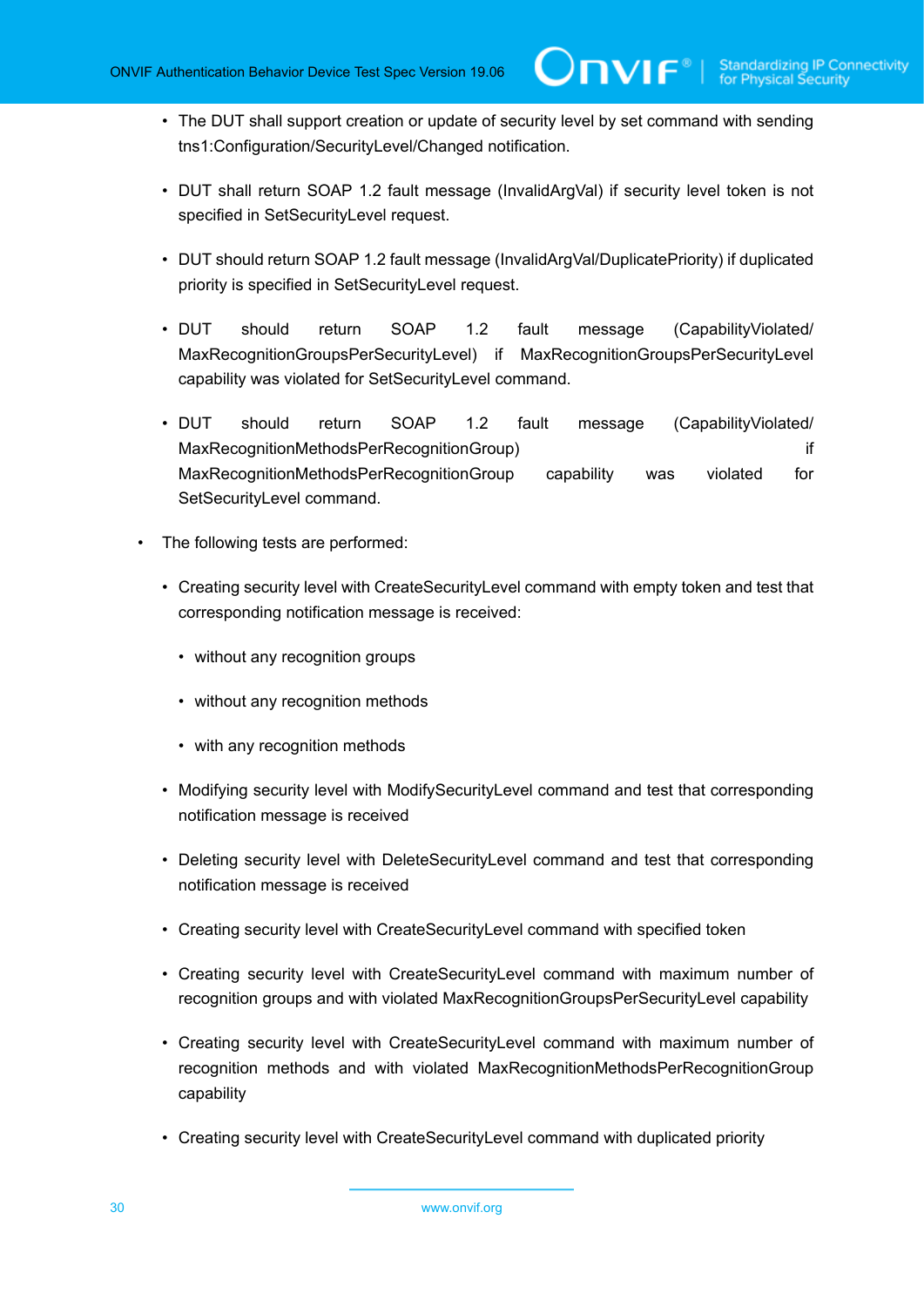- The DUT shall support creation or update of security level by set command with sending tns1:Configuration/SecurityLevel/Changed notification.
- DUT shall return SOAP 1.2 fault message (InvalidArgVal) if security level token is not specified in SetSecurityLevel request.
- DUT should return SOAP 1.2 fault message (InvalidArgVal/DuplicatePriority) if duplicated priority is specified in SetSecurityLevel request.
- DUT should return SOAP 1.2 fault message (CapabilityViolated/MaxRecognitionGroupsPerSecurityLevel) if MaxRecognitionGroupsPerSecurityLevel capability was violated for SetSecurityLevel command.
- DUT should return SOAP 1.2 fault message (CapabilityViolated/MaxRecognitionMethodsPerRecognitionGroup) if MaxRecognitionMethodsPerRecognitionGroup capability was violated for SetSecurityLevel command.

- The following tests are performed:
  - Creating security level with CreateSecurityLevel command with empty token and test that corresponding notification message is received:
    - without any recognition groups
    - without any recognition methods
    - with any recognition methods
  - Modifying security level with ModifySecurityLevel command and test that corresponding notification message is received
  - Deleting security level with DeleteSecurityLevel command and test that corresponding notification message is received
  - Creating security level with CreateSecurityLevel command with specified token
  - Creating security level with CreateSecurityLevel command with maximum number of recognition groups and with violated MaxRecognitionGroupsPerSecurityLevel capability
  - Creating security level with CreateSecurityLevel command with maximum number of recognition methods and with violated MaxRecognitionMethodsPerRecognitionGroup capability
  - Creating security level with CreateSecurityLevel command with duplicated priority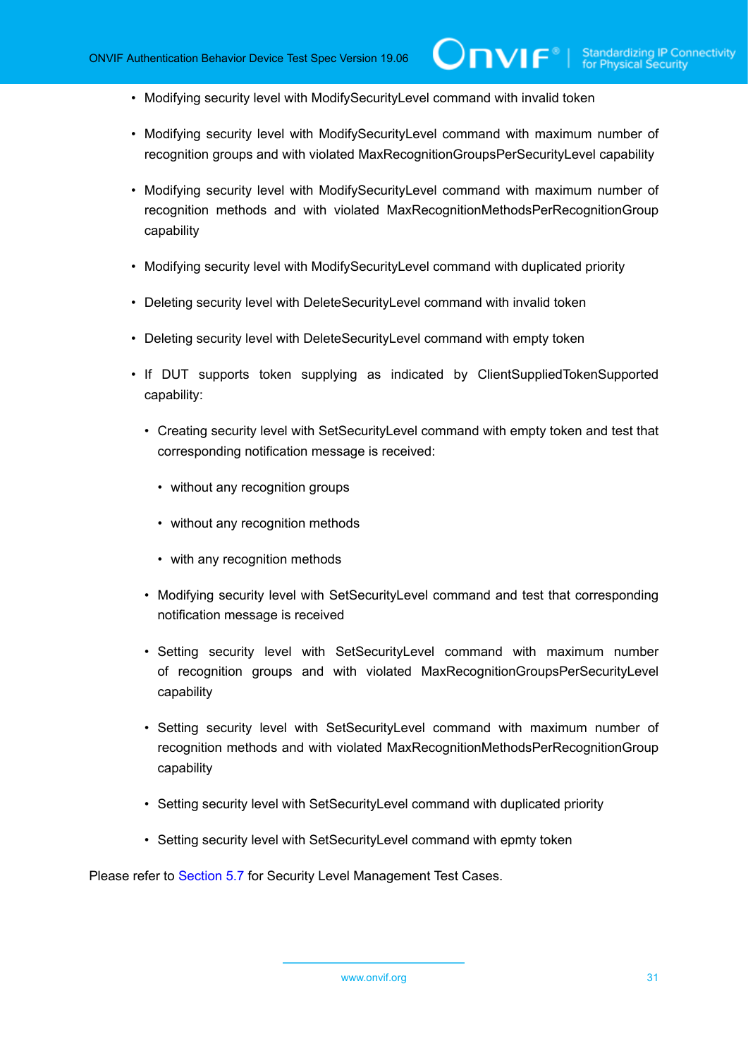- Modifying security level with ModifySecurityLevel command with invalid token
- Modifying security level with ModifySecurityLevel command with maximum number of recognition groups and with violated MaxRecognitionGroupsPerSecurityLevel capability
- Modifying security level with ModifySecurityLevel command with maximum number of recognition methods and with violated MaxRecognitionMethodsPerRecognitionGroup capability
- Modifying security level with ModifySecurityLevel command with duplicated priority
- Deleting security level with DeleteSecurityLevel command with invalid token
- Deleting security level with DeleteSecurityLevel command with empty token
- If DUT supports token supplying as indicated by ClientSuppliedTokenSupported capability:
  - Creating security level with SetSecurityLevel command with empty token and test that corresponding notification message is received:
    - without any recognition groups
    - without any recognition methods
    - with any recognition methods
  - Modifying security level with SetSecurityLevel command and test that corresponding notification message is received
  - Setting security level with SetSecurityLevel command with maximum number of recognition groups and with violated MaxRecognitionGroupsPerSecurityLevel capability
  - Setting security level with SetSecurityLevel command with maximum number of recognition methods and with violated MaxRecognitionMethodsPerRecognitionGroup capability
  - Setting security level with SetSecurityLevel command with duplicated priority
  - Setting security level with SetSecurityLevel command with epmty token

Please refer to Section 5.7 for Security Level Management Test Cases.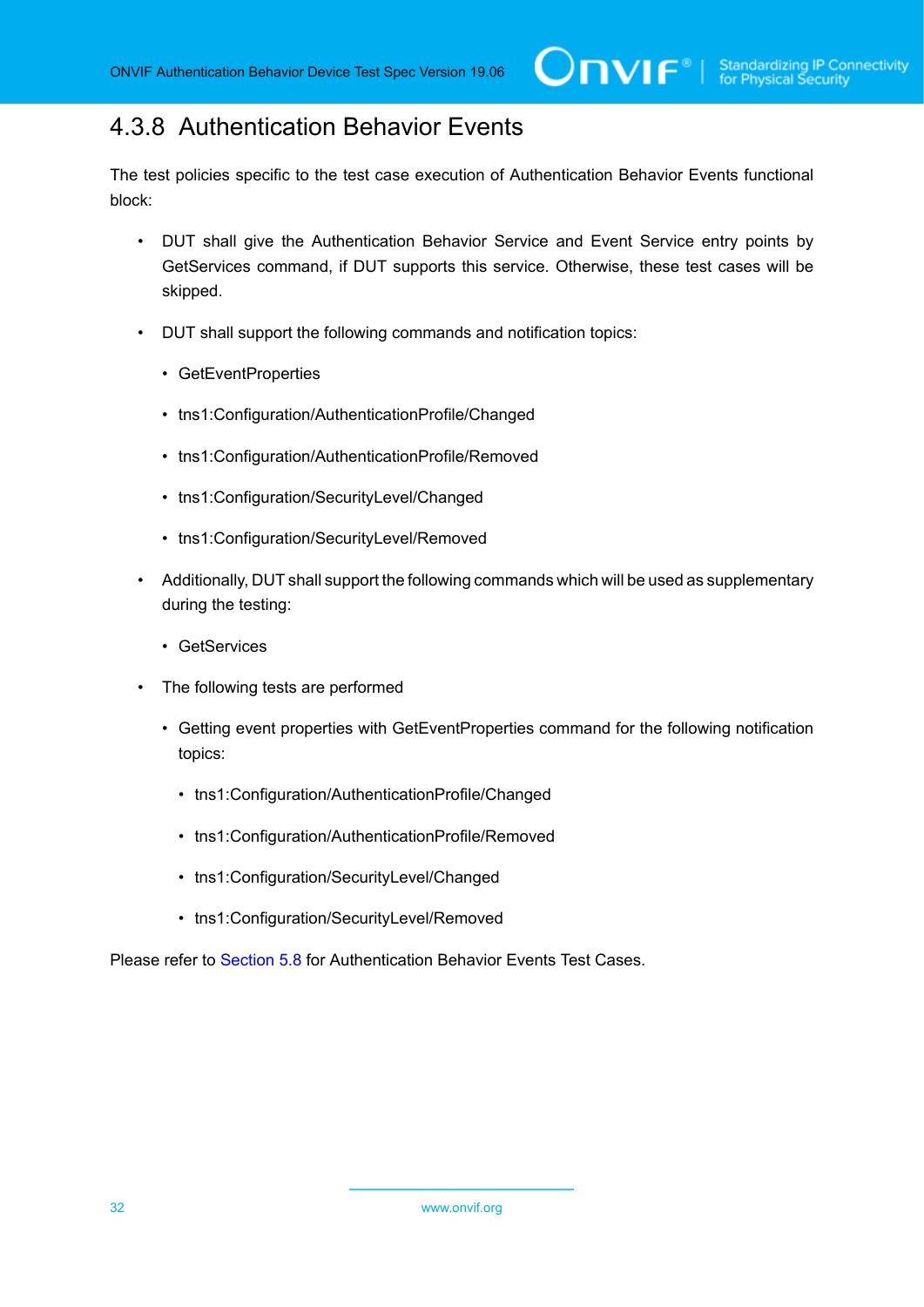### 4.3.8 Authentication Behavior Events

The test policies specific to the test case execution of Authentication Behavior Events functional block:

- DUT shall give the Authentication Behavior Service and Event Service entry points by GetServices command, if DUT supports this service. Otherwise, these test cases will be skipped.
- DUT shall support the following commands and notification topics:
  - GetEventProperties
  - tns1:Configuration/AuthenticationProfile/Changed
  - tns1:Configuration/AuthenticationProfile/Removed
  - tns1:Configuration/SecurityLevel/Changed
  - tns1:Configuration/SecurityLevel/Removed
- Additionally, DUT shall support the following commands which will be used as supplementary during the testing:
  - GetServices
- The following tests are performed
  - Getting event properties with GetEventProperties command for the following notification topics:
    - tns1:Configuration/AuthenticationProfile/Changed
    - tns1:Configuration/AuthenticationProfile/Removed
    - tns1:Configuration/SecurityLevel/Changed
    - tns1:Configuration/SecurityLevel/Removed

Please refer to Section 5.8 for Authentication Behavior Events Test Cases.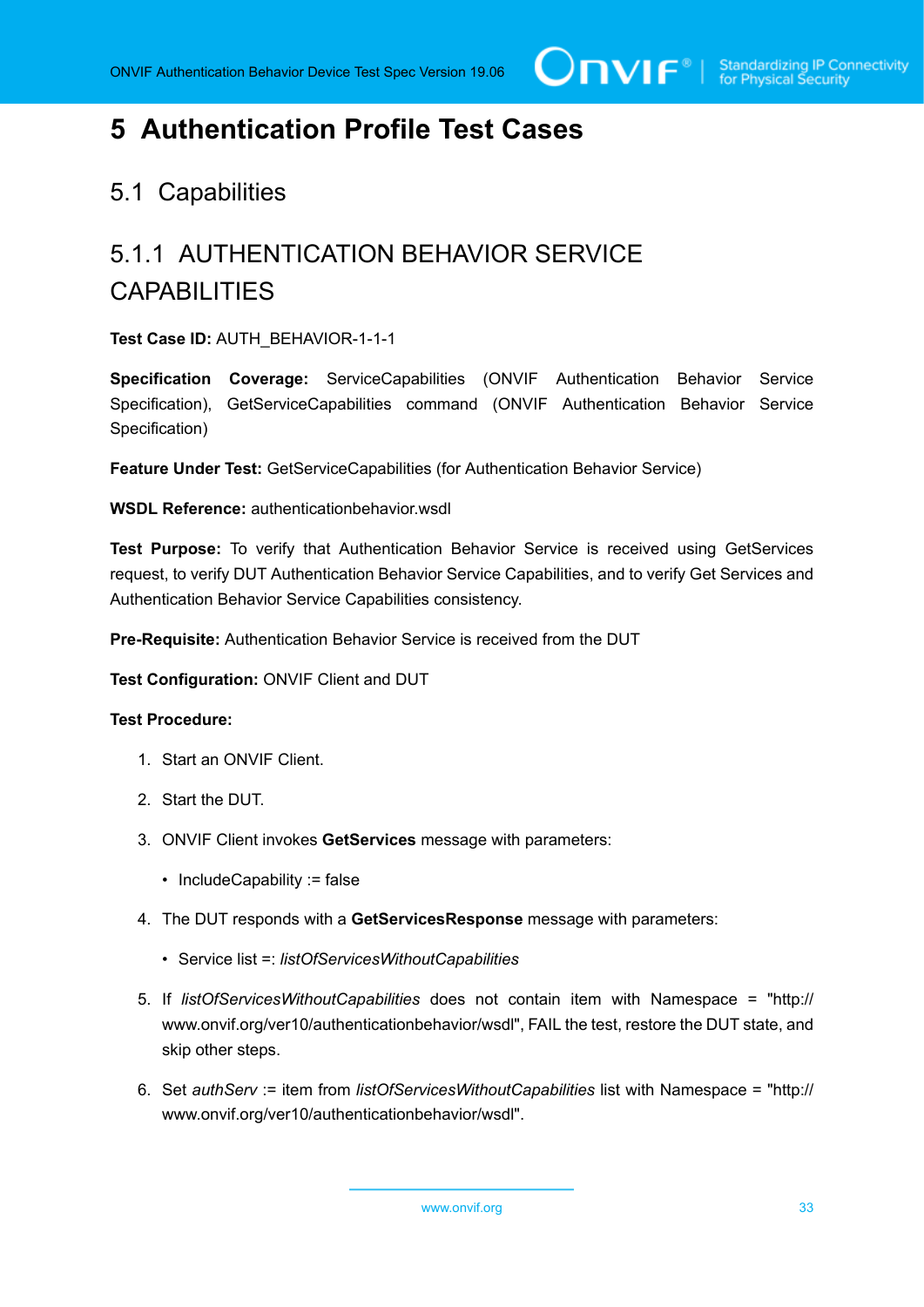# 5 Authentication Profile Test Cases

## 5.1 Capabilities

### 5.1.1 AUTHENTICATION BEHAVIOR SERVICE CAPABILITIES

**Test Case ID:** AUTH_BEHAVIOR-1-1-1

**Specification Coverage:** ServiceCapabilities (ONVIF Authentication Behavior Service Specification), GetServiceCapabilities command (ONVIF Authentication Behavior Service Specification)

**Feature Under Test:** GetServiceCapabilities (for Authentication Behavior Service)

**WSDL Reference:** authenticationbehavior.wsdl

**Test Purpose:** To verify that Authentication Behavior Service is received using GetServices request, to verify DUT Authentication Behavior Service Capabilities, and to verify Get Services and Authentication Behavior Service Capabilities consistency.

**Pre-Requisite:** Authentication Behavior Service is received from the DUT

**Test Configuration:** ONVIF Client and DUT

**Test Procedure:**

1. Start an ONVIF Client.
2. Start the DUT.
3. ONVIF Client invokes **GetServices** message with parameters:
   - IncludeCapability := false
4. The DUT responds with a **GetServicesResponse** message with parameters:
   - Service list =: *listOfServicesWithoutCapabilities*
5. If *listOfServicesWithoutCapabilities* does not contain item with Namespace = "http://www.onvif.org/ver10/authenticationbehavior/wsdl", FAIL the test, restore the DUT state, and skip other steps.
6. Set *authServ* := item from *listOfServicesWithoutCapabilities* list with Namespace = "http://www.onvif.org/ver10/authenticationbehavior/wsdl".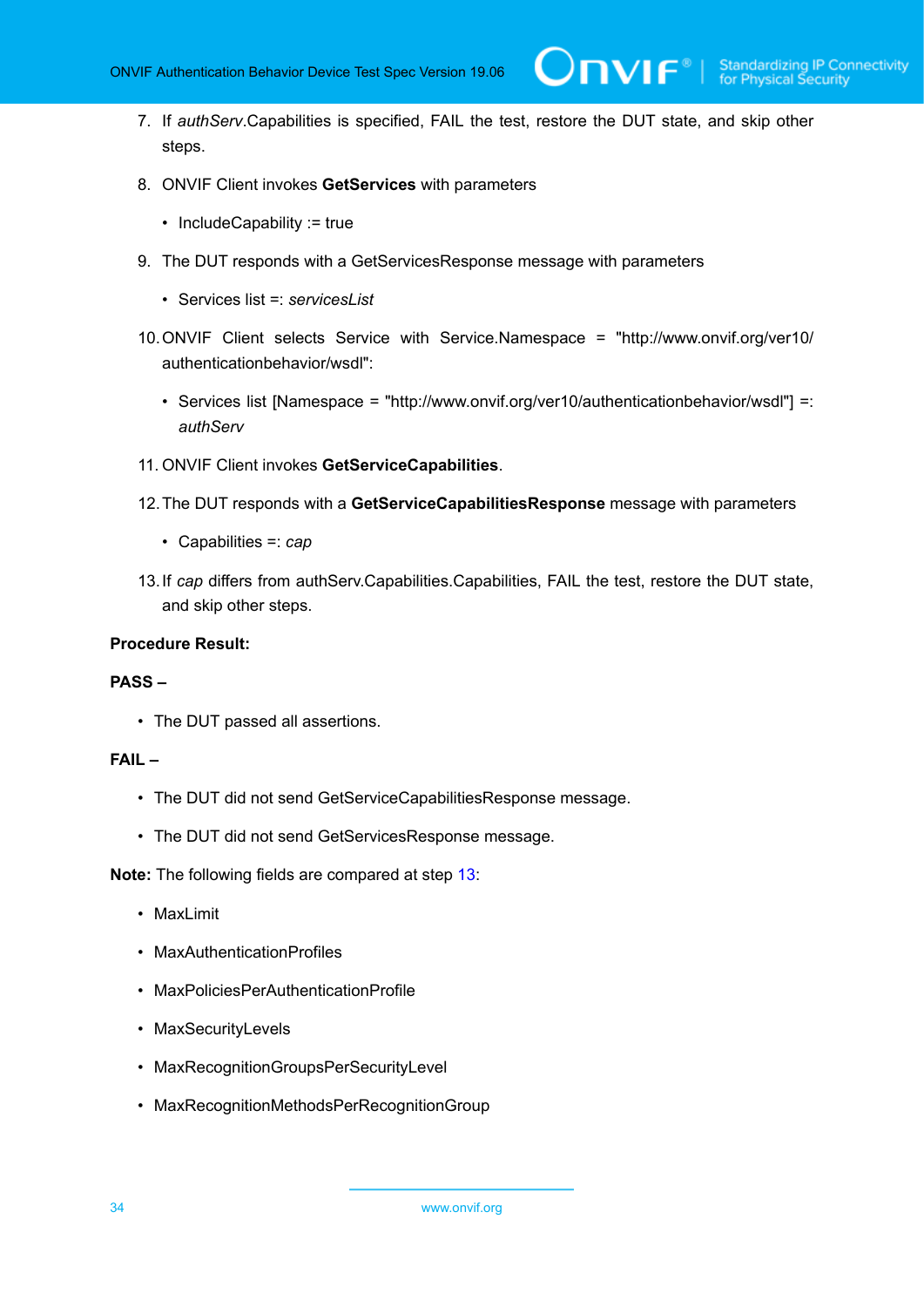7. If *authServ*.Capabilities is specified, FAIL the test, restore the DUT state, and skip other steps.

8. ONVIF Client invokes **GetServices** with parameters

   - IncludeCapability := true

9. The DUT responds with a GetServicesResponse message with parameters

   - Services list =: *servicesList*

10. ONVIF Client selects Service with Service.Namespace = "http://www.onvif.org/ver10/authenticationbehavior/wsdl":

    - Services list [Namespace = "http://www.onvif.org/ver10/authenticationbehavior/wsdl"] =: *authServ*

11. ONVIF Client invokes **GetServiceCapabilities**.

12. The DUT responds with a **GetServiceCapabilitiesResponse** message with parameters

    - Capabilities =: *cap*

13. If *cap* differs from authServ.Capabilities.Capabilities, FAIL the test, restore the DUT state, and skip other steps.

**Procedure Result:**

**PASS –**

- The DUT passed all assertions.

**FAIL –**

- The DUT did not send GetServiceCapabilitiesResponse message.
- The DUT did not send GetServicesResponse message.

**Note:** The following fields are compared at step 13:

- MaxLimit
- MaxAuthenticationProfiles
- MaxPoliciesPerAuthenticationProfile
- MaxSecurityLevels
- MaxRecognitionGroupsPerSecurityLevel
- MaxRecognitionMethodsPerRecognitionGroup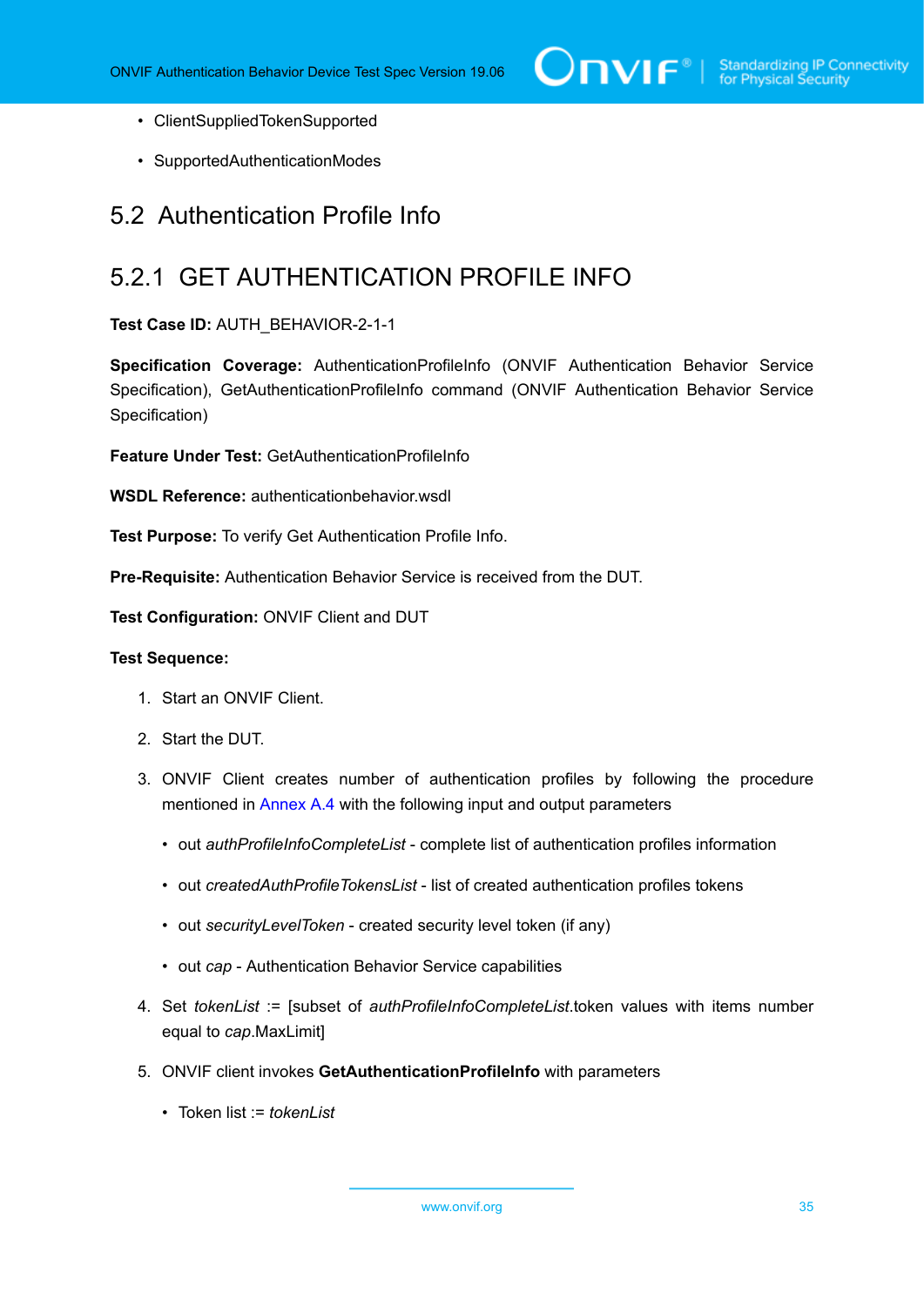- ClientSuppliedTokenSupported
- SupportedAuthenticationModes

## 5.2 Authentication Profile Info

### 5.2.1 GET AUTHENTICATION PROFILE INFO

**Test Case ID:** AUTH_BEHAVIOR-2-1-1

**Specification Coverage:** AuthenticationProfileInfo (ONVIF Authentication Behavior Service Specification), GetAuthenticationProfileInfo command (ONVIF Authentication Behavior Service Specification)

**Feature Under Test:** GetAuthenticationProfileInfo

**WSDL Reference:** authenticationbehavior.wsdl

**Test Purpose:** To verify Get Authentication Profile Info.

**Pre-Requisite:** Authentication Behavior Service is received from the DUT.

**Test Configuration:** ONVIF Client and DUT

**Test Sequence:**

1. Start an ONVIF Client.
2. Start the DUT.
3. ONVIF Client creates number of authentication profiles by following the procedure mentioned in Annex A.4 with the following input and output parameters
   - out *authProfileInfoCompleteList* - complete list of authentication profiles information
   - out *createdAuthProfileTokensList* - list of created authentication profiles tokens
   - out *securityLevelToken* - created security level token (if any)
   - out *cap* - Authentication Behavior Service capabilities
4. Set *tokenList* := [subset of *authProfileInfoCompleteList*.token values with items number equal to *cap*.MaxLimit]
5. ONVIF client invokes **GetAuthenticationProfileInfo** with parameters
   - Token list := *tokenList*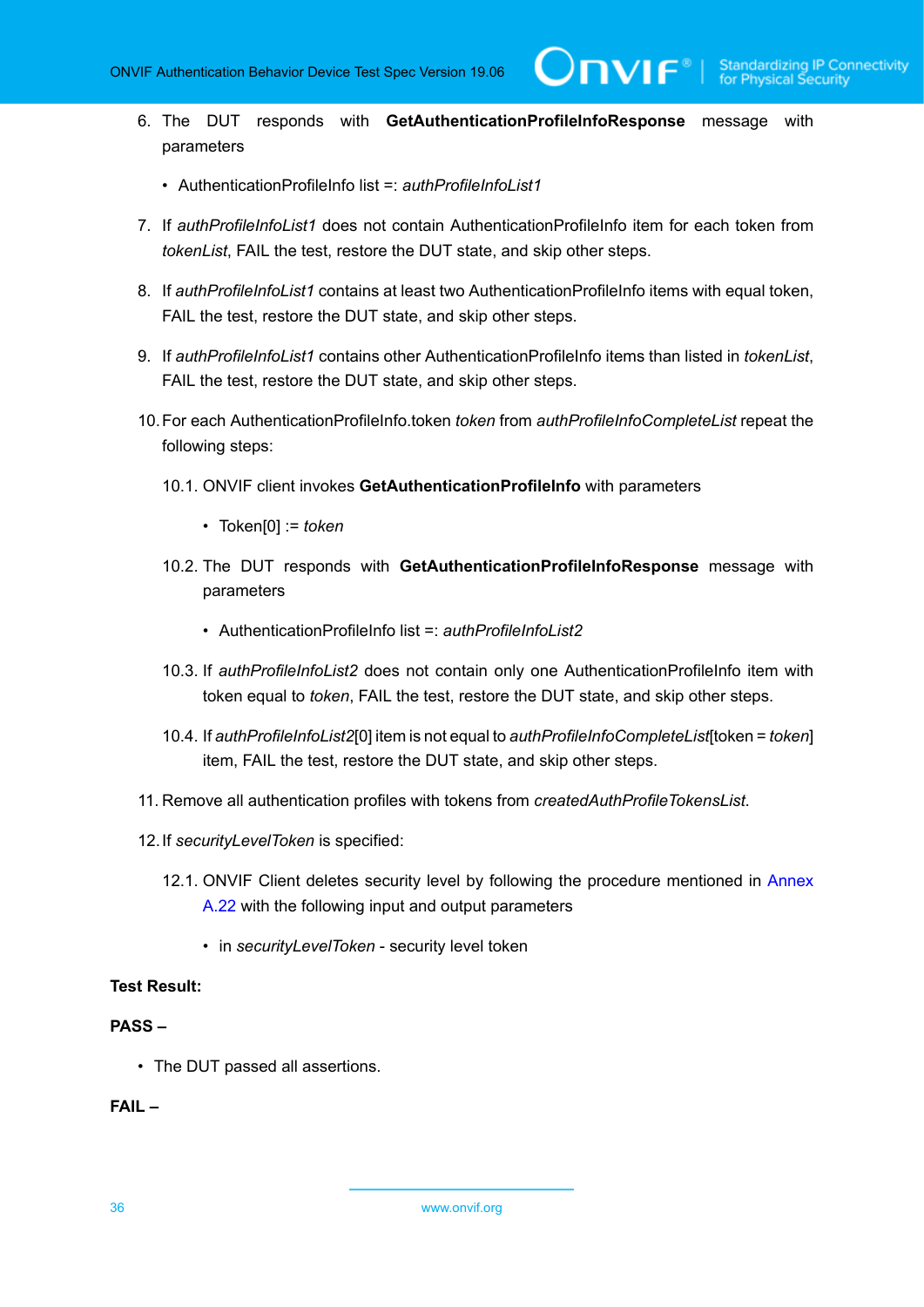6. The DUT responds with **GetAuthenticationProfileInfoResponse** message with parameters

   - AuthenticationProfileInfo list =: *authProfileInfoList1*

7. If *authProfileInfoList1* does not contain AuthenticationProfileInfo item for each token from *tokenList*, FAIL the test, restore the DUT state, and skip other steps.

8. If *authProfileInfoList1* contains at least two AuthenticationProfileInfo items with equal token, FAIL the test, restore the DUT state, and skip other steps.

9. If *authProfileInfoList1* contains other AuthenticationProfileInfo items than listed in *tokenList*, FAIL the test, restore the DUT state, and skip other steps.

10. For each AuthenticationProfileInfo.token *token* from *authProfileInfoCompleteList* repeat the following steps:

    10.1. ONVIF client invokes **GetAuthenticationProfileInfo** with parameters

    - Token[0] := *token*

    10.2. The DUT responds with **GetAuthenticationProfileInfoResponse** message with parameters

    - AuthenticationProfileInfo list =: *authProfileInfoList2*

    10.3. If *authProfileInfoList2* does not contain only one AuthenticationProfileInfo item with token equal to *token*, FAIL the test, restore the DUT state, and skip other steps.

    10.4. If *authProfileInfoList2*[0] item is not equal to *authProfileInfoCompleteList*[token = *token*] item, FAIL the test, restore the DUT state, and skip other steps.

11. Remove all authentication profiles with tokens from *createdAuthProfileTokensList*.

12. If *securityLevelToken* is specified:

    12.1. ONVIF Client deletes security level by following the procedure mentioned in Annex A.22 with the following input and output parameters

    - in *securityLevelToken* - security level token

**Test Result:**

**PASS –**

- The DUT passed all assertions.

**FAIL –**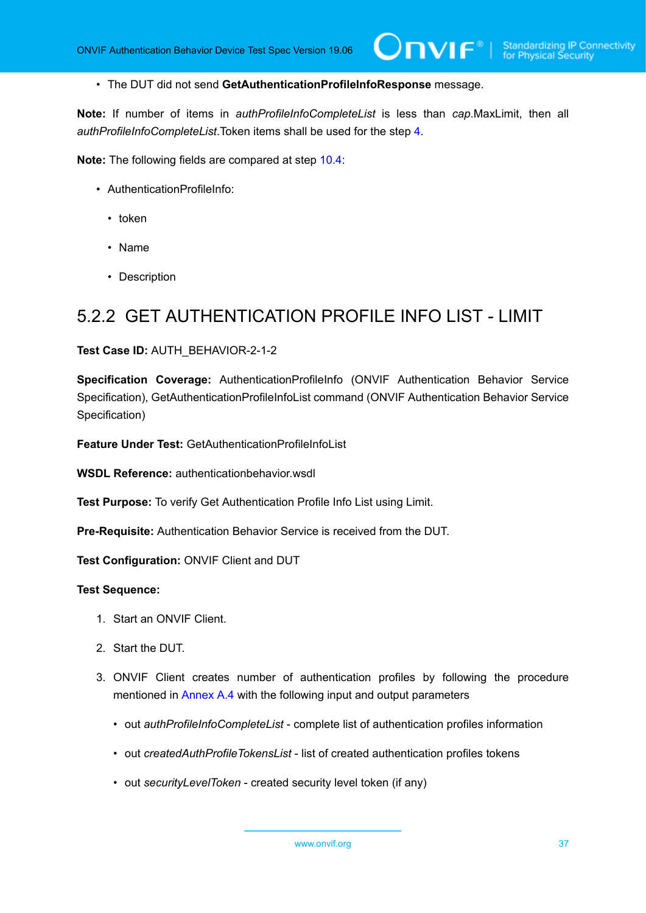- The DUT did not send **GetAuthenticationProfileInfoResponse** message.

**Note:** If number of items in *authProfileInfoCompleteList* is less than *cap*.MaxLimit, then all *authProfileInfoCompleteList*.Token items shall be used for the step 4.

**Note:** The following fields are compared at step 10.4:

- AuthenticationProfileInfo:
  - token
  - Name
  - Description

## 5.2.2 GET AUTHENTICATION PROFILE INFO LIST - LIMIT

**Test Case ID:** AUTH_BEHAVIOR-2-1-2

**Specification Coverage:** AuthenticationProfileInfo (ONVIF Authentication Behavior Service Specification), GetAuthenticationProfileInfoList command (ONVIF Authentication Behavior Service Specification)

**Feature Under Test:** GetAuthenticationProfileInfoList

**WSDL Reference:** authenticationbehavior.wsdl

**Test Purpose:** To verify Get Authentication Profile Info List using Limit.

**Pre-Requisite:** Authentication Behavior Service is received from the DUT.

**Test Configuration:** ONVIF Client and DUT

**Test Sequence:**

1. Start an ONVIF Client.
2. Start the DUT.
3. ONVIF Client creates number of authentication profiles by following the procedure mentioned in Annex A.4 with the following input and output parameters
   - out *authProfileInfoCompleteList* - complete list of authentication profiles information
   - out *createdAuthProfileTokensList* - list of created authentication profiles tokens
   - out *securityLevelToken* - created security level token (if any)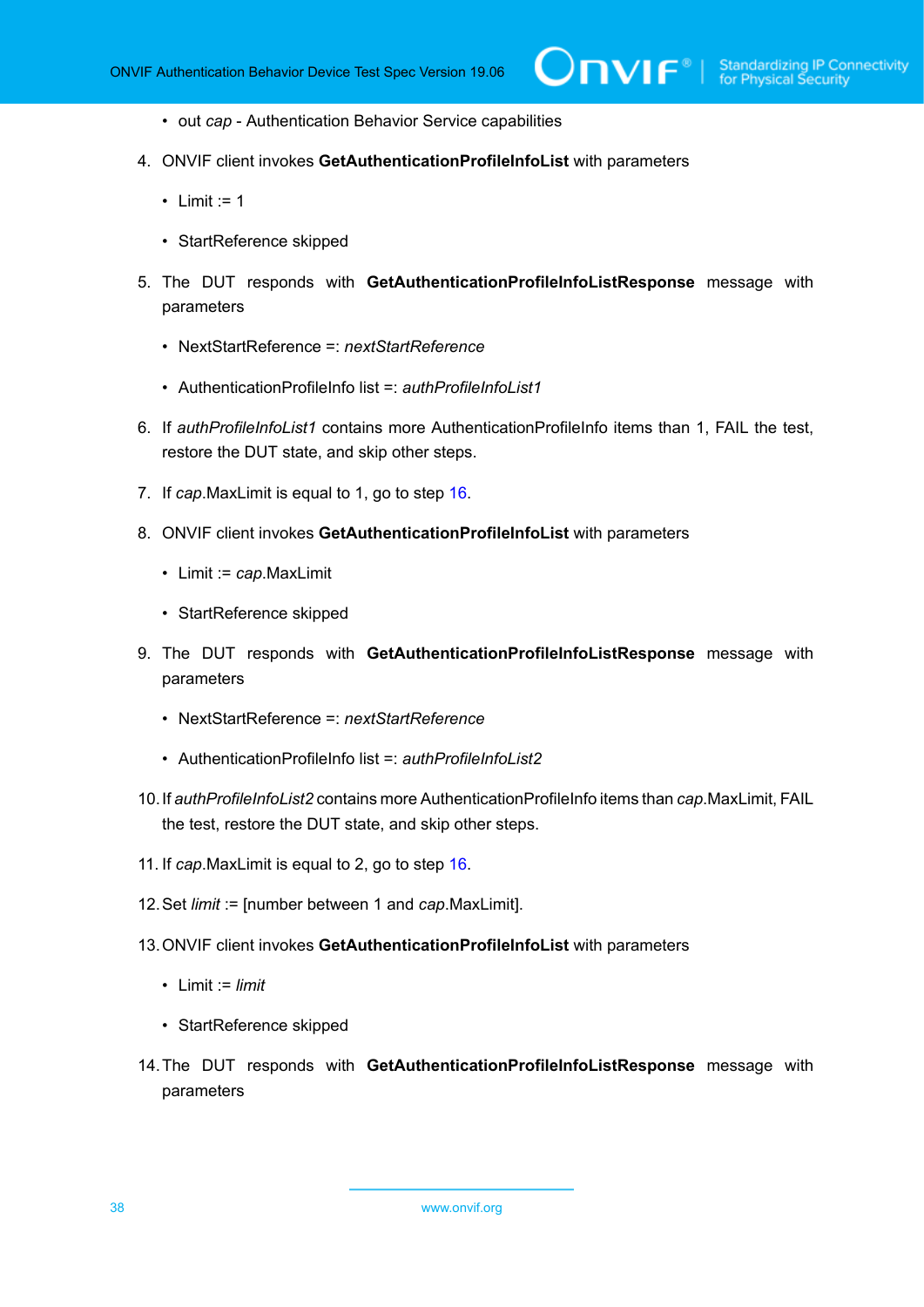- out *cap* - Authentication Behavior Service capabilities

4. ONVIF client invokes **GetAuthenticationProfileInfoList** with parameters

   - Limit := 1
   - StartReference skipped

5. The DUT responds with **GetAuthenticationProfileInfoListResponse** message with parameters

   - NextStartReference =: *nextStartReference*
   - AuthenticationProfileInfo list =: *authProfileInfoList1*

6. If *authProfileInfoList1* contains more AuthenticationProfileInfo items than 1, FAIL the test, restore the DUT state, and skip other steps.

7. If *cap*.MaxLimit is equal to 1, go to step 16.

8. ONVIF client invokes **GetAuthenticationProfileInfoList** with parameters

   - Limit := *cap*.MaxLimit
   - StartReference skipped

9. The DUT responds with **GetAuthenticationProfileInfoListResponse** message with parameters

   - NextStartReference =: *nextStartReference*
   - AuthenticationProfileInfo list =: *authProfileInfoList2*

10. If *authProfileInfoList2* contains more AuthenticationProfileInfo items than *cap*.MaxLimit, FAIL the test, restore the DUT state, and skip other steps.

11. If *cap*.MaxLimit is equal to 2, go to step 16.

12. Set *limit* := [number between 1 and *cap*.MaxLimit].

13. ONVIF client invokes **GetAuthenticationProfileInfoList** with parameters

    - Limit := *limit*
    - StartReference skipped

14. The DUT responds with **GetAuthenticationProfileInfoListResponse** message with parameters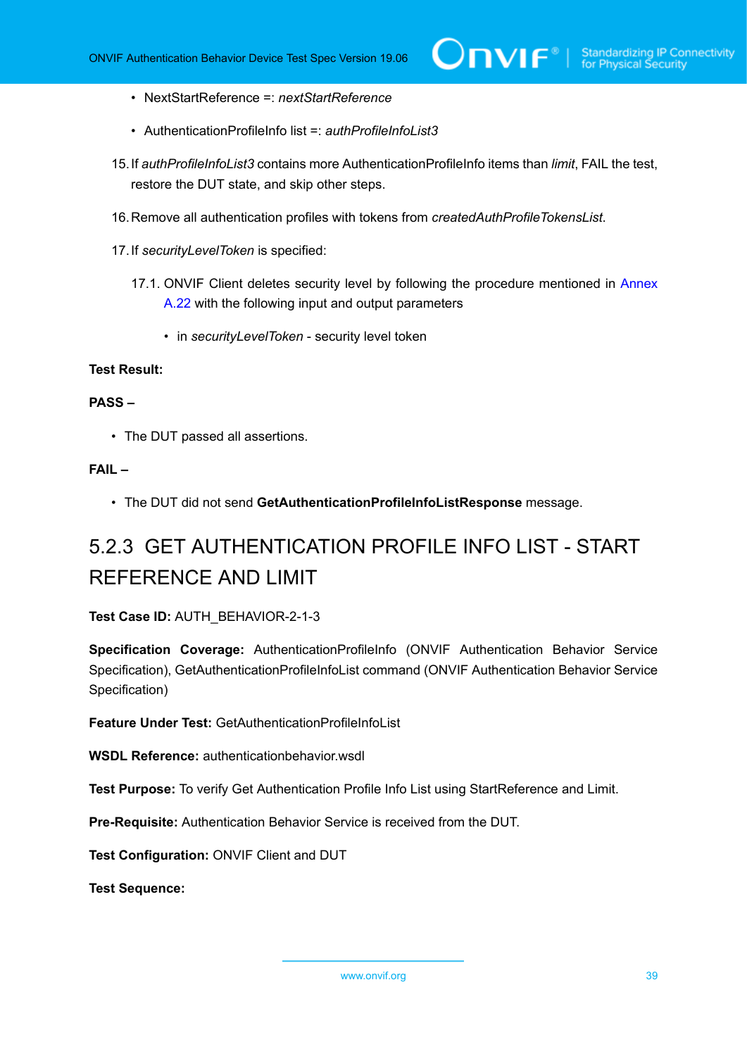- NextStartReference =: *nextStartReference*

- AuthenticationProfileInfo list =: *authProfileInfoList3*

15. If *authProfileInfoList3* contains more AuthenticationProfileInfo items than *limit*, FAIL the test, restore the DUT state, and skip other steps.

16. Remove all authentication profiles with tokens from *createdAuthProfileTokensList*.

17. If *securityLevelToken* is specified:

    17.1. ONVIF Client deletes security level by following the procedure mentioned in Annex A.22 with the following input and output parameters

    - in *securityLevelToken* - security level token

**Test Result:**

**PASS –**

- The DUT passed all assertions.

**FAIL –**

- The DUT did not send **GetAuthenticationProfileInfoListResponse** message.

### 5.2.3 GET AUTHENTICATION PROFILE INFO LIST - START REFERENCE AND LIMIT

**Test Case ID:** AUTH_BEHAVIOR-2-1-3

**Specification Coverage:** AuthenticationProfileInfo (ONVIF Authentication Behavior Service Specification), GetAuthenticationProfileInfoList command (ONVIF Authentication Behavior Service Specification)

**Feature Under Test:** GetAuthenticationProfileInfoList

**WSDL Reference:** authenticationbehavior.wsdl

**Test Purpose:** To verify Get Authentication Profile Info List using StartReference and Limit.

**Pre-Requisite:** Authentication Behavior Service is received from the DUT.

**Test Configuration:** ONVIF Client and DUT

**Test Sequence:**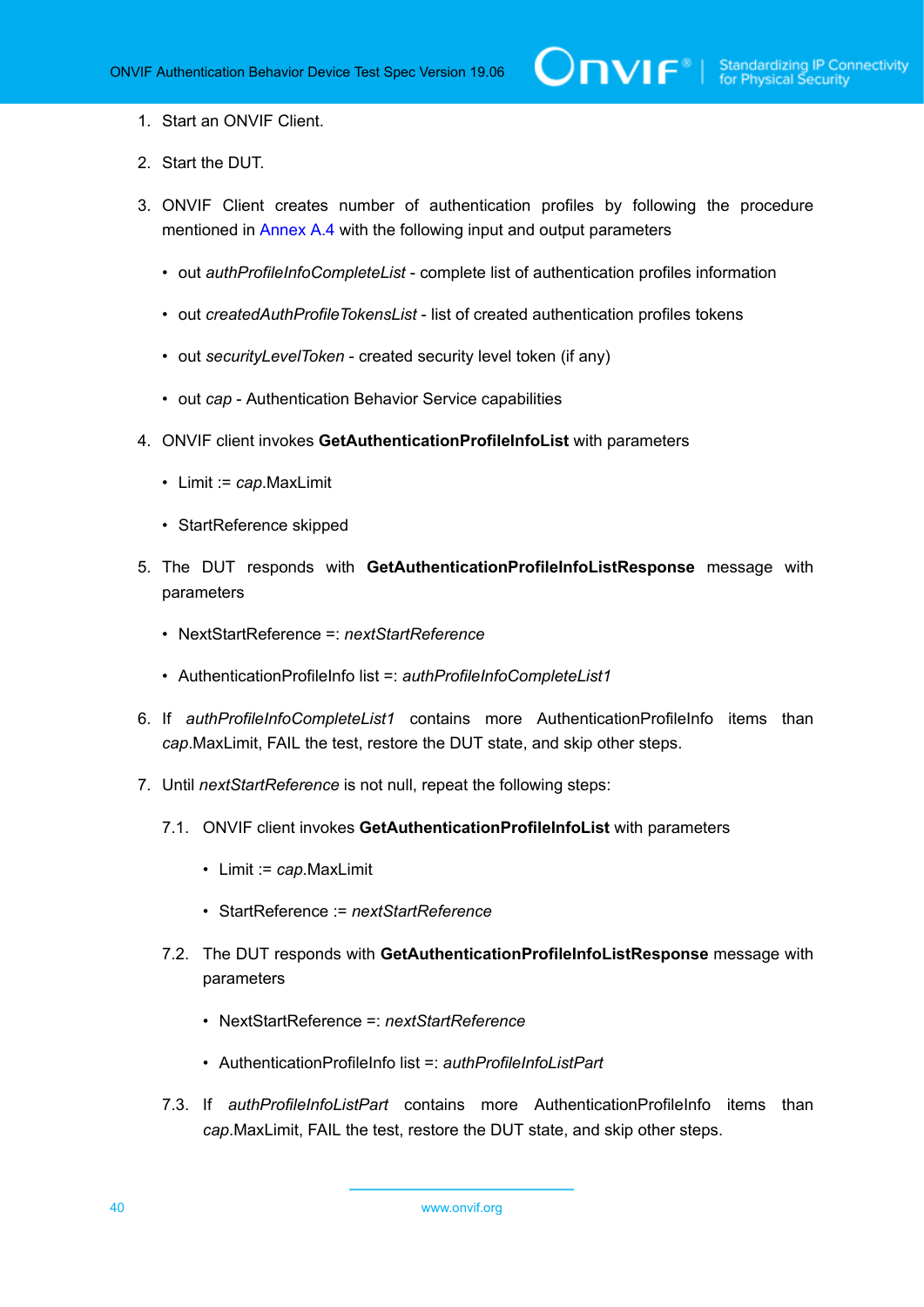1. Start an ONVIF Client.

2. Start the DUT.

3. ONVIF Client creates number of authentication profiles by following the procedure mentioned in Annex A.4 with the following input and output parameters

   - out *authProfileInfoCompleteList* - complete list of authentication profiles information

   - out *createdAuthProfileTokensList* - list of created authentication profiles tokens

   - out *securityLevelToken* - created security level token (if any)

   - out *cap* - Authentication Behavior Service capabilities

4. ONVIF client invokes **GetAuthenticationProfileInfoList** with parameters

   - Limit := *cap*.MaxLimit

   - StartReference skipped

5. The DUT responds with **GetAuthenticationProfileInfoListResponse** message with parameters

   - NextStartReference =: *nextStartReference*

   - AuthenticationProfileInfo list =: *authProfileInfoCompleteList1*

6. If *authProfileInfoCompleteList1* contains more AuthenticationProfileInfo items than *cap*.MaxLimit, FAIL the test, restore the DUT state, and skip other steps.

7. Until *nextStartReference* is not null, repeat the following steps:

   7.1. ONVIF client invokes **GetAuthenticationProfileInfoList** with parameters

   - Limit := *cap*.MaxLimit

   - StartReference := *nextStartReference*

   7.2. The DUT responds with **GetAuthenticationProfileInfoListResponse** message with parameters

   - NextStartReference =: *nextStartReference*

   - AuthenticationProfileInfo list =: *authProfileInfoListPart*

   7.3. If *authProfileInfoListPart* contains more AuthenticationProfileInfo items than *cap*.MaxLimit, FAIL the test, restore the DUT state, and skip other steps.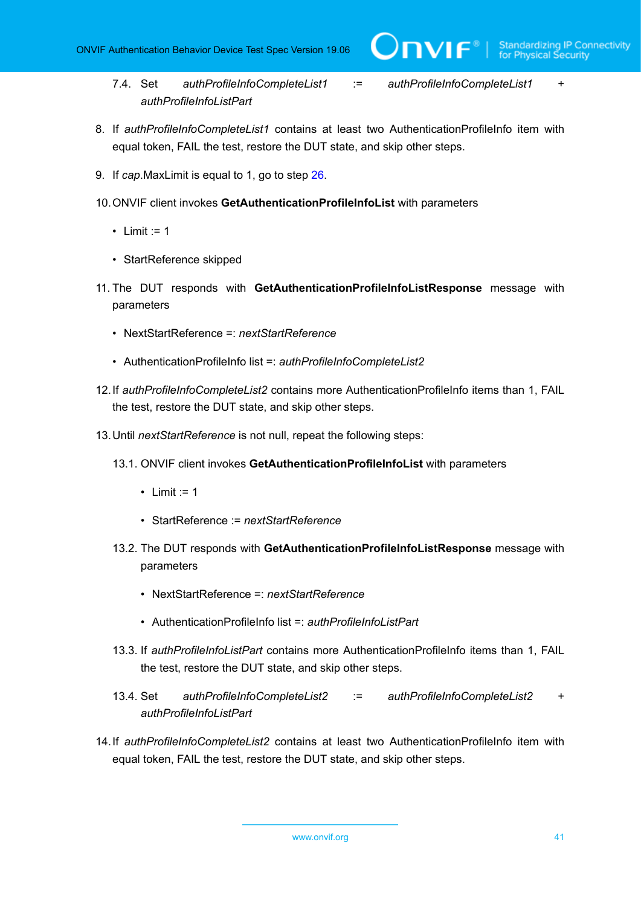7.4. Set *authProfileInfoCompleteList1* := *authProfileInfoCompleteList1* + *authProfileInfoListPart*

8. If *authProfileInfoCompleteList1* contains at least two AuthenticationProfileInfo item with equal token, FAIL the test, restore the DUT state, and skip other steps.

9. If *cap*.MaxLimit is equal to 1, go to step 26.

10. ONVIF client invokes **GetAuthenticationProfileInfoList** with parameters

    - Limit := 1
    - StartReference skipped

11. The DUT responds with **GetAuthenticationProfileInfoListResponse** message with parameters

    - NextStartReference =: *nextStartReference*
    - AuthenticationProfileInfo list =: *authProfileInfoCompleteList2*

12. If *authProfileInfoCompleteList2* contains more AuthenticationProfileInfo items than 1, FAIL the test, restore the DUT state, and skip other steps.

13. Until *nextStartReference* is not null, repeat the following steps:

    13.1. ONVIF client invokes **GetAuthenticationProfileInfoList** with parameters

    - Limit := 1
    - StartReference := *nextStartReference*

    13.2. The DUT responds with **GetAuthenticationProfileInfoListResponse** message with parameters

    - NextStartReference =: *nextStartReference*
    - AuthenticationProfileInfo list =: *authProfileInfoListPart*

    13.3. If *authProfileInfoListPart* contains more AuthenticationProfileInfo items than 1, FAIL the test, restore the DUT state, and skip other steps.

    13.4. Set *authProfileInfoCompleteList2* := *authProfileInfoCompleteList2* + *authProfileInfoListPart*

14. If *authProfileInfoCompleteList2* contains at least two AuthenticationProfileInfo item with equal token, FAIL the test, restore the DUT state, and skip other steps.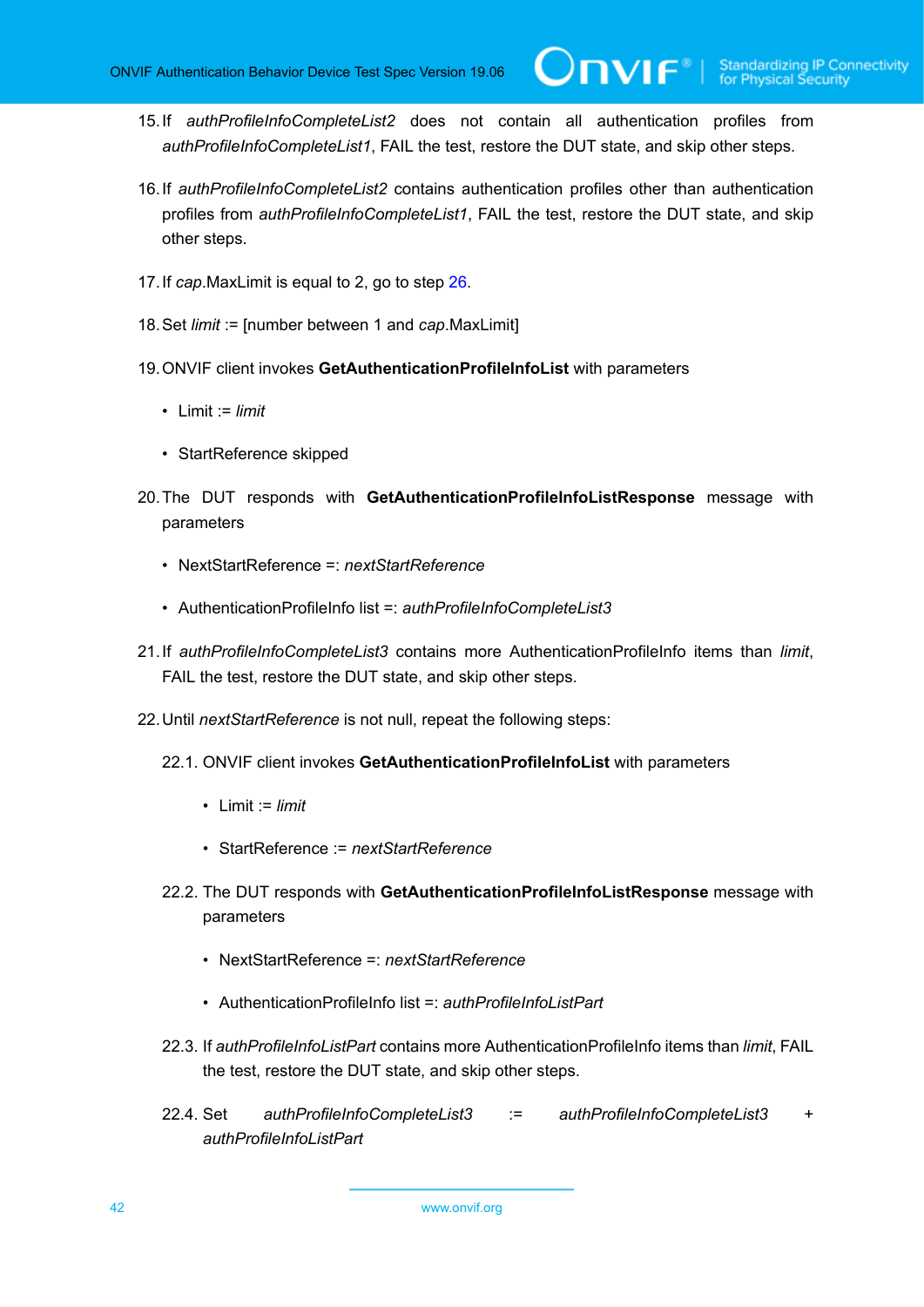15. If *authProfileInfoCompleteList2* does not contain all authentication profiles from *authProfileInfoCompleteList1*, FAIL the test, restore the DUT state, and skip other steps.

16. If *authProfileInfoCompleteList2* contains authentication profiles other than authentication profiles from *authProfileInfoCompleteList1*, FAIL the test, restore the DUT state, and skip other steps.

17. If *cap*.MaxLimit is equal to 2, go to step 26.

18. Set *limit* := [number between 1 and *cap*.MaxLimit]

19. ONVIF client invokes **GetAuthenticationProfileInfoList** with parameters

    - Limit := *limit*

    - StartReference skipped

20. The DUT responds with **GetAuthenticationProfileInfoListResponse** message with parameters

    - NextStartReference =: *nextStartReference*

    - AuthenticationProfileInfo list =: *authProfileInfoCompleteList3*

21. If *authProfileInfoCompleteList3* contains more AuthenticationProfileInfo items than *limit*, FAIL the test, restore the DUT state, and skip other steps.

22. Until *nextStartReference* is not null, repeat the following steps:

    22.1. ONVIF client invokes **GetAuthenticationProfileInfoList** with parameters

    - Limit := *limit*

    - StartReference := *nextStartReference*

    22.2. The DUT responds with **GetAuthenticationProfileInfoListResponse** message with parameters

    - NextStartReference =: *nextStartReference*

    - AuthenticationProfileInfo list =: *authProfileInfoListPart*

    22.3. If *authProfileInfoListPart* contains more AuthenticationProfileInfo items than *limit*, FAIL the test, restore the DUT state, and skip other steps.

    22.4. Set *authProfileInfoCompleteList3* := *authProfileInfoCompleteList3* + *authProfileInfoListPart*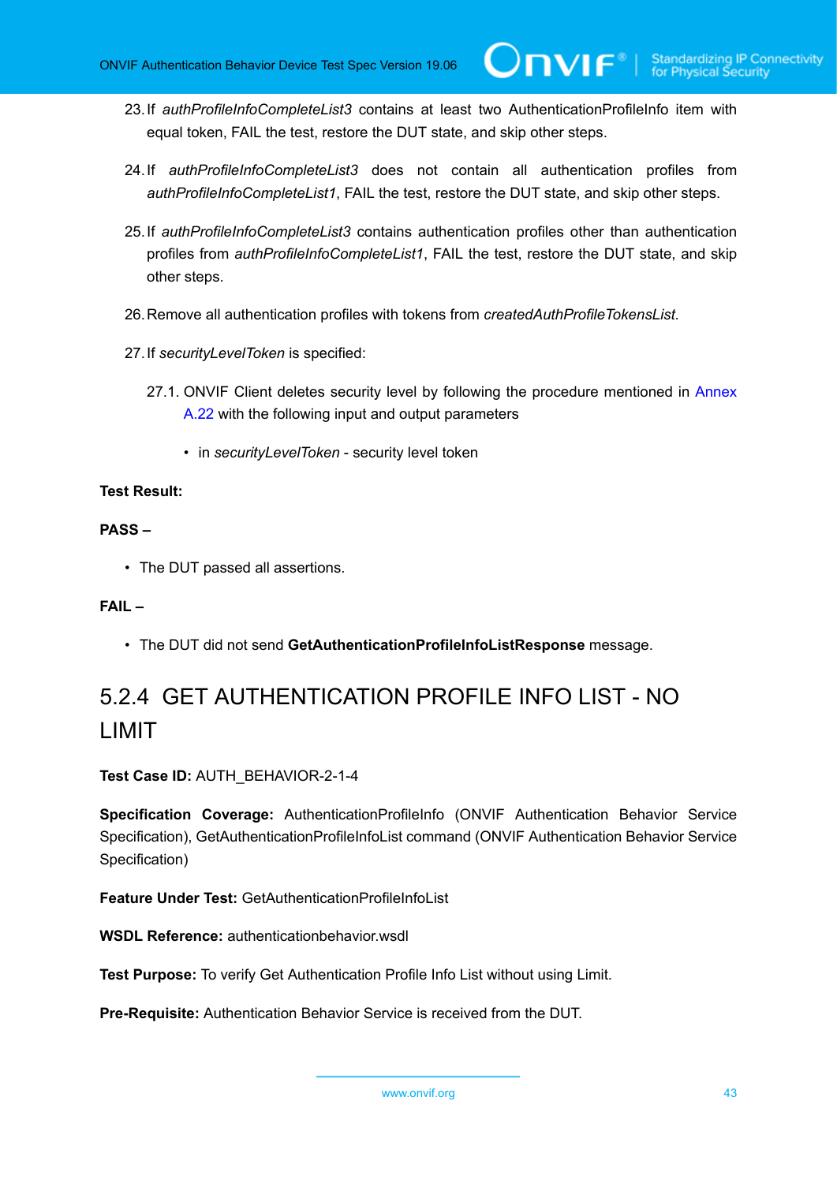23. If *authProfileInfoCompleteList3* contains at least two AuthenticationProfileInfo item with equal token, FAIL the test, restore the DUT state, and skip other steps.

24. If *authProfileInfoCompleteList3* does not contain all authentication profiles from *authProfileInfoCompleteList1*, FAIL the test, restore the DUT state, and skip other steps.

25. If *authProfileInfoCompleteList3* contains authentication profiles other than authentication profiles from *authProfileInfoCompleteList1*, FAIL the test, restore the DUT state, and skip other steps.

26. Remove all authentication profiles with tokens from *createdAuthProfileTokensList*.

27. If *securityLevelToken* is specified:

    27.1. ONVIF Client deletes security level by following the procedure mentioned in Annex A.22 with the following input and output parameters

    - in *securityLevelToken* - security level token

**Test Result:**

**PASS –**

- The DUT passed all assertions.

**FAIL –**

- The DUT did not send **GetAuthenticationProfileInfoListResponse** message.

### 5.2.4 GET AUTHENTICATION PROFILE INFO LIST - NO LIMIT

**Test Case ID:** AUTH_BEHAVIOR-2-1-4

**Specification Coverage:** AuthenticationProfileInfo (ONVIF Authentication Behavior Service Specification), GetAuthenticationProfileInfoList command (ONVIF Authentication Behavior Service Specification)

**Feature Under Test:** GetAuthenticationProfileInfoList

**WSDL Reference:** authenticationbehavior.wsdl

**Test Purpose:** To verify Get Authentication Profile Info List without using Limit.

**Pre-Requisite:** Authentication Behavior Service is received from the DUT.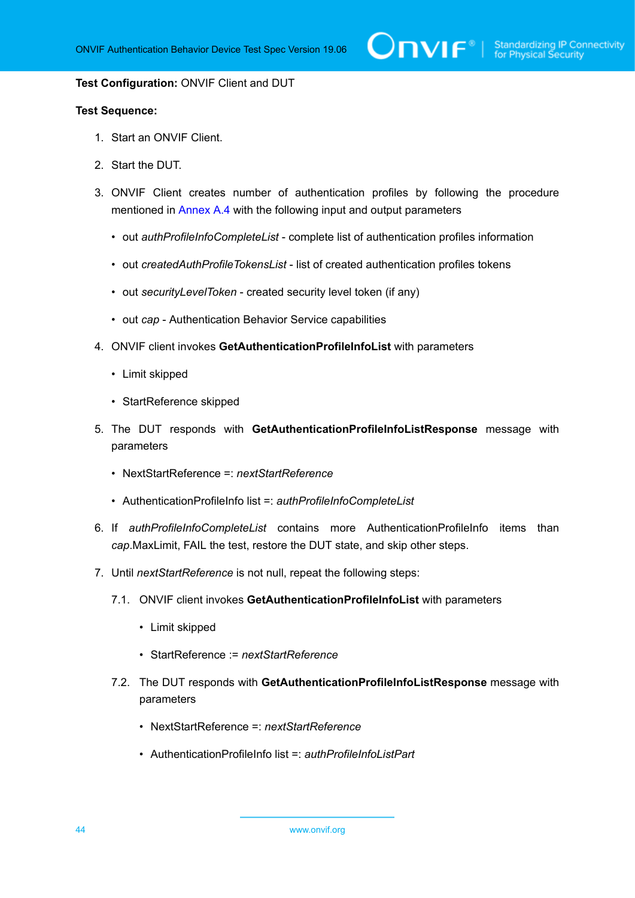**Test Configuration:** ONVIF Client and DUT

**Test Sequence:**

1. Start an ONVIF Client.
2. Start the DUT.
3. ONVIF Client creates number of authentication profiles by following the procedure mentioned in Annex A.4 with the following input and output parameters
   - out *authProfileInfoCompleteList* - complete list of authentication profiles information
   - out *createdAuthProfileTokensList* - list of created authentication profiles tokens
   - out *securityLevelToken* - created security level token (if any)
   - out *cap* - Authentication Behavior Service capabilities
4. ONVIF client invokes **GetAuthenticationProfileInfoList** with parameters
   - Limit skipped
   - StartReference skipped
5. The DUT responds with **GetAuthenticationProfileInfoListResponse** message with parameters
   - NextStartReference =: *nextStartReference*
   - AuthenticationProfileInfo list =: *authProfileInfoCompleteList*
6. If *authProfileInfoCompleteList* contains more AuthenticationProfileInfo items than *cap*.MaxLimit, FAIL the test, restore the DUT state, and skip other steps.
7. Until *nextStartReference* is not null, repeat the following steps:

   7.1. ONVIF client invokes **GetAuthenticationProfileInfoList** with parameters
   - Limit skipped
   - StartReference := *nextStartReference*

   7.2. The DUT responds with **GetAuthenticationProfileInfoListResponse** message with parameters
   - NextStartReference =: *nextStartReference*
   - AuthenticationProfileInfo list =: *authProfileInfoListPart*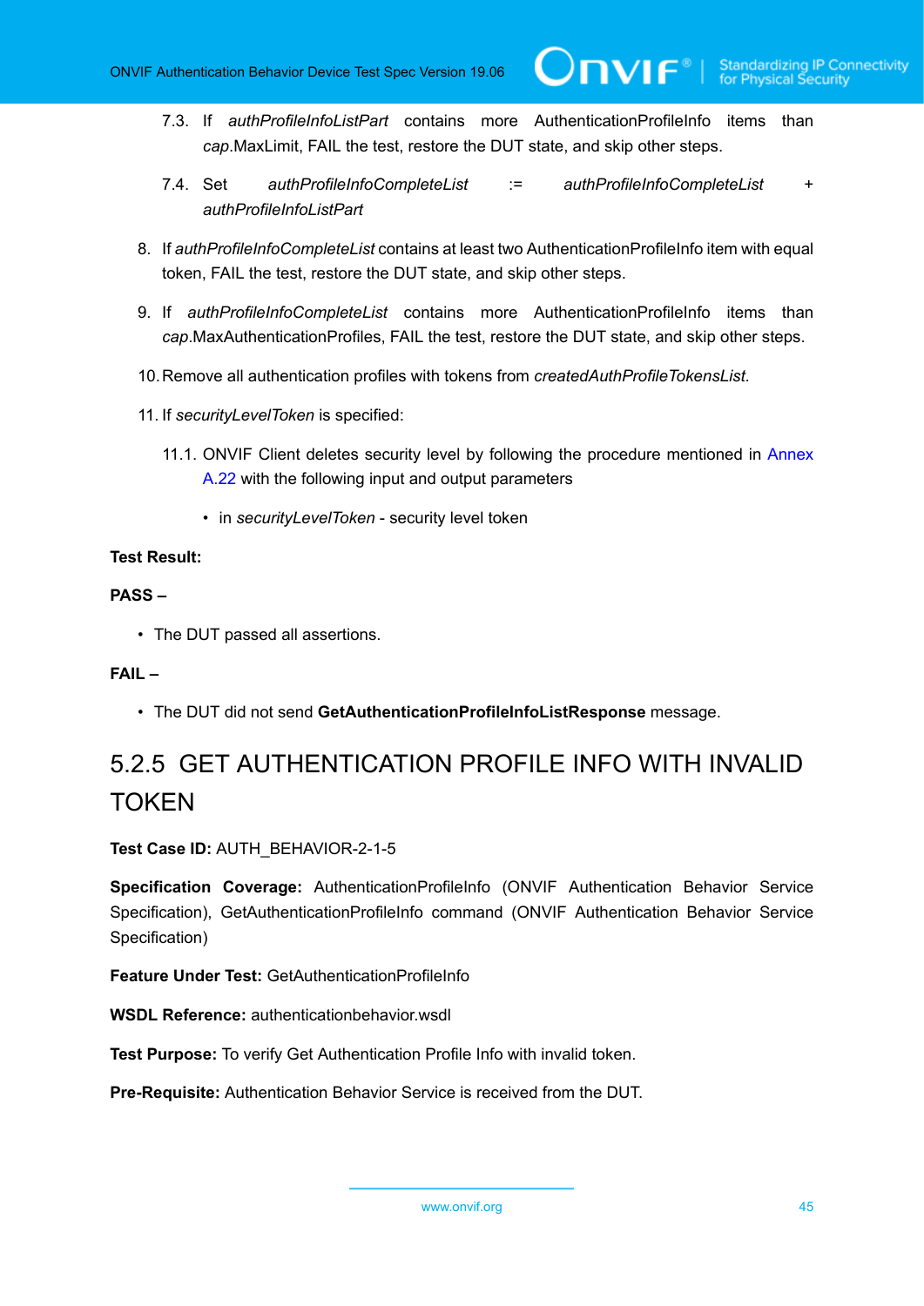7.3. If *authProfileInfoListPart* contains more AuthenticationProfileInfo items than *cap*.MaxLimit, FAIL the test, restore the DUT state, and skip other steps.

7.4. Set *authProfileInfoCompleteList* := *authProfileInfoCompleteList* + *authProfileInfoListPart*

8. If *authProfileInfoCompleteList* contains at least two AuthenticationProfileInfo item with equal token, FAIL the test, restore the DUT state, and skip other steps.

9. If *authProfileInfoCompleteList* contains more AuthenticationProfileInfo items than *cap*.MaxAuthenticationProfiles, FAIL the test, restore the DUT state, and skip other steps.

10. Remove all authentication profiles with tokens from *createdAuthProfileTokensList*.

11. If *securityLevelToken* is specified:

11.1. ONVIF Client deletes security level by following the procedure mentioned in Annex A.22 with the following input and output parameters

- in *securityLevelToken* - security level token

**Test Result:**

**PASS –**

- The DUT passed all assertions.

**FAIL –**

- The DUT did not send **GetAuthenticationProfileInfoListResponse** message.

## 5.2.5 GET AUTHENTICATION PROFILE INFO WITH INVALID TOKEN

**Test Case ID:** AUTH_BEHAVIOR-2-1-5

**Specification Coverage:** AuthenticationProfileInfo (ONVIF Authentication Behavior Service Specification), GetAuthenticationProfileInfo command (ONVIF Authentication Behavior Service Specification)

**Feature Under Test:** GetAuthenticationProfileInfo

**WSDL Reference:** authenticationbehavior.wsdl

**Test Purpose:** To verify Get Authentication Profile Info with invalid token.

**Pre-Requisite:** Authentication Behavior Service is received from the DUT.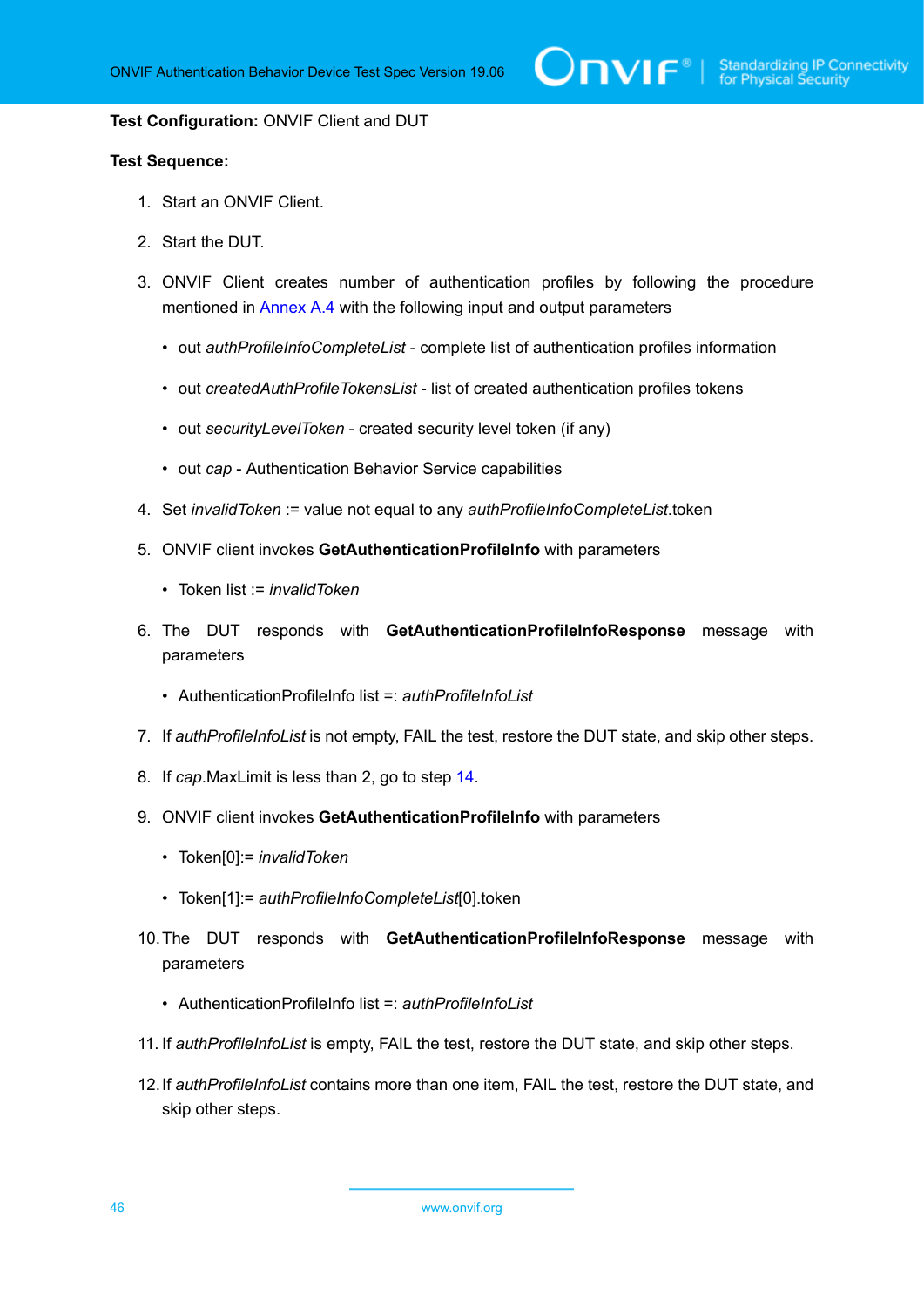**Test Configuration:** ONVIF Client and DUT

**Test Sequence:**

1. Start an ONVIF Client.
2. Start the DUT.
3. ONVIF Client creates number of authentication profiles by following the procedure mentioned in Annex A.4 with the following input and output parameters
   - out *authProfileInfoCompleteList* - complete list of authentication profiles information
   - out *createdAuthProfileTokensList* - list of created authentication profiles tokens
   - out *securityLevelToken* - created security level token (if any)
   - out *cap* - Authentication Behavior Service capabilities
4. Set *invalidToken* := value not equal to any *authProfileInfoCompleteList*.token
5. ONVIF client invokes **GetAuthenticationProfileInfo** with parameters
   - Token list := *invalidToken*
6. The DUT responds with **GetAuthenticationProfileInfoResponse** message with parameters
   - AuthenticationProfileInfo list =: *authProfileInfoList*
7. If *authProfileInfoList* is not empty, FAIL the test, restore the DUT state, and skip other steps.
8. If *cap*.MaxLimit is less than 2, go to step 14.
9. ONVIF client invokes **GetAuthenticationProfileInfo** with parameters
   - Token[0]:= *invalidToken*
   - Token[1]:= *authProfileInfoCompleteList*[0].token
10. The DUT responds with **GetAuthenticationProfileInfoResponse** message with parameters
    - AuthenticationProfileInfo list =: *authProfileInfoList*
11. If *authProfileInfoList* is empty, FAIL the test, restore the DUT state, and skip other steps.
12. If *authProfileInfoList* contains more than one item, FAIL the test, restore the DUT state, and skip other steps.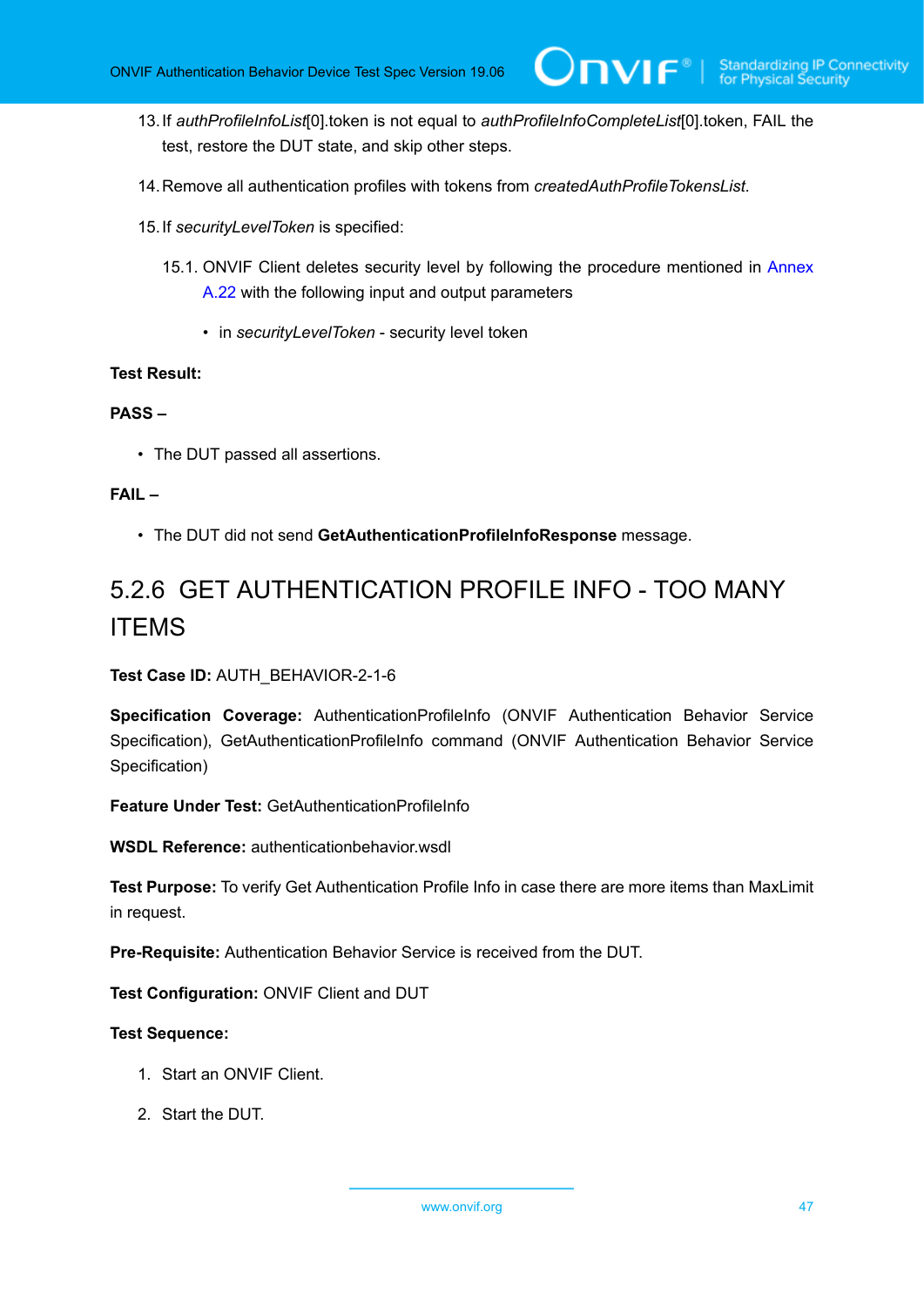13. If *authProfileInfoList*[0].token is not equal to *authProfileInfoCompleteList*[0].token, FAIL the test, restore the DUT state, and skip other steps.

14. Remove all authentication profiles with tokens from *createdAuthProfileTokensList*.

15. If *securityLevelToken* is specified:

    15.1. ONVIF Client deletes security level by following the procedure mentioned in Annex A.22 with the following input and output parameters

    - in *securityLevelToken* - security level token

**Test Result:**

**PASS –**

- The DUT passed all assertions.

**FAIL –**

- The DUT did not send **GetAuthenticationProfileInfoResponse** message.

### 5.2.6 GET AUTHENTICATION PROFILE INFO - TOO MANY ITEMS

**Test Case ID:** AUTH_BEHAVIOR-2-1-6

**Specification Coverage:** AuthenticationProfileInfo (ONVIF Authentication Behavior Service Specification), GetAuthenticationProfileInfo command (ONVIF Authentication Behavior Service Specification)

**Feature Under Test:** GetAuthenticationProfileInfo

**WSDL Reference:** authenticationbehavior.wsdl

**Test Purpose:** To verify Get Authentication Profile Info in case there are more items than MaxLimit in request.

**Pre-Requisite:** Authentication Behavior Service is received from the DUT.

**Test Configuration:** ONVIF Client and DUT

**Test Sequence:**

1. Start an ONVIF Client.

2. Start the DUT.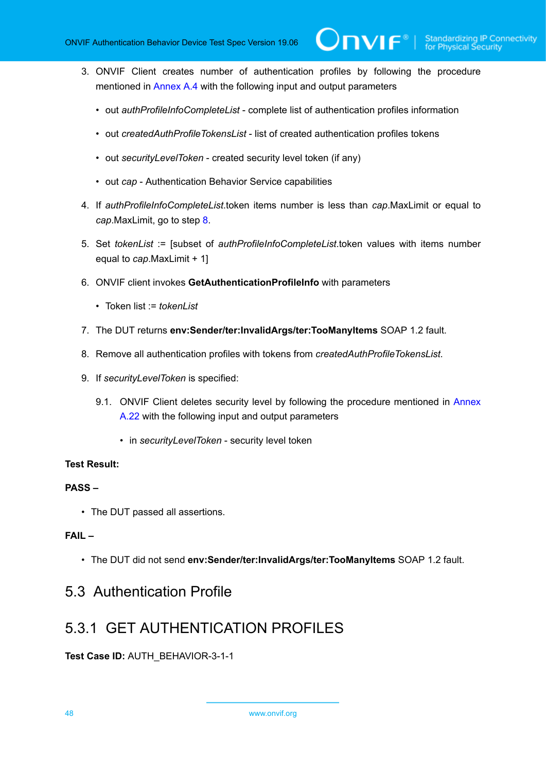3. ONVIF Client creates number of authentication profiles by following the procedure mentioned in Annex A.4 with the following input and output parameters

    - out *authProfileInfoCompleteList* - complete list of authentication profiles information
    - out *createdAuthProfileTokensList* - list of created authentication profiles tokens
    - out *securityLevelToken* - created security level token (if any)
    - out *cap* - Authentication Behavior Service capabilities

4. If *authProfileInfoCompleteList*.token items number is less than *cap*.MaxLimit or equal to *cap*.MaxLimit, go to step 8.

5. Set *tokenList* := [subset of *authProfileInfoCompleteList*.token values with items number equal to *cap*.MaxLimit + 1]

6. ONVIF client invokes **GetAuthenticationProfileInfo** with parameters

    - Token list := *tokenList*

7. The DUT returns **env:Sender/ter:InvalidArgs/ter:TooManyItems** SOAP 1.2 fault.

8. Remove all authentication profiles with tokens from *createdAuthProfileTokensList*.

9. If *securityLevelToken* is specified:

    9.1. ONVIF Client deletes security level by following the procedure mentioned in Annex A.22 with the following input and output parameters

    - in *securityLevelToken* - security level token

**Test Result:**

**PASS –**

- The DUT passed all assertions.

**FAIL –**

- The DUT did not send **env:Sender/ter:InvalidArgs/ter:TooManyItems** SOAP 1.2 fault.

## 5.3 Authentication Profile

### 5.3.1 GET AUTHENTICATION PROFILES

**Test Case ID:** AUTH_BEHAVIOR-3-1-1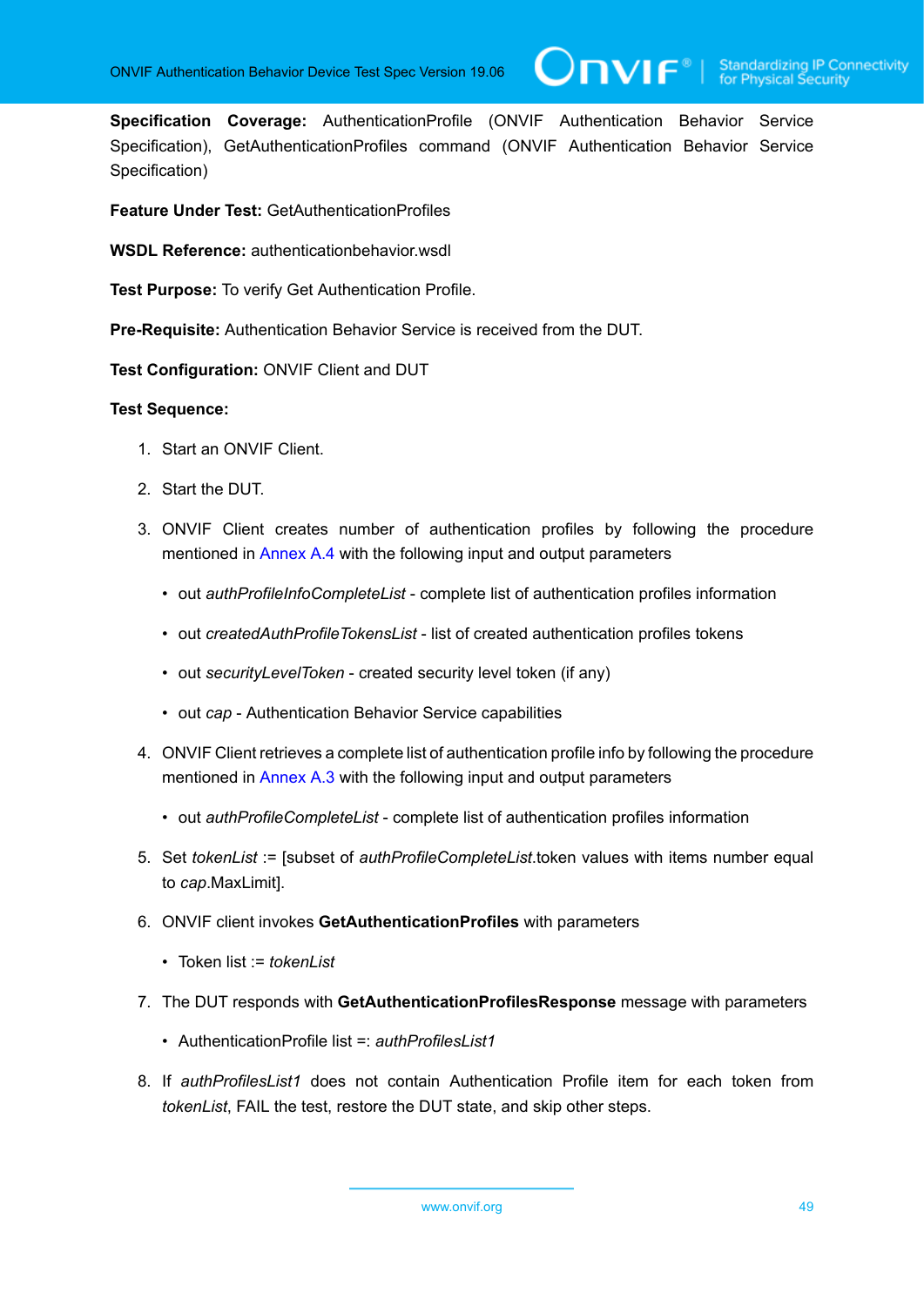**Specification Coverage:** AuthenticationProfile (ONVIF Authentication Behavior Service Specification), GetAuthenticationProfiles command (ONVIF Authentication Behavior Service Specification)

**Feature Under Test:** GetAuthenticationProfiles

**WSDL Reference:** authenticationbehavior.wsdl

**Test Purpose:** To verify Get Authentication Profile.

**Pre-Requisite:** Authentication Behavior Service is received from the DUT.

**Test Configuration:** ONVIF Client and DUT

**Test Sequence:**

1. Start an ONVIF Client.
2. Start the DUT.
3. ONVIF Client creates number of authentication profiles by following the procedure mentioned in Annex A.4 with the following input and output parameters
   - out *authProfileInfoCompleteList* - complete list of authentication profiles information
   - out *createdAuthProfileTokensList* - list of created authentication profiles tokens
   - out *securityLevelToken* - created security level token (if any)
   - out *cap* - Authentication Behavior Service capabilities
4. ONVIF Client retrieves a complete list of authentication profile info by following the procedure mentioned in Annex A.3 with the following input and output parameters
   - out *authProfileCompleteList* - complete list of authentication profiles information
5. Set *tokenList* := [subset of *authProfileCompleteList*.token values with items number equal to *cap*.MaxLimit].
6. ONVIF client invokes **GetAuthenticationProfiles** with parameters
   - Token list := *tokenList*
7. The DUT responds with **GetAuthenticationProfilesResponse** message with parameters
   - AuthenticationProfile list =: *authProfilesList1*
8. If *authProfilesList1* does not contain Authentication Profile item for each token from *tokenList*, FAIL the test, restore the DUT state, and skip other steps.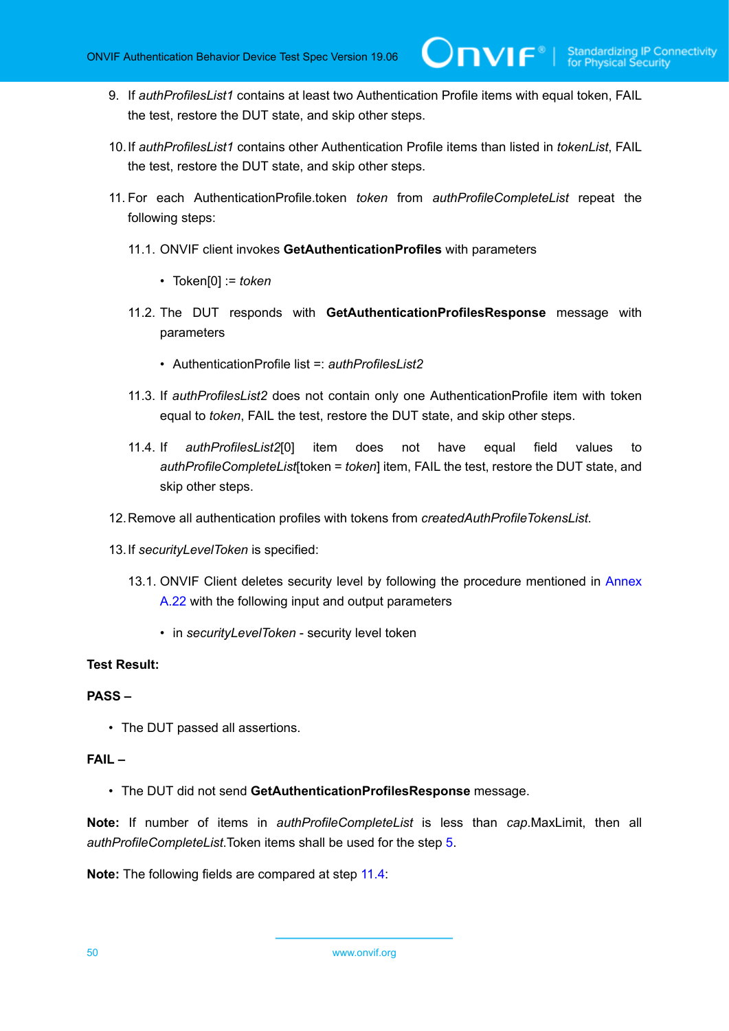9. If *authProfilesList1* contains at least two Authentication Profile items with equal token, FAIL the test, restore the DUT state, and skip other steps.

10. If *authProfilesList1* contains other Authentication Profile items than listed in *tokenList*, FAIL the test, restore the DUT state, and skip other steps.

11. For each AuthenticationProfile.token *token* from *authProfileCompleteList* repeat the following steps:

    11.1. ONVIF client invokes **GetAuthenticationProfiles** with parameters

    - Token[0] := *token*

    11.2. The DUT responds with **GetAuthenticationProfilesResponse** message with parameters

    - AuthenticationProfile list =: *authProfilesList2*

    11.3. If *authProfilesList2* does not contain only one AuthenticationProfile item with token equal to *token*, FAIL the test, restore the DUT state, and skip other steps.

    11.4. If *authProfilesList2*[0] item does not have equal field values to *authProfileCompleteList*[token = *token*] item, FAIL the test, restore the DUT state, and skip other steps.

12. Remove all authentication profiles with tokens from *createdAuthProfileTokensList*.

13. If *securityLevelToken* is specified:

    13.1. ONVIF Client deletes security level by following the procedure mentioned in Annex A.22 with the following input and output parameters

    - in *securityLevelToken* - security level token

**Test Result:**

**PASS –**

- The DUT passed all assertions.

**FAIL –**

- The DUT did not send **GetAuthenticationProfilesResponse** message.

**Note:** If number of items in *authProfileCompleteList* is less than *cap*.MaxLimit, then all *authProfileCompleteList*.Token items shall be used for the step 5.

**Note:** The following fields are compared at step 11.4: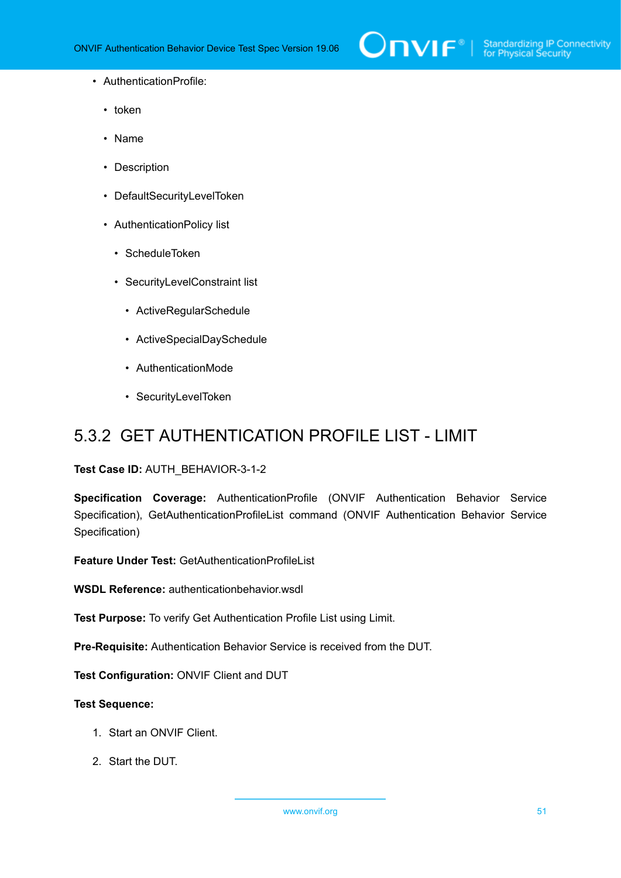- AuthenticationProfile:
  - token
  - Name
  - Description
  - DefaultSecurityLevelToken
  - AuthenticationPolicy list
    - ScheduleToken
    - SecurityLevelConstraint list
      - ActiveRegularSchedule
      - ActiveSpecialDaySchedule
      - AuthenticationMode
      - SecurityLevelToken

## 5.3.2 GET AUTHENTICATION PROFILE LIST - LIMIT

**Test Case ID:** AUTH_BEHAVIOR-3-1-2

**Specification Coverage:** AuthenticationProfile (ONVIF Authentication Behavior Service Specification), GetAuthenticationProfileList command (ONVIF Authentication Behavior Service Specification)

**Feature Under Test:** GetAuthenticationProfileList

**WSDL Reference:** authenticationbehavior.wsdl

**Test Purpose:** To verify Get Authentication Profile List using Limit.

**Pre-Requisite:** Authentication Behavior Service is received from the DUT.

**Test Configuration:** ONVIF Client and DUT

**Test Sequence:**

1. Start an ONVIF Client.
2. Start the DUT.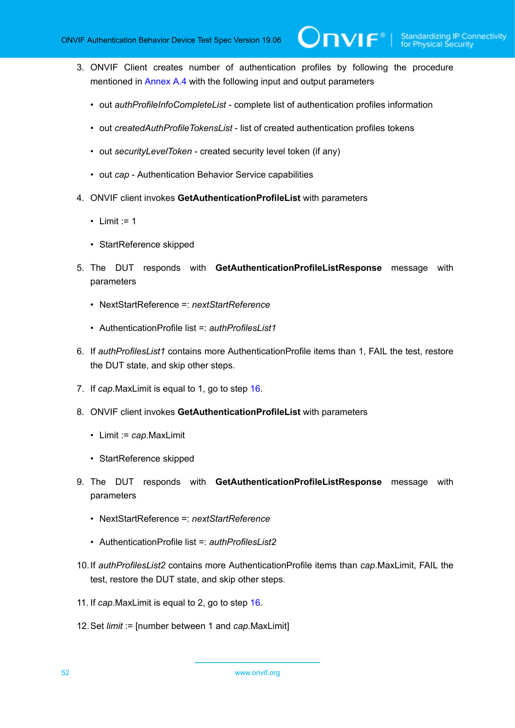3. ONVIF Client creates number of authentication profiles by following the procedure mentioned in Annex A.4 with the following input and output parameters

   - out *authProfileInfoCompleteList* - complete list of authentication profiles information
   - out *createdAuthProfileTokensList* - list of created authentication profiles tokens
   - out *securityLevelToken* - created security level token (if any)
   - out *cap* - Authentication Behavior Service capabilities

4. ONVIF client invokes **GetAuthenticationProfileList** with parameters

   - Limit := 1
   - StartReference skipped

5. The DUT responds with **GetAuthenticationProfileListResponse** message with parameters

   - NextStartReference =: *nextStartReference*
   - AuthenticationProfile list =: *authProfilesList1*

6. If *authProfilesList1* contains more AuthenticationProfile items than 1, FAIL the test, restore the DUT state, and skip other steps.

7. If *cap*.MaxLimit is equal to 1, go to step 16.

8. ONVIF client invokes **GetAuthenticationProfileList** with parameters

   - Limit := *cap*.MaxLimit
   - StartReference skipped

9. The DUT responds with **GetAuthenticationProfileListResponse** message with parameters

   - NextStartReference =: *nextStartReference*
   - AuthenticationProfile list =: *authProfilesList2*

10. If *authProfilesList2* contains more AuthenticationProfile items than *cap*.MaxLimit, FAIL the test, restore the DUT state, and skip other steps.

11. If *cap*.MaxLimit is equal to 2, go to step 16.

12. Set *limit* := [number between 1 and *cap*.MaxLimit]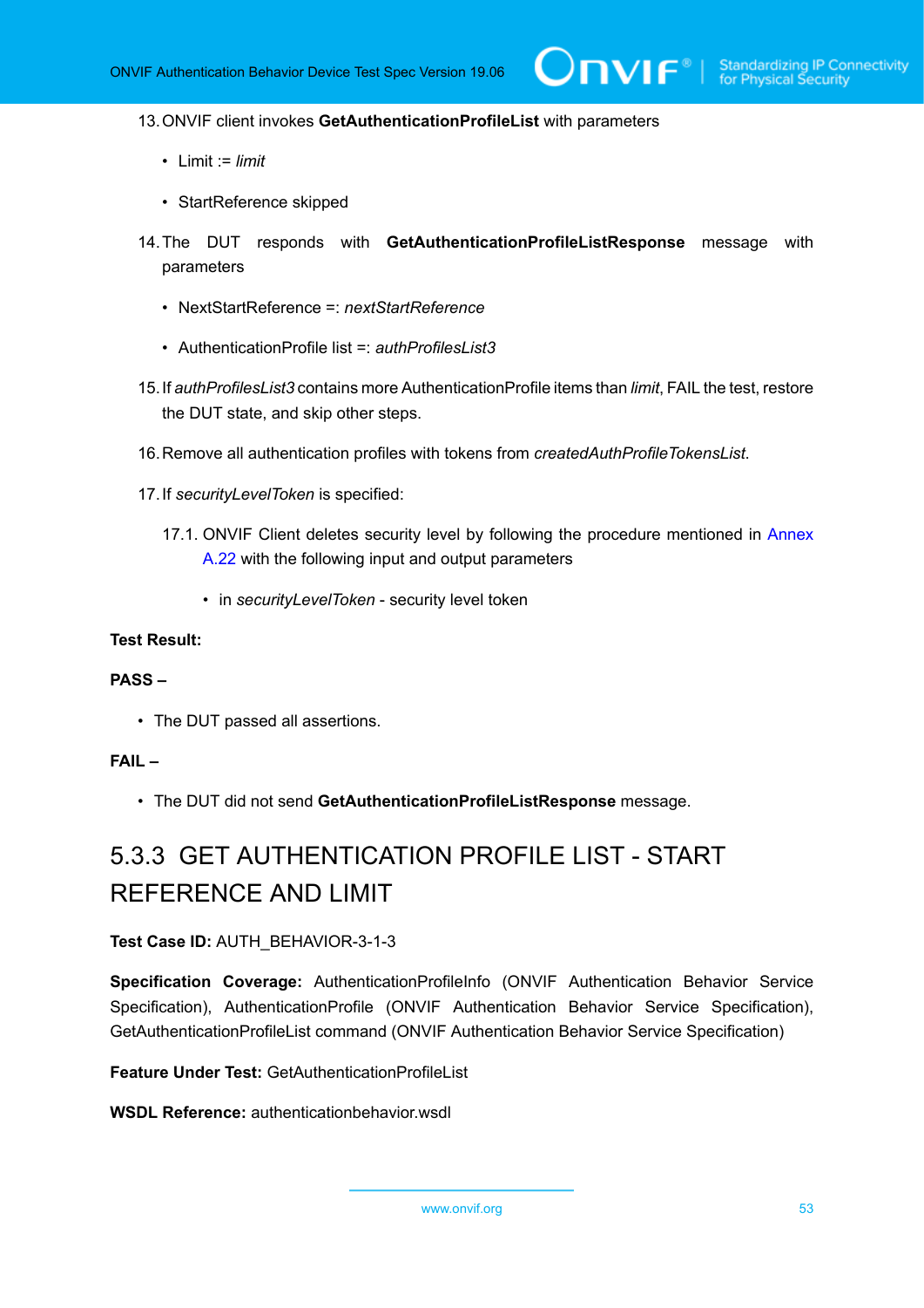13. ONVIF client invokes **GetAuthenticationProfileList** with parameters

    - Limit := *limit*

    - StartReference skipped

14. The DUT responds with **GetAuthenticationProfileListResponse** message with parameters

    - NextStartReference =: *nextStartReference*

    - AuthenticationProfile list =: *authProfilesList3*

15. If *authProfilesList3* contains more AuthenticationProfile items than *limit*, FAIL the test, restore the DUT state, and skip other steps.

16. Remove all authentication profiles with tokens from *createdAuthProfileTokensList*.

17. If *securityLevelToken* is specified:

    17.1. ONVIF Client deletes security level by following the procedure mentioned in Annex A.22 with the following input and output parameters

    - in *securityLevelToken* - security level token

**Test Result:**

**PASS –**

- The DUT passed all assertions.

**FAIL –**

- The DUT did not send **GetAuthenticationProfileListResponse** message.

## 5.3.3 GET AUTHENTICATION PROFILE LIST - START REFERENCE AND LIMIT

**Test Case ID:** AUTH_BEHAVIOR-3-1-3

**Specification Coverage:** AuthenticationProfileInfo (ONVIF Authentication Behavior Service Specification), AuthenticationProfile (ONVIF Authentication Behavior Service Specification), GetAuthenticationProfileList command (ONVIF Authentication Behavior Service Specification)

**Feature Under Test:** GetAuthenticationProfileList

**WSDL Reference:** authenticationbehavior.wsdl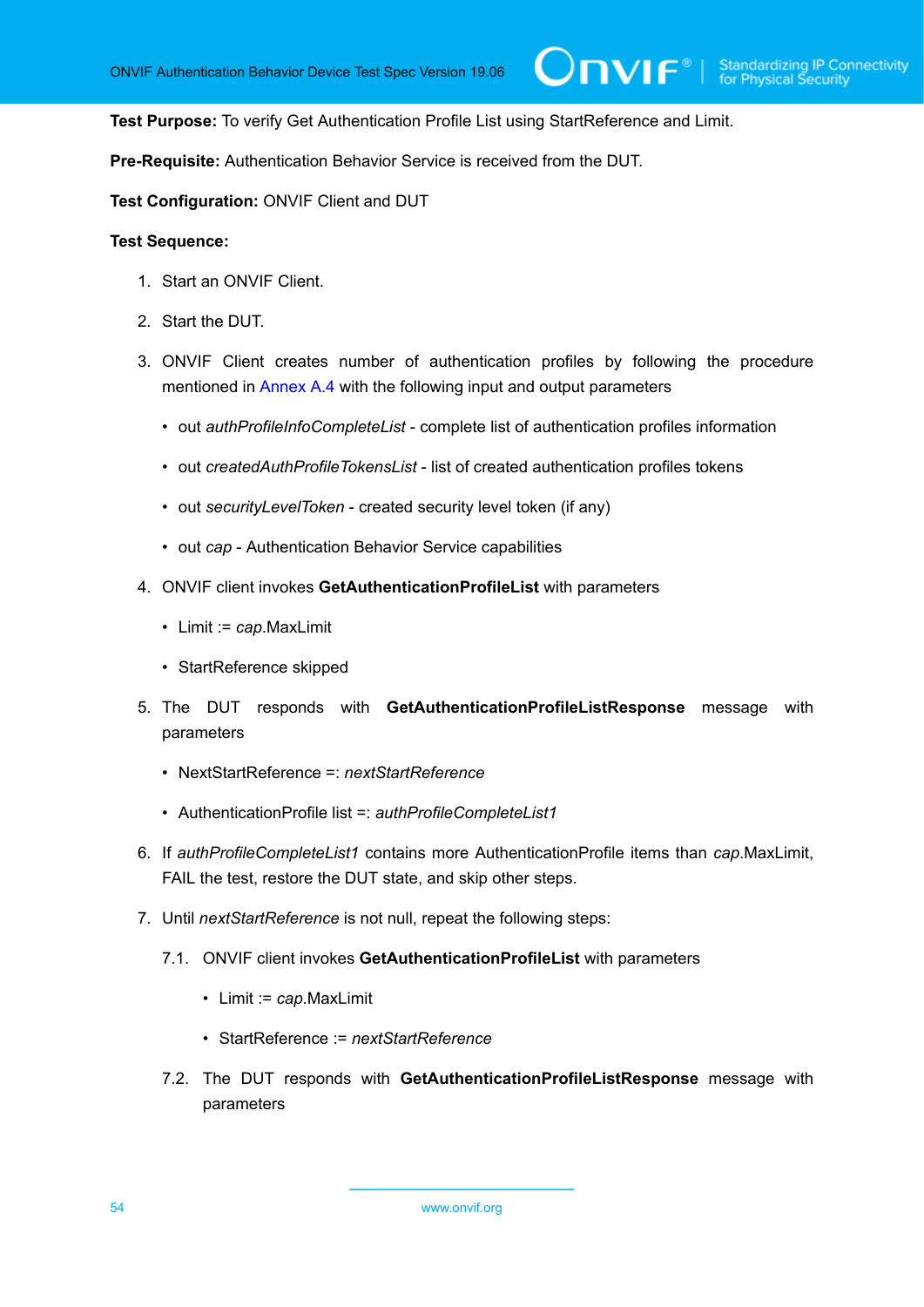**Test Purpose:** To verify Get Authentication Profile List using StartReference and Limit.

**Pre-Requisite:** Authentication Behavior Service is received from the DUT.

**Test Configuration:** ONVIF Client and DUT

**Test Sequence:**

1. Start an ONVIF Client.
2. Start the DUT.
3. ONVIF Client creates number of authentication profiles by following the procedure mentioned in Annex A.4 with the following input and output parameters
   - out *authProfileInfoCompleteList* - complete list of authentication profiles information
   - out *createdAuthProfileTokensList* - list of created authentication profiles tokens
   - out *securityLevelToken* - created security level token (if any)
   - out *cap* - Authentication Behavior Service capabilities
4. ONVIF client invokes **GetAuthenticationProfileList** with parameters
   - Limit := *cap*.MaxLimit
   - StartReference skipped
5. The DUT responds with **GetAuthenticationProfileListResponse** message with parameters
   - NextStartReference =: *nextStartReference*
   - AuthenticationProfile list =: *authProfileCompleteList1*
6. If *authProfileCompleteList1* contains more AuthenticationProfile items than *cap*.MaxLimit, FAIL the test, restore the DUT state, and skip other steps.
7. Until *nextStartReference* is not null, repeat the following steps:

   7.1. ONVIF client invokes **GetAuthenticationProfileList** with parameters
   - Limit := *cap*.MaxLimit
   - StartReference := *nextStartReference*

   7.2. The DUT responds with **GetAuthenticationProfileListResponse** message with parameters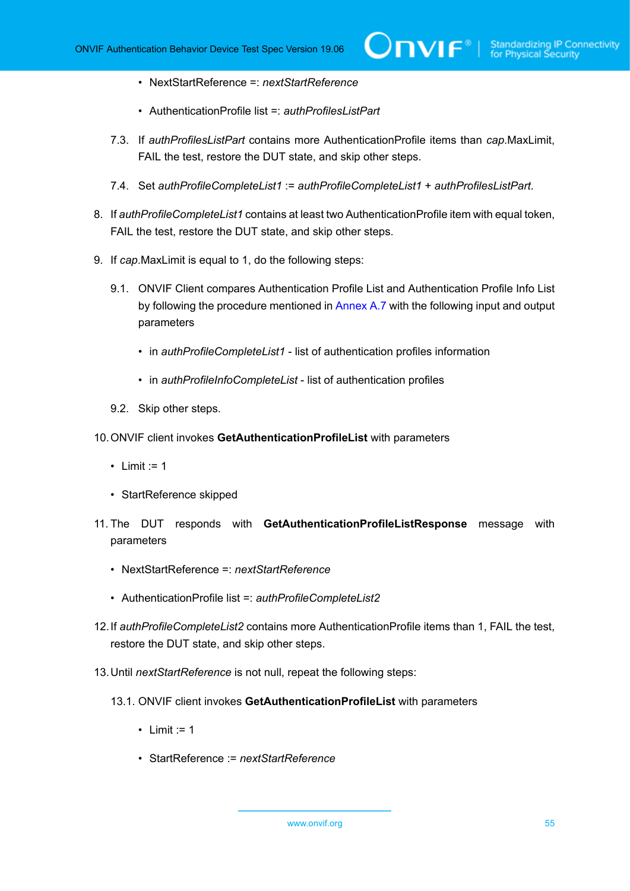- NextStartReference =: *nextStartReference*

- AuthenticationProfile list =: *authProfilesListPart*

7.3. If *authProfilesListPart* contains more AuthenticationProfile items than *cap*.MaxLimit, FAIL the test, restore the DUT state, and skip other steps.

7.4. Set *authProfileCompleteList1* := *authProfileCompleteList1* + *authProfilesListPart*.

8. If *authProfileCompleteList1* contains at least two AuthenticationProfile item with equal token, FAIL the test, restore the DUT state, and skip other steps.

9. If *cap*.MaxLimit is equal to 1, do the following steps:

9.1. ONVIF Client compares Authentication Profile List and Authentication Profile Info List by following the procedure mentioned in Annex A.7 with the following input and output parameters

- in *authProfileCompleteList1* - list of authentication profiles information

- in *authProfileInfoCompleteList* - list of authentication profiles

9.2. Skip other steps.

10. ONVIF client invokes **GetAuthenticationProfileList** with parameters

- Limit := 1

- StartReference skipped

11. The DUT responds with **GetAuthenticationProfileListResponse** message with parameters

- NextStartReference =: *nextStartReference*

- AuthenticationProfile list =: *authProfileCompleteList2*

12. If *authProfileCompleteList2* contains more AuthenticationProfile items than 1, FAIL the test, restore the DUT state, and skip other steps.

13. Until *nextStartReference* is not null, repeat the following steps:

13.1. ONVIF client invokes **GetAuthenticationProfileList** with parameters

- Limit := 1

- StartReference := *nextStartReference*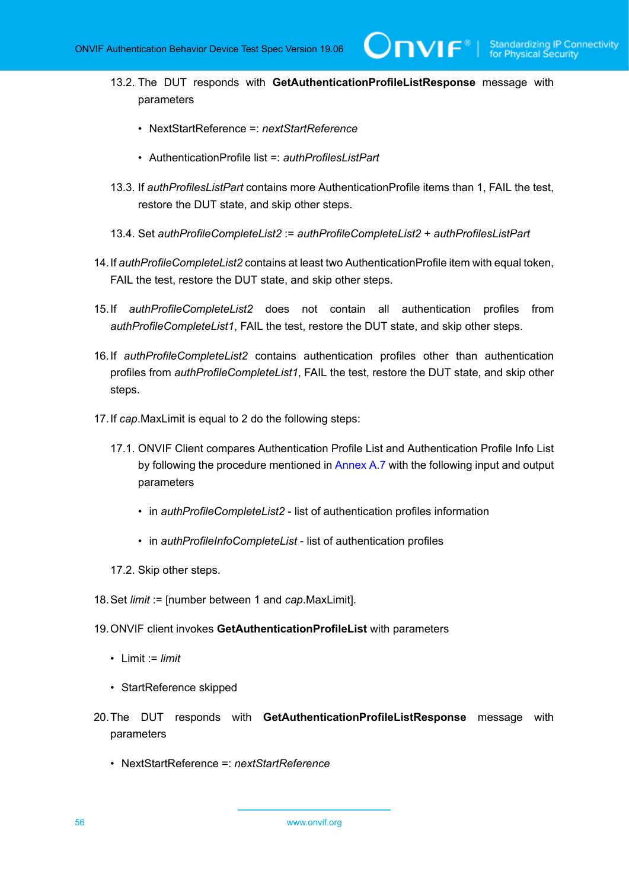13.2. The DUT responds with **GetAuthenticationProfileListResponse** message with parameters

- NextStartReference =: *nextStartReference*
- AuthenticationProfile list =: *authProfilesListPart*

13.3. If *authProfilesListPart* contains more AuthenticationProfile items than 1, FAIL the test, restore the DUT state, and skip other steps.

13.4. Set *authProfileCompleteList2* := *authProfileCompleteList2* + *authProfilesListPart*

14. If *authProfileCompleteList2* contains at least two AuthenticationProfile item with equal token, FAIL the test, restore the DUT state, and skip other steps.

15. If *authProfileCompleteList2* does not contain all authentication profiles from *authProfileCompleteList1*, FAIL the test, restore the DUT state, and skip other steps.

16. If *authProfileCompleteList2* contains authentication profiles other than authentication profiles from *authProfileCompleteList1*, FAIL the test, restore the DUT state, and skip other steps.

17. If *cap*.MaxLimit is equal to 2 do the following steps:

17.1. ONVIF Client compares Authentication Profile List and Authentication Profile Info List by following the procedure mentioned in Annex A.7 with the following input and output parameters

- in *authProfileCompleteList2* - list of authentication profiles information
- in *authProfileInfoCompleteList* - list of authentication profiles

17.2. Skip other steps.

18. Set *limit* := [number between 1 and *cap*.MaxLimit].

19. ONVIF client invokes **GetAuthenticationProfileList** with parameters

- Limit := *limit*
- StartReference skipped

20. The DUT responds with **GetAuthenticationProfileListResponse** message with parameters

- NextStartReference =: *nextStartReference*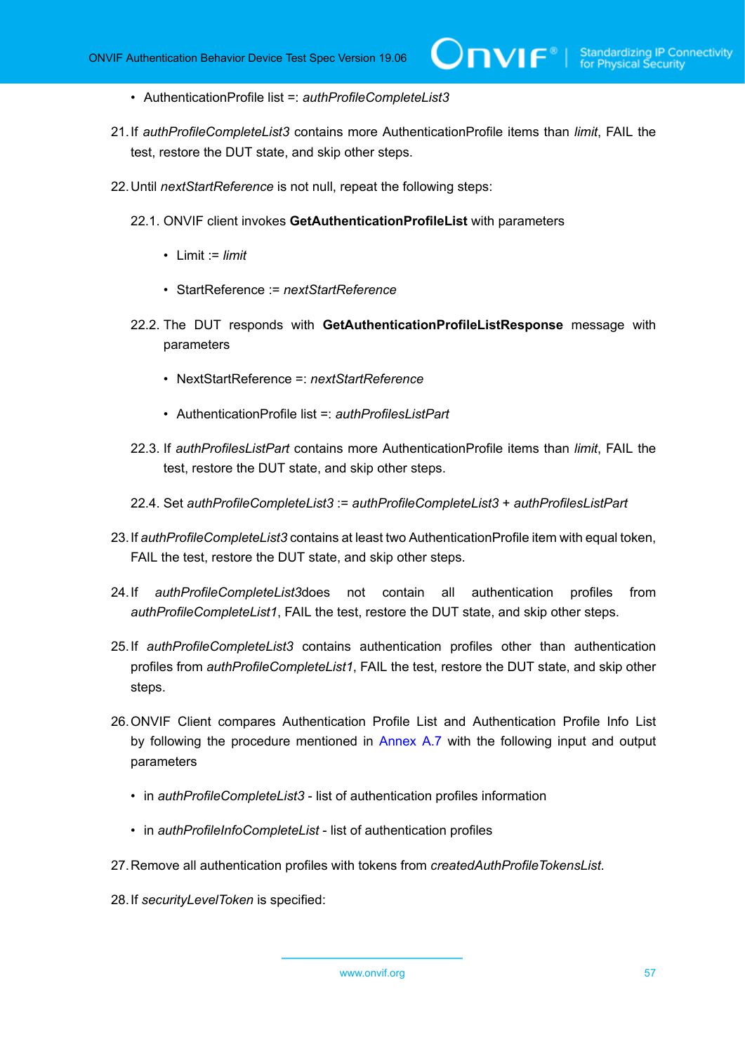- AuthenticationProfile list =: *authProfileCompleteList3*

21. If *authProfileCompleteList3* contains more AuthenticationProfile items than *limit*, FAIL the test, restore the DUT state, and skip other steps.

22. Until *nextStartReference* is not null, repeat the following steps:

    22.1. ONVIF client invokes **GetAuthenticationProfileList** with parameters

    - Limit := *limit*
    - StartReference := *nextStartReference*

    22.2. The DUT responds with **GetAuthenticationProfileListResponse** message with parameters

    - NextStartReference =: *nextStartReference*
    - AuthenticationProfile list =: *authProfilesListPart*

    22.3. If *authProfilesListPart* contains more AuthenticationProfile items than *limit*, FAIL the test, restore the DUT state, and skip other steps.

    22.4. Set *authProfileCompleteList3* := *authProfileCompleteList3* + *authProfilesListPart*

23. If *authProfileCompleteList3* contains at least two AuthenticationProfile item with equal token, FAIL the test, restore the DUT state, and skip other steps.

24. If *authProfileCompleteList3*does not contain all authentication profiles from *authProfileCompleteList1*, FAIL the test, restore the DUT state, and skip other steps.

25. If *authProfileCompleteList3* contains authentication profiles other than authentication profiles from *authProfileCompleteList1*, FAIL the test, restore the DUT state, and skip other steps.

26. ONVIF Client compares Authentication Profile List and Authentication Profile Info List by following the procedure mentioned in Annex A.7 with the following input and output parameters

    - in *authProfileCompleteList3* - list of authentication profiles information
    - in *authProfileInfoCompleteList* - list of authentication profiles

27. Remove all authentication profiles with tokens from *createdAuthProfileTokensList*.

28. If *securityLevelToken* is specified: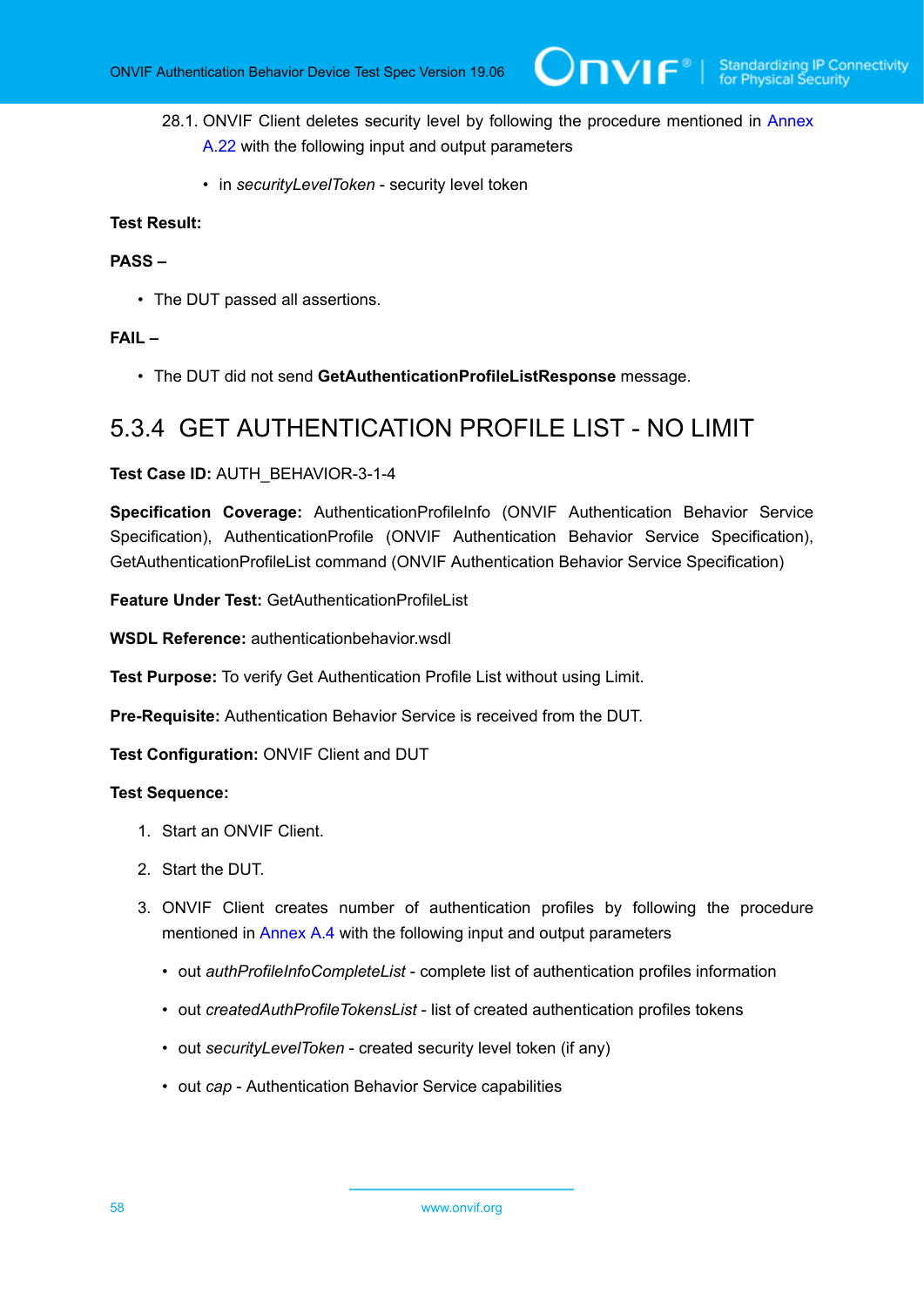28.1. ONVIF Client deletes security level by following the procedure mentioned in Annex A.22 with the following input and output parameters

- in *securityLevelToken* - security level token

**Test Result:**

**PASS –**

- The DUT passed all assertions.

**FAIL –**

- The DUT did not send **GetAuthenticationProfileListResponse** message.

## 5.3.4 GET AUTHENTICATION PROFILE LIST - NO LIMIT

**Test Case ID:** AUTH_BEHAVIOR-3-1-4

**Specification Coverage:** AuthenticationProfileInfo (ONVIF Authentication Behavior Service Specification), AuthenticationProfile (ONVIF Authentication Behavior Service Specification), GetAuthenticationProfileList command (ONVIF Authentication Behavior Service Specification)

**Feature Under Test:** GetAuthenticationProfileList

**WSDL Reference:** authenticationbehavior.wsdl

**Test Purpose:** To verify Get Authentication Profile List without using Limit.

**Pre-Requisite:** Authentication Behavior Service is received from the DUT.

**Test Configuration:** ONVIF Client and DUT

**Test Sequence:**

1. Start an ONVIF Client.
2. Start the DUT.
3. ONVIF Client creates number of authentication profiles by following the procedure mentioned in Annex A.4 with the following input and output parameters
   - out *authProfileInfoCompleteList* - complete list of authentication profiles information
   - out *createdAuthProfileTokensList* - list of created authentication profiles tokens
   - out *securityLevelToken* - created security level token (if any)
   - out *cap* - Authentication Behavior Service capabilities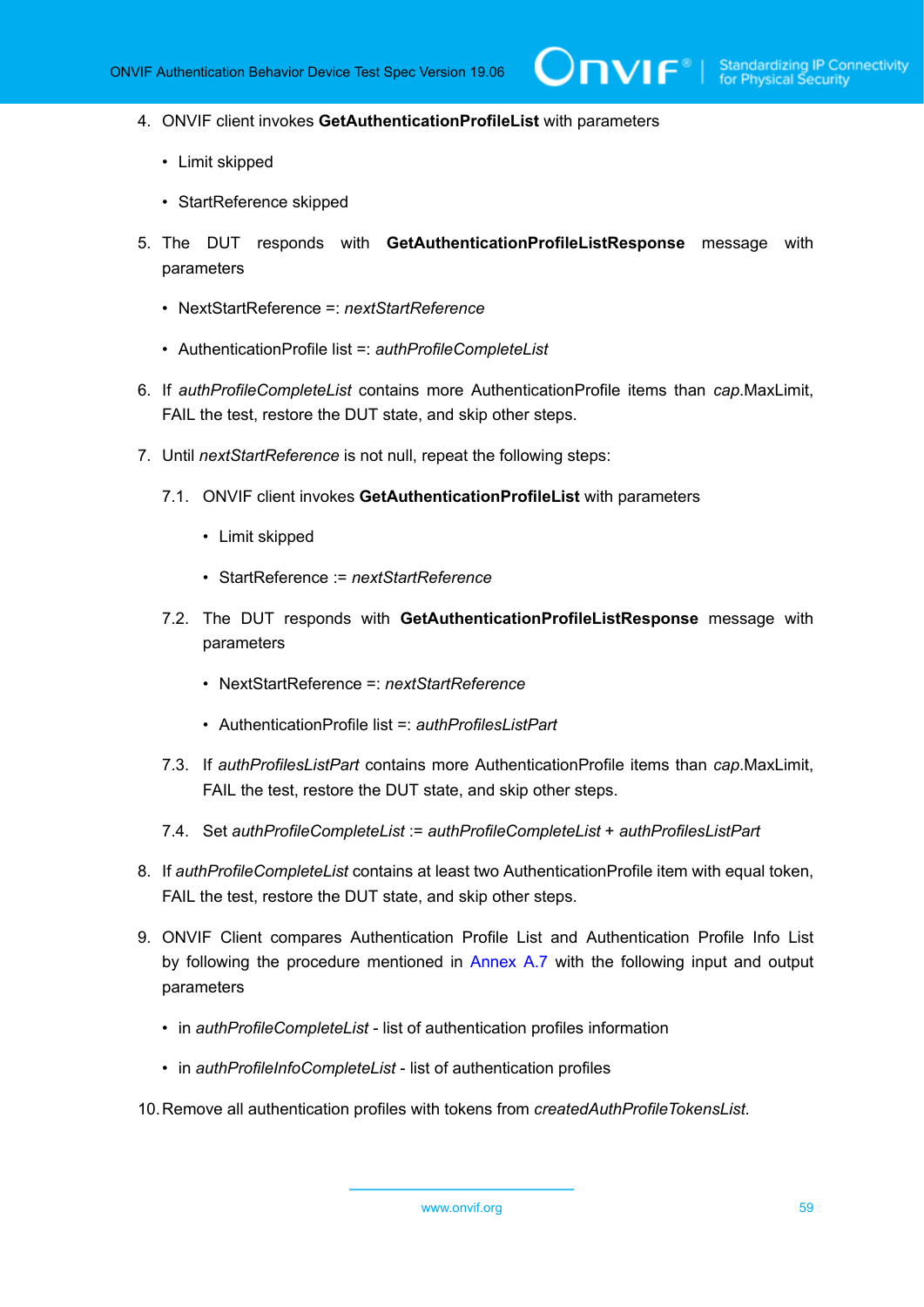4. ONVIF client invokes **GetAuthenticationProfileList** with parameters

   - Limit skipped

   - StartReference skipped

5. The DUT responds with **GetAuthenticationProfileListResponse** message with parameters

   - NextStartReference =: *nextStartReference*

   - AuthenticationProfile list =: *authProfileCompleteList*

6. If *authProfileCompleteList* contains more AuthenticationProfile items than *cap*.MaxLimit, FAIL the test, restore the DUT state, and skip other steps.

7. Until *nextStartReference* is not null, repeat the following steps:

   7.1. ONVIF client invokes **GetAuthenticationProfileList** with parameters

   - Limit skipped

   - StartReference := *nextStartReference*

   7.2. The DUT responds with **GetAuthenticationProfileListResponse** message with parameters

   - NextStartReference =: *nextStartReference*

   - AuthenticationProfile list =: *authProfilesListPart*

   7.3. If *authProfilesListPart* contains more AuthenticationProfile items than *cap*.MaxLimit, FAIL the test, restore the DUT state, and skip other steps.

   7.4. Set *authProfileCompleteList* := *authProfileCompleteList* + *authProfilesListPart*

8. If *authProfileCompleteList* contains at least two AuthenticationProfile item with equal token, FAIL the test, restore the DUT state, and skip other steps.

9. ONVIF Client compares Authentication Profile List and Authentication Profile Info List by following the procedure mentioned in Annex A.7 with the following input and output parameters

   - in *authProfileCompleteList* - list of authentication profiles information

   - in *authProfileInfoCompleteList* - list of authentication profiles

10. Remove all authentication profiles with tokens from *createdAuthProfileTokensList*.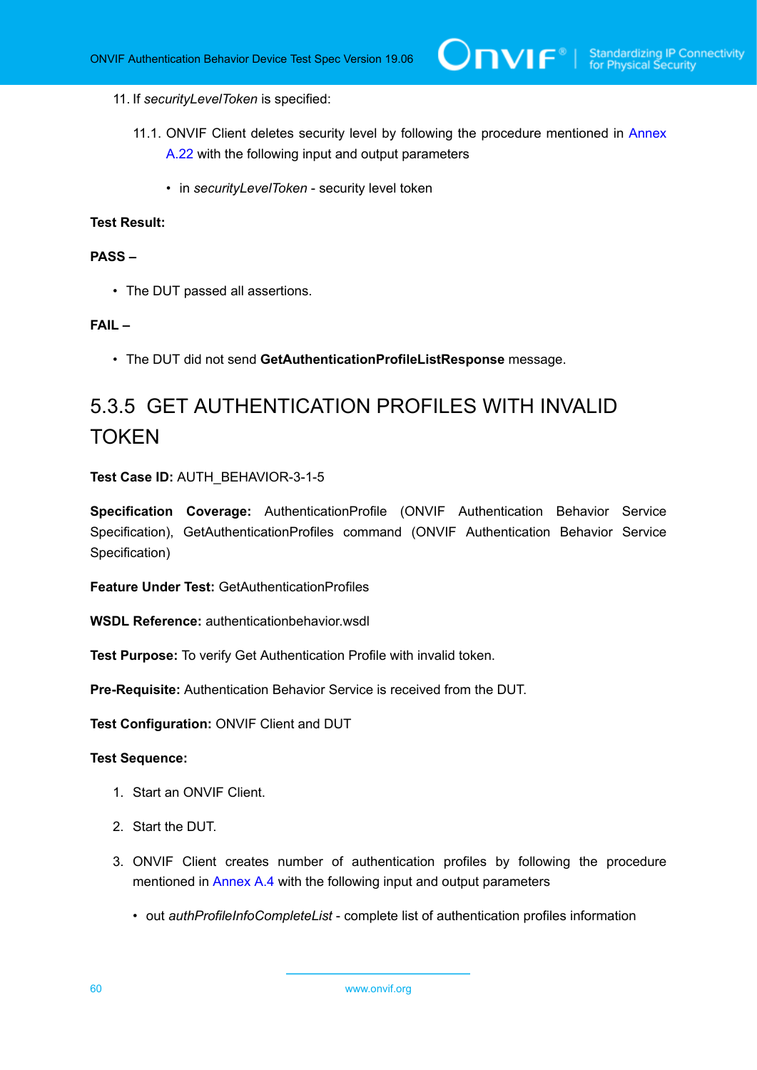11. If *securityLevelToken* is specified:

    11.1. ONVIF Client deletes security level by following the procedure mentioned in Annex A.22 with the following input and output parameters

    - in *securityLevelToken* - security level token

**Test Result:**

**PASS –**

- The DUT passed all assertions.

**FAIL –**

- The DUT did not send **GetAuthenticationProfileListResponse** message.

## 5.3.5 GET AUTHENTICATION PROFILES WITH INVALID TOKEN

**Test Case ID:** AUTH_BEHAVIOR-3-1-5

**Specification Coverage:** AuthenticationProfile (ONVIF Authentication Behavior Service Specification), GetAuthenticationProfiles command (ONVIF Authentication Behavior Service Specification)

**Feature Under Test:** GetAuthenticationProfiles

**WSDL Reference:** authenticationbehavior.wsdl

**Test Purpose:** To verify Get Authentication Profile with invalid token.

**Pre-Requisite:** Authentication Behavior Service is received from the DUT.

**Test Configuration:** ONVIF Client and DUT

**Test Sequence:**

1. Start an ONVIF Client.

2. Start the DUT.

3. ONVIF Client creates number of authentication profiles by following the procedure mentioned in Annex A.4 with the following input and output parameters

    - out *authProfileInfoCompleteList* - complete list of authentication profiles information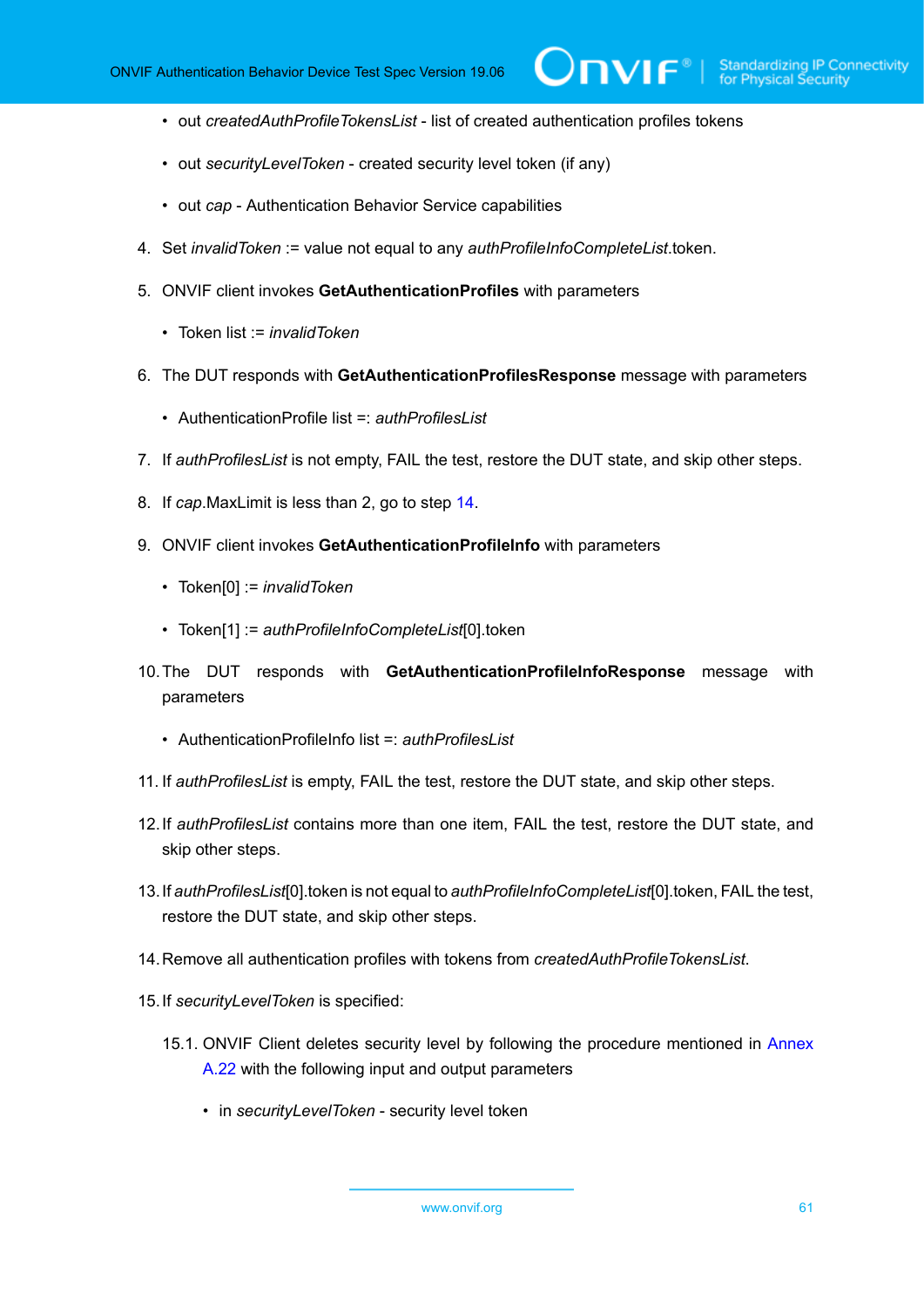- out *createdAuthProfileTokensList* - list of created authentication profiles tokens
- out *securityLevelToken* - created security level token (if any)
- out *cap* - Authentication Behavior Service capabilities

4. Set *invalidToken* := value not equal to any *authProfileInfoCompleteList*.token.
5. ONVIF client invokes **GetAuthenticationProfiles** with parameters
   - Token list := *invalidToken*
6. The DUT responds with **GetAuthenticationProfilesResponse** message with parameters
   - AuthenticationProfile list =: *authProfilesList*
7. If *authProfilesList* is not empty, FAIL the test, restore the DUT state, and skip other steps.
8. If *cap*.MaxLimit is less than 2, go to step 14.
9. ONVIF client invokes **GetAuthenticationProfileInfo** with parameters
   - Token[0] := *invalidToken*
   - Token[1] := *authProfileInfoCompleteList*[0].token
10. The DUT responds with **GetAuthenticationProfileInfoResponse** message with parameters
    - AuthenticationProfileInfo list =: *authProfilesList*
11. If *authProfilesList* is empty, FAIL the test, restore the DUT state, and skip other steps.
12. If *authProfilesList* contains more than one item, FAIL the test, restore the DUT state, and skip other steps.
13. If *authProfilesList*[0].token is not equal to *authProfileInfoCompleteList*[0].token, FAIL the test, restore the DUT state, and skip other steps.
14. Remove all authentication profiles with tokens from *createdAuthProfileTokensList*.
15. If *securityLevelToken* is specified:
    15.1. ONVIF Client deletes security level by following the procedure mentioned in Annex A.22 with the following input and output parameters
    - in *securityLevelToken* - security level token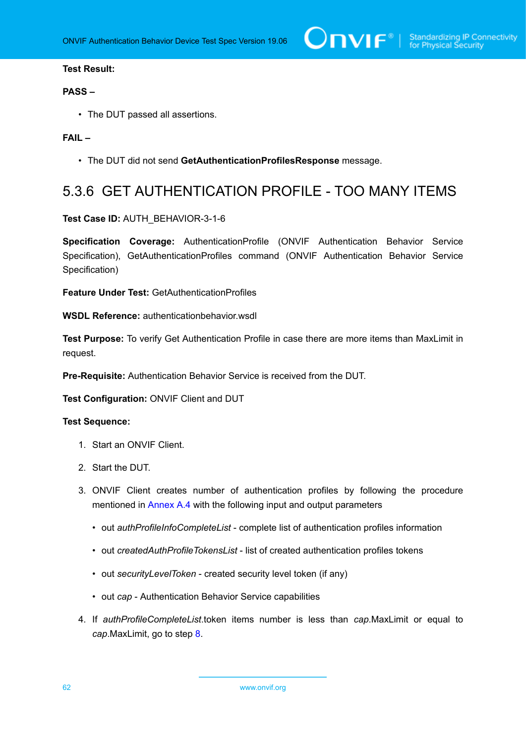**Test Result:**

**PASS –**

- The DUT passed all assertions.

**FAIL –**

- The DUT did not send **GetAuthenticationProfilesResponse** message.

## 5.3.6 GET AUTHENTICATION PROFILE - TOO MANY ITEMS

**Test Case ID:** AUTH_BEHAVIOR-3-1-6

**Specification Coverage:** AuthenticationProfile (ONVIF Authentication Behavior Service Specification), GetAuthenticationProfiles command (ONVIF Authentication Behavior Service Specification)

**Feature Under Test:** GetAuthenticationProfiles

**WSDL Reference:** authenticationbehavior.wsdl

**Test Purpose:** To verify Get Authentication Profile in case there are more items than MaxLimit in request.

**Pre-Requisite:** Authentication Behavior Service is received from the DUT.

**Test Configuration:** ONVIF Client and DUT

**Test Sequence:**

1. Start an ONVIF Client.
2. Start the DUT.
3. ONVIF Client creates number of authentication profiles by following the procedure mentioned in Annex A.4 with the following input and output parameters
   - out *authProfileInfoCompleteList* - complete list of authentication profiles information
   - out *createdAuthProfileTokensList* - list of created authentication profiles tokens
   - out *securityLevelToken* - created security level token (if any)
   - out *cap* - Authentication Behavior Service capabilities
4. If *authProfileCompleteList*.token items number is less than *cap*.MaxLimit or equal to *cap*.MaxLimit, go to step 8.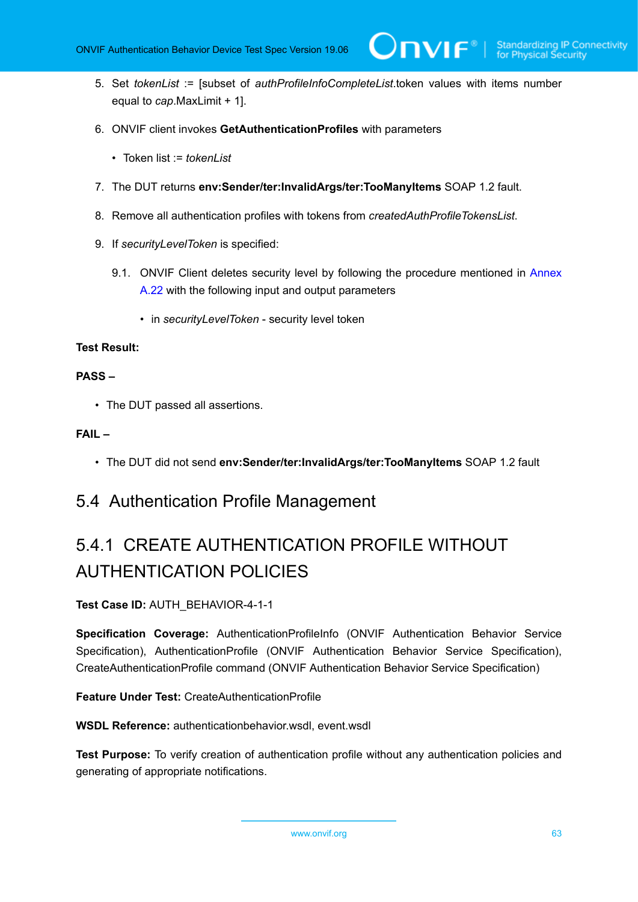5. Set *tokenList* := [subset of *authProfileInfoCompleteList*.token values with items number equal to *cap*.MaxLimit + 1].

6. ONVIF client invokes **GetAuthenticationProfiles** with parameters

   - Token list := *tokenList*

7. The DUT returns **env:Sender/ter:InvalidArgs/ter:TooManyItems** SOAP 1.2 fault.

8. Remove all authentication profiles with tokens from *createdAuthProfileTokensList*.

9. If *securityLevelToken* is specified:

   9.1. ONVIF Client deletes security level by following the procedure mentioned in Annex A.22 with the following input and output parameters

   - in *securityLevelToken* - security level token

**Test Result:**

**PASS –**

- The DUT passed all assertions.

**FAIL –**

- The DUT did not send **env:Sender/ter:InvalidArgs/ter:TooManyItems** SOAP 1.2 fault

## 5.4 Authentication Profile Management

### 5.4.1 CREATE AUTHENTICATION PROFILE WITHOUT AUTHENTICATION POLICIES

**Test Case ID:** AUTH_BEHAVIOR-4-1-1

**Specification Coverage:** AuthenticationProfileInfo (ONVIF Authentication Behavior Service Specification), AuthenticationProfile (ONVIF Authentication Behavior Service Specification), CreateAuthenticationProfile command (ONVIF Authentication Behavior Service Specification)

**Feature Under Test:** CreateAuthenticationProfile

**WSDL Reference:** authenticationbehavior.wsdl, event.wsdl

**Test Purpose:** To verify creation of authentication profile without any authentication policies and generating of appropriate notifications.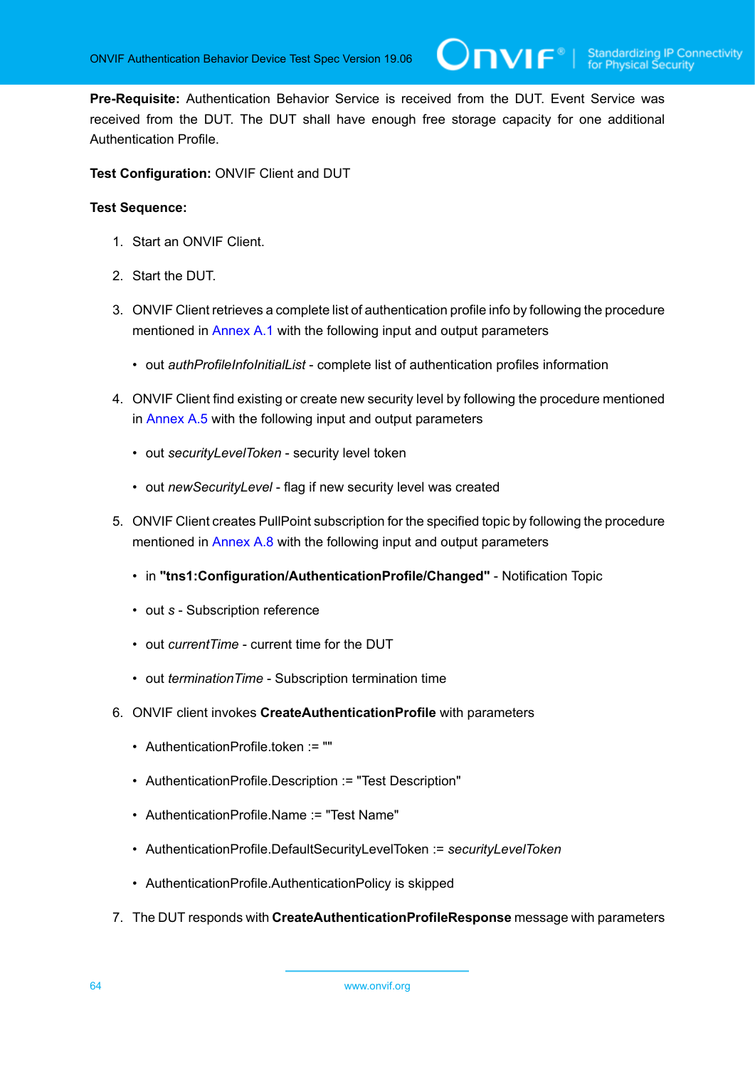**Pre-Requisite:** Authentication Behavior Service is received from the DUT. Event Service was received from the DUT. The DUT shall have enough free storage capacity for one additional Authentication Profile.

**Test Configuration:** ONVIF Client and DUT

**Test Sequence:**

1. Start an ONVIF Client.
2. Start the DUT.
3. ONVIF Client retrieves a complete list of authentication profile info by following the procedure mentioned in Annex A.1 with the following input and output parameters
   - out *authProfileInfoInitialList* - complete list of authentication profiles information
4. ONVIF Client find existing or create new security level by following the procedure mentioned in Annex A.5 with the following input and output parameters
   - out *securityLevelToken* - security level token
   - out *newSecurityLevel* - flag if new security level was created
5. ONVIF Client creates PullPoint subscription for the specified topic by following the procedure mentioned in Annex A.8 with the following input and output parameters
   - in **"tns1:Configuration/AuthenticationProfile/Changed"** - Notification Topic
   - out *s* - Subscription reference
   - out *currentTime* - current time for the DUT
   - out *terminationTime* - Subscription termination time
6. ONVIF client invokes **CreateAuthenticationProfile** with parameters
   - AuthenticationProfile.token := ""
   - AuthenticationProfile.Description := "Test Description"
   - AuthenticationProfile.Name := "Test Name"
   - AuthenticationProfile.DefaultSecurityLevelToken := *securityLevelToken*
   - AuthenticationProfile.AuthenticationPolicy is skipped
7. The DUT responds with **CreateAuthenticationProfileResponse** message with parameters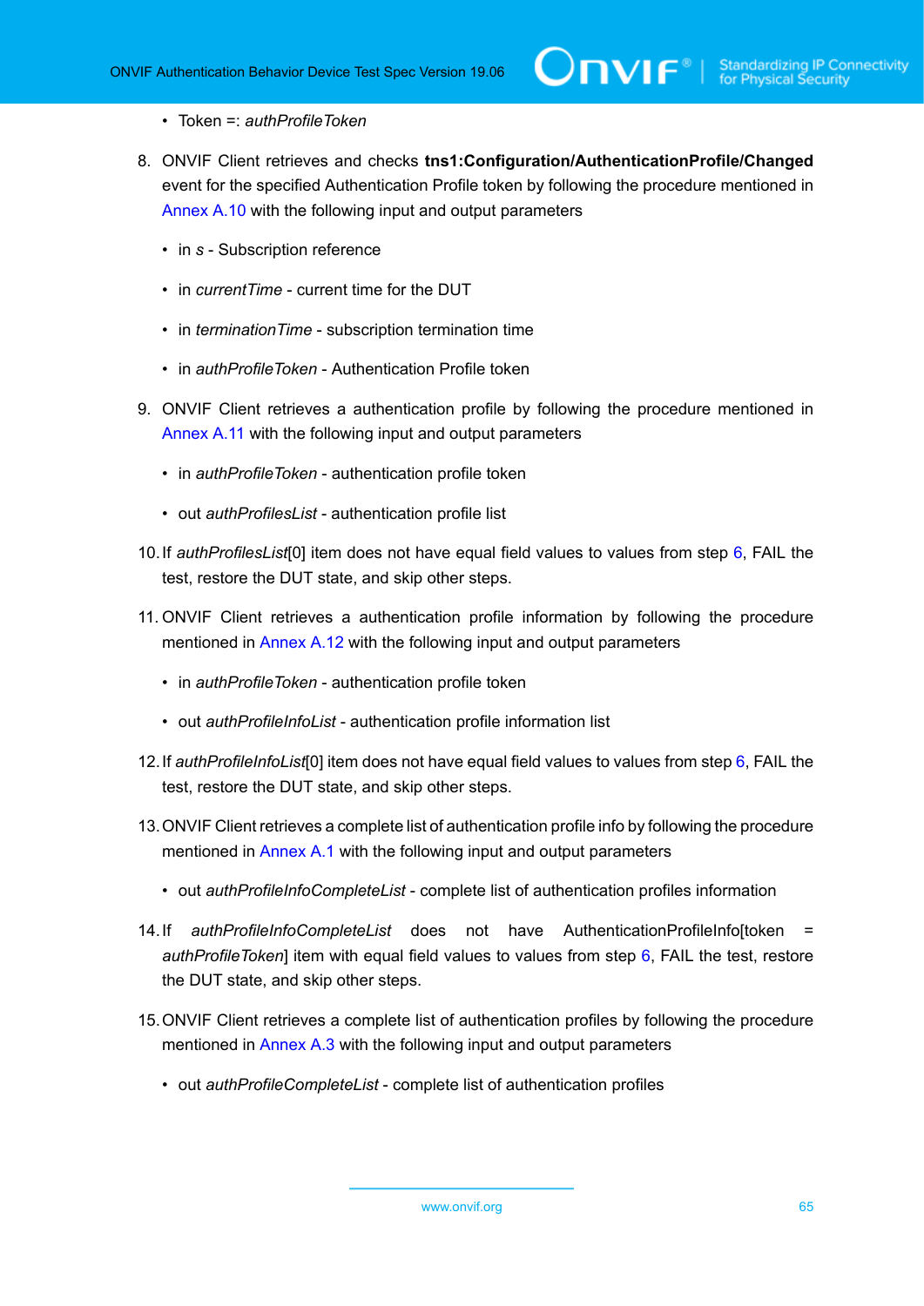- Token =: *authProfileToken*

8. ONVIF Client retrieves and checks **tns1:Configuration/AuthenticationProfile/Changed** event for the specified Authentication Profile token by following the procedure mentioned in Annex A.10 with the following input and output parameters

   - in *s* - Subscription reference
   - in *currentTime* - current time for the DUT
   - in *terminationTime* - subscription termination time
   - in *authProfileToken* - Authentication Profile token

9. ONVIF Client retrieves a authentication profile by following the procedure mentioned in Annex A.11 with the following input and output parameters

   - in *authProfileToken* - authentication profile token
   - out *authProfilesList* - authentication profile list

10. If *authProfilesList*[0] item does not have equal field values to values from step 6, FAIL the test, restore the DUT state, and skip other steps.

11. ONVIF Client retrieves a authentication profile information by following the procedure mentioned in Annex A.12 with the following input and output parameters

    - in *authProfileToken* - authentication profile token
    - out *authProfileInfoList* - authentication profile information list

12. If *authProfileInfoList*[0] item does not have equal field values to values from step 6, FAIL the test, restore the DUT state, and skip other steps.

13. ONVIF Client retrieves a complete list of authentication profile info by following the procedure mentioned in Annex A.1 with the following input and output parameters

    - out *authProfileInfoCompleteList* - complete list of authentication profiles information

14. If *authProfileInfoCompleteList* does not have AuthenticationProfileInfo[token = *authProfileToken*] item with equal field values to values from step 6, FAIL the test, restore the DUT state, and skip other steps.

15. ONVIF Client retrieves a complete list of authentication profiles by following the procedure mentioned in Annex A.3 with the following input and output parameters

    - out *authProfileCompleteList* - complete list of authentication profiles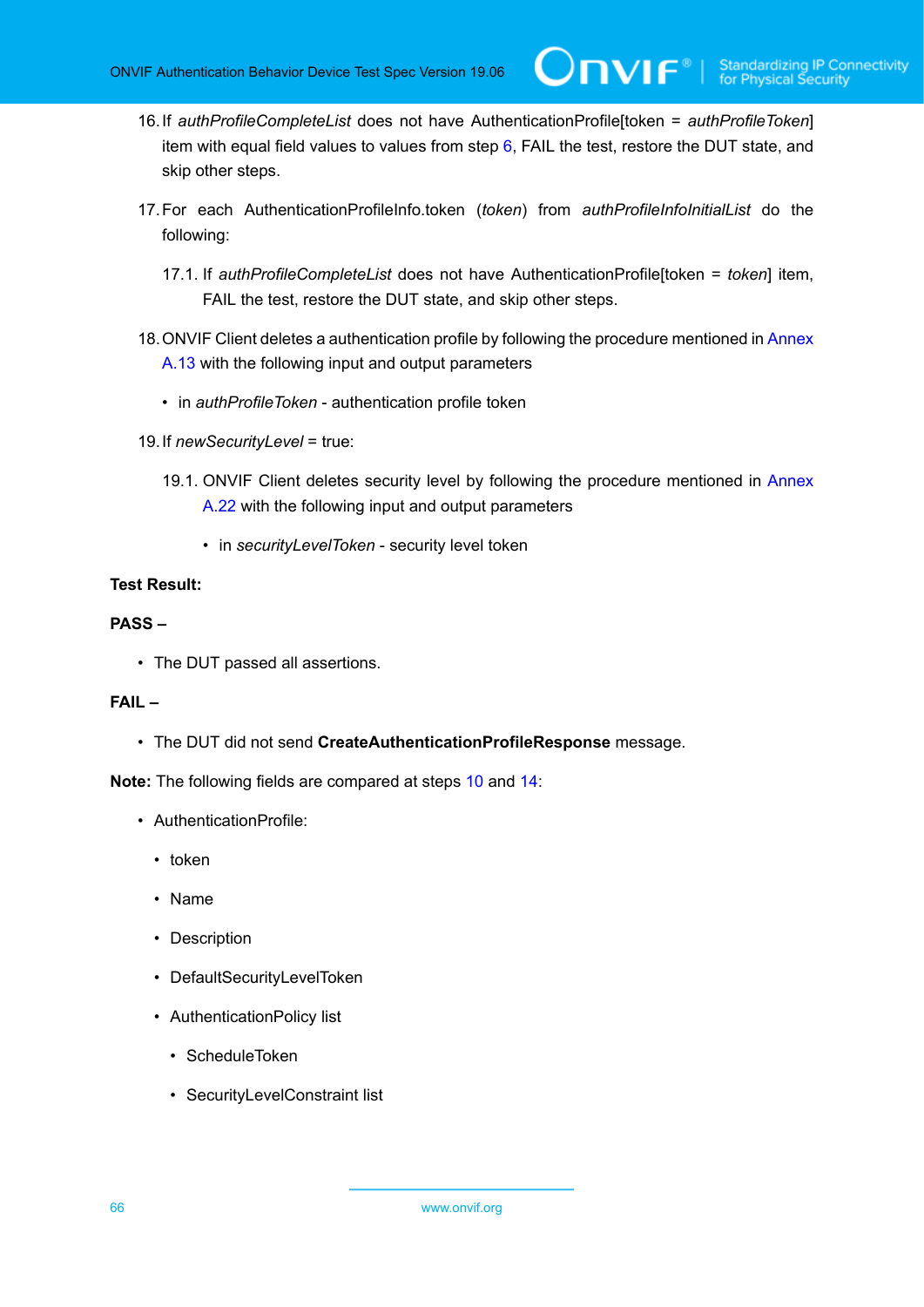16. If *authProfileCompleteList* does not have AuthenticationProfile[token = *authProfileToken*] item with equal field values to values from step 6, FAIL the test, restore the DUT state, and skip other steps.

17. For each AuthenticationProfileInfo.token (*token*) from *authProfileInfoInitialList* do the following:

    17.1. If *authProfileCompleteList* does not have AuthenticationProfile[token = *token*] item, FAIL the test, restore the DUT state, and skip other steps.

18. ONVIF Client deletes a authentication profile by following the procedure mentioned in Annex A.13 with the following input and output parameters

    - in *authProfileToken* - authentication profile token

19. If *newSecurityLevel* = true:

    19.1. ONVIF Client deletes security level by following the procedure mentioned in Annex A.22 with the following input and output parameters

    - in *securityLevelToken* - security level token

**Test Result:**

**PASS –**

- The DUT passed all assertions.

**FAIL –**

- The DUT did not send **CreateAuthenticationProfileResponse** message.

**Note:** The following fields are compared at steps 10 and 14:

- AuthenticationProfile:
  - token
  - Name
  - Description
  - DefaultSecurityLevelToken
  - AuthenticationPolicy list
    - ScheduleToken
    - SecurityLevelConstraint list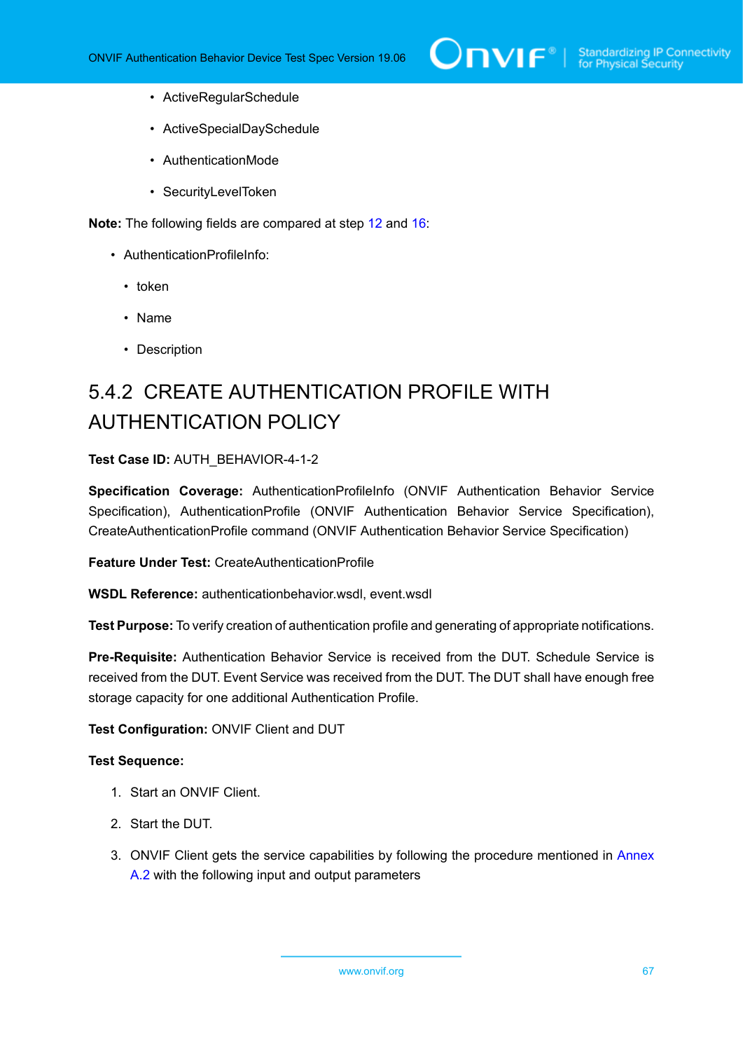- ActiveRegularSchedule
- ActiveSpecialDaySchedule
- AuthenticationMode
- SecurityLevelToken

**Note:** The following fields are compared at step 12 and 16:

- AuthenticationProfileInfo:
  - token
  - Name
  - Description

## 5.4.2 CREATE AUTHENTICATION PROFILE WITH AUTHENTICATION POLICY

**Test Case ID:** AUTH_BEHAVIOR-4-1-2

**Specification Coverage:** AuthenticationProfileInfo (ONVIF Authentication Behavior Service Specification), AuthenticationProfile (ONVIF Authentication Behavior Service Specification), CreateAuthenticationProfile command (ONVIF Authentication Behavior Service Specification)

**Feature Under Test:** CreateAuthenticationProfile

**WSDL Reference:** authenticationbehavior.wsdl, event.wsdl

**Test Purpose:** To verify creation of authentication profile and generating of appropriate notifications.

**Pre-Requisite:** Authentication Behavior Service is received from the DUT. Schedule Service is received from the DUT. Event Service was received from the DUT. The DUT shall have enough free storage capacity for one additional Authentication Profile.

**Test Configuration:** ONVIF Client and DUT

**Test Sequence:**

1. Start an ONVIF Client.
2. Start the DUT.
3. ONVIF Client gets the service capabilities by following the procedure mentioned in Annex A.2 with the following input and output parameters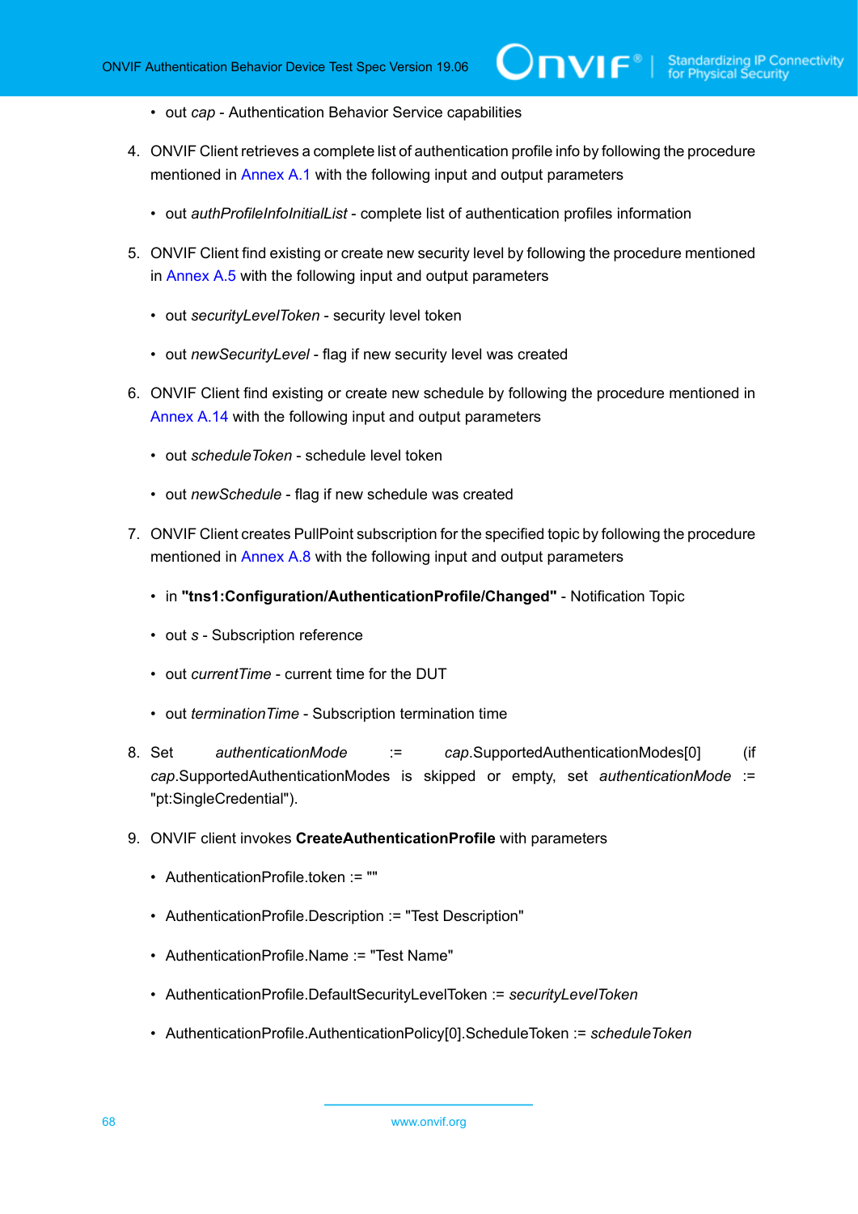- out *cap* - Authentication Behavior Service capabilities

4. ONVIF Client retrieves a complete list of authentication profile info by following the procedure mentioned in Annex A.1 with the following input and output parameters

   - out *authProfileInfoInitialList* - complete list of authentication profiles information

5. ONVIF Client find existing or create new security level by following the procedure mentioned in Annex A.5 with the following input and output parameters

   - out *securityLevelToken* - security level token
   - out *newSecurityLevel* - flag if new security level was created

6. ONVIF Client find existing or create new schedule by following the procedure mentioned in Annex A.14 with the following input and output parameters

   - out *scheduleToken* - schedule level token
   - out *newSchedule* - flag if new schedule was created

7. ONVIF Client creates PullPoint subscription for the specified topic by following the procedure mentioned in Annex A.8 with the following input and output parameters

   - in **"tns1:Configuration/AuthenticationProfile/Changed"** - Notification Topic
   - out *s* - Subscription reference
   - out *currentTime* - current time for the DUT
   - out *terminationTime* - Subscription termination time

8. Set *authenticationMode* := *cap*.SupportedAuthenticationModes[0] (if *cap*.SupportedAuthenticationModes is skipped or empty, set *authenticationMode* := "pt:SingleCredential").

9. ONVIF client invokes **CreateAuthenticationProfile** with parameters

   - AuthenticationProfile.token := ""
   - AuthenticationProfile.Description := "Test Description"
   - AuthenticationProfile.Name := "Test Name"
   - AuthenticationProfile.DefaultSecurityLevelToken := *securityLevelToken*
   - AuthenticationProfile.AuthenticationPolicy[0].ScheduleToken := *scheduleToken*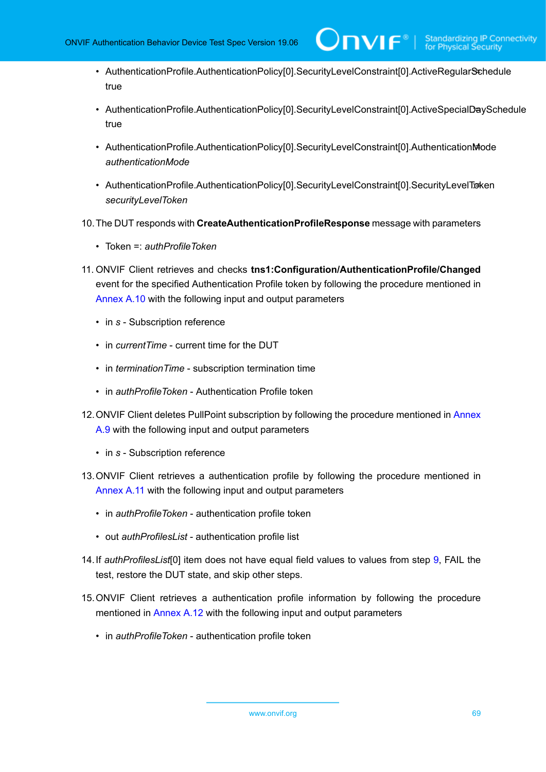- AuthenticationProfile.AuthenticationPolicy[0].SecurityLevelConstraint[0].ActiveRegularSchedule = true

- AuthenticationProfile.AuthenticationPolicy[0].SecurityLevelConstraint[0].ActiveSpecialDaySchedule = true

- AuthenticationProfile.AuthenticationPolicy[0].SecurityLevelConstraint[0].AuthenticationMode = *authenticationMode*

- AuthenticationProfile.AuthenticationPolicy[0].SecurityLevelConstraint[0].SecurityLevelToken = *securityLevelToken*

10. The DUT responds with **CreateAuthenticationProfileResponse** message with parameters

    - Token =: *authProfileToken*

11. ONVIF Client retrieves and checks **tns1:Configuration/AuthenticationProfile/Changed** event for the specified Authentication Profile token by following the procedure mentioned in Annex A.10 with the following input and output parameters

    - in *s* - Subscription reference
    - in *currentTime* - current time for the DUT
    - in *terminationTime* - subscription termination time
    - in *authProfileToken* - Authentication Profile token

12. ONVIF Client deletes PullPoint subscription by following the procedure mentioned in Annex A.9 with the following input and output parameters

    - in *s* - Subscription reference

13. ONVIF Client retrieves a authentication profile by following the procedure mentioned in Annex A.11 with the following input and output parameters

    - in *authProfileToken* - authentication profile token
    - out *authProfilesList* - authentication profile list

14. If *authProfilesList*[0] item does not have equal field values to values from step 9, FAIL the test, restore the DUT state, and skip other steps.

15. ONVIF Client retrieves a authentication profile information by following the procedure mentioned in Annex A.12 with the following input and output parameters

    - in *authProfileToken* - authentication profile token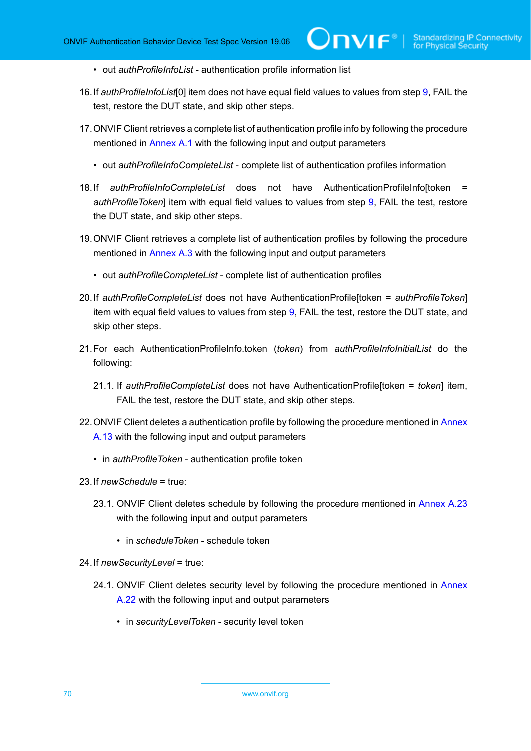- out *authProfileInfoList* - authentication profile information list

16. If *authProfileInfoList*[0] item does not have equal field values to values from step 9, FAIL the test, restore the DUT state, and skip other steps.

17. ONVIF Client retrieves a complete list of authentication profile info by following the procedure mentioned in Annex A.1 with the following input and output parameters

    - out *authProfileInfoCompleteList* - complete list of authentication profiles information

18. If *authProfileInfoCompleteList* does not have AuthenticationProfileInfo[token = *authProfileToken*] item with equal field values to values from step 9, FAIL the test, restore the DUT state, and skip other steps.

19. ONVIF Client retrieves a complete list of authentication profiles by following the procedure mentioned in Annex A.3 with the following input and output parameters

    - out *authProfileCompleteList* - complete list of authentication profiles

20. If *authProfileCompleteList* does not have AuthenticationProfile[token = *authProfileToken*] item with equal field values to values from step 9, FAIL the test, restore the DUT state, and skip other steps.

21. For each AuthenticationProfileInfo.token (*token*) from *authProfileInfoInitialList* do the following:

    21.1. If *authProfileCompleteList* does not have AuthenticationProfile[token = *token*] item, FAIL the test, restore the DUT state, and skip other steps.

22. ONVIF Client deletes a authentication profile by following the procedure mentioned in Annex A.13 with the following input and output parameters

    - in *authProfileToken* - authentication profile token

23. If *newSchedule* = true:

    23.1. ONVIF Client deletes schedule by following the procedure mentioned in Annex A.23 with the following input and output parameters

    - in *scheduleToken* - schedule token

24. If *newSecurityLevel* = true:

    24.1. ONVIF Client deletes security level by following the procedure mentioned in Annex A.22 with the following input and output parameters

    - in *securityLevelToken* - security level token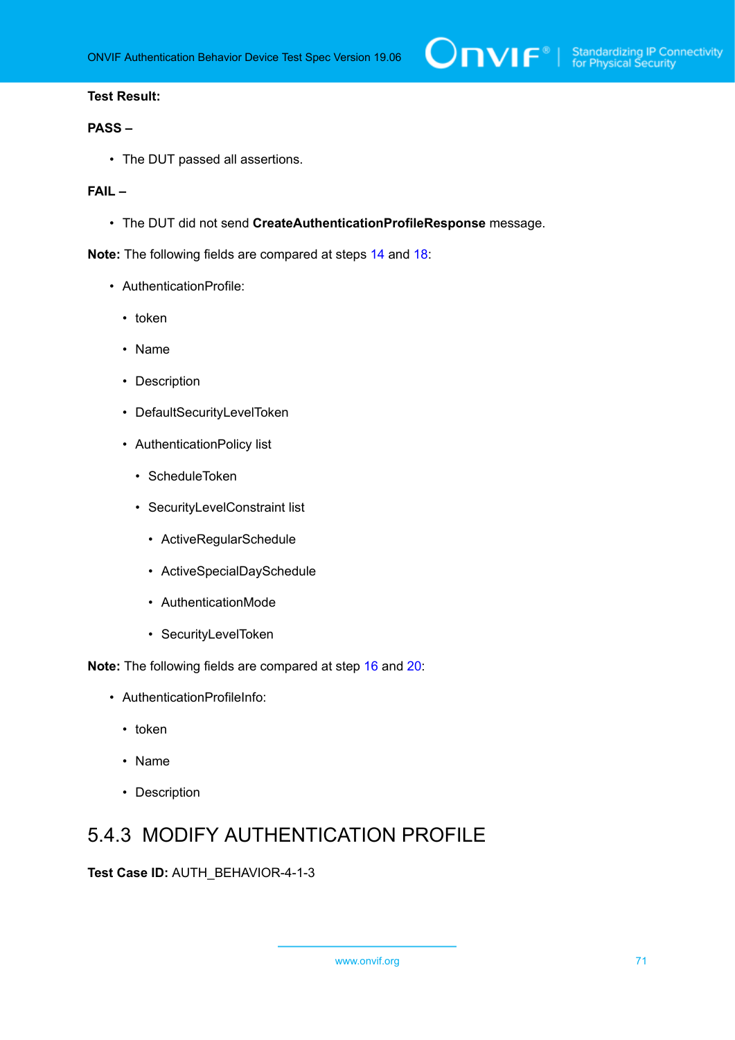**Test Result:**

**PASS –**

- The DUT passed all assertions.

**FAIL –**

- The DUT did not send **CreateAuthenticationProfileResponse** message.

**Note:** The following fields are compared at steps 14 and 18:

- AuthenticationProfile:
  - token
  - Name
  - Description
  - DefaultSecurityLevelToken
  - AuthenticationPolicy list
    - ScheduleToken
    - SecurityLevelConstraint list
      - ActiveRegularSchedule
      - ActiveSpecialDaySchedule
      - AuthenticationMode
      - SecurityLevelToken

**Note:** The following fields are compared at step 16 and 20:

- AuthenticationProfileInfo:
  - token
  - Name
  - Description

## 5.4.3 MODIFY AUTHENTICATION PROFILE

**Test Case ID:** AUTH_BEHAVIOR-4-1-3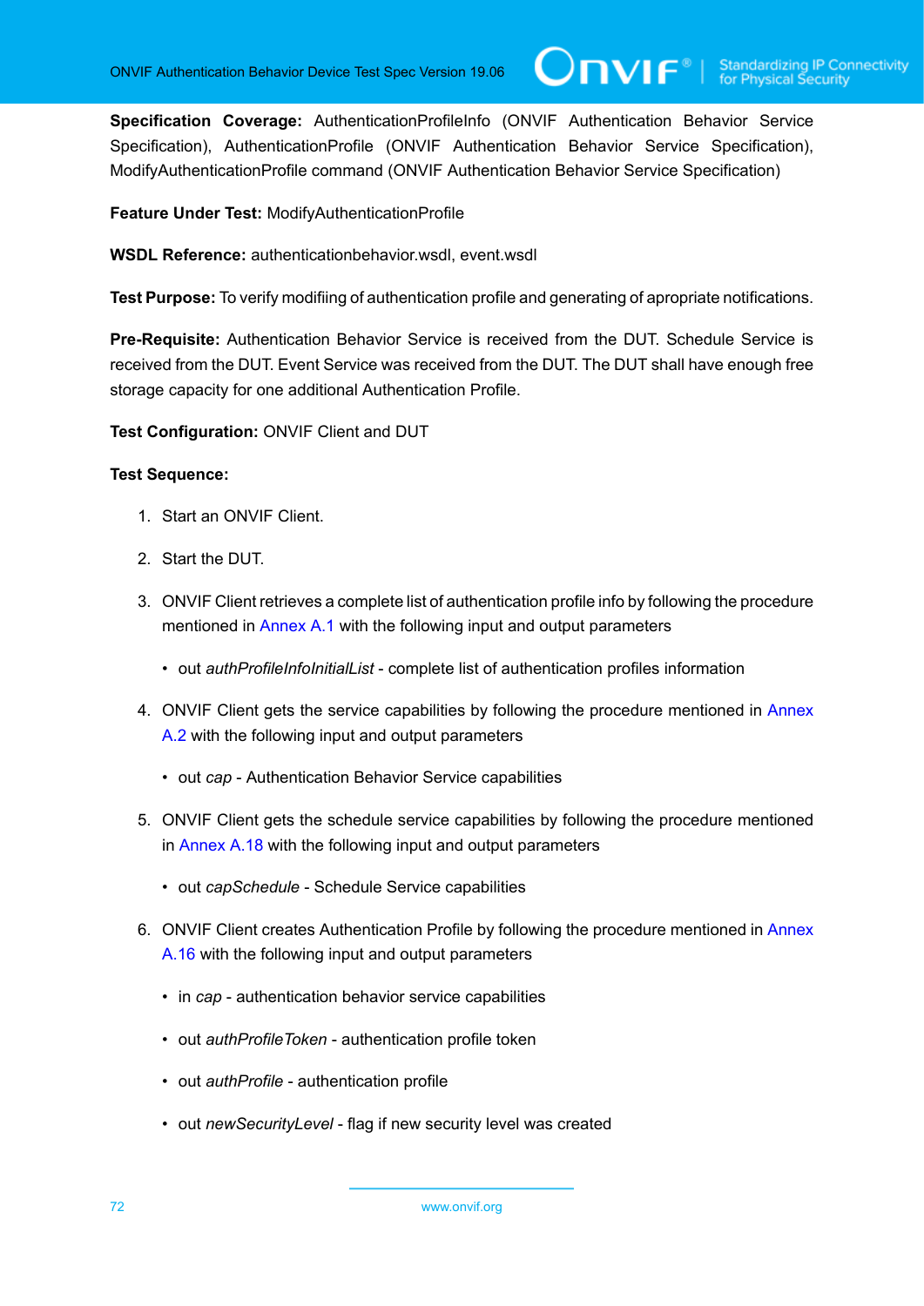**Specification Coverage:** AuthenticationProfileInfo (ONVIF Authentication Behavior Service Specification), AuthenticationProfile (ONVIF Authentication Behavior Service Specification), ModifyAuthenticationProfile command (ONVIF Authentication Behavior Service Specification)

**Feature Under Test:** ModifyAuthenticationProfile

**WSDL Reference:** authenticationbehavior.wsdl, event.wsdl

**Test Purpose:** To verify modifiing of authentication profile and generating of apropriate notifications.

**Pre-Requisite:** Authentication Behavior Service is received from the DUT. Schedule Service is received from the DUT. Event Service was received from the DUT. The DUT shall have enough free storage capacity for one additional Authentication Profile.

**Test Configuration:** ONVIF Client and DUT

**Test Sequence:**

1. Start an ONVIF Client.

2. Start the DUT.

3. ONVIF Client retrieves a complete list of authentication profile info by following the procedure mentioned in Annex A.1 with the following input and output parameters

   - out *authProfileInfoInitialList* - complete list of authentication profiles information

4. ONVIF Client gets the service capabilities by following the procedure mentioned in Annex A.2 with the following input and output parameters

   - out *cap* - Authentication Behavior Service capabilities

5. ONVIF Client gets the schedule service capabilities by following the procedure mentioned in Annex A.18 with the following input and output parameters

   - out *capSchedule* - Schedule Service capabilities

6. ONVIF Client creates Authentication Profile by following the procedure mentioned in Annex A.16 with the following input and output parameters

   - in *cap* - authentication behavior service capabilities
   - out *authProfileToken* - authentication profile token
   - out *authProfile* - authentication profile
   - out *newSecurityLevel* - flag if new security level was created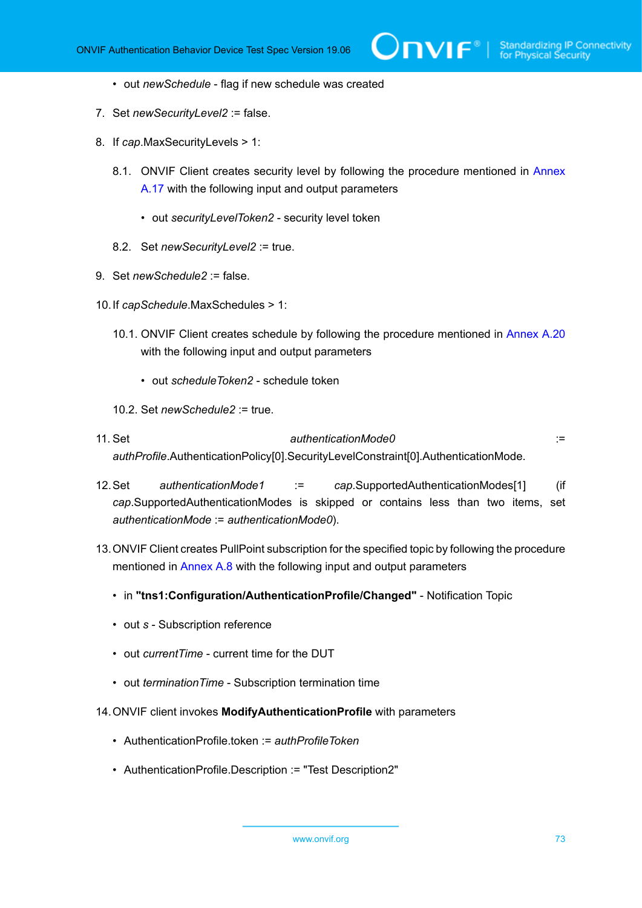- out *newSchedule* - flag if new schedule was created

7. Set *newSecurityLevel2* := false.

8. If *cap*.MaxSecurityLevels > 1:

   8.1. ONVIF Client creates security level by following the procedure mentioned in Annex A.17 with the following input and output parameters

   - out *securityLevelToken2* - security level token

   8.2. Set *newSecurityLevel2* := true.

9. Set *newSchedule2* := false.

10. If *capSchedule*.MaxSchedules > 1:

    10.1. ONVIF Client creates schedule by following the procedure mentioned in Annex A.20 with the following input and output parameters

    - out *scheduleToken2* - schedule token

    10.2. Set *newSchedule2* := true.

11. Set *authenticationMode0* := *authProfile*.AuthenticationPolicy[0].SecurityLevelConstraint[0].AuthenticationMode.

12. Set *authenticationMode1* := *cap*.SupportedAuthenticationModes[1] (if *cap*.SupportedAuthenticationModes is skipped or contains less than two items, set *authenticationMode* := *authenticationMode0*).

13. ONVIF Client creates PullPoint subscription for the specified topic by following the procedure mentioned in Annex A.8 with the following input and output parameters

    - in **"tns1:Configuration/AuthenticationProfile/Changed"** - Notification Topic
    - out *s* - Subscription reference
    - out *currentTime* - current time for the DUT
    - out *terminationTime* - Subscription termination time

14. ONVIF client invokes **ModifyAuthenticationProfile** with parameters

    - AuthenticationProfile.token := *authProfileToken*
    - AuthenticationProfile.Description := "Test Description2"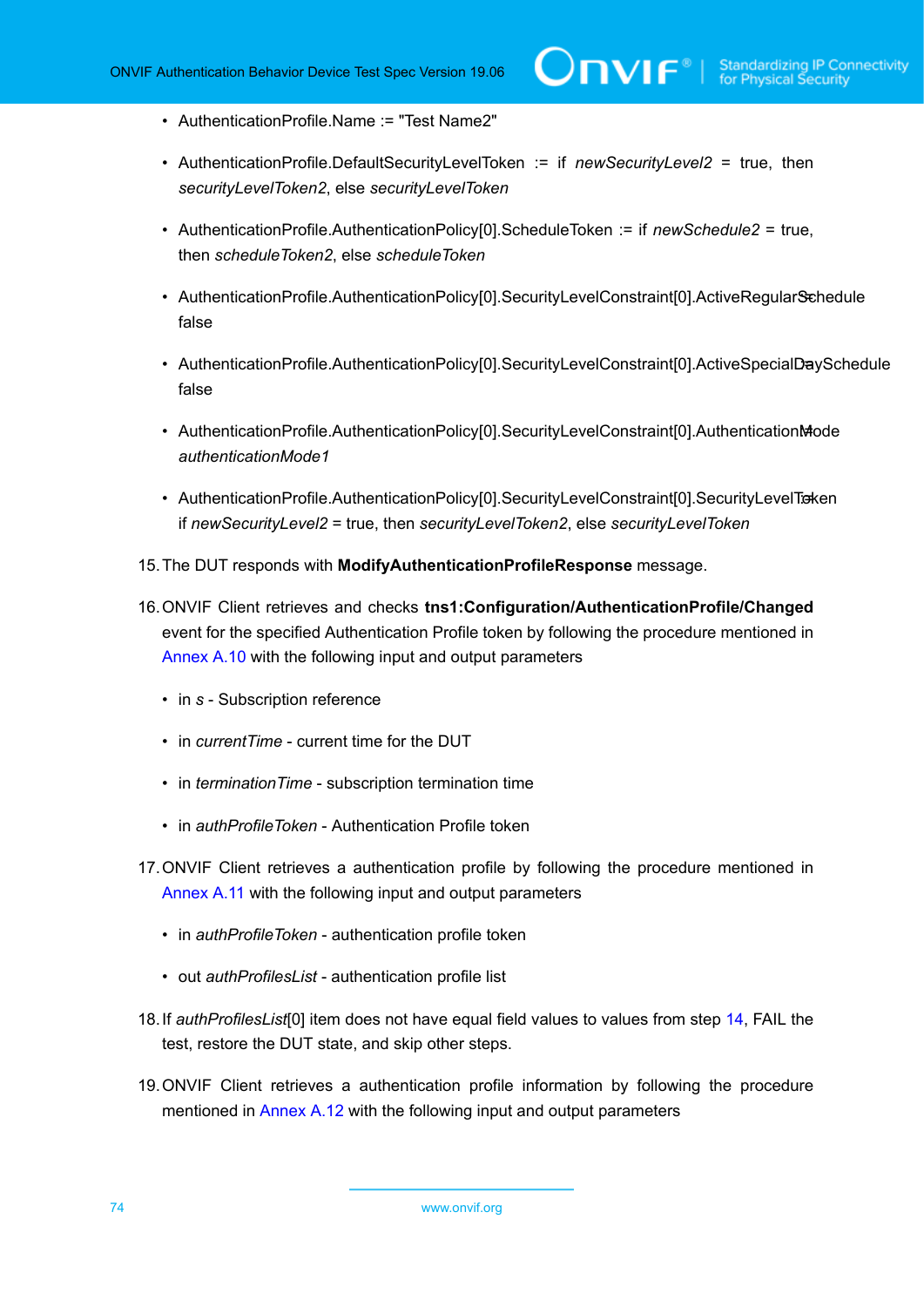- AuthenticationProfile.Name := "Test Name2"
- AuthenticationProfile.DefaultSecurityLevelToken := if *newSecurityLevel2* = true, then *securityLevelToken2*, else *securityLevelToken*
- AuthenticationProfile.AuthenticationPolicy[0].ScheduleToken := if *newSchedule2* = true, then *scheduleToken2*, else *scheduleToken*
- AuthenticationProfile.AuthenticationPolicy[0].SecurityLevelConstraint[0].ActiveRegularSchedule := false
- AuthenticationProfile.AuthenticationPolicy[0].SecurityLevelConstraint[0].ActiveSpecialDaySchedule := false
- AuthenticationProfile.AuthenticationPolicy[0].SecurityLevelConstraint[0].AuthenticationMode := *authenticationMode1*
- AuthenticationProfile.AuthenticationPolicy[0].SecurityLevelConstraint[0].SecurityLevelToken := if *newSecurityLevel2* = true, then *securityLevelToken2*, else *securityLevelToken*

15. The DUT responds with **ModifyAuthenticationProfileResponse** message.

16. ONVIF Client retrieves and checks **tns1:Configuration/AuthenticationProfile/Changed** event for the specified Authentication Profile token by following the procedure mentioned in Annex A.10 with the following input and output parameters

    - in *s* - Subscription reference
    - in *currentTime* - current time for the DUT
    - in *terminationTime* - subscription termination time
    - in *authProfileToken* - Authentication Profile token

17. ONVIF Client retrieves a authentication profile by following the procedure mentioned in Annex A.11 with the following input and output parameters

    - in *authProfileToken* - authentication profile token
    - out *authProfilesList* - authentication profile list

18. If *authProfilesList*[0] item does not have equal field values to values from step 14, FAIL the test, restore the DUT state, and skip other steps.

19. ONVIF Client retrieves a authentication profile information by following the procedure mentioned in Annex A.12 with the following input and output parameters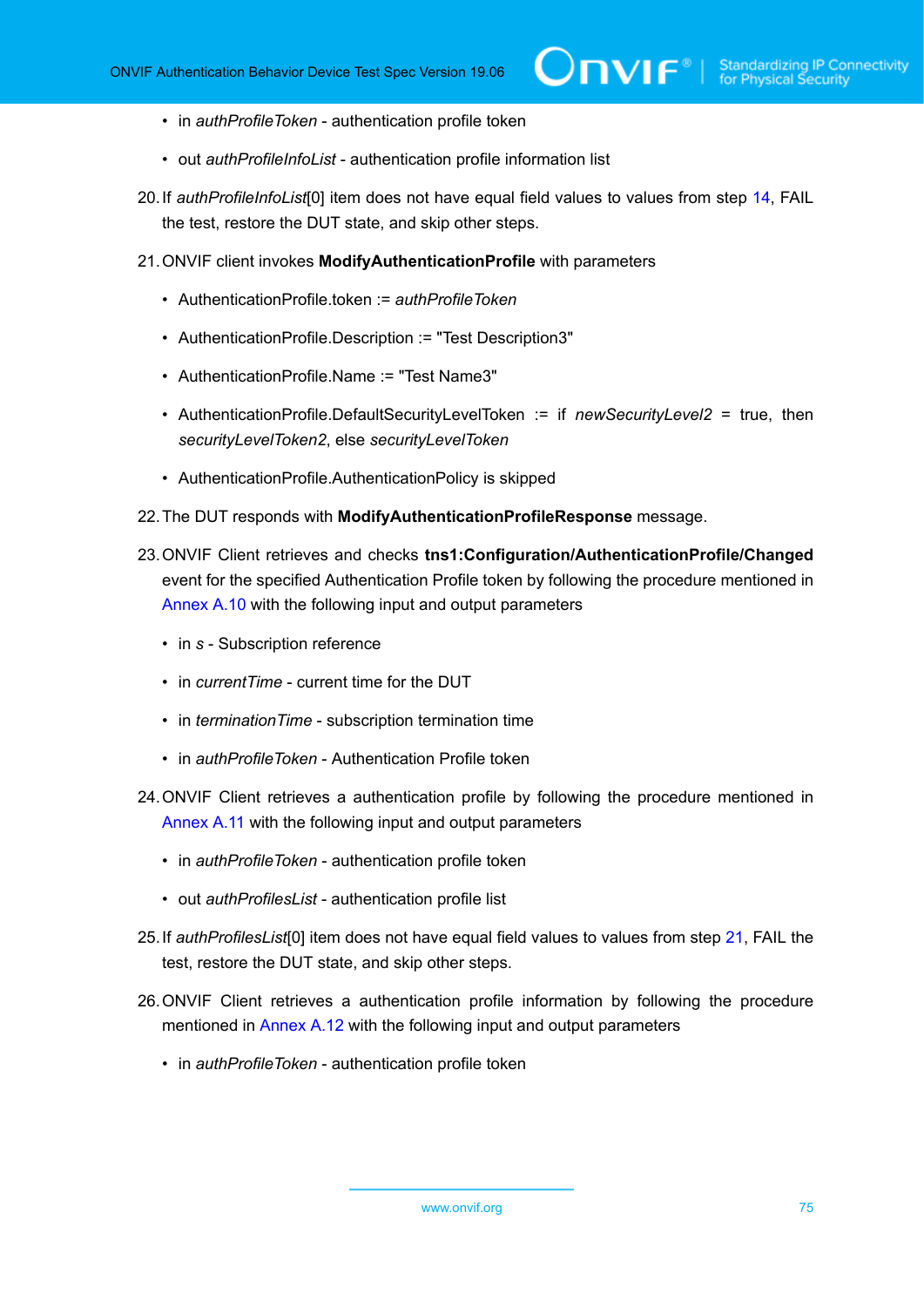- in *authProfileToken* - authentication profile token
- out *authProfileInfoList* - authentication profile information list

20. If *authProfileInfoList*[0] item does not have equal field values to values from step 14, FAIL the test, restore the DUT state, and skip other steps.

21. ONVIF client invokes **ModifyAuthenticationProfile** with parameters

    - AuthenticationProfile.token := *authProfileToken*
    - AuthenticationProfile.Description := "Test Description3"
    - AuthenticationProfile.Name := "Test Name3"
    - AuthenticationProfile.DefaultSecurityLevelToken := if *newSecurityLevel2* = true, then *securityLevelToken2*, else *securityLevelToken*
    - AuthenticationProfile.AuthenticationPolicy is skipped

22. The DUT responds with **ModifyAuthenticationProfileResponse** message.

23. ONVIF Client retrieves and checks **tns1:Configuration/AuthenticationProfile/Changed** event for the specified Authentication Profile token by following the procedure mentioned in Annex A.10 with the following input and output parameters

    - in *s* - Subscription reference
    - in *currentTime* - current time for the DUT
    - in *terminationTime* - subscription termination time
    - in *authProfileToken* - Authentication Profile token

24. ONVIF Client retrieves a authentication profile by following the procedure mentioned in Annex A.11 with the following input and output parameters

    - in *authProfileToken* - authentication profile token
    - out *authProfilesList* - authentication profile list

25. If *authProfilesList*[0] item does not have equal field values to values from step 21, FAIL the test, restore the DUT state, and skip other steps.

26. ONVIF Client retrieves a authentication profile information by following the procedure mentioned in Annex A.12 with the following input and output parameters

    - in *authProfileToken* - authentication profile token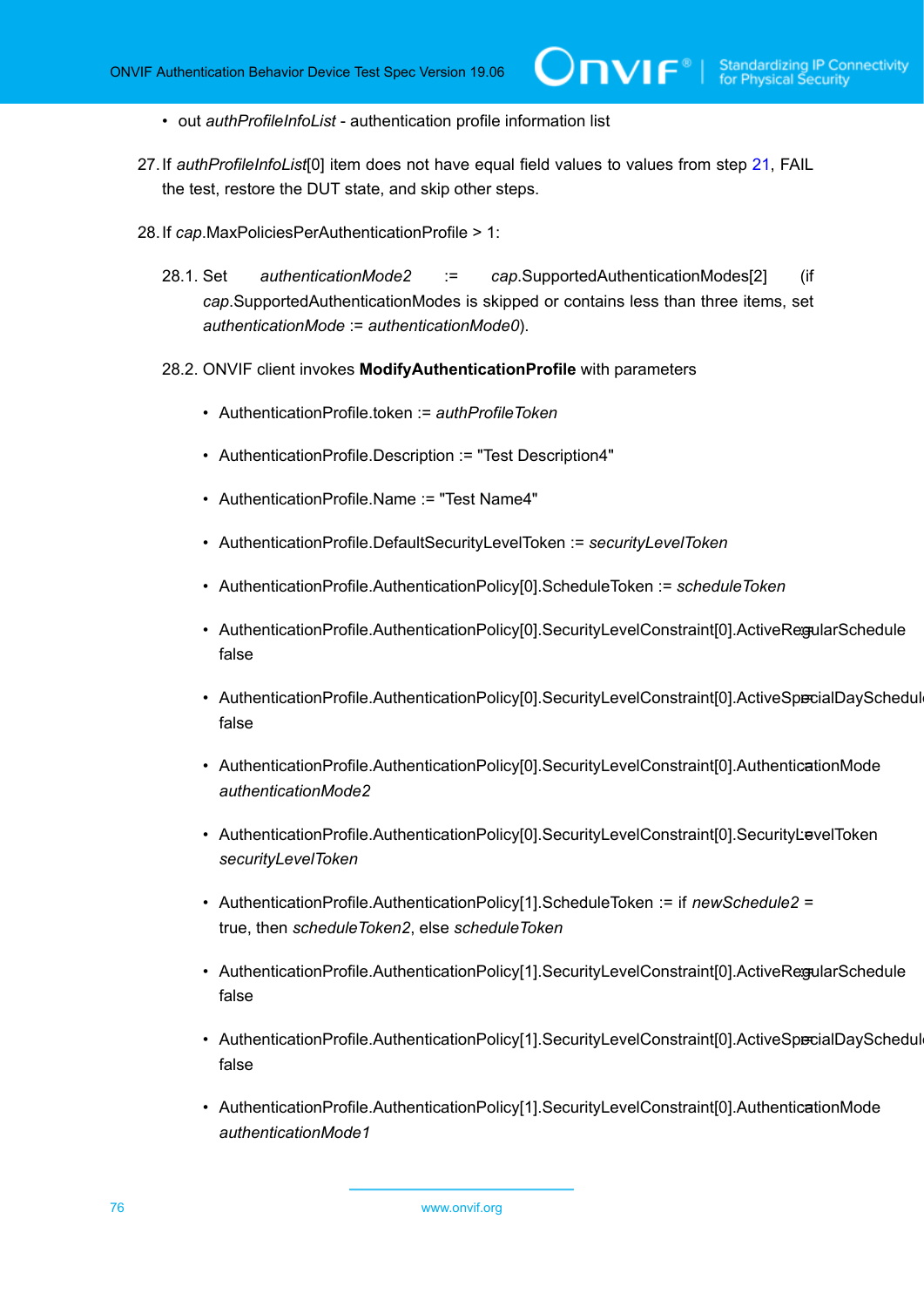- out *authProfileInfoList* - authentication profile information list

27. If *authProfileInfoList*[0] item does not have equal field values to values from step 21, FAIL the test, restore the DUT state, and skip other steps.

28. If *cap*.MaxPoliciesPerAuthenticationProfile > 1:

    28.1. Set *authenticationMode2* := *cap*.SupportedAuthenticationModes[2] (if *cap*.SupportedAuthenticationModes is skipped or contains less than three items, set *authenticationMode* := *authenticationMode0*).

    28.2. ONVIF client invokes **ModifyAuthenticationProfile** with parameters

    - AuthenticationProfile.token := *authProfileToken*
    - AuthenticationProfile.Description := "Test Description4"
    - AuthenticationProfile.Name := "Test Name4"
    - AuthenticationProfile.DefaultSecurityLevelToken := *securityLevelToken*
    - AuthenticationProfile.AuthenticationPolicy[0].ScheduleToken := *scheduleToken*
    - AuthenticationProfile.AuthenticationPolicy[0].SecurityLevelConstraint[0].ActiveRegularSchedule := false
    - AuthenticationProfile.AuthenticationPolicy[0].SecurityLevelConstraint[0].ActiveSpecialDaySchedule := false
    - AuthenticationProfile.AuthenticationPolicy[0].SecurityLevelConstraint[0].AuthenticationMode := *authenticationMode2*
    - AuthenticationProfile.AuthenticationPolicy[0].SecurityLevelConstraint[0].SecurityLevelToken := *securityLevelToken*
    - AuthenticationProfile.AuthenticationPolicy[1].ScheduleToken := if *newSchedule2* = true, then *scheduleToken2*, else *scheduleToken*
    - AuthenticationProfile.AuthenticationPolicy[1].SecurityLevelConstraint[0].ActiveRegularSchedule := false
    - AuthenticationProfile.AuthenticationPolicy[1].SecurityLevelConstraint[0].ActiveSpecialDaySchedule := false
    - AuthenticationProfile.AuthenticationPolicy[1].SecurityLevelConstraint[0].AuthenticationMode := *authenticationMode1*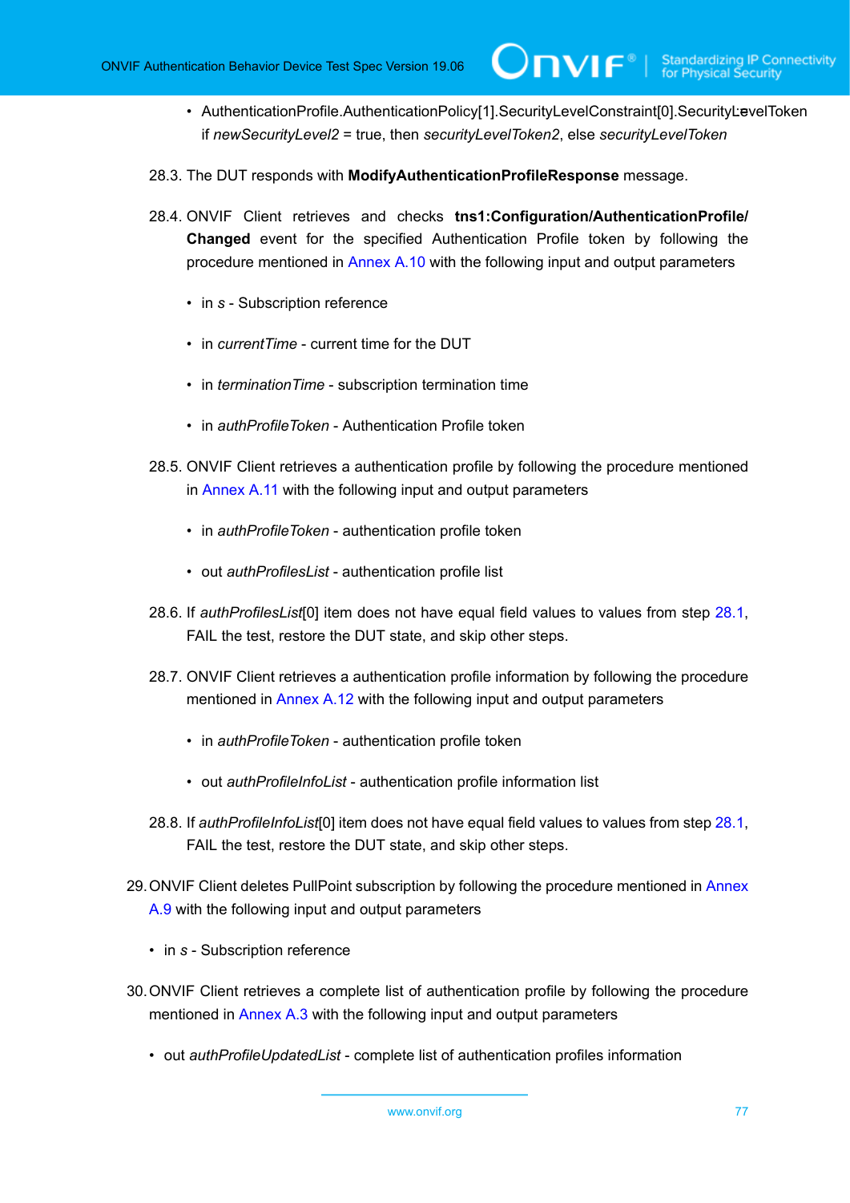- AuthenticationProfile.AuthenticationPolicy[1].SecurityLevelConstraint[0].SecurityLevelToken if *newSecurityLevel2* = true, then *securityLevelToken2*, else *securityLevelToken*

28.3. The DUT responds with **ModifyAuthenticationProfileResponse** message.

28.4. ONVIF Client retrieves and checks **tns1:Configuration/AuthenticationProfile/Changed** event for the specified Authentication Profile token by following the procedure mentioned in Annex A.10 with the following input and output parameters

- in *s* - Subscription reference
- in *currentTime* - current time for the DUT
- in *terminationTime* - subscription termination time
- in *authProfileToken* - Authentication Profile token

28.5. ONVIF Client retrieves a authentication profile by following the procedure mentioned in Annex A.11 with the following input and output parameters

- in *authProfileToken* - authentication profile token
- out *authProfilesList* - authentication profile list

28.6. If *authProfilesList*[0] item does not have equal field values to values from step 28.1, FAIL the test, restore the DUT state, and skip other steps.

28.7. ONVIF Client retrieves a authentication profile information by following the procedure mentioned in Annex A.12 with the following input and output parameters

- in *authProfileToken* - authentication profile token
- out *authProfileInfoList* - authentication profile information list

28.8. If *authProfileInfoList*[0] item does not have equal field values to values from step 28.1, FAIL the test, restore the DUT state, and skip other steps.

29. ONVIF Client deletes PullPoint subscription by following the procedure mentioned in Annex A.9 with the following input and output parameters

- in *s* - Subscription reference

30. ONVIF Client retrieves a complete list of authentication profile by following the procedure mentioned in Annex A.3 with the following input and output parameters

- out *authProfileUpdatedList* - complete list of authentication profiles information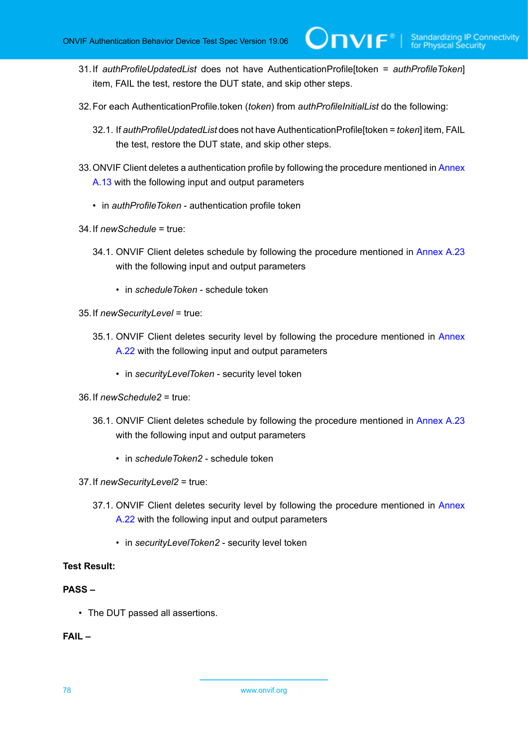31. If *authProfileUpdatedList* does not have AuthenticationProfile[token = *authProfileToken*] item, FAIL the test, restore the DUT state, and skip other steps.

32. For each AuthenticationProfile.token (*token*) from *authProfileInitialList* do the following:

    32.1. If *authProfileUpdatedList* does not have AuthenticationProfile[token = *token*] item, FAIL the test, restore the DUT state, and skip other steps.

33. ONVIF Client deletes a authentication profile by following the procedure mentioned in Annex A.13 with the following input and output parameters

    - in *authProfileToken* - authentication profile token

34. If *newSchedule* = true:

    34.1. ONVIF Client deletes schedule by following the procedure mentioned in Annex A.23 with the following input and output parameters

    - in *scheduleToken* - schedule token

35. If *newSecurityLevel* = true:

    35.1. ONVIF Client deletes security level by following the procedure mentioned in Annex A.22 with the following input and output parameters

    - in *securityLevelToken* - security level token

36. If *newSchedule2* = true:

    36.1. ONVIF Client deletes schedule by following the procedure mentioned in Annex A.23 with the following input and output parameters

    - in *scheduleToken2* - schedule token

37. If *newSecurityLevel2* = true:

    37.1. ONVIF Client deletes security level by following the procedure mentioned in Annex A.22 with the following input and output parameters

    - in *securityLevelToken2* - security level token

**Test Result:**

**PASS –**

- The DUT passed all assertions.

**FAIL –**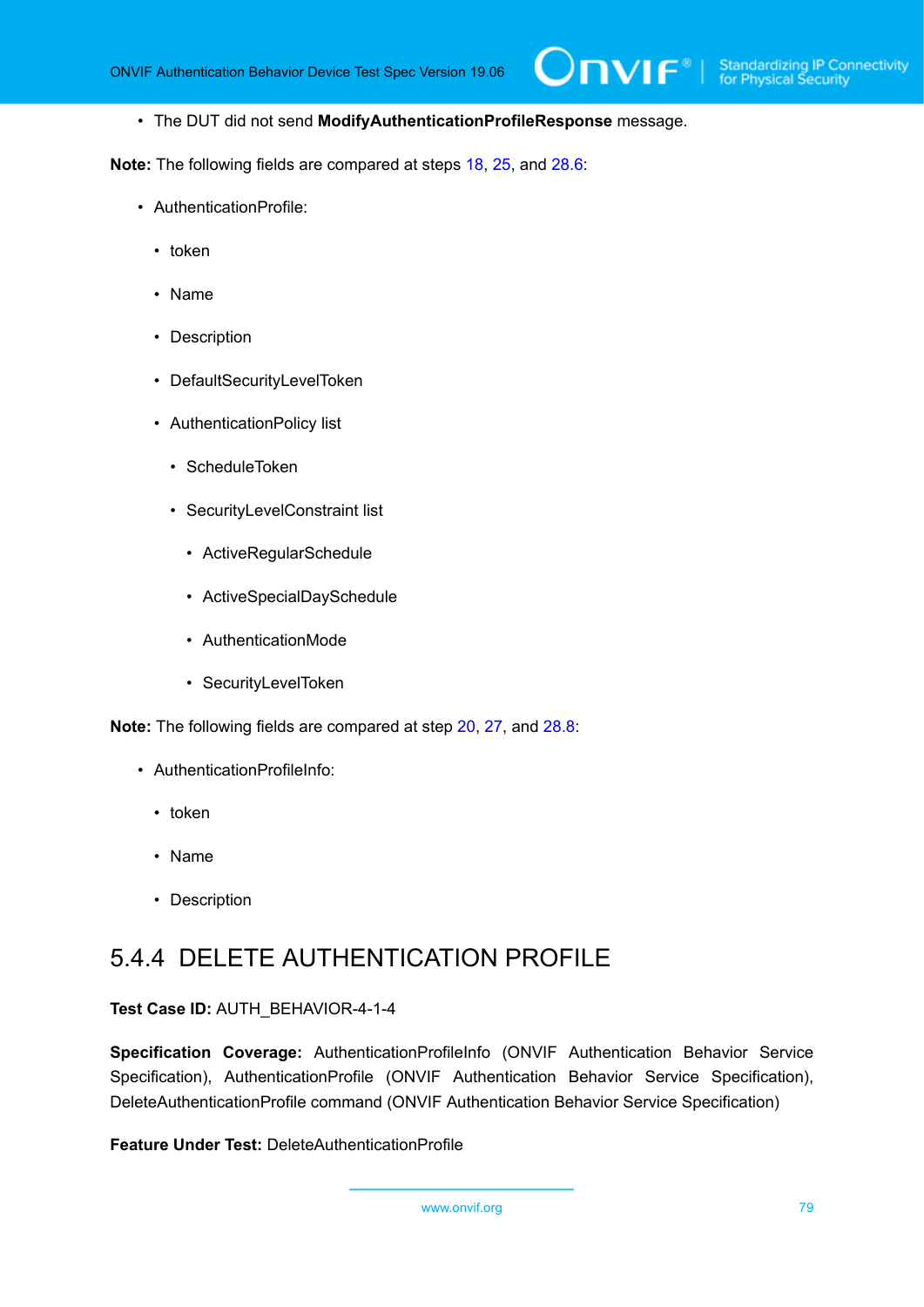- The DUT did not send **ModifyAuthenticationProfileResponse** message.

**Note:** The following fields are compared at steps 18, 25, and 28.6:

- AuthenticationProfile:
  - token
  - Name
  - Description
  - DefaultSecurityLevelToken
  - AuthenticationPolicy list
    - ScheduleToken
    - SecurityLevelConstraint list
      - ActiveRegularSchedule
      - ActiveSpecialDaySchedule
      - AuthenticationMode
      - SecurityLevelToken

**Note:** The following fields are compared at step 20, 27, and 28.8:

- AuthenticationProfileInfo:
  - token
  - Name
  - Description

### 5.4.4 DELETE AUTHENTICATION PROFILE

**Test Case ID:** AUTH_BEHAVIOR-4-1-4

**Specification Coverage:** AuthenticationProfileInfo (ONVIF Authentication Behavior Service Specification), AuthenticationProfile (ONVIF Authentication Behavior Service Specification), DeleteAuthenticationProfile command (ONVIF Authentication Behavior Service Specification)

**Feature Under Test:** DeleteAuthenticationProfile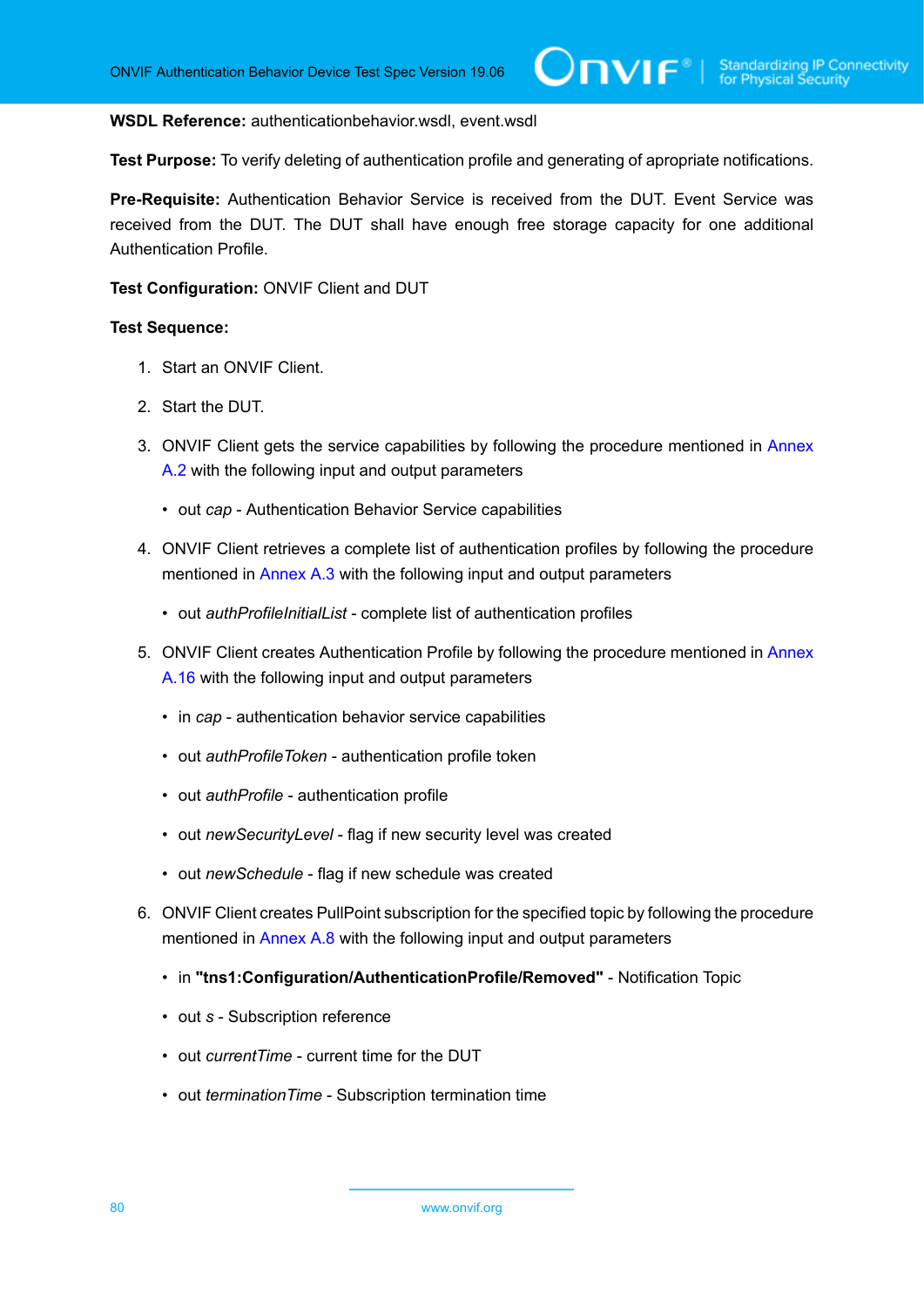**WSDL Reference:** authenticationbehavior.wsdl, event.wsdl

**Test Purpose:** To verify deleting of authentication profile and generating of apropriate notifications.

**Pre-Requisite:** Authentication Behavior Service is received from the DUT. Event Service was received from the DUT. The DUT shall have enough free storage capacity for one additional Authentication Profile.

**Test Configuration:** ONVIF Client and DUT

**Test Sequence:**

1. Start an ONVIF Client.

2. Start the DUT.

3. ONVIF Client gets the service capabilities by following the procedure mentioned in Annex A.2 with the following input and output parameters

   - out *cap* - Authentication Behavior Service capabilities

4. ONVIF Client retrieves a complete list of authentication profiles by following the procedure mentioned in Annex A.3 with the following input and output parameters

   - out *authProfileInitialList* - complete list of authentication profiles

5. ONVIF Client creates Authentication Profile by following the procedure mentioned in Annex A.16 with the following input and output parameters

   - in *cap* - authentication behavior service capabilities
   - out *authProfileToken* - authentication profile token
   - out *authProfile* - authentication profile
   - out *newSecurityLevel* - flag if new security level was created
   - out *newSchedule* - flag if new schedule was created

6. ONVIF Client creates PullPoint subscription for the specified topic by following the procedure mentioned in Annex A.8 with the following input and output parameters

   - in **"tns1:Configuration/AuthenticationProfile/Removed"** - Notification Topic
   - out *s* - Subscription reference
   - out *currentTime* - current time for the DUT
   - out *terminationTime* - Subscription termination time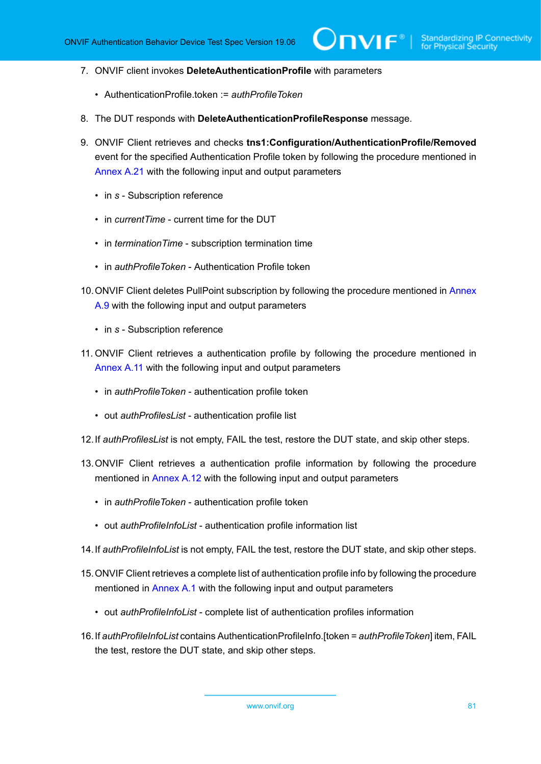7. ONVIF client invokes **DeleteAuthenticationProfile** with parameters

   - AuthenticationProfile.token := *authProfileToken*

8. The DUT responds with **DeleteAuthenticationProfileResponse** message.

9. ONVIF Client retrieves and checks **tns1:Configuration/AuthenticationProfile/Removed** event for the specified Authentication Profile token by following the procedure mentioned in Annex A.21 with the following input and output parameters

   - in *s* - Subscription reference
   - in *currentTime* - current time for the DUT
   - in *terminationTime* - subscription termination time
   - in *authProfileToken* - Authentication Profile token

10. ONVIF Client deletes PullPoint subscription by following the procedure mentioned in Annex A.9 with the following input and output parameters

    - in *s* - Subscription reference

11. ONVIF Client retrieves a authentication profile by following the procedure mentioned in Annex A.11 with the following input and output parameters

    - in *authProfileToken* - authentication profile token
    - out *authProfilesList* - authentication profile list

12. If *authProfilesList* is not empty, FAIL the test, restore the DUT state, and skip other steps.

13. ONVIF Client retrieves a authentication profile information by following the procedure mentioned in Annex A.12 with the following input and output parameters

    - in *authProfileToken* - authentication profile token
    - out *authProfileInfoList* - authentication profile information list

14. If *authProfileInfoList* is not empty, FAIL the test, restore the DUT state, and skip other steps.

15. ONVIF Client retrieves a complete list of authentication profile info by following the procedure mentioned in Annex A.1 with the following input and output parameters

    - out *authProfileInfoList* - complete list of authentication profiles information

16. If *authProfileInfoList* contains AuthenticationProfileInfo.[token = *authProfileToken*] item, FAIL the test, restore the DUT state, and skip other steps.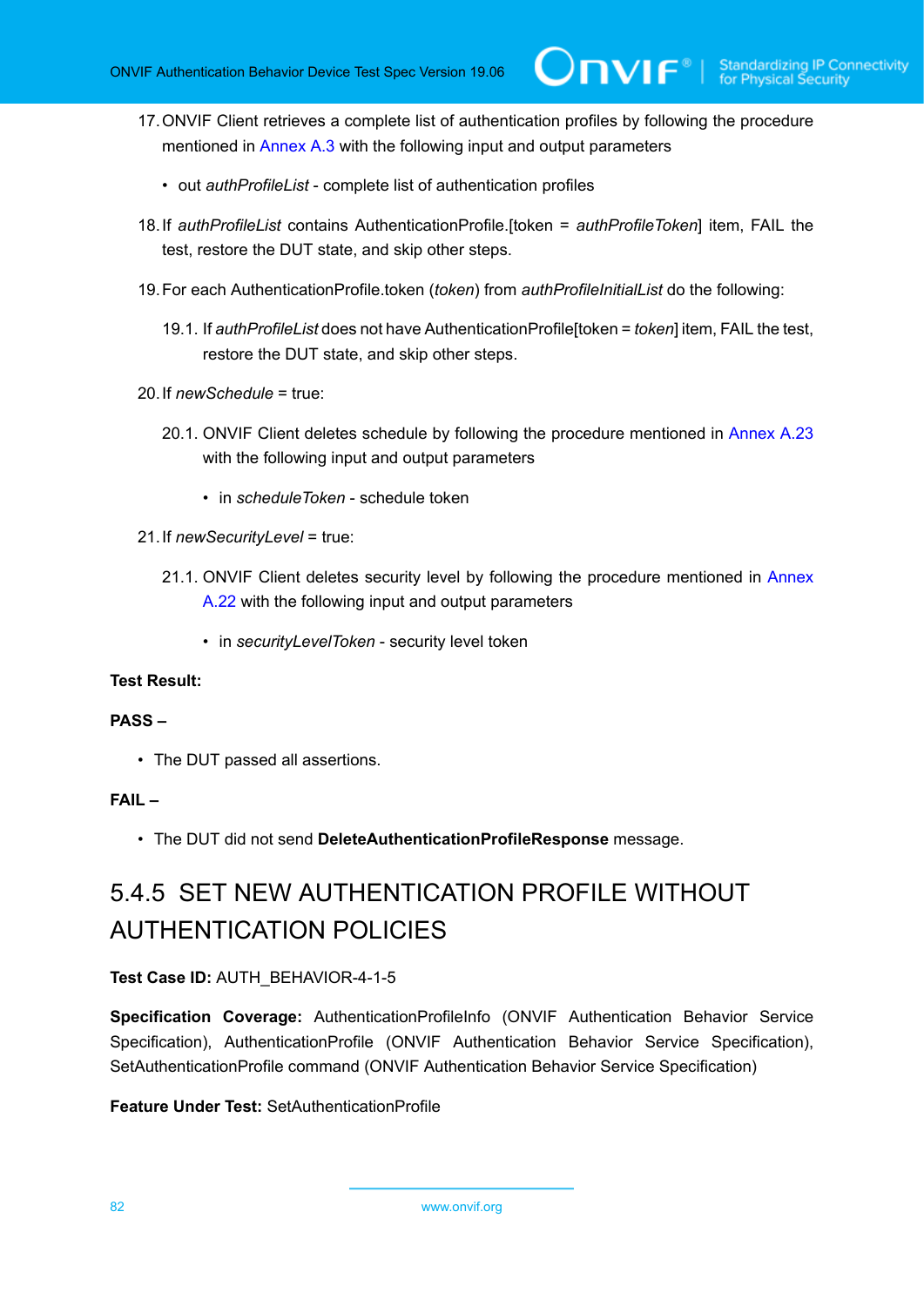17. ONVIF Client retrieves a complete list of authentication profiles by following the procedure mentioned in Annex A.3 with the following input and output parameters

    - out *authProfileList* - complete list of authentication profiles

18. If *authProfileList* contains AuthenticationProfile.[token = *authProfileToken*] item, FAIL the test, restore the DUT state, and skip other steps.

19. For each AuthenticationProfile.token (*token*) from *authProfileInitialList* do the following:

    19.1. If *authProfileList* does not have AuthenticationProfile[token = *token*] item, FAIL the test, restore the DUT state, and skip other steps.

20. If *newSchedule* = true:

    20.1. ONVIF Client deletes schedule by following the procedure mentioned in Annex A.23 with the following input and output parameters

    - in *scheduleToken* - schedule token

21. If *newSecurityLevel* = true:

    21.1. ONVIF Client deletes security level by following the procedure mentioned in Annex A.22 with the following input and output parameters

    - in *securityLevelToken* - security level token

**Test Result:**

**PASS –**

- The DUT passed all assertions.

**FAIL –**

- The DUT did not send **DeleteAuthenticationProfileResponse** message.

### 5.4.5 SET NEW AUTHENTICATION PROFILE WITHOUT AUTHENTICATION POLICIES

**Test Case ID:** AUTH_BEHAVIOR-4-1-5

**Specification Coverage:** AuthenticationProfileInfo (ONVIF Authentication Behavior Service Specification), AuthenticationProfile (ONVIF Authentication Behavior Service Specification), SetAuthenticationProfile command (ONVIF Authentication Behavior Service Specification)

**Feature Under Test:** SetAuthenticationProfile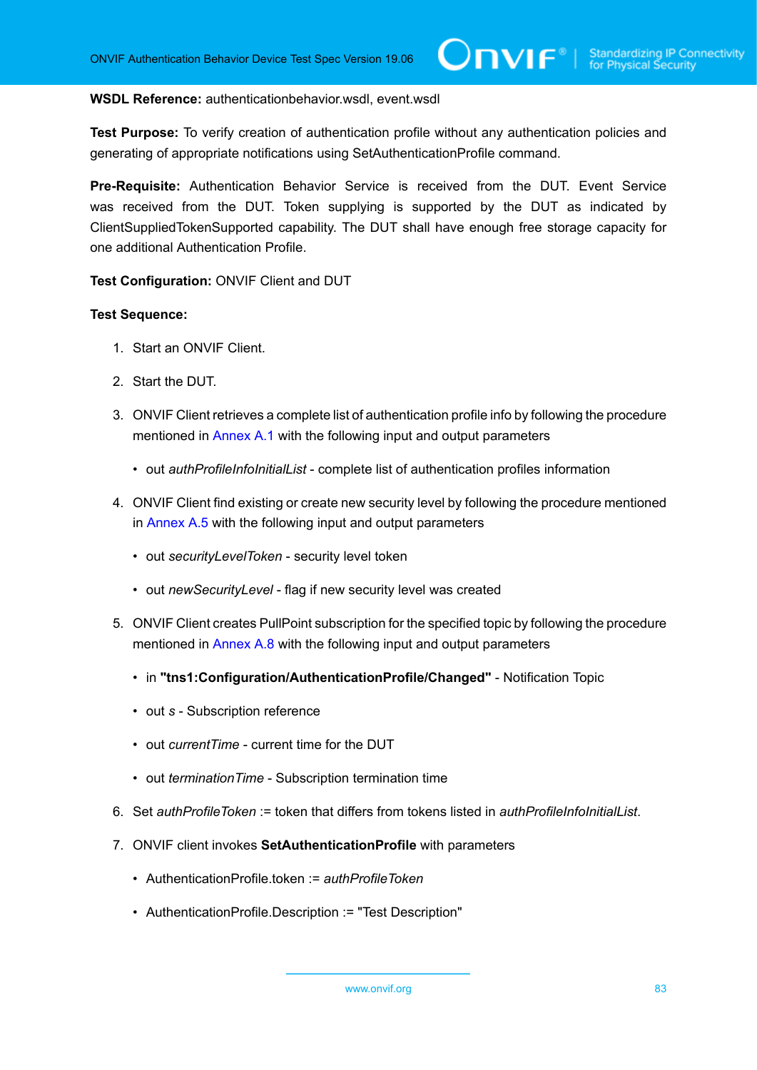**WSDL Reference:** authenticationbehavior.wsdl, event.wsdl

**Test Purpose:** To verify creation of authentication profile without any authentication policies and generating of appropriate notifications using SetAuthenticationProfile command.

**Pre-Requisite:** Authentication Behavior Service is received from the DUT. Event Service was received from the DUT. Token supplying is supported by the DUT as indicated by ClientSuppliedTokenSupported capability. The DUT shall have enough free storage capacity for one additional Authentication Profile.

**Test Configuration:** ONVIF Client and DUT

**Test Sequence:**

1. Start an ONVIF Client.
2. Start the DUT.
3. ONVIF Client retrieves a complete list of authentication profile info by following the procedure mentioned in Annex A.1 with the following input and output parameters
   - out *authProfileInfoInitialList* - complete list of authentication profiles information
4. ONVIF Client find existing or create new security level by following the procedure mentioned in Annex A.5 with the following input and output parameters
   - out *securityLevelToken* - security level token
   - out *newSecurityLevel* - flag if new security level was created
5. ONVIF Client creates PullPoint subscription for the specified topic by following the procedure mentioned in Annex A.8 with the following input and output parameters
   - in **"tns1:Configuration/AuthenticationProfile/Changed"** - Notification Topic
   - out *s* - Subscription reference
   - out *currentTime* - current time for the DUT
   - out *terminationTime* - Subscription termination time
6. Set *authProfileToken* := token that differs from tokens listed in *authProfileInfoInitialList*.
7. ONVIF client invokes **SetAuthenticationProfile** with parameters
   - AuthenticationProfile.token := *authProfileToken*
   - AuthenticationProfile.Description := "Test Description"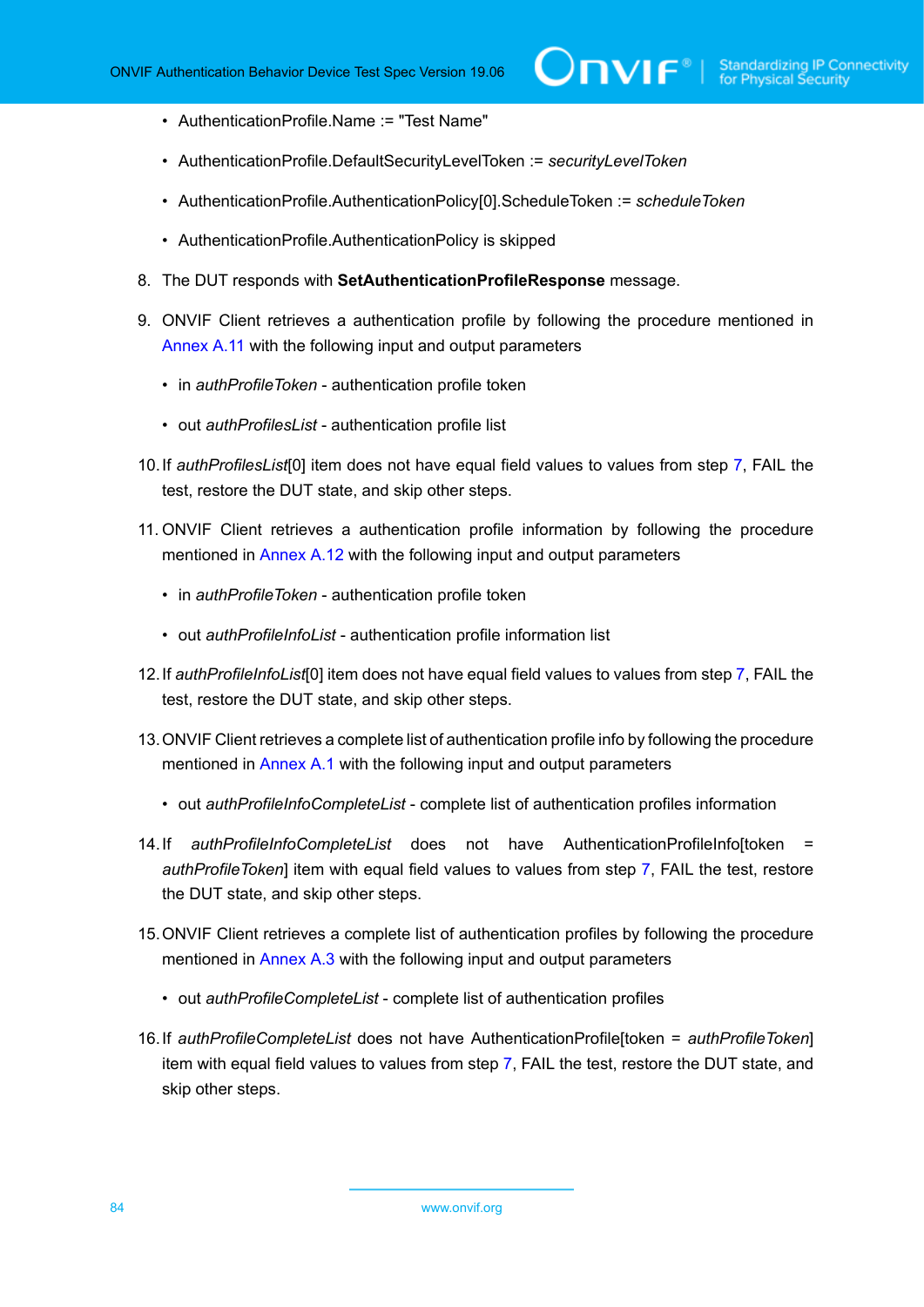- AuthenticationProfile.Name := "Test Name"
- AuthenticationProfile.DefaultSecurityLevelToken := *securityLevelToken*
- AuthenticationProfile.AuthenticationPolicy[0].ScheduleToken := *scheduleToken*
- AuthenticationProfile.AuthenticationPolicy is skipped

8. The DUT responds with **SetAuthenticationProfileResponse** message.

9. ONVIF Client retrieves a authentication profile by following the procedure mentioned in Annex A.11 with the following input and output parameters
   - in *authProfileToken* - authentication profile token
   - out *authProfilesList* - authentication profile list

10. If *authProfilesList*[0] item does not have equal field values to values from step 7, FAIL the test, restore the DUT state, and skip other steps.

11. ONVIF Client retrieves a authentication profile information by following the procedure mentioned in Annex A.12 with the following input and output parameters
    - in *authProfileToken* - authentication profile token
    - out *authProfileInfoList* - authentication profile information list

12. If *authProfileInfoList*[0] item does not have equal field values to values from step 7, FAIL the test, restore the DUT state, and skip other steps.

13. ONVIF Client retrieves a complete list of authentication profile info by following the procedure mentioned in Annex A.1 with the following input and output parameters
    - out *authProfileInfoCompleteList* - complete list of authentication profiles information

14. If *authProfileInfoCompleteList* does not have AuthenticationProfileInfo[token = *authProfileToken*] item with equal field values to values from step 7, FAIL the test, restore the DUT state, and skip other steps.

15. ONVIF Client retrieves a complete list of authentication profiles by following the procedure mentioned in Annex A.3 with the following input and output parameters
    - out *authProfileCompleteList* - complete list of authentication profiles

16. If *authProfileCompleteList* does not have AuthenticationProfile[token = *authProfileToken*] item with equal field values to values from step 7, FAIL the test, restore the DUT state, and skip other steps.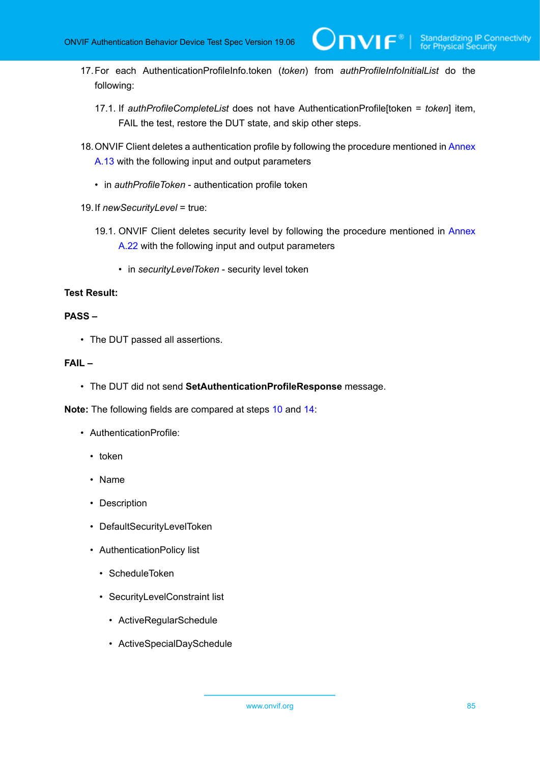17. For each AuthenticationProfileInfo.token (*token*) from *authProfileInfoInitialList* do the following:

    17.1. If *authProfileCompleteList* does not have AuthenticationProfile[token = *token*] item, FAIL the test, restore the DUT state, and skip other steps.

18. ONVIF Client deletes a authentication profile by following the procedure mentioned in Annex A.13 with the following input and output parameters

    - in *authProfileToken* - authentication profile token

19. If *newSecurityLevel* = true:

    19.1. ONVIF Client deletes security level by following the procedure mentioned in Annex A.22 with the following input and output parameters

    - in *securityLevelToken* - security level token

**Test Result:**

**PASS –**

- The DUT passed all assertions.

**FAIL –**

- The DUT did not send **SetAuthenticationProfileResponse** message.

**Note:** The following fields are compared at steps 10 and 14:

- AuthenticationProfile:
  - token
  - Name
  - Description
  - DefaultSecurityLevelToken
  - AuthenticationPolicy list
    - ScheduleToken
    - SecurityLevelConstraint list
      - ActiveRegularSchedule
      - ActiveSpecialDaySchedule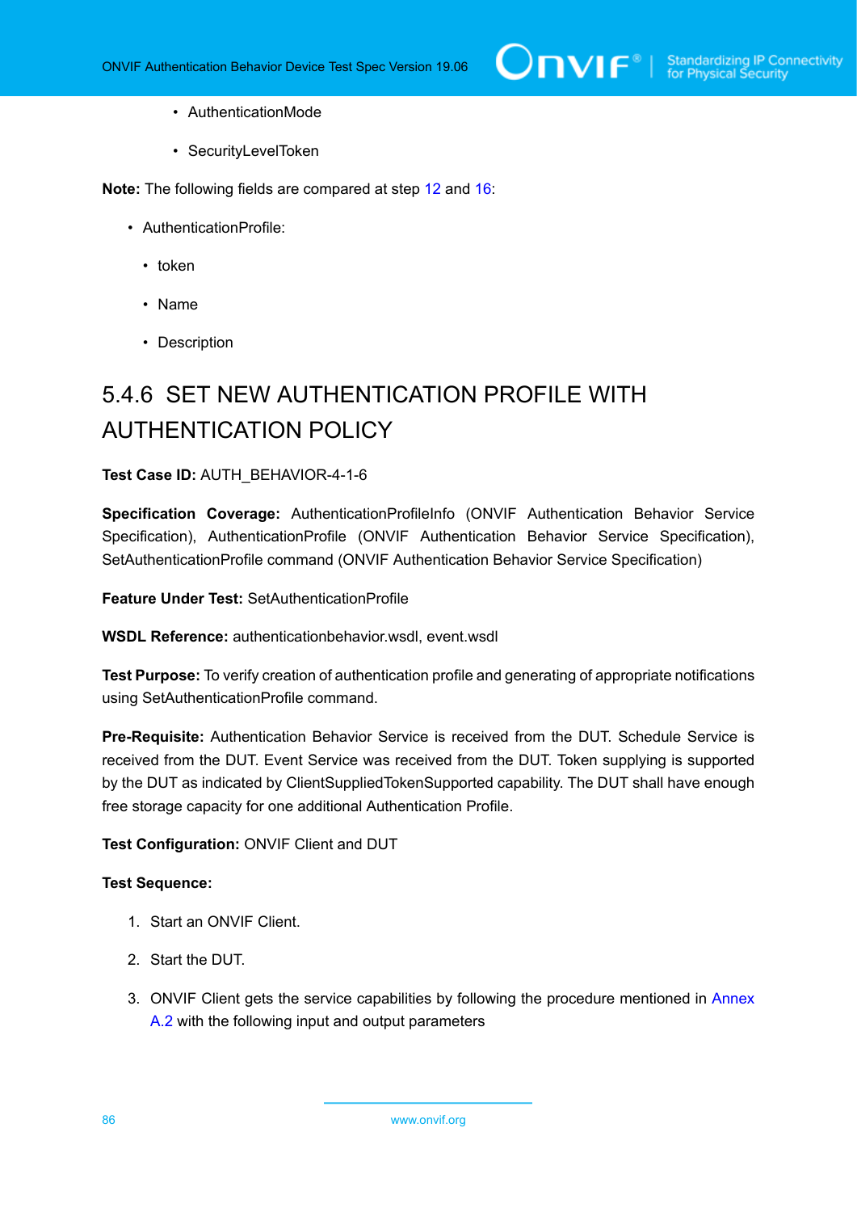- AuthenticationMode
- SecurityLevelToken

**Note:** The following fields are compared at step 12 and 16:

- AuthenticationProfile:
  - token
  - Name
  - Description

### 5.4.6 SET NEW AUTHENTICATION PROFILE WITH AUTHENTICATION POLICY

**Test Case ID:** AUTH_BEHAVIOR-4-1-6

**Specification Coverage:** AuthenticationProfileInfo (ONVIF Authentication Behavior Service Specification), AuthenticationProfile (ONVIF Authentication Behavior Service Specification), SetAuthenticationProfile command (ONVIF Authentication Behavior Service Specification)

**Feature Under Test:** SetAuthenticationProfile

**WSDL Reference:** authenticationbehavior.wsdl, event.wsdl

**Test Purpose:** To verify creation of authentication profile and generating of appropriate notifications using SetAuthenticationProfile command.

**Pre-Requisite:** Authentication Behavior Service is received from the DUT. Schedule Service is received from the DUT. Event Service was received from the DUT. Token supplying is supported by the DUT as indicated by ClientSuppliedTokenSupported capability. The DUT shall have enough free storage capacity for one additional Authentication Profile.

**Test Configuration:** ONVIF Client and DUT

**Test Sequence:**

1. Start an ONVIF Client.
2. Start the DUT.
3. ONVIF Client gets the service capabilities by following the procedure mentioned in Annex A.2 with the following input and output parameters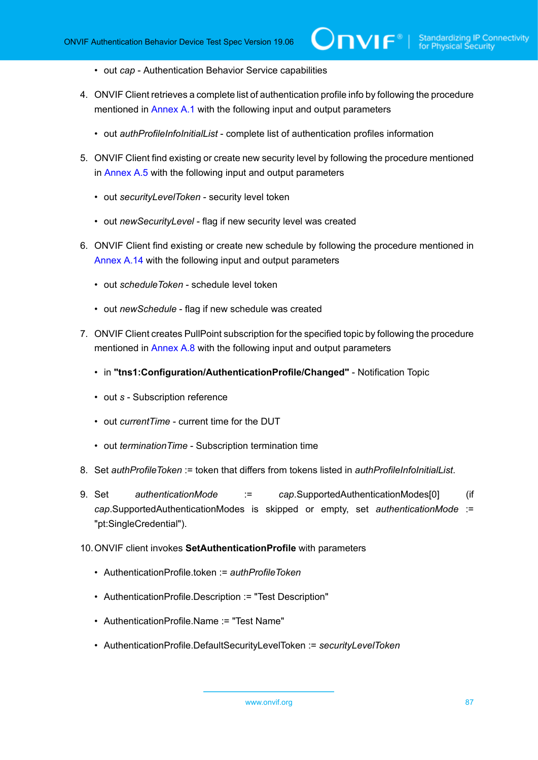- out *cap* - Authentication Behavior Service capabilities

4. ONVIF Client retrieves a complete list of authentication profile info by following the procedure mentioned in Annex A.1 with the following input and output parameters

   - out *authProfileInfoInitialList* - complete list of authentication profiles information

5. ONVIF Client find existing or create new security level by following the procedure mentioned in Annex A.5 with the following input and output parameters

   - out *securityLevelToken* - security level token

   - out *newSecurityLevel* - flag if new security level was created

6. ONVIF Client find existing or create new schedule by following the procedure mentioned in Annex A.14 with the following input and output parameters

   - out *scheduleToken* - schedule level token

   - out *newSchedule* - flag if new schedule was created

7. ONVIF Client creates PullPoint subscription for the specified topic by following the procedure mentioned in Annex A.8 with the following input and output parameters

   - in **"tns1:Configuration/AuthenticationProfile/Changed"** - Notification Topic

   - out *s* - Subscription reference

   - out *currentTime* - current time for the DUT

   - out *terminationTime* - Subscription termination time

8. Set *authProfileToken* := token that differs from tokens listed in *authProfileInfoInitialList*.

9. Set *authenticationMode* := *cap*.SupportedAuthenticationModes[0] (if *cap*.SupportedAuthenticationModes is skipped or empty, set *authenticationMode* := "pt:SingleCredential").

10. ONVIF client invokes **SetAuthenticationProfile** with parameters

    - AuthenticationProfile.token := *authProfileToken*

    - AuthenticationProfile.Description := "Test Description"

    - AuthenticationProfile.Name := "Test Name"

    - AuthenticationProfile.DefaultSecurityLevelToken := *securityLevelToken*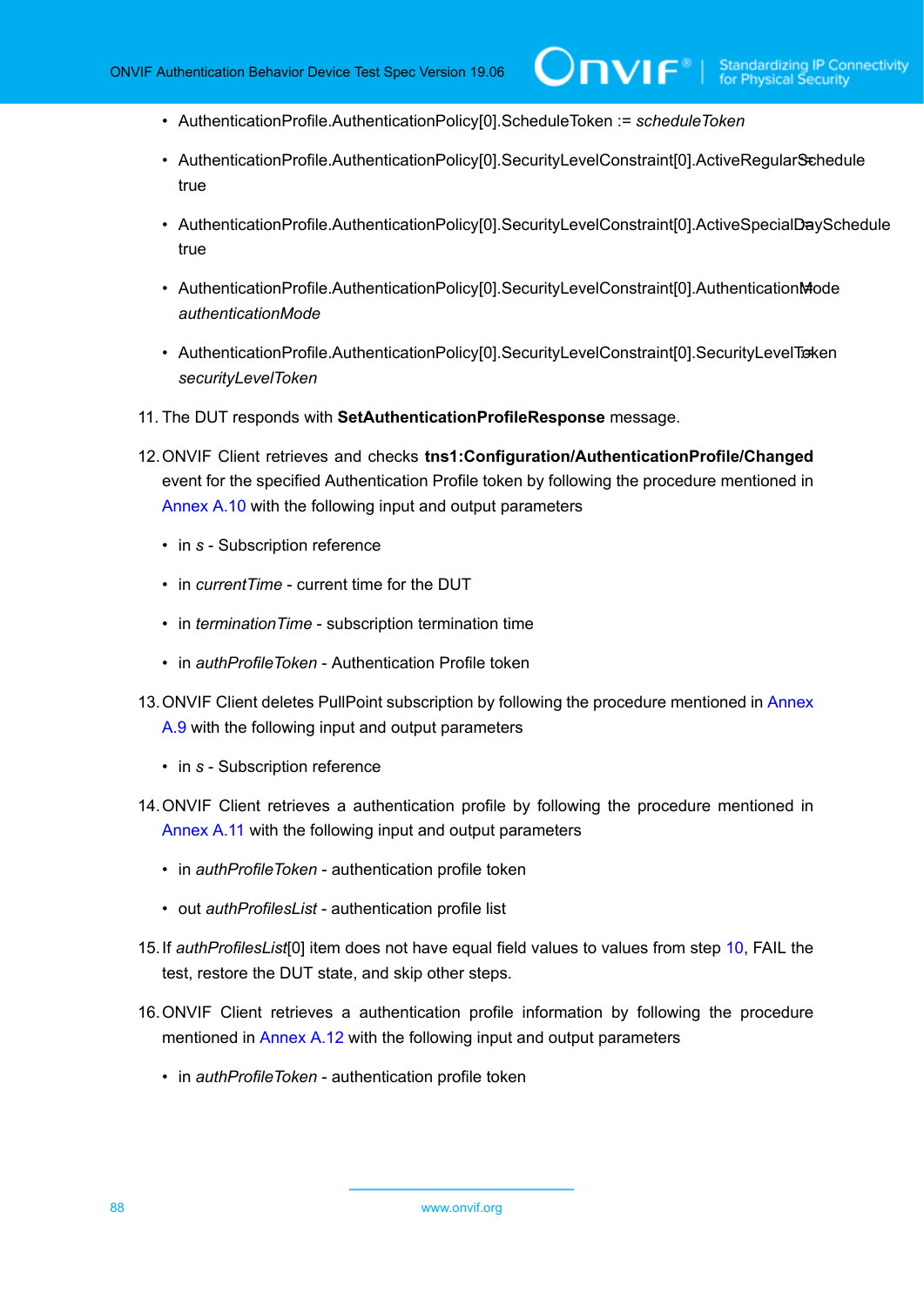- AuthenticationProfile.AuthenticationPolicy[0].ScheduleToken := *scheduleToken*
- AuthenticationProfile.AuthenticationPolicy[0].SecurityLevelConstraint[0].ActiveRegularSchedule := true
- AuthenticationProfile.AuthenticationPolicy[0].SecurityLevelConstraint[0].ActiveSpecialDaySchedule := true
- AuthenticationProfile.AuthenticationPolicy[0].SecurityLevelConstraint[0].AuthenticationMode := *authenticationMode*
- AuthenticationProfile.AuthenticationPolicy[0].SecurityLevelConstraint[0].SecurityLevelToken := *securityLevelToken*

11. The DUT responds with **SetAuthenticationProfileResponse** message.

12. ONVIF Client retrieves and checks **tns1:Configuration/AuthenticationProfile/Changed** event for the specified Authentication Profile token by following the procedure mentioned in Annex A.10 with the following input and output parameters

    - in *s* - Subscription reference
    - in *currentTime* - current time for the DUT
    - in *terminationTime* - subscription termination time
    - in *authProfileToken* - Authentication Profile token

13. ONVIF Client deletes PullPoint subscription by following the procedure mentioned in Annex A.9 with the following input and output parameters

    - in *s* - Subscription reference

14. ONVIF Client retrieves a authentication profile by following the procedure mentioned in Annex A.11 with the following input and output parameters

    - in *authProfileToken* - authentication profile token
    - out *authProfilesList* - authentication profile list

15. If *authProfilesList*[0] item does not have equal field values to values from step 10, FAIL the test, restore the DUT state, and skip other steps.

16. ONVIF Client retrieves a authentication profile information by following the procedure mentioned in Annex A.12 with the following input and output parameters

    - in *authProfileToken* - authentication profile token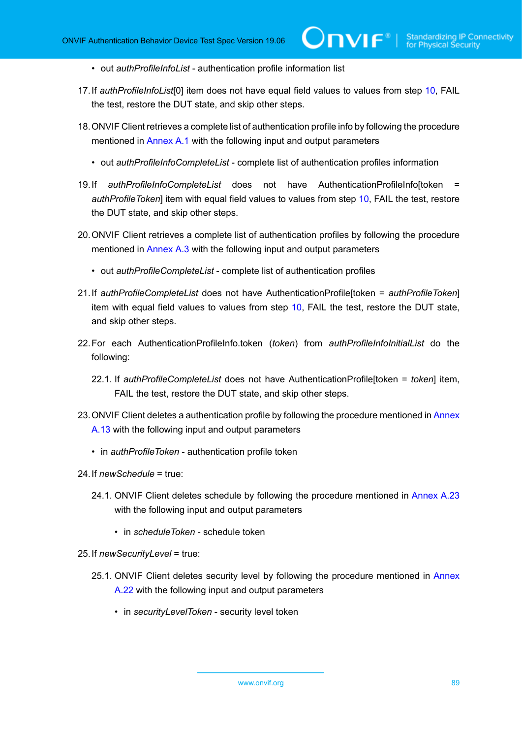- out *authProfileInfoList* - authentication profile information list

17. If *authProfileInfoList*[0] item does not have equal field values to values from step 10, FAIL the test, restore the DUT state, and skip other steps.

18. ONVIF Client retrieves a complete list of authentication profile info by following the procedure mentioned in Annex A.1 with the following input and output parameters

    - out *authProfileInfoCompleteList* - complete list of authentication profiles information

19. If *authProfileInfoCompleteList* does not have AuthenticationProfileInfo[token = *authProfileToken*] item with equal field values to values from step 10, FAIL the test, restore the DUT state, and skip other steps.

20. ONVIF Client retrieves a complete list of authentication profiles by following the procedure mentioned in Annex A.3 with the following input and output parameters

    - out *authProfileCompleteList* - complete list of authentication profiles

21. If *authProfileCompleteList* does not have AuthenticationProfile[token = *authProfileToken*] item with equal field values to values from step 10, FAIL the test, restore the DUT state, and skip other steps.

22. For each AuthenticationProfileInfo.token (*token*) from *authProfileInfoInitialList* do the following:

    22.1. If *authProfileCompleteList* does not have AuthenticationProfile[token = *token*] item, FAIL the test, restore the DUT state, and skip other steps.

23. ONVIF Client deletes a authentication profile by following the procedure mentioned in Annex A.13 with the following input and output parameters

    - in *authProfileToken* - authentication profile token

24. If *newSchedule* = true:

    24.1. ONVIF Client deletes schedule by following the procedure mentioned in Annex A.23 with the following input and output parameters

    - in *scheduleToken* - schedule token

25. If *newSecurityLevel* = true:

    25.1. ONVIF Client deletes security level by following the procedure mentioned in Annex A.22 with the following input and output parameters

    - in *securityLevelToken* - security level token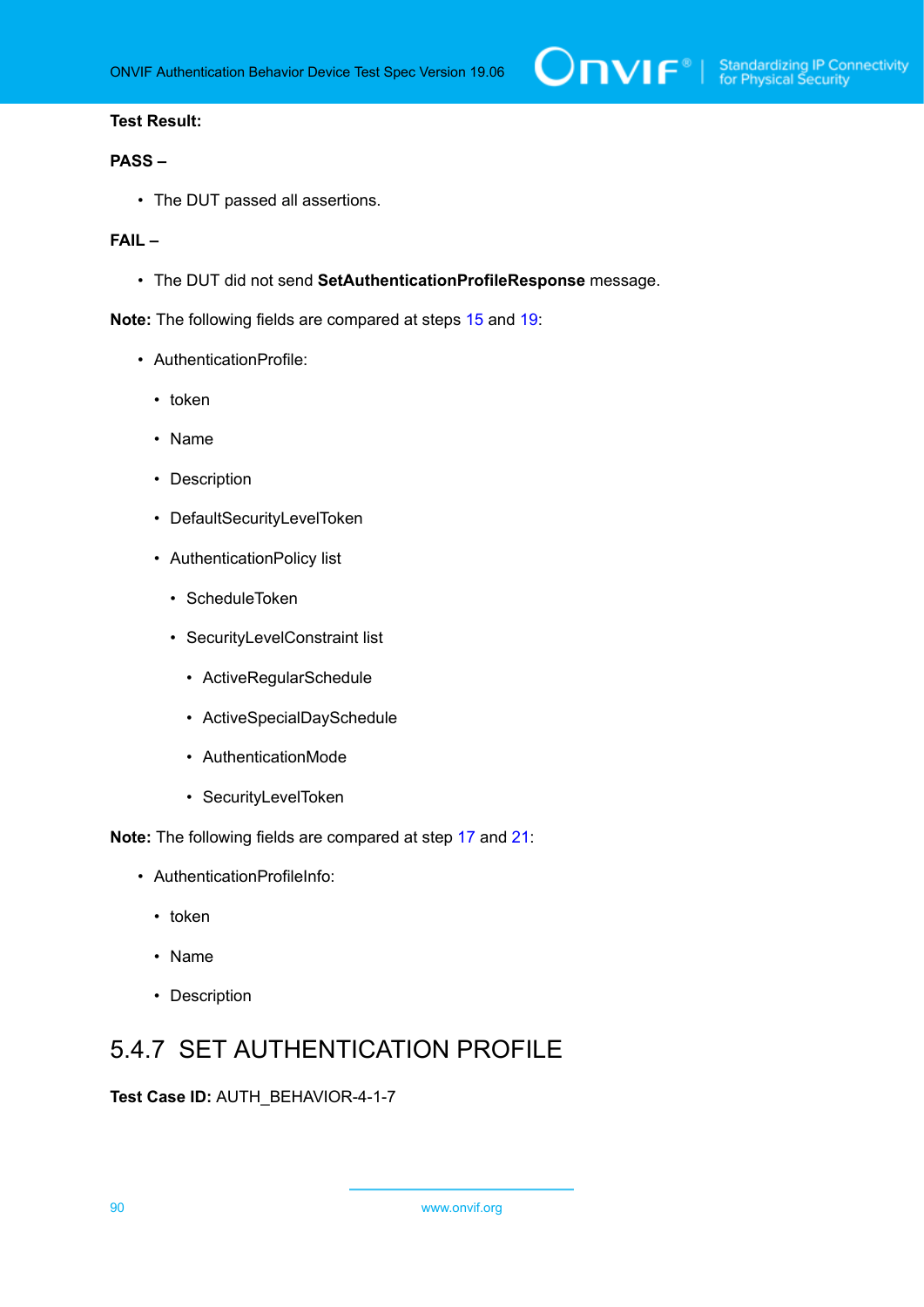**Test Result:**

**PASS –**

- The DUT passed all assertions.

**FAIL –**

- The DUT did not send **SetAuthenticationProfileResponse** message.

**Note:** The following fields are compared at steps 15 and 19:

- AuthenticationProfile:
  - token
  - Name
  - Description
  - DefaultSecurityLevelToken
  - AuthenticationPolicy list
    - ScheduleToken
    - SecurityLevelConstraint list
      - ActiveRegularSchedule
      - ActiveSpecialDaySchedule
      - AuthenticationMode
      - SecurityLevelToken

**Note:** The following fields are compared at step 17 and 21:

- AuthenticationProfileInfo:
  - token
  - Name
  - Description

## 5.4.7 SET AUTHENTICATION PROFILE

**Test Case ID:** AUTH_BEHAVIOR-4-1-7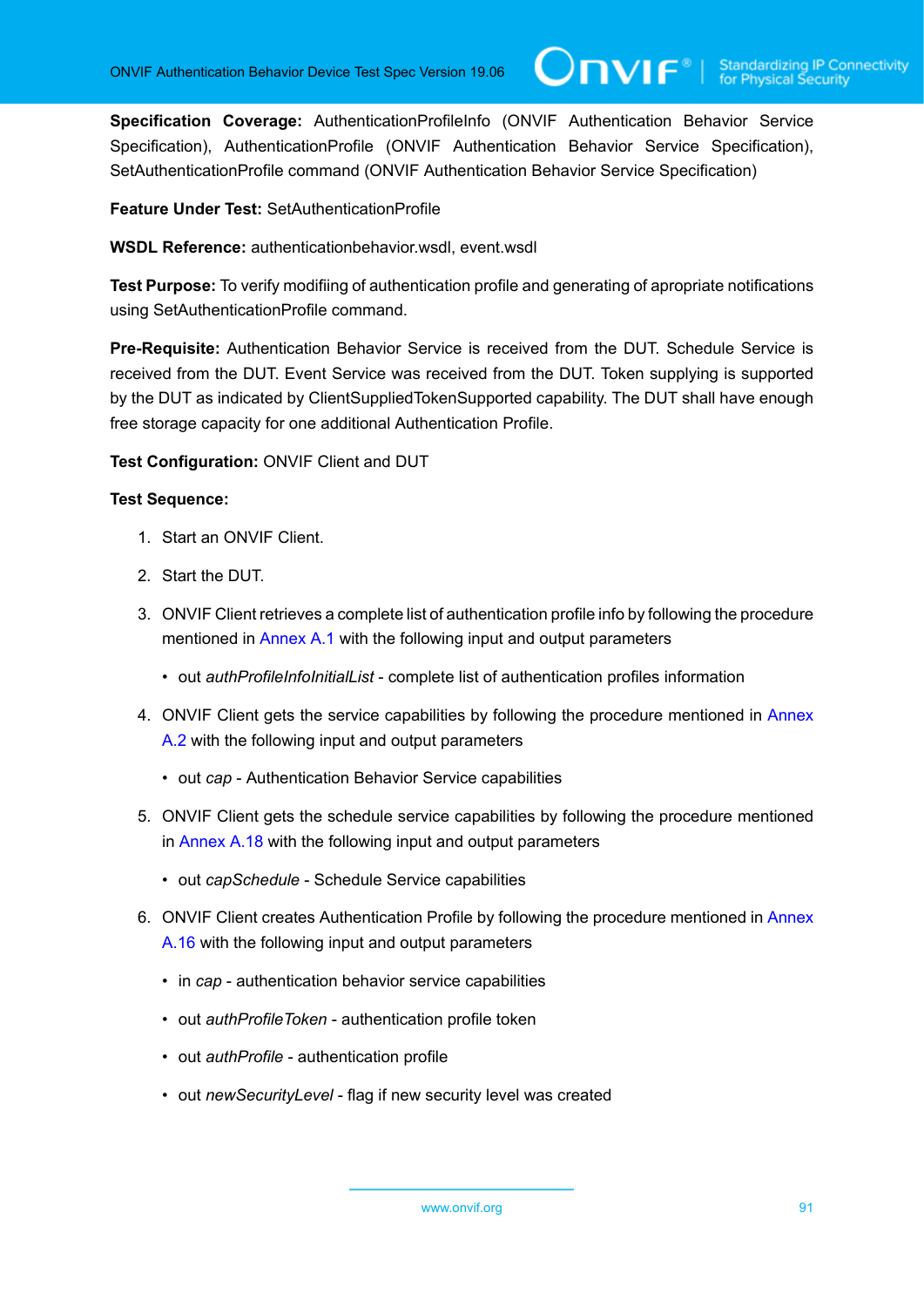**Specification Coverage:** AuthenticationProfileInfo (ONVIF Authentication Behavior Service Specification), AuthenticationProfile (ONVIF Authentication Behavior Service Specification), SetAuthenticationProfile command (ONVIF Authentication Behavior Service Specification)

**Feature Under Test:** SetAuthenticationProfile

**WSDL Reference:** authenticationbehavior.wsdl, event.wsdl

**Test Purpose:** To verify modifiing of authentication profile and generating of apropriate notifications using SetAuthenticationProfile command.

**Pre-Requisite:** Authentication Behavior Service is received from the DUT. Schedule Service is received from the DUT. Event Service was received from the DUT. Token supplying is supported by the DUT as indicated by ClientSuppliedTokenSupported capability. The DUT shall have enough free storage capacity for one additional Authentication Profile.

**Test Configuration:** ONVIF Client and DUT

**Test Sequence:**

1. Start an ONVIF Client.
2. Start the DUT.
3. ONVIF Client retrieves a complete list of authentication profile info by following the procedure mentioned in Annex A.1 with the following input and output parameters
   - out *authProfileInfoInitialList* - complete list of authentication profiles information
4. ONVIF Client gets the service capabilities by following the procedure mentioned in Annex A.2 with the following input and output parameters
   - out *cap* - Authentication Behavior Service capabilities
5. ONVIF Client gets the schedule service capabilities by following the procedure mentioned in Annex A.18 with the following input and output parameters
   - out *capSchedule* - Schedule Service capabilities
6. ONVIF Client creates Authentication Profile by following the procedure mentioned in Annex A.16 with the following input and output parameters
   - in *cap* - authentication behavior service capabilities
   - out *authProfileToken* - authentication profile token
   - out *authProfile* - authentication profile
   - out *newSecurityLevel* - flag if new security level was created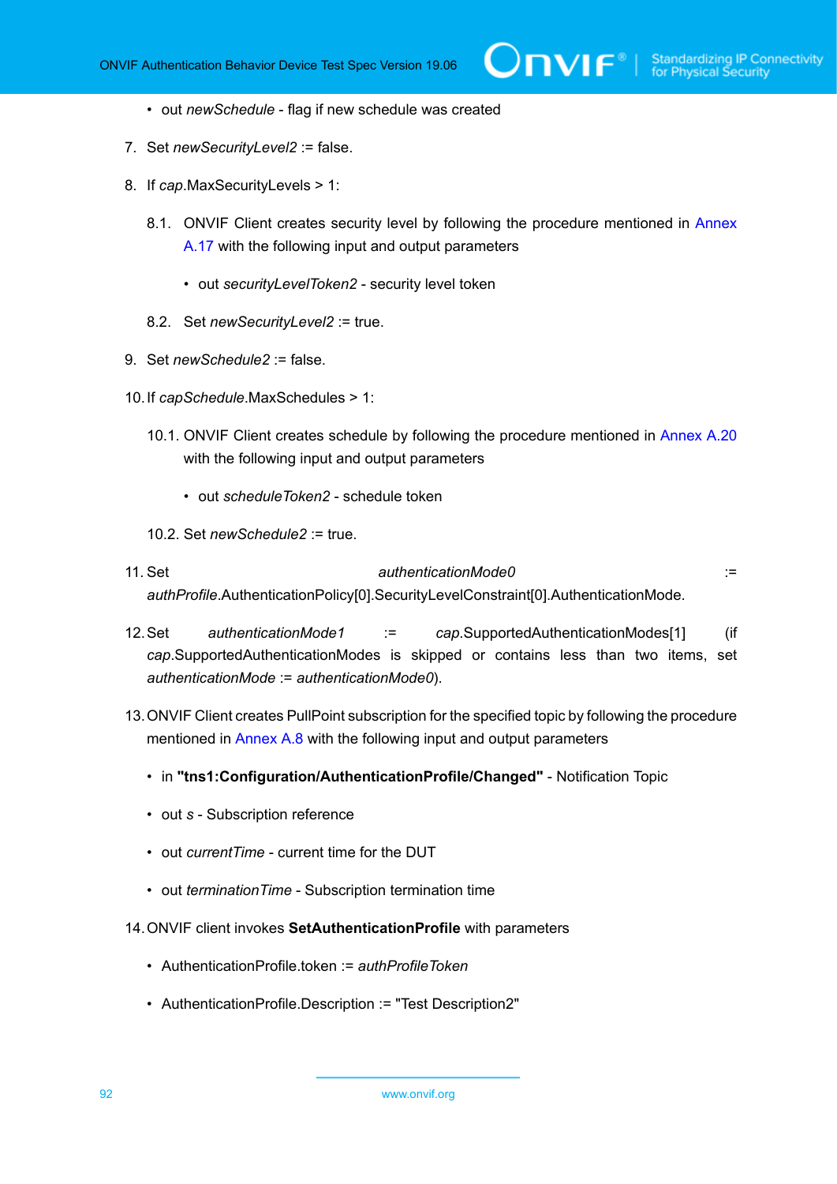- out *newSchedule* - flag if new schedule was created

7. Set *newSecurityLevel2* := false.

8. If *cap*.MaxSecurityLevels > 1:

   8.1. ONVIF Client creates security level by following the procedure mentioned in Annex A.17 with the following input and output parameters

   - out *securityLevelToken2* - security level token

   8.2. Set *newSecurityLevel2* := true.

9. Set *newSchedule2* := false.

10. If *capSchedule*.MaxSchedules > 1:

    10.1. ONVIF Client creates schedule by following the procedure mentioned in Annex A.20 with the following input and output parameters

    - out *scheduleToken2* - schedule token

    10.2. Set *newSchedule2* := true.

11. Set *authenticationMode0* := *authProfile*.AuthenticationPolicy[0].SecurityLevelConstraint[0].AuthenticationMode.

12. Set *authenticationMode1* := *cap*.SupportedAuthenticationModes[1] (if *cap*.SupportedAuthenticationModes is skipped or contains less than two items, set *authenticationMode* := *authenticationMode0*).

13. ONVIF Client creates PullPoint subscription for the specified topic by following the procedure mentioned in Annex A.8 with the following input and output parameters

    - in **"tns1:Configuration/AuthenticationProfile/Changed"** - Notification Topic
    - out *s* - Subscription reference
    - out *currentTime* - current time for the DUT
    - out *terminationTime* - Subscription termination time

14. ONVIF client invokes **SetAuthenticationProfile** with parameters

    - AuthenticationProfile.token := *authProfileToken*
    - AuthenticationProfile.Description := "Test Description2"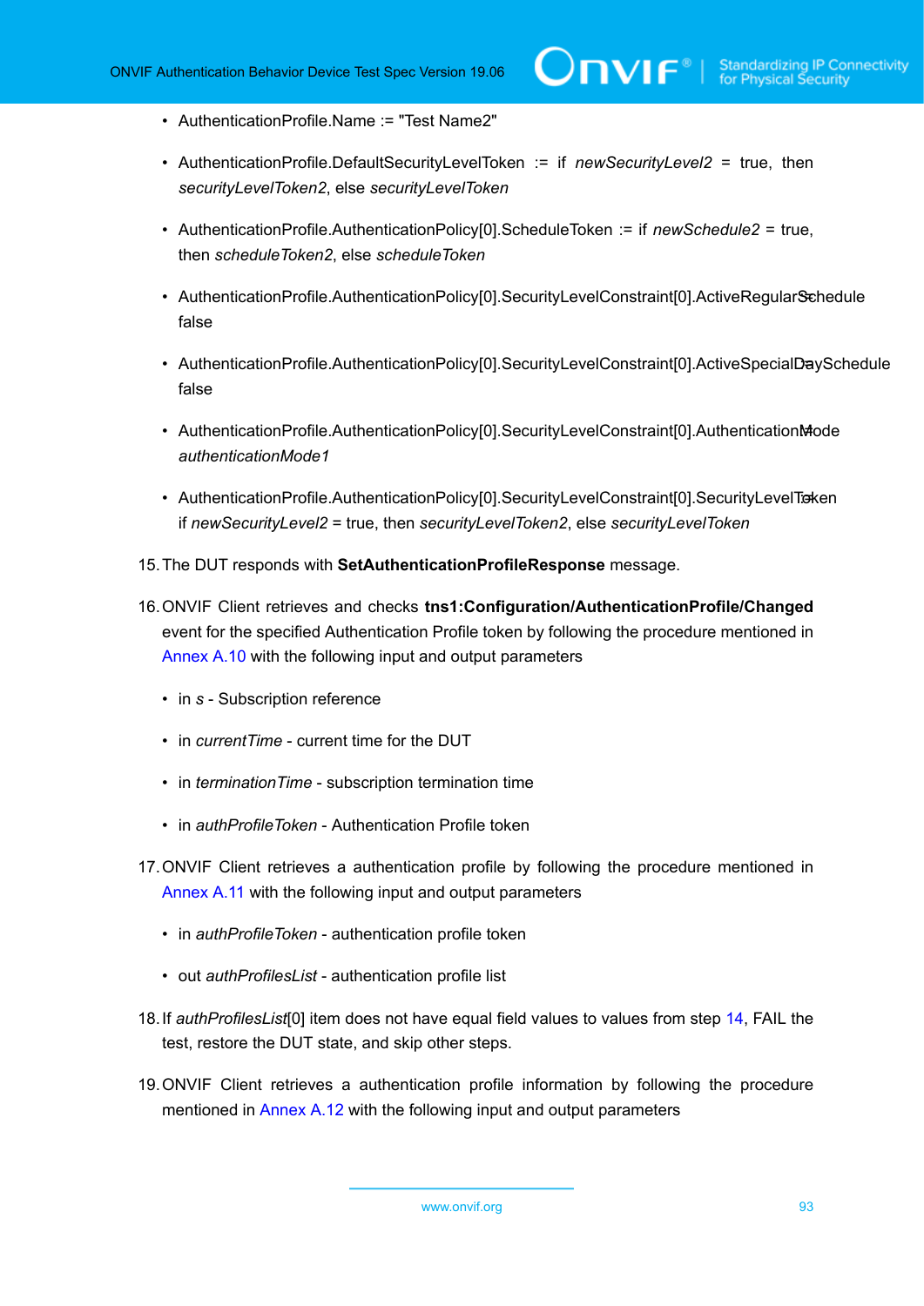- AuthenticationProfile.Name := "Test Name2"
- AuthenticationProfile.DefaultSecurityLevelToken := if *newSecurityLevel2* = true, then *securityLevelToken2*, else *securityLevelToken*
- AuthenticationProfile.AuthenticationPolicy[0].ScheduleToken := if *newSchedule2* = true, then *scheduleToken2*, else *scheduleToken*
- AuthenticationProfile.AuthenticationPolicy[0].SecurityLevelConstraint[0].ActiveRegularSchedule := false
- AuthenticationProfile.AuthenticationPolicy[0].SecurityLevelConstraint[0].ActiveSpecialDaySchedule := false
- AuthenticationProfile.AuthenticationPolicy[0].SecurityLevelConstraint[0].AuthenticationMode := *authenticationMode1*
- AuthenticationProfile.AuthenticationPolicy[0].SecurityLevelConstraint[0].SecurityLevelToken := if *newSecurityLevel2* = true, then *securityLevelToken2*, else *securityLevelToken*

15. The DUT responds with **SetAuthenticationProfileResponse** message.

16. ONVIF Client retrieves and checks **tns1:Configuration/AuthenticationProfile/Changed** event for the specified Authentication Profile token by following the procedure mentioned in Annex A.10 with the following input and output parameters
    - in *s* - Subscription reference
    - in *currentTime* - current time for the DUT
    - in *terminationTime* - subscription termination time
    - in *authProfileToken* - Authentication Profile token

17. ONVIF Client retrieves a authentication profile by following the procedure mentioned in Annex A.11 with the following input and output parameters
    - in *authProfileToken* - authentication profile token
    - out *authProfilesList* - authentication profile list

18. If *authProfilesList*[0] item does not have equal field values to values from step 14, FAIL the test, restore the DUT state, and skip other steps.

19. ONVIF Client retrieves a authentication profile information by following the procedure mentioned in Annex A.12 with the following input and output parameters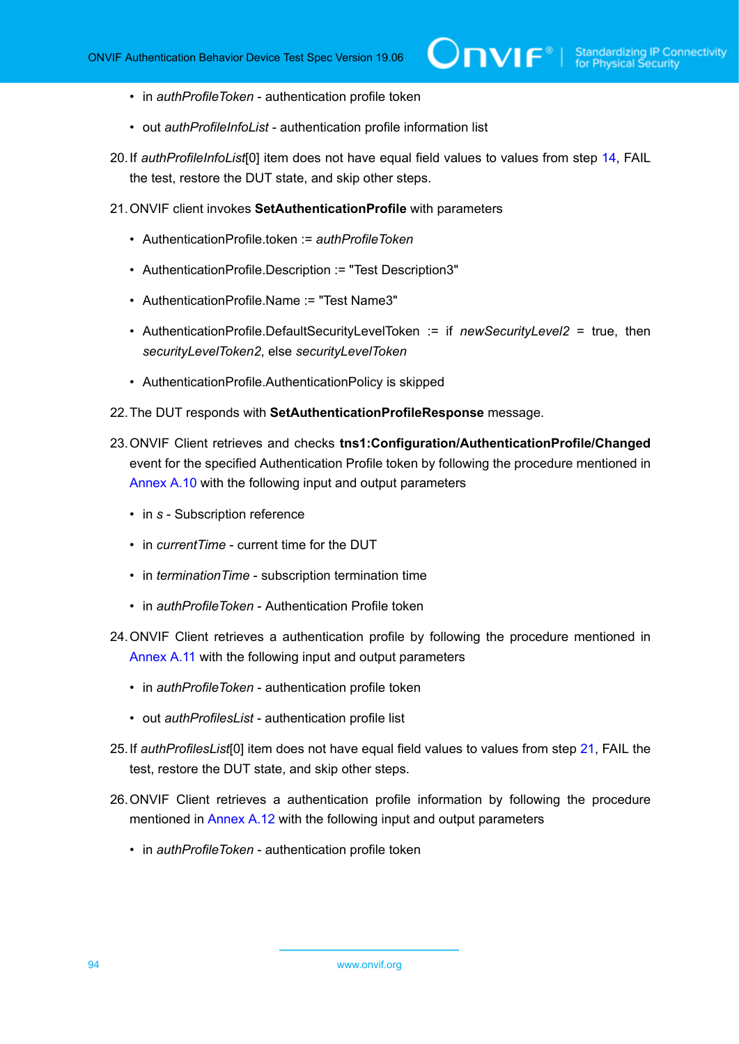- in *authProfileToken* - authentication profile token
- out *authProfileInfoList* - authentication profile information list

20. If *authProfileInfoList*[0] item does not have equal field values to values from step 14, FAIL the test, restore the DUT state, and skip other steps.

21. ONVIF client invokes **SetAuthenticationProfile** with parameters

    - AuthenticationProfile.token := *authProfileToken*
    - AuthenticationProfile.Description := "Test Description3"
    - AuthenticationProfile.Name := "Test Name3"
    - AuthenticationProfile.DefaultSecurityLevelToken := if *newSecurityLevel2* = true, then *securityLevelToken2*, else *securityLevelToken*
    - AuthenticationProfile.AuthenticationPolicy is skipped

22. The DUT responds with **SetAuthenticationProfileResponse** message.

23. ONVIF Client retrieves and checks **tns1:Configuration/AuthenticationProfile/Changed** event for the specified Authentication Profile token by following the procedure mentioned in Annex A.10 with the following input and output parameters

    - in *s* - Subscription reference
    - in *currentTime* - current time for the DUT
    - in *terminationTime* - subscription termination time
    - in *authProfileToken* - Authentication Profile token

24. ONVIF Client retrieves a authentication profile by following the procedure mentioned in Annex A.11 with the following input and output parameters

    - in *authProfileToken* - authentication profile token
    - out *authProfilesList* - authentication profile list

25. If *authProfilesList*[0] item does not have equal field values to values from step 21, FAIL the test, restore the DUT state, and skip other steps.

26. ONVIF Client retrieves a authentication profile information by following the procedure mentioned in Annex A.12 with the following input and output parameters

    - in *authProfileToken* - authentication profile token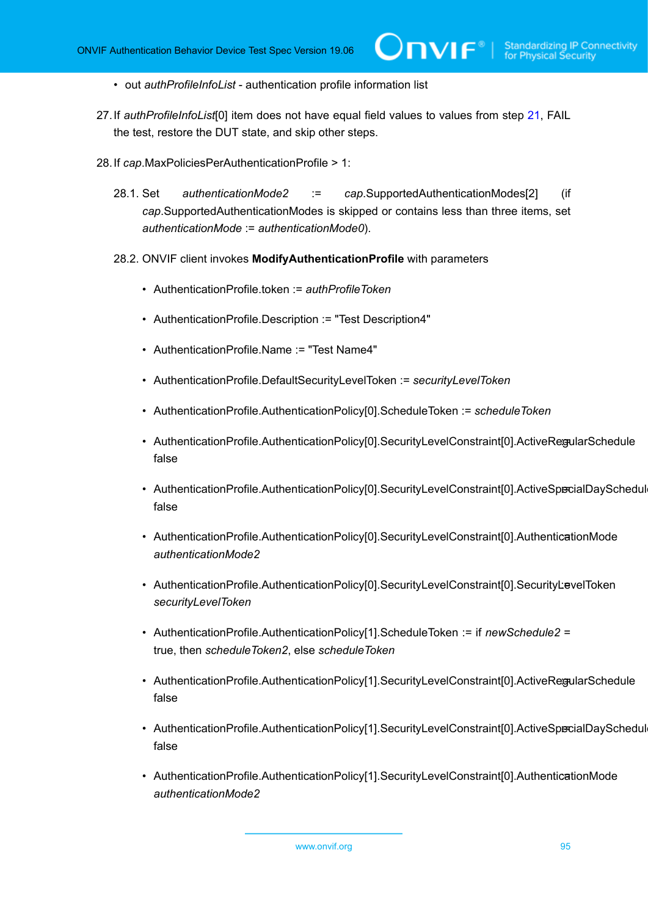- out *authProfileInfoList* - authentication profile information list

27. If *authProfileInfoList*[0] item does not have equal field values to values from step 21, FAIL the test, restore the DUT state, and skip other steps.

28. If *cap*.MaxPoliciesPerAuthenticationProfile > 1:

    28.1. Set *authenticationMode2* := *cap*.SupportedAuthenticationModes[2] (if *cap*.SupportedAuthenticationModes is skipped or contains less than three items, set *authenticationMode* := *authenticationMode0*).

    28.2. ONVIF client invokes **ModifyAuthenticationProfile** with parameters

    - AuthenticationProfile.token := *authProfileToken*
    - AuthenticationProfile.Description := "Test Description4"
    - AuthenticationProfile.Name := "Test Name4"
    - AuthenticationProfile.DefaultSecurityLevelToken := *securityLevelToken*
    - AuthenticationProfile.AuthenticationPolicy[0].ScheduleToken := *scheduleToken*
    - AuthenticationProfile.AuthenticationPolicy[0].SecurityLevelConstraint[0].ActiveRegularSchedule := false
    - AuthenticationProfile.AuthenticationPolicy[0].SecurityLevelConstraint[0].ActiveSpecialDaySchedule := false
    - AuthenticationProfile.AuthenticationPolicy[0].SecurityLevelConstraint[0].AuthenticationMode := *authenticationMode2*
    - AuthenticationProfile.AuthenticationPolicy[0].SecurityLevelConstraint[0].SecurityLevelToken := *securityLevelToken*
    - AuthenticationProfile.AuthenticationPolicy[1].ScheduleToken := if *newSchedule2* = true, then *scheduleToken2*, else *scheduleToken*
    - AuthenticationProfile.AuthenticationPolicy[1].SecurityLevelConstraint[0].ActiveRegularSchedule := false
    - AuthenticationProfile.AuthenticationPolicy[1].SecurityLevelConstraint[0].ActiveSpecialDaySchedule := false
    - AuthenticationProfile.AuthenticationPolicy[1].SecurityLevelConstraint[0].AuthenticationMode := *authenticationMode2*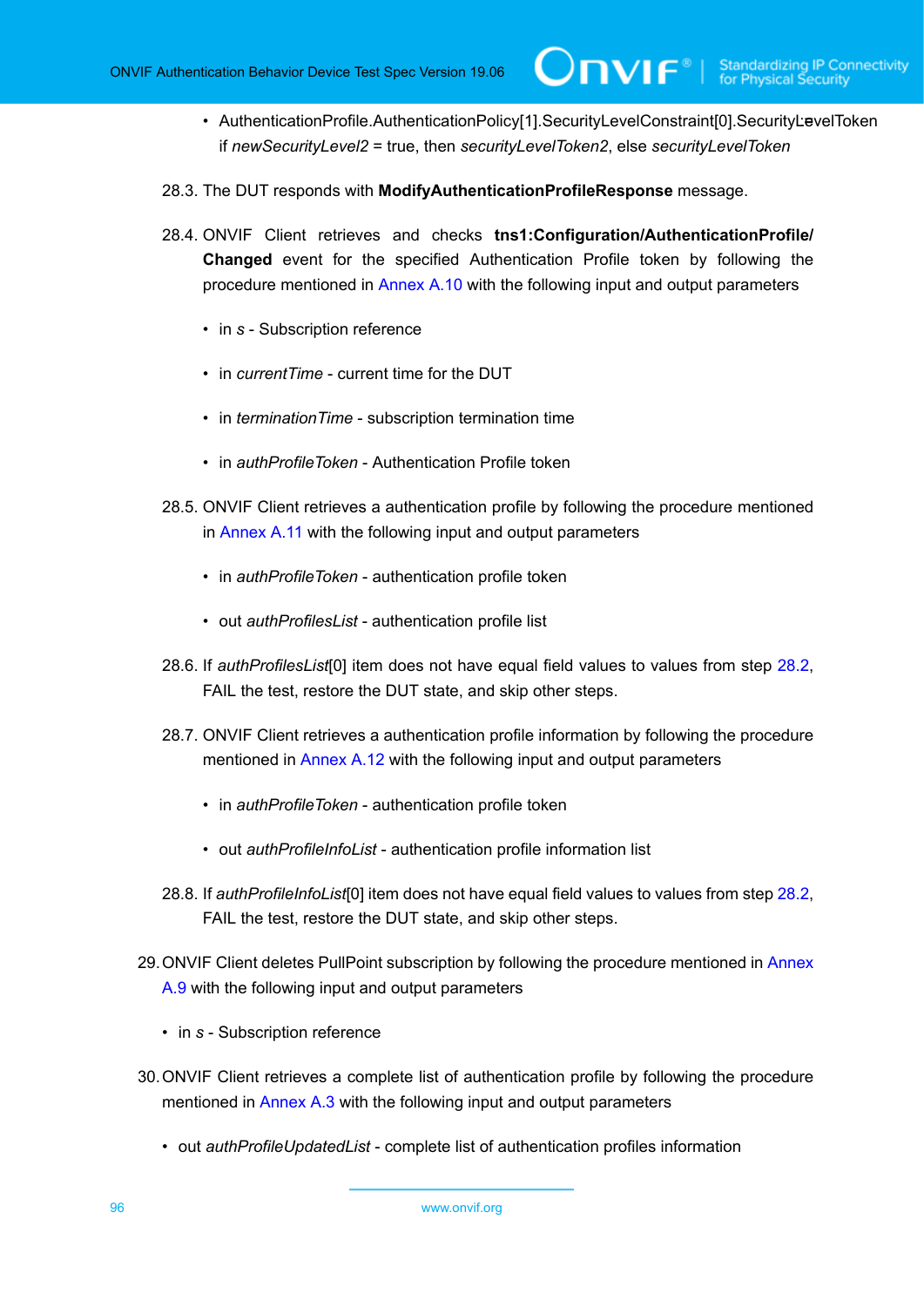- AuthenticationProfile.AuthenticationPolicy[1].SecurityLevelConstraint[0].SecurityLevelToken if *newSecurityLevel2* = true, then *securityLevelToken2*, else *securityLevelToken*

28.3. The DUT responds with **ModifyAuthenticationProfileResponse** message.

28.4. ONVIF Client retrieves and checks **tns1:Configuration/AuthenticationProfile/Changed** event for the specified Authentication Profile token by following the procedure mentioned in Annex A.10 with the following input and output parameters

- in *s* - Subscription reference
- in *currentTime* - current time for the DUT
- in *terminationTime* - subscription termination time
- in *authProfileToken* - Authentication Profile token

28.5. ONVIF Client retrieves a authentication profile by following the procedure mentioned in Annex A.11 with the following input and output parameters

- in *authProfileToken* - authentication profile token
- out *authProfilesList* - authentication profile list

28.6. If *authProfilesList*[0] item does not have equal field values to values from step 28.2, FAIL the test, restore the DUT state, and skip other steps.

28.7. ONVIF Client retrieves a authentication profile information by following the procedure mentioned in Annex A.12 with the following input and output parameters

- in *authProfileToken* - authentication profile token
- out *authProfileInfoList* - authentication profile information list

28.8. If *authProfileInfoList*[0] item does not have equal field values to values from step 28.2, FAIL the test, restore the DUT state, and skip other steps.

29. ONVIF Client deletes PullPoint subscription by following the procedure mentioned in Annex A.9 with the following input and output parameters
    - in *s* - Subscription reference

30. ONVIF Client retrieves a complete list of authentication profile by following the procedure mentioned in Annex A.3 with the following input and output parameters
    - out *authProfileUpdatedList* - complete list of authentication profiles information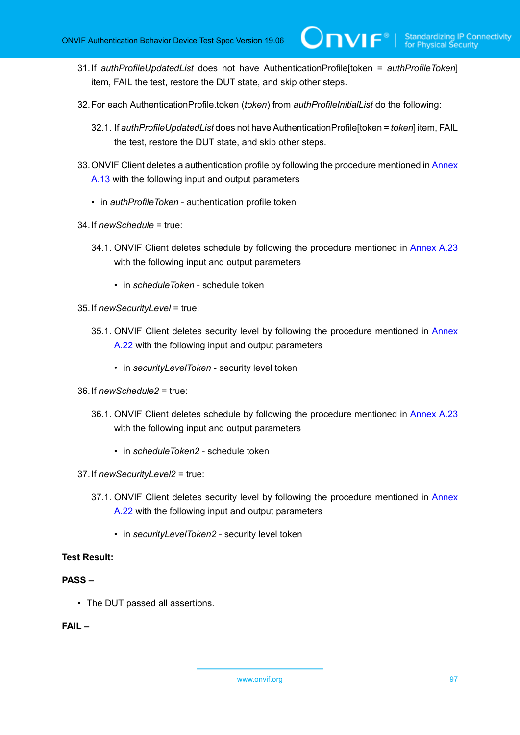31. If *authProfileUpdatedList* does not have AuthenticationProfile[token = *authProfileToken*] item, FAIL the test, restore the DUT state, and skip other steps.

32. For each AuthenticationProfile.token (*token*) from *authProfileInitialList* do the following:

    32.1. If *authProfileUpdatedList* does not have AuthenticationProfile[token = *token*] item, FAIL the test, restore the DUT state, and skip other steps.

33. ONVIF Client deletes a authentication profile by following the procedure mentioned in Annex A.13 with the following input and output parameters

    - in *authProfileToken* - authentication profile token

34. If *newSchedule* = true:

    34.1. ONVIF Client deletes schedule by following the procedure mentioned in Annex A.23 with the following input and output parameters

    - in *scheduleToken* - schedule token

35. If *newSecurityLevel* = true:

    35.1. ONVIF Client deletes security level by following the procedure mentioned in Annex A.22 with the following input and output parameters

    - in *securityLevelToken* - security level token

36. If *newSchedule2* = true:

    36.1. ONVIF Client deletes schedule by following the procedure mentioned in Annex A.23 with the following input and output parameters

    - in *scheduleToken2* - schedule token

37. If *newSecurityLevel2* = true:

    37.1. ONVIF Client deletes security level by following the procedure mentioned in Annex A.22 with the following input and output parameters

    - in *securityLevelToken2* - security level token

**Test Result:**

**PASS –**

- The DUT passed all assertions.

**FAIL –**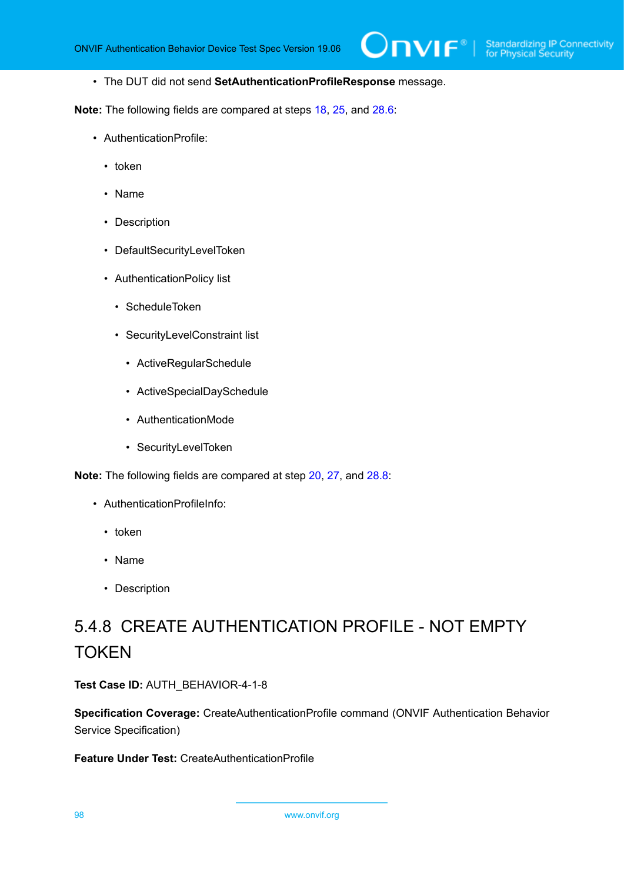- The DUT did not send **SetAuthenticationProfileResponse** message.

**Note:** The following fields are compared at steps 18, 25, and 28.6:

- AuthenticationProfile:
  - token
  - Name
  - Description
  - DefaultSecurityLevelToken
  - AuthenticationPolicy list
    - ScheduleToken
    - SecurityLevelConstraint list
      - ActiveRegularSchedule
      - ActiveSpecialDaySchedule
      - AuthenticationMode
      - SecurityLevelToken

**Note:** The following fields are compared at step 20, 27, and 28.8:

- AuthenticationProfileInfo:
  - token
  - Name
  - Description

### 5.4.8 CREATE AUTHENTICATION PROFILE - NOT EMPTY TOKEN

**Test Case ID:** AUTH_BEHAVIOR-4-1-8

**Specification Coverage:** CreateAuthenticationProfile command (ONVIF Authentication Behavior Service Specification)

**Feature Under Test:** CreateAuthenticationProfile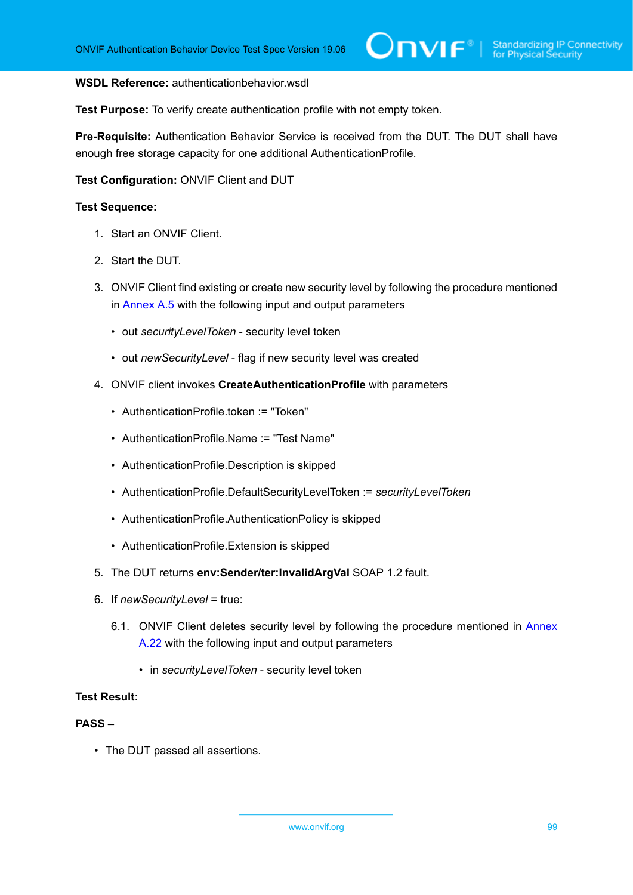**WSDL Reference:** authenticationbehavior.wsdl

**Test Purpose:** To verify create authentication profile with not empty token.

**Pre-Requisite:** Authentication Behavior Service is received from the DUT. The DUT shall have enough free storage capacity for one additional AuthenticationProfile.

**Test Configuration:** ONVIF Client and DUT

**Test Sequence:**

1. Start an ONVIF Client.
2. Start the DUT.
3. ONVIF Client find existing or create new security level by following the procedure mentioned in Annex A.5 with the following input and output parameters
   - out *securityLevelToken* - security level token
   - out *newSecurityLevel* - flag if new security level was created
4. ONVIF client invokes **CreateAuthenticationProfile** with parameters
   - AuthenticationProfile.token := "Token"
   - AuthenticationProfile.Name := "Test Name"
   - AuthenticationProfile.Description is skipped
   - AuthenticationProfile.DefaultSecurityLevelToken := *securityLevelToken*
   - AuthenticationProfile.AuthenticationPolicy is skipped
   - AuthenticationProfile.Extension is skipped
5. The DUT returns **env:Sender/ter:InvalidArgVal** SOAP 1.2 fault.
6. If *newSecurityLevel* = true:

   6.1. ONVIF Client deletes security level by following the procedure mentioned in Annex A.22 with the following input and output parameters
   - in *securityLevelToken* - security level token

**Test Result:**

**PASS –**

- The DUT passed all assertions.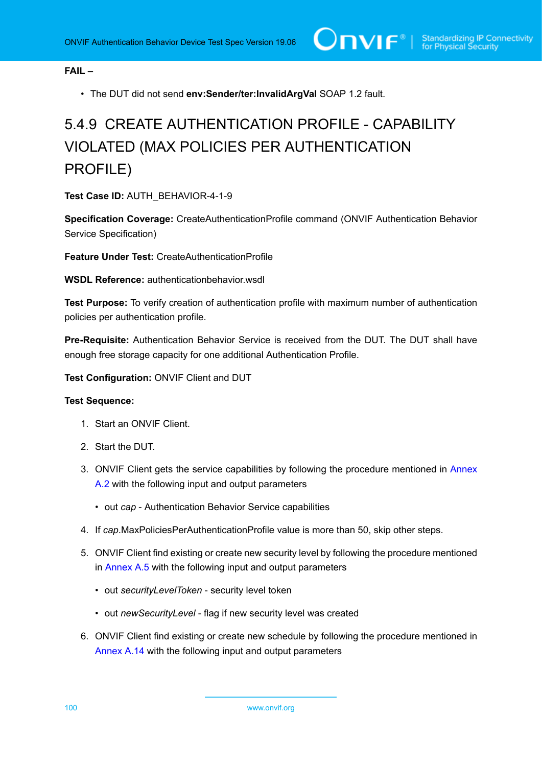**FAIL –**

- The DUT did not send **env:Sender/ter:InvalidArgVal** SOAP 1.2 fault.

## 5.4.9 CREATE AUTHENTICATION PROFILE - CAPABILITY VIOLATED (MAX POLICIES PER AUTHENTICATION PROFILE)

**Test Case ID:** AUTH_BEHAVIOR-4-1-9

**Specification Coverage:** CreateAuthenticationProfile command (ONVIF Authentication Behavior Service Specification)

**Feature Under Test:** CreateAuthenticationProfile

**WSDL Reference:** authenticationbehavior.wsdl

**Test Purpose:** To verify creation of authentication profile with maximum number of authentication policies per authentication profile.

**Pre-Requisite:** Authentication Behavior Service is received from the DUT. The DUT shall have enough free storage capacity for one additional Authentication Profile.

**Test Configuration:** ONVIF Client and DUT

**Test Sequence:**

1. Start an ONVIF Client.
2. Start the DUT.
3. ONVIF Client gets the service capabilities by following the procedure mentioned in Annex A.2 with the following input and output parameters
   - out *cap* - Authentication Behavior Service capabilities
4. If *cap*.MaxPoliciesPerAuthenticationProfile value is more than 50, skip other steps.
5. ONVIF Client find existing or create new security level by following the procedure mentioned in Annex A.5 with the following input and output parameters
   - out *securityLevelToken* - security level token
   - out *newSecurityLevel* - flag if new security level was created
6. ONVIF Client find existing or create new schedule by following the procedure mentioned in Annex A.14 with the following input and output parameters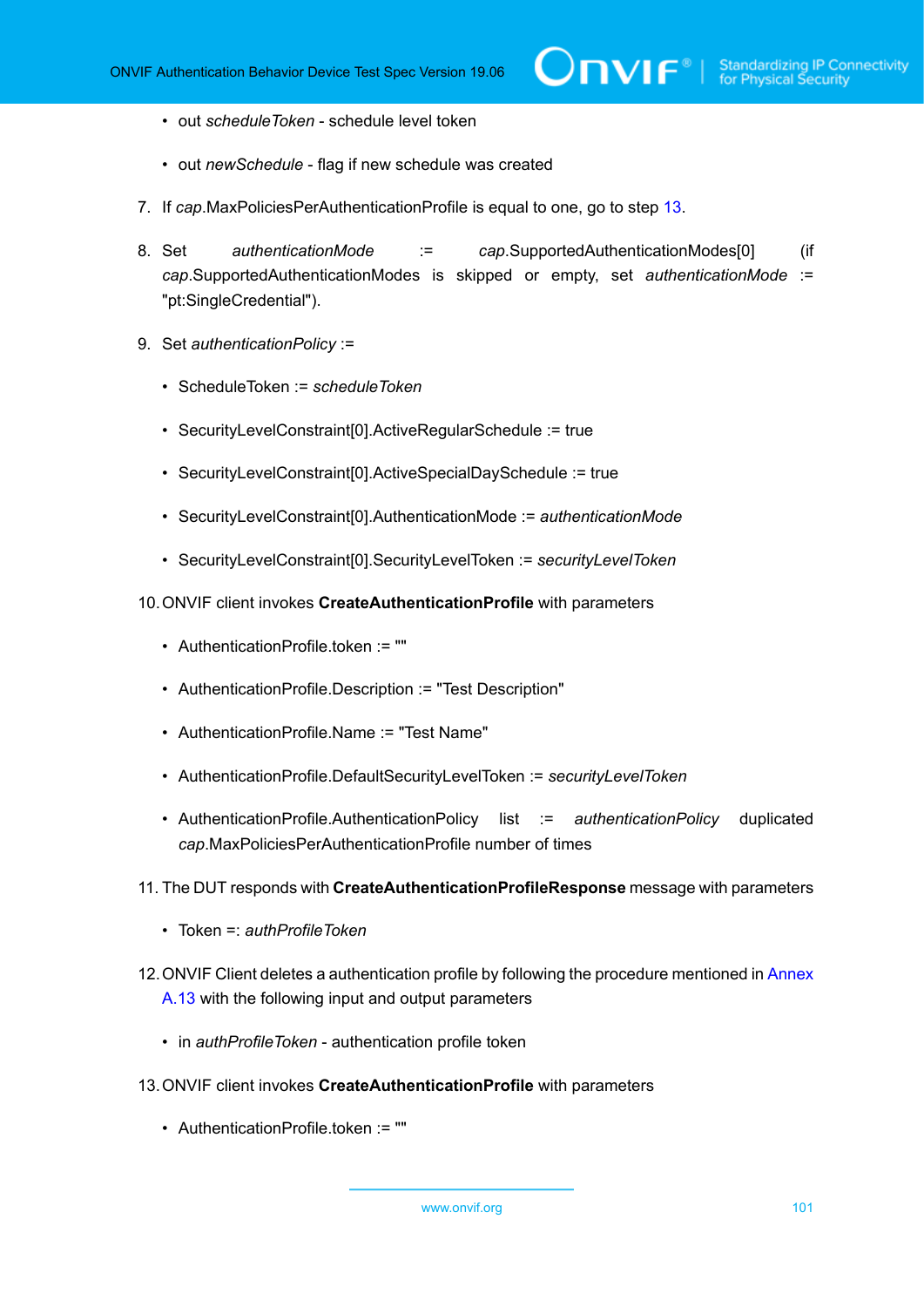- out *scheduleToken* - schedule level token
- out *newSchedule* - flag if new schedule was created

7. If *cap*.MaxPoliciesPerAuthenticationProfile is equal to one, go to step 13.
8. Set *authenticationMode* := *cap*.SupportedAuthenticationModes[0] (if *cap*.SupportedAuthenticationModes is skipped or empty, set *authenticationMode* := "pt:SingleCredential").
9. Set *authenticationPolicy* :=
   - ScheduleToken := *scheduleToken*
   - SecurityLevelConstraint[0].ActiveRegularSchedule := true
   - SecurityLevelConstraint[0].ActiveSpecialDaySchedule := true
   - SecurityLevelConstraint[0].AuthenticationMode := *authenticationMode*
   - SecurityLevelConstraint[0].SecurityLevelToken := *securityLevelToken*
10. ONVIF client invokes **CreateAuthenticationProfile** with parameters
    - AuthenticationProfile.token := ""
    - AuthenticationProfile.Description := "Test Description"
    - AuthenticationProfile.Name := "Test Name"
    - AuthenticationProfile.DefaultSecurityLevelToken := *securityLevelToken*
    - AuthenticationProfile.AuthenticationPolicy list := *authenticationPolicy* duplicated *cap*.MaxPoliciesPerAuthenticationProfile number of times
11. The DUT responds with **CreateAuthenticationProfileResponse** message with parameters
    - Token =: *authProfileToken*
12. ONVIF Client deletes a authentication profile by following the procedure mentioned in Annex A.13 with the following input and output parameters
    - in *authProfileToken* - authentication profile token
13. ONVIF client invokes **CreateAuthenticationProfile** with parameters
    - AuthenticationProfile.token := ""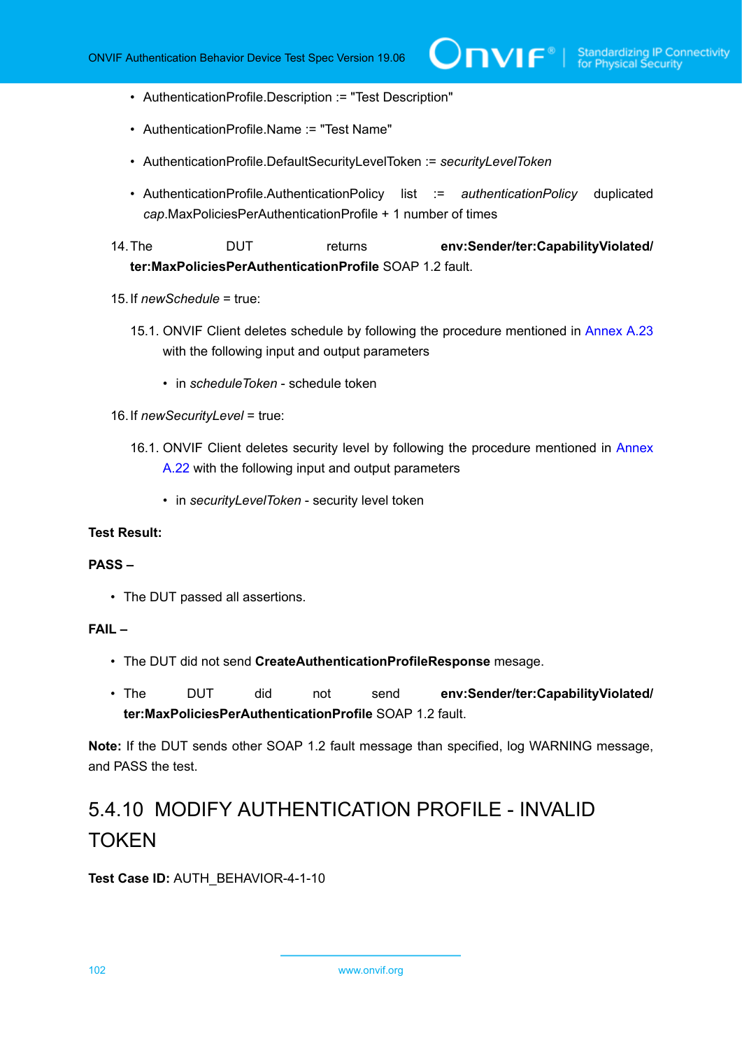- AuthenticationProfile.Description := "Test Description"
- AuthenticationProfile.Name := "Test Name"
- AuthenticationProfile.DefaultSecurityLevelToken := *securityLevelToken*
- AuthenticationProfile.AuthenticationPolicy list := *authenticationPolicy* duplicated *cap*.MaxPoliciesPerAuthenticationProfile + 1 number of times

14. The DUT returns **env:Sender/ter:CapabilityViolated/ ter:MaxPoliciesPerAuthenticationProfile** SOAP 1.2 fault.

15. If *newSchedule* = true:

    15.1. ONVIF Client deletes schedule by following the procedure mentioned in Annex A.23 with the following input and output parameters

    - in *scheduleToken* - schedule token

16. If *newSecurityLevel* = true:

    16.1. ONVIF Client deletes security level by following the procedure mentioned in Annex A.22 with the following input and output parameters

    - in *securityLevelToken* - security level token

**Test Result:**

**PASS –**

- The DUT passed all assertions.

**FAIL –**

- The DUT did not send **CreateAuthenticationProfileResponse** mesage.
- The DUT did not send **env:Sender/ter:CapabilityViolated/ ter:MaxPoliciesPerAuthenticationProfile** SOAP 1.2 fault.

**Note:** If the DUT sends other SOAP 1.2 fault message than specified, log WARNING message, and PASS the test.

## 5.4.10 MODIFY AUTHENTICATION PROFILE - INVALID TOKEN

**Test Case ID:** AUTH_BEHAVIOR-4-1-10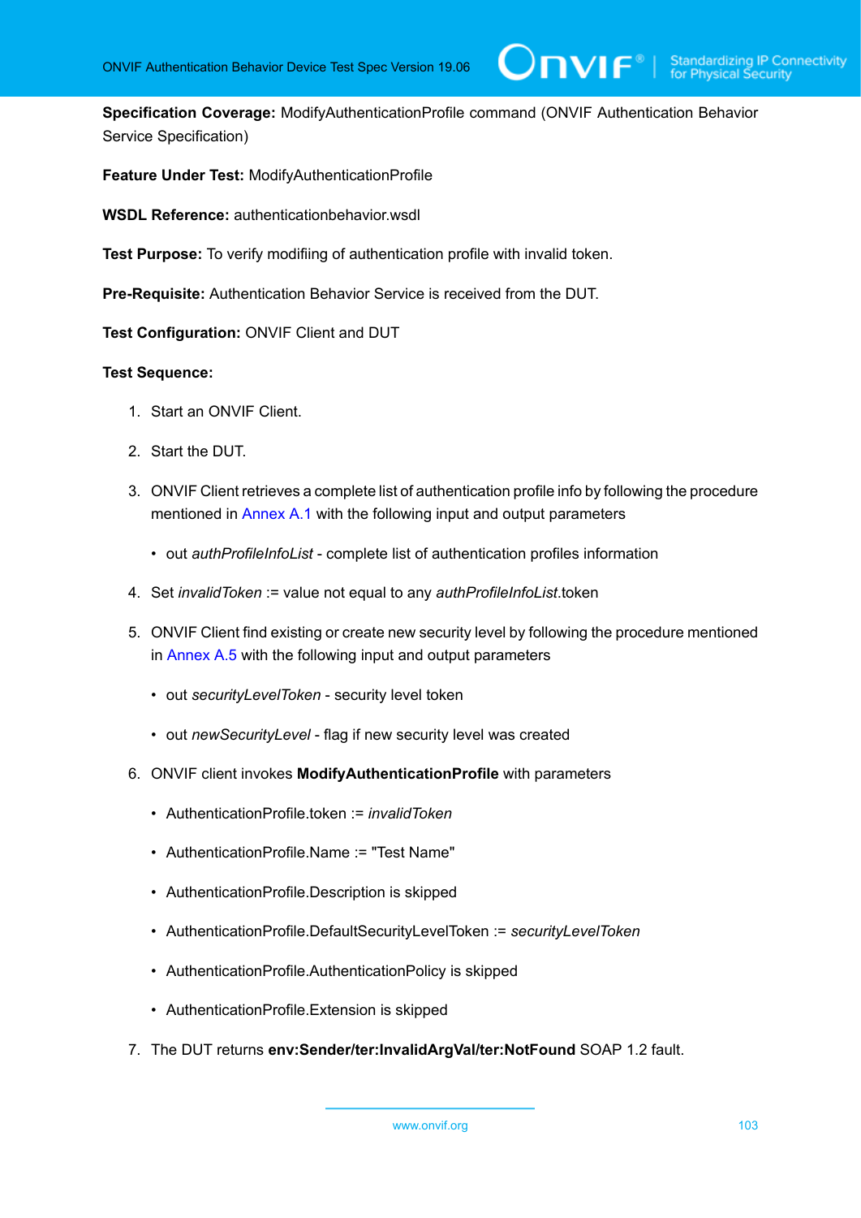**Specification Coverage:** ModifyAuthenticationProfile command (ONVIF Authentication Behavior Service Specification)

**Feature Under Test:** ModifyAuthenticationProfile

**WSDL Reference:** authenticationbehavior.wsdl

**Test Purpose:** To verify modifiing of authentication profile with invalid token.

**Pre-Requisite:** Authentication Behavior Service is received from the DUT.

**Test Configuration:** ONVIF Client and DUT

**Test Sequence:**

1. Start an ONVIF Client.
2. Start the DUT.
3. ONVIF Client retrieves a complete list of authentication profile info by following the procedure mentioned in Annex A.1 with the following input and output parameters
   - out *authProfileInfoList* - complete list of authentication profiles information
4. Set *invalidToken* := value not equal to any *authProfileInfoList*.token
5. ONVIF Client find existing or create new security level by following the procedure mentioned in Annex A.5 with the following input and output parameters
   - out *securityLevelToken* - security level token
   - out *newSecurityLevel* - flag if new security level was created
6. ONVIF client invokes **ModifyAuthenticationProfile** with parameters
   - AuthenticationProfile.token := *invalidToken*
   - AuthenticationProfile.Name := "Test Name"
   - AuthenticationProfile.Description is skipped
   - AuthenticationProfile.DefaultSecurityLevelToken := *securityLevelToken*
   - AuthenticationProfile.AuthenticationPolicy is skipped
   - AuthenticationProfile.Extension is skipped
7. The DUT returns **env:Sender/ter:InvalidArgVal/ter:NotFound** SOAP 1.2 fault.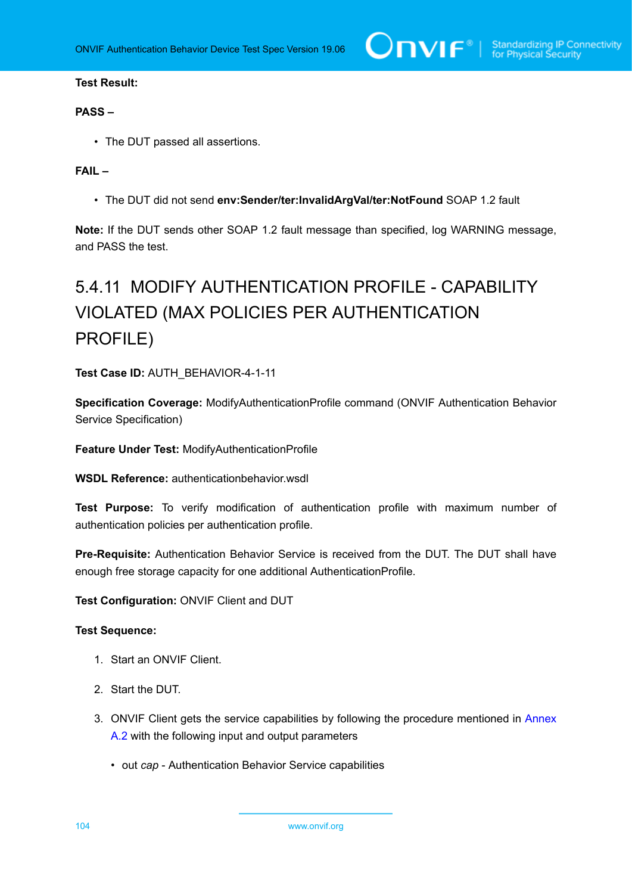**Test Result:**

**PASS –**

- The DUT passed all assertions.

**FAIL –**

- The DUT did not send **env:Sender/ter:InvalidArgVal/ter:NotFound** SOAP 1.2 fault

**Note:** If the DUT sends other SOAP 1.2 fault message than specified, log WARNING message, and PASS the test.

### 5.4.11 MODIFY AUTHENTICATION PROFILE - CAPABILITY VIOLATED (MAX POLICIES PER AUTHENTICATION PROFILE)

**Test Case ID:** AUTH_BEHAVIOR-4-1-11

**Specification Coverage:** ModifyAuthenticationProfile command (ONVIF Authentication Behavior Service Specification)

**Feature Under Test:** ModifyAuthenticationProfile

**WSDL Reference:** authenticationbehavior.wsdl

**Test Purpose:** To verify modification of authentication profile with maximum number of authentication policies per authentication profile.

**Pre-Requisite:** Authentication Behavior Service is received from the DUT. The DUT shall have enough free storage capacity for one additional AuthenticationProfile.

**Test Configuration:** ONVIF Client and DUT

**Test Sequence:**

1. Start an ONVIF Client.
2. Start the DUT.
3. ONVIF Client gets the service capabilities by following the procedure mentioned in Annex A.2 with the following input and output parameters
   - out *cap* - Authentication Behavior Service capabilities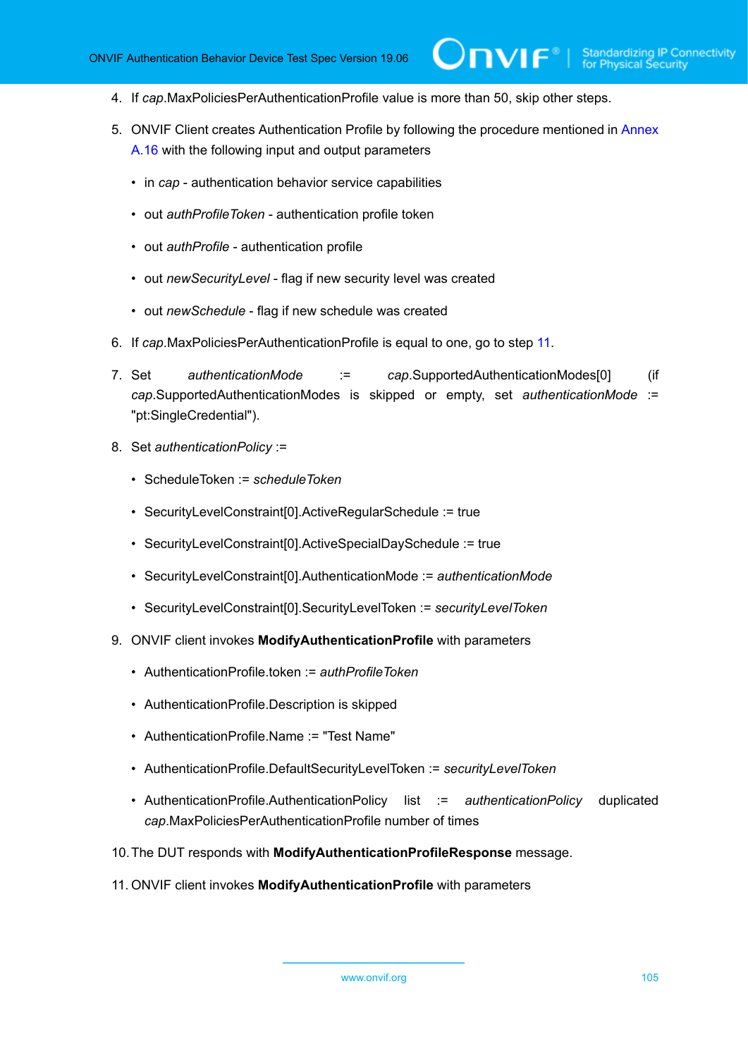4. If *cap*.MaxPoliciesPerAuthenticationProfile value is more than 50, skip other steps.

5. ONVIF Client creates Authentication Profile by following the procedure mentioned in Annex A.16 with the following input and output parameters

   - in *cap* - authentication behavior service capabilities
   - out *authProfileToken* - authentication profile token
   - out *authProfile* - authentication profile
   - out *newSecurityLevel* - flag if new security level was created
   - out *newSchedule* - flag if new schedule was created

6. If *cap*.MaxPoliciesPerAuthenticationProfile is equal to one, go to step 11.

7. Set *authenticationMode* := *cap*.SupportedAuthenticationModes[0] (if *cap*.SupportedAuthenticationModes is skipped or empty, set *authenticationMode* := "pt:SingleCredential").

8. Set *authenticationPolicy* :=

   - ScheduleToken := *scheduleToken*
   - SecurityLevelConstraint[0].ActiveRegularSchedule := true
   - SecurityLevelConstraint[0].ActiveSpecialDaySchedule := true
   - SecurityLevelConstraint[0].AuthenticationMode := *authenticationMode*
   - SecurityLevelConstraint[0].SecurityLevelToken := *securityLevelToken*

9. ONVIF client invokes **ModifyAuthenticationProfile** with parameters

   - AuthenticationProfile.token := *authProfileToken*
   - AuthenticationProfile.Description is skipped
   - AuthenticationProfile.Name := "Test Name"
   - AuthenticationProfile.DefaultSecurityLevelToken := *securityLevelToken*
   - AuthenticationProfile.AuthenticationPolicy list := *authenticationPolicy* duplicated *cap*.MaxPoliciesPerAuthenticationProfile number of times

10. The DUT responds with **ModifyAuthenticationProfileResponse** message.

11. ONVIF client invokes **ModifyAuthenticationProfile** with parameters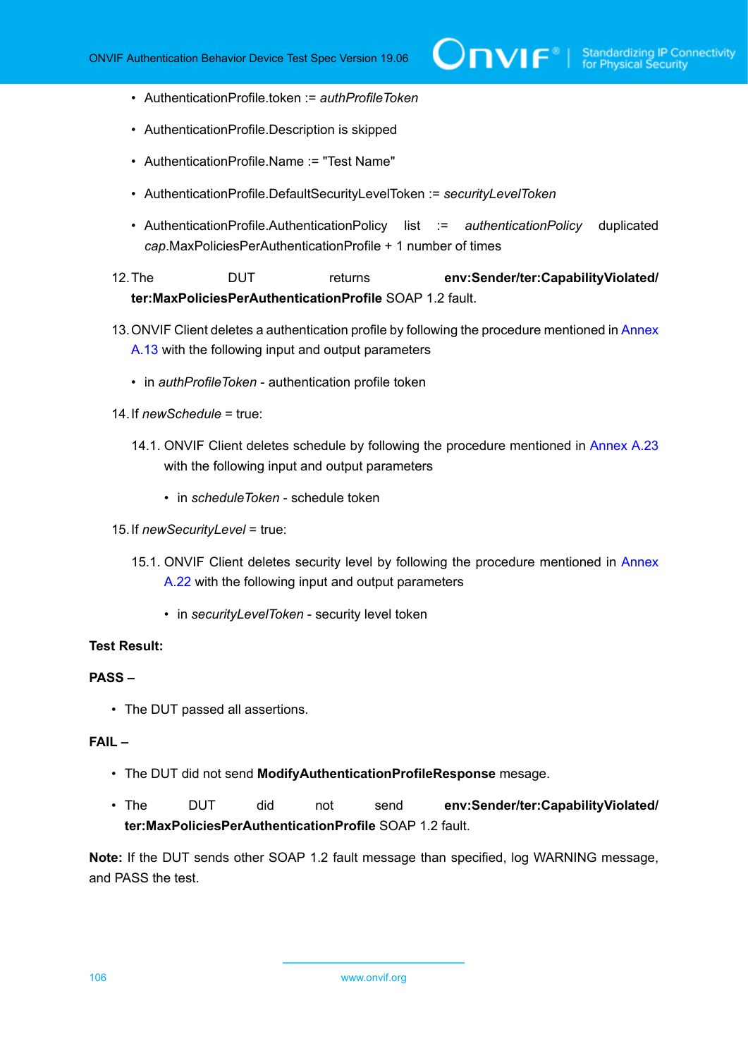- AuthenticationProfile.token := *authProfileToken*
- AuthenticationProfile.Description is skipped
- AuthenticationProfile.Name := "Test Name"
- AuthenticationProfile.DefaultSecurityLevelToken := *securityLevelToken*
- AuthenticationProfile.AuthenticationPolicy list := *authenticationPolicy* duplicated *cap*.MaxPoliciesPerAuthenticationProfile + 1 number of times

12. The DUT returns **env:Sender/ter:CapabilityViolated/ ter:MaxPoliciesPerAuthenticationProfile** SOAP 1.2 fault.

13. ONVIF Client deletes a authentication profile by following the procedure mentioned in Annex A.13 with the following input and output parameters

    - in *authProfileToken* - authentication profile token

14. If *newSchedule* = true:

    14.1. ONVIF Client deletes schedule by following the procedure mentioned in Annex A.23 with the following input and output parameters

    - in *scheduleToken* - schedule token

15. If *newSecurityLevel* = true:

    15.1. ONVIF Client deletes security level by following the procedure mentioned in Annex A.22 with the following input and output parameters

    - in *securityLevelToken* - security level token

**Test Result:**

**PASS –**

- The DUT passed all assertions.

**FAIL –**

- The DUT did not send **ModifyAuthenticationProfileResponse** mesage.
- The DUT did not send **env:Sender/ter:CapabilityViolated/ ter:MaxPoliciesPerAuthenticationProfile** SOAP 1.2 fault.

**Note:** If the DUT sends other SOAP 1.2 fault message than specified, log WARNING message, and PASS the test.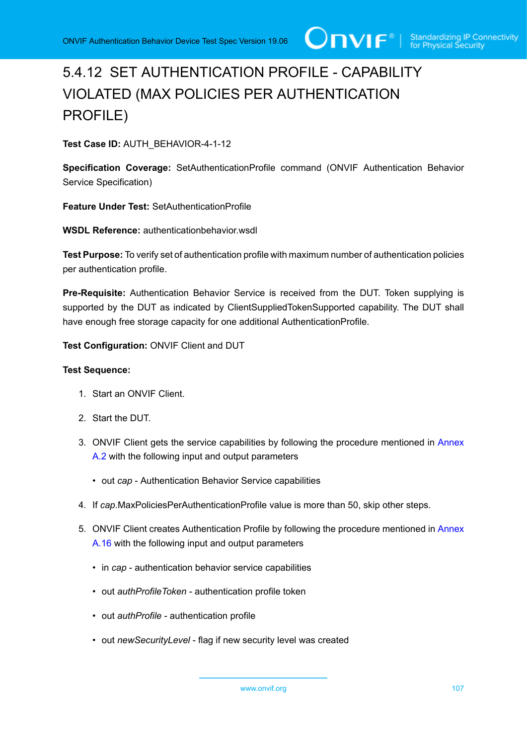### 5.4.12 SET AUTHENTICATION PROFILE - CAPABILITY VIOLATED (MAX POLICIES PER AUTHENTICATION PROFILE)

**Test Case ID:** AUTH_BEHAVIOR-4-1-12

**Specification Coverage:** SetAuthenticationProfile command (ONVIF Authentication Behavior Service Specification)

**Feature Under Test:** SetAuthenticationProfile

**WSDL Reference:** authenticationbehavior.wsdl

**Test Purpose:** To verify set of authentication profile with maximum number of authentication policies per authentication profile.

**Pre-Requisite:** Authentication Behavior Service is received from the DUT. Token supplying is supported by the DUT as indicated by ClientSuppliedTokenSupported capability. The DUT shall have enough free storage capacity for one additional AuthenticationProfile.

**Test Configuration:** ONVIF Client and DUT

**Test Sequence:**

1. Start an ONVIF Client.
2. Start the DUT.
3. ONVIF Client gets the service capabilities by following the procedure mentioned in Annex A.2 with the following input and output parameters
   - out *cap* - Authentication Behavior Service capabilities
4. If *cap*.MaxPoliciesPerAuthenticationProfile value is more than 50, skip other steps.
5. ONVIF Client creates Authentication Profile by following the procedure mentioned in Annex A.16 with the following input and output parameters
   - in *cap* - authentication behavior service capabilities
   - out *authProfileToken* - authentication profile token
   - out *authProfile* - authentication profile
   - out *newSecurityLevel* - flag if new security level was created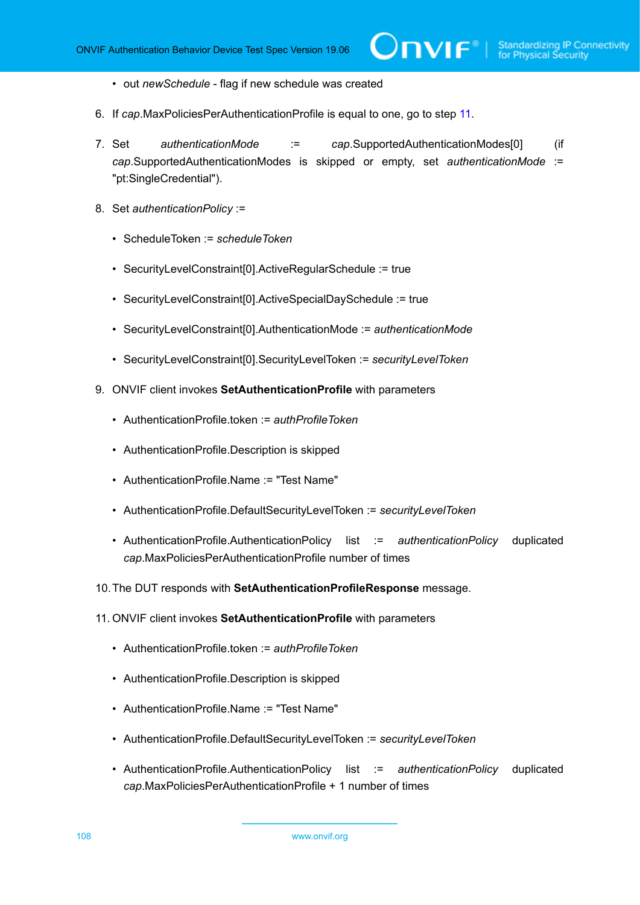- out *newSchedule* - flag if new schedule was created

6. If *cap*.MaxPoliciesPerAuthenticationProfile is equal to one, go to step 11.

7. Set *authenticationMode* := *cap*.SupportedAuthenticationModes[0] (if *cap*.SupportedAuthenticationModes is skipped or empty, set *authenticationMode* := "pt:SingleCredential").

8. Set *authenticationPolicy* :=
   - ScheduleToken := *scheduleToken*
   - SecurityLevelConstraint[0].ActiveRegularSchedule := true
   - SecurityLevelConstraint[0].ActiveSpecialDaySchedule := true
   - SecurityLevelConstraint[0].AuthenticationMode := *authenticationMode*
   - SecurityLevelConstraint[0].SecurityLevelToken := *securityLevelToken*

9. ONVIF client invokes **SetAuthenticationProfile** with parameters
   - AuthenticationProfile.token := *authProfileToken*
   - AuthenticationProfile.Description is skipped
   - AuthenticationProfile.Name := "Test Name"
   - AuthenticationProfile.DefaultSecurityLevelToken := *securityLevelToken*
   - AuthenticationProfile.AuthenticationPolicy list := *authenticationPolicy* duplicated *cap*.MaxPoliciesPerAuthenticationProfile number of times

10. The DUT responds with **SetAuthenticationProfileResponse** message.

11. ONVIF client invokes **SetAuthenticationProfile** with parameters
    - AuthenticationProfile.token := *authProfileToken*
    - AuthenticationProfile.Description is skipped
    - AuthenticationProfile.Name := "Test Name"
    - AuthenticationProfile.DefaultSecurityLevelToken := *securityLevelToken*
    - AuthenticationProfile.AuthenticationPolicy list := *authenticationPolicy* duplicated *cap*.MaxPoliciesPerAuthenticationProfile + 1 number of times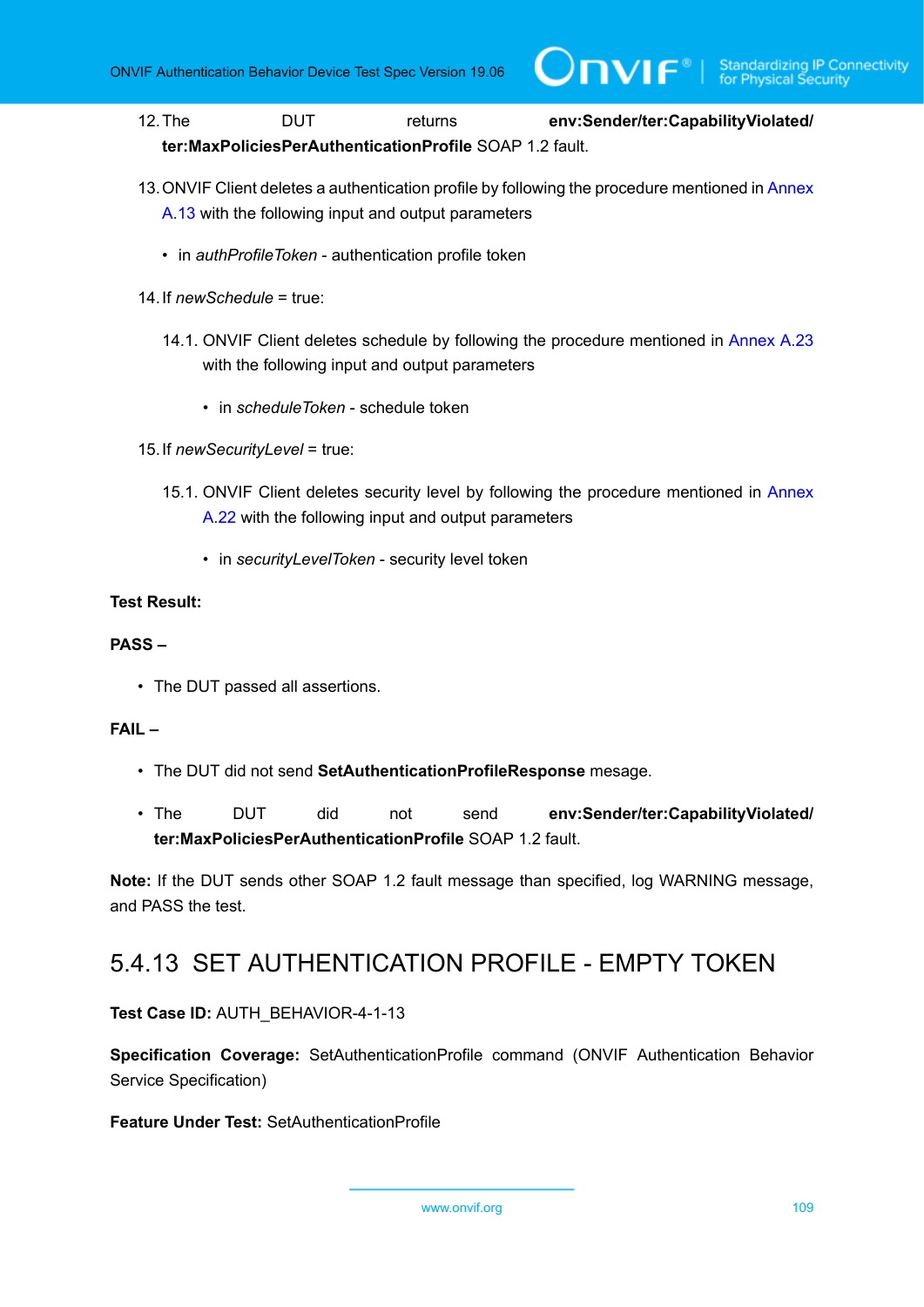12. The DUT returns **env:Sender/ter:CapabilityViolated/ ter:MaxPoliciesPerAuthenticationProfile** SOAP 1.2 fault.

13. ONVIF Client deletes a authentication profile by following the procedure mentioned in Annex A.13 with the following input and output parameters

    - in *authProfileToken* - authentication profile token

14. If *newSchedule* = true:

    14.1. ONVIF Client deletes schedule by following the procedure mentioned in Annex A.23 with the following input and output parameters

    - in *scheduleToken* - schedule token

15. If *newSecurityLevel* = true:

    15.1. ONVIF Client deletes security level by following the procedure mentioned in Annex A.22 with the following input and output parameters

    - in *securityLevelToken* - security level token

**Test Result:**

**PASS –**

- The DUT passed all assertions.

**FAIL –**

- The DUT did not send **SetAuthenticationProfileResponse** mesage.

- The DUT did not send **env:Sender/ter:CapabilityViolated/ ter:MaxPoliciesPerAuthenticationProfile** SOAP 1.2 fault.

**Note:** If the DUT sends other SOAP 1.2 fault message than specified, log WARNING message, and PASS the test.

## 5.4.13 SET AUTHENTICATION PROFILE - EMPTY TOKEN

**Test Case ID:** AUTH_BEHAVIOR-4-1-13

**Specification Coverage:** SetAuthenticationProfile command (ONVIF Authentication Behavior Service Specification)

**Feature Under Test:** SetAuthenticationProfile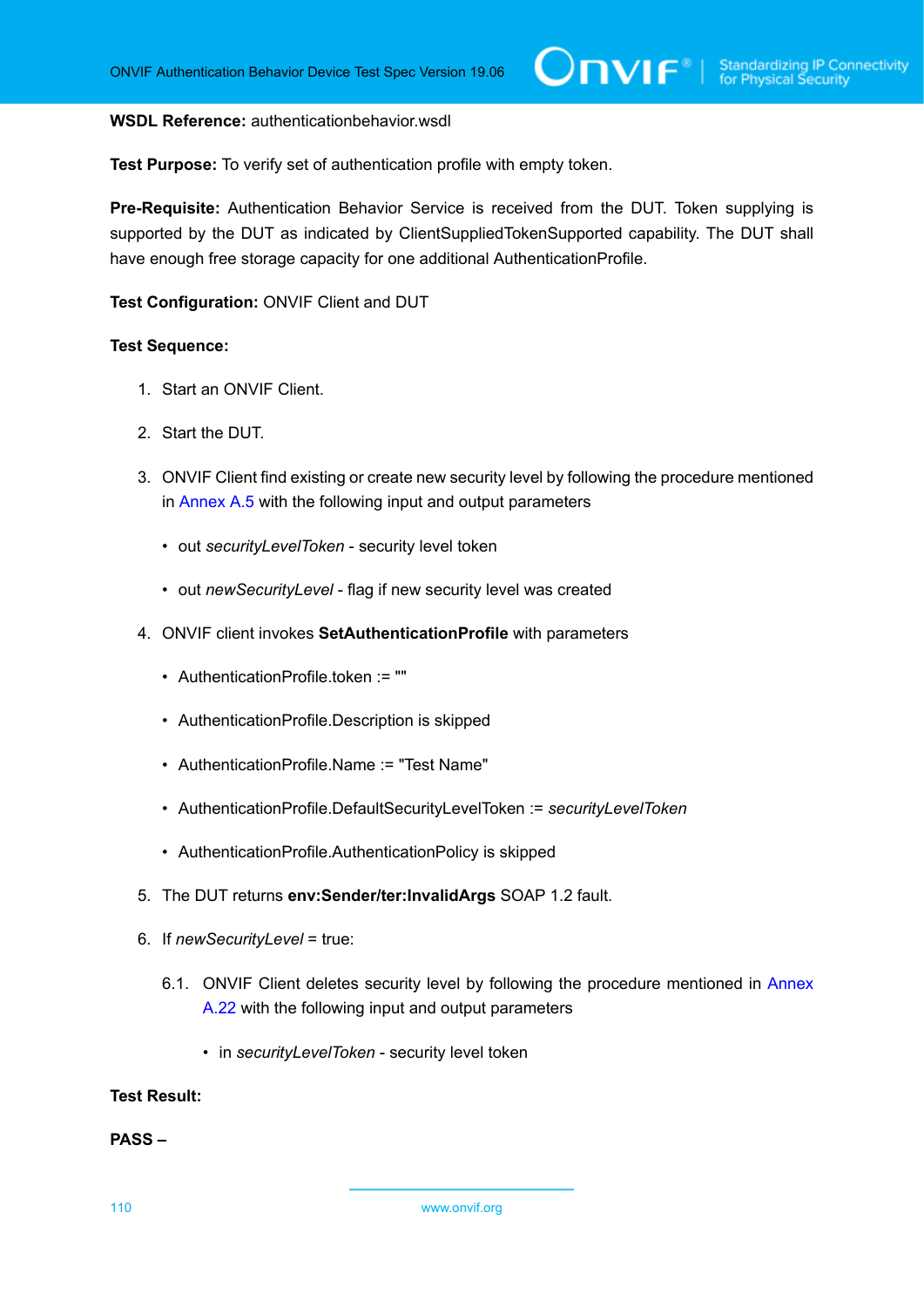**WSDL Reference:** authenticationbehavior.wsdl

**Test Purpose:** To verify set of authentication profile with empty token.

**Pre-Requisite:** Authentication Behavior Service is received from the DUT. Token supplying is supported by the DUT as indicated by ClientSuppliedTokenSupported capability. The DUT shall have enough free storage capacity for one additional AuthenticationProfile.

**Test Configuration:** ONVIF Client and DUT

**Test Sequence:**

1. Start an ONVIF Client.

2. Start the DUT.

3. ONVIF Client find existing or create new security level by following the procedure mentioned in Annex A.5 with the following input and output parameters

   - out *securityLevelToken* - security level token

   - out *newSecurityLevel* - flag if new security level was created

4. ONVIF client invokes **SetAuthenticationProfile** with parameters

   - AuthenticationProfile.token := ""

   - AuthenticationProfile.Description is skipped

   - AuthenticationProfile.Name := "Test Name"

   - AuthenticationProfile.DefaultSecurityLevelToken := *securityLevelToken*

   - AuthenticationProfile.AuthenticationPolicy is skipped

5. The DUT returns **env:Sender/ter:InvalidArgs** SOAP 1.2 fault.

6. If *newSecurityLevel* = true:

   6.1. ONVIF Client deletes security level by following the procedure mentioned in Annex A.22 with the following input and output parameters

   - in *securityLevelToken* - security level token

**Test Result:**

**PASS –**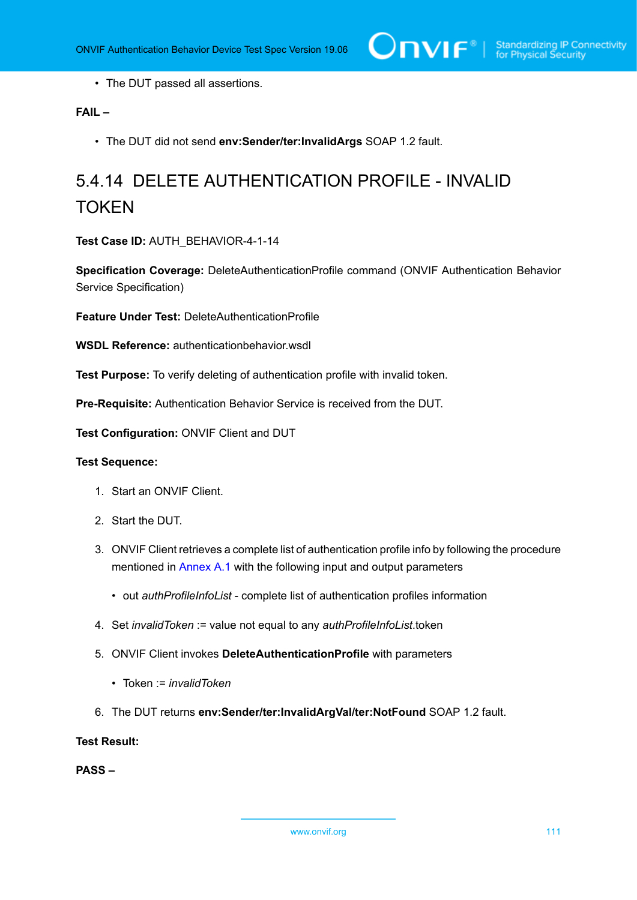- The DUT passed all assertions.

**FAIL –**

- The DUT did not send **env:Sender/ter:InvalidArgs** SOAP 1.2 fault.

### 5.4.14 DELETE AUTHENTICATION PROFILE - INVALID TOKEN

**Test Case ID:** AUTH_BEHAVIOR-4-1-14

**Specification Coverage:** DeleteAuthenticationProfile command (ONVIF Authentication Behavior Service Specification)

**Feature Under Test:** DeleteAuthenticationProfile

**WSDL Reference:** authenticationbehavior.wsdl

**Test Purpose:** To verify deleting of authentication profile with invalid token.

**Pre-Requisite:** Authentication Behavior Service is received from the DUT.

**Test Configuration:** ONVIF Client and DUT

**Test Sequence:**

1. Start an ONVIF Client.
2. Start the DUT.
3. ONVIF Client retrieves a complete list of authentication profile info by following the procedure mentioned in Annex A.1 with the following input and output parameters
   - out *authProfileInfoList* - complete list of authentication profiles information
4. Set *invalidToken* := value not equal to any *authProfileInfoList*.token
5. ONVIF Client invokes **DeleteAuthenticationProfile** with parameters
   - Token := *invalidToken*
6. The DUT returns **env:Sender/ter:InvalidArgVal/ter:NotFound** SOAP 1.2 fault.

**Test Result:**

**PASS –**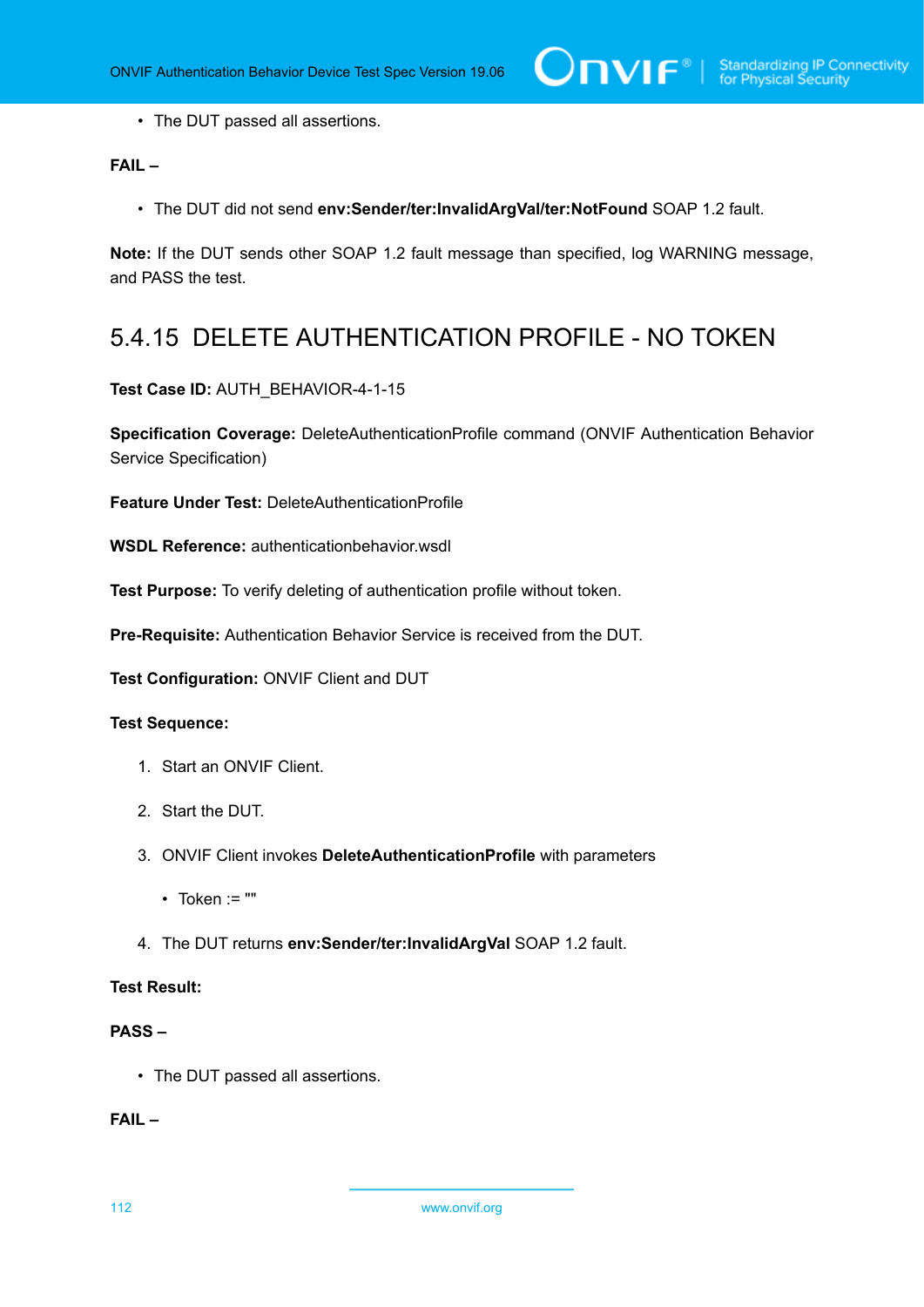- The DUT passed all assertions.

**FAIL –**

- The DUT did not send **env:Sender/ter:InvalidArgVal/ter:NotFound** SOAP 1.2 fault.

**Note:** If the DUT sends other SOAP 1.2 fault message than specified, log WARNING message, and PASS the test.

## 5.4.15 DELETE AUTHENTICATION PROFILE - NO TOKEN

**Test Case ID:** AUTH_BEHAVIOR-4-1-15

**Specification Coverage:** DeleteAuthenticationProfile command (ONVIF Authentication Behavior Service Specification)

**Feature Under Test:** DeleteAuthenticationProfile

**WSDL Reference:** authenticationbehavior.wsdl

**Test Purpose:** To verify deleting of authentication profile without token.

**Pre-Requisite:** Authentication Behavior Service is received from the DUT.

**Test Configuration:** ONVIF Client and DUT

**Test Sequence:**

1. Start an ONVIF Client.
2. Start the DUT.
3. ONVIF Client invokes **DeleteAuthenticationProfile** with parameters
   - Token := ""
4. The DUT returns **env:Sender/ter:InvalidArgVal** SOAP 1.2 fault.

**Test Result:**

**PASS –**

- The DUT passed all assertions.

**FAIL –**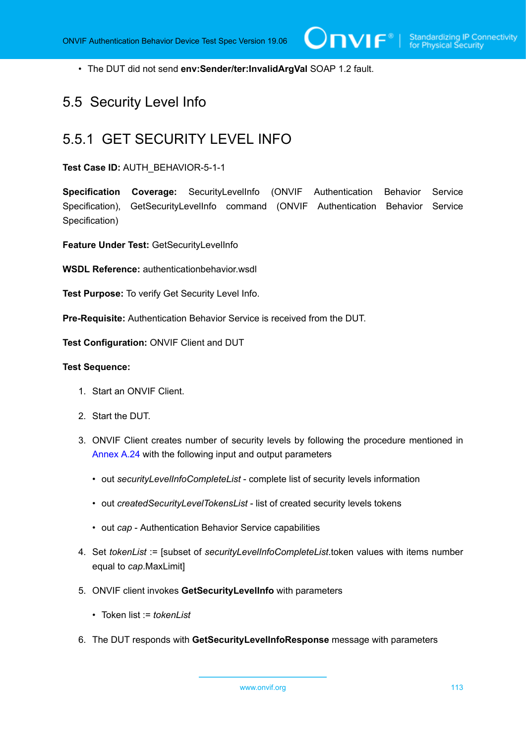- The DUT did not send **env:Sender/ter:InvalidArgVal** SOAP 1.2 fault.

## 5.5 Security Level Info

### 5.5.1 GET SECURITY LEVEL INFO

**Test Case ID:** AUTH_BEHAVIOR-5-1-1

**Specification Coverage:** SecurityLevelInfo (ONVIF Authentication Behavior Service Specification), GetSecurityLevelInfo command (ONVIF Authentication Behavior Service Specification)

**Feature Under Test:** GetSecurityLevelInfo

**WSDL Reference:** authenticationbehavior.wsdl

**Test Purpose:** To verify Get Security Level Info.

**Pre-Requisite:** Authentication Behavior Service is received from the DUT.

**Test Configuration:** ONVIF Client and DUT

**Test Sequence:**

1. Start an ONVIF Client.
2. Start the DUT.
3. ONVIF Client creates number of security levels by following the procedure mentioned in Annex A.24 with the following input and output parameters
   - out *securityLevelInfoCompleteList* - complete list of security levels information
   - out *createdSecurityLevelTokensList* - list of created security levels tokens
   - out *cap* - Authentication Behavior Service capabilities
4. Set *tokenList* := [subset of *securityLevelInfoCompleteList*.token values with items number equal to *cap*.MaxLimit]
5. ONVIF client invokes **GetSecurityLevelInfo** with parameters
   - Token list := *tokenList*
6. The DUT responds with **GetSecurityLevelInfoResponse** message with parameters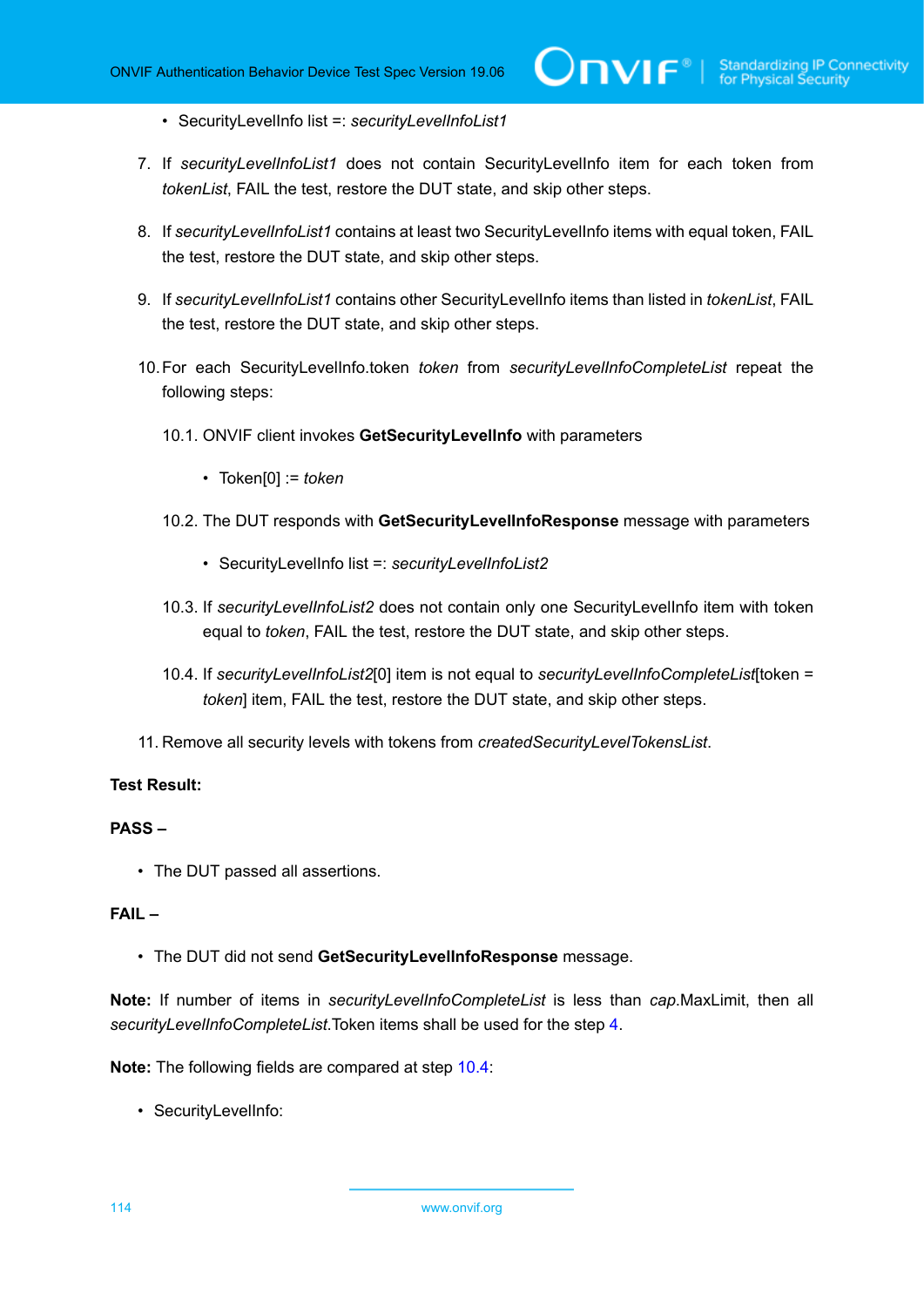- SecurityLevelInfo list =: *securityLevelInfoList1*

7. If *securityLevelInfoList1* does not contain SecurityLevelInfo item for each token from *tokenList*, FAIL the test, restore the DUT state, and skip other steps.

8. If *securityLevelInfoList1* contains at least two SecurityLevelInfo items with equal token, FAIL the test, restore the DUT state, and skip other steps.

9. If *securityLevelInfoList1* contains other SecurityLevelInfo items than listed in *tokenList*, FAIL the test, restore the DUT state, and skip other steps.

10. For each SecurityLevelInfo.token *token* from *securityLevelInfoCompleteList* repeat the following steps:

    10.1. ONVIF client invokes **GetSecurityLevelInfo** with parameters

    - Token[0] := *token*

    10.2. The DUT responds with **GetSecurityLevelInfoResponse** message with parameters

    - SecurityLevelInfo list =: *securityLevelInfoList2*

    10.3. If *securityLevelInfoList2* does not contain only one SecurityLevelInfo item with token equal to *token*, FAIL the test, restore the DUT state, and skip other steps.

    10.4. If *securityLevelInfoList2*[0] item is not equal to *securityLevelInfoCompleteList*[token = *token*] item, FAIL the test, restore the DUT state, and skip other steps.

11. Remove all security levels with tokens from *createdSecurityLevelTokensList*.

**Test Result:**

**PASS –**

- The DUT passed all assertions.

**FAIL –**

- The DUT did not send **GetSecurityLevelInfoResponse** message.

**Note:** If number of items in *securityLevelInfoCompleteList* is less than *cap*.MaxLimit, then all *securityLevelInfoCompleteList*.Token items shall be used for the step 4.

**Note:** The following fields are compared at step 10.4:

- SecurityLevelInfo: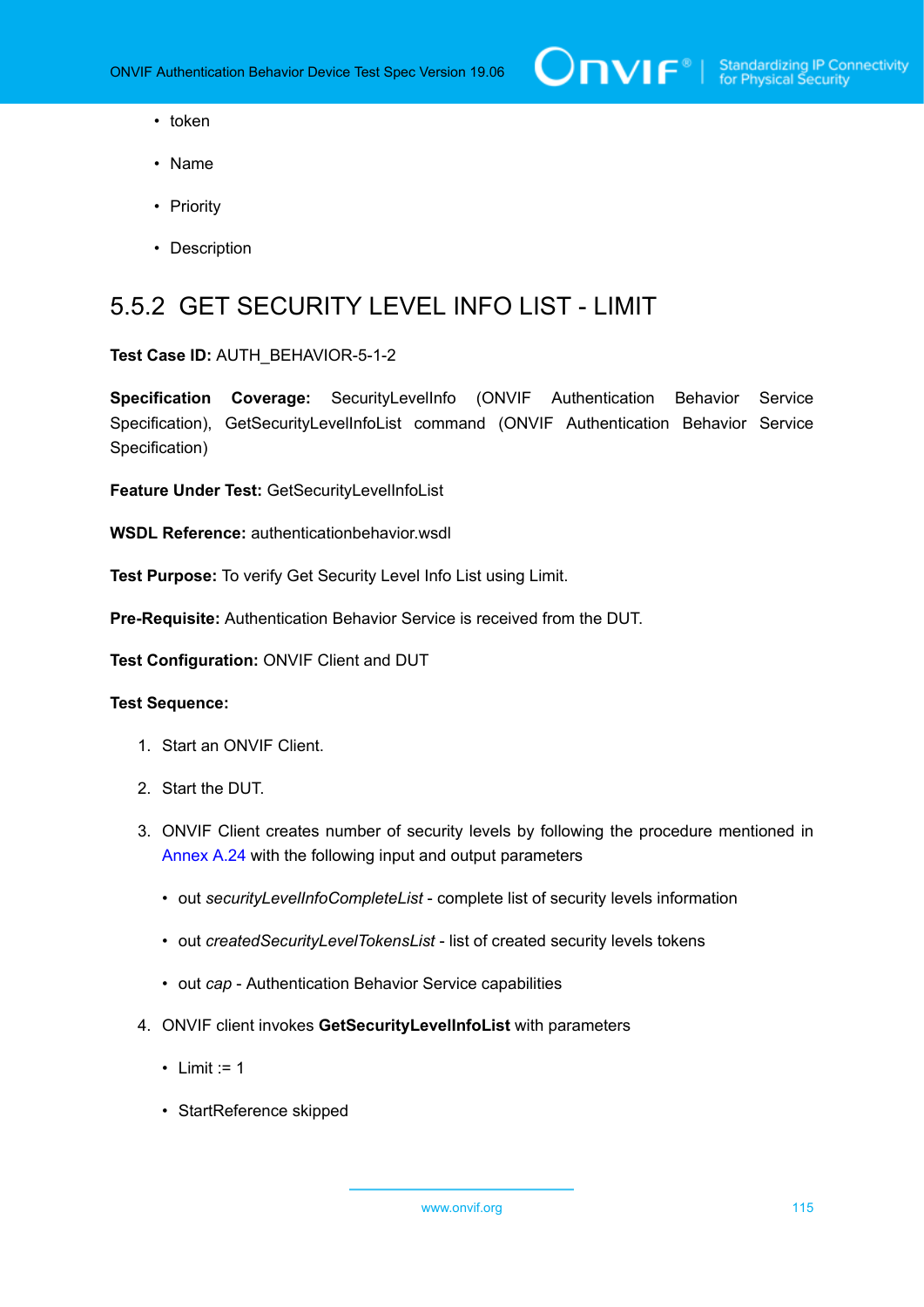- token
- Name
- Priority
- Description

### 5.5.2 GET SECURITY LEVEL INFO LIST - LIMIT

**Test Case ID:** AUTH_BEHAVIOR-5-1-2

**Specification Coverage:** SecurityLevelInfo (ONVIF Authentication Behavior Service Specification), GetSecurityLevelInfoList command (ONVIF Authentication Behavior Service Specification)

**Feature Under Test:** GetSecurityLevelInfoList

**WSDL Reference:** authenticationbehavior.wsdl

**Test Purpose:** To verify Get Security Level Info List using Limit.

**Pre-Requisite:** Authentication Behavior Service is received from the DUT.

**Test Configuration:** ONVIF Client and DUT

**Test Sequence:**

1. Start an ONVIF Client.
2. Start the DUT.
3. ONVIF Client creates number of security levels by following the procedure mentioned in Annex A.24 with the following input and output parameters
   - out *securityLevelInfoCompleteList* - complete list of security levels information
   - out *createdSecurityLevelTokensList* - list of created security levels tokens
   - out *cap* - Authentication Behavior Service capabilities
4. ONVIF client invokes **GetSecurityLevelInfoList** with parameters
   - Limit := 1
   - StartReference skipped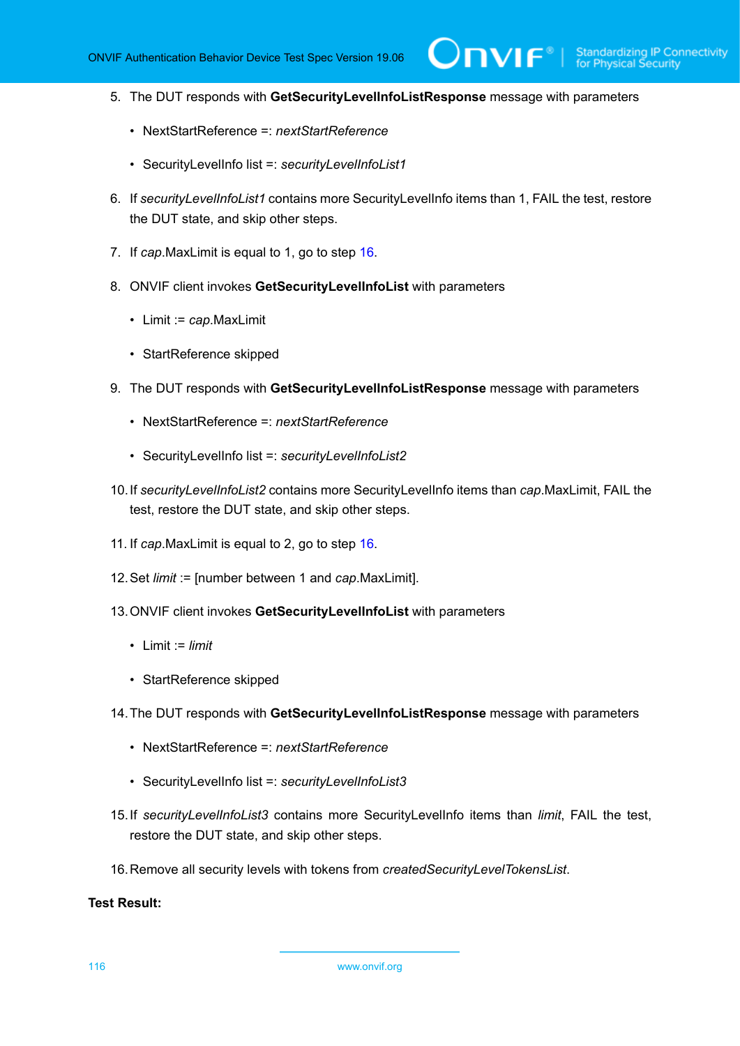5. The DUT responds with **GetSecurityLevelInfoListResponse** message with parameters

   - NextStartReference =: *nextStartReference*

   - SecurityLevelInfo list =: *securityLevelInfoList1*

6. If *securityLevelInfoList1* contains more SecurityLevelInfo items than 1, FAIL the test, restore the DUT state, and skip other steps.

7. If *cap*.MaxLimit is equal to 1, go to step 16.

8. ONVIF client invokes **GetSecurityLevelInfoList** with parameters

   - Limit := *cap*.MaxLimit

   - StartReference skipped

9. The DUT responds with **GetSecurityLevelInfoListResponse** message with parameters

   - NextStartReference =: *nextStartReference*

   - SecurityLevelInfo list =: *securityLevelInfoList2*

10. If *securityLevelInfoList2* contains more SecurityLevelInfo items than *cap*.MaxLimit, FAIL the test, restore the DUT state, and skip other steps.

11. If *cap*.MaxLimit is equal to 2, go to step 16.

12. Set *limit* := [number between 1 and *cap*.MaxLimit].

13. ONVIF client invokes **GetSecurityLevelInfoList** with parameters

    - Limit := *limit*

    - StartReference skipped

14. The DUT responds with **GetSecurityLevelInfoListResponse** message with parameters

    - NextStartReference =: *nextStartReference*

    - SecurityLevelInfo list =: *securityLevelInfoList3*

15. If *securityLevelInfoList3* contains more SecurityLevelInfo items than *limit*, FAIL the test, restore the DUT state, and skip other steps.

16. Remove all security levels with tokens from *createdSecurityLevelTokensList*.

**Test Result:**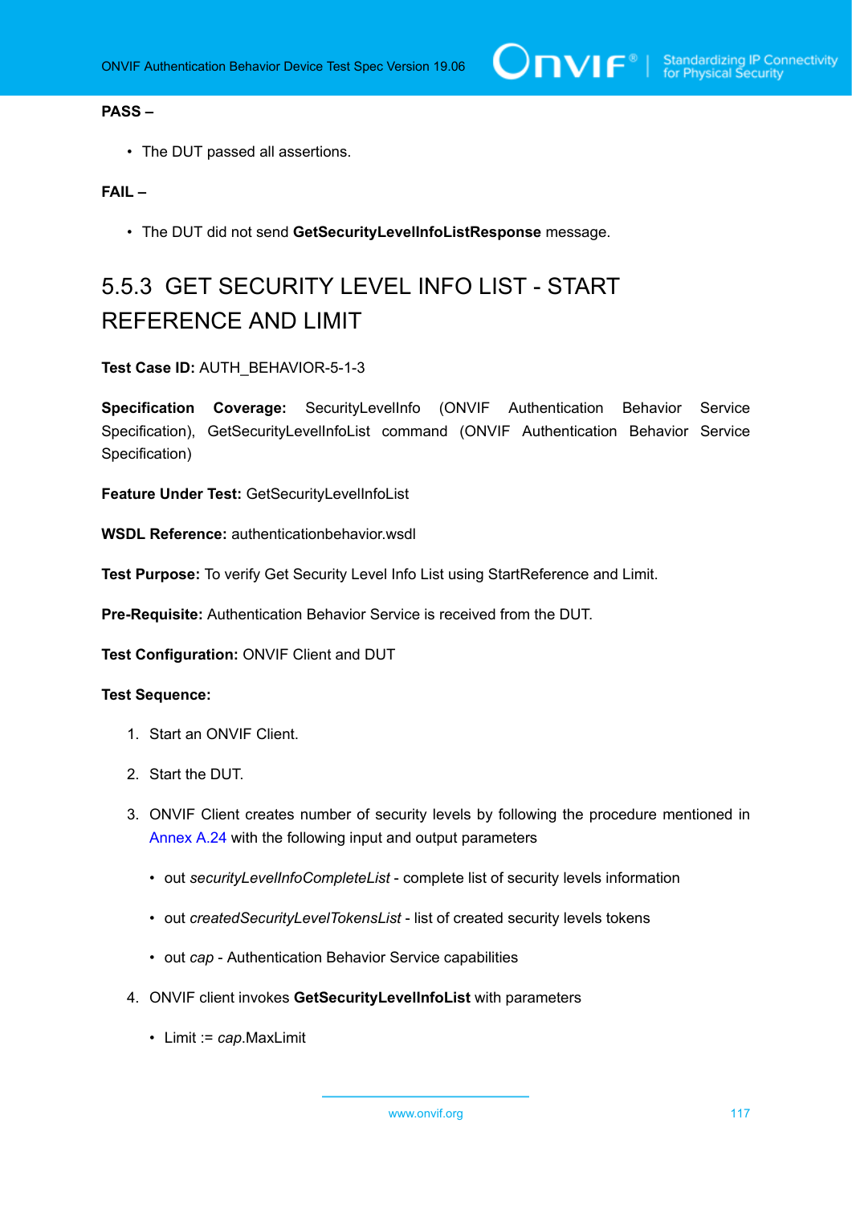**PASS –**

- The DUT passed all assertions.

**FAIL –**

- The DUT did not send **GetSecurityLevelInfoListResponse** message.

## 5.5.3 GET SECURITY LEVEL INFO LIST - START REFERENCE AND LIMIT

**Test Case ID:** AUTH_BEHAVIOR-5-1-3

**Specification Coverage:** SecurityLevelInfo (ONVIF Authentication Behavior Service Specification), GetSecurityLevelInfoList command (ONVIF Authentication Behavior Service Specification)

**Feature Under Test:** GetSecurityLevelInfoList

**WSDL Reference:** authenticationbehavior.wsdl

**Test Purpose:** To verify Get Security Level Info List using StartReference and Limit.

**Pre-Requisite:** Authentication Behavior Service is received from the DUT.

**Test Configuration:** ONVIF Client and DUT

**Test Sequence:**

1. Start an ONVIF Client.
2. Start the DUT.
3. ONVIF Client creates number of security levels by following the procedure mentioned in Annex A.24 with the following input and output parameters
   - out *securityLevelInfoCompleteList* - complete list of security levels information
   - out *createdSecurityLevelTokensList* - list of created security levels tokens
   - out *cap* - Authentication Behavior Service capabilities
4. ONVIF client invokes **GetSecurityLevelInfoList** with parameters
   - Limit := *cap*.MaxLimit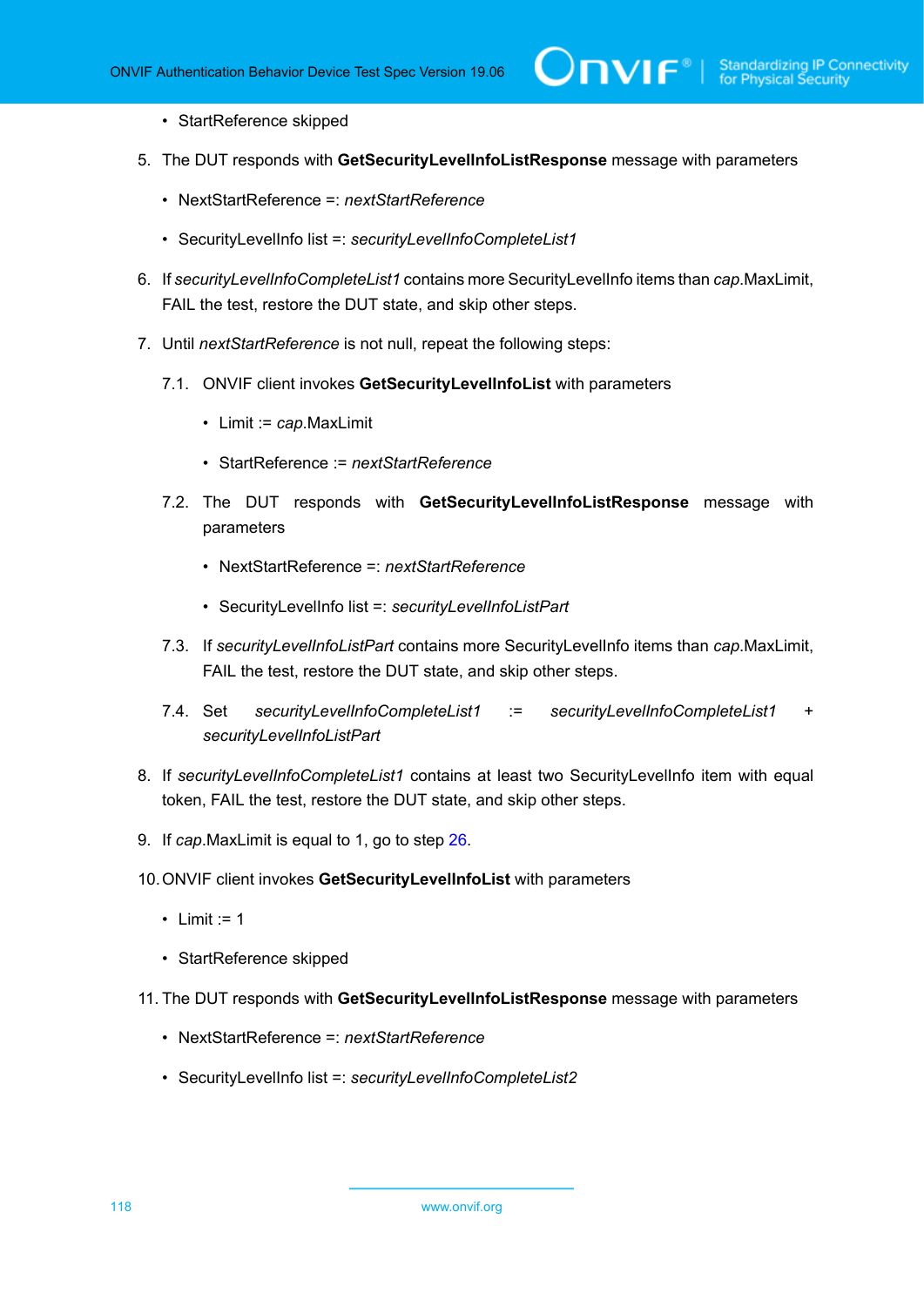- StartReference skipped

5. The DUT responds with **GetSecurityLevelInfoListResponse** message with parameters

    - NextStartReference =: *nextStartReference*

    - SecurityLevelInfo list =: *securityLevelInfoCompleteList1*

6. If *securityLevelInfoCompleteList1* contains more SecurityLevelInfo items than *cap*.MaxLimit, FAIL the test, restore the DUT state, and skip other steps.

7. Until *nextStartReference* is not null, repeat the following steps:

    7.1. ONVIF client invokes **GetSecurityLevelInfoList** with parameters

    - Limit := *cap*.MaxLimit

    - StartReference := *nextStartReference*

    7.2. The DUT responds with **GetSecurityLevelInfoListResponse** message with parameters

    - NextStartReference =: *nextStartReference*

    - SecurityLevelInfo list =: *securityLevelInfoListPart*

    7.3. If *securityLevelInfoListPart* contains more SecurityLevelInfo items than *cap*.MaxLimit, FAIL the test, restore the DUT state, and skip other steps.

    7.4. Set *securityLevelInfoCompleteList1* := *securityLevelInfoCompleteList1* + *securityLevelInfoListPart*

8. If *securityLevelInfoCompleteList1* contains at least two SecurityLevelInfo item with equal token, FAIL the test, restore the DUT state, and skip other steps.

9. If *cap*.MaxLimit is equal to 1, go to step 26.

10. ONVIF client invokes **GetSecurityLevelInfoList** with parameters

    - Limit := 1

    - StartReference skipped

11. The DUT responds with **GetSecurityLevelInfoListResponse** message with parameters

    - NextStartReference =: *nextStartReference*

    - SecurityLevelInfo list =: *securityLevelInfoCompleteList2*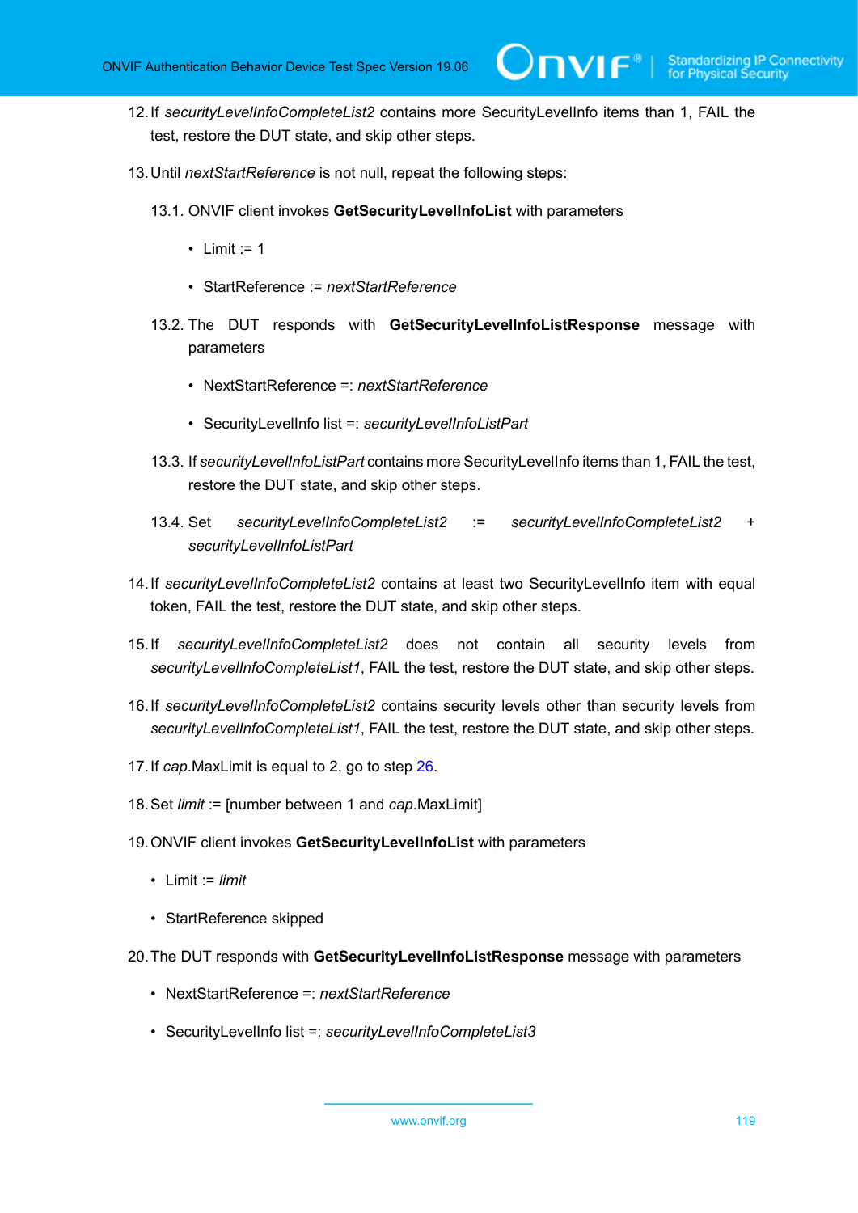12. If *securityLevelInfoCompleteList2* contains more SecurityLevelInfo items than 1, FAIL the test, restore the DUT state, and skip other steps.

13. Until *nextStartReference* is not null, repeat the following steps:

    13.1. ONVIF client invokes **GetSecurityLevelInfoList** with parameters

    - Limit := 1
    - StartReference := *nextStartReference*

    13.2. The DUT responds with **GetSecurityLevelInfoListResponse** message with parameters

    - NextStartReference =: *nextStartReference*
    - SecurityLevelInfo list =: *securityLevelInfoListPart*

    13.3. If *securityLevelInfoListPart* contains more SecurityLevelInfo items than 1, FAIL the test, restore the DUT state, and skip other steps.

    13.4. Set *securityLevelInfoCompleteList2* := *securityLevelInfoCompleteList2* + *securityLevelInfoListPart*

14. If *securityLevelInfoCompleteList2* contains at least two SecurityLevelInfo item with equal token, FAIL the test, restore the DUT state, and skip other steps.

15. If *securityLevelInfoCompleteList2* does not contain all security levels from *securityLevelInfoCompleteList1*, FAIL the test, restore the DUT state, and skip other steps.

16. If *securityLevelInfoCompleteList2* contains security levels other than security levels from *securityLevelInfoCompleteList1*, FAIL the test, restore the DUT state, and skip other steps.

17. If *cap*.MaxLimit is equal to 2, go to step 26.

18. Set *limit* := [number between 1 and *cap*.MaxLimit]

19. ONVIF client invokes **GetSecurityLevelInfoList** with parameters

    - Limit := *limit*
    - StartReference skipped

20. The DUT responds with **GetSecurityLevelInfoListResponse** message with parameters

    - NextStartReference =: *nextStartReference*
    - SecurityLevelInfo list =: *securityLevelInfoCompleteList3*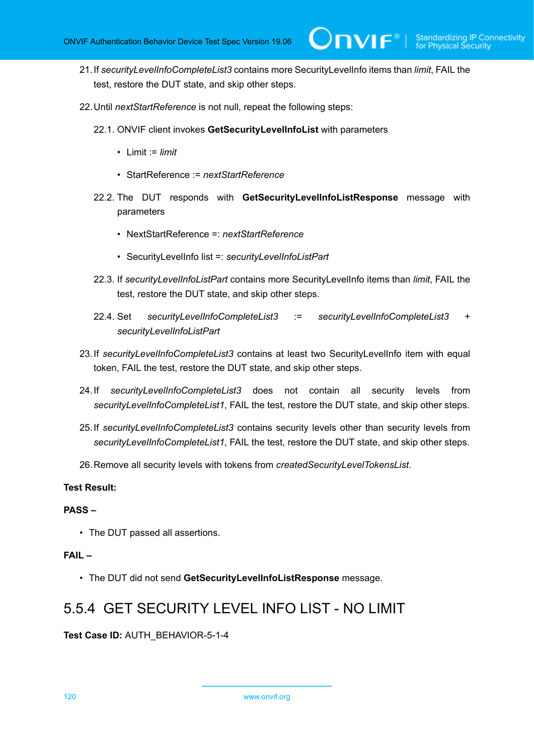21. If *securityLevelInfoCompleteList3* contains more SecurityLevelInfo items than *limit*, FAIL the test, restore the DUT state, and skip other steps.

22. Until *nextStartReference* is not null, repeat the following steps:

    22.1. ONVIF client invokes **GetSecurityLevelInfoList** with parameters

    - Limit := *limit*
    - StartReference := *nextStartReference*

    22.2. The DUT responds with **GetSecurityLevelInfoListResponse** message with parameters

    - NextStartReference =: *nextStartReference*
    - SecurityLevelInfo list =: *securityLevelInfoListPart*

    22.3. If *securityLevelInfoListPart* contains more SecurityLevelInfo items than *limit*, FAIL the test, restore the DUT state, and skip other steps.

    22.4. Set *securityLevelInfoCompleteList3* := *securityLevelInfoCompleteList3* + *securityLevelInfoListPart*

23. If *securityLevelInfoCompleteList3* contains at least two SecurityLevelInfo item with equal token, FAIL the test, restore the DUT state, and skip other steps.

24. If *securityLevelInfoCompleteList3* does not contain all security levels from *securityLevelInfoCompleteList1*, FAIL the test, restore the DUT state, and skip other steps.

25. If *securityLevelInfoCompleteList3* contains security levels other than security levels from *securityLevelInfoCompleteList1*, FAIL the test, restore the DUT state, and skip other steps.

26. Remove all security levels with tokens from *createdSecurityLevelTokensList*.

**Test Result:**

**PASS –**

- The DUT passed all assertions.

**FAIL –**

- The DUT did not send **GetSecurityLevelInfoListResponse** message.

### 5.5.4 GET SECURITY LEVEL INFO LIST - NO LIMIT

**Test Case ID:** AUTH_BEHAVIOR-5-1-4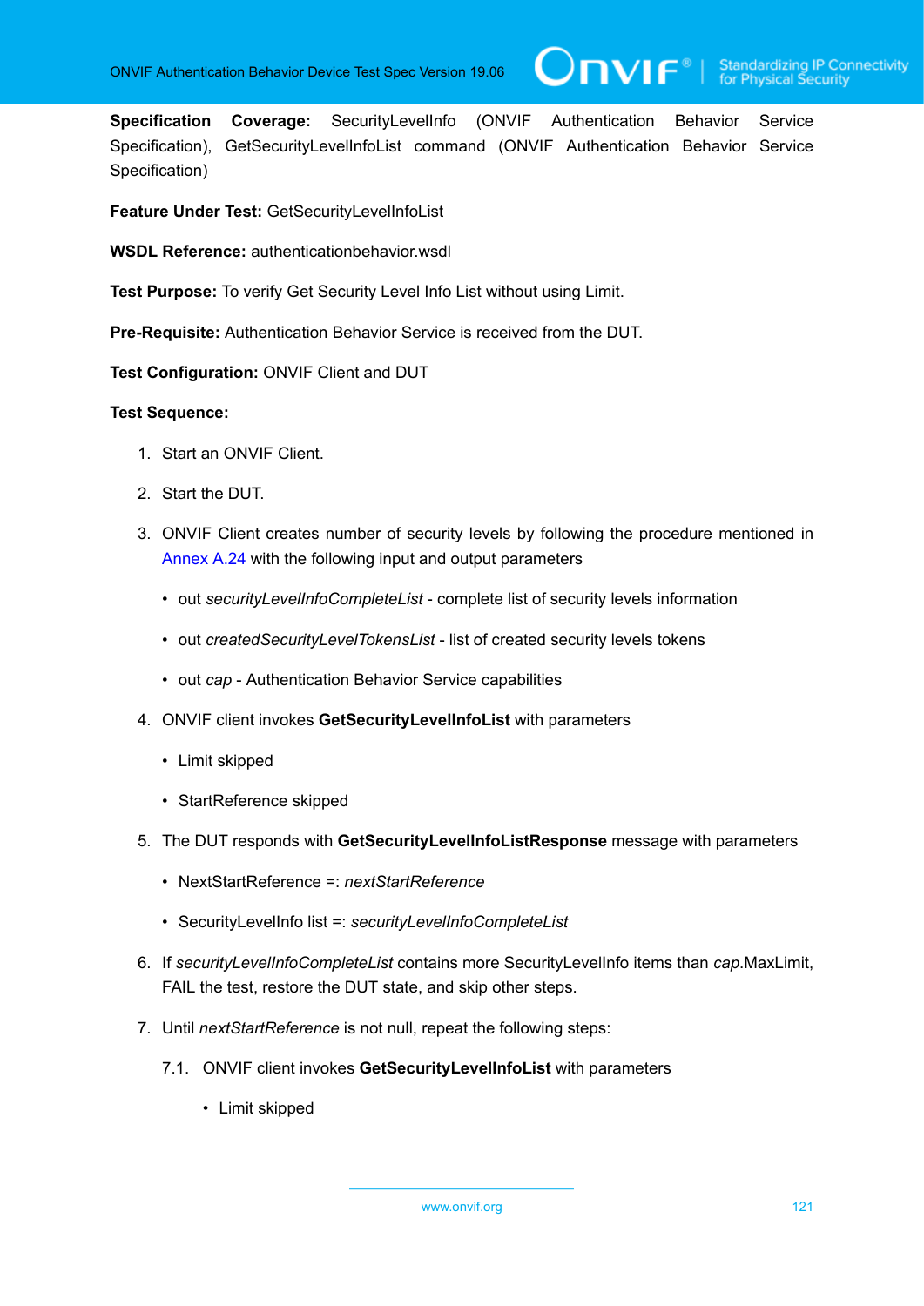**Specification Coverage:** SecurityLevelInfo (ONVIF Authentication Behavior Service Specification), GetSecurityLevelInfoList command (ONVIF Authentication Behavior Service Specification)

**Feature Under Test:** GetSecurityLevelInfoList

**WSDL Reference:** authenticationbehavior.wsdl

**Test Purpose:** To verify Get Security Level Info List without using Limit.

**Pre-Requisite:** Authentication Behavior Service is received from the DUT.

**Test Configuration:** ONVIF Client and DUT

**Test Sequence:**

1. Start an ONVIF Client.
2. Start the DUT.
3. ONVIF Client creates number of security levels by following the procedure mentioned in Annex A.24 with the following input and output parameters
   - out *securityLevelInfoCompleteList* - complete list of security levels information
   - out *createdSecurityLevelTokensList* - list of created security levels tokens
   - out *cap* - Authentication Behavior Service capabilities
4. ONVIF client invokes **GetSecurityLevelInfoList** with parameters
   - Limit skipped
   - StartReference skipped
5. The DUT responds with **GetSecurityLevelInfoListResponse** message with parameters
   - NextStartReference =: *nextStartReference*
   - SecurityLevelInfo list =: *securityLevelInfoCompleteList*
6. If *securityLevelInfoCompleteList* contains more SecurityLevelInfo items than *cap*.MaxLimit, FAIL the test, restore the DUT state, and skip other steps.
7. Until *nextStartReference* is not null, repeat the following steps:

   7.1. ONVIF client invokes **GetSecurityLevelInfoList** with parameters
   - Limit skipped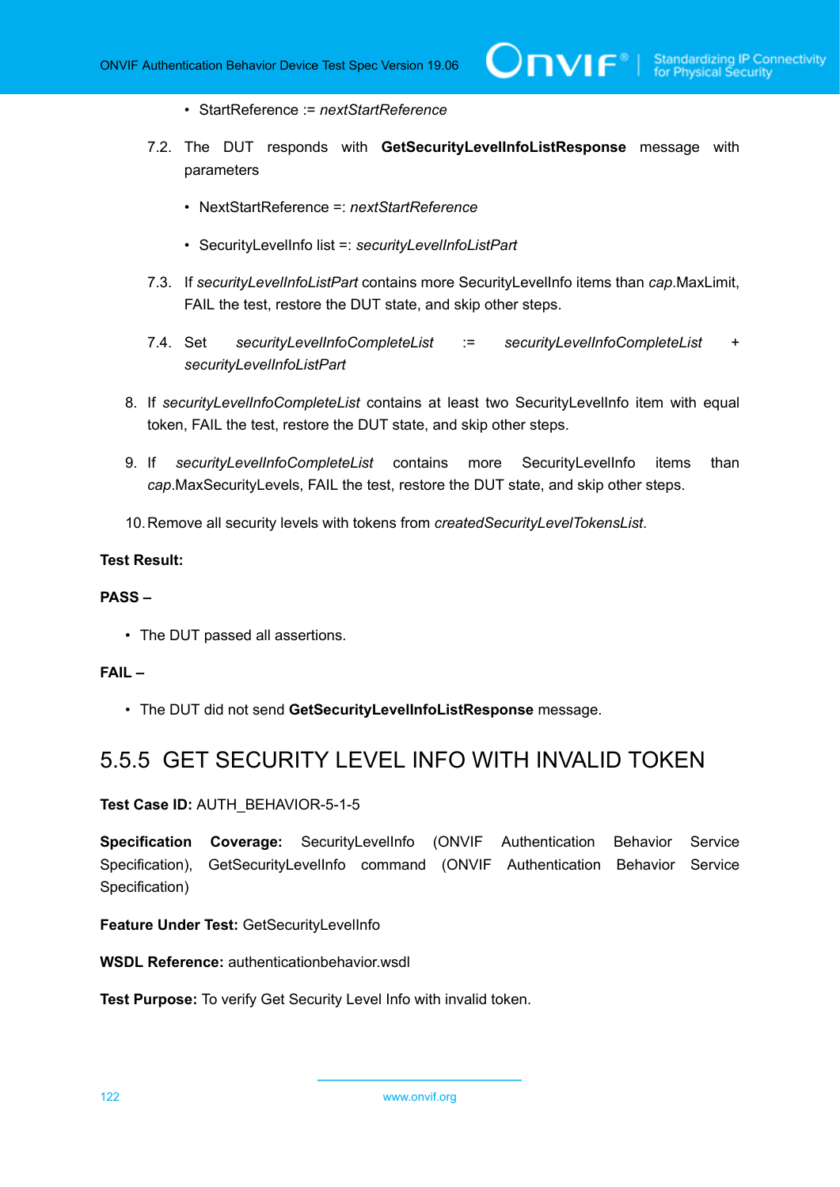- StartReference := *nextStartReference*

7.2. The DUT responds with **GetSecurityLevelInfoListResponse** message with parameters

- NextStartReference =: *nextStartReference*
- SecurityLevelInfo list =: *securityLevelInfoListPart*

7.3. If *securityLevelInfoListPart* contains more SecurityLevelInfo items than *cap*.MaxLimit, FAIL the test, restore the DUT state, and skip other steps.

7.4. Set *securityLevelInfoCompleteList* := *securityLevelInfoCompleteList* + *securityLevelInfoListPart*

8. If *securityLevelInfoCompleteList* contains at least two SecurityLevelInfo item with equal token, FAIL the test, restore the DUT state, and skip other steps.

9. If *securityLevelInfoCompleteList* contains more SecurityLevelInfo items than *cap*.MaxSecurityLevels, FAIL the test, restore the DUT state, and skip other steps.

10. Remove all security levels with tokens from *createdSecurityLevelTokensList*.

**Test Result:**

**PASS –**

- The DUT passed all assertions.

**FAIL –**

- The DUT did not send **GetSecurityLevelInfoListResponse** message.

### 5.5.5 GET SECURITY LEVEL INFO WITH INVALID TOKEN

**Test Case ID:** AUTH_BEHAVIOR-5-1-5

**Specification Coverage:** SecurityLevelInfo (ONVIF Authentication Behavior Service Specification), GetSecurityLevelInfo command (ONVIF Authentication Behavior Service Specification)

**Feature Under Test:** GetSecurityLevelInfo

**WSDL Reference:** authenticationbehavior.wsdl

**Test Purpose:** To verify Get Security Level Info with invalid token.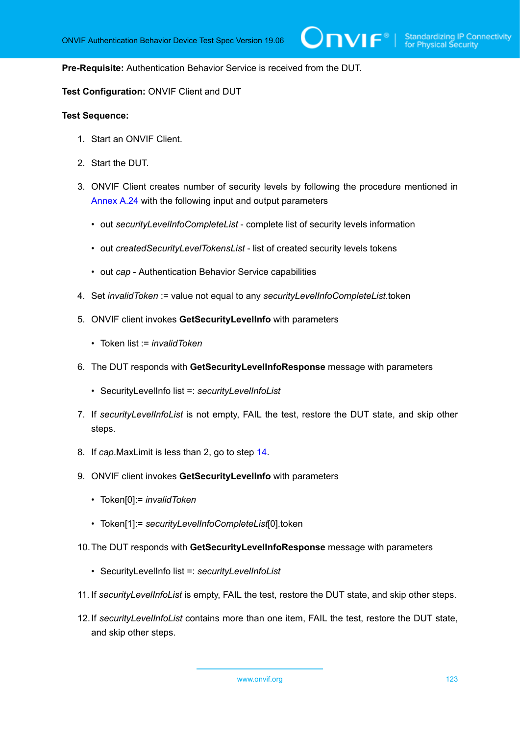**Pre-Requisite:** Authentication Behavior Service is received from the DUT.

**Test Configuration:** ONVIF Client and DUT

**Test Sequence:**

1. Start an ONVIF Client.
2. Start the DUT.
3. ONVIF Client creates number of security levels by following the procedure mentioned in Annex A.24 with the following input and output parameters
   - out *securityLevelInfoCompleteList* - complete list of security levels information
   - out *createdSecurityLevelTokensList* - list of created security levels tokens
   - out *cap* - Authentication Behavior Service capabilities
4. Set *invalidToken* := value not equal to any *securityLevelInfoCompleteList*.token
5. ONVIF client invokes **GetSecurityLevelInfo** with parameters
   - Token list := *invalidToken*
6. The DUT responds with **GetSecurityLevelInfoResponse** message with parameters
   - SecurityLevelInfo list =: *securityLevelInfoList*
7. If *securityLevelInfoList* is not empty, FAIL the test, restore the DUT state, and skip other steps.
8. If *cap*.MaxLimit is less than 2, go to step 14.
9. ONVIF client invokes **GetSecurityLevelInfo** with parameters
   - Token[0]:= *invalidToken*
   - Token[1]:= *securityLevelInfoCompleteList*[0].token
10. The DUT responds with **GetSecurityLevelInfoResponse** message with parameters
    - SecurityLevelInfo list =: *securityLevelInfoList*
11. If *securityLevelInfoList* is empty, FAIL the test, restore the DUT state, and skip other steps.
12. If *securityLevelInfoList* contains more than one item, FAIL the test, restore the DUT state, and skip other steps.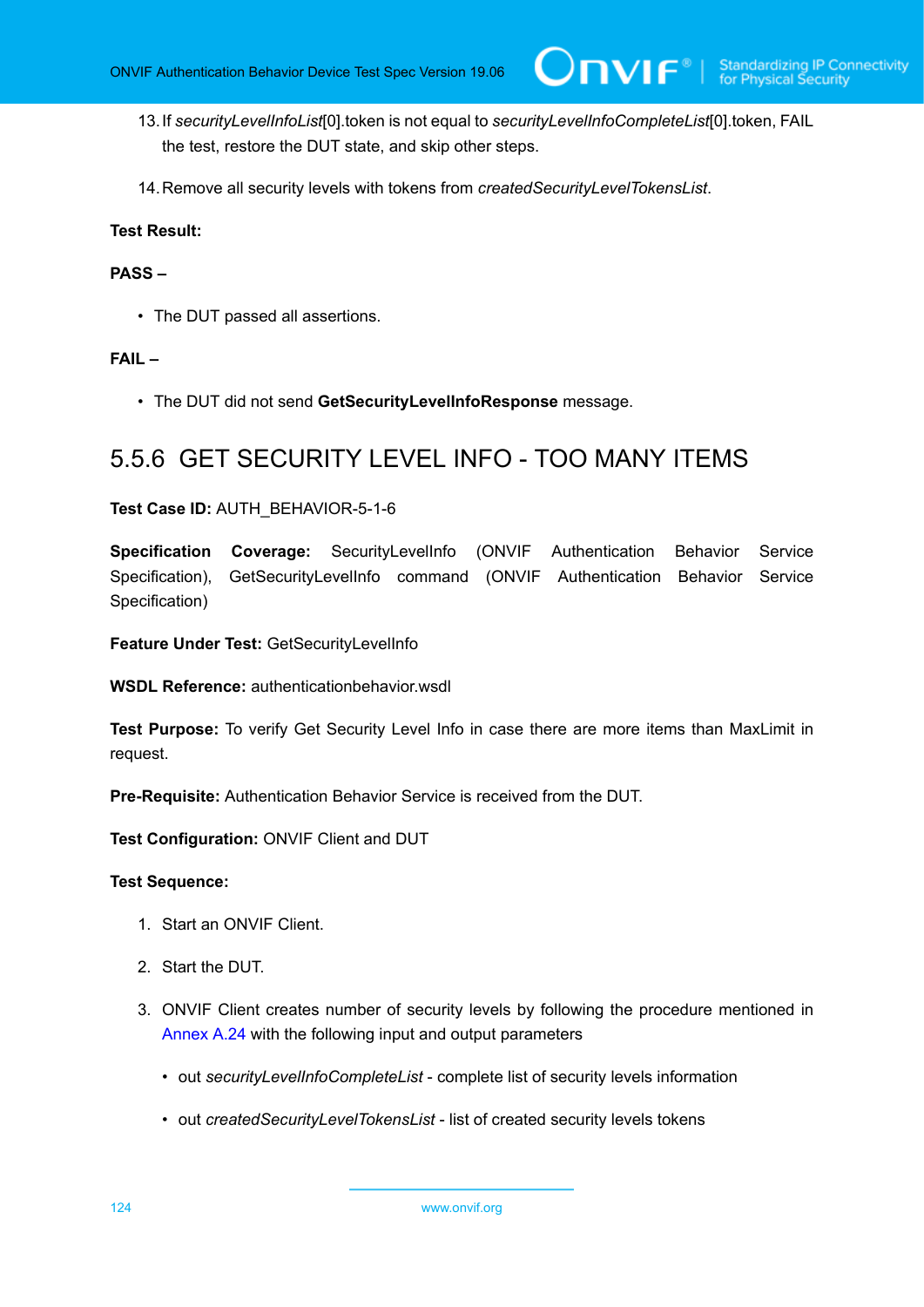13. If *securityLevelInfoList*[0].token is not equal to *securityLevelInfoCompleteList*[0].token, FAIL the test, restore the DUT state, and skip other steps.

14. Remove all security levels with tokens from *createdSecurityLevelTokensList*.

**Test Result:**

**PASS –**

- The DUT passed all assertions.

**FAIL –**

- The DUT did not send **GetSecurityLevelInfoResponse** message.

## 5.5.6 GET SECURITY LEVEL INFO - TOO MANY ITEMS

**Test Case ID:** AUTH_BEHAVIOR-5-1-6

**Specification Coverage:** SecurityLevelInfo (ONVIF Authentication Behavior Service Specification), GetSecurityLevelInfo command (ONVIF Authentication Behavior Service Specification)

**Feature Under Test:** GetSecurityLevelInfo

**WSDL Reference:** authenticationbehavior.wsdl

**Test Purpose:** To verify Get Security Level Info in case there are more items than MaxLimit in request.

**Pre-Requisite:** Authentication Behavior Service is received from the DUT.

**Test Configuration:** ONVIF Client and DUT

**Test Sequence:**

1. Start an ONVIF Client.

2. Start the DUT.

3. ONVIF Client creates number of security levels by following the procedure mentioned in Annex A.24 with the following input and output parameters

   - out *securityLevelInfoCompleteList* - complete list of security levels information

   - out *createdSecurityLevelTokensList* - list of created security levels tokens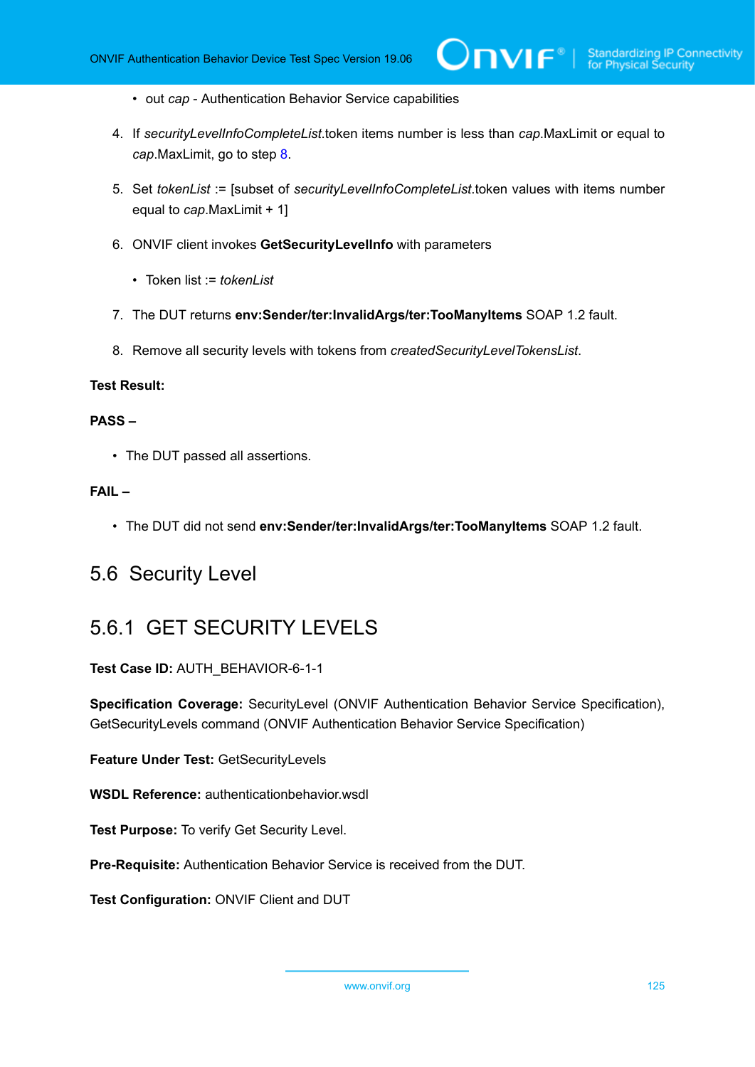- out *cap* - Authentication Behavior Service capabilities

4. If *securityLevelInfoCompleteList*.token items number is less than *cap*.MaxLimit or equal to *cap*.MaxLimit, go to step 8.

5. Set *tokenList* := [subset of *securityLevelInfoCompleteList*.token values with items number equal to *cap*.MaxLimit + 1]

6. ONVIF client invokes **GetSecurityLevelInfo** with parameters

   - Token list := *tokenList*

7. The DUT returns **env:Sender/ter:InvalidArgs/ter:TooManyItems** SOAP 1.2 fault.

8. Remove all security levels with tokens from *createdSecurityLevelTokensList*.

**Test Result:**

**PASS –**

- The DUT passed all assertions.

**FAIL –**

- The DUT did not send **env:Sender/ter:InvalidArgs/ter:TooManyItems** SOAP 1.2 fault.

## 5.6 Security Level

### 5.6.1 GET SECURITY LEVELS

**Test Case ID:** AUTH_BEHAVIOR-6-1-1

**Specification Coverage:** SecurityLevel (ONVIF Authentication Behavior Service Specification), GetSecurityLevels command (ONVIF Authentication Behavior Service Specification)

**Feature Under Test:** GetSecurityLevels

**WSDL Reference:** authenticationbehavior.wsdl

**Test Purpose:** To verify Get Security Level.

**Pre-Requisite:** Authentication Behavior Service is received from the DUT.

**Test Configuration:** ONVIF Client and DUT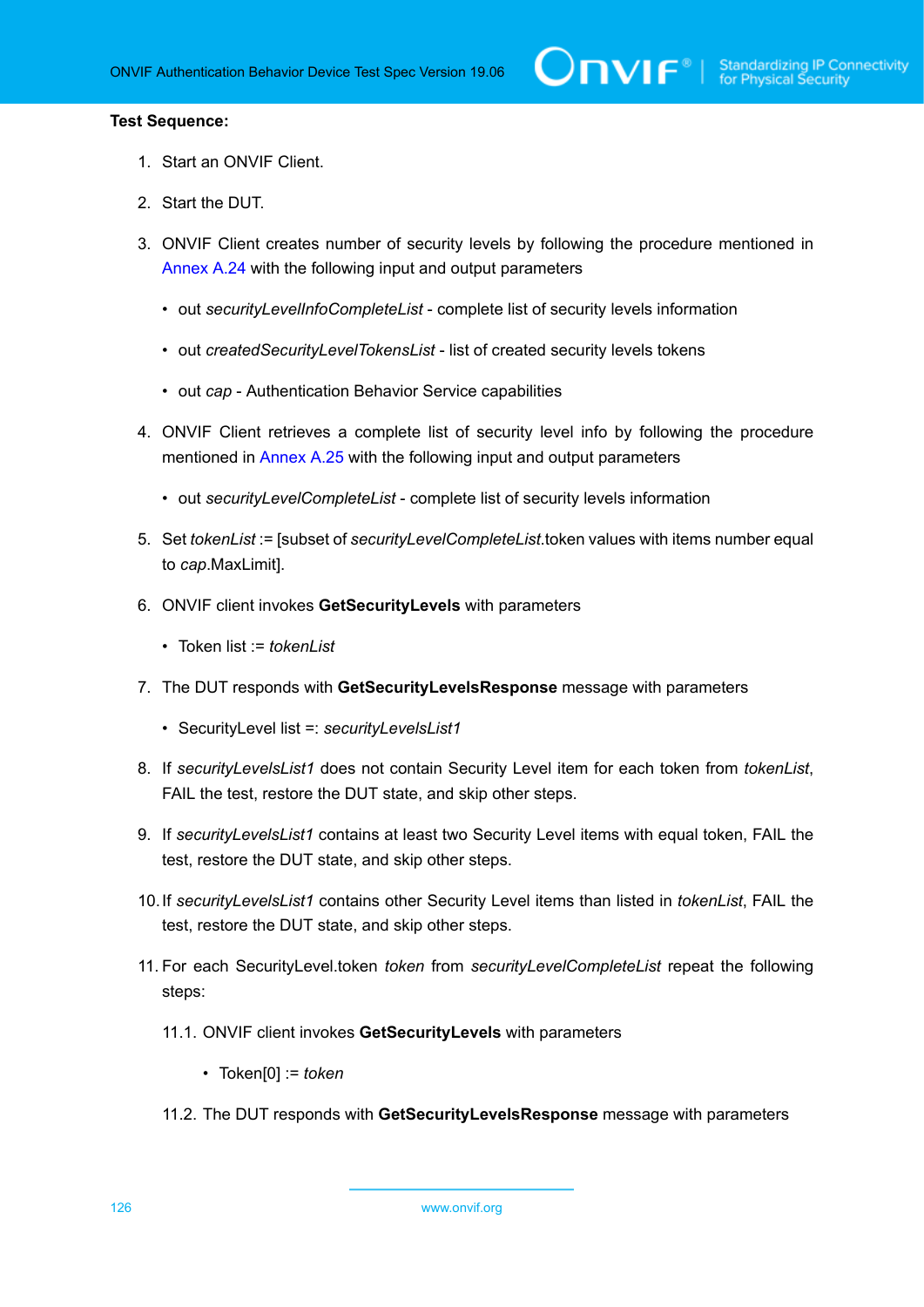**Test Sequence:**

1. Start an ONVIF Client.
2. Start the DUT.
3. ONVIF Client creates number of security levels by following the procedure mentioned in Annex A.24 with the following input and output parameters
   - out *securityLevelInfoCompleteList* - complete list of security levels information
   - out *createdSecurityLevelTokensList* - list of created security levels tokens
   - out *cap* - Authentication Behavior Service capabilities
4. ONVIF Client retrieves a complete list of security level info by following the procedure mentioned in Annex A.25 with the following input and output parameters
   - out *securityLevelCompleteList* - complete list of security levels information
5. Set *tokenList* := [subset of *securityLevelCompleteList*.token values with items number equal to *cap*.MaxLimit].
6. ONVIF client invokes **GetSecurityLevels** with parameters
   - Token list := *tokenList*
7. The DUT responds with **GetSecurityLevelsResponse** message with parameters
   - SecurityLevel list =: *securityLevelsList1*
8. If *securityLevelsList1* does not contain Security Level item for each token from *tokenList*, FAIL the test, restore the DUT state, and skip other steps.
9. If *securityLevelsList1* contains at least two Security Level items with equal token, FAIL the test, restore the DUT state, and skip other steps.
10. If *securityLevelsList1* contains other Security Level items than listed in *tokenList*, FAIL the test, restore the DUT state, and skip other steps.
11. For each SecurityLevel.token *token* from *securityLevelCompleteList* repeat the following steps:

    11.1. ONVIF client invokes **GetSecurityLevels** with parameters

    - Token[0] := *token*

    11.2. The DUT responds with **GetSecurityLevelsResponse** message with parameters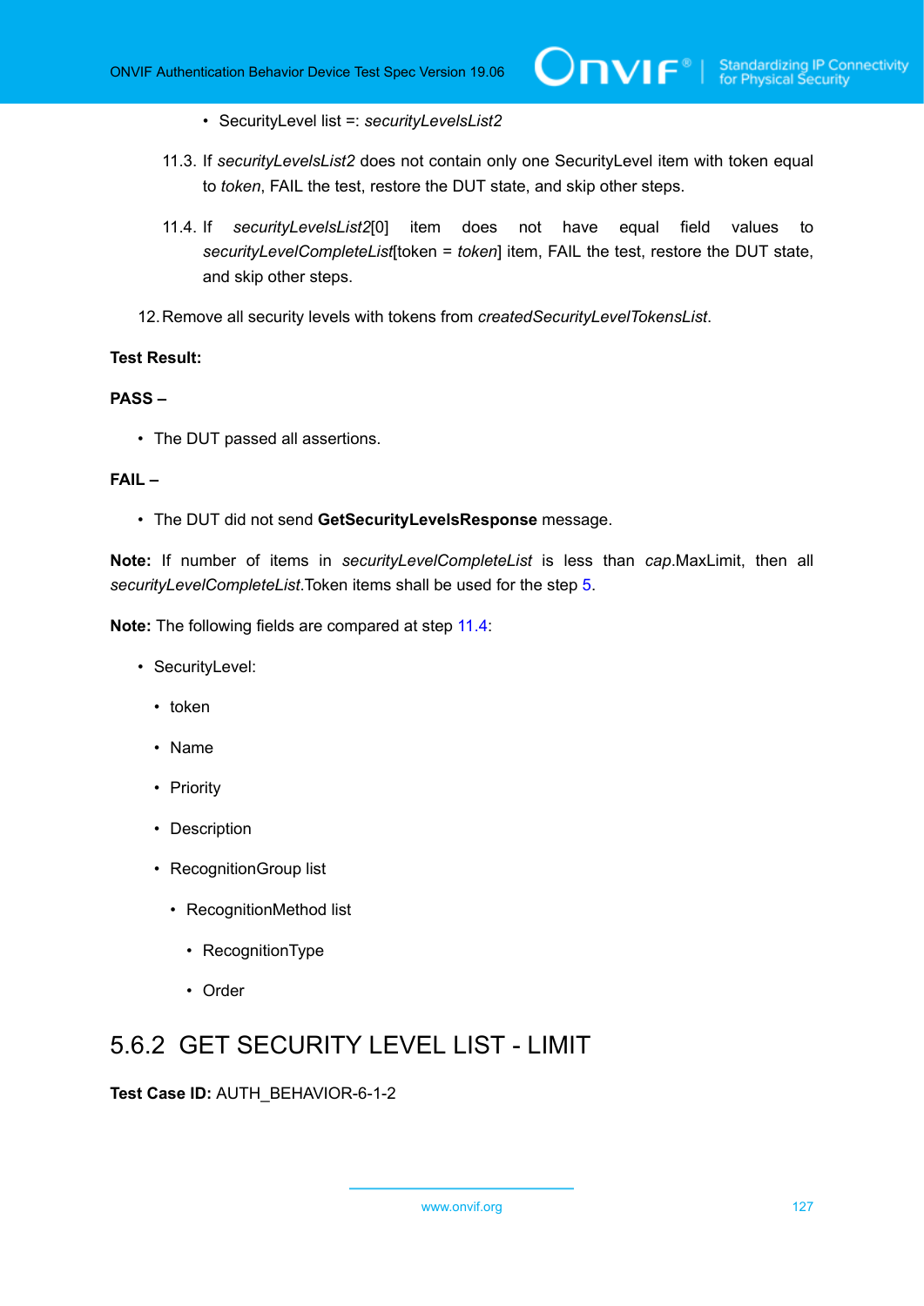- SecurityLevel list =: *securityLevelsList2*

11.3. If *securityLevelsList2* does not contain only one SecurityLevel item with token equal to *token*, FAIL the test, restore the DUT state, and skip other steps.

11.4. If *securityLevelsList2*[0] item does not have equal field values to *securityLevelCompleteList*[token = *token*] item, FAIL the test, restore the DUT state, and skip other steps.

12. Remove all security levels with tokens from *createdSecurityLevelTokensList*.

**Test Result:**

**PASS –**

- The DUT passed all assertions.

**FAIL –**

- The DUT did not send **GetSecurityLevelsResponse** message.

**Note:** If number of items in *securityLevelCompleteList* is less than *cap*.MaxLimit, then all *securityLevelCompleteList*.Token items shall be used for the step 5.

**Note:** The following fields are compared at step 11.4:

- SecurityLevel:
  - token
  - Name
  - Priority
  - Description
  - RecognitionGroup list
    - RecognitionMethod list
      - RecognitionType
      - Order

## 5.6.2 GET SECURITY LEVEL LIST - LIMIT

**Test Case ID:** AUTH_BEHAVIOR-6-1-2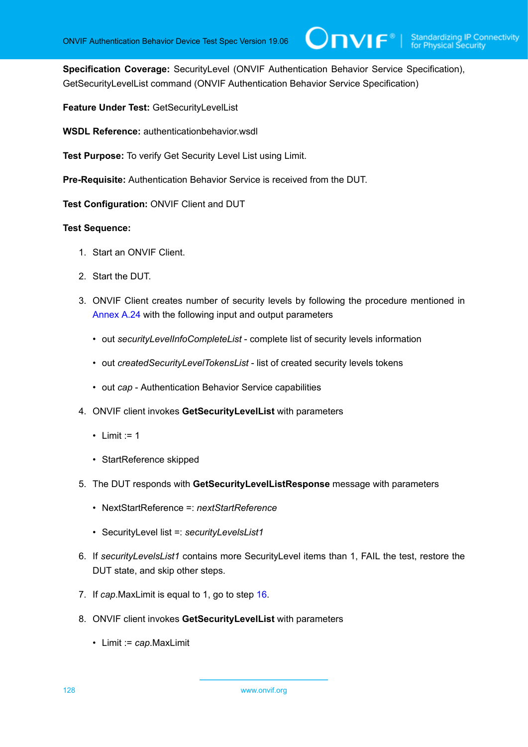**Specification Coverage:** SecurityLevel (ONVIF Authentication Behavior Service Specification), GetSecurityLevelList command (ONVIF Authentication Behavior Service Specification)

**Feature Under Test:** GetSecurityLevelList

**WSDL Reference:** authenticationbehavior.wsdl

**Test Purpose:** To verify Get Security Level List using Limit.

**Pre-Requisite:** Authentication Behavior Service is received from the DUT.

**Test Configuration:** ONVIF Client and DUT

**Test Sequence:**

1. Start an ONVIF Client.
2. Start the DUT.
3. ONVIF Client creates number of security levels by following the procedure mentioned in Annex A.24 with the following input and output parameters
   - out *securityLevelInfoCompleteList* - complete list of security levels information
   - out *createdSecurityLevelTokensList* - list of created security levels tokens
   - out *cap* - Authentication Behavior Service capabilities
4. ONVIF client invokes **GetSecurityLevelList** with parameters
   - Limit := 1
   - StartReference skipped
5. The DUT responds with **GetSecurityLevelListResponse** message with parameters
   - NextStartReference =: *nextStartReference*
   - SecurityLevel list =: *securityLevelsList1*
6. If *securityLevelsList1* contains more SecurityLevel items than 1, FAIL the test, restore the DUT state, and skip other steps.
7. If *cap*.MaxLimit is equal to 1, go to step 16.
8. ONVIF client invokes **GetSecurityLevelList** with parameters
   - Limit := *cap*.MaxLimit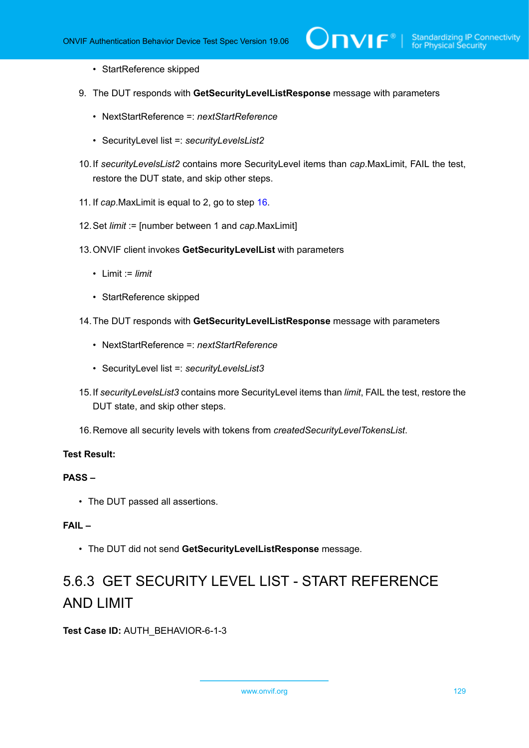- StartReference skipped

9. The DUT responds with **GetSecurityLevelListResponse** message with parameters

   - NextStartReference =: *nextStartReference*

   - SecurityLevel list =: *securityLevelsList2*

10. If *securityLevelsList2* contains more SecurityLevel items than *cap*.MaxLimit, FAIL the test, restore the DUT state, and skip other steps.

11. If *cap*.MaxLimit is equal to 2, go to step 16.

12. Set *limit* := [number between 1 and *cap*.MaxLimit]

13. ONVIF client invokes **GetSecurityLevelList** with parameters

    - Limit := *limit*

    - StartReference skipped

14. The DUT responds with **GetSecurityLevelListResponse** message with parameters

    - NextStartReference =: *nextStartReference*

    - SecurityLevel list =: *securityLevelsList3*

15. If *securityLevelsList3* contains more SecurityLevel items than *limit*, FAIL the test, restore the DUT state, and skip other steps.

16. Remove all security levels with tokens from *createdSecurityLevelTokensList*.

**Test Result:**

**PASS –**

- The DUT passed all assertions.

**FAIL –**

- The DUT did not send **GetSecurityLevelListResponse** message.

### 5.6.3 GET SECURITY LEVEL LIST - START REFERENCE AND LIMIT

**Test Case ID:** AUTH_BEHAVIOR-6-1-3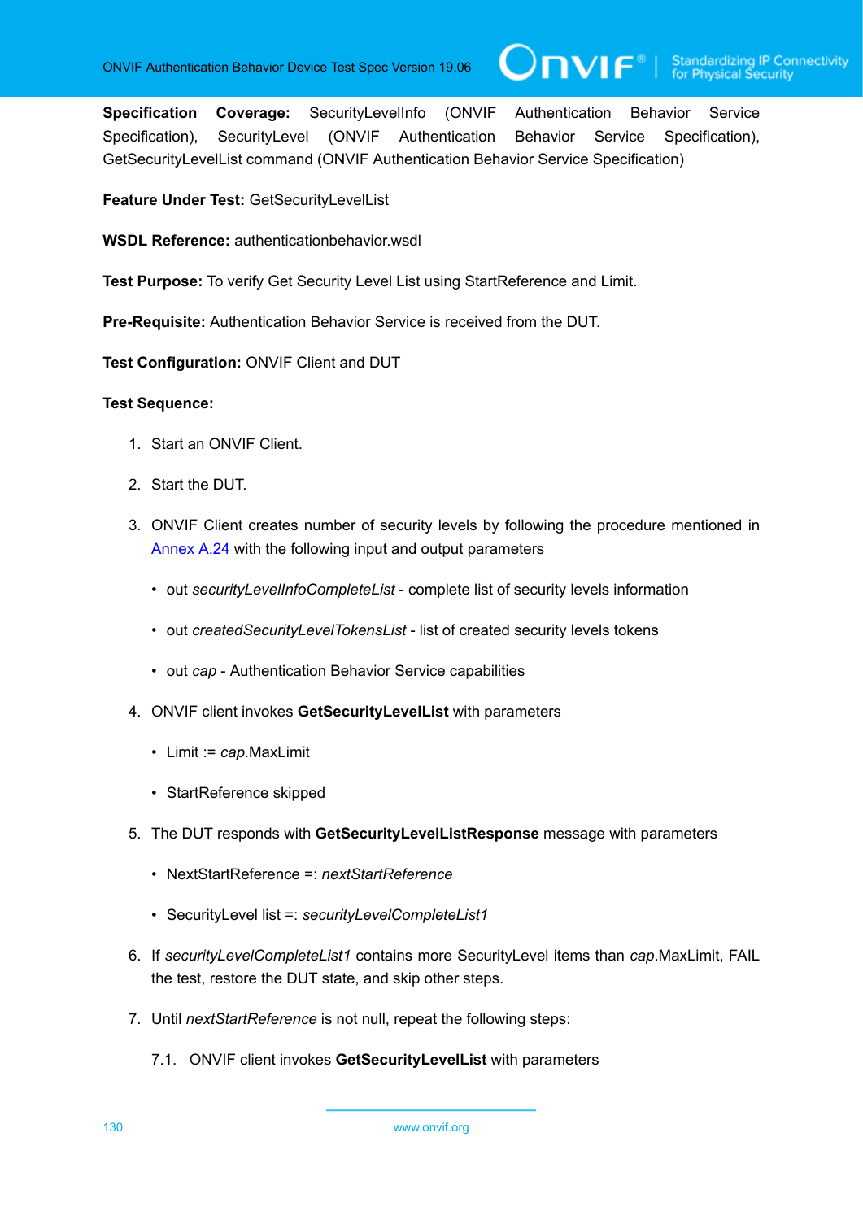**Specification Coverage:** SecurityLevelInfo (ONVIF Authentication Behavior Service Specification), SecurityLevel (ONVIF Authentication Behavior Service Specification), GetSecurityLevelList command (ONVIF Authentication Behavior Service Specification)

**Feature Under Test:** GetSecurityLevelList

**WSDL Reference:** authenticationbehavior.wsdl

**Test Purpose:** To verify Get Security Level List using StartReference and Limit.

**Pre-Requisite:** Authentication Behavior Service is received from the DUT.

**Test Configuration:** ONVIF Client and DUT

**Test Sequence:**

1. Start an ONVIF Client.
2. Start the DUT.
3. ONVIF Client creates number of security levels by following the procedure mentioned in Annex A.24 with the following input and output parameters
   - out *securityLevelInfoCompleteList* - complete list of security levels information
   - out *createdSecurityLevelTokensList* - list of created security levels tokens
   - out *cap* - Authentication Behavior Service capabilities
4. ONVIF client invokes **GetSecurityLevelList** with parameters
   - Limit := *cap*.MaxLimit
   - StartReference skipped
5. The DUT responds with **GetSecurityLevelListResponse** message with parameters
   - NextStartReference =: *nextStartReference*
   - SecurityLevel list =: *securityLevelCompleteList1*
6. If *securityLevelCompleteList1* contains more SecurityLevel items than *cap*.MaxLimit, FAIL the test, restore the DUT state, and skip other steps.
7. Until *nextStartReference* is not null, repeat the following steps:

   7.1. ONVIF client invokes **GetSecurityLevelList** with parameters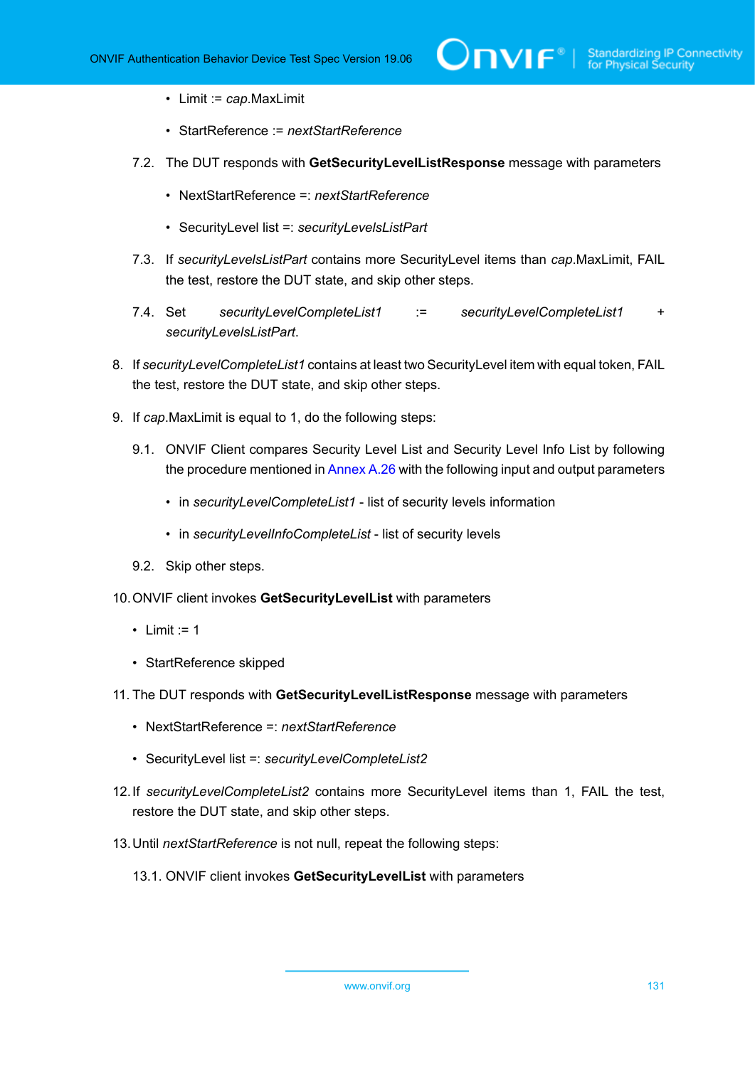- Limit := *cap*.MaxLimit
  - StartReference := *nextStartReference*

7.2. The DUT responds with **GetSecurityLevelListResponse** message with parameters

  - NextStartReference =: *nextStartReference*
  - SecurityLevel list =: *securityLevelsListPart*

7.3. If *securityLevelsListPart* contains more SecurityLevel items than *cap*.MaxLimit, FAIL the test, restore the DUT state, and skip other steps.

7.4. Set *securityLevelCompleteList1* := *securityLevelCompleteList1* + *securityLevelsListPart*.

8. If *securityLevelCompleteList1* contains at least two SecurityLevel item with equal token, FAIL the test, restore the DUT state, and skip other steps.

9. If *cap*.MaxLimit is equal to 1, do the following steps:

9.1. ONVIF Client compares Security Level List and Security Level Info List by following the procedure mentioned in Annex A.26 with the following input and output parameters

  - in *securityLevelCompleteList1* - list of security levels information
  - in *securityLevelInfoCompleteList* - list of security levels

9.2. Skip other steps.

10. ONVIF client invokes **GetSecurityLevelList** with parameters

  - Limit := 1
  - StartReference skipped

11. The DUT responds with **GetSecurityLevelListResponse** message with parameters

  - NextStartReference =: *nextStartReference*
  - SecurityLevel list =: *securityLevelCompleteList2*

12. If *securityLevelCompleteList2* contains more SecurityLevel items than 1, FAIL the test, restore the DUT state, and skip other steps.

13. Until *nextStartReference* is not null, repeat the following steps:

13.1. ONVIF client invokes **GetSecurityLevelList** with parameters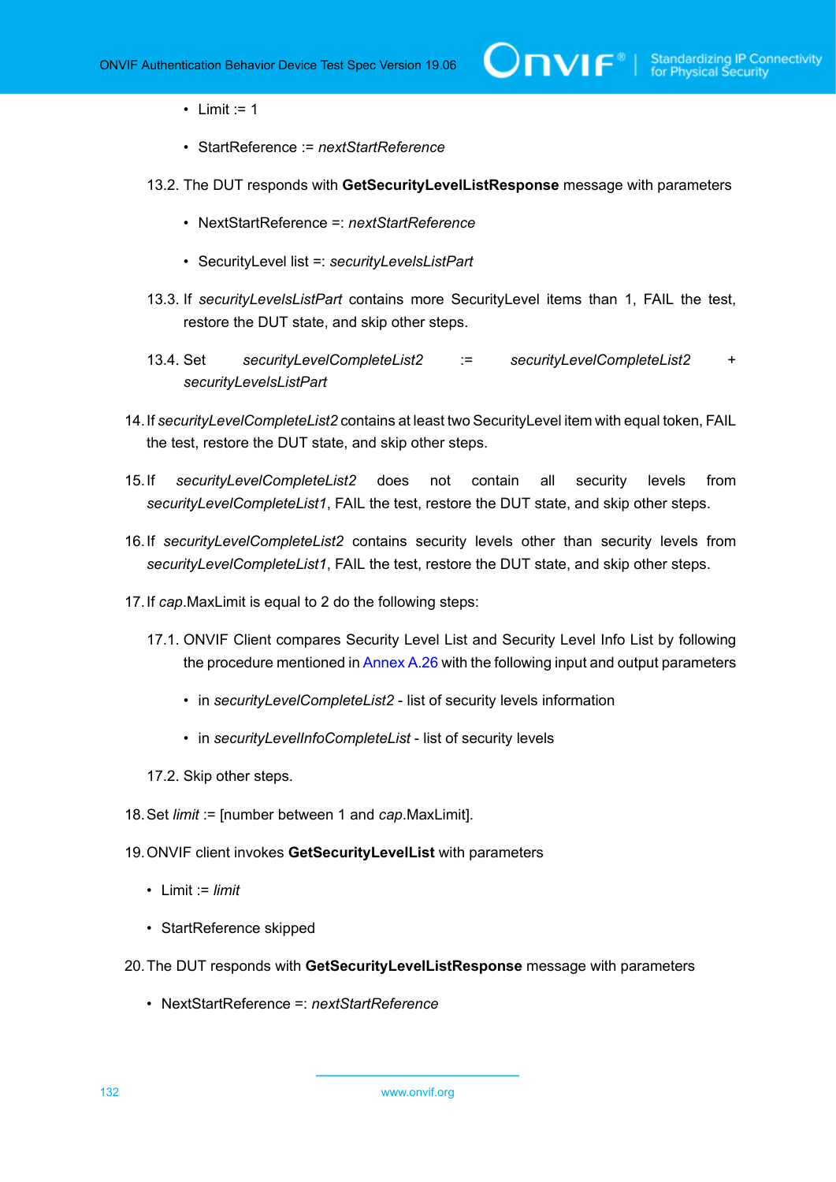- Limit := 1
- StartReference := *nextStartReference*

13.2. The DUT responds with **GetSecurityLevelListResponse** message with parameters

- NextStartReference =: *nextStartReference*
- SecurityLevel list =: *securityLevelsListPart*

13.3. If *securityLevelsListPart* contains more SecurityLevel items than 1, FAIL the test, restore the DUT state, and skip other steps.

13.4. Set *securityLevelCompleteList2* := *securityLevelCompleteList2* + *securityLevelsListPart*

14. If *securityLevelCompleteList2* contains at least two SecurityLevel item with equal token, FAIL the test, restore the DUT state, and skip other steps.

15. If *securityLevelCompleteList2* does not contain all security levels from *securityLevelCompleteList1*, FAIL the test, restore the DUT state, and skip other steps.

16. If *securityLevelCompleteList2* contains security levels other than security levels from *securityLevelCompleteList1*, FAIL the test, restore the DUT state, and skip other steps.

17. If *cap*.MaxLimit is equal to 2 do the following steps:

17.1. ONVIF Client compares Security Level List and Security Level Info List by following the procedure mentioned in Annex A.26 with the following input and output parameters

- in *securityLevelCompleteList2* - list of security levels information
- in *securityLevelInfoCompleteList* - list of security levels

17.2. Skip other steps.

18. Set *limit* := [number between 1 and *cap*.MaxLimit].

19. ONVIF client invokes **GetSecurityLevelList** with parameters

- Limit := *limit*
- StartReference skipped

20. The DUT responds with **GetSecurityLevelListResponse** message with parameters

- NextStartReference =: *nextStartReference*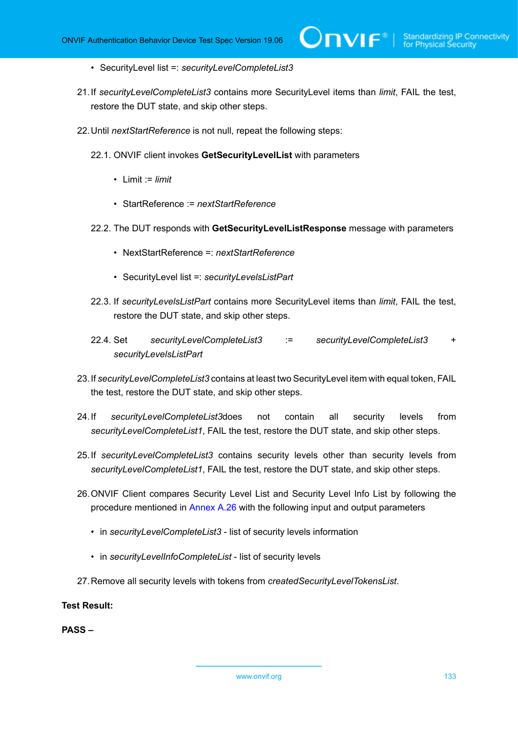- SecurityLevel list =: *securityLevelCompleteList3*

21. If *securityLevelCompleteList3* contains more SecurityLevel items than *limit*, FAIL the test, restore the DUT state, and skip other steps.

22. Until *nextStartReference* is not null, repeat the following steps:

    22.1. ONVIF client invokes **GetSecurityLevelList** with parameters

    - Limit := *limit*
    - StartReference := *nextStartReference*

    22.2. The DUT responds with **GetSecurityLevelListResponse** message with parameters

    - NextStartReference =: *nextStartReference*
    - SecurityLevel list =: *securityLevelsListPart*

    22.3. If *securityLevelsListPart* contains more SecurityLevel items than *limit*, FAIL the test, restore the DUT state, and skip other steps.

    22.4. Set *securityLevelCompleteList3* := *securityLevelCompleteList3* + *securityLevelsListPart*

23. If *securityLevelCompleteList3* contains at least two SecurityLevel item with equal token, FAIL the test, restore the DUT state, and skip other steps.

24. If *securityLevelCompleteList3*does not contain all security levels from *securityLevelCompleteList1*, FAIL the test, restore the DUT state, and skip other steps.

25. If *securityLevelCompleteList3* contains security levels other than security levels from *securityLevelCompleteList1*, FAIL the test, restore the DUT state, and skip other steps.

26. ONVIF Client compares Security Level List and Security Level Info List by following the procedure mentioned in Annex A.26 with the following input and output parameters

    - in *securityLevelCompleteList3* - list of security levels information
    - in *securityLevelInfoCompleteList* - list of security levels

27. Remove all security levels with tokens from *createdSecurityLevelTokensList*.

**Test Result:**

**PASS –**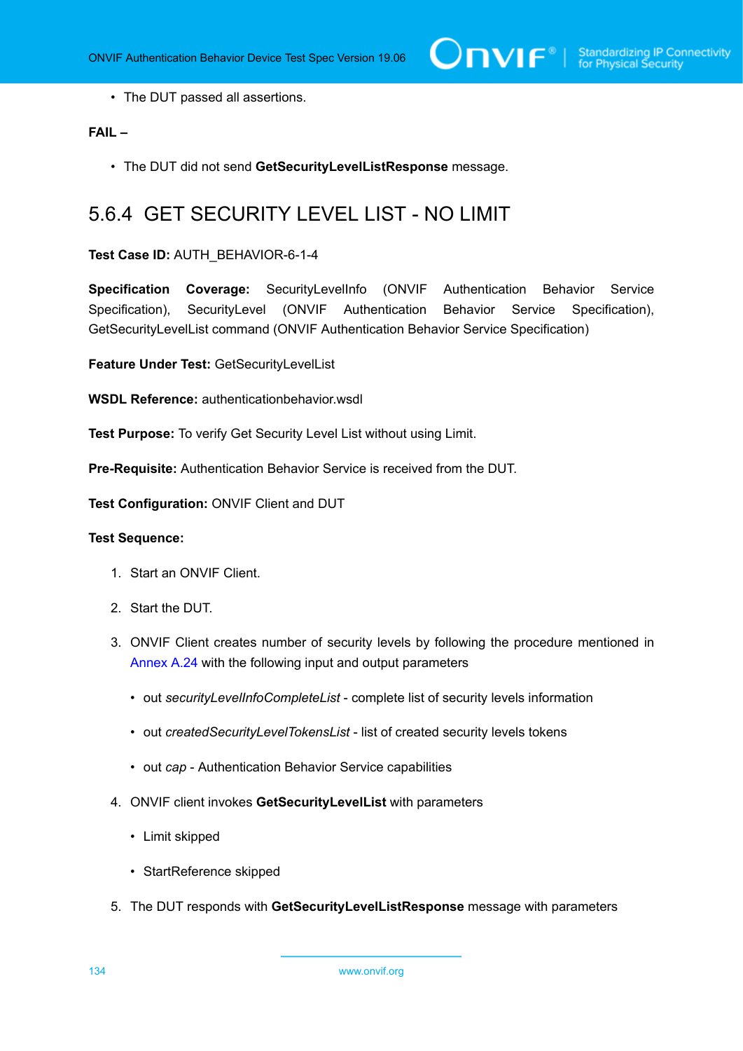- The DUT passed all assertions.

**FAIL –**

- The DUT did not send **GetSecurityLevelListResponse** message.

## 5.6.4 GET SECURITY LEVEL LIST - NO LIMIT

**Test Case ID:** AUTH_BEHAVIOR-6-1-4

**Specification Coverage:** SecurityLevelInfo (ONVIF Authentication Behavior Service Specification), SecurityLevel (ONVIF Authentication Behavior Service Specification), GetSecurityLevelList command (ONVIF Authentication Behavior Service Specification)

**Feature Under Test:** GetSecurityLevelList

**WSDL Reference:** authenticationbehavior.wsdl

**Test Purpose:** To verify Get Security Level List without using Limit.

**Pre-Requisite:** Authentication Behavior Service is received from the DUT.

**Test Configuration:** ONVIF Client and DUT

**Test Sequence:**

1. Start an ONVIF Client.
2. Start the DUT.
3. ONVIF Client creates number of security levels by following the procedure mentioned in Annex A.24 with the following input and output parameters
   - out *securityLevelInfoCompleteList* - complete list of security levels information
   - out *createdSecurityLevelTokensList* - list of created security levels tokens
   - out *cap* - Authentication Behavior Service capabilities
4. ONVIF client invokes **GetSecurityLevelList** with parameters
   - Limit skipped
   - StartReference skipped
5. The DUT responds with **GetSecurityLevelListResponse** message with parameters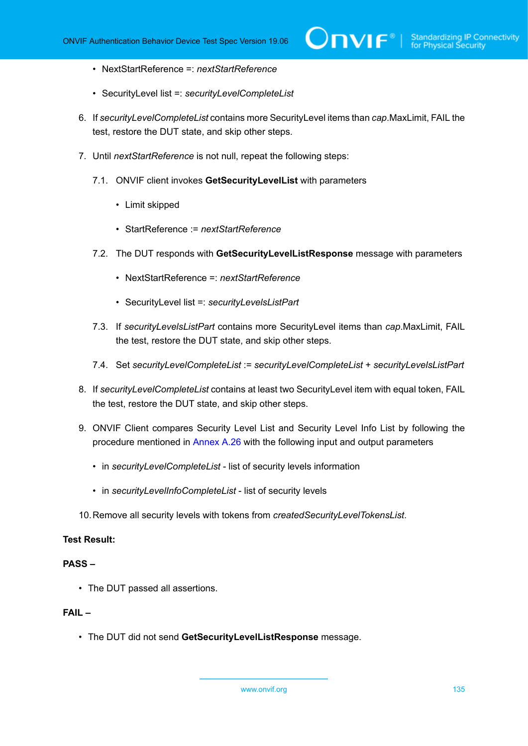- NextStartReference =: *nextStartReference*

- SecurityLevel list =: *securityLevelCompleteList*

6. If *securityLevelCompleteList* contains more SecurityLevel items than *cap*.MaxLimit, FAIL the test, restore the DUT state, and skip other steps.

7. Until *nextStartReference* is not null, repeat the following steps:

   7.1. ONVIF client invokes **GetSecurityLevelList** with parameters

   - Limit skipped

   - StartReference := *nextStartReference*

   7.2. The DUT responds with **GetSecurityLevelListResponse** message with parameters

   - NextStartReference =: *nextStartReference*

   - SecurityLevel list =: *securityLevelsListPart*

   7.3. If *securityLevelsListPart* contains more SecurityLevel items than *cap*.MaxLimit, FAIL the test, restore the DUT state, and skip other steps.

   7.4. Set *securityLevelCompleteList* := *securityLevelCompleteList* + *securityLevelsListPart*

8. If *securityLevelCompleteList* contains at least two SecurityLevel item with equal token, FAIL the test, restore the DUT state, and skip other steps.

9. ONVIF Client compares Security Level List and Security Level Info List by following the procedure mentioned in Annex A.26 with the following input and output parameters

   - in *securityLevelCompleteList* - list of security levels information

   - in *securityLevelInfoCompleteList* - list of security levels

10. Remove all security levels with tokens from *createdSecurityLevelTokensList*.

**Test Result:**

**PASS –**

- The DUT passed all assertions.

**FAIL –**

- The DUT did not send **GetSecurityLevelListResponse** message.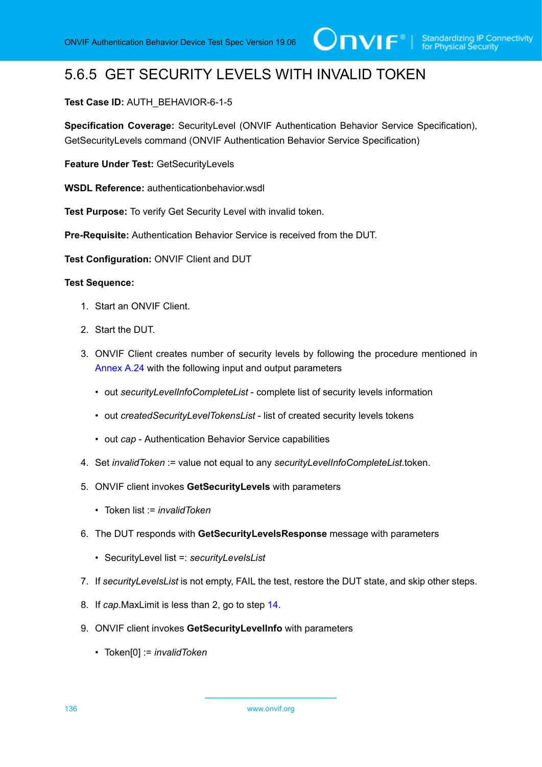## 5.6.5 GET SECURITY LEVELS WITH INVALID TOKEN

**Test Case ID:** AUTH_BEHAVIOR-6-1-5

**Specification Coverage:** SecurityLevel (ONVIF Authentication Behavior Service Specification), GetSecurityLevels command (ONVIF Authentication Behavior Service Specification)

**Feature Under Test:** GetSecurityLevels

**WSDL Reference:** authenticationbehavior.wsdl

**Test Purpose:** To verify Get Security Level with invalid token.

**Pre-Requisite:** Authentication Behavior Service is received from the DUT.

**Test Configuration:** ONVIF Client and DUT

**Test Sequence:**

1. Start an ONVIF Client.
2. Start the DUT.
3. ONVIF Client creates number of security levels by following the procedure mentioned in Annex A.24 with the following input and output parameters
   - out *securityLevelInfoCompleteList* - complete list of security levels information
   - out *createdSecurityLevelTokensList* - list of created security levels tokens
   - out *cap* - Authentication Behavior Service capabilities
4. Set *invalidToken* := value not equal to any *securityLevelInfoCompleteList*.token.
5. ONVIF client invokes **GetSecurityLevels** with parameters
   - Token list := *invalidToken*
6. The DUT responds with **GetSecurityLevelsResponse** message with parameters
   - SecurityLevel list =: *securityLevelsList*
7. If *securityLevelsList* is not empty, FAIL the test, restore the DUT state, and skip other steps.
8. If *cap*.MaxLimit is less than 2, go to step 14.
9. ONVIF client invokes **GetSecurityLevelInfo** with parameters
   - Token[0] := *invalidToken*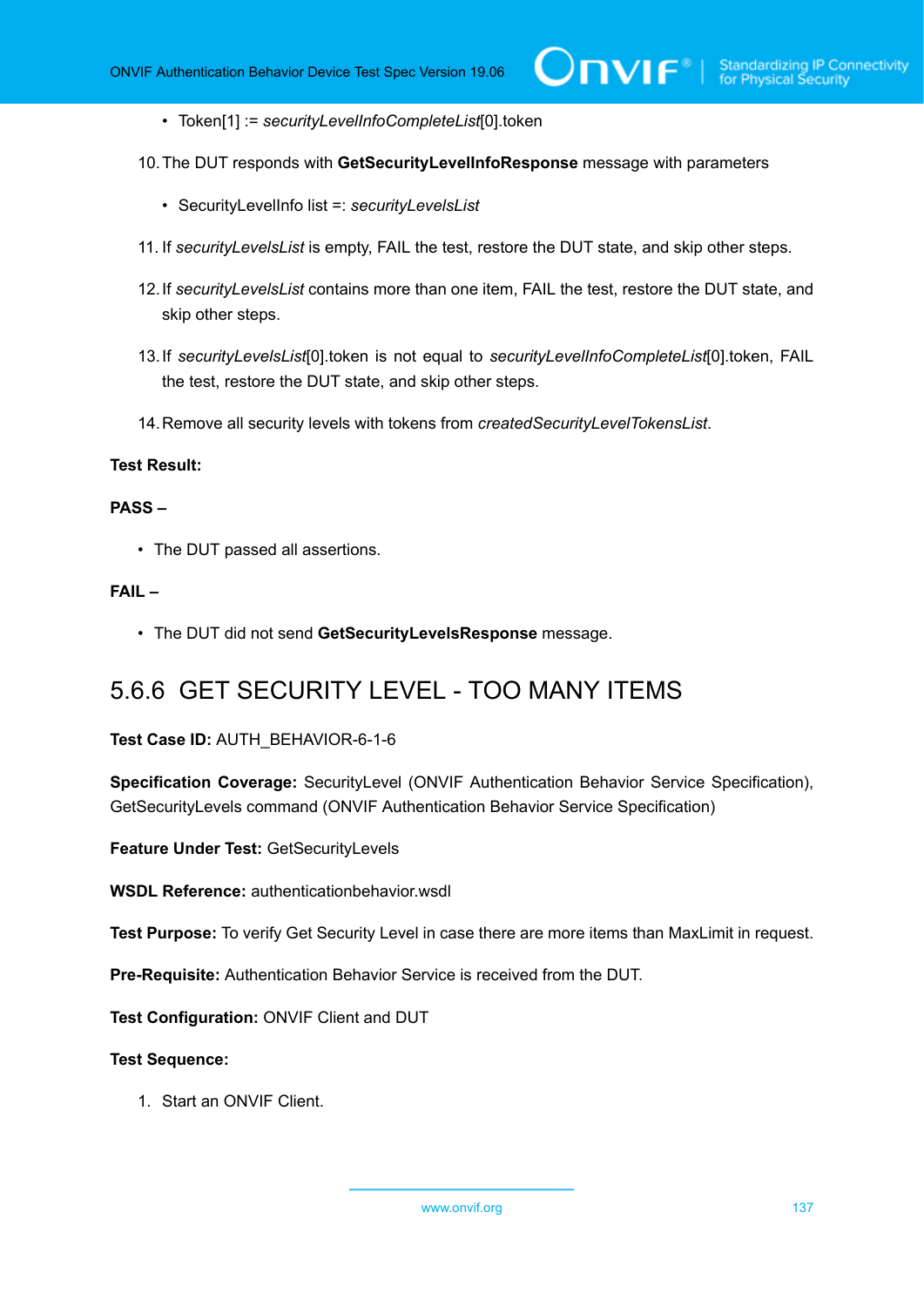- Token[1] := *securityLevelInfoCompleteList*[0].token

10. The DUT responds with **GetSecurityLevelInfoResponse** message with parameters

    - SecurityLevelInfo list =: *securityLevelsList*

11. If *securityLevelsList* is empty, FAIL the test, restore the DUT state, and skip other steps.

12. If *securityLevelsList* contains more than one item, FAIL the test, restore the DUT state, and skip other steps.

13. If *securityLevelsList*[0].token is not equal to *securityLevelInfoCompleteList*[0].token, FAIL the test, restore the DUT state, and skip other steps.

14. Remove all security levels with tokens from *createdSecurityLevelTokensList*.

**Test Result:**

**PASS –**

- The DUT passed all assertions.

**FAIL –**

- The DUT did not send **GetSecurityLevelsResponse** message.

## 5.6.6 GET SECURITY LEVEL - TOO MANY ITEMS

**Test Case ID:** AUTH_BEHAVIOR-6-1-6

**Specification Coverage:** SecurityLevel (ONVIF Authentication Behavior Service Specification), GetSecurityLevels command (ONVIF Authentication Behavior Service Specification)

**Feature Under Test:** GetSecurityLevels

**WSDL Reference:** authenticationbehavior.wsdl

**Test Purpose:** To verify Get Security Level in case there are more items than MaxLimit in request.

**Pre-Requisite:** Authentication Behavior Service is received from the DUT.

**Test Configuration:** ONVIF Client and DUT

**Test Sequence:**

1. Start an ONVIF Client.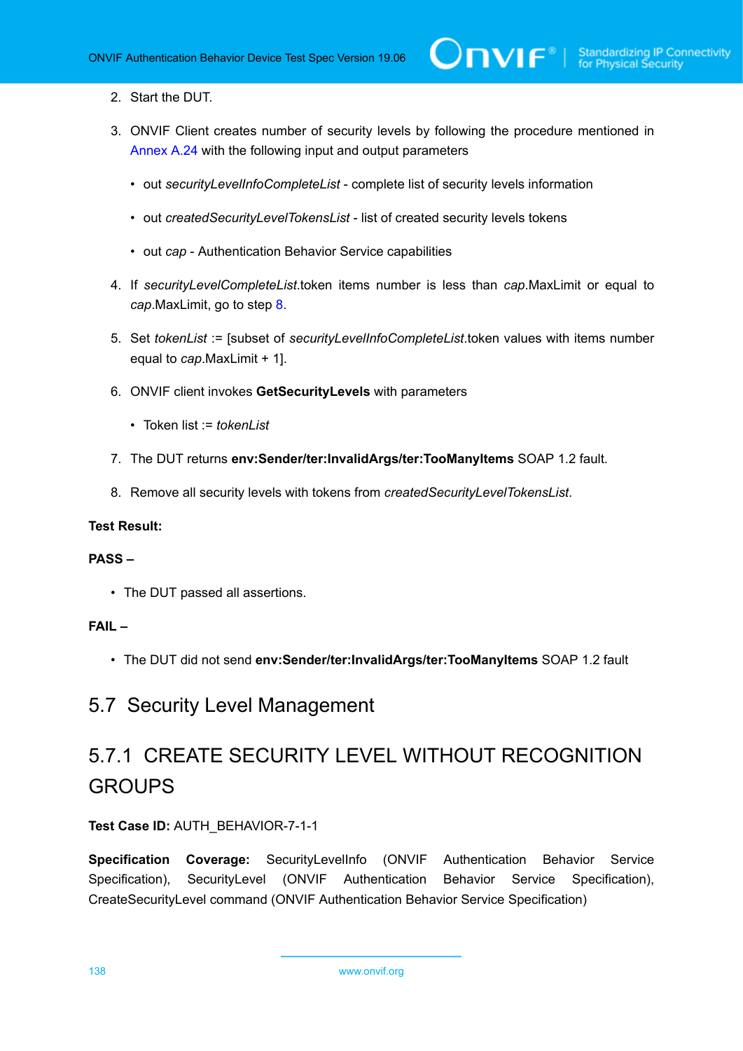2. Start the DUT.

3. ONVIF Client creates number of security levels by following the procedure mentioned in Annex A.24 with the following input and output parameters

   - out *securityLevelInfoCompleteList* - complete list of security levels information

   - out *createdSecurityLevelTokensList* - list of created security levels tokens

   - out *cap* - Authentication Behavior Service capabilities

4. If *securityLevelCompleteList*.token items number is less than *cap*.MaxLimit or equal to *cap*.MaxLimit, go to step 8.

5. Set *tokenList* := [subset of *securityLevelInfoCompleteList*.token values with items number equal to *cap*.MaxLimit + 1].

6. ONVIF client invokes **GetSecurityLevels** with parameters

   - Token list := *tokenList*

7. The DUT returns **env:Sender/ter:InvalidArgs/ter:TooManyItems** SOAP 1.2 fault.

8. Remove all security levels with tokens from *createdSecurityLevelTokensList*.

**Test Result:**

**PASS –**

- The DUT passed all assertions.

**FAIL –**

- The DUT did not send **env:Sender/ter:InvalidArgs/ter:TooManyItems** SOAP 1.2 fault

## 5.7 Security Level Management

### 5.7.1 CREATE SECURITY LEVEL WITHOUT RECOGNITION GROUPS

**Test Case ID:** AUTH_BEHAVIOR-7-1-1

**Specification Coverage:** SecurityLevelInfo (ONVIF Authentication Behavior Service Specification), SecurityLevel (ONVIF Authentication Behavior Service Specification), CreateSecurityLevel command (ONVIF Authentication Behavior Service Specification)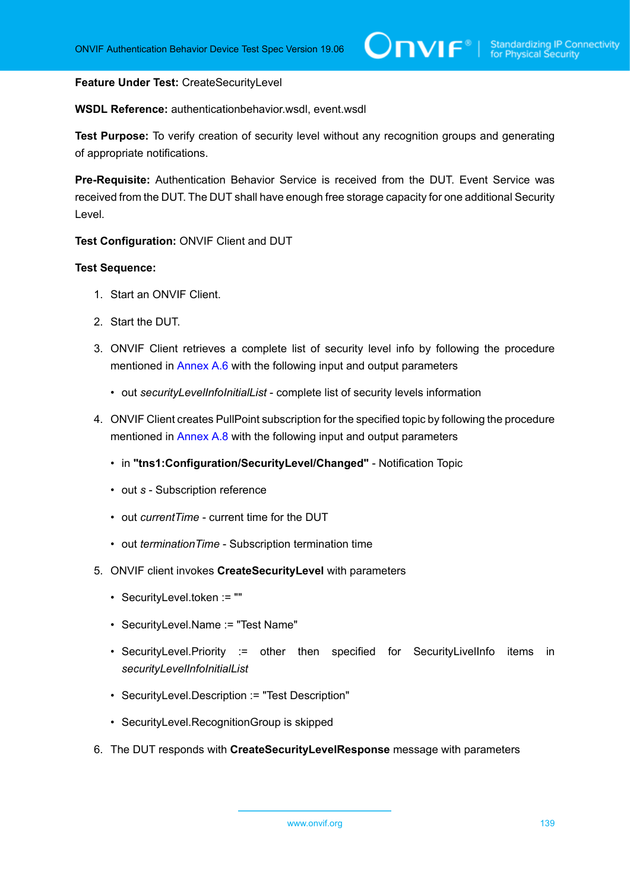**Feature Under Test:** CreateSecurityLevel

**WSDL Reference:** authenticationbehavior.wsdl, event.wsdl

**Test Purpose:** To verify creation of security level without any recognition groups and generating of appropriate notifications.

**Pre-Requisite:** Authentication Behavior Service is received from the DUT. Event Service was received from the DUT. The DUT shall have enough free storage capacity for one additional Security Level.

**Test Configuration:** ONVIF Client and DUT

**Test Sequence:**

1. Start an ONVIF Client.
2. Start the DUT.
3. ONVIF Client retrieves a complete list of security level info by following the procedure mentioned in Annex A.6 with the following input and output parameters
   - out *securityLevelInfoInitialList* - complete list of security levels information
4. ONVIF Client creates PullPoint subscription for the specified topic by following the procedure mentioned in Annex A.8 with the following input and output parameters
   - in **"tns1:Configuration/SecurityLevel/Changed"** - Notification Topic
   - out *s* - Subscription reference
   - out *currentTime* - current time for the DUT
   - out *terminationTime* - Subscription termination time
5. ONVIF client invokes **CreateSecurityLevel** with parameters
   - SecurityLevel.token := ""
   - SecurityLevel.Name := "Test Name"
   - SecurityLevel.Priority := other then specified for SecurityLivelInfo items in *securityLevelInfoInitialList*
   - SecurityLevel.Description := "Test Description"
   - SecurityLevel.RecognitionGroup is skipped
6. The DUT responds with **CreateSecurityLevelResponse** message with parameters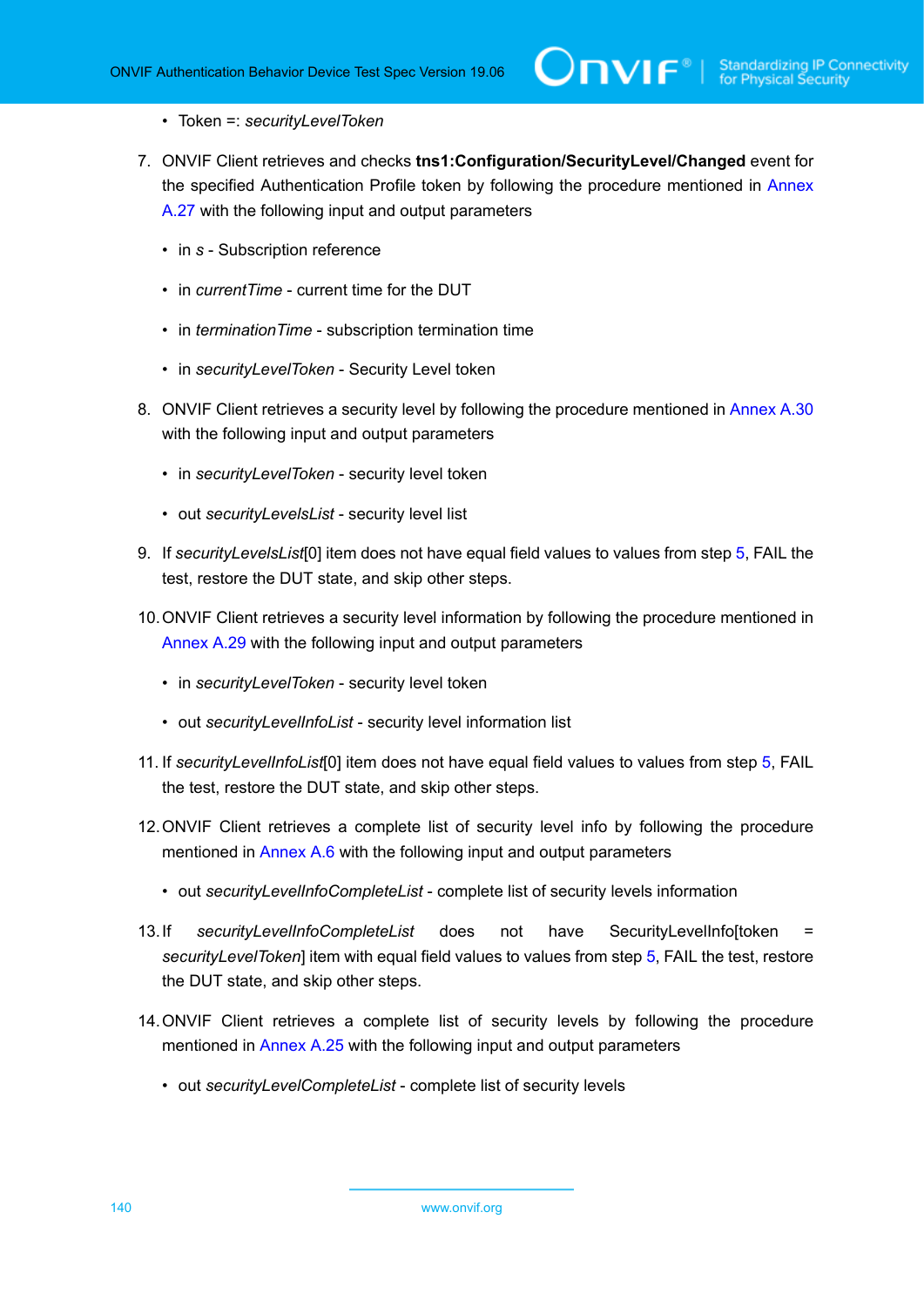- Token =: *securityLevelToken*

7. ONVIF Client retrieves and checks **tns1:Configuration/SecurityLevel/Changed** event for the specified Authentication Profile token by following the procedure mentioned in Annex A.27 with the following input and output parameters

   - in *s* - Subscription reference
   - in *currentTime* - current time for the DUT
   - in *terminationTime* - subscription termination time
   - in *securityLevelToken* - Security Level token

8. ONVIF Client retrieves a security level by following the procedure mentioned in Annex A.30 with the following input and output parameters

   - in *securityLevelToken* - security level token
   - out *securityLevelsList* - security level list

9. If *securityLevelsList*[0] item does not have equal field values to values from step 5, FAIL the test, restore the DUT state, and skip other steps.

10. ONVIF Client retrieves a security level information by following the procedure mentioned in Annex A.29 with the following input and output parameters

    - in *securityLevelToken* - security level token
    - out *securityLevelInfoList* - security level information list

11. If *securityLevelInfoList*[0] item does not have equal field values to values from step 5, FAIL the test, restore the DUT state, and skip other steps.

12. ONVIF Client retrieves a complete list of security level info by following the procedure mentioned in Annex A.6 with the following input and output parameters

    - out *securityLevelInfoCompleteList* - complete list of security levels information

13. If *securityLevelInfoCompleteList* does not have SecurityLevelInfo[token = *securityLevelToken*] item with equal field values to values from step 5, FAIL the test, restore the DUT state, and skip other steps.

14. ONVIF Client retrieves a complete list of security levels by following the procedure mentioned in Annex A.25 with the following input and output parameters

    - out *securityLevelCompleteList* - complete list of security levels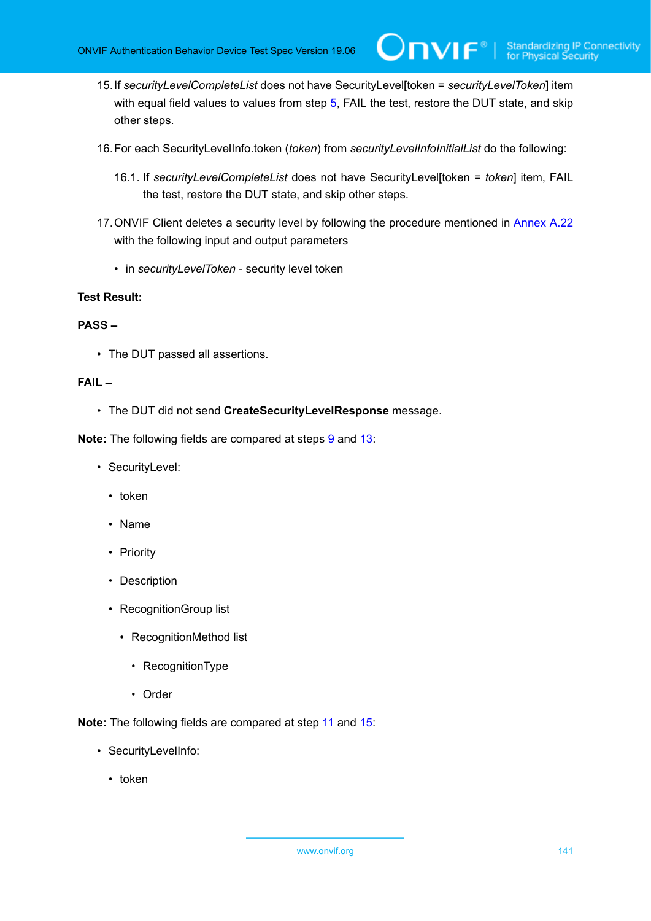15. If *securityLevelCompleteList* does not have SecurityLevel[token = *securityLevelToken*] item with equal field values to values from step 5, FAIL the test, restore the DUT state, and skip other steps.

16. For each SecurityLevelInfo.token (*token*) from *securityLevelInfoInitialList* do the following:

    16.1. If *securityLevelCompleteList* does not have SecurityLevel[token = *token*] item, FAIL the test, restore the DUT state, and skip other steps.

17. ONVIF Client deletes a security level by following the procedure mentioned in Annex A.22 with the following input and output parameters

    - in *securityLevelToken* - security level token

**Test Result:**

**PASS –**

- The DUT passed all assertions.

**FAIL –**

- The DUT did not send **CreateSecurityLevelResponse** message.

**Note:** The following fields are compared at steps 9 and 13:

- SecurityLevel:
  - token
  - Name
  - Priority
  - Description
  - RecognitionGroup list
    - RecognitionMethod list
      - RecognitionType
      - Order

**Note:** The following fields are compared at step 11 and 15:

- SecurityLevelInfo:
  - token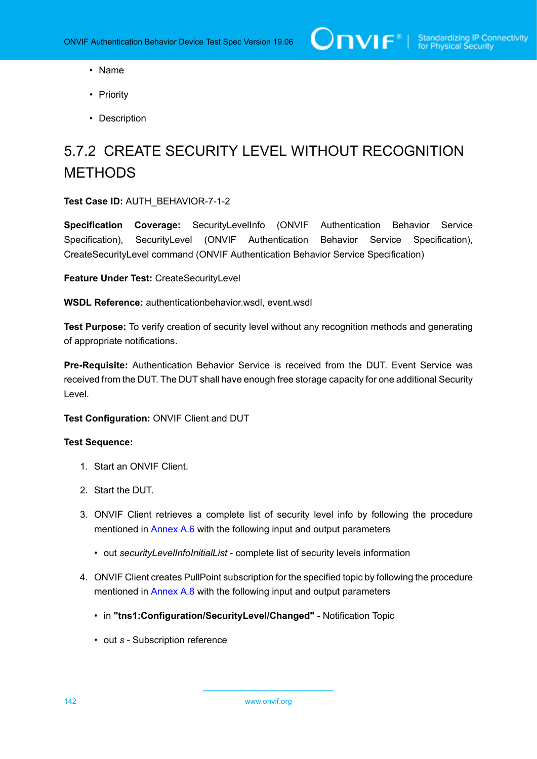- Name
- Priority
- Description

### 5.7.2 CREATE SECURITY LEVEL WITHOUT RECOGNITION METHODS

**Test Case ID:** AUTH_BEHAVIOR-7-1-2

**Specification Coverage:** SecurityLevelInfo (ONVIF Authentication Behavior Service Specification), SecurityLevel (ONVIF Authentication Behavior Service Specification), CreateSecurityLevel command (ONVIF Authentication Behavior Service Specification)

**Feature Under Test:** CreateSecurityLevel

**WSDL Reference:** authenticationbehavior.wsdl, event.wsdl

**Test Purpose:** To verify creation of security level without any recognition methods and generating of appropriate notifications.

**Pre-Requisite:** Authentication Behavior Service is received from the DUT. Event Service was received from the DUT. The DUT shall have enough free storage capacity for one additional Security Level.

**Test Configuration:** ONVIF Client and DUT

**Test Sequence:**

1. Start an ONVIF Client.
2. Start the DUT.
3. ONVIF Client retrieves a complete list of security level info by following the procedure mentioned in Annex A.6 with the following input and output parameters
   - out *securityLevelInfoInitialList* - complete list of security levels information
4. ONVIF Client creates PullPoint subscription for the specified topic by following the procedure mentioned in Annex A.8 with the following input and output parameters
   - in **"tns1:Configuration/SecurityLevel/Changed"** - Notification Topic
   - out *s* - Subscription reference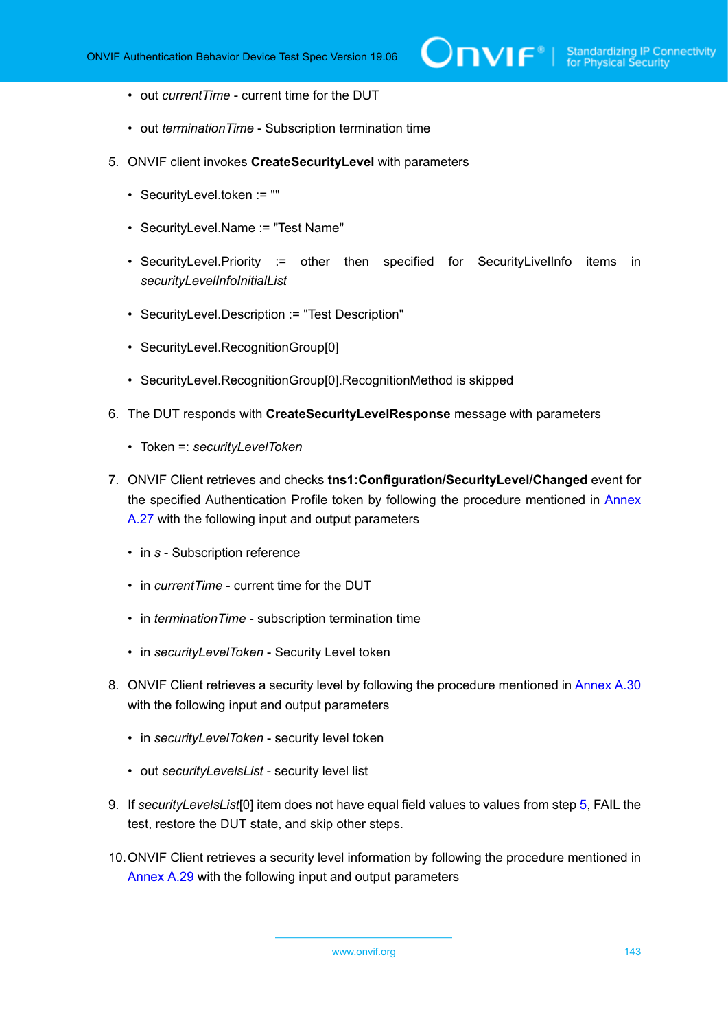- out *currentTime* - current time for the DUT

- out *terminationTime* - Subscription termination time

5. ONVIF client invokes **CreateSecurityLevel** with parameters

   - SecurityLevel.token := ""

   - SecurityLevel.Name := "Test Name"

   - SecurityLevel.Priority := other then specified for SecurityLivelInfo items in *securityLevelInfoInitialList*

   - SecurityLevel.Description := "Test Description"

   - SecurityLevel.RecognitionGroup[0]

   - SecurityLevel.RecognitionGroup[0].RecognitionMethod is skipped

6. The DUT responds with **CreateSecurityLevelResponse** message with parameters

   - Token =: *securityLevelToken*

7. ONVIF Client retrieves and checks **tns1:Configuration/SecurityLevel/Changed** event for the specified Authentication Profile token by following the procedure mentioned in Annex A.27 with the following input and output parameters

   - in *s* - Subscription reference

   - in *currentTime* - current time for the DUT

   - in *terminationTime* - subscription termination time

   - in *securityLevelToken* - Security Level token

8. ONVIF Client retrieves a security level by following the procedure mentioned in Annex A.30 with the following input and output parameters

   - in *securityLevelToken* - security level token

   - out *securityLevelsList* - security level list

9. If *securityLevelsList*[0] item does not have equal field values to values from step 5, FAIL the test, restore the DUT state, and skip other steps.

10. ONVIF Client retrieves a security level information by following the procedure mentioned in Annex A.29 with the following input and output parameters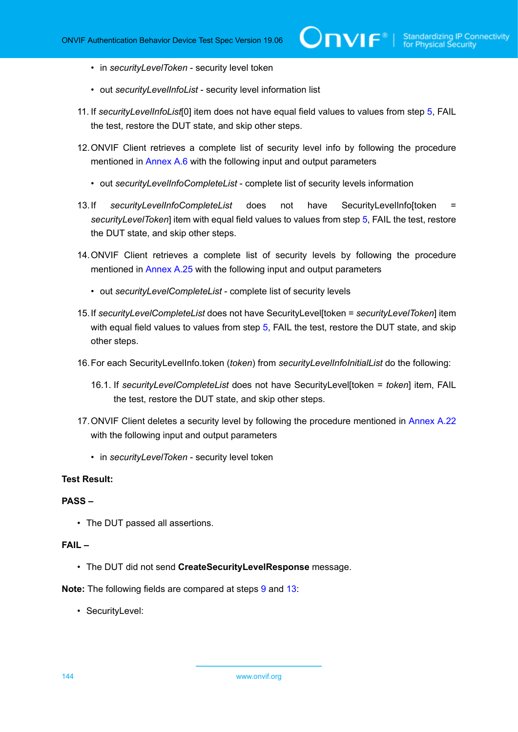- in *securityLevelToken* - security level token
- out *securityLevelInfoList* - security level information list

11. If *securityLevelInfoList*[0] item does not have equal field values to values from step 5, FAIL the test, restore the DUT state, and skip other steps.

12. ONVIF Client retrieves a complete list of security level info by following the procedure mentioned in Annex A.6 with the following input and output parameters

    - out *securityLevelInfoCompleteList* - complete list of security levels information

13. If *securityLevelInfoCompleteList* does not have SecurityLevelInfo[token = *securityLevelToken*] item with equal field values to values from step 5, FAIL the test, restore the DUT state, and skip other steps.

14. ONVIF Client retrieves a complete list of security levels by following the procedure mentioned in Annex A.25 with the following input and output parameters

    - out *securityLevelCompleteList* - complete list of security levels

15. If *securityLevelCompleteList* does not have SecurityLevel[token = *securityLevelToken*] item with equal field values to values from step 5, FAIL the test, restore the DUT state, and skip other steps.

16. For each SecurityLevelInfo.token (*token*) from *securityLevelInfoInitialList* do the following:

    16.1. If *securityLevelCompleteList* does not have SecurityLevel[token = *token*] item, FAIL the test, restore the DUT state, and skip other steps.

17. ONVIF Client deletes a security level by following the procedure mentioned in Annex A.22 with the following input and output parameters

    - in *securityLevelToken* - security level token

**Test Result:**

**PASS –**

- The DUT passed all assertions.

**FAIL –**

- The DUT did not send **CreateSecurityLevelResponse** message.

**Note:** The following fields are compared at steps 9 and 13:

- SecurityLevel: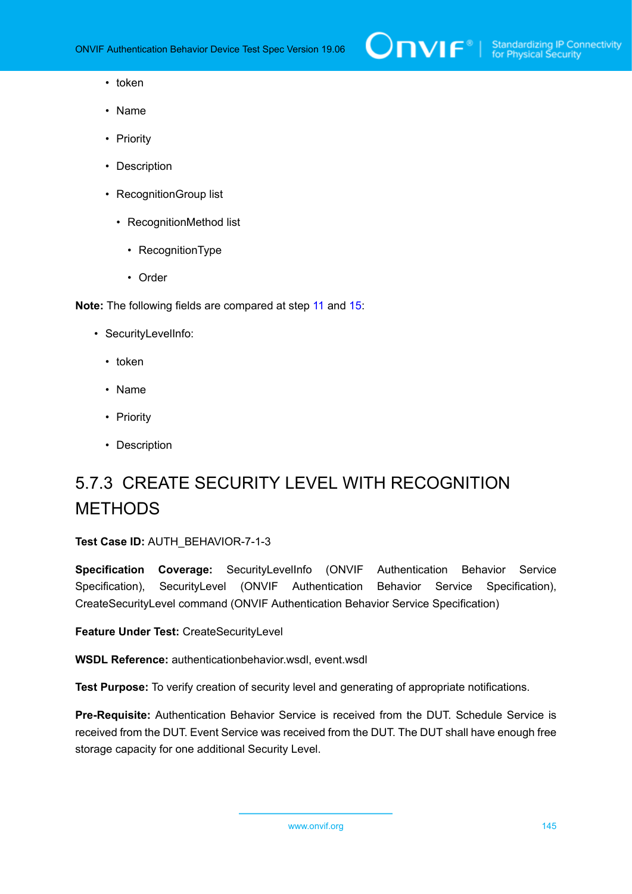- token
- Name
- Priority
- Description
- RecognitionGroup list
  - RecognitionMethod list
    - RecognitionType
    - Order

**Note:** The following fields are compared at step 11 and 15:

- SecurityLevelInfo:
  - token
  - Name
  - Priority
  - Description

## 5.7.3 CREATE SECURITY LEVEL WITH RECOGNITION METHODS

**Test Case ID:** AUTH_BEHAVIOR-7-1-3

**Specification Coverage:** SecurityLevelInfo (ONVIF Authentication Behavior Service Specification), SecurityLevel (ONVIF Authentication Behavior Service Specification), CreateSecurityLevel command (ONVIF Authentication Behavior Service Specification)

**Feature Under Test:** CreateSecurityLevel

**WSDL Reference:** authenticationbehavior.wsdl, event.wsdl

**Test Purpose:** To verify creation of security level and generating of appropriate notifications.

**Pre-Requisite:** Authentication Behavior Service is received from the DUT. Schedule Service is received from the DUT. Event Service was received from the DUT. The DUT shall have enough free storage capacity for one additional Security Level.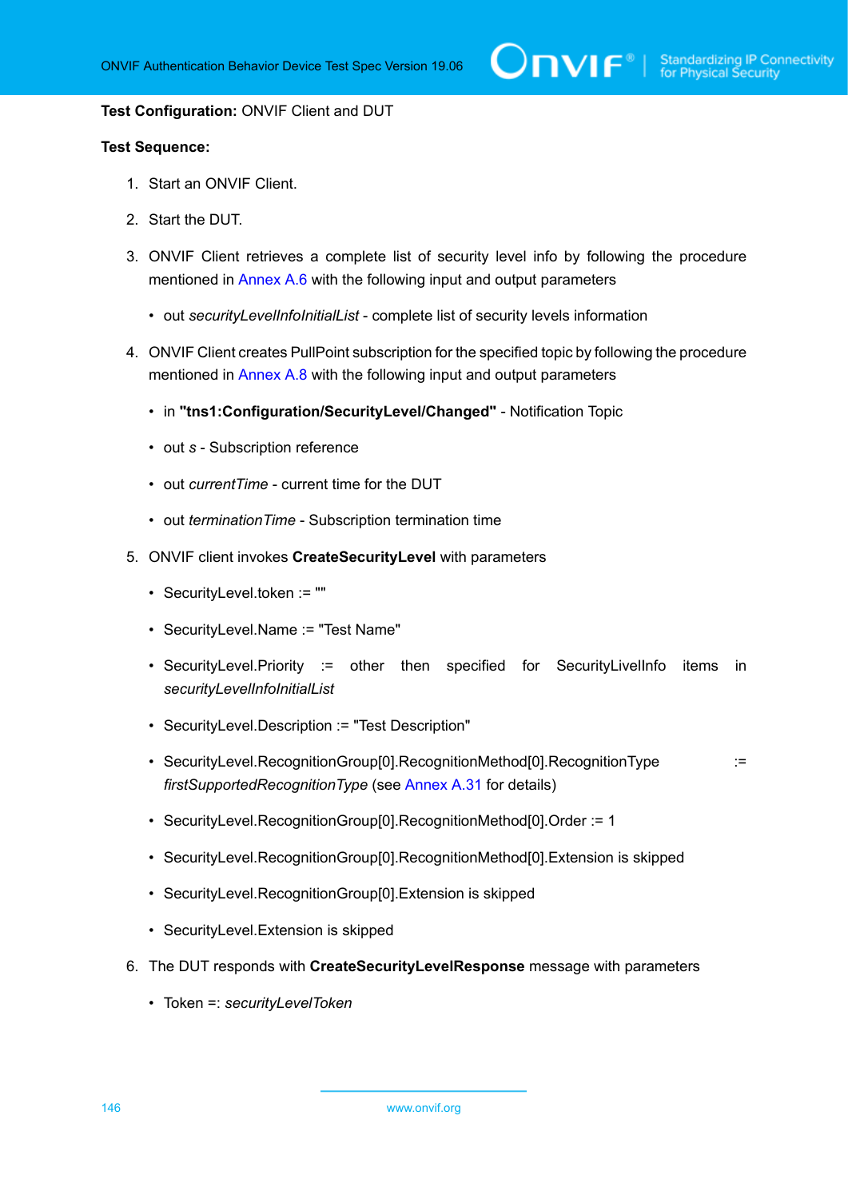**Test Configuration:** ONVIF Client and DUT

**Test Sequence:**

1. Start an ONVIF Client.
2. Start the DUT.
3. ONVIF Client retrieves a complete list of security level info by following the procedure mentioned in Annex A.6 with the following input and output parameters
   - out *securityLevelInfoInitialList* - complete list of security levels information
4. ONVIF Client creates PullPoint subscription for the specified topic by following the procedure mentioned in Annex A.8 with the following input and output parameters
   - in **"tns1:Configuration/SecurityLevel/Changed"** - Notification Topic
   - out *s* - Subscription reference
   - out *currentTime* - current time for the DUT
   - out *terminationTime* - Subscription termination time
5. ONVIF client invokes **CreateSecurityLevel** with parameters
   - SecurityLevel.token := ""
   - SecurityLevel.Name := "Test Name"
   - SecurityLevel.Priority := other then specified for SecurityLivelInfo items in *securityLevelInfoInitialList*
   - SecurityLevel.Description := "Test Description"
   - SecurityLevel.RecognitionGroup[0].RecognitionMethod[0].RecognitionType := *firstSupportedRecognitionType* (see Annex A.31 for details)
   - SecurityLevel.RecognitionGroup[0].RecognitionMethod[0].Order := 1
   - SecurityLevel.RecognitionGroup[0].RecognitionMethod[0].Extension is skipped
   - SecurityLevel.RecognitionGroup[0].Extension is skipped
   - SecurityLevel.Extension is skipped
6. The DUT responds with **CreateSecurityLevelResponse** message with parameters
   - Token =: *securityLevelToken*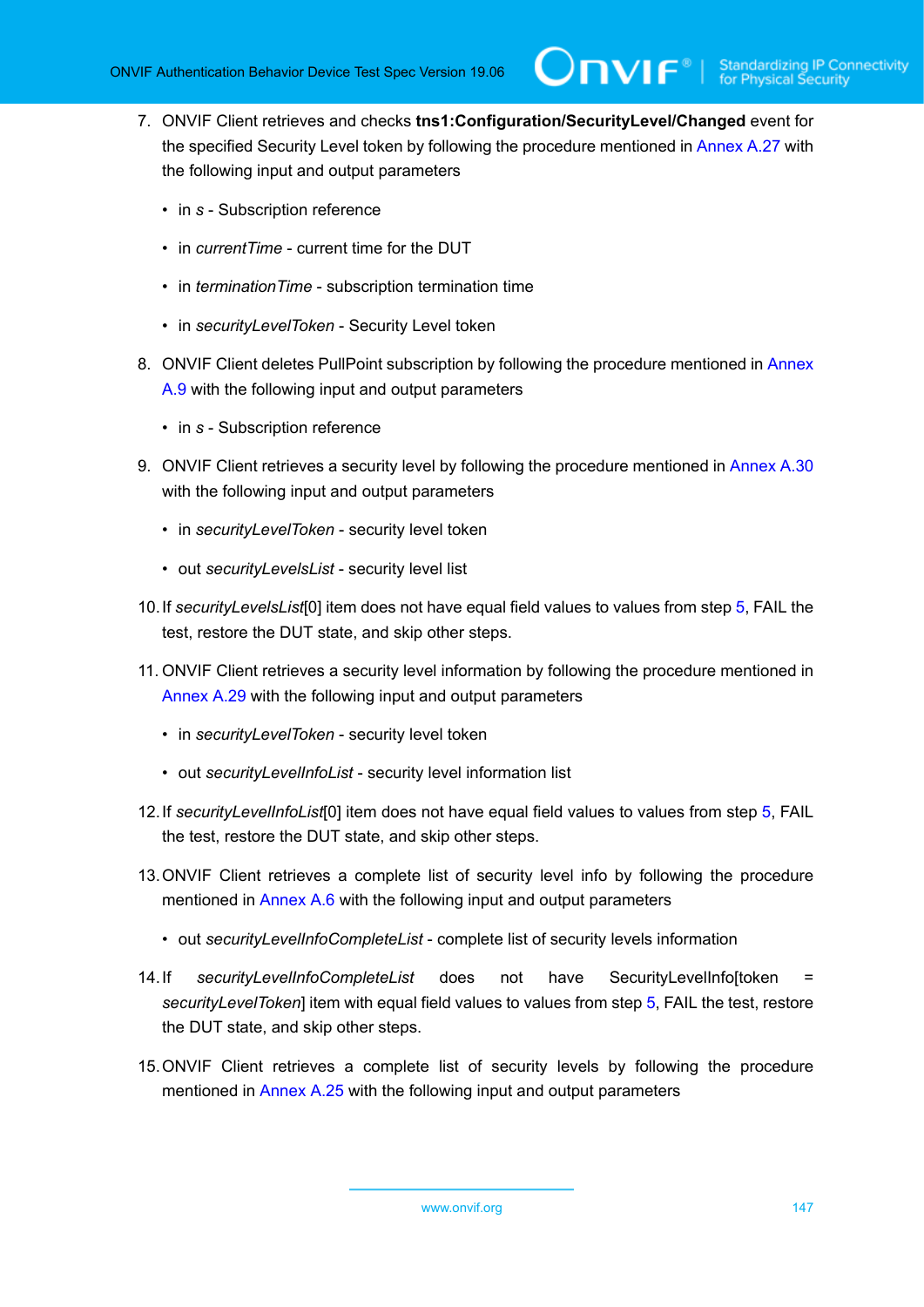7. ONVIF Client retrieves and checks **tns1:Configuration/SecurityLevel/Changed** event for the specified Security Level token by following the procedure mentioned in Annex A.27 with the following input and output parameters

   - in *s* - Subscription reference
   - in *currentTime* - current time for the DUT
   - in *terminationTime* - subscription termination time
   - in *securityLevelToken* - Security Level token

8. ONVIF Client deletes PullPoint subscription by following the procedure mentioned in Annex A.9 with the following input and output parameters

   - in *s* - Subscription reference

9. ONVIF Client retrieves a security level by following the procedure mentioned in Annex A.30 with the following input and output parameters

   - in *securityLevelToken* - security level token
   - out *securityLevelsList* - security level list

10. If *securityLevelsList*[0] item does not have equal field values to values from step 5, FAIL the test, restore the DUT state, and skip other steps.

11. ONVIF Client retrieves a security level information by following the procedure mentioned in Annex A.29 with the following input and output parameters

   - in *securityLevelToken* - security level token
   - out *securityLevelInfoList* - security level information list

12. If *securityLevelInfoList*[0] item does not have equal field values to values from step 5, FAIL the test, restore the DUT state, and skip other steps.

13. ONVIF Client retrieves a complete list of security level info by following the procedure mentioned in Annex A.6 with the following input and output parameters

   - out *securityLevelInfoCompleteList* - complete list of security levels information

14. If *securityLevelInfoCompleteList* does not have SecurityLevelInfo[token = *securityLevelToken*] item with equal field values to values from step 5, FAIL the test, restore the DUT state, and skip other steps.

15. ONVIF Client retrieves a complete list of security levels by following the procedure mentioned in Annex A.25 with the following input and output parameters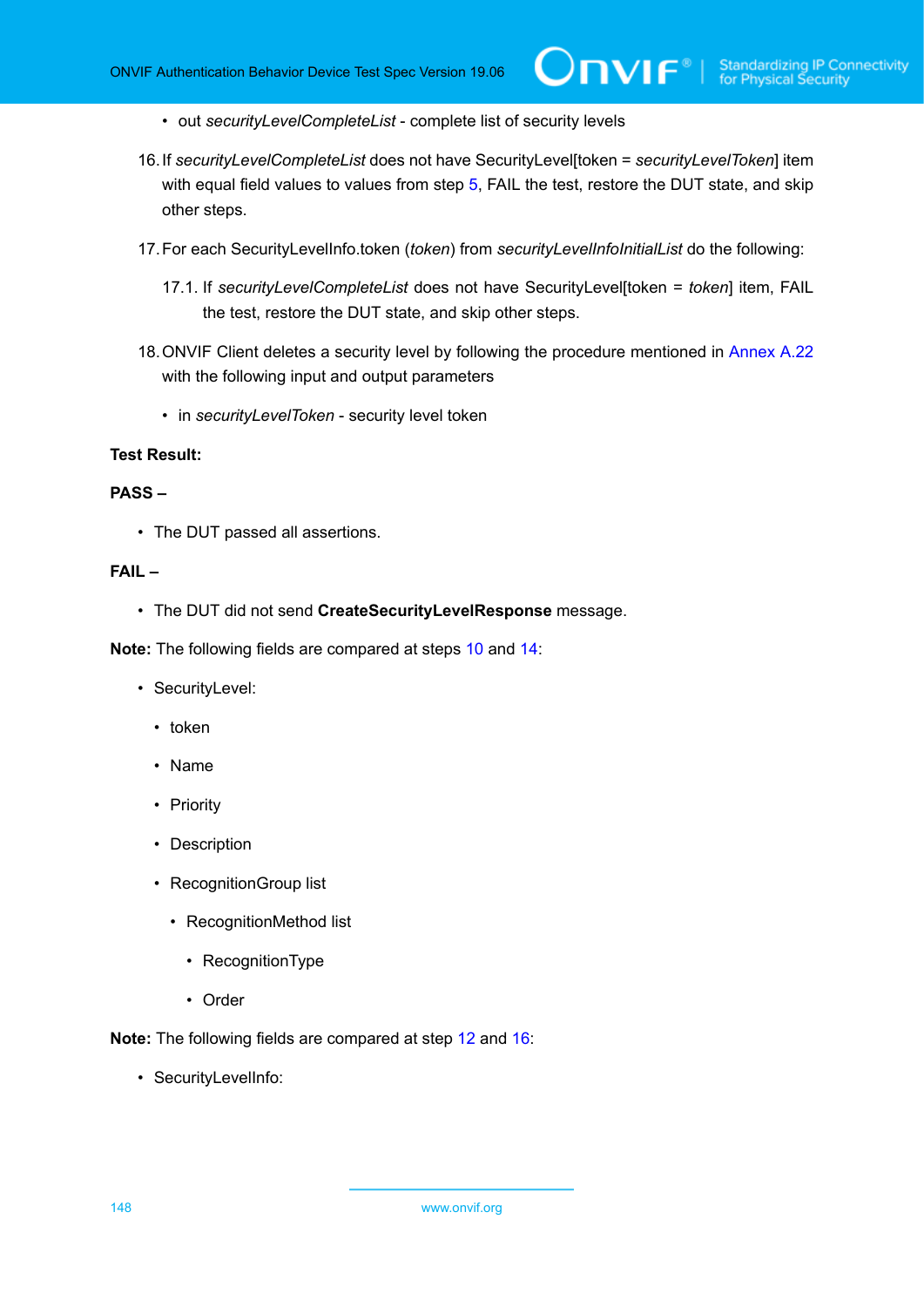- out *securityLevelCompleteList* - complete list of security levels

16. If *securityLevelCompleteList* does not have SecurityLevel[token = *securityLevelToken*] item with equal field values to values from step 5, FAIL the test, restore the DUT state, and skip other steps.

17. For each SecurityLevelInfo.token (*token*) from *securityLevelInfoInitialList* do the following:

    17.1. If *securityLevelCompleteList* does not have SecurityLevel[token = *token*] item, FAIL the test, restore the DUT state, and skip other steps.

18. ONVIF Client deletes a security level by following the procedure mentioned in Annex A.22 with the following input and output parameters

    - in *securityLevelToken* - security level token

**Test Result:**

**PASS –**

- The DUT passed all assertions.

**FAIL –**

- The DUT did not send **CreateSecurityLevelResponse** message.

**Note:** The following fields are compared at steps 10 and 14:

- SecurityLevel:
  - token
  - Name
  - Priority
  - Description
  - RecognitionGroup list
    - RecognitionMethod list
      - RecognitionType
      - Order

**Note:** The following fields are compared at step 12 and 16:

- SecurityLevelInfo: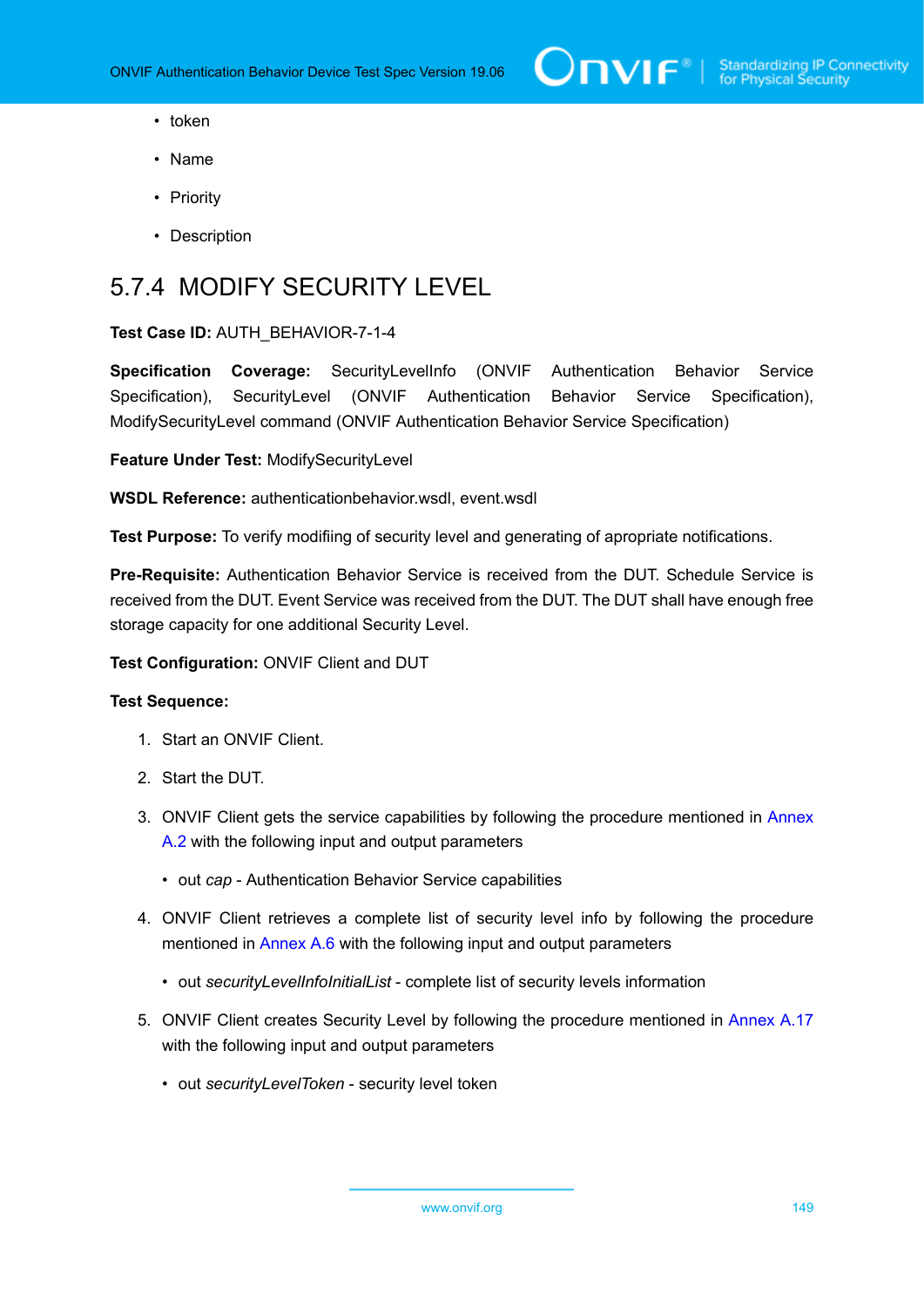- token
- Name
- Priority
- Description

### 5.7.4 MODIFY SECURITY LEVEL

**Test Case ID:** AUTH_BEHAVIOR-7-1-4

**Specification Coverage:** SecurityLevelInfo (ONVIF Authentication Behavior Service Specification), SecurityLevel (ONVIF Authentication Behavior Service Specification), ModifySecurityLevel command (ONVIF Authentication Behavior Service Specification)

**Feature Under Test:** ModifySecurityLevel

**WSDL Reference:** authenticationbehavior.wsdl, event.wsdl

**Test Purpose:** To verify modifiing of security level and generating of apropriate notifications.

**Pre-Requisite:** Authentication Behavior Service is received from the DUT. Schedule Service is received from the DUT. Event Service was received from the DUT. The DUT shall have enough free storage capacity for one additional Security Level.

**Test Configuration:** ONVIF Client and DUT

**Test Sequence:**

1. Start an ONVIF Client.
2. Start the DUT.
3. ONVIF Client gets the service capabilities by following the procedure mentioned in Annex A.2 with the following input and output parameters
   - out *cap* - Authentication Behavior Service capabilities
4. ONVIF Client retrieves a complete list of security level info by following the procedure mentioned in Annex A.6 with the following input and output parameters
   - out *securityLevelInfoInitialList* - complete list of security levels information
5. ONVIF Client creates Security Level by following the procedure mentioned in Annex A.17 with the following input and output parameters
   - out *securityLevelToken* - security level token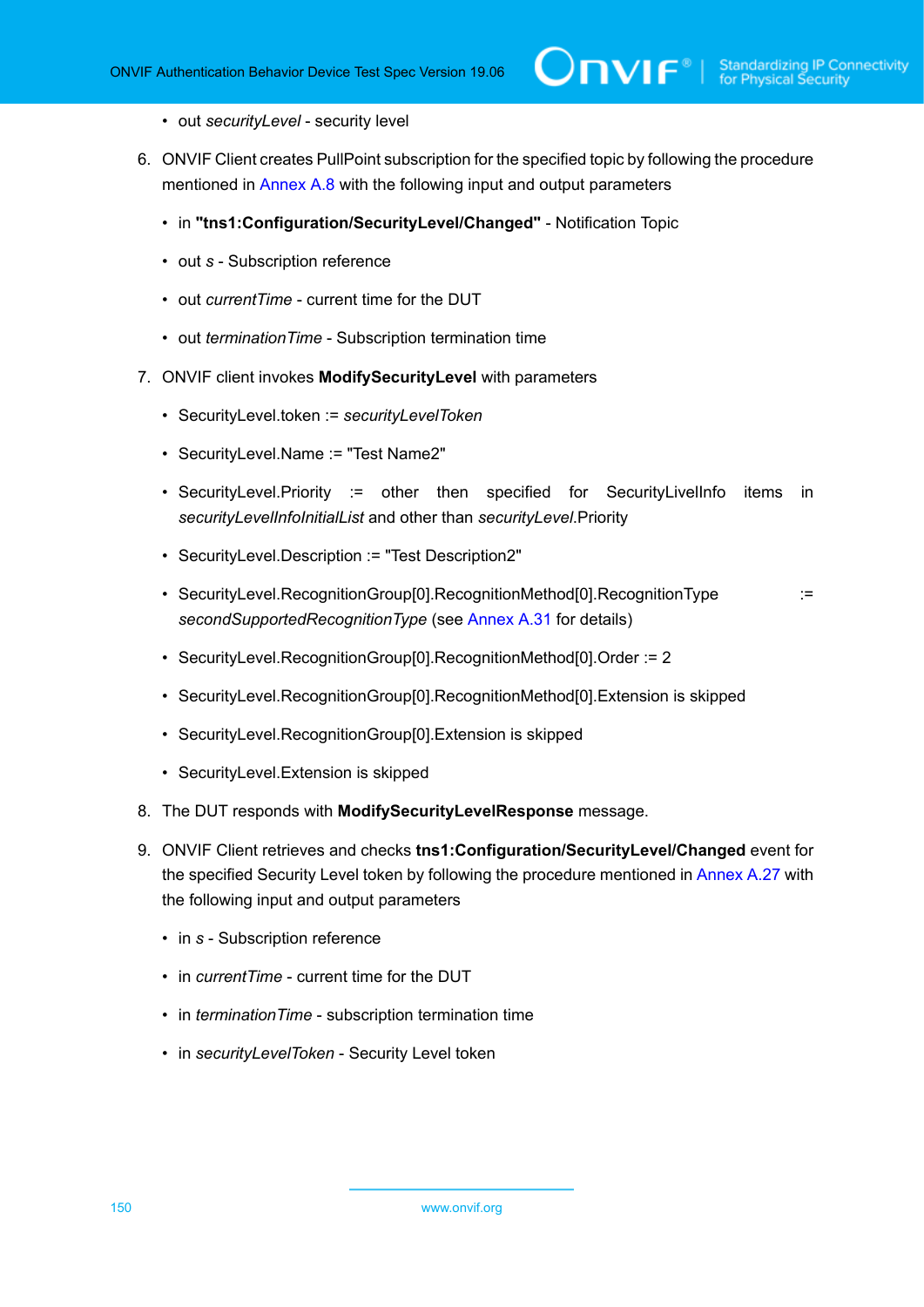- out *securityLevel* - security level

6. ONVIF Client creates PullPoint subscription for the specified topic by following the procedure mentioned in Annex A.8 with the following input and output parameters

   - in **"tns1:Configuration/SecurityLevel/Changed"** - Notification Topic
   - out *s* - Subscription reference
   - out *currentTime* - current time for the DUT
   - out *terminationTime* - Subscription termination time

7. ONVIF client invokes **ModifySecurityLevel** with parameters

   - SecurityLevel.token := *securityLevelToken*
   - SecurityLevel.Name := "Test Name2"
   - SecurityLevel.Priority := other then specified for SecurityLivelInfo items in *securityLevelInfoInitialList* and other than *securityLevel*.Priority
   - SecurityLevel.Description := "Test Description2"
   - SecurityLevel.RecognitionGroup[0].RecognitionMethod[0].RecognitionType := *secondSupportedRecognitionType* (see Annex A.31 for details)
   - SecurityLevel.RecognitionGroup[0].RecognitionMethod[0].Order := 2
   - SecurityLevel.RecognitionGroup[0].RecognitionMethod[0].Extension is skipped
   - SecurityLevel.RecognitionGroup[0].Extension is skipped
   - SecurityLevel.Extension is skipped

8. The DUT responds with **ModifySecurityLevelResponse** message.

9. ONVIF Client retrieves and checks **tns1:Configuration/SecurityLevel/Changed** event for the specified Security Level token by following the procedure mentioned in Annex A.27 with the following input and output parameters

   - in *s* - Subscription reference
   - in *currentTime* - current time for the DUT
   - in *terminationTime* - subscription termination time
   - in *securityLevelToken* - Security Level token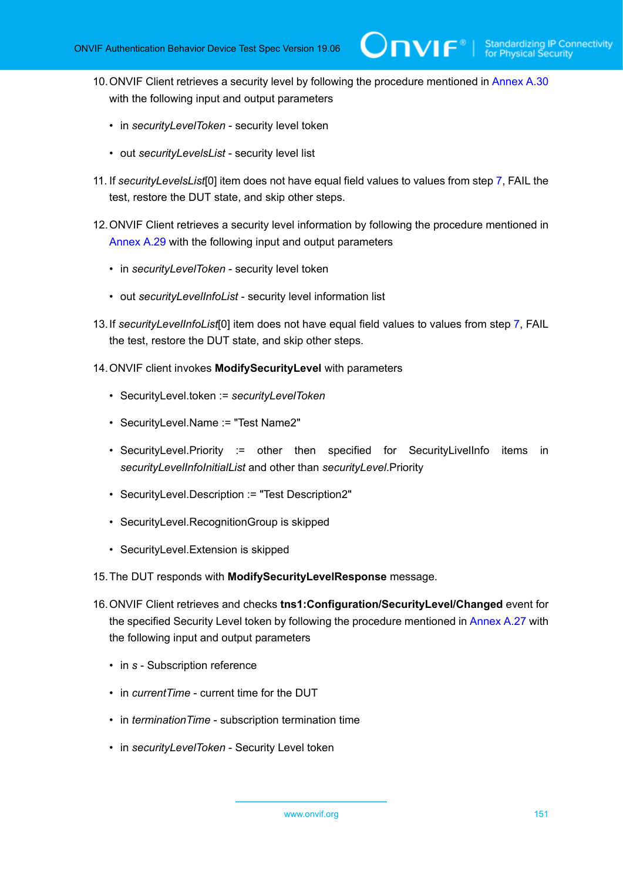10. ONVIF Client retrieves a security level by following the procedure mentioned in Annex A.30 with the following input and output parameters

    - in *securityLevelToken* - security level token
    - out *securityLevelsList* - security level list

11. If *securityLevelsList*[0] item does not have equal field values to values from step 7, FAIL the test, restore the DUT state, and skip other steps.

12. ONVIF Client retrieves a security level information by following the procedure mentioned in Annex A.29 with the following input and output parameters

    - in *securityLevelToken* - security level token
    - out *securityLevelInfoList* - security level information list

13. If *securityLevelInfoList*[0] item does not have equal field values to values from step 7, FAIL the test, restore the DUT state, and skip other steps.

14. ONVIF client invokes **ModifySecurityLevel** with parameters

    - SecurityLevel.token := *securityLevelToken*
    - SecurityLevel.Name := "Test Name2"
    - SecurityLevel.Priority := other then specified for SecurityLivelInfo items in *securityLevelInfoInitialList* and other than *securityLevel*.Priority
    - SecurityLevel.Description := "Test Description2"
    - SecurityLevel.RecognitionGroup is skipped
    - SecurityLevel.Extension is skipped

15. The DUT responds with **ModifySecurityLevelResponse** message.

16. ONVIF Client retrieves and checks **tns1:Configuration/SecurityLevel/Changed** event for the specified Security Level token by following the procedure mentioned in Annex A.27 with the following input and output parameters

    - in *s* - Subscription reference
    - in *currentTime* - current time for the DUT
    - in *terminationTime* - subscription termination time
    - in *securityLevelToken* - Security Level token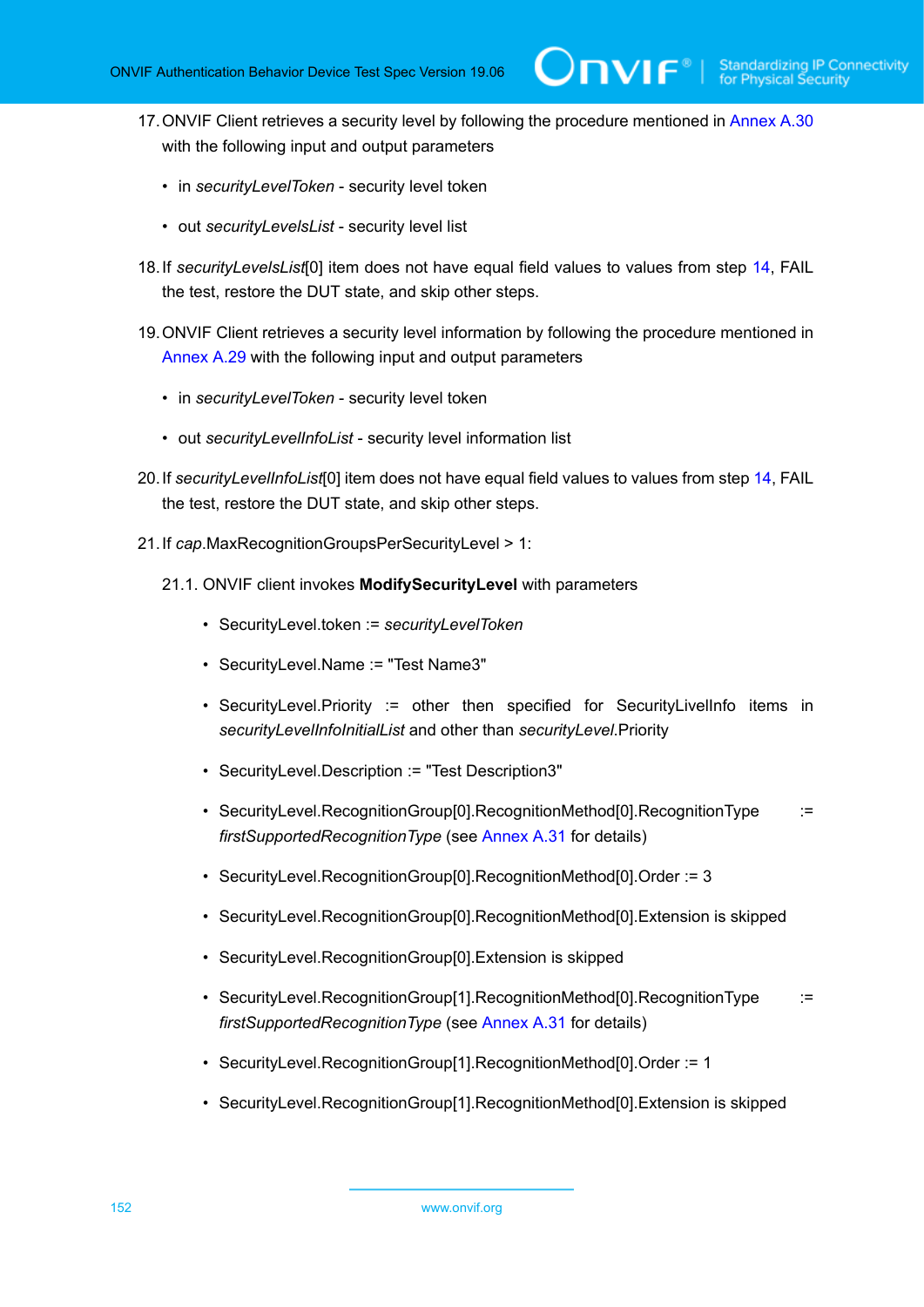17. ONVIF Client retrieves a security level by following the procedure mentioned in Annex A.30 with the following input and output parameters

   - in *securityLevelToken* - security level token
   - out *securityLevelsList* - security level list

18. If *securityLevelsList*[0] item does not have equal field values to values from step 14, FAIL the test, restore the DUT state, and skip other steps.

19. ONVIF Client retrieves a security level information by following the procedure mentioned in Annex A.29 with the following input and output parameters

   - in *securityLevelToken* - security level token
   - out *securityLevelInfoList* - security level information list

20. If *securityLevelInfoList*[0] item does not have equal field values to values from step 14, FAIL the test, restore the DUT state, and skip other steps.

21. If *cap*.MaxRecognitionGroupsPerSecurityLevel > 1:

   21.1. ONVIF client invokes **ModifySecurityLevel** with parameters

   - SecurityLevel.token := *securityLevelToken*
   - SecurityLevel.Name := "Test Name3"
   - SecurityLevel.Priority := other then specified for SecurityLivelInfo items in *securityLevelInfoInitialList* and other than *securityLevel*.Priority
   - SecurityLevel.Description := "Test Description3"
   - SecurityLevel.RecognitionGroup[0].RecognitionMethod[0].RecognitionType := *firstSupportedRecognitionType* (see Annex A.31 for details)
   - SecurityLevel.RecognitionGroup[0].RecognitionMethod[0].Order := 3
   - SecurityLevel.RecognitionGroup[0].RecognitionMethod[0].Extension is skipped
   - SecurityLevel.RecognitionGroup[0].Extension is skipped
   - SecurityLevel.RecognitionGroup[1].RecognitionMethod[0].RecognitionType := *firstSupportedRecognitionType* (see Annex A.31 for details)
   - SecurityLevel.RecognitionGroup[1].RecognitionMethod[0].Order := 1
   - SecurityLevel.RecognitionGroup[1].RecognitionMethod[0].Extension is skipped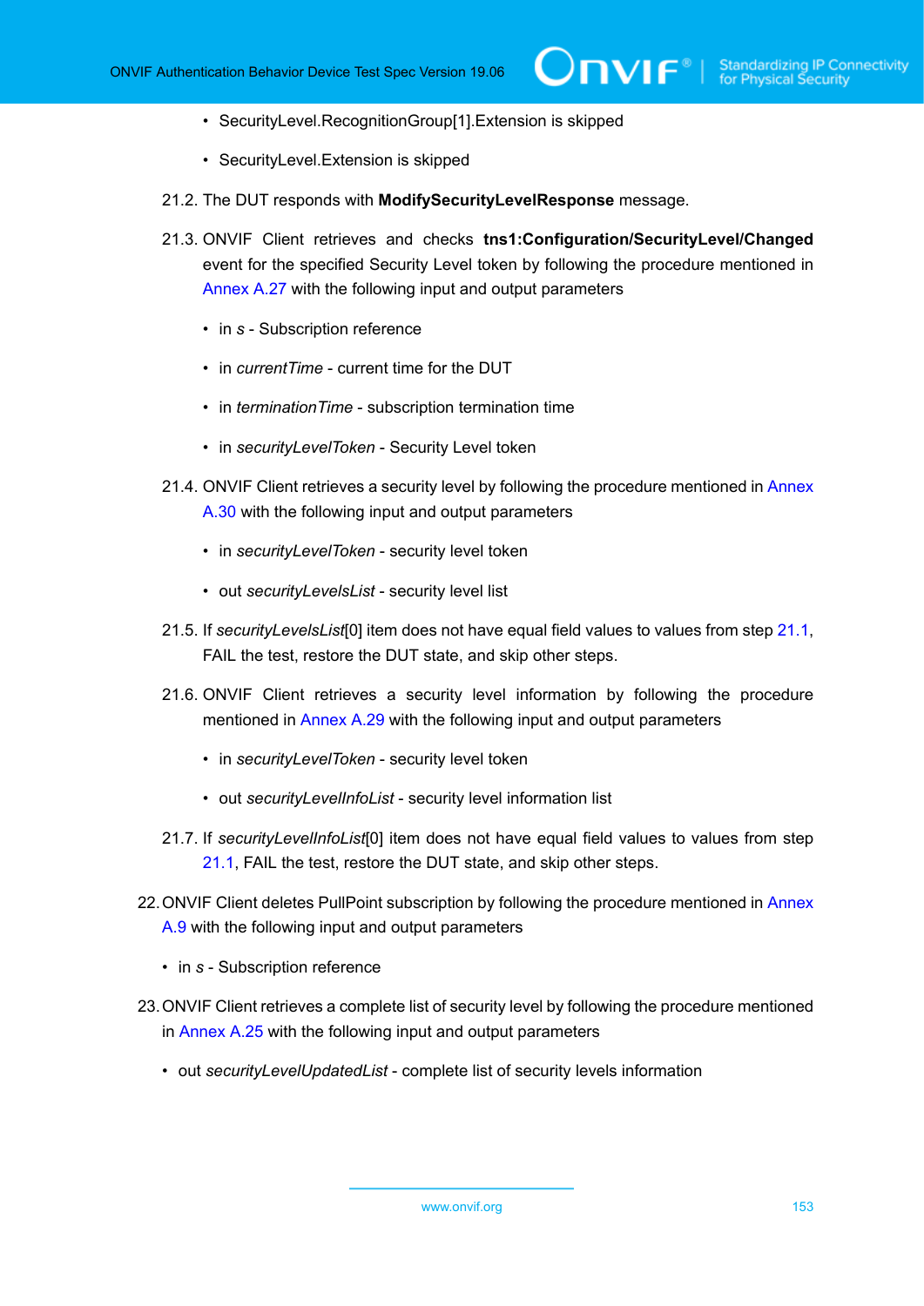- SecurityLevel.RecognitionGroup[1].Extension is skipped

- SecurityLevel.Extension is skipped

21.2. The DUT responds with **ModifySecurityLevelResponse** message.

21.3. ONVIF Client retrieves and checks **tns1:Configuration/SecurityLevel/Changed** event for the specified Security Level token by following the procedure mentioned in Annex A.27 with the following input and output parameters

- in *s* - Subscription reference

- in *currentTime* - current time for the DUT

- in *terminationTime* - subscription termination time

- in *securityLevelToken* - Security Level token

21.4. ONVIF Client retrieves a security level by following the procedure mentioned in Annex A.30 with the following input and output parameters

- in *securityLevelToken* - security level token

- out *securityLevelsList* - security level list

21.5. If *securityLevelsList*[0] item does not have equal field values to values from step 21.1, FAIL the test, restore the DUT state, and skip other steps.

21.6. ONVIF Client retrieves a security level information by following the procedure mentioned in Annex A.29 with the following input and output parameters

- in *securityLevelToken* - security level token

- out *securityLevelInfoList* - security level information list

21.7. If *securityLevelInfoList*[0] item does not have equal field values to values from step 21.1, FAIL the test, restore the DUT state, and skip other steps.

22. ONVIF Client deletes PullPoint subscription by following the procedure mentioned in Annex A.9 with the following input and output parameters

- in *s* - Subscription reference

23. ONVIF Client retrieves a complete list of security level by following the procedure mentioned in Annex A.25 with the following input and output parameters

- out *securityLevelUpdatedList* - complete list of security levels information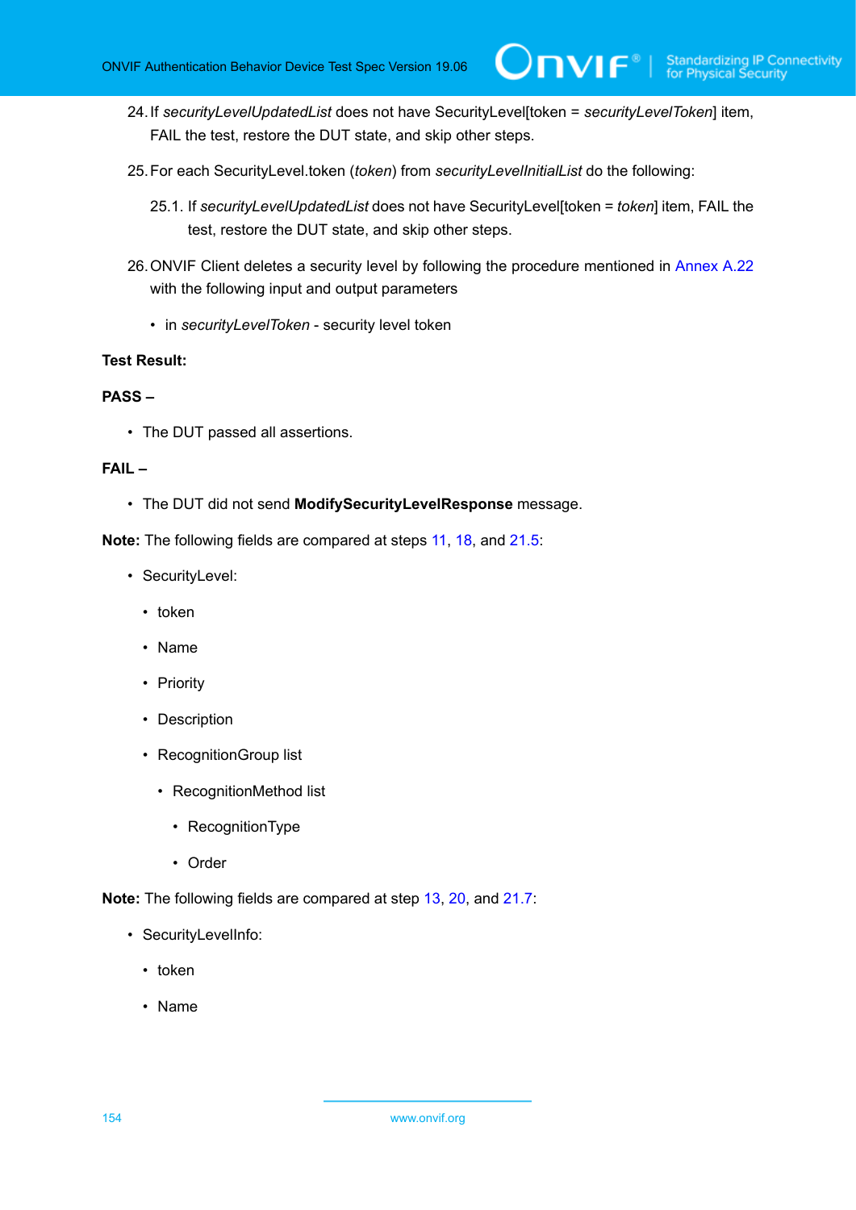24. If *securityLevelUpdatedList* does not have SecurityLevel[token = *securityLevelToken*] item, FAIL the test, restore the DUT state, and skip other steps.

25. For each SecurityLevel.token (*token*) from *securityLevelInitialList* do the following:

    25.1. If *securityLevelUpdatedList* does not have SecurityLevel[token = *token*] item, FAIL the test, restore the DUT state, and skip other steps.

26. ONVIF Client deletes a security level by following the procedure mentioned in Annex A.22 with the following input and output parameters

    - in *securityLevelToken* - security level token

**Test Result:**

**PASS –**

- The DUT passed all assertions.

**FAIL –**

- The DUT did not send **ModifySecurityLevelResponse** message.

**Note:** The following fields are compared at steps 11, 18, and 21.5:

- SecurityLevel:
  - token
  - Name
  - Priority
  - Description
  - RecognitionGroup list
    - RecognitionMethod list
      - RecognitionType
      - Order

**Note:** The following fields are compared at step 13, 20, and 21.7:

- SecurityLevelInfo:
  - token
  - Name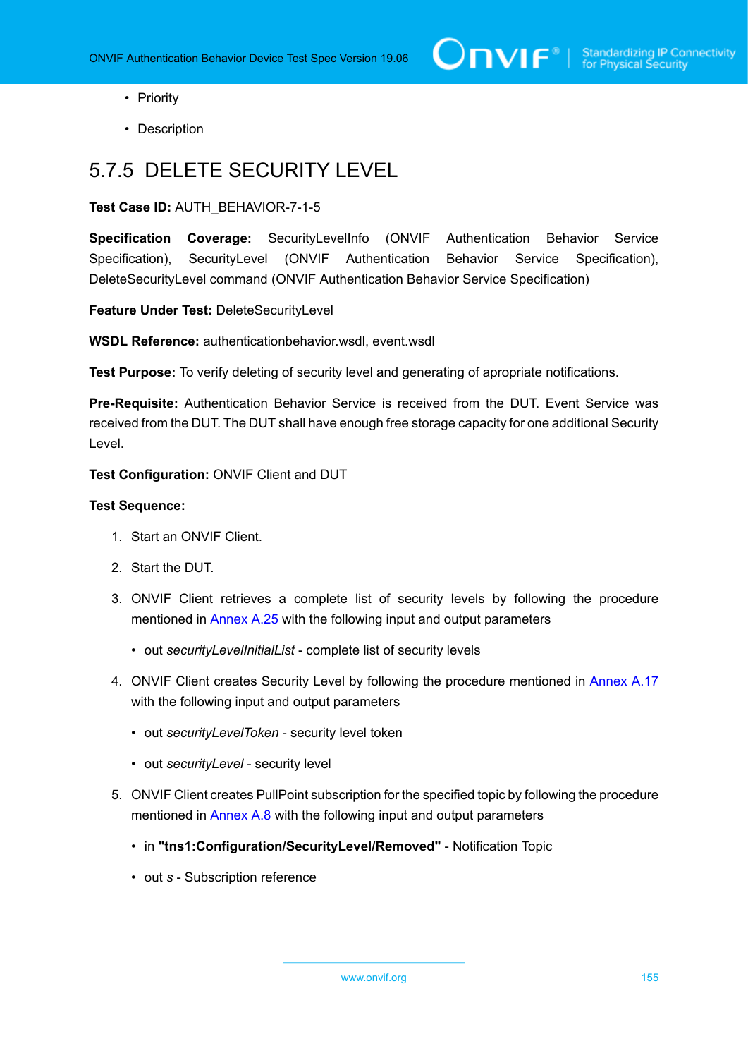- Priority
- Description

## 5.7.5 DELETE SECURITY LEVEL

**Test Case ID:** AUTH_BEHAVIOR-7-1-5

**Specification Coverage:** SecurityLevelInfo (ONVIF Authentication Behavior Service Specification), SecurityLevel (ONVIF Authentication Behavior Service Specification), DeleteSecurityLevel command (ONVIF Authentication Behavior Service Specification)

**Feature Under Test:** DeleteSecurityLevel

**WSDL Reference:** authenticationbehavior.wsdl, event.wsdl

**Test Purpose:** To verify deleting of security level and generating of apropriate notifications.

**Pre-Requisite:** Authentication Behavior Service is received from the DUT. Event Service was received from the DUT. The DUT shall have enough free storage capacity for one additional Security Level.

**Test Configuration:** ONVIF Client and DUT

**Test Sequence:**

1. Start an ONVIF Client.
2. Start the DUT.
3. ONVIF Client retrieves a complete list of security levels by following the procedure mentioned in Annex A.25 with the following input and output parameters
   - out *securityLevelInitialList* - complete list of security levels
4. ONVIF Client creates Security Level by following the procedure mentioned in Annex A.17 with the following input and output parameters
   - out *securityLevelToken* - security level token
   - out *securityLevel* - security level
5. ONVIF Client creates PullPoint subscription for the specified topic by following the procedure mentioned in Annex A.8 with the following input and output parameters
   - in **"tns1:Configuration/SecurityLevel/Removed"** - Notification Topic
   - out *s* - Subscription reference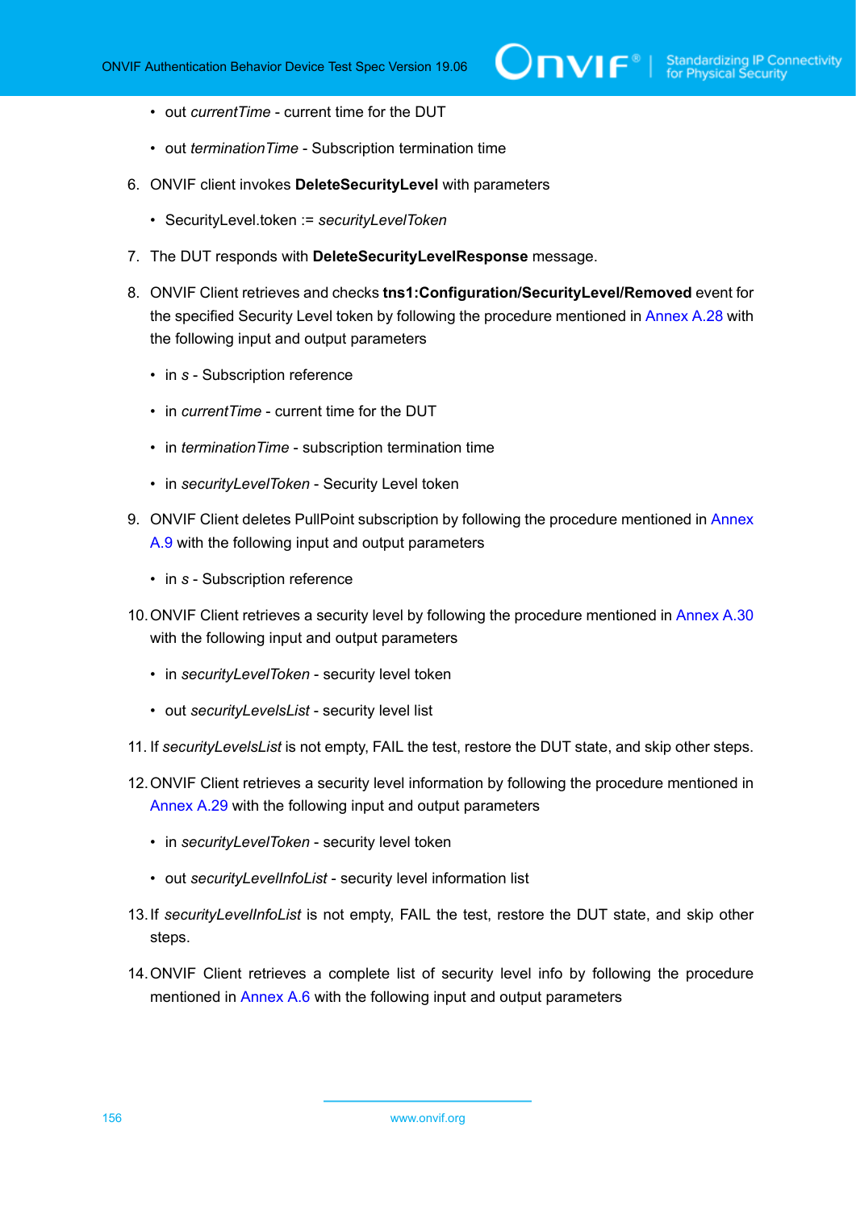- out *currentTime* - current time for the DUT
- out *terminationTime* - Subscription termination time

6. ONVIF client invokes **DeleteSecurityLevel** with parameters
   - SecurityLevel.token := *securityLevelToken*
7. The DUT responds with **DeleteSecurityLevelResponse** message.
8. ONVIF Client retrieves and checks **tns1:Configuration/SecurityLevel/Removed** event for the specified Security Level token by following the procedure mentioned in Annex A.28 with the following input and output parameters
   - in *s* - Subscription reference
   - in *currentTime* - current time for the DUT
   - in *terminationTime* - subscription termination time
   - in *securityLevelToken* - Security Level token
9. ONVIF Client deletes PullPoint subscription by following the procedure mentioned in Annex A.9 with the following input and output parameters
   - in *s* - Subscription reference
10. ONVIF Client retrieves a security level by following the procedure mentioned in Annex A.30 with the following input and output parameters
    - in *securityLevelToken* - security level token
    - out *securityLevelsList* - security level list
11. If *securityLevelsList* is not empty, FAIL the test, restore the DUT state, and skip other steps.
12. ONVIF Client retrieves a security level information by following the procedure mentioned in Annex A.29 with the following input and output parameters
    - in *securityLevelToken* - security level token
    - out *securityLevelInfoList* - security level information list
13. If *securityLevelInfoList* is not empty, FAIL the test, restore the DUT state, and skip other steps.
14. ONVIF Client retrieves a complete list of security level info by following the procedure mentioned in Annex A.6 with the following input and output parameters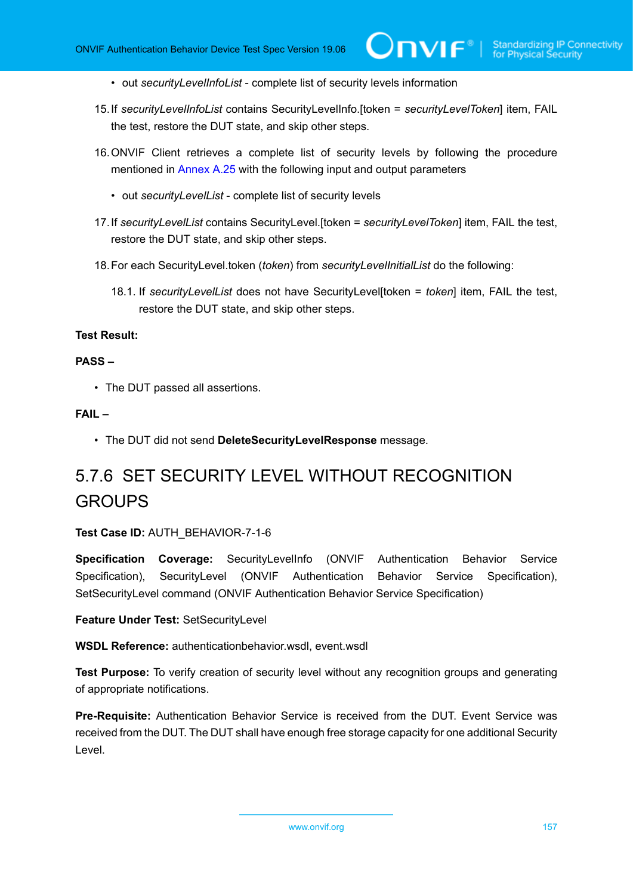- out *securityLevelInfoList* - complete list of security levels information

15. If *securityLevelInfoList* contains SecurityLevelInfo.[token = *securityLevelToken*] item, FAIL the test, restore the DUT state, and skip other steps.

16. ONVIF Client retrieves a complete list of security levels by following the procedure mentioned in Annex A.25 with the following input and output parameters

    - out *securityLevelList* - complete list of security levels

17. If *securityLevelList* contains SecurityLevel.[token = *securityLevelToken*] item, FAIL the test, restore the DUT state, and skip other steps.

18. For each SecurityLevel.token (*token*) from *securityLevelInitialList* do the following:

    18.1. If *securityLevelList* does not have SecurityLevel[token = *token*] item, FAIL the test, restore the DUT state, and skip other steps.

**Test Result:**

**PASS –**

- The DUT passed all assertions.

**FAIL –**

- The DUT did not send **DeleteSecurityLevelResponse** message.

### 5.7.6 SET SECURITY LEVEL WITHOUT RECOGNITION GROUPS

**Test Case ID:** AUTH_BEHAVIOR-7-1-6

**Specification Coverage:** SecurityLevelInfo (ONVIF Authentication Behavior Service Specification), SecurityLevel (ONVIF Authentication Behavior Service Specification), SetSecurityLevel command (ONVIF Authentication Behavior Service Specification)

**Feature Under Test:** SetSecurityLevel

**WSDL Reference:** authenticationbehavior.wsdl, event.wsdl

**Test Purpose:** To verify creation of security level without any recognition groups and generating of appropriate notifications.

**Pre-Requisite:** Authentication Behavior Service is received from the DUT. Event Service was received from the DUT. The DUT shall have enough free storage capacity for one additional Security Level.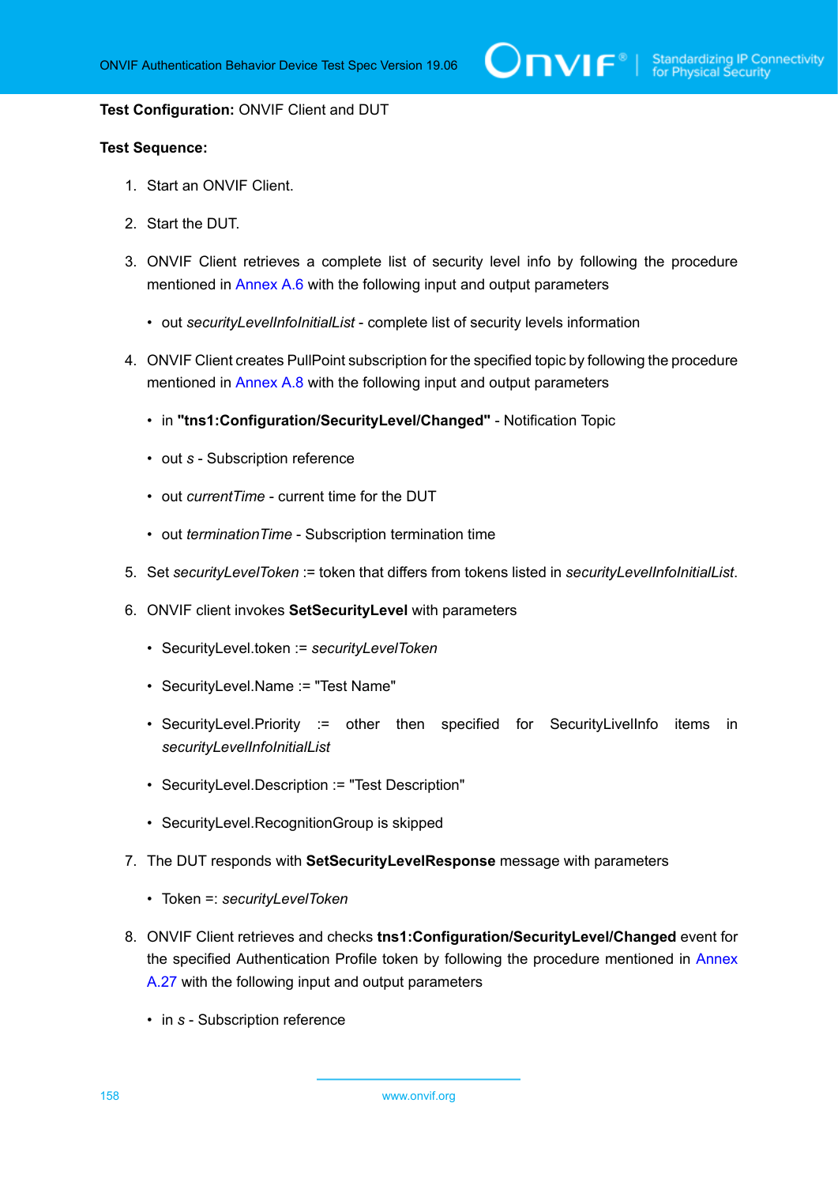**Test Configuration:** ONVIF Client and DUT

**Test Sequence:**

1. Start an ONVIF Client.
2. Start the DUT.
3. ONVIF Client retrieves a complete list of security level info by following the procedure mentioned in Annex A.6 with the following input and output parameters
   - out *securityLevelInfoInitialList* - complete list of security levels information
4. ONVIF Client creates PullPoint subscription for the specified topic by following the procedure mentioned in Annex A.8 with the following input and output parameters
   - in **"tns1:Configuration/SecurityLevel/Changed"** - Notification Topic
   - out *s* - Subscription reference
   - out *currentTime* - current time for the DUT
   - out *terminationTime* - Subscription termination time
5. Set *securityLevelToken* := token that differs from tokens listed in *securityLevelInfoInitialList*.
6. ONVIF client invokes **SetSecurityLevel** with parameters
   - SecurityLevel.token := *securityLevelToken*
   - SecurityLevel.Name := "Test Name"
   - SecurityLevel.Priority := other then specified for SecurityLivelInfo items in *securityLevelInfoInitialList*
   - SecurityLevel.Description := "Test Description"
   - SecurityLevel.RecognitionGroup is skipped
7. The DUT responds with **SetSecurityLevelResponse** message with parameters
   - Token =: *securityLevelToken*
8. ONVIF Client retrieves and checks **tns1:Configuration/SecurityLevel/Changed** event for the specified Authentication Profile token by following the procedure mentioned in Annex A.27 with the following input and output parameters
   - in *s* - Subscription reference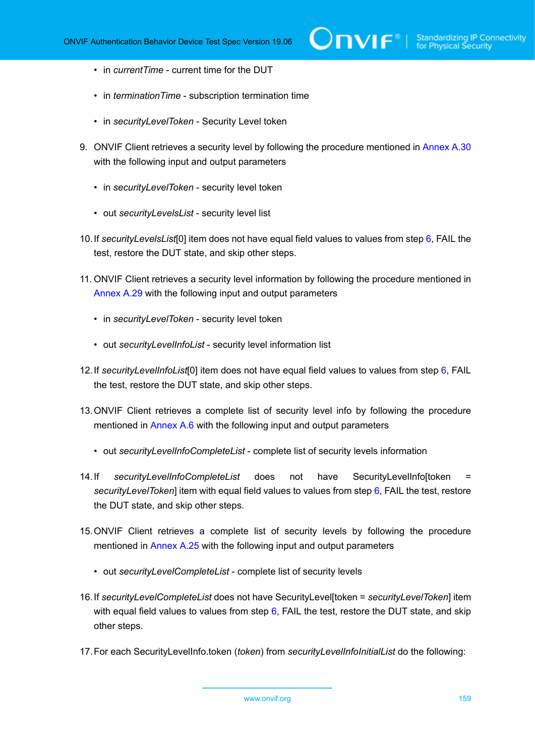- in *currentTime* - current time for the DUT
- in *terminationTime* - subscription termination time
- in *securityLevelToken* - Security Level token

9. ONVIF Client retrieves a security level by following the procedure mentioned in Annex A.30 with the following input and output parameters
   - in *securityLevelToken* - security level token
   - out *securityLevelsList* - security level list
10. If *securityLevelsList*[0] item does not have equal field values to values from step 6, FAIL the test, restore the DUT state, and skip other steps.
11. ONVIF Client retrieves a security level information by following the procedure mentioned in Annex A.29 with the following input and output parameters
    - in *securityLevelToken* - security level token
    - out *securityLevelInfoList* - security level information list
12. If *securityLevelInfoList*[0] item does not have equal field values to values from step 6, FAIL the test, restore the DUT state, and skip other steps.
13. ONVIF Client retrieves a complete list of security level info by following the procedure mentioned in Annex A.6 with the following input and output parameters
    - out *securityLevelInfoCompleteList* - complete list of security levels information
14. If *securityLevelInfoCompleteList* does not have SecurityLevelInfo[token = *securityLevelToken*] item with equal field values to values from step 6, FAIL the test, restore the DUT state, and skip other steps.
15. ONVIF Client retrieves a complete list of security levels by following the procedure mentioned in Annex A.25 with the following input and output parameters
    - out *securityLevelCompleteList* - complete list of security levels
16. If *securityLevelCompleteList* does not have SecurityLevel[token = *securityLevelToken*] item with equal field values to values from step 6, FAIL the test, restore the DUT state, and skip other steps.
17. For each SecurityLevelInfo.token (*token*) from *securityLevelInfoInitialList* do the following: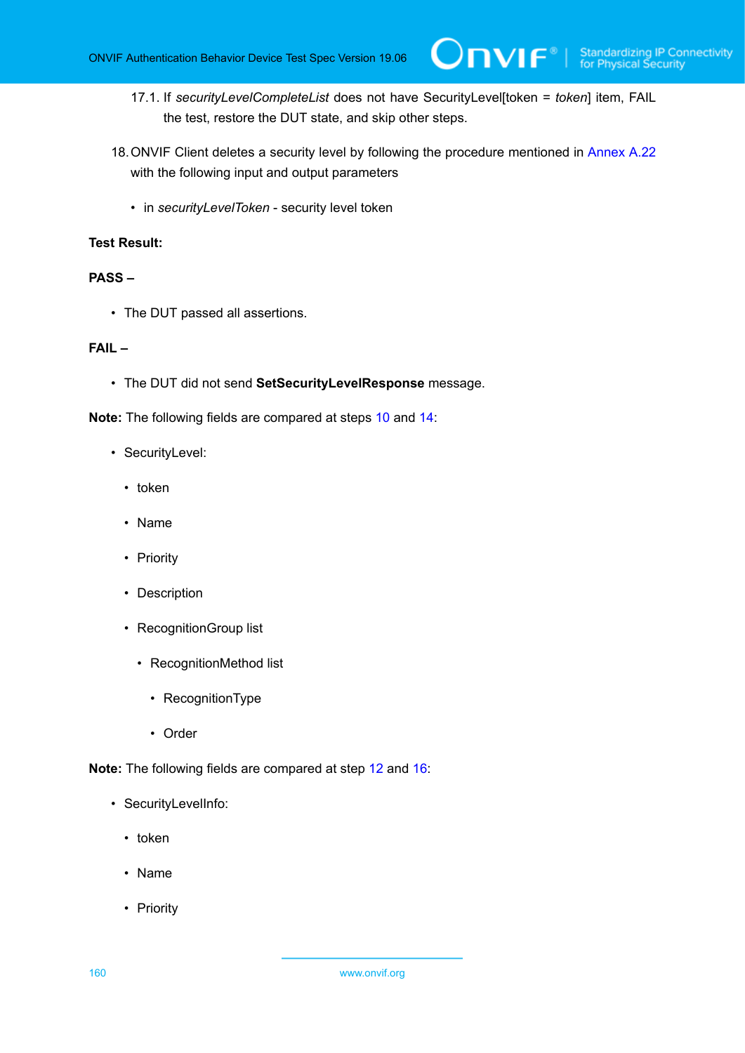17.1. If *securityLevelCompleteList* does not have SecurityLevel[token = *token*] item, FAIL the test, restore the DUT state, and skip other steps.

18. ONVIF Client deletes a security level by following the procedure mentioned in Annex A.22 with the following input and output parameters

   - in *securityLevelToken* - security level token

**Test Result:**

**PASS –**

- The DUT passed all assertions.

**FAIL –**

- The DUT did not send **SetSecurityLevelResponse** message.

**Note:** The following fields are compared at steps 10 and 14:

- SecurityLevel:
  - token
  - Name
  - Priority
  - Description
  - RecognitionGroup list
    - RecognitionMethod list
      - RecognitionType
      - Order

**Note:** The following fields are compared at step 12 and 16:

- SecurityLevelInfo:
  - token
  - Name
  - Priority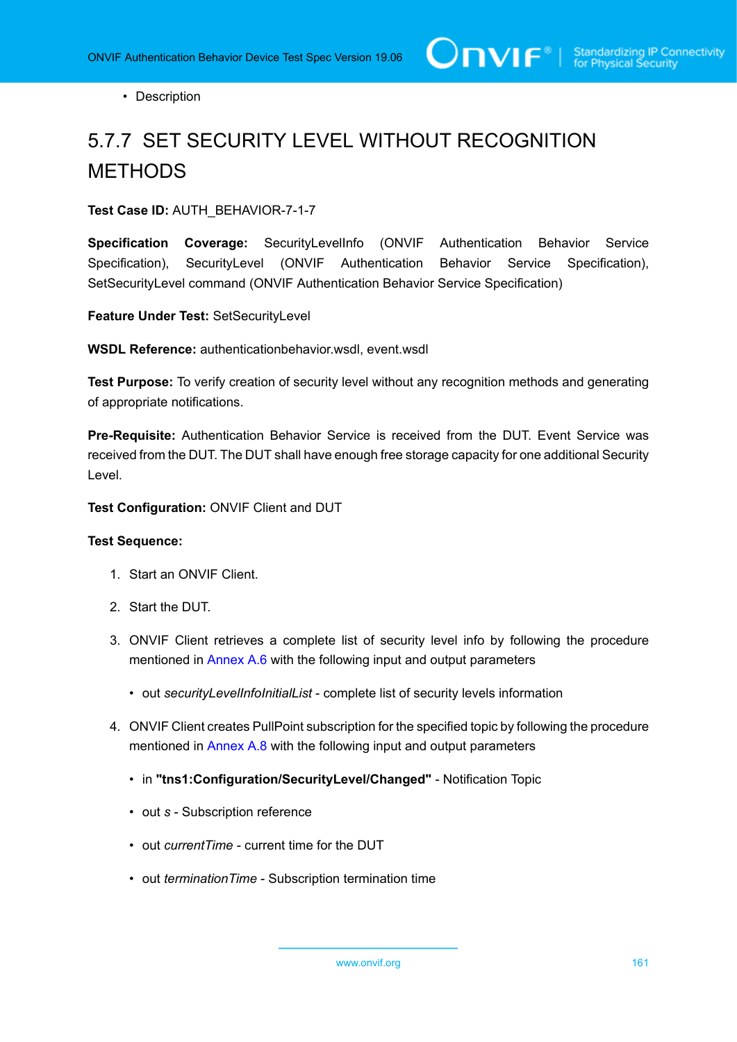- Description

## 5.7.7 SET SECURITY LEVEL WITHOUT RECOGNITION METHODS

**Test Case ID:** AUTH_BEHAVIOR-7-1-7

**Specification Coverage:** SecurityLevelInfo (ONVIF Authentication Behavior Service Specification), SecurityLevel (ONVIF Authentication Behavior Service Specification), SetSecurityLevel command (ONVIF Authentication Behavior Service Specification)

**Feature Under Test:** SetSecurityLevel

**WSDL Reference:** authenticationbehavior.wsdl, event.wsdl

**Test Purpose:** To verify creation of security level without any recognition methods and generating of appropriate notifications.

**Pre-Requisite:** Authentication Behavior Service is received from the DUT. Event Service was received from the DUT. The DUT shall have enough free storage capacity for one additional Security Level.

**Test Configuration:** ONVIF Client and DUT

**Test Sequence:**

1. Start an ONVIF Client.
2. Start the DUT.
3. ONVIF Client retrieves a complete list of security level info by following the procedure mentioned in Annex A.6 with the following input and output parameters
   - out *securityLevelInfoInitialList* - complete list of security levels information
4. ONVIF Client creates PullPoint subscription for the specified topic by following the procedure mentioned in Annex A.8 with the following input and output parameters
   - in **"tns1:Configuration/SecurityLevel/Changed"** - Notification Topic
   - out *s* - Subscription reference
   - out *currentTime* - current time for the DUT
   - out *terminationTime* - Subscription termination time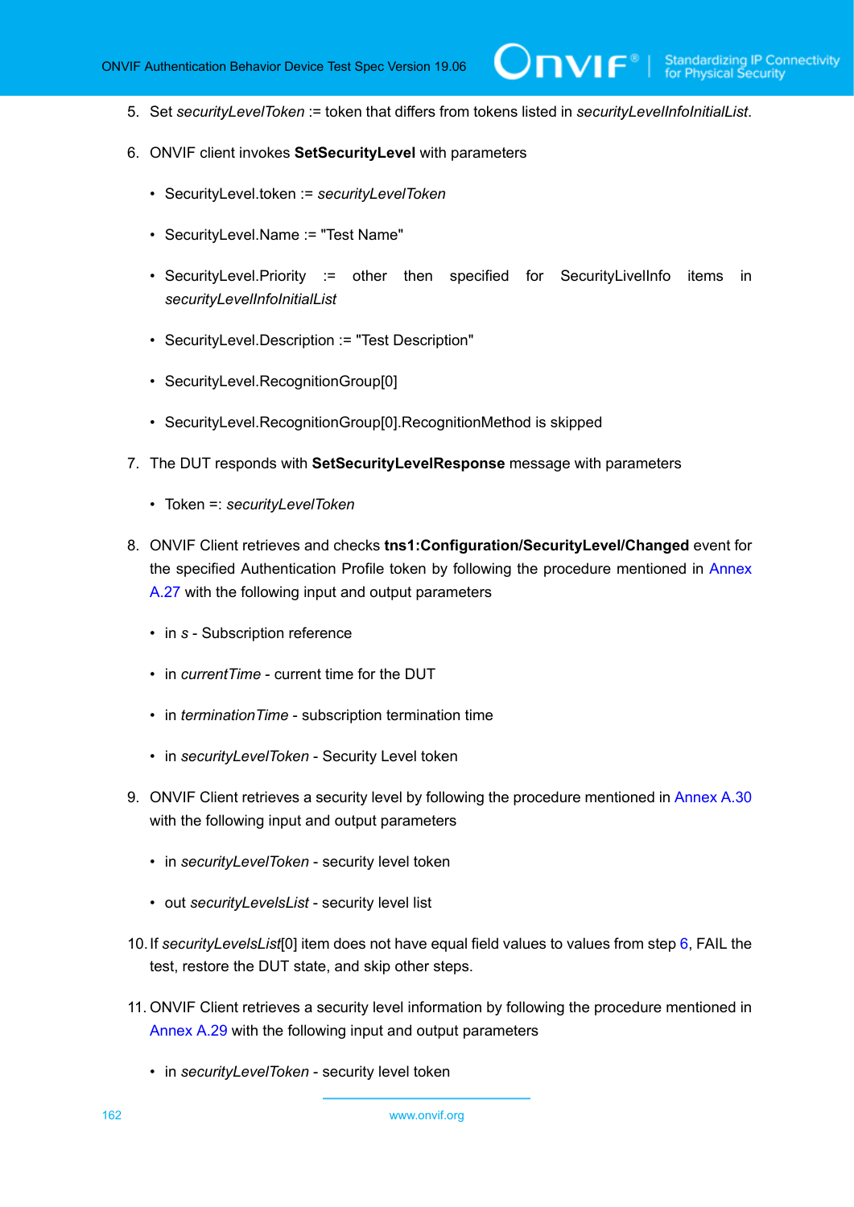5. Set *securityLevelToken* := token that differs from tokens listed in *securityLevelInfoInitialList*.

6. ONVIF client invokes **SetSecurityLevel** with parameters

   - SecurityLevel.token := *securityLevelToken*

   - SecurityLevel.Name := "Test Name"

   - SecurityLevel.Priority := other then specified for SecurityLivelInfo items in *securityLevelInfoInitialList*

   - SecurityLevel.Description := "Test Description"

   - SecurityLevel.RecognitionGroup[0]

   - SecurityLevel.RecognitionGroup[0].RecognitionMethod is skipped

7. The DUT responds with **SetSecurityLevelResponse** message with parameters

   - Token =: *securityLevelToken*

8. ONVIF Client retrieves and checks **tns1:Configuration/SecurityLevel/Changed** event for the specified Authentication Profile token by following the procedure mentioned in Annex A.27 with the following input and output parameters

   - in *s* - Subscription reference

   - in *currentTime* - current time for the DUT

   - in *terminationTime* - subscription termination time

   - in *securityLevelToken* - Security Level token

9. ONVIF Client retrieves a security level by following the procedure mentioned in Annex A.30 with the following input and output parameters

   - in *securityLevelToken* - security level token

   - out *securityLevelsList* - security level list

10. If *securityLevelsList*[0] item does not have equal field values to values from step 6, FAIL the test, restore the DUT state, and skip other steps.

11. ONVIF Client retrieves a security level information by following the procedure mentioned in Annex A.29 with the following input and output parameters

    - in *securityLevelToken* - security level token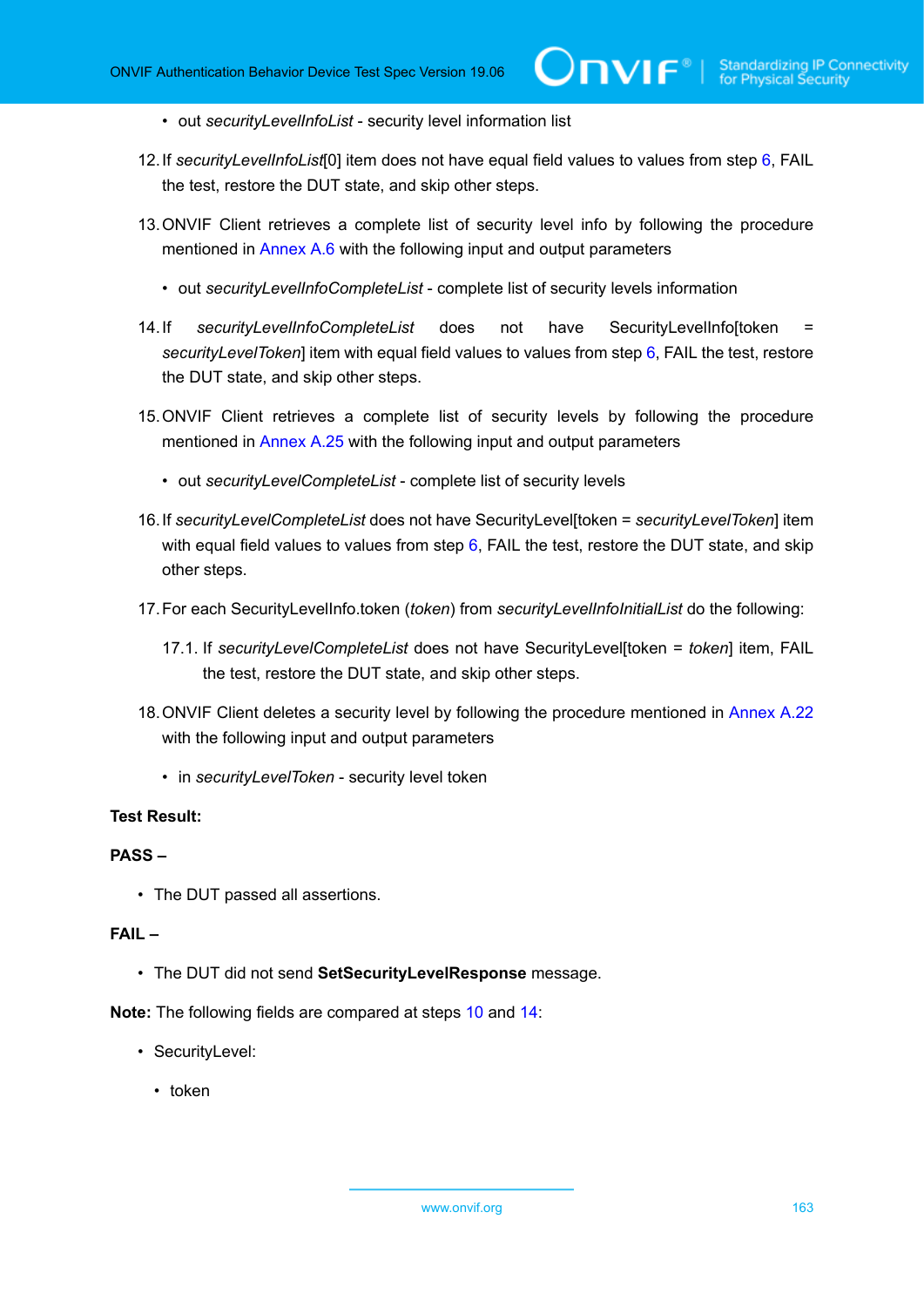- out *securityLevelInfoList* - security level information list

12. If *securityLevelInfoList*[0] item does not have equal field values to values from step 6, FAIL the test, restore the DUT state, and skip other steps.

13. ONVIF Client retrieves a complete list of security level info by following the procedure mentioned in Annex A.6 with the following input and output parameters

    - out *securityLevelInfoCompleteList* - complete list of security levels information

14. If *securityLevelInfoCompleteList* does not have SecurityLevelInfo[token = *securityLevelToken*] item with equal field values to values from step 6, FAIL the test, restore the DUT state, and skip other steps.

15. ONVIF Client retrieves a complete list of security levels by following the procedure mentioned in Annex A.25 with the following input and output parameters

    - out *securityLevelCompleteList* - complete list of security levels

16. If *securityLevelCompleteList* does not have SecurityLevel[token = *securityLevelToken*] item with equal field values to values from step 6, FAIL the test, restore the DUT state, and skip other steps.

17. For each SecurityLevelInfo.token (*token*) from *securityLevelInfoInitialList* do the following:

    17.1. If *securityLevelCompleteList* does not have SecurityLevel[token = *token*] item, FAIL the test, restore the DUT state, and skip other steps.

18. ONVIF Client deletes a security level by following the procedure mentioned in Annex A.22 with the following input and output parameters

    - in *securityLevelToken* - security level token

**Test Result:**

**PASS –**

- The DUT passed all assertions.

**FAIL –**

- The DUT did not send **SetSecurityLevelResponse** message.

**Note:** The following fields are compared at steps 10 and 14:

- SecurityLevel:
  - token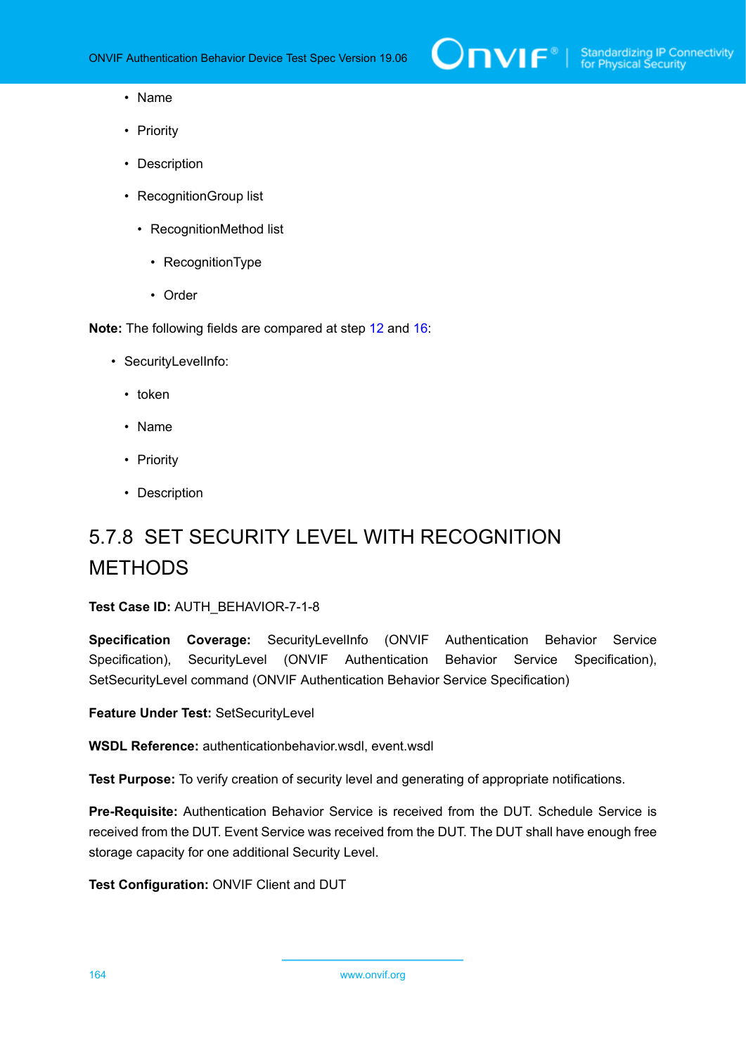- Name
- Priority
- Description
- RecognitionGroup list
  - RecognitionMethod list
    - RecognitionType
    - Order

**Note:** The following fields are compared at step 12 and 16:

- SecurityLevelInfo:
  - token
  - Name
  - Priority
  - Description

### 5.7.8 SET SECURITY LEVEL WITH RECOGNITION METHODS

**Test Case ID:** AUTH_BEHAVIOR-7-1-8

**Specification Coverage:** SecurityLevelInfo (ONVIF Authentication Behavior Service Specification), SecurityLevel (ONVIF Authentication Behavior Service Specification), SetSecurityLevel command (ONVIF Authentication Behavior Service Specification)

**Feature Under Test:** SetSecurityLevel

**WSDL Reference:** authenticationbehavior.wsdl, event.wsdl

**Test Purpose:** To verify creation of security level and generating of appropriate notifications.

**Pre-Requisite:** Authentication Behavior Service is received from the DUT. Schedule Service is received from the DUT. Event Service was received from the DUT. The DUT shall have enough free storage capacity for one additional Security Level.

**Test Configuration:** ONVIF Client and DUT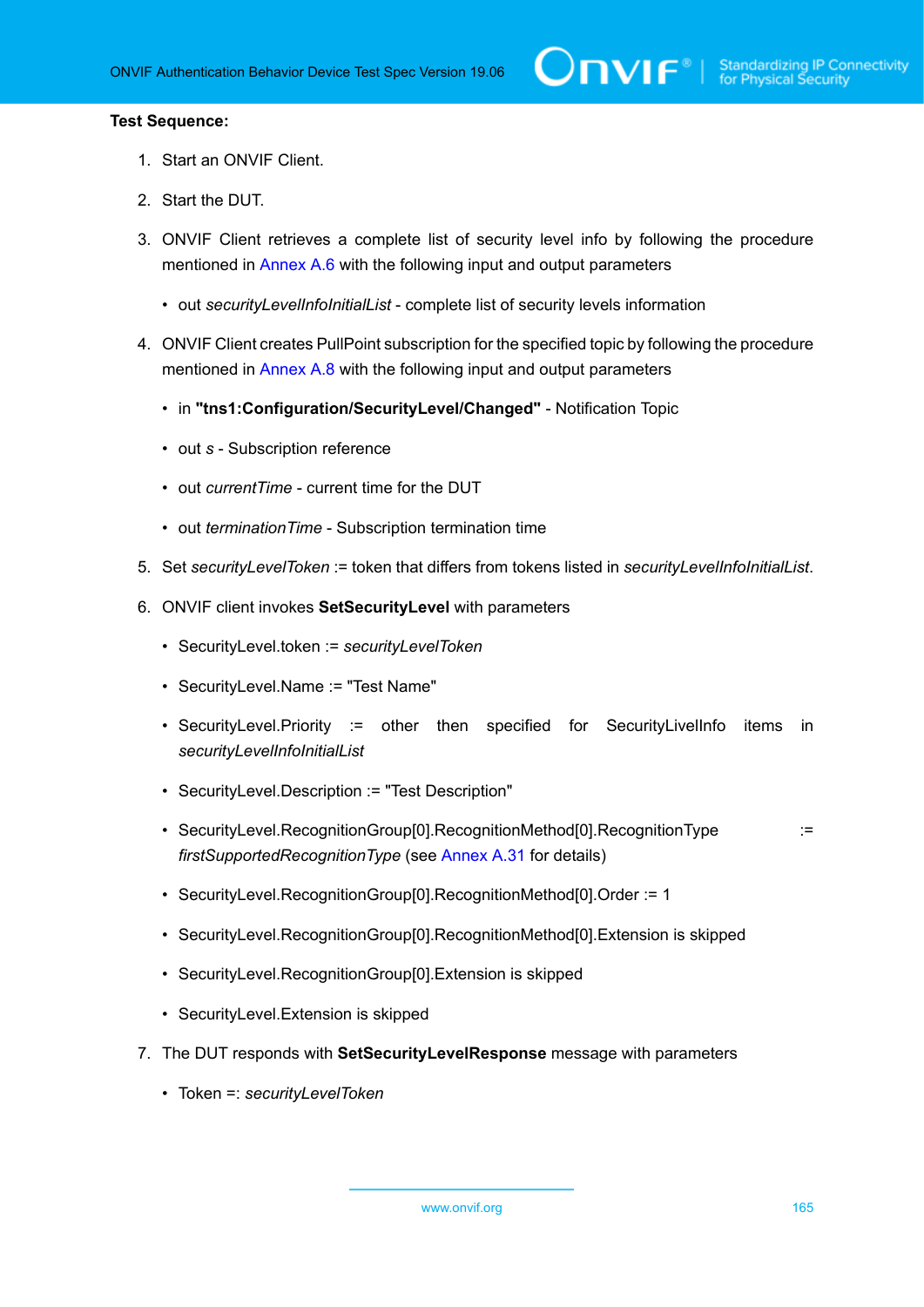**Test Sequence:**

1. Start an ONVIF Client.
2. Start the DUT.
3. ONVIF Client retrieves a complete list of security level info by following the procedure mentioned in Annex A.6 with the following input and output parameters
   - out *securityLevelInfoInitialList* - complete list of security levels information
4. ONVIF Client creates PullPoint subscription for the specified topic by following the procedure mentioned in Annex A.8 with the following input and output parameters
   - in **"tns1:Configuration/SecurityLevel/Changed"** - Notification Topic
   - out *s* - Subscription reference
   - out *currentTime* - current time for the DUT
   - out *terminationTime* - Subscription termination time
5. Set *securityLevelToken* := token that differs from tokens listed in *securityLevelInfoInitialList*.
6. ONVIF client invokes **SetSecurityLevel** with parameters
   - SecurityLevel.token := *securityLevelToken*
   - SecurityLevel.Name := "Test Name"
   - SecurityLevel.Priority := other then specified for SecurityLivelInfo items in *securityLevelInfoInitialList*
   - SecurityLevel.Description := "Test Description"
   - SecurityLevel.RecognitionGroup[0].RecognitionMethod[0].RecognitionType := *firstSupportedRecognitionType* (see Annex A.31 for details)
   - SecurityLevel.RecognitionGroup[0].RecognitionMethod[0].Order := 1
   - SecurityLevel.RecognitionGroup[0].RecognitionMethod[0].Extension is skipped
   - SecurityLevel.RecognitionGroup[0].Extension is skipped
   - SecurityLevel.Extension is skipped
7. The DUT responds with **SetSecurityLevelResponse** message with parameters
   - Token =: *securityLevelToken*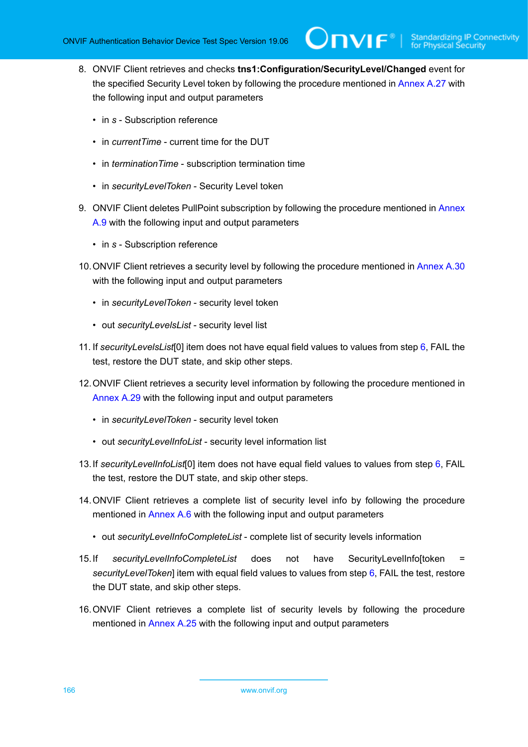8. ONVIF Client retrieves and checks **tns1:Configuration/SecurityLevel/Changed** event for the specified Security Level token by following the procedure mentioned in Annex A.27 with the following input and output parameters

   - in *s* - Subscription reference
   - in *currentTime* - current time for the DUT
   - in *terminationTime* - subscription termination time
   - in *securityLevelToken* - Security Level token

9. ONVIF Client deletes PullPoint subscription by following the procedure mentioned in Annex A.9 with the following input and output parameters

   - in *s* - Subscription reference

10. ONVIF Client retrieves a security level by following the procedure mentioned in Annex A.30 with the following input and output parameters

    - in *securityLevelToken* - security level token
    - out *securityLevelsList* - security level list

11. If *securityLevelsList*[0] item does not have equal field values to values from step 6, FAIL the test, restore the DUT state, and skip other steps.

12. ONVIF Client retrieves a security level information by following the procedure mentioned in Annex A.29 with the following input and output parameters

    - in *securityLevelToken* - security level token
    - out *securityLevelInfoList* - security level information list

13. If *securityLevelInfoList*[0] item does not have equal field values to values from step 6, FAIL the test, restore the DUT state, and skip other steps.

14. ONVIF Client retrieves a complete list of security level info by following the procedure mentioned in Annex A.6 with the following input and output parameters

    - out *securityLevelInfoCompleteList* - complete list of security levels information

15. If *securityLevelInfoCompleteList* does not have SecurityLevelInfo[token = *securityLevelToken*] item with equal field values to values from step 6, FAIL the test, restore the DUT state, and skip other steps.

16. ONVIF Client retrieves a complete list of security levels by following the procedure mentioned in Annex A.25 with the following input and output parameters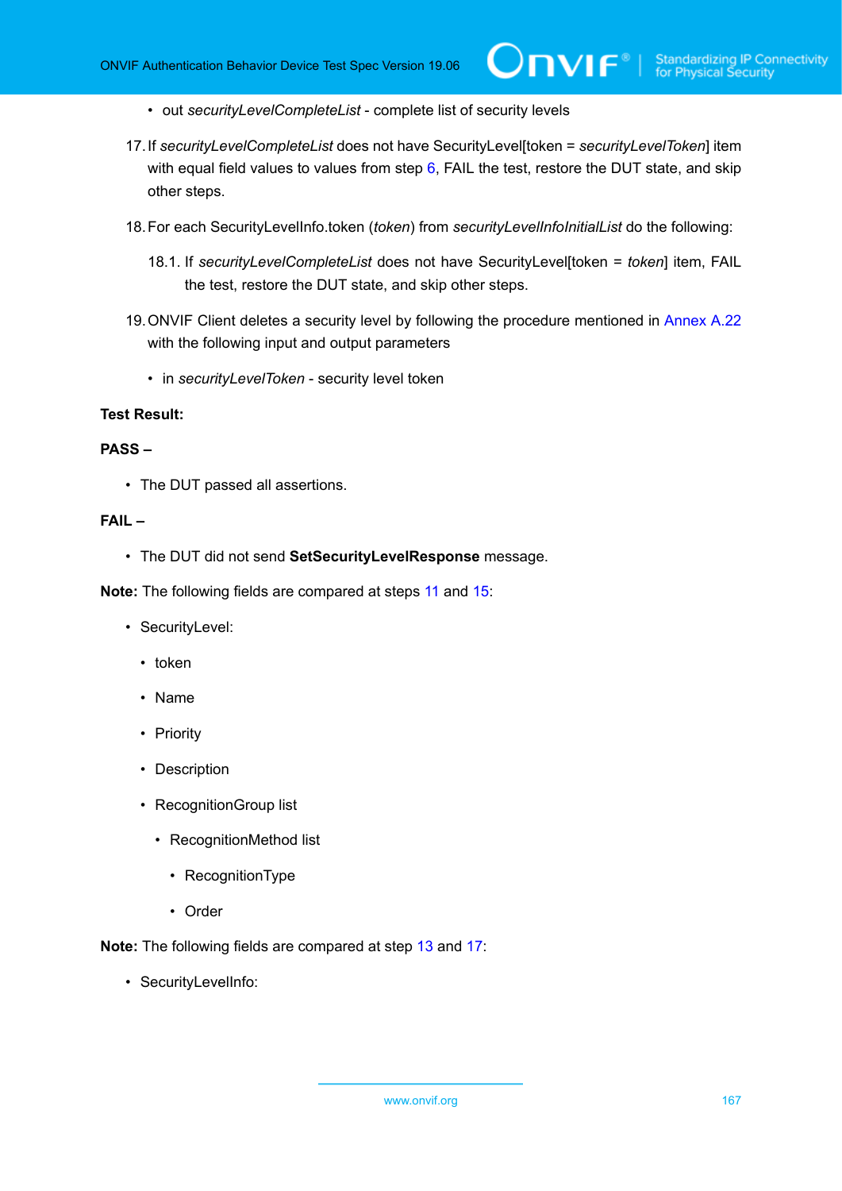- out *securityLevelCompleteList* - complete list of security levels

17. If *securityLevelCompleteList* does not have SecurityLevel[token = *securityLevelToken*] item with equal field values to values from step 6, FAIL the test, restore the DUT state, and skip other steps.

18. For each SecurityLevelInfo.token (*token*) from *securityLevelInfoInitialList* do the following:

    18.1. If *securityLevelCompleteList* does not have SecurityLevel[token = *token*] item, FAIL the test, restore the DUT state, and skip other steps.

19. ONVIF Client deletes a security level by following the procedure mentioned in Annex A.22 with the following input and output parameters

    - in *securityLevelToken* - security level token

**Test Result:**

**PASS –**

- The DUT passed all assertions.

**FAIL –**

- The DUT did not send **SetSecurityLevelResponse** message.

**Note:** The following fields are compared at steps 11 and 15:

- SecurityLevel:
  - token
  - Name
  - Priority
  - Description
  - RecognitionGroup list
    - RecognitionMethod list
      - RecognitionType
      - Order

**Note:** The following fields are compared at step 13 and 17:

- SecurityLevelInfo: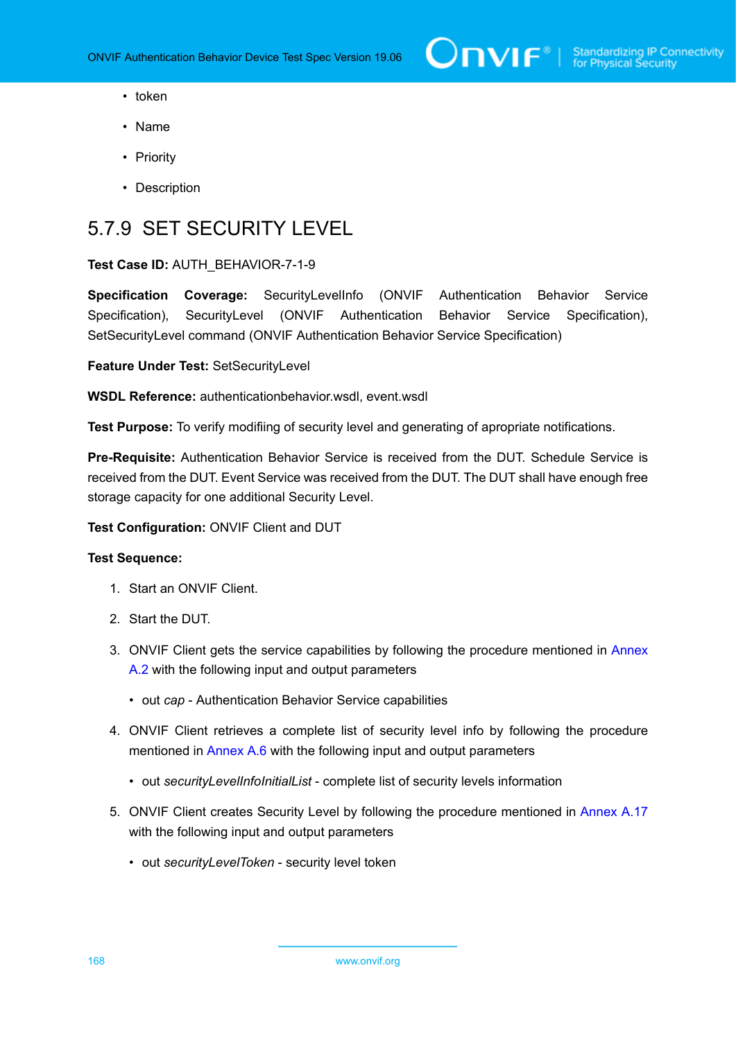- token
- Name
- Priority
- Description

## 5.7.9 SET SECURITY LEVEL

**Test Case ID:** AUTH_BEHAVIOR-7-1-9

**Specification Coverage:** SecurityLevelInfo (ONVIF Authentication Behavior Service Specification), SecurityLevel (ONVIF Authentication Behavior Service Specification), SetSecurityLevel command (ONVIF Authentication Behavior Service Specification)

**Feature Under Test:** SetSecurityLevel

**WSDL Reference:** authenticationbehavior.wsdl, event.wsdl

**Test Purpose:** To verify modifiing of security level and generating of apropriate notifications.

**Pre-Requisite:** Authentication Behavior Service is received from the DUT. Schedule Service is received from the DUT. Event Service was received from the DUT. The DUT shall have enough free storage capacity for one additional Security Level.

**Test Configuration:** ONVIF Client and DUT

**Test Sequence:**

1. Start an ONVIF Client.
2. Start the DUT.
3. ONVIF Client gets the service capabilities by following the procedure mentioned in Annex A.2 with the following input and output parameters
   - out *cap* - Authentication Behavior Service capabilities
4. ONVIF Client retrieves a complete list of security level info by following the procedure mentioned in Annex A.6 with the following input and output parameters
   - out *securityLevelInfoInitialList* - complete list of security levels information
5. ONVIF Client creates Security Level by following the procedure mentioned in Annex A.17 with the following input and output parameters
   - out *securityLevelToken* - security level token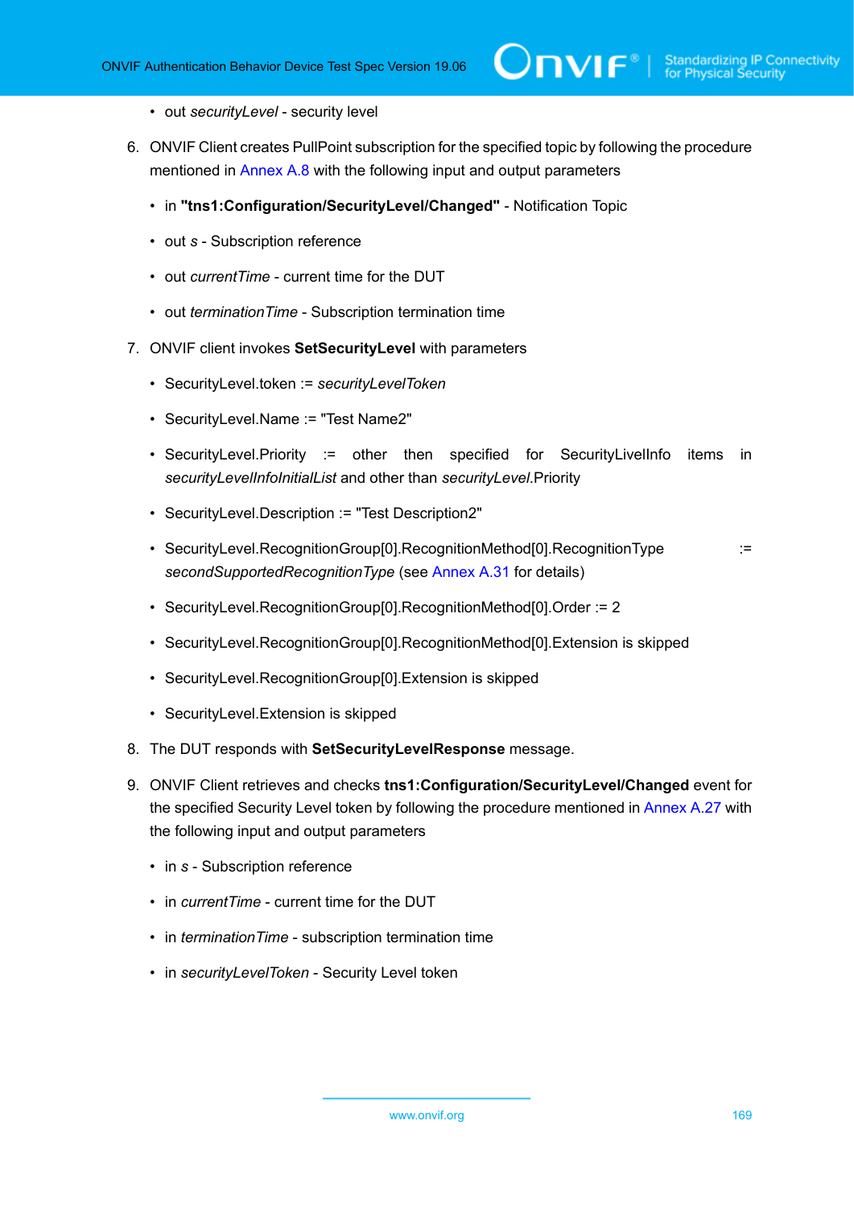- out *securityLevel* - security level

6. ONVIF Client creates PullPoint subscription for the specified topic by following the procedure mentioned in Annex A.8 with the following input and output parameters

   - in **"tns1:Configuration/SecurityLevel/Changed"** - Notification Topic
   - out *s* - Subscription reference
   - out *currentTime* - current time for the DUT
   - out *terminationTime* - Subscription termination time

7. ONVIF client invokes **SetSecurityLevel** with parameters

   - SecurityLevel.token := *securityLevelToken*
   - SecurityLevel.Name := "Test Name2"
   - SecurityLevel.Priority := other then specified for SecurityLivelInfo items in *securityLevelInfoInitialList* and other than *securityLevel*.Priority
   - SecurityLevel.Description := "Test Description2"
   - SecurityLevel.RecognitionGroup[0].RecognitionMethod[0].RecognitionType := *secondSupportedRecognitionType* (see Annex A.31 for details)
   - SecurityLevel.RecognitionGroup[0].RecognitionMethod[0].Order := 2
   - SecurityLevel.RecognitionGroup[0].RecognitionMethod[0].Extension is skipped
   - SecurityLevel.RecognitionGroup[0].Extension is skipped
   - SecurityLevel.Extension is skipped

8. The DUT responds with **SetSecurityLevelResponse** message.

9. ONVIF Client retrieves and checks **tns1:Configuration/SecurityLevel/Changed** event for the specified Security Level token by following the procedure mentioned in Annex A.27 with the following input and output parameters

   - in *s* - Subscription reference
   - in *currentTime* - current time for the DUT
   - in *terminationTime* - subscription termination time
   - in *securityLevelToken* - Security Level token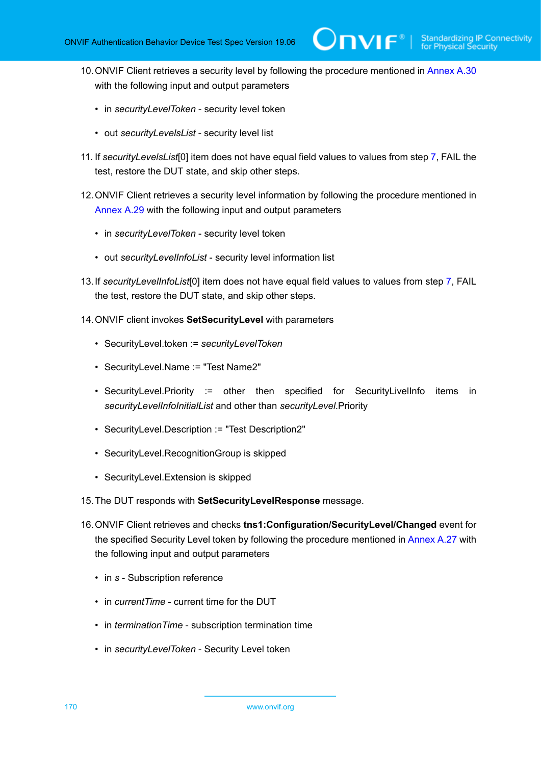10. ONVIF Client retrieves a security level by following the procedure mentioned in Annex A.30 with the following input and output parameters

    - in *securityLevelToken* - security level token

    - out *securityLevelsList* - security level list

11. If *securityLevelsList*[0] item does not have equal field values to values from step 7, FAIL the test, restore the DUT state, and skip other steps.

12. ONVIF Client retrieves a security level information by following the procedure mentioned in Annex A.29 with the following input and output parameters

    - in *securityLevelToken* - security level token

    - out *securityLevelInfoList* - security level information list

13. If *securityLevelInfoList*[0] item does not have equal field values to values from step 7, FAIL the test, restore the DUT state, and skip other steps.

14. ONVIF client invokes **SetSecurityLevel** with parameters

    - SecurityLevel.token := *securityLevelToken*

    - SecurityLevel.Name := "Test Name2"

    - SecurityLevel.Priority := other then specified for SecurityLivelInfo items in *securityLevelInfoInitialList* and other than *securityLevel*.Priority

    - SecurityLevel.Description := "Test Description2"

    - SecurityLevel.RecognitionGroup is skipped

    - SecurityLevel.Extension is skipped

15. The DUT responds with **SetSecurityLevelResponse** message.

16. ONVIF Client retrieves and checks **tns1:Configuration/SecurityLevel/Changed** event for the specified Security Level token by following the procedure mentioned in Annex A.27 with the following input and output parameters

    - in *s* - Subscription reference

    - in *currentTime* - current time for the DUT

    - in *terminationTime* - subscription termination time

    - in *securityLevelToken* - Security Level token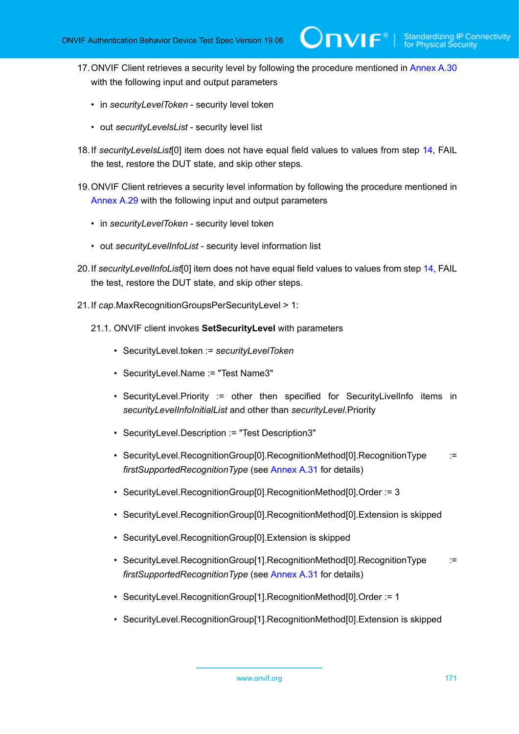17. ONVIF Client retrieves a security level by following the procedure mentioned in Annex A.30 with the following input and output parameters

   - in *securityLevelToken* - security level token

   - out *securityLevelsList* - security level list

18. If *securityLevelsList*[0] item does not have equal field values to values from step 14, FAIL the test, restore the DUT state, and skip other steps.

19. ONVIF Client retrieves a security level information by following the procedure mentioned in Annex A.29 with the following input and output parameters

   - in *securityLevelToken* - security level token

   - out *securityLevelInfoList* - security level information list

20. If *securityLevelInfoList*[0] item does not have equal field values to values from step 14, FAIL the test, restore the DUT state, and skip other steps.

21. If *cap*.MaxRecognitionGroupsPerSecurityLevel > 1:

   21.1. ONVIF client invokes **SetSecurityLevel** with parameters

   - SecurityLevel.token := *securityLevelToken*

   - SecurityLevel.Name := "Test Name3"

   - SecurityLevel.Priority := other then specified for SecurityLivelInfo items in *securityLevelInfoInitialList* and other than *securityLevel*.Priority

   - SecurityLevel.Description := "Test Description3"

   - SecurityLevel.RecognitionGroup[0].RecognitionMethod[0].RecognitionType := *firstSupportedRecognitionType* (see Annex A.31 for details)

   - SecurityLevel.RecognitionGroup[0].RecognitionMethod[0].Order := 3

   - SecurityLevel.RecognitionGroup[0].RecognitionMethod[0].Extension is skipped

   - SecurityLevel.RecognitionGroup[0].Extension is skipped

   - SecurityLevel.RecognitionGroup[1].RecognitionMethod[0].RecognitionType := *firstSupportedRecognitionType* (see Annex A.31 for details)

   - SecurityLevel.RecognitionGroup[1].RecognitionMethod[0].Order := 1

   - SecurityLevel.RecognitionGroup[1].RecognitionMethod[0].Extension is skipped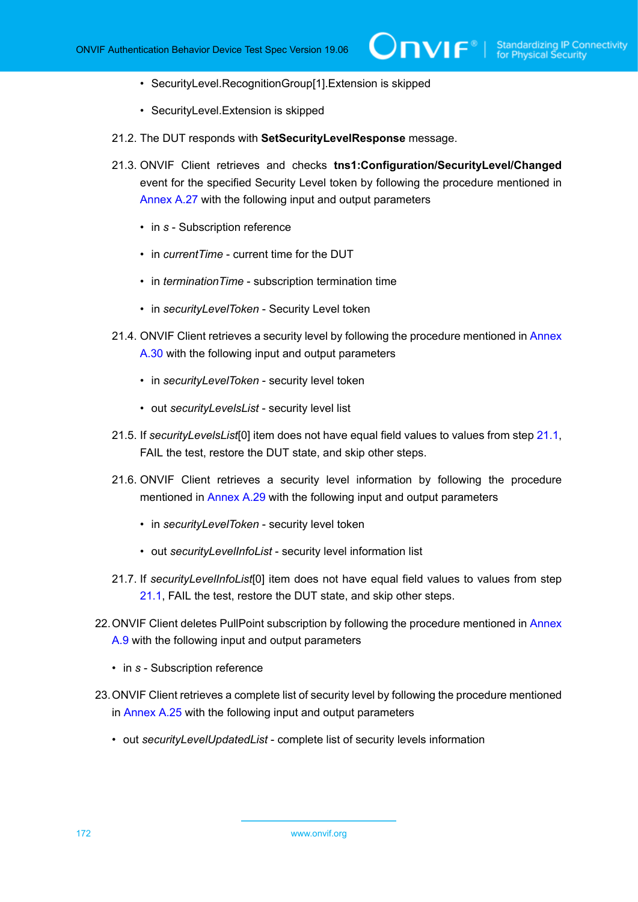- SecurityLevel.RecognitionGroup[1].Extension is skipped
- SecurityLevel.Extension is skipped

21.2. The DUT responds with **SetSecurityLevelResponse** message.

21.3. ONVIF Client retrieves and checks **tns1:Configuration/SecurityLevel/Changed** event for the specified Security Level token by following the procedure mentioned in Annex A.27 with the following input and output parameters

- in *s* - Subscription reference
- in *currentTime* - current time for the DUT
- in *terminationTime* - subscription termination time
- in *securityLevelToken* - Security Level token

21.4. ONVIF Client retrieves a security level by following the procedure mentioned in Annex A.30 with the following input and output parameters

- in *securityLevelToken* - security level token
- out *securityLevelsList* - security level list

21.5. If *securityLevelsList*[0] item does not have equal field values to values from step 21.1, FAIL the test, restore the DUT state, and skip other steps.

21.6. ONVIF Client retrieves a security level information by following the procedure mentioned in Annex A.29 with the following input and output parameters

- in *securityLevelToken* - security level token
- out *securityLevelInfoList* - security level information list

21.7. If *securityLevelInfoList*[0] item does not have equal field values to values from step 21.1, FAIL the test, restore the DUT state, and skip other steps.

22. ONVIF Client deletes PullPoint subscription by following the procedure mentioned in Annex A.9 with the following input and output parameters

- in *s* - Subscription reference

23. ONVIF Client retrieves a complete list of security level by following the procedure mentioned in Annex A.25 with the following input and output parameters

- out *securityLevelUpdatedList* - complete list of security levels information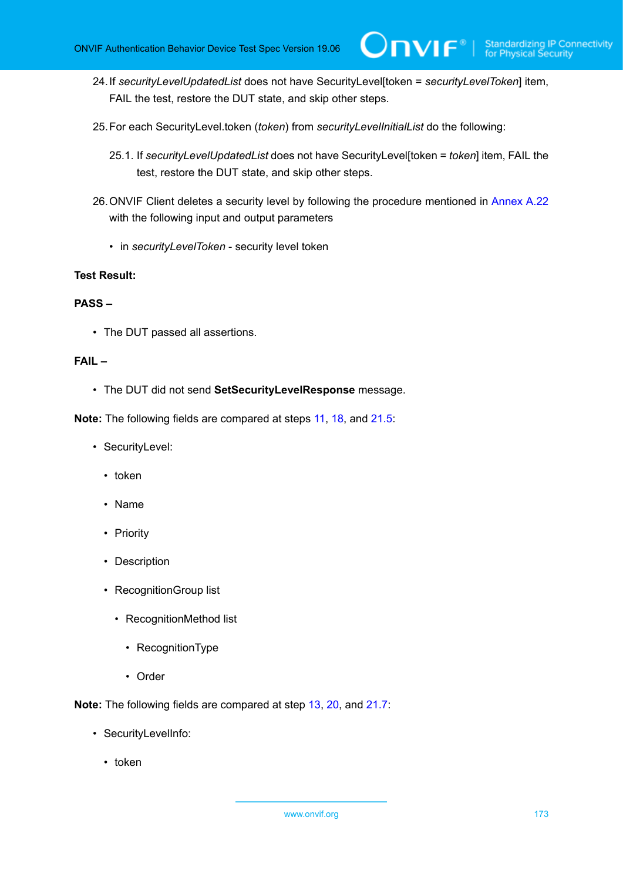24. If *securityLevelUpdatedList* does not have SecurityLevel[token = *securityLevelToken*] item, FAIL the test, restore the DUT state, and skip other steps.

25. For each SecurityLevel.token (*token*) from *securityLevelInitialList* do the following:

    25.1. If *securityLevelUpdatedList* does not have SecurityLevel[token = *token*] item, FAIL the test, restore the DUT state, and skip other steps.

26. ONVIF Client deletes a security level by following the procedure mentioned in Annex A.22 with the following input and output parameters

    - in *securityLevelToken* - security level token

**Test Result:**

**PASS –**

- The DUT passed all assertions.

**FAIL –**

- The DUT did not send **SetSecurityLevelResponse** message.

**Note:** The following fields are compared at steps 11, 18, and 21.5:

- SecurityLevel:
  - token
  - Name
  - Priority
  - Description
  - RecognitionGroup list
    - RecognitionMethod list
      - RecognitionType
      - Order

**Note:** The following fields are compared at step 13, 20, and 21.7:

- SecurityLevelInfo:
  - token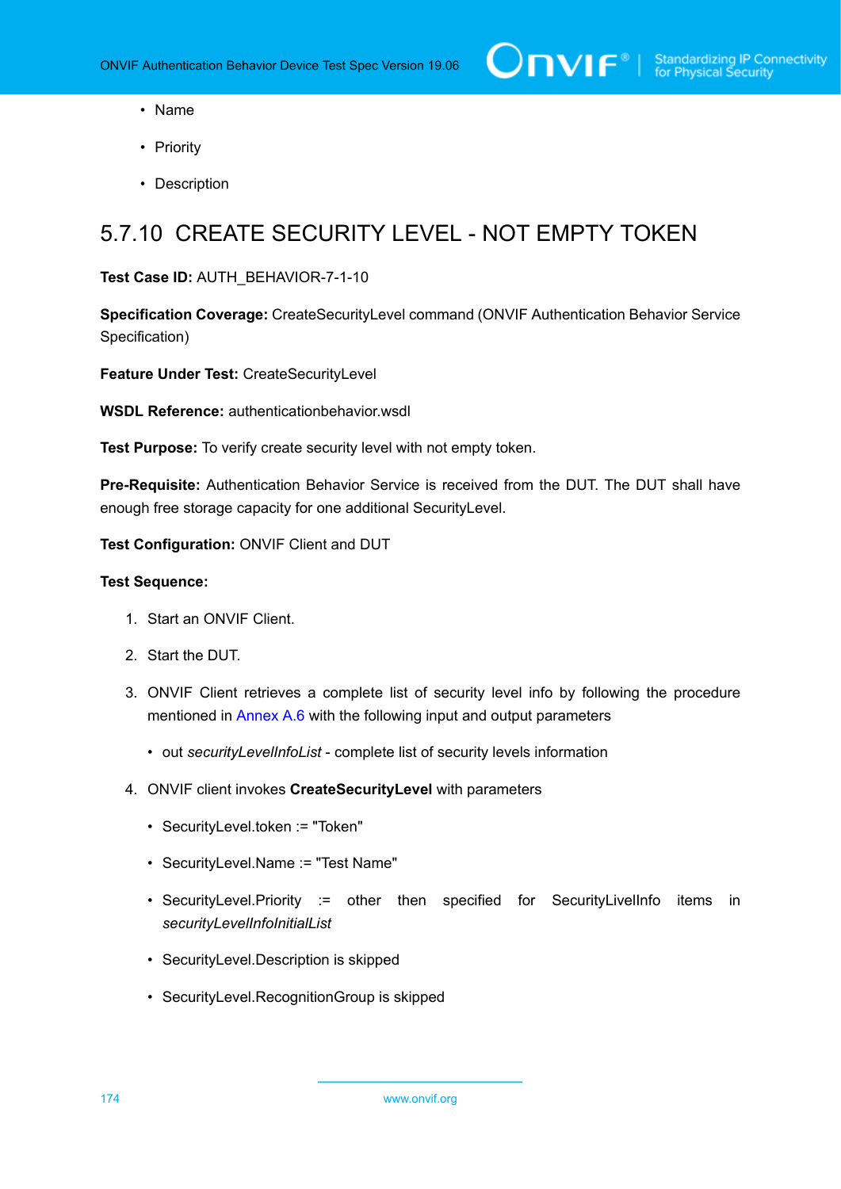- Name
- Priority
- Description

## 5.7.10 CREATE SECURITY LEVEL - NOT EMPTY TOKEN

**Test Case ID:** AUTH_BEHAVIOR-7-1-10

**Specification Coverage:** CreateSecurityLevel command (ONVIF Authentication Behavior Service Specification)

**Feature Under Test:** CreateSecurityLevel

**WSDL Reference:** authenticationbehavior.wsdl

**Test Purpose:** To verify create security level with not empty token.

**Pre-Requisite:** Authentication Behavior Service is received from the DUT. The DUT shall have enough free storage capacity for one additional SecurityLevel.

**Test Configuration:** ONVIF Client and DUT

**Test Sequence:**

1. Start an ONVIF Client.
2. Start the DUT.
3. ONVIF Client retrieves a complete list of security level info by following the procedure mentioned in Annex A.6 with the following input and output parameters
   - out *securityLevelInfoList* - complete list of security levels information
4. ONVIF client invokes **CreateSecurityLevel** with parameters
   - SecurityLevel.token := "Token"
   - SecurityLevel.Name := "Test Name"
   - SecurityLevel.Priority := other then specified for SecurityLivelInfo items in *securityLevelInfoInitialList*
   - SecurityLevel.Description is skipped
   - SecurityLevel.RecognitionGroup is skipped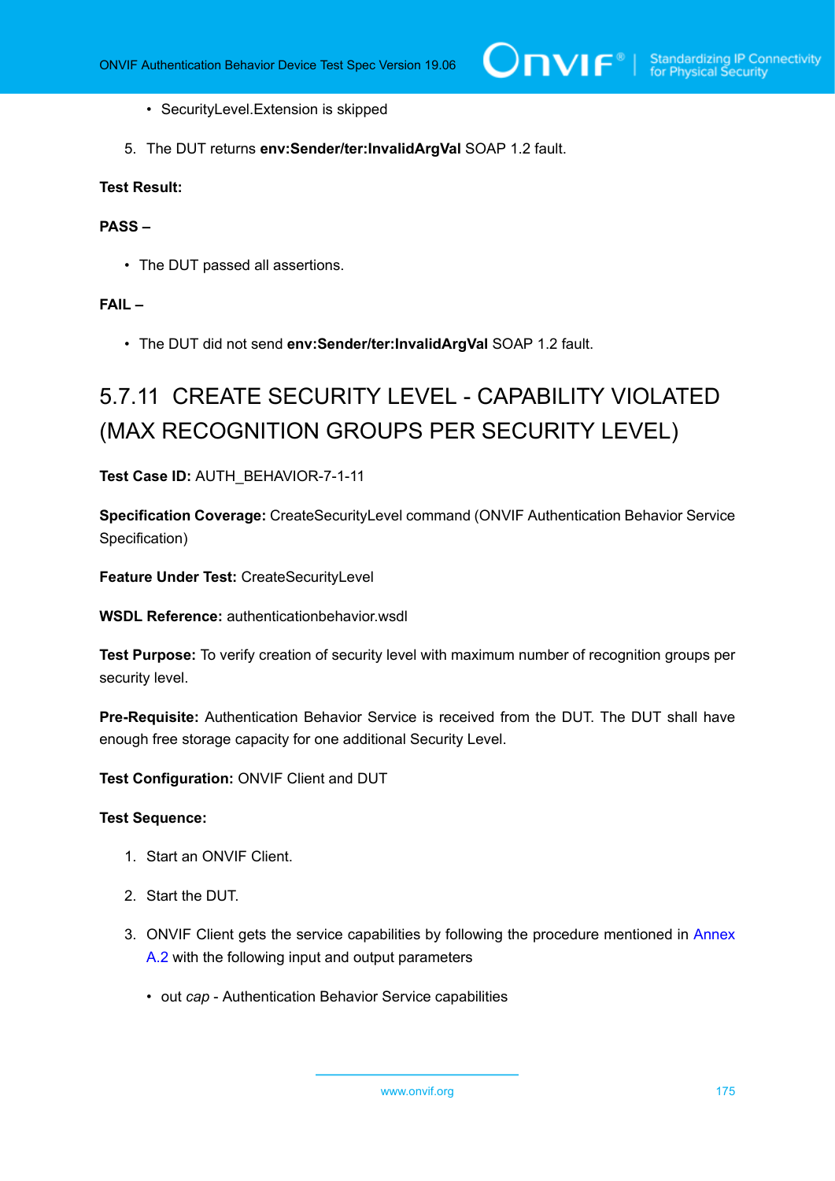- SecurityLevel.Extension is skipped

5. The DUT returns **env:Sender/ter:InvalidArgVal** SOAP 1.2 fault.

**Test Result:**

**PASS –**

- The DUT passed all assertions.

**FAIL –**

- The DUT did not send **env:Sender/ter:InvalidArgVal** SOAP 1.2 fault.

## 5.7.11 CREATE SECURITY LEVEL - CAPABILITY VIOLATED (MAX RECOGNITION GROUPS PER SECURITY LEVEL)

**Test Case ID:** AUTH_BEHAVIOR-7-1-11

**Specification Coverage:** CreateSecurityLevel command (ONVIF Authentication Behavior Service Specification)

**Feature Under Test:** CreateSecurityLevel

**WSDL Reference:** authenticationbehavior.wsdl

**Test Purpose:** To verify creation of security level with maximum number of recognition groups per security level.

**Pre-Requisite:** Authentication Behavior Service is received from the DUT. The DUT shall have enough free storage capacity for one additional Security Level.

**Test Configuration:** ONVIF Client and DUT

**Test Sequence:**

1. Start an ONVIF Client.
2. Start the DUT.
3. ONVIF Client gets the service capabilities by following the procedure mentioned in Annex A.2 with the following input and output parameters
   - out *cap* - Authentication Behavior Service capabilities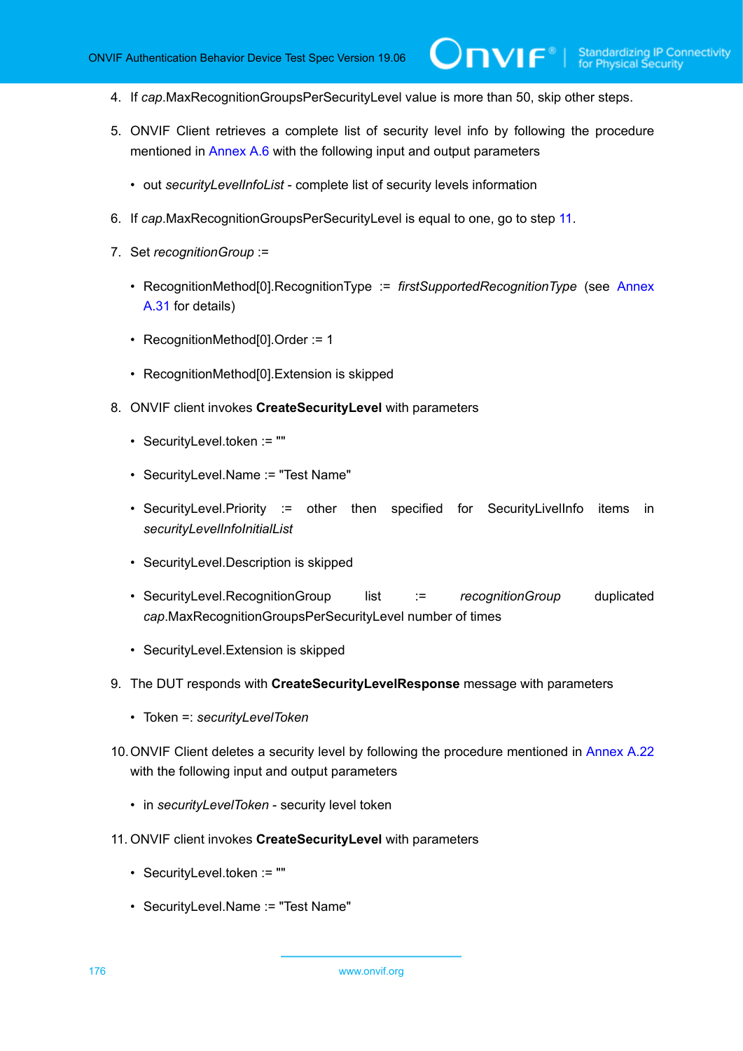4. If *cap*.MaxRecognitionGroupsPerSecurityLevel value is more than 50, skip other steps.

5. ONVIF Client retrieves a complete list of security level info by following the procedure mentioned in Annex A.6 with the following input and output parameters

   - out *securityLevelInfoList* - complete list of security levels information

6. If *cap*.MaxRecognitionGroupsPerSecurityLevel is equal to one, go to step 11.

7. Set *recognitionGroup* :=

   - RecognitionMethod[0].RecognitionType := *firstSupportedRecognitionType* (see Annex A.31 for details)

   - RecognitionMethod[0].Order := 1

   - RecognitionMethod[0].Extension is skipped

8. ONVIF client invokes **CreateSecurityLevel** with parameters

   - SecurityLevel.token := ""

   - SecurityLevel.Name := "Test Name"

   - SecurityLevel.Priority := other then specified for SecurityLivelInfo items in *securityLevelInfoInitialList*

   - SecurityLevel.Description is skipped

   - SecurityLevel.RecognitionGroup list := *recognitionGroup* duplicated *cap*.MaxRecognitionGroupsPerSecurityLevel number of times

   - SecurityLevel.Extension is skipped

9. The DUT responds with **CreateSecurityLevelResponse** message with parameters

   - Token =: *securityLevelToken*

10. ONVIF Client deletes a security level by following the procedure mentioned in Annex A.22 with the following input and output parameters

    - in *securityLevelToken* - security level token

11. ONVIF client invokes **CreateSecurityLevel** with parameters

    - SecurityLevel.token := ""

    - SecurityLevel.Name := "Test Name"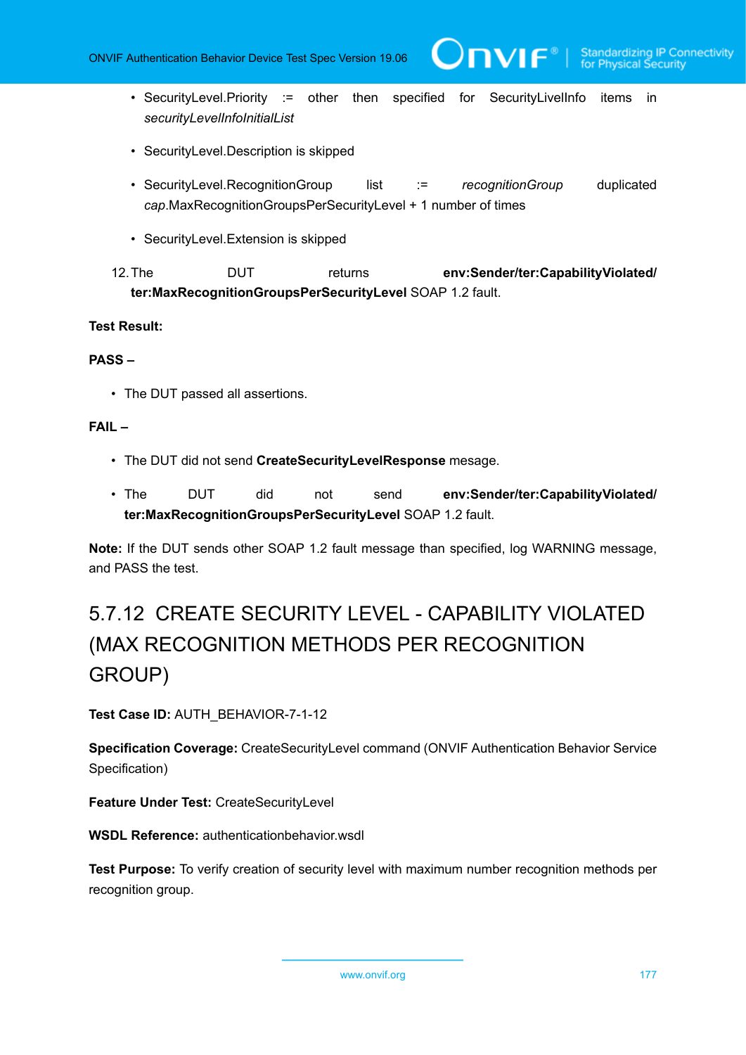- SecurityLevel.Priority := other then specified for SecurityLivelInfo items in *securityLevelInfoInitialList*
- SecurityLevel.Description is skipped
- SecurityLevel.RecognitionGroup list := *recognitionGroup* duplicated *cap*.MaxRecognitionGroupsPerSecurityLevel + 1 number of times
- SecurityLevel.Extension is skipped

12. The DUT returns **env:Sender/ter:CapabilityViolated/ ter:MaxRecognitionGroupsPerSecurityLevel** SOAP 1.2 fault.

**Test Result:**

**PASS –**

- The DUT passed all assertions.

**FAIL –**

- The DUT did not send **CreateSecurityLevelResponse** mesage.
- The DUT did not send **env:Sender/ter:CapabilityViolated/ ter:MaxRecognitionGroupsPerSecurityLevel** SOAP 1.2 fault.

**Note:** If the DUT sends other SOAP 1.2 fault message than specified, log WARNING message, and PASS the test.

## 5.7.12 CREATE SECURITY LEVEL - CAPABILITY VIOLATED (MAX RECOGNITION METHODS PER RECOGNITION GROUP)

**Test Case ID:** AUTH_BEHAVIOR-7-1-12

**Specification Coverage:** CreateSecurityLevel command (ONVIF Authentication Behavior Service Specification)

**Feature Under Test:** CreateSecurityLevel

**WSDL Reference:** authenticationbehavior.wsdl

**Test Purpose:** To verify creation of security level with maximum number recognition methods per recognition group.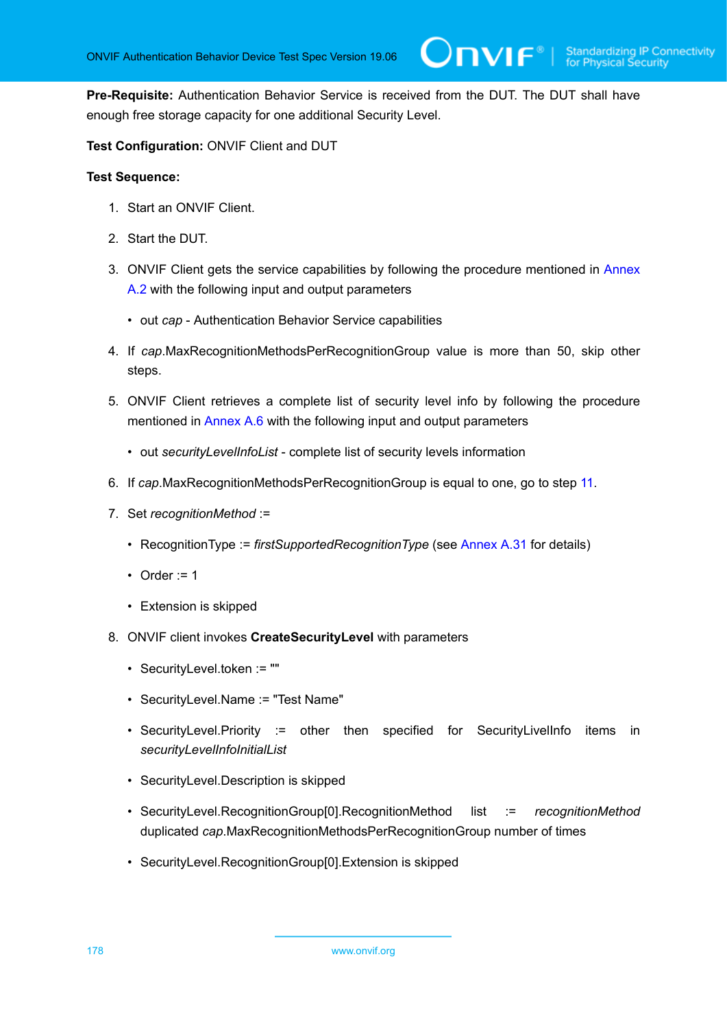**Pre-Requisite:** Authentication Behavior Service is received from the DUT. The DUT shall have enough free storage capacity for one additional Security Level.

**Test Configuration:** ONVIF Client and DUT

**Test Sequence:**

1. Start an ONVIF Client.
2. Start the DUT.
3. ONVIF Client gets the service capabilities by following the procedure mentioned in Annex A.2 with the following input and output parameters
   - out *cap* - Authentication Behavior Service capabilities
4. If *cap*.MaxRecognitionMethodsPerRecognitionGroup value is more than 50, skip other steps.
5. ONVIF Client retrieves a complete list of security level info by following the procedure mentioned in Annex A.6 with the following input and output parameters
   - out *securityLevelInfoList* - complete list of security levels information
6. If *cap*.MaxRecognitionMethodsPerRecognitionGroup is equal to one, go to step 11.
7. Set *recognitionMethod* :=
   - RecognitionType := *firstSupportedRecognitionType* (see Annex A.31 for details)
   - Order := 1
   - Extension is skipped
8. ONVIF client invokes **CreateSecurityLevel** with parameters
   - SecurityLevel.token := ""
   - SecurityLevel.Name := "Test Name"
   - SecurityLevel.Priority := other then specified for SecurityLevelInfo items in *securityLevelInfoInitialList*
   - SecurityLevel.Description is skipped
   - SecurityLevel.RecognitionGroup[0].RecognitionMethod list := *recognitionMethod* duplicated *cap*.MaxRecognitionMethodsPerRecognitionGroup number of times
   - SecurityLevel.RecognitionGroup[0].Extension is skipped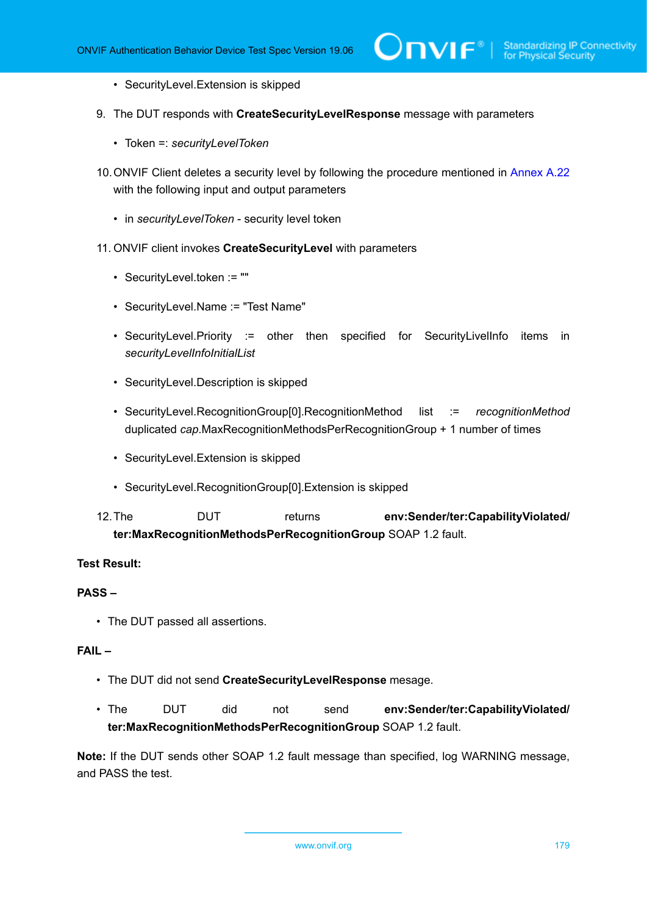- SecurityLevel.Extension is skipped

9. The DUT responds with **CreateSecurityLevelResponse** message with parameters

   - Token =: *securityLevelToken*

10. ONVIF Client deletes a security level by following the procedure mentioned in Annex A.22 with the following input and output parameters

    - in *securityLevelToken* - security level token

11. ONVIF client invokes **CreateSecurityLevel** with parameters

    - SecurityLevel.token := ""
    - SecurityLevel.Name := "Test Name"
    - SecurityLevel.Priority := other then specified for SecurityLivelInfo items in *securityLevelInfoInitialList*
    - SecurityLevel.Description is skipped
    - SecurityLevel.RecognitionGroup[0].RecognitionMethod list := *recognitionMethod* duplicated *cap*.MaxRecognitionMethodsPerRecognitionGroup + 1 number of times
    - SecurityLevel.Extension is skipped
    - SecurityLevel.RecognitionGroup[0].Extension is skipped

12. The DUT returns **env:Sender/ter:CapabilityViolated/ter:MaxRecognitionMethodsPerRecognitionGroup** SOAP 1.2 fault.

**Test Result:**

**PASS –**

- The DUT passed all assertions.

**FAIL –**

- The DUT did not send **CreateSecurityLevelResponse** mesage.
- The DUT did not send **env:Sender/ter:CapabilityViolated/ter:MaxRecognitionMethodsPerRecognitionGroup** SOAP 1.2 fault.

**Note:** If the DUT sends other SOAP 1.2 fault message than specified, log WARNING message, and PASS the test.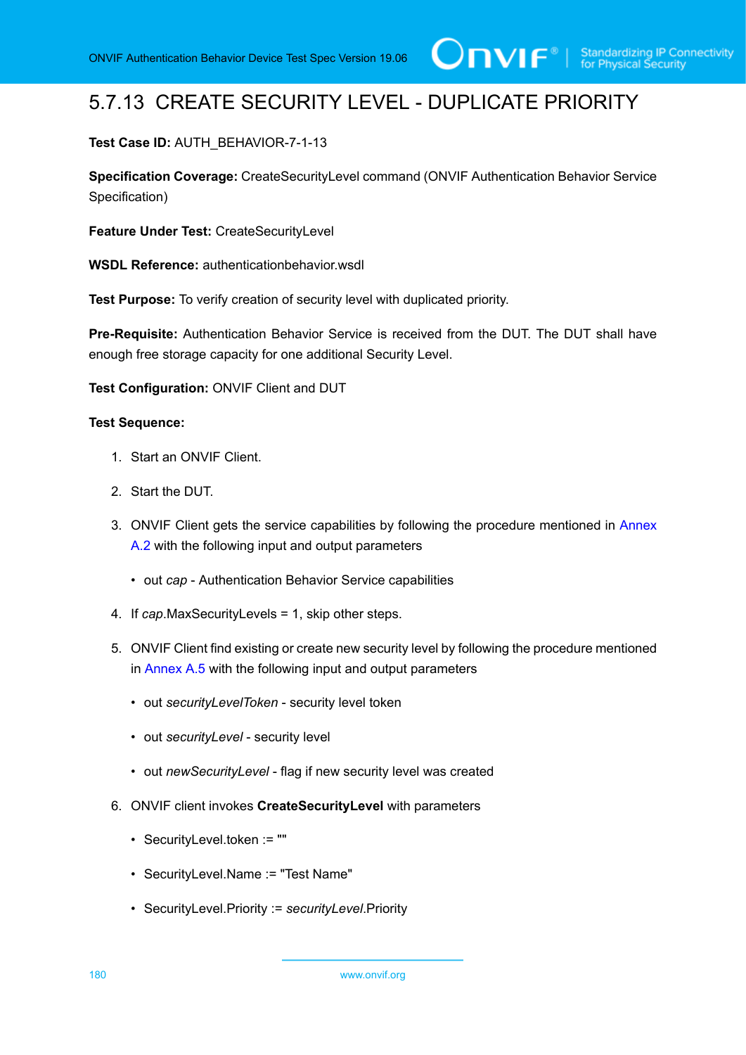## 5.7.13 CREATE SECURITY LEVEL - DUPLICATE PRIORITY

**Test Case ID:** AUTH_BEHAVIOR-7-1-13

**Specification Coverage:** CreateSecurityLevel command (ONVIF Authentication Behavior Service Specification)

**Feature Under Test:** CreateSecurityLevel

**WSDL Reference:** authenticationbehavior.wsdl

**Test Purpose:** To verify creation of security level with duplicated priority.

**Pre-Requisite:** Authentication Behavior Service is received from the DUT. The DUT shall have enough free storage capacity for one additional Security Level.

**Test Configuration:** ONVIF Client and DUT

**Test Sequence:**

1. Start an ONVIF Client.
2. Start the DUT.
3. ONVIF Client gets the service capabilities by following the procedure mentioned in Annex A.2 with the following input and output parameters
   - out *cap* - Authentication Behavior Service capabilities
4. If *cap*.MaxSecurityLevels = 1, skip other steps.
5. ONVIF Client find existing or create new security level by following the procedure mentioned in Annex A.5 with the following input and output parameters
   - out *securityLevelToken* - security level token
   - out *securityLevel* - security level
   - out *newSecurityLevel* - flag if new security level was created
6. ONVIF client invokes **CreateSecurityLevel** with parameters
   - SecurityLevel.token := ""
   - SecurityLevel.Name := "Test Name"
   - SecurityLevel.Priority := *securityLevel*.Priority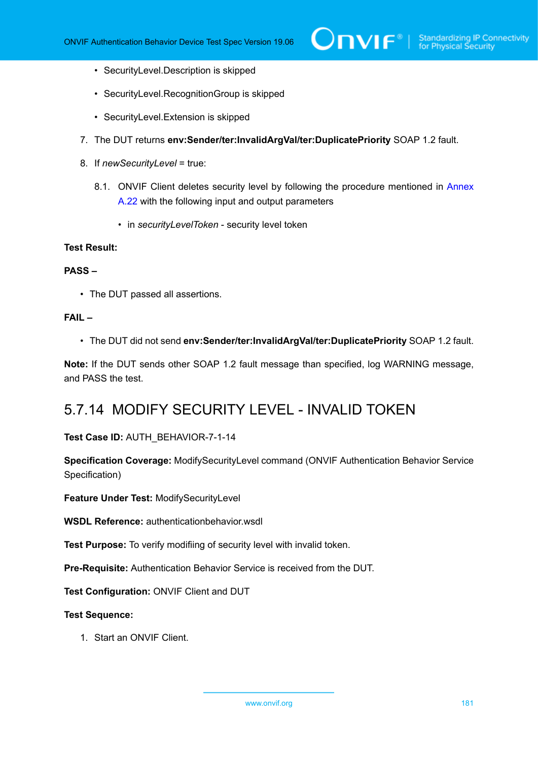- SecurityLevel.Description is skipped
    - SecurityLevel.RecognitionGroup is skipped
    - SecurityLevel.Extension is skipped

7. The DUT returns **env:Sender/ter:InvalidArgVal/ter:DuplicatePriority** SOAP 1.2 fault.

8. If *newSecurityLevel* = true:

    8.1. ONVIF Client deletes security level by following the procedure mentioned in Annex A.22 with the following input and output parameters

    - in *securityLevelToken* - security level token

**Test Result:**

**PASS –**

- The DUT passed all assertions.

**FAIL –**

- The DUT did not send **env:Sender/ter:InvalidArgVal/ter:DuplicatePriority** SOAP 1.2 fault.

**Note:** If the DUT sends other SOAP 1.2 fault message than specified, log WARNING message, and PASS the test.

## 5.7.14 MODIFY SECURITY LEVEL - INVALID TOKEN

**Test Case ID:** AUTH_BEHAVIOR-7-1-14

**Specification Coverage:** ModifySecurityLevel command (ONVIF Authentication Behavior Service Specification)

**Feature Under Test:** ModifySecurityLevel

**WSDL Reference:** authenticationbehavior.wsdl

**Test Purpose:** To verify modifiing of security level with invalid token.

**Pre-Requisite:** Authentication Behavior Service is received from the DUT.

**Test Configuration:** ONVIF Client and DUT

**Test Sequence:**

1. Start an ONVIF Client.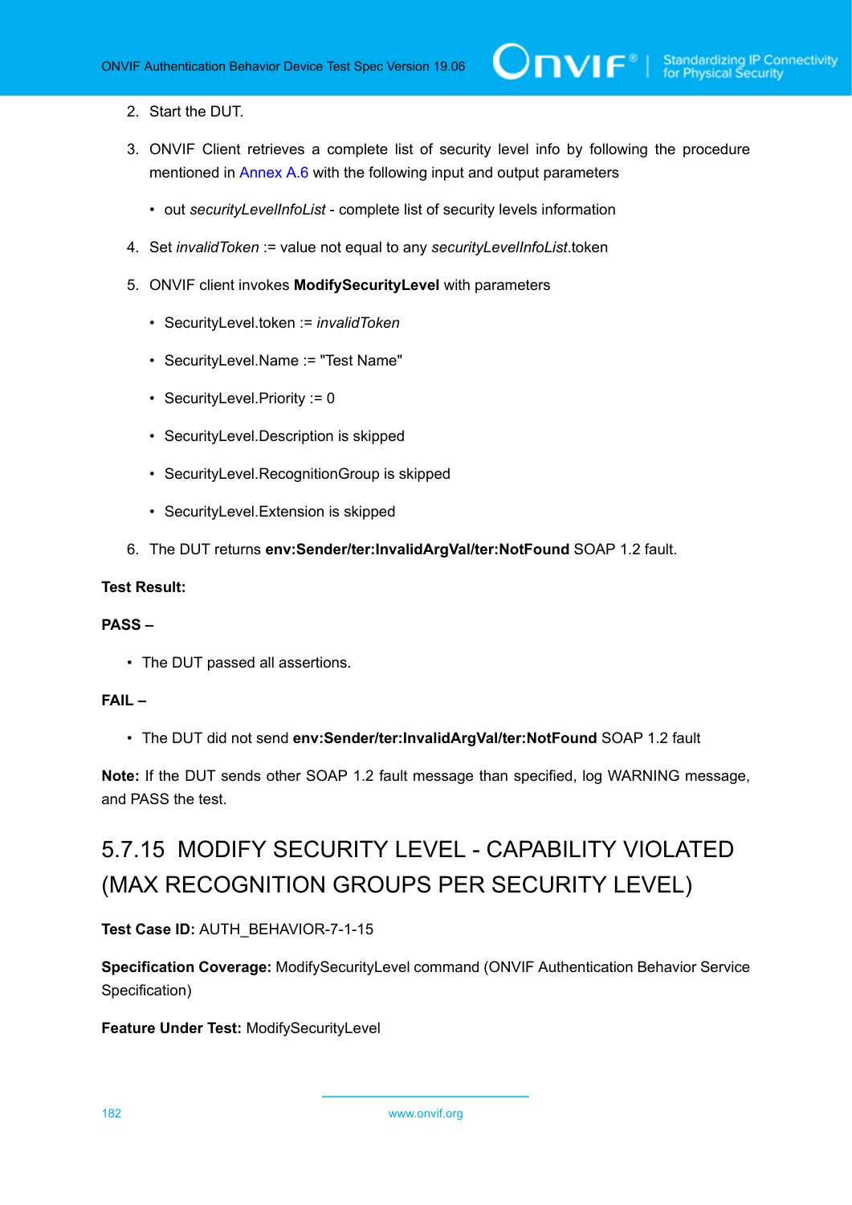2. Start the DUT.

3. ONVIF Client retrieves a complete list of security level info by following the procedure mentioned in Annex A.6 with the following input and output parameters

   - out *securityLevelInfoList* - complete list of security levels information

4. Set *invalidToken* := value not equal to any *securityLevelInfoList*.token

5. ONVIF client invokes **ModifySecurityLevel** with parameters

   - SecurityLevel.token := *invalidToken*
   - SecurityLevel.Name := "Test Name"
   - SecurityLevel.Priority := 0
   - SecurityLevel.Description is skipped
   - SecurityLevel.RecognitionGroup is skipped
   - SecurityLevel.Extension is skipped

6. The DUT returns **env:Sender/ter:InvalidArgVal/ter:NotFound** SOAP 1.2 fault.

**Test Result:**

**PASS –**

- The DUT passed all assertions.

**FAIL –**

- The DUT did not send **env:Sender/ter:InvalidArgVal/ter:NotFound** SOAP 1.2 fault

**Note:** If the DUT sends other SOAP 1.2 fault message than specified, log WARNING message, and PASS the test.

## 5.7.15 MODIFY SECURITY LEVEL - CAPABILITY VIOLATED (MAX RECOGNITION GROUPS PER SECURITY LEVEL)

**Test Case ID:** AUTH_BEHAVIOR-7-1-15

**Specification Coverage:** ModifySecurityLevel command (ONVIF Authentication Behavior Service Specification)

**Feature Under Test:** ModifySecurityLevel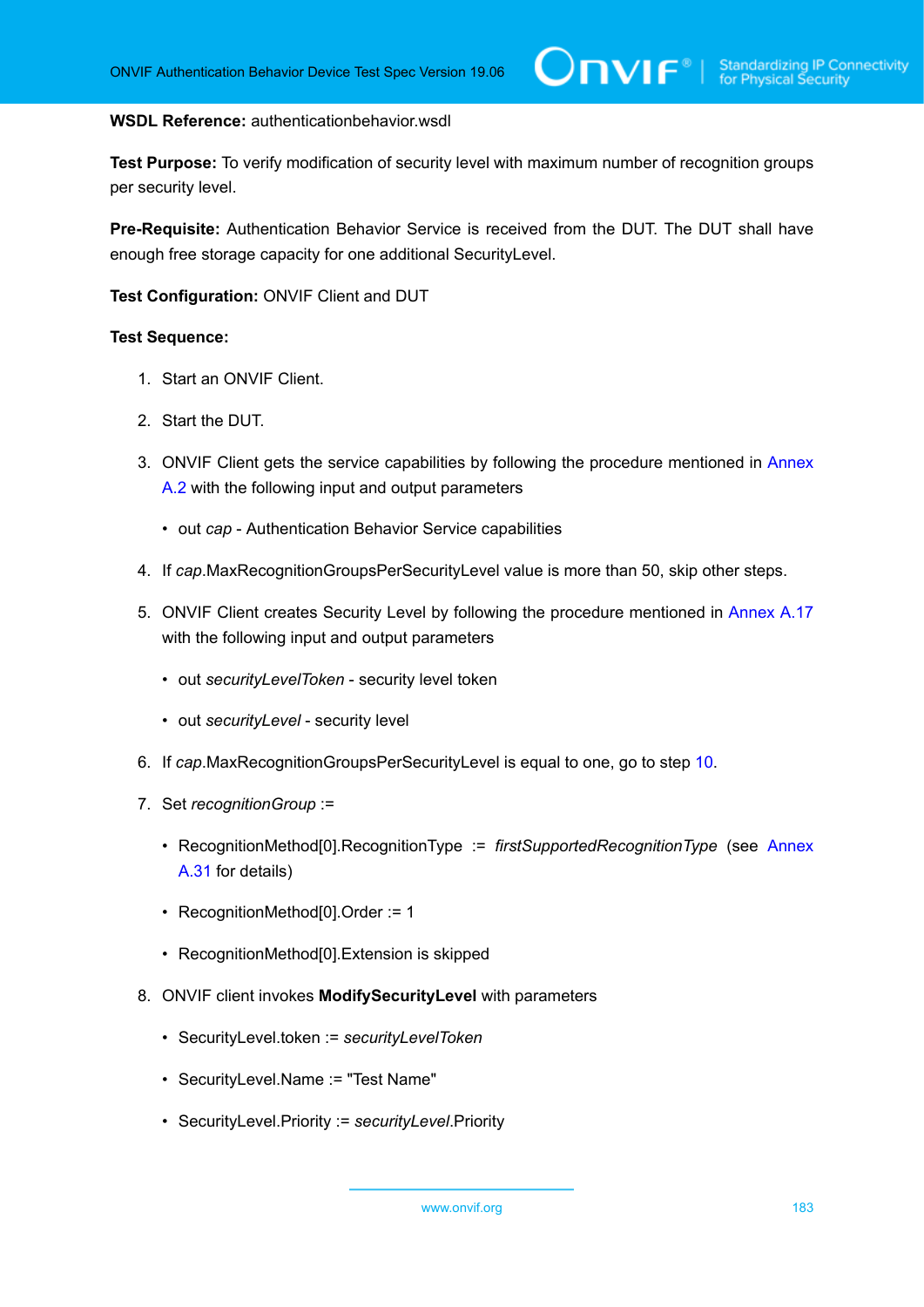**WSDL Reference:** authenticationbehavior.wsdl

**Test Purpose:** To verify modification of security level with maximum number of recognition groups per security level.

**Pre-Requisite:** Authentication Behavior Service is received from the DUT. The DUT shall have enough free storage capacity for one additional SecurityLevel.

**Test Configuration:** ONVIF Client and DUT

**Test Sequence:**

1. Start an ONVIF Client.
2. Start the DUT.
3. ONVIF Client gets the service capabilities by following the procedure mentioned in Annex A.2 with the following input and output parameters
   - out *cap* - Authentication Behavior Service capabilities
4. If *cap*.MaxRecognitionGroupsPerSecurityLevel value is more than 50, skip other steps.
5. ONVIF Client creates Security Level by following the procedure mentioned in Annex A.17 with the following input and output parameters
   - out *securityLevelToken* - security level token
   - out *securityLevel* - security level
6. If *cap*.MaxRecognitionGroupsPerSecurityLevel is equal to one, go to step 10.
7. Set *recognitionGroup* :=
   - RecognitionMethod[0].RecognitionType := *firstSupportedRecognitionType* (see Annex A.31 for details)
   - RecognitionMethod[0].Order := 1
   - RecognitionMethod[0].Extension is skipped
8. ONVIF client invokes **ModifySecurityLevel** with parameters
   - SecurityLevel.token := *securityLevelToken*
   - SecurityLevel.Name := "Test Name"
   - SecurityLevel.Priority := *securityLevel*.Priority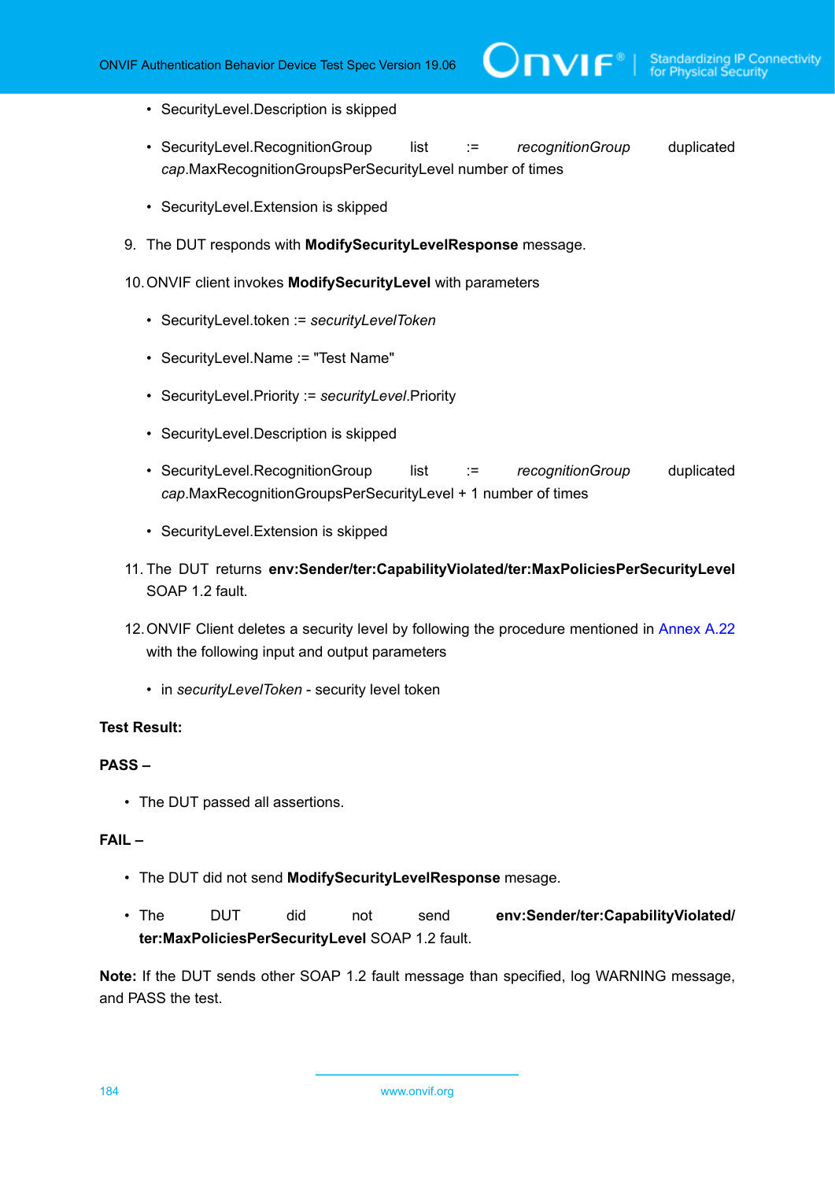- SecurityLevel.Description is skipped
- SecurityLevel.RecognitionGroup list := *recognitionGroup* duplicated *cap*.MaxRecognitionGroupsPerSecurityLevel number of times
- SecurityLevel.Extension is skipped

9. The DUT responds with **ModifySecurityLevelResponse** message.

10. ONVIF client invokes **ModifySecurityLevel** with parameters

    - SecurityLevel.token := *securityLevelToken*
    - SecurityLevel.Name := "Test Name"
    - SecurityLevel.Priority := *securityLevel*.Priority
    - SecurityLevel.Description is skipped
    - SecurityLevel.RecognitionGroup list := *recognitionGroup* duplicated *cap*.MaxRecognitionGroupsPerSecurityLevel + 1 number of times
    - SecurityLevel.Extension is skipped

11. The DUT returns **env:Sender/ter:CapabilityViolated/ter:MaxPoliciesPerSecurityLevel** SOAP 1.2 fault.

12. ONVIF Client deletes a security level by following the procedure mentioned in Annex A.22 with the following input and output parameters

    - in *securityLevelToken* - security level token

**Test Result:**

**PASS –**

- The DUT passed all assertions.

**FAIL –**

- The DUT did not send **ModifySecurityLevelResponse** mesage.
- The DUT did not send **env:Sender/ter:CapabilityViolated/ter:MaxPoliciesPerSecurityLevel** SOAP 1.2 fault.

**Note:** If the DUT sends other SOAP 1.2 fault message than specified, log WARNING message, and PASS the test.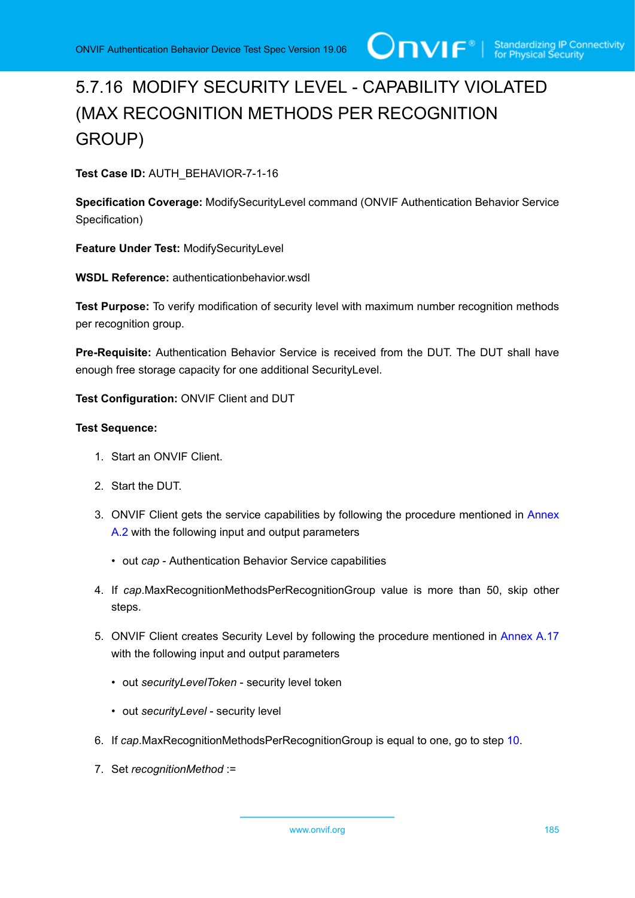## 5.7.16 MODIFY SECURITY LEVEL - CAPABILITY VIOLATED (MAX RECOGNITION METHODS PER RECOGNITION GROUP)

**Test Case ID:** AUTH_BEHAVIOR-7-1-16

**Specification Coverage:** ModifySecurityLevel command (ONVIF Authentication Behavior Service Specification)

**Feature Under Test:** ModifySecurityLevel

**WSDL Reference:** authenticationbehavior.wsdl

**Test Purpose:** To verify modification of security level with maximum number recognition methods per recognition group.

**Pre-Requisite:** Authentication Behavior Service is received from the DUT. The DUT shall have enough free storage capacity for one additional SecurityLevel.

**Test Configuration:** ONVIF Client and DUT

**Test Sequence:**

1. Start an ONVIF Client.
2. Start the DUT.
3. ONVIF Client gets the service capabilities by following the procedure mentioned in Annex A.2 with the following input and output parameters
   - out *cap* - Authentication Behavior Service capabilities
4. If *cap*.MaxRecognitionMethodsPerRecognitionGroup value is more than 50, skip other steps.
5. ONVIF Client creates Security Level by following the procedure mentioned in Annex A.17 with the following input and output parameters
   - out *securityLevelToken* - security level token
   - out *securityLevel* - security level
6. If *cap*.MaxRecognitionMethodsPerRecognitionGroup is equal to one, go to step 10.
7. Set *recognitionMethod* :=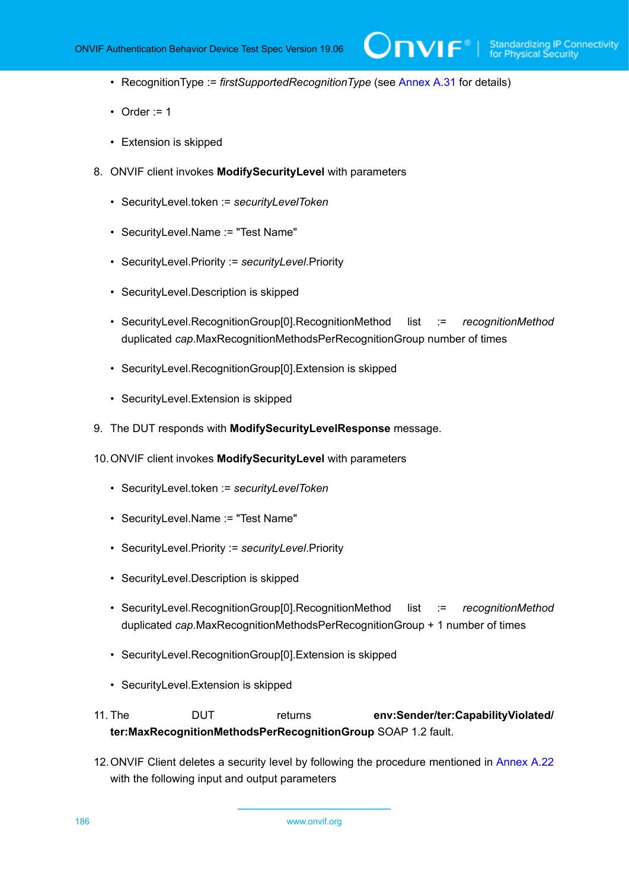- RecognitionType := *firstSupportedRecognitionType* (see Annex A.31 for details)
- Order := 1
- Extension is skipped

8. ONVIF client invokes **ModifySecurityLevel** with parameters

   - SecurityLevel.token := *securityLevelToken*
   - SecurityLevel.Name := "Test Name"
   - SecurityLevel.Priority := *securityLevel*.Priority
   - SecurityLevel.Description is skipped
   - SecurityLevel.RecognitionGroup[0].RecognitionMethod list := *recognitionMethod* duplicated *cap*.MaxRecognitionMethodsPerRecognitionGroup number of times
   - SecurityLevel.RecognitionGroup[0].Extension is skipped
   - SecurityLevel.Extension is skipped

9. The DUT responds with **ModifySecurityLevelResponse** message.

10. ONVIF client invokes **ModifySecurityLevel** with parameters

    - SecurityLevel.token := *securityLevelToken*
    - SecurityLevel.Name := "Test Name"
    - SecurityLevel.Priority := *securityLevel*.Priority
    - SecurityLevel.Description is skipped
    - SecurityLevel.RecognitionGroup[0].RecognitionMethod list := *recognitionMethod* duplicated *cap*.MaxRecognitionMethodsPerRecognitionGroup + 1 number of times
    - SecurityLevel.RecognitionGroup[0].Extension is skipped
    - SecurityLevel.Extension is skipped

11. The DUT returns **env:Sender/ter:CapabilityViolated/ ter:MaxRecognitionMethodsPerRecognitionGroup** SOAP 1.2 fault.

12. ONVIF Client deletes a security level by following the procedure mentioned in Annex A.22 with the following input and output parameters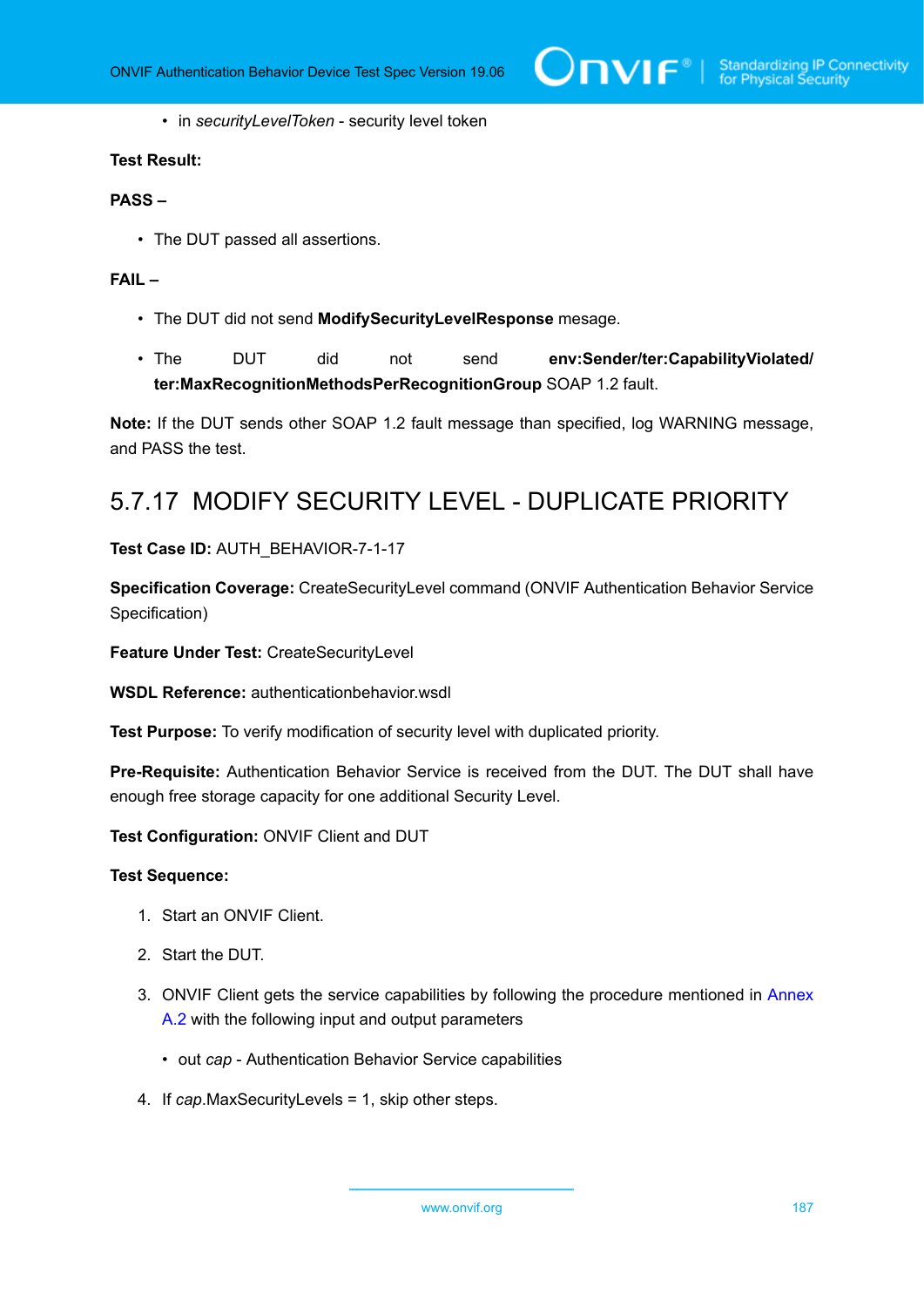- in *securityLevelToken* - security level token

**Test Result:**

**PASS –**

- The DUT passed all assertions.

**FAIL –**

- The DUT did not send **ModifySecurityLevelResponse** mesage.
- The DUT did not send **env:Sender/ter:CapabilityViolated/ter:MaxRecognitionMethodsPerRecognitionGroup** SOAP 1.2 fault.

**Note:** If the DUT sends other SOAP 1.2 fault message than specified, log WARNING message, and PASS the test.

### 5.7.17 MODIFY SECURITY LEVEL - DUPLICATE PRIORITY

**Test Case ID:** AUTH_BEHAVIOR-7-1-17

**Specification Coverage:** CreateSecurityLevel command (ONVIF Authentication Behavior Service Specification)

**Feature Under Test:** CreateSecurityLevel

**WSDL Reference:** authenticationbehavior.wsdl

**Test Purpose:** To verify modification of security level with duplicated priority.

**Pre-Requisite:** Authentication Behavior Service is received from the DUT. The DUT shall have enough free storage capacity for one additional Security Level.

**Test Configuration:** ONVIF Client and DUT

**Test Sequence:**

1. Start an ONVIF Client.
2. Start the DUT.
3. ONVIF Client gets the service capabilities by following the procedure mentioned in Annex A.2 with the following input and output parameters
   - out *cap* - Authentication Behavior Service capabilities
4. If *cap*.MaxSecurityLevels = 1, skip other steps.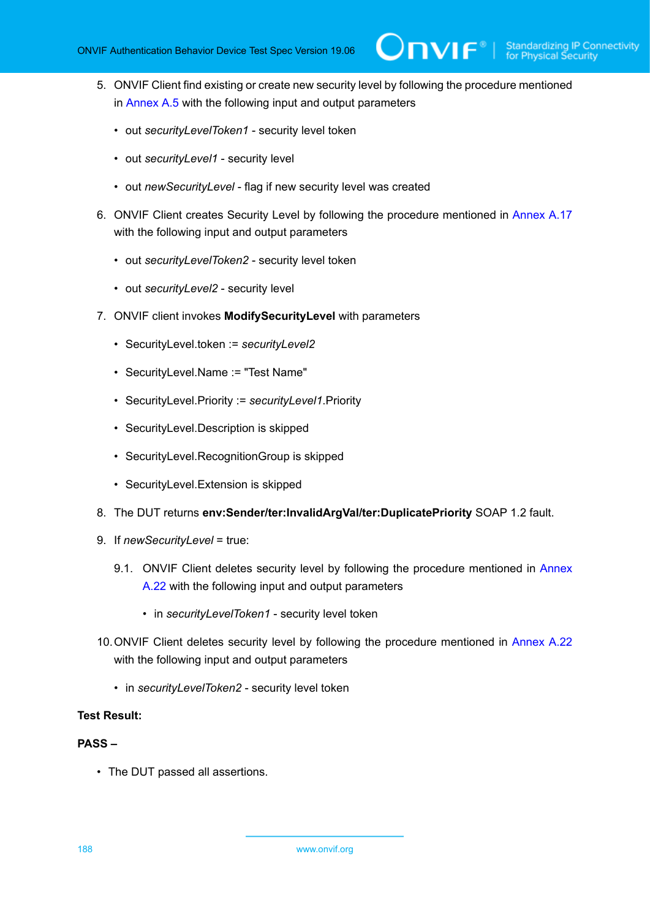5. ONVIF Client find existing or create new security level by following the procedure mentioned in Annex A.5 with the following input and output parameters

   - out *securityLevelToken1* - security level token
   - out *securityLevel1* - security level
   - out *newSecurityLevel* - flag if new security level was created

6. ONVIF Client creates Security Level by following the procedure mentioned in Annex A.17 with the following input and output parameters

   - out *securityLevelToken2* - security level token
   - out *securityLevel2* - security level

7. ONVIF client invokes **ModifySecurityLevel** with parameters

   - SecurityLevel.token := *securityLevel2*
   - SecurityLevel.Name := "Test Name"
   - SecurityLevel.Priority := *securityLevel1*.Priority
   - SecurityLevel.Description is skipped
   - SecurityLevel.RecognitionGroup is skipped
   - SecurityLevel.Extension is skipped

8. The DUT returns **env:Sender/ter:InvalidArgVal/ter:DuplicatePriority** SOAP 1.2 fault.

9. If *newSecurityLevel* = true:

   9.1. ONVIF Client deletes security level by following the procedure mentioned in Annex A.22 with the following input and output parameters

   - in *securityLevelToken1* - security level token

10. ONVIF Client deletes security level by following the procedure mentioned in Annex A.22 with the following input and output parameters

    - in *securityLevelToken2* - security level token

**Test Result:**

**PASS –**

- The DUT passed all assertions.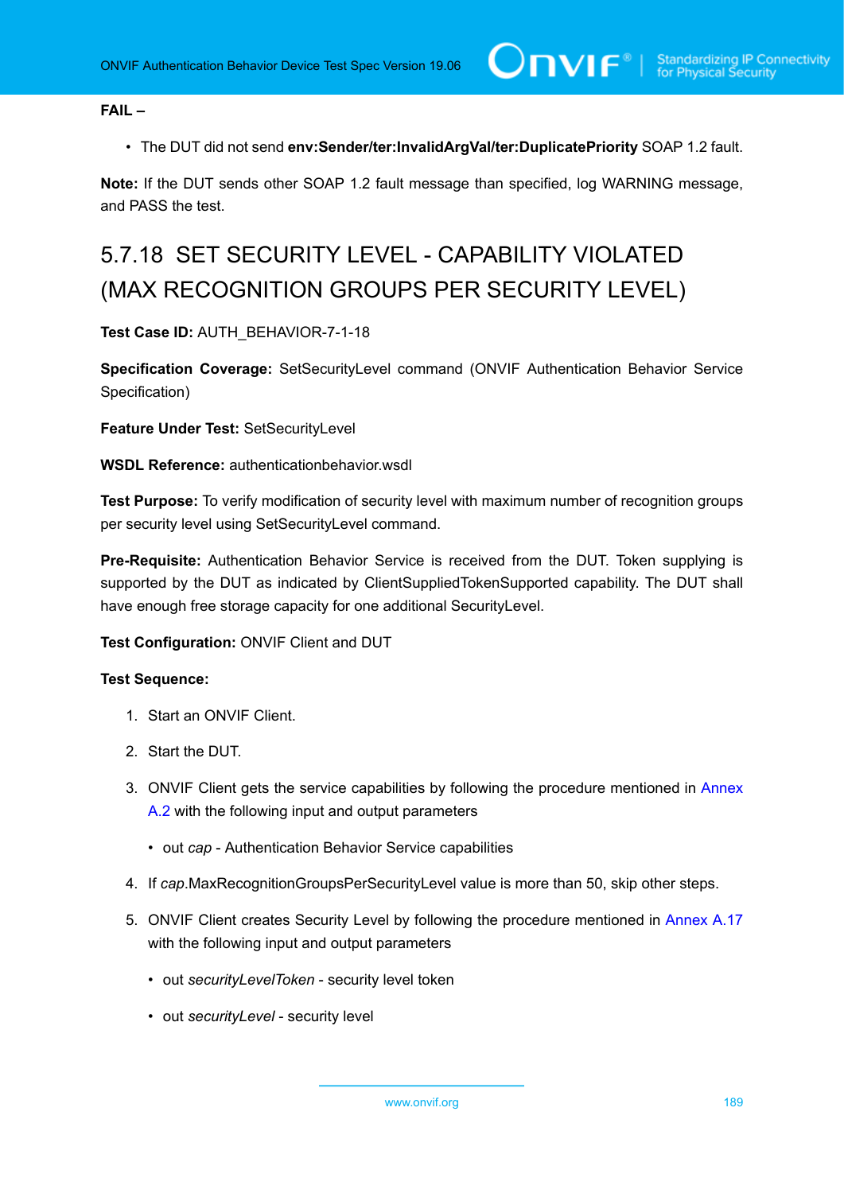**FAIL –**

- The DUT did not send **env:Sender/ter:InvalidArgVal/ter:DuplicatePriority** SOAP 1.2 fault.

**Note:** If the DUT sends other SOAP 1.2 fault message than specified, log WARNING message, and PASS the test.

## 5.7.18 SET SECURITY LEVEL - CAPABILITY VIOLATED (MAX RECOGNITION GROUPS PER SECURITY LEVEL)

**Test Case ID:** AUTH_BEHAVIOR-7-1-18

**Specification Coverage:** SetSecurityLevel command (ONVIF Authentication Behavior Service Specification)

**Feature Under Test:** SetSecurityLevel

**WSDL Reference:** authenticationbehavior.wsdl

**Test Purpose:** To verify modification of security level with maximum number of recognition groups per security level using SetSecurityLevel command.

**Pre-Requisite:** Authentication Behavior Service is received from the DUT. Token supplying is supported by the DUT as indicated by ClientSuppliedTokenSupported capability. The DUT shall have enough free storage capacity for one additional SecurityLevel.

**Test Configuration:** ONVIF Client and DUT

**Test Sequence:**

1. Start an ONVIF Client.
2. Start the DUT.
3. ONVIF Client gets the service capabilities by following the procedure mentioned in Annex A.2 with the following input and output parameters
   - out *cap* - Authentication Behavior Service capabilities
4. If *cap*.MaxRecognitionGroupsPerSecurityLevel value is more than 50, skip other steps.
5. ONVIF Client creates Security Level by following the procedure mentioned in Annex A.17 with the following input and output parameters
   - out *securityLevelToken* - security level token
   - out *securityLevel* - security level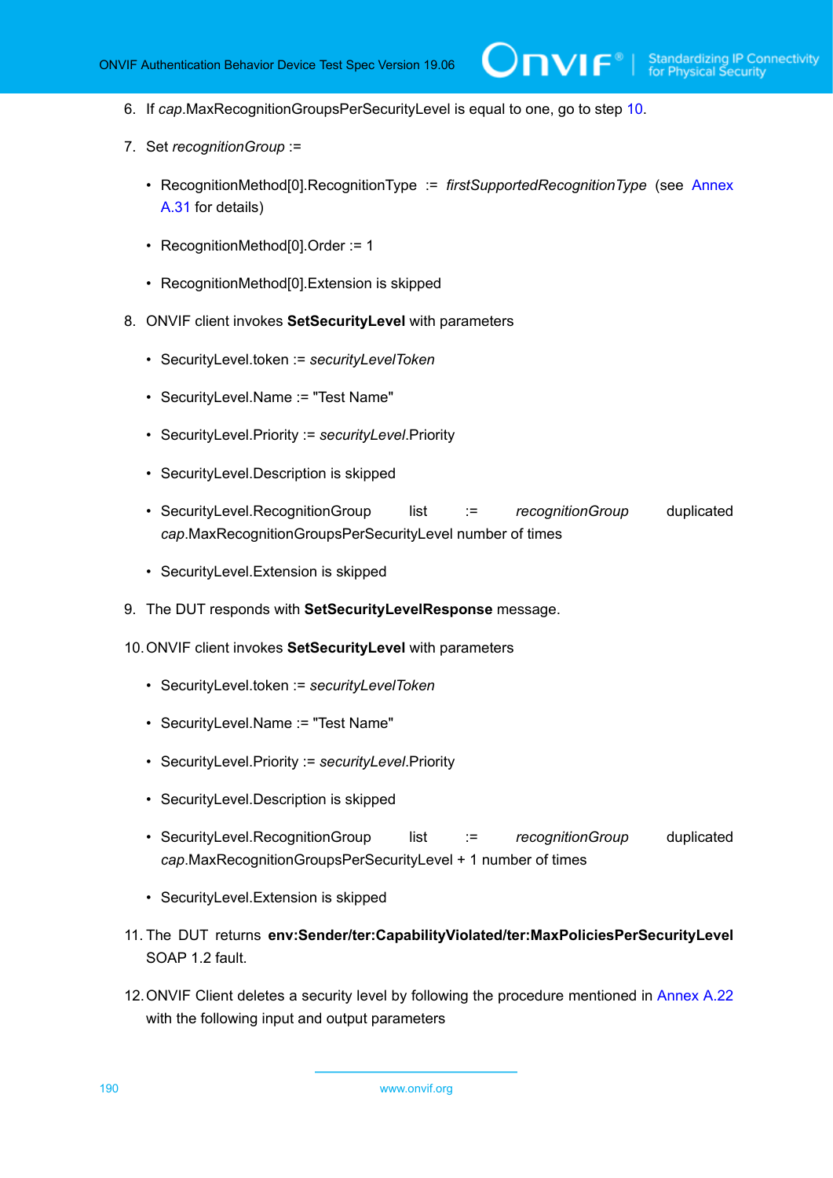6. If *cap*.MaxRecognitionGroupsPerSecurityLevel is equal to one, go to step 10.

7. Set *recognitionGroup* :=

   - RecognitionMethod[0].RecognitionType := *firstSupportedRecognitionType* (see Annex A.31 for details)

   - RecognitionMethod[0].Order := 1

   - RecognitionMethod[0].Extension is skipped

8. ONVIF client invokes **SetSecurityLevel** with parameters

   - SecurityLevel.token := *securityLevelToken*

   - SecurityLevel.Name := "Test Name"

   - SecurityLevel.Priority := *securityLevel*.Priority

   - SecurityLevel.Description is skipped

   - SecurityLevel.RecognitionGroup list := *recognitionGroup* duplicated *cap*.MaxRecognitionGroupsPerSecurityLevel number of times

   - SecurityLevel.Extension is skipped

9. The DUT responds with **SetSecurityLevelResponse** message.

10. ONVIF client invokes **SetSecurityLevel** with parameters

    - SecurityLevel.token := *securityLevelToken*

    - SecurityLevel.Name := "Test Name"

    - SecurityLevel.Priority := *securityLevel*.Priority

    - SecurityLevel.Description is skipped

    - SecurityLevel.RecognitionGroup list := *recognitionGroup* duplicated *cap*.MaxRecognitionGroupsPerSecurityLevel + 1 number of times

    - SecurityLevel.Extension is skipped

11. The DUT returns **env:Sender/ter:CapabilityViolated/ter:MaxPoliciesPerSecurityLevel** SOAP 1.2 fault.

12. ONVIF Client deletes a security level by following the procedure mentioned in Annex A.22 with the following input and output parameters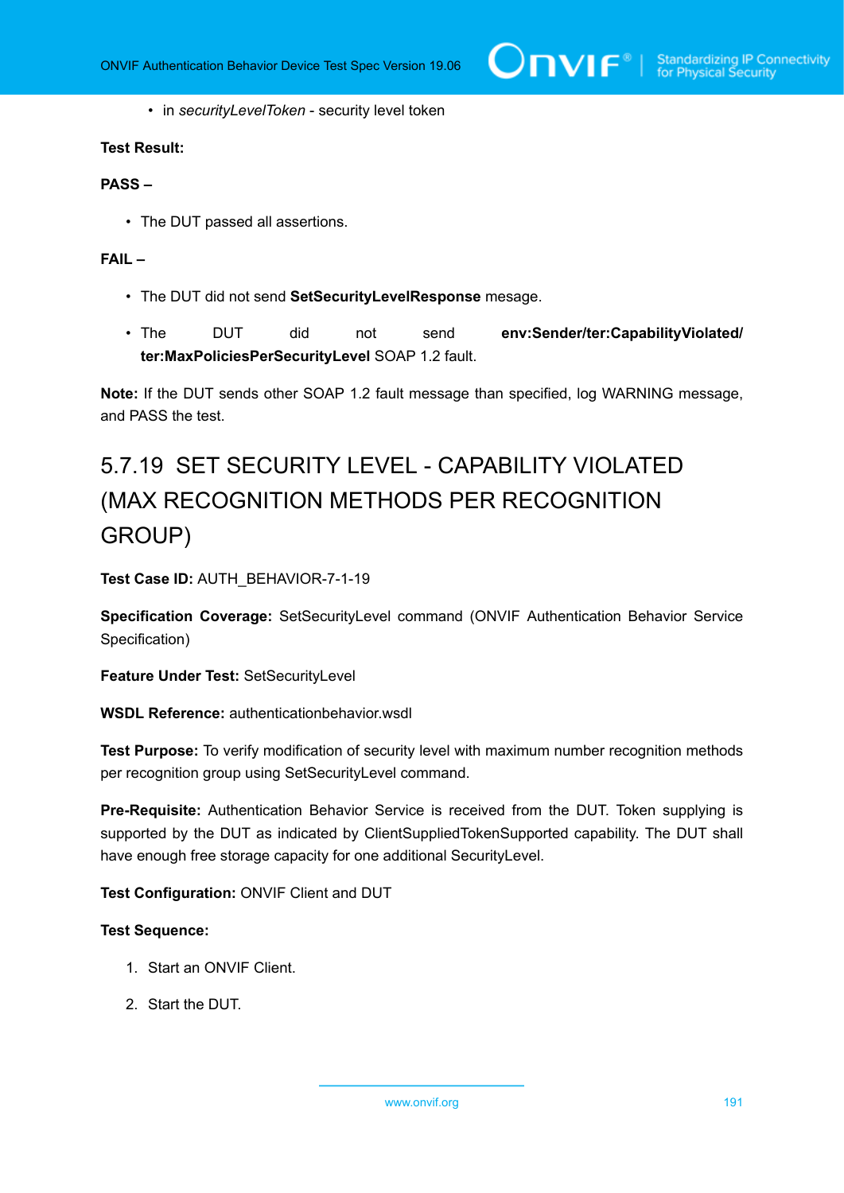- in *securityLevelToken* - security level token

**Test Result:**

**PASS –**

- The DUT passed all assertions.

**FAIL –**

- The DUT did not send **SetSecurityLevelResponse** mesage.
- The DUT did not send **env:Sender/ter:CapabilityViolated/ ter:MaxPoliciesPerSecurityLevel** SOAP 1.2 fault.

**Note:** If the DUT sends other SOAP 1.2 fault message than specified, log WARNING message, and PASS the test.

## 5.7.19 SET SECURITY LEVEL - CAPABILITY VIOLATED (MAX RECOGNITION METHODS PER RECOGNITION GROUP)

**Test Case ID:** AUTH_BEHAVIOR-7-1-19

**Specification Coverage:** SetSecurityLevel command (ONVIF Authentication Behavior Service Specification)

**Feature Under Test:** SetSecurityLevel

**WSDL Reference:** authenticationbehavior.wsdl

**Test Purpose:** To verify modification of security level with maximum number recognition methods per recognition group using SetSecurityLevel command.

**Pre-Requisite:** Authentication Behavior Service is received from the DUT. Token supplying is supported by the DUT as indicated by ClientSuppliedTokenSupported capability. The DUT shall have enough free storage capacity for one additional SecurityLevel.

**Test Configuration:** ONVIF Client and DUT

**Test Sequence:**

1. Start an ONVIF Client.
2. Start the DUT.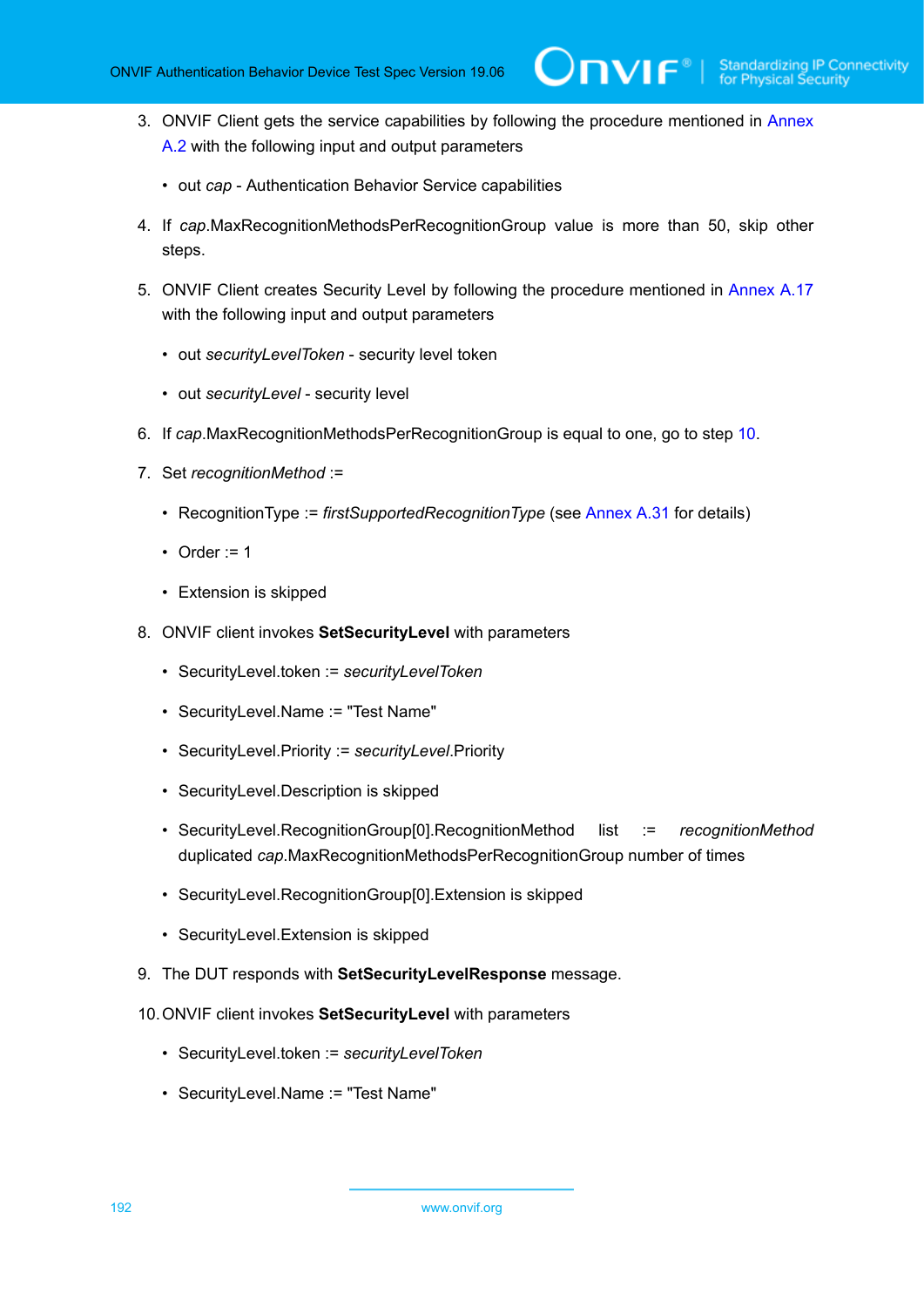3. ONVIF Client gets the service capabilities by following the procedure mentioned in Annex A.2 with the following input and output parameters

   - out *cap* - Authentication Behavior Service capabilities

4. If *cap*.MaxRecognitionMethodsPerRecognitionGroup value is more than 50, skip other steps.

5. ONVIF Client creates Security Level by following the procedure mentioned in Annex A.17 with the following input and output parameters

   - out *securityLevelToken* - security level token
   - out *securityLevel* - security level

6. If *cap*.MaxRecognitionMethodsPerRecognitionGroup is equal to one, go to step 10.

7. Set *recognitionMethod* :=

   - RecognitionType := *firstSupportedRecognitionType* (see Annex A.31 for details)
   - Order := 1
   - Extension is skipped

8. ONVIF client invokes **SetSecurityLevel** with parameters

   - SecurityLevel.token := *securityLevelToken*
   - SecurityLevel.Name := "Test Name"
   - SecurityLevel.Priority := *securityLevel*.Priority
   - SecurityLevel.Description is skipped
   - SecurityLevel.RecognitionGroup[0].RecognitionMethod list := *recognitionMethod* duplicated *cap*.MaxRecognitionMethodsPerRecognitionGroup number of times
   - SecurityLevel.RecognitionGroup[0].Extension is skipped
   - SecurityLevel.Extension is skipped

9. The DUT responds with **SetSecurityLevelResponse** message.

10. ONVIF client invokes **SetSecurityLevel** with parameters

    - SecurityLevel.token := *securityLevelToken*
    - SecurityLevel.Name := "Test Name"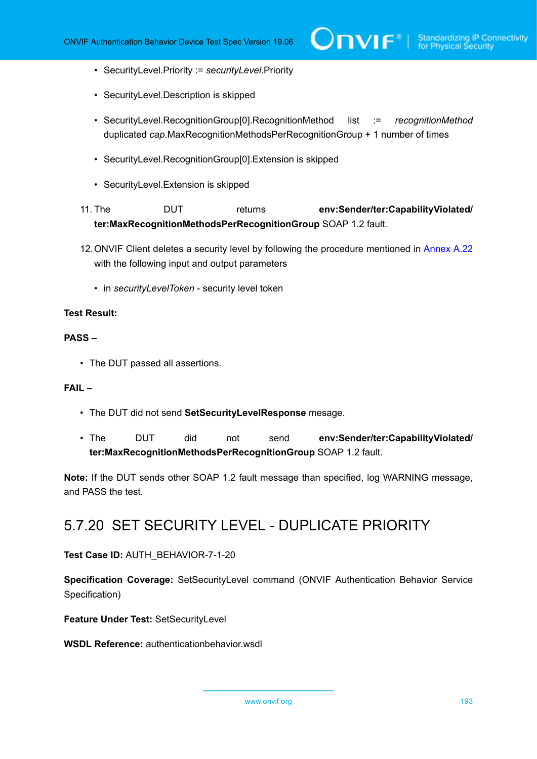- SecurityLevel.Priority := *securityLevel*.Priority
- SecurityLevel.Description is skipped
- SecurityLevel.RecognitionGroup[0].RecognitionMethod list := *recognitionMethod* duplicated *cap*.MaxRecognitionMethodsPerRecognitionGroup + 1 number of times
- SecurityLevel.RecognitionGroup[0].Extension is skipped
- SecurityLevel.Extension is skipped

11. The DUT returns **env:Sender/ter:CapabilityViolated/ ter:MaxRecognitionMethodsPerRecognitionGroup** SOAP 1.2 fault.

12. ONVIF Client deletes a security level by following the procedure mentioned in Annex A.22 with the following input and output parameters

    - in *securityLevelToken* - security level token

**Test Result:**

**PASS –**

- The DUT passed all assertions.

**FAIL –**

- The DUT did not send **SetSecurityLevelResponse** mesage.
- The DUT did not send **env:Sender/ter:CapabilityViolated/ ter:MaxRecognitionMethodsPerRecognitionGroup** SOAP 1.2 fault.

**Note:** If the DUT sends other SOAP 1.2 fault message than specified, log WARNING message, and PASS the test.

## 5.7.20 SET SECURITY LEVEL - DUPLICATE PRIORITY

**Test Case ID:** AUTH_BEHAVIOR-7-1-20

**Specification Coverage:** SetSecurityLevel command (ONVIF Authentication Behavior Service Specification)

**Feature Under Test:** SetSecurityLevel

**WSDL Reference:** authenticationbehavior.wsdl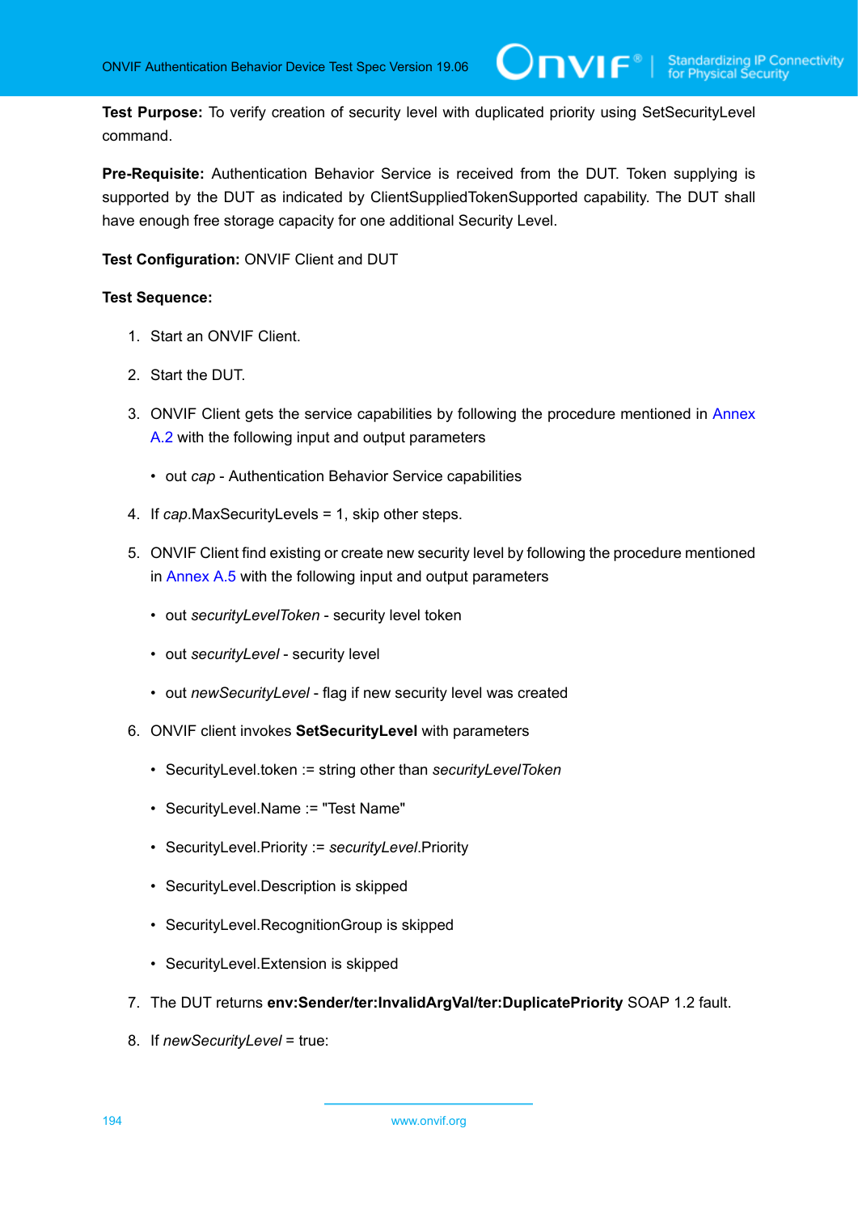**Test Purpose:** To verify creation of security level with duplicated priority using SetSecurityLevel command.

**Pre-Requisite:** Authentication Behavior Service is received from the DUT. Token supplying is supported by the DUT as indicated by ClientSuppliedTokenSupported capability. The DUT shall have enough free storage capacity for one additional Security Level.

**Test Configuration:** ONVIF Client and DUT

**Test Sequence:**

1. Start an ONVIF Client.
2. Start the DUT.
3. ONVIF Client gets the service capabilities by following the procedure mentioned in Annex A.2 with the following input and output parameters
   - out *cap* - Authentication Behavior Service capabilities
4. If *cap*.MaxSecurityLevels = 1, skip other steps.
5. ONVIF Client find existing or create new security level by following the procedure mentioned in Annex A.5 with the following input and output parameters
   - out *securityLevelToken* - security level token
   - out *securityLevel* - security level
   - out *newSecurityLevel* - flag if new security level was created
6. ONVIF client invokes **SetSecurityLevel** with parameters
   - SecurityLevel.token := string other than *securityLevelToken*
   - SecurityLevel.Name := "Test Name"
   - SecurityLevel.Priority := *securityLevel*.Priority
   - SecurityLevel.Description is skipped
   - SecurityLevel.RecognitionGroup is skipped
   - SecurityLevel.Extension is skipped
7. The DUT returns **env:Sender/ter:InvalidArgVal/ter:DuplicatePriority** SOAP 1.2 fault.
8. If *newSecurityLevel* = true: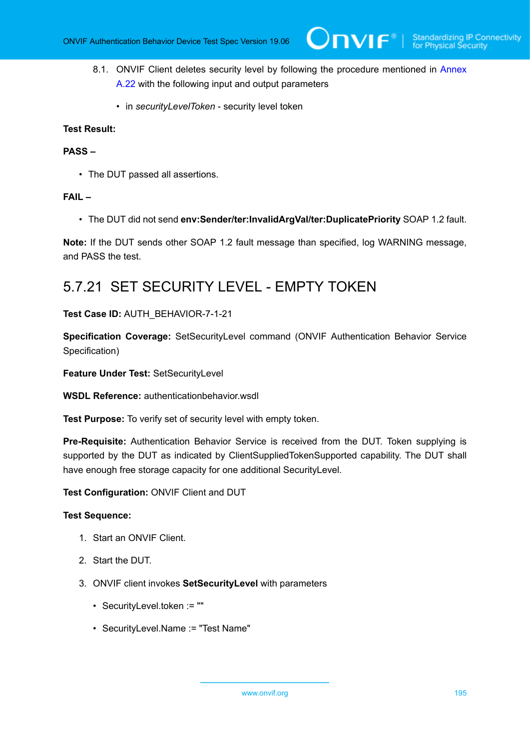8.1. ONVIF Client deletes security level by following the procedure mentioned in Annex A.22 with the following input and output parameters

- in *securityLevelToken* - security level token

**Test Result:**

**PASS –**

- The DUT passed all assertions.

**FAIL –**

- The DUT did not send **env:Sender/ter:InvalidArgVal/ter:DuplicatePriority** SOAP 1.2 fault.

**Note:** If the DUT sends other SOAP 1.2 fault message than specified, log WARNING message, and PASS the test.

## 5.7.21 SET SECURITY LEVEL - EMPTY TOKEN

**Test Case ID:** AUTH_BEHAVIOR-7-1-21

**Specification Coverage:** SetSecurityLevel command (ONVIF Authentication Behavior Service Specification)

**Feature Under Test:** SetSecurityLevel

**WSDL Reference:** authenticationbehavior.wsdl

**Test Purpose:** To verify set of security level with empty token.

**Pre-Requisite:** Authentication Behavior Service is received from the DUT. Token supplying is supported by the DUT as indicated by ClientSuppliedTokenSupported capability. The DUT shall have enough free storage capacity for one additional SecurityLevel.

**Test Configuration:** ONVIF Client and DUT

**Test Sequence:**

1. Start an ONVIF Client.
2. Start the DUT.
3. ONVIF client invokes **SetSecurityLevel** with parameters
   - SecurityLevel.token := ""
   - SecurityLevel.Name := "Test Name"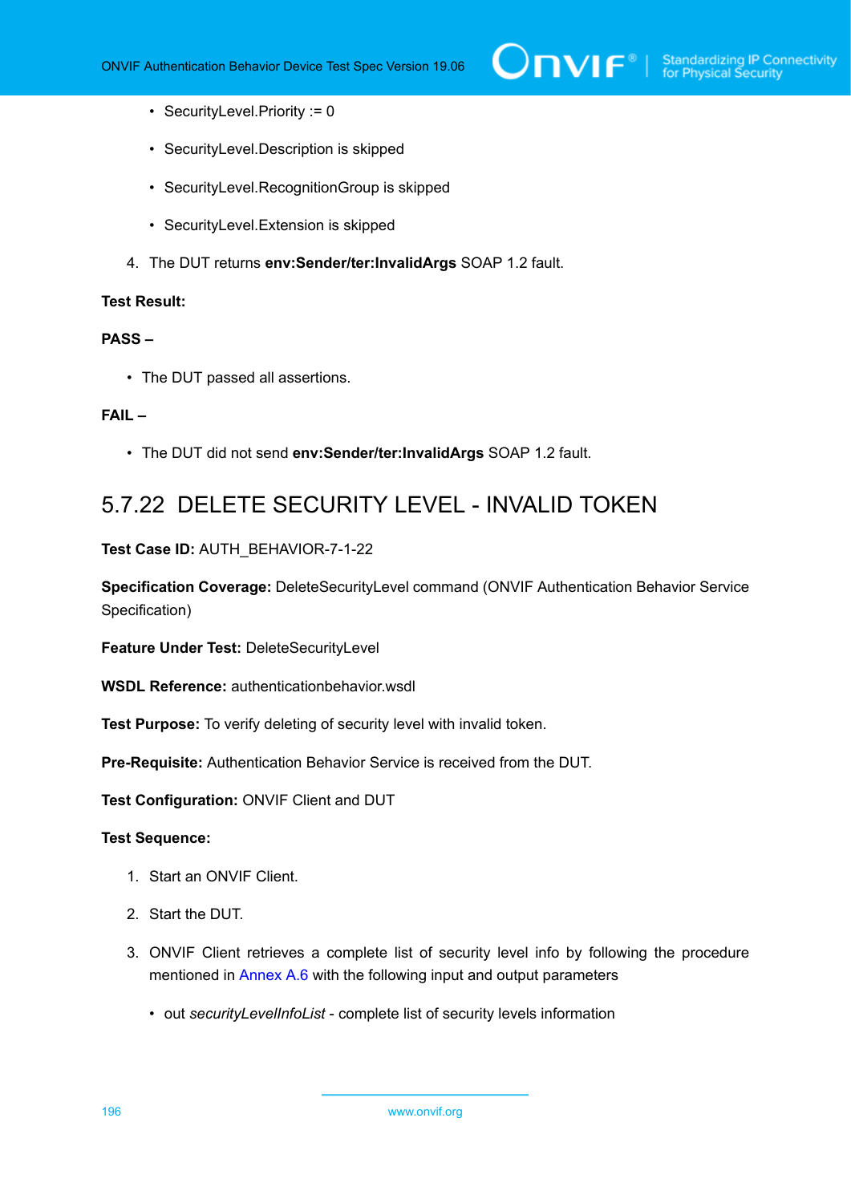- SecurityLevel.Priority := 0
    - SecurityLevel.Description is skipped
    - SecurityLevel.RecognitionGroup is skipped
    - SecurityLevel.Extension is skipped

4. The DUT returns **env:Sender/ter:InvalidArgs** SOAP 1.2 fault.

**Test Result:**

**PASS –**

- The DUT passed all assertions.

**FAIL –**

- The DUT did not send **env:Sender/ter:InvalidArgs** SOAP 1.2 fault.

## 5.7.22 DELETE SECURITY LEVEL - INVALID TOKEN

**Test Case ID:** AUTH_BEHAVIOR-7-1-22

**Specification Coverage:** DeleteSecurityLevel command (ONVIF Authentication Behavior Service Specification)

**Feature Under Test:** DeleteSecurityLevel

**WSDL Reference:** authenticationbehavior.wsdl

**Test Purpose:** To verify deleting of security level with invalid token.

**Pre-Requisite:** Authentication Behavior Service is received from the DUT.

**Test Configuration:** ONVIF Client and DUT

**Test Sequence:**

1. Start an ONVIF Client.
2. Start the DUT.
3. ONVIF Client retrieves a complete list of security level info by following the procedure mentioned in Annex A.6 with the following input and output parameters
    - out *securityLevelInfoList* - complete list of security levels information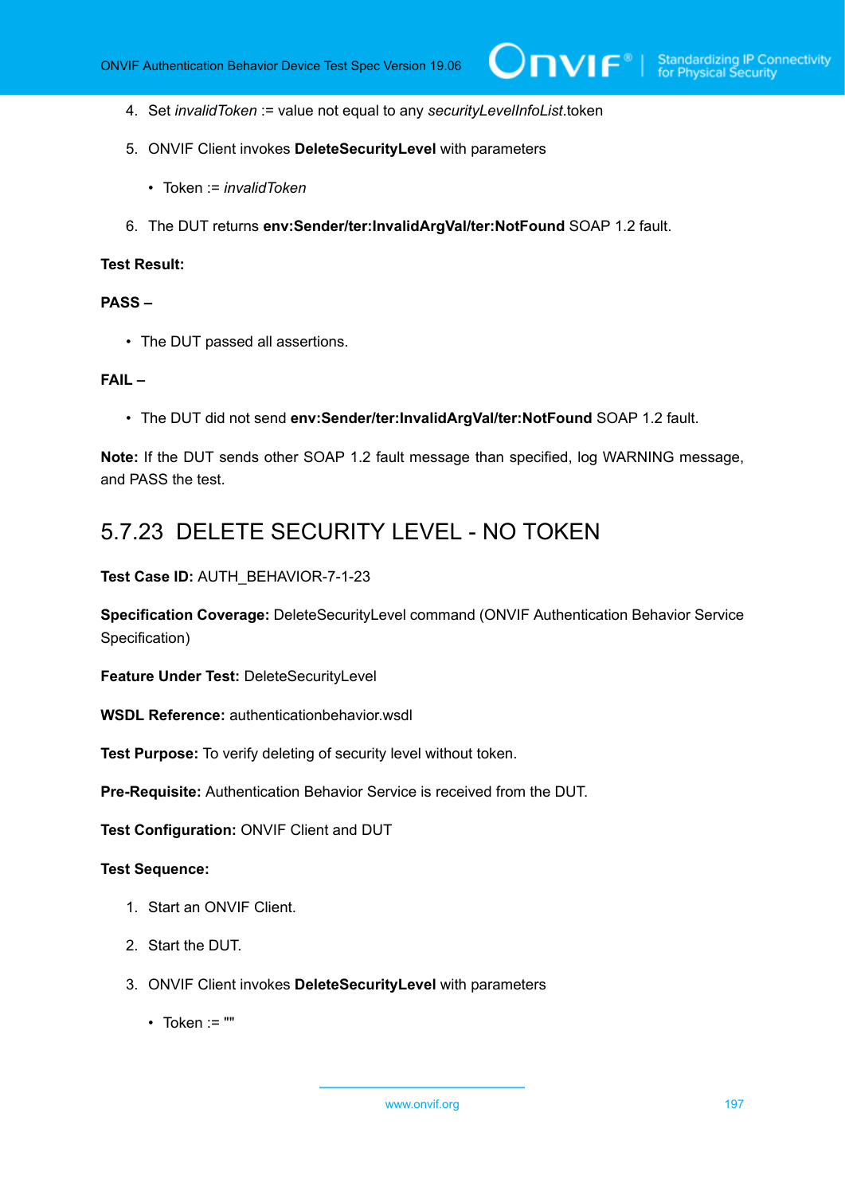4. Set *invalidToken* := value not equal to any *securityLevelInfoList*.token

5. ONVIF Client invokes **DeleteSecurityLevel** with parameters

   - Token := *invalidToken*

6. The DUT returns **env:Sender/ter:InvalidArgVal/ter:NotFound** SOAP 1.2 fault.

**Test Result:**

**PASS –**

- The DUT passed all assertions.

**FAIL –**

- The DUT did not send **env:Sender/ter:InvalidArgVal/ter:NotFound** SOAP 1.2 fault.

**Note:** If the DUT sends other SOAP 1.2 fault message than specified, log WARNING message, and PASS the test.

## 5.7.23 DELETE SECURITY LEVEL - NO TOKEN

**Test Case ID:** AUTH_BEHAVIOR-7-1-23

**Specification Coverage:** DeleteSecurityLevel command (ONVIF Authentication Behavior Service Specification)

**Feature Under Test:** DeleteSecurityLevel

**WSDL Reference:** authenticationbehavior.wsdl

**Test Purpose:** To verify deleting of security level without token.

**Pre-Requisite:** Authentication Behavior Service is received from the DUT.

**Test Configuration:** ONVIF Client and DUT

**Test Sequence:**

1. Start an ONVIF Client.

2. Start the DUT.

3. ONVIF Client invokes **DeleteSecurityLevel** with parameters

   - Token := ""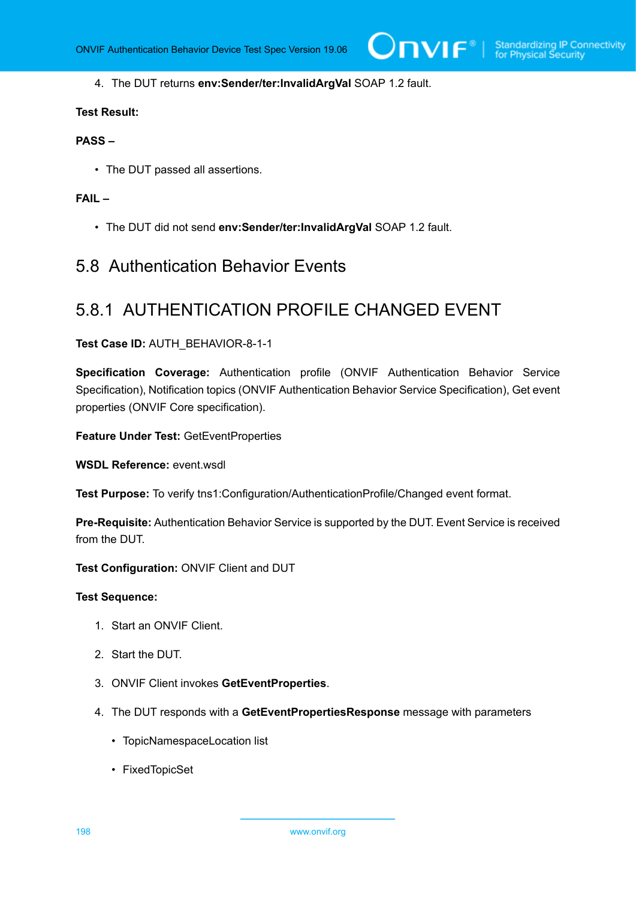4. The DUT returns **env:Sender/ter:InvalidArgVal** SOAP 1.2 fault.

**Test Result:**

**PASS –**

- The DUT passed all assertions.

**FAIL –**

- The DUT did not send **env:Sender/ter:InvalidArgVal** SOAP 1.2 fault.

## 5.8 Authentication Behavior Events

### 5.8.1 AUTHENTICATION PROFILE CHANGED EVENT

**Test Case ID:** AUTH_BEHAVIOR-8-1-1

**Specification Coverage:** Authentication profile (ONVIF Authentication Behavior Service Specification), Notification topics (ONVIF Authentication Behavior Service Specification), Get event properties (ONVIF Core specification).

**Feature Under Test:** GetEventProperties

**WSDL Reference:** event.wsdl

**Test Purpose:** To verify tns1:Configuration/AuthenticationProfile/Changed event format.

**Pre-Requisite:** Authentication Behavior Service is supported by the DUT. Event Service is received from the DUT.

**Test Configuration:** ONVIF Client and DUT

**Test Sequence:**

1. Start an ONVIF Client.
2. Start the DUT.
3. ONVIF Client invokes **GetEventProperties**.
4. The DUT responds with a **GetEventPropertiesResponse** message with parameters
   - TopicNamespaceLocation list
   - FixedTopicSet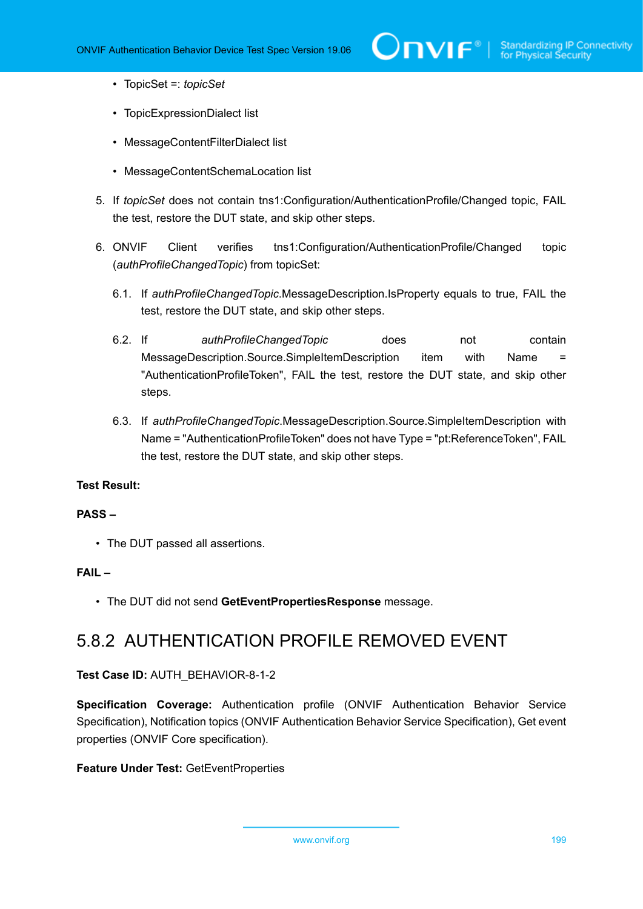- TopicSet =: *topicSet*
- TopicExpressionDialect list
- MessageContentFilterDialect list
- MessageContentSchemaLocation list

5. If *topicSet* does not contain tns1:Configuration/AuthenticationProfile/Changed topic, FAIL the test, restore the DUT state, and skip other steps.

6. ONVIF Client verifies tns1:Configuration/AuthenticationProfile/Changed topic (*authProfileChangedTopic*) from topicSet:

   6.1. If *authProfileChangedTopic*.MessageDescription.IsProperty equals to true, FAIL the test, restore the DUT state, and skip other steps.

   6.2. If *authProfileChangedTopic* does not contain MessageDescription.Source.SimpleItemDescription item with Name = "AuthenticationProfileToken", FAIL the test, restore the DUT state, and skip other steps.

   6.3. If *authProfileChangedTopic*.MessageDescription.Source.SimpleItemDescription with Name = "AuthenticationProfileToken" does not have Type = "pt:ReferenceToken", FAIL the test, restore the DUT state, and skip other steps.

**Test Result:**

**PASS –**

- The DUT passed all assertions.

**FAIL –**

- The DUT did not send **GetEventPropertiesResponse** message.

## 5.8.2 AUTHENTICATION PROFILE REMOVED EVENT

**Test Case ID:** AUTH_BEHAVIOR-8-1-2

**Specification Coverage:** Authentication profile (ONVIF Authentication Behavior Service Specification), Notification topics (ONVIF Authentication Behavior Service Specification), Get event properties (ONVIF Core specification).

**Feature Under Test:** GetEventProperties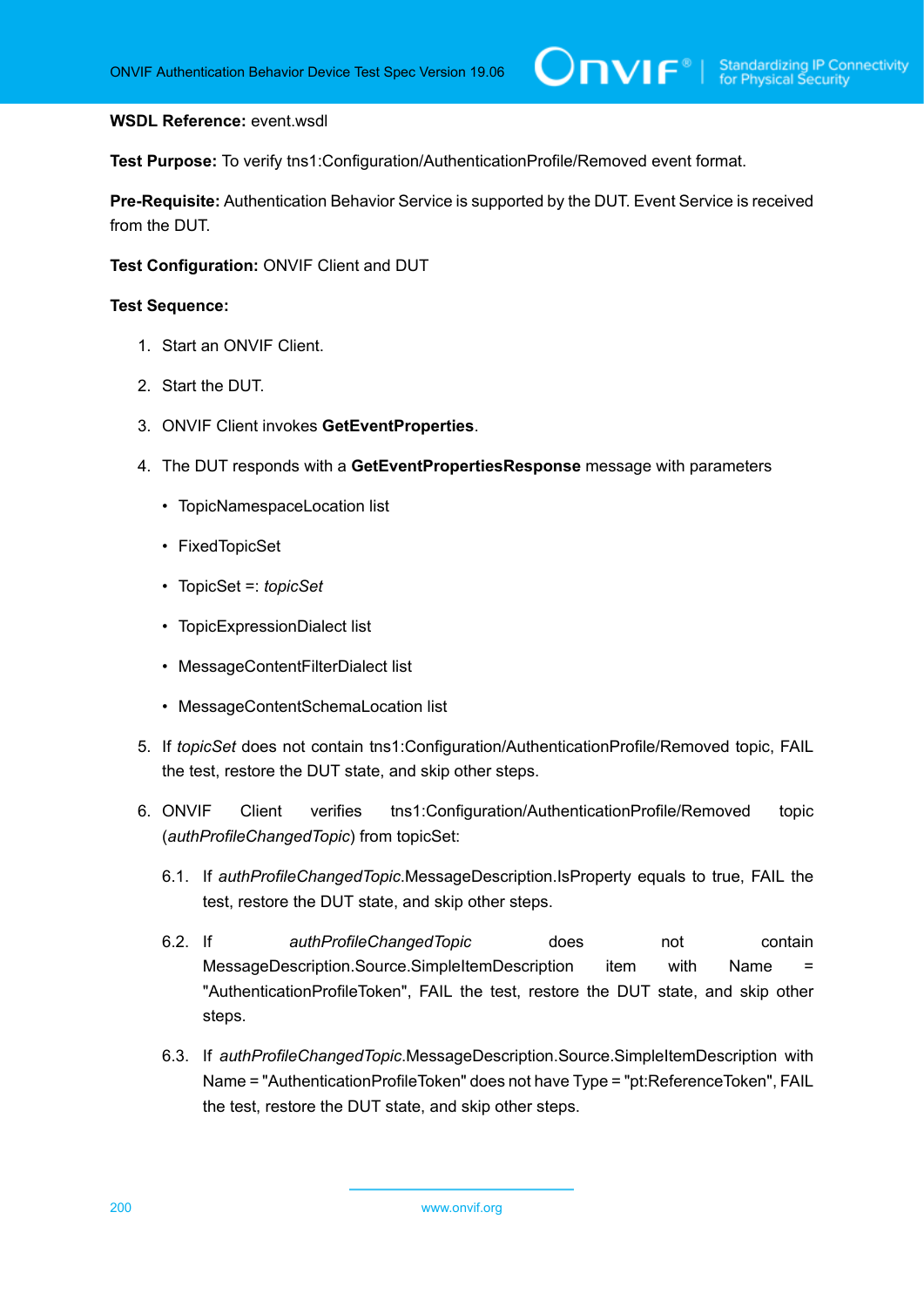**WSDL Reference:** event.wsdl

**Test Purpose:** To verify tns1:Configuration/AuthenticationProfile/Removed event format.

**Pre-Requisite:** Authentication Behavior Service is supported by the DUT. Event Service is received from the DUT.

**Test Configuration:** ONVIF Client and DUT

**Test Sequence:**

1. Start an ONVIF Client.
2. Start the DUT.
3. ONVIF Client invokes **GetEventProperties**.
4. The DUT responds with a **GetEventPropertiesResponse** message with parameters
   - TopicNamespaceLocation list
   - FixedTopicSet
   - TopicSet =: *topicSet*
   - TopicExpressionDialect list
   - MessageContentFilterDialect list
   - MessageContentSchemaLocation list
5. If *topicSet* does not contain tns1:Configuration/AuthenticationProfile/Removed topic, FAIL the test, restore the DUT state, and skip other steps.
6. ONVIF Client verifies tns1:Configuration/AuthenticationProfile/Removed topic (*authProfileChangedTopic*) from topicSet:

   6.1. If *authProfileChangedTopic*.MessageDescription.IsProperty equals to true, FAIL the test, restore the DUT state, and skip other steps.

   6.2. If *authProfileChangedTopic* does not contain MessageDescription.Source.SimpleItemDescription item with Name = "AuthenticationProfileToken", FAIL the test, restore the DUT state, and skip other steps.

   6.3. If *authProfileChangedTopic*.MessageDescription.Source.SimpleItemDescription with Name = "AuthenticationProfileToken" does not have Type = "pt:ReferenceToken", FAIL the test, restore the DUT state, and skip other steps.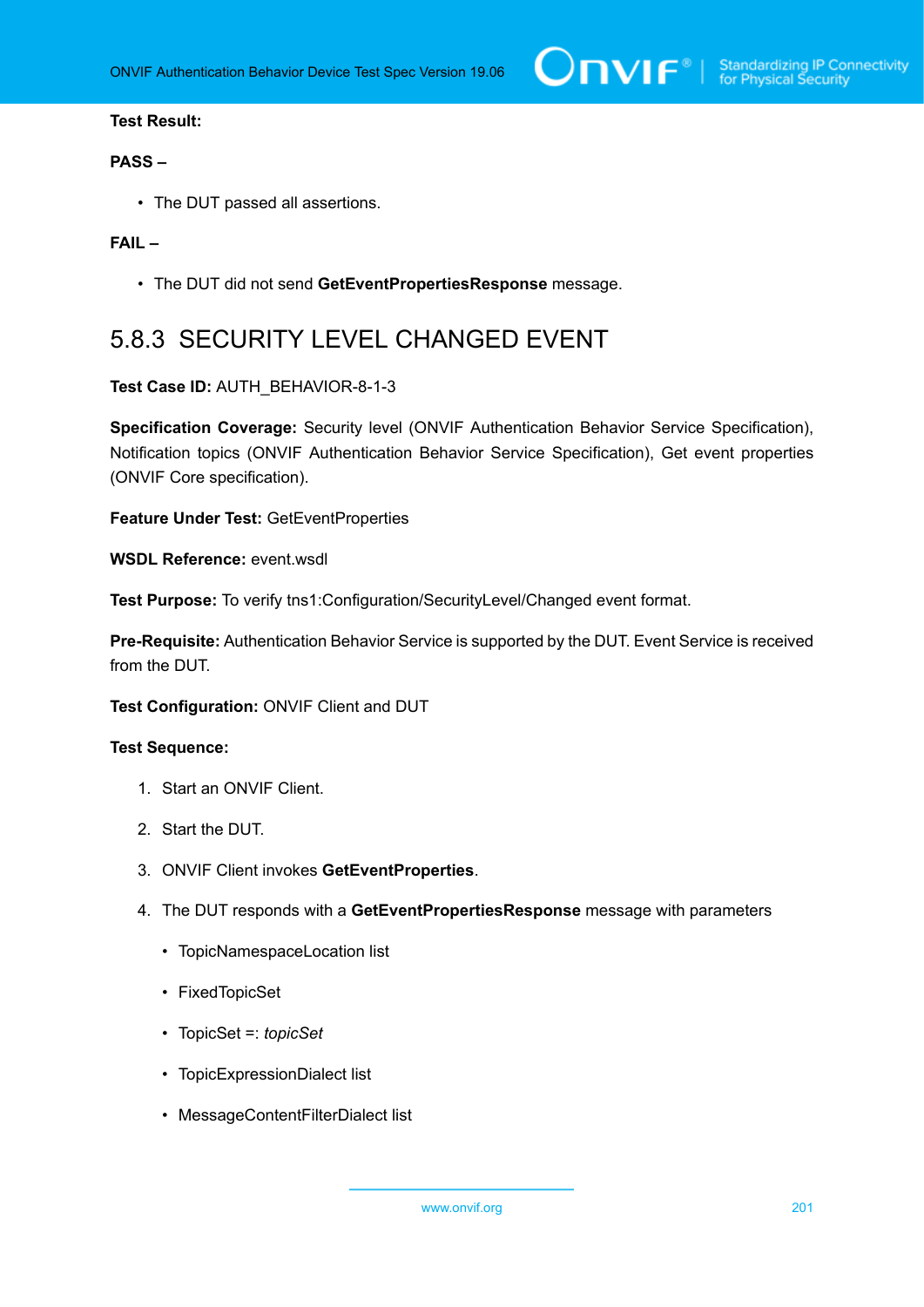**Test Result:**

**PASS –**

- The DUT passed all assertions.

**FAIL –**

- The DUT did not send **GetEventPropertiesResponse** message.

## 5.8.3 SECURITY LEVEL CHANGED EVENT

**Test Case ID:** AUTH_BEHAVIOR-8-1-3

**Specification Coverage:** Security level (ONVIF Authentication Behavior Service Specification), Notification topics (ONVIF Authentication Behavior Service Specification), Get event properties (ONVIF Core specification).

**Feature Under Test:** GetEventProperties

**WSDL Reference:** event.wsdl

**Test Purpose:** To verify tns1:Configuration/SecurityLevel/Changed event format.

**Pre-Requisite:** Authentication Behavior Service is supported by the DUT. Event Service is received from the DUT.

**Test Configuration:** ONVIF Client and DUT

**Test Sequence:**

1. Start an ONVIF Client.
2. Start the DUT.
3. ONVIF Client invokes **GetEventProperties**.
4. The DUT responds with a **GetEventPropertiesResponse** message with parameters
   - TopicNamespaceLocation list
   - FixedTopicSet
   - TopicSet =: *topicSet*
   - TopicExpressionDialect list
   - MessageContentFilterDialect list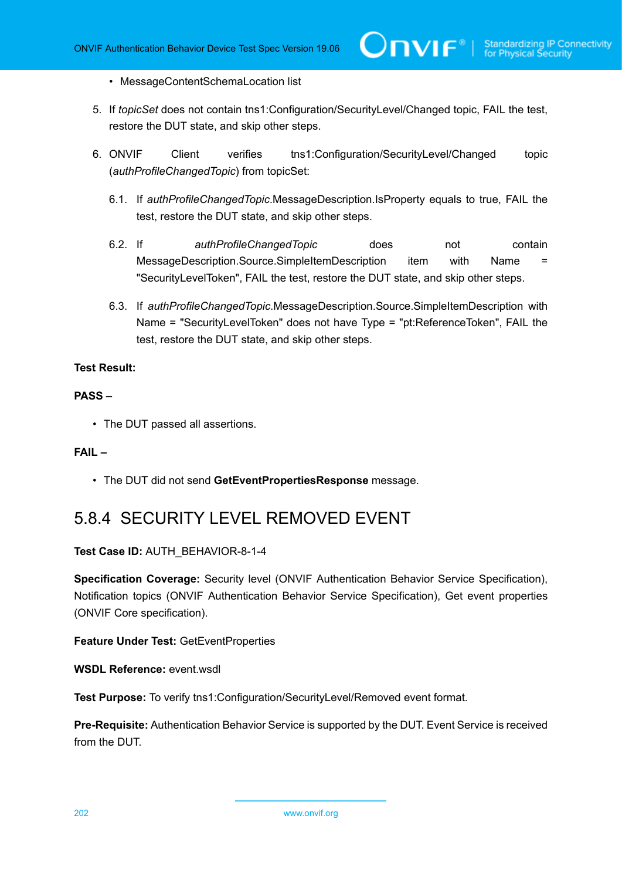- MessageContentSchemaLocation list

5. If *topicSet* does not contain tns1:Configuration/SecurityLevel/Changed topic, FAIL the test, restore the DUT state, and skip other steps.

6. ONVIF Client verifies tns1:Configuration/SecurityLevel/Changed topic (*authProfileChangedTopic*) from topicSet:

   6.1. If *authProfileChangedTopic*.MessageDescription.IsProperty equals to true, FAIL the test, restore the DUT state, and skip other steps.

   6.2. If *authProfileChangedTopic* does not contain MessageDescription.Source.SimpleItemDescription item with Name = "SecurityLevelToken", FAIL the test, restore the DUT state, and skip other steps.

   6.3. If *authProfileChangedTopic*.MessageDescription.Source.SimpleItemDescription with Name = "SecurityLevelToken" does not have Type = "pt:ReferenceToken", FAIL the test, restore the DUT state, and skip other steps.

**Test Result:**

**PASS –**

- The DUT passed all assertions.

**FAIL –**

- The DUT did not send **GetEventPropertiesResponse** message.

### 5.8.4 SECURITY LEVEL REMOVED EVENT

**Test Case ID:** AUTH_BEHAVIOR-8-1-4

**Specification Coverage:** Security level (ONVIF Authentication Behavior Service Specification), Notification topics (ONVIF Authentication Behavior Service Specification), Get event properties (ONVIF Core specification).

**Feature Under Test:** GetEventProperties

**WSDL Reference:** event.wsdl

**Test Purpose:** To verify tns1:Configuration/SecurityLevel/Removed event format.

**Pre-Requisite:** Authentication Behavior Service is supported by the DUT. Event Service is received from the DUT.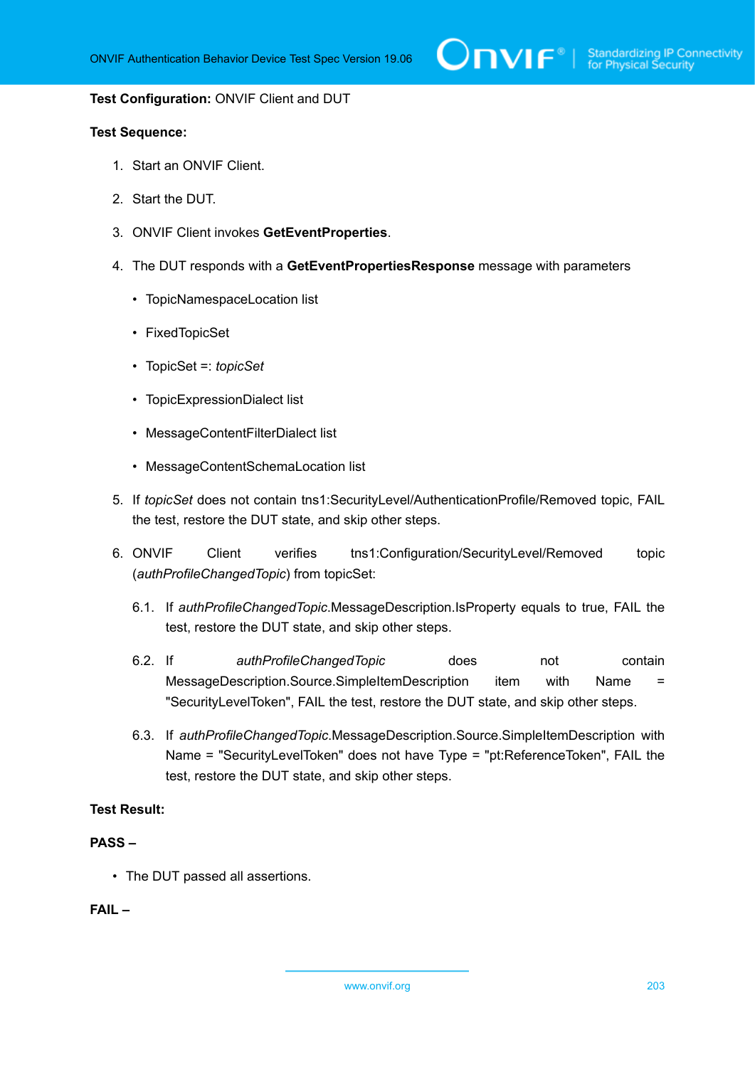**Test Configuration:** ONVIF Client and DUT

**Test Sequence:**

1. Start an ONVIF Client.
2. Start the DUT.
3. ONVIF Client invokes **GetEventProperties**.
4. The DUT responds with a **GetEventPropertiesResponse** message with parameters
   - TopicNamespaceLocation list
   - FixedTopicSet
   - TopicSet =: *topicSet*
   - TopicExpressionDialect list
   - MessageContentFilterDialect list
   - MessageContentSchemaLocation list
5. If *topicSet* does not contain tns1:SecurityLevel/AuthenticationProfile/Removed topic, FAIL the test, restore the DUT state, and skip other steps.
6. ONVIF Client verifies tns1:Configuration/SecurityLevel/Removed topic (*authProfileChangedTopic*) from topicSet:

   6.1. If *authProfileChangedTopic*.MessageDescription.IsProperty equals to true, FAIL the test, restore the DUT state, and skip other steps.

   6.2. If *authProfileChangedTopic* does not contain MessageDescription.Source.SimpleItemDescription item with Name = "SecurityLevelToken", FAIL the test, restore the DUT state, and skip other steps.

   6.3. If *authProfileChangedTopic*.MessageDescription.Source.SimpleItemDescription with Name = "SecurityLevelToken" does not have Type = "pt:ReferenceToken", FAIL the test, restore the DUT state, and skip other steps.

**Test Result:**

**PASS –**

- The DUT passed all assertions.

**FAIL –**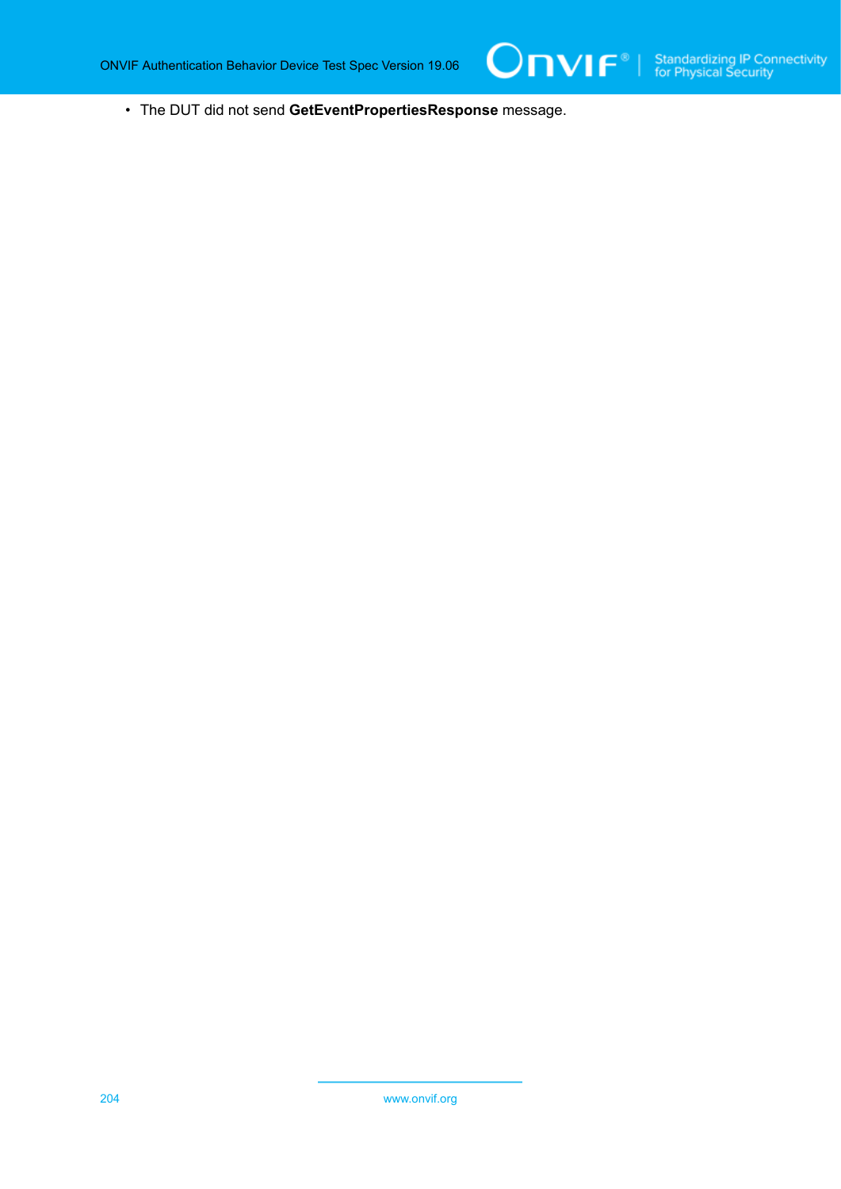- The DUT did not send **GetEventPropertiesResponse** message.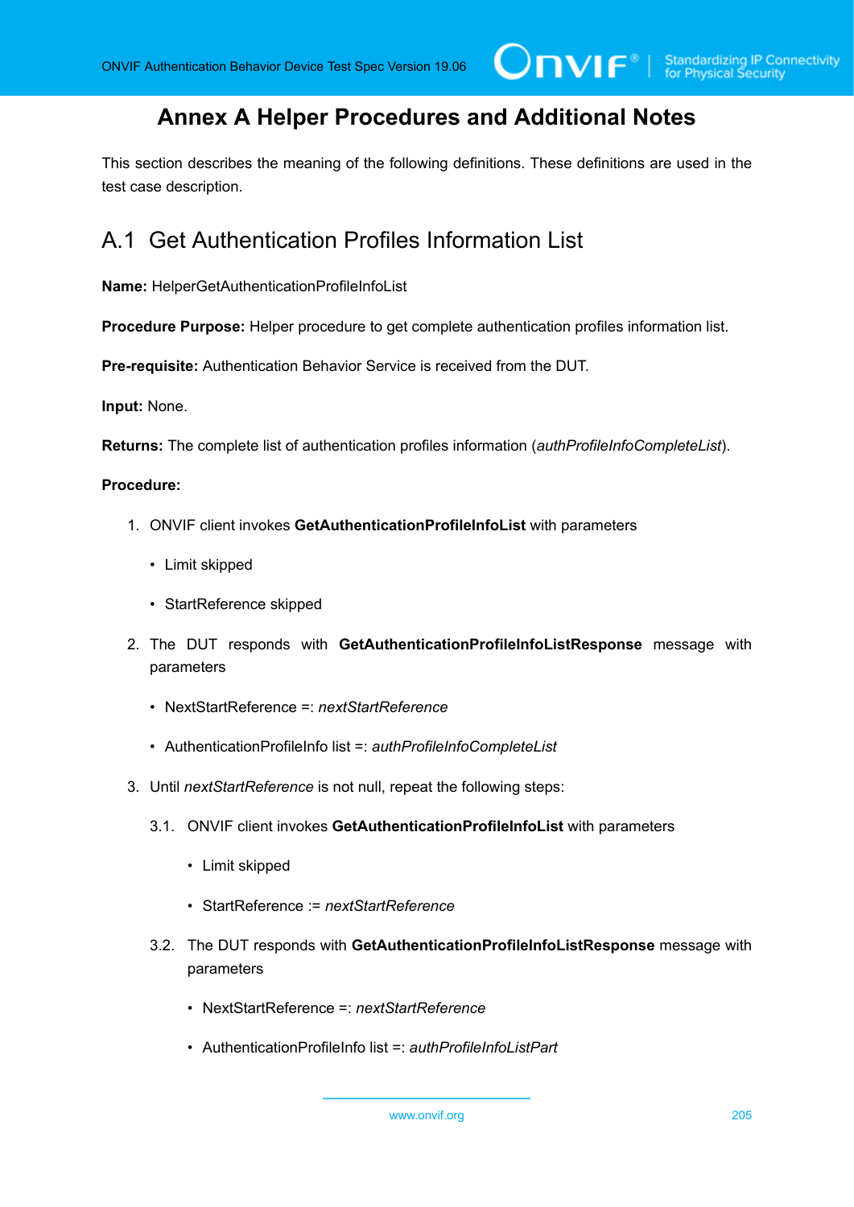# Annex A Helper Procedures and Additional Notes

This section describes the meaning of the following definitions. These definitions are used in the test case description.

## A.1 Get Authentication Profiles Information List

**Name:** HelperGetAuthenticationProfileInfoList

**Procedure Purpose:** Helper procedure to get complete authentication profiles information list.

**Pre-requisite:** Authentication Behavior Service is received from the DUT.

**Input:** None.

**Returns:** The complete list of authentication profiles information (*authProfileInfoCompleteList*).

**Procedure:**

1. ONVIF client invokes **GetAuthenticationProfileInfoList** with parameters
   - Limit skipped
   - StartReference skipped
2. The DUT responds with **GetAuthenticationProfileInfoListResponse** message with parameters
   - NextStartReference =: *nextStartReference*
   - AuthenticationProfileInfo list =: *authProfileInfoCompleteList*
3. Until *nextStartReference* is not null, repeat the following steps:

   3.1. ONVIF client invokes **GetAuthenticationProfileInfoList** with parameters

   - Limit skipped
   - StartReference := *nextStartReference*

   3.2. The DUT responds with **GetAuthenticationProfileInfoListResponse** message with parameters

   - NextStartReference =: *nextStartReference*
   - AuthenticationProfileInfo list =: *authProfileInfoListPart*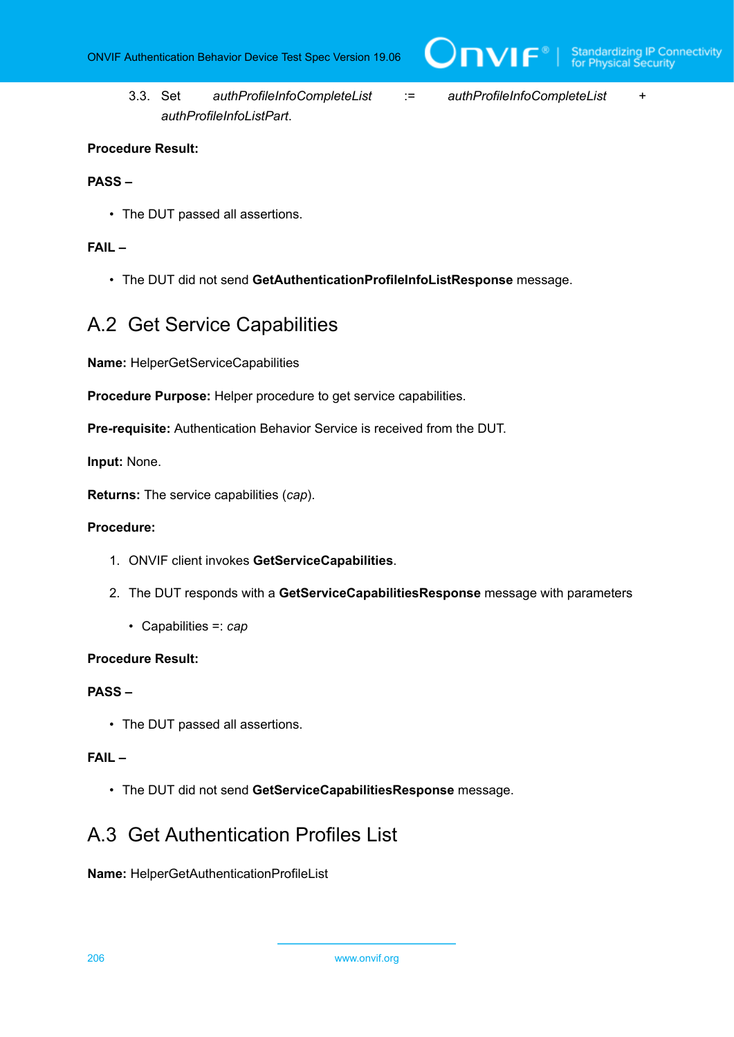3.3. Set *authProfileInfoCompleteList* := *authProfileInfoCompleteList* + *authProfileInfoListPart*.

**Procedure Result:**

**PASS –**

- The DUT passed all assertions.

**FAIL –**

- The DUT did not send **GetAuthenticationProfileInfoListResponse** message.

## A.2 Get Service Capabilities

**Name:** HelperGetServiceCapabilities

**Procedure Purpose:** Helper procedure to get service capabilities.

**Pre-requisite:** Authentication Behavior Service is received from the DUT.

**Input:** None.

**Returns:** The service capabilities (*cap*).

**Procedure:**

1. ONVIF client invokes **GetServiceCapabilities**.
2. The DUT responds with a **GetServiceCapabilitiesResponse** message with parameters
   - Capabilities =: *cap*

**Procedure Result:**

**PASS –**

- The DUT passed all assertions.

**FAIL –**

- The DUT did not send **GetServiceCapabilitiesResponse** message.

## A.3 Get Authentication Profiles List

**Name:** HelperGetAuthenticationProfileList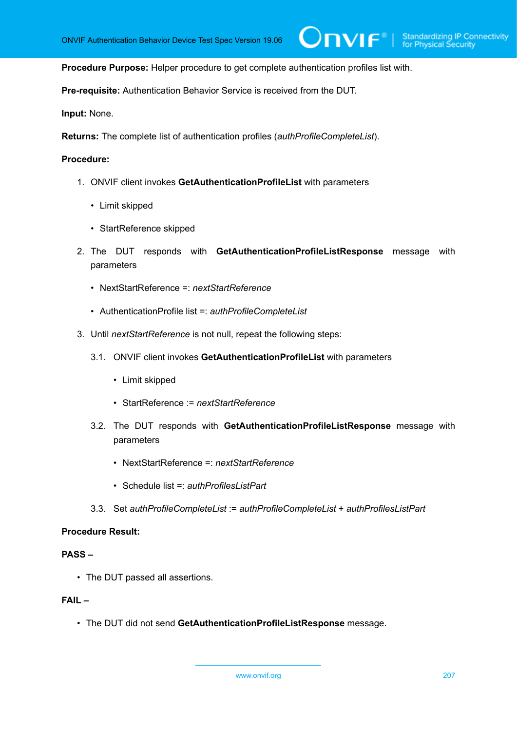**Procedure Purpose:** Helper procedure to get complete authentication profiles list with.

**Pre-requisite:** Authentication Behavior Service is received from the DUT.

**Input:** None.

**Returns:** The complete list of authentication profiles (*authProfileCompleteList*).

**Procedure:**

1. ONVIF client invokes **GetAuthenticationProfileList** with parameters
   - Limit skipped
   - StartReference skipped
2. The DUT responds with **GetAuthenticationProfileListResponse** message with parameters
   - NextStartReference =: *nextStartReference*
   - AuthenticationProfile list =: *authProfileCompleteList*
3. Until *nextStartReference* is not null, repeat the following steps:

   3.1. ONVIF client invokes **GetAuthenticationProfileList** with parameters
   - Limit skipped
   - StartReference := *nextStartReference*

   3.2. The DUT responds with **GetAuthenticationProfileListResponse** message with parameters
   - NextStartReference =: *nextStartReference*
   - Schedule list =: *authProfilesListPart*

   3.3. Set *authProfileCompleteList* := *authProfileCompleteList* + *authProfilesListPart*

**Procedure Result:**

**PASS –**

- The DUT passed all assertions.

**FAIL –**

- The DUT did not send **GetAuthenticationProfileListResponse** message.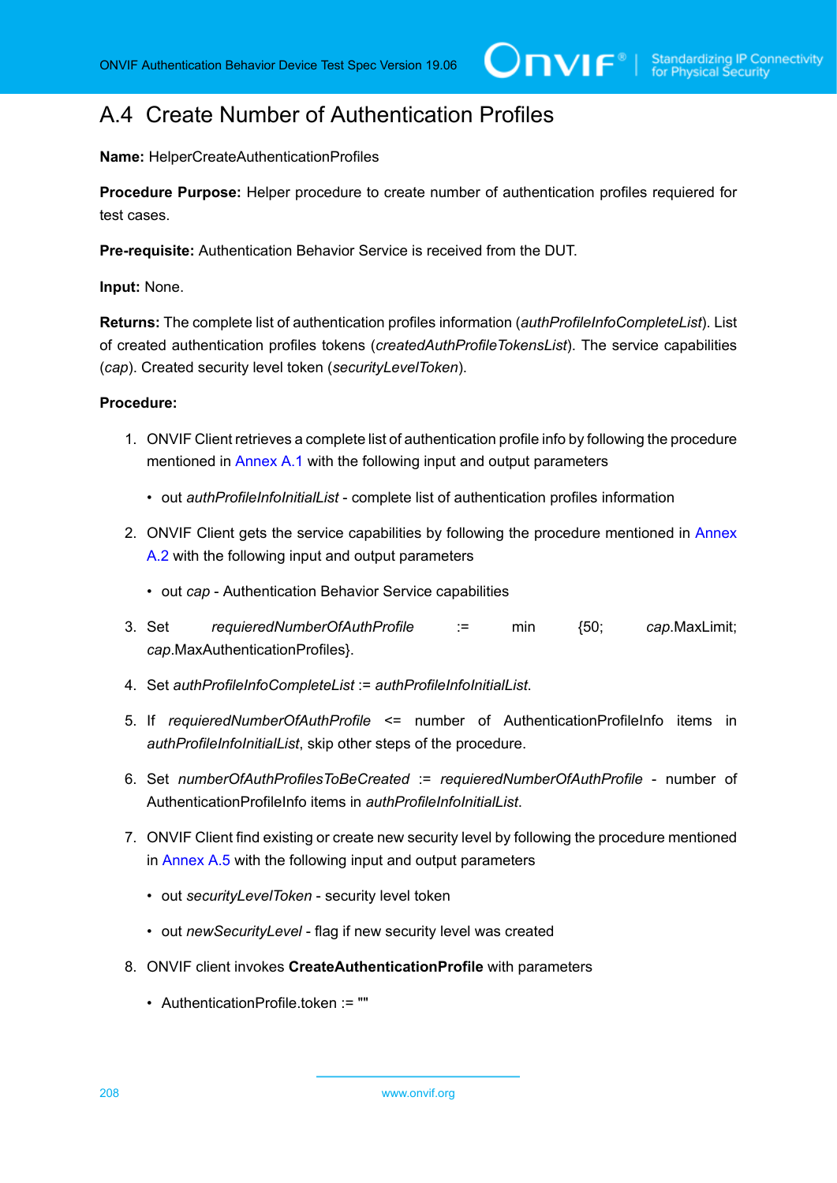## A.4 Create Number of Authentication Profiles

**Name:** HelperCreateAuthenticationProfiles

**Procedure Purpose:** Helper procedure to create number of authentication profiles requiered for test cases.

**Pre-requisite:** Authentication Behavior Service is received from the DUT.

**Input:** None.

**Returns:** The complete list of authentication profiles information (*authProfileInfoCompleteList*). List of created authentication profiles tokens (*createdAuthProfileTokensList*). The service capabilities (*cap*). Created security level token (*securityLevelToken*).

**Procedure:**

1. ONVIF Client retrieves a complete list of authentication profile info by following the procedure mentioned in Annex A.1 with the following input and output parameters
   - out *authProfileInfoInitialList* - complete list of authentication profiles information
2. ONVIF Client gets the service capabilities by following the procedure mentioned in Annex A.2 with the following input and output parameters
   - out *cap* - Authentication Behavior Service capabilities
3. Set *requieredNumberOfAuthProfile* := min {50; *cap*.MaxLimit; *cap*.MaxAuthenticationProfiles}.
4. Set *authProfileInfoCompleteList* := *authProfileInfoInitialList*.
5. If *requieredNumberOfAuthProfile* <= number of AuthenticationProfileInfo items in *authProfileInfoInitialList*, skip other steps of the procedure.
6. Set *numberOfAuthProfilesToBeCreated* := *requieredNumberOfAuthProfile* - number of AuthenticationProfileInfo items in *authProfileInfoInitialList*.
7. ONVIF Client find existing or create new security level by following the procedure mentioned in Annex A.5 with the following input and output parameters
   - out *securityLevelToken* - security level token
   - out *newSecurityLevel* - flag if new security level was created
8. ONVIF client invokes **CreateAuthenticationProfile** with parameters
   - AuthenticationProfile.token := ""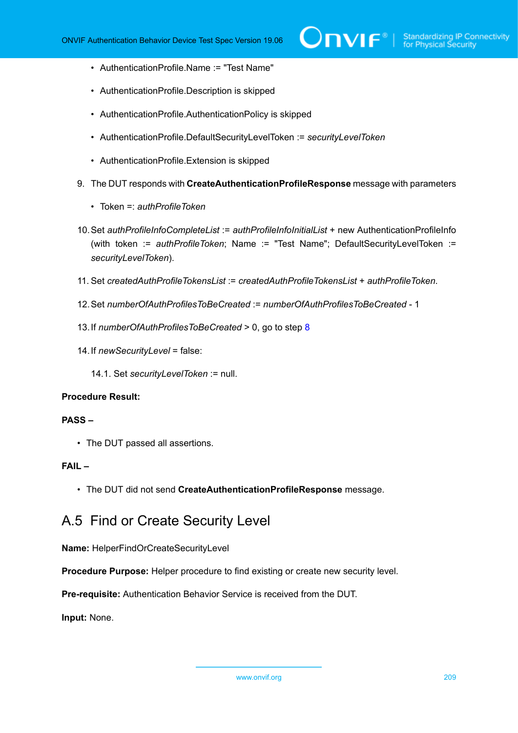- AuthenticationProfile.Name := "Test Name"
- AuthenticationProfile.Description is skipped
- AuthenticationProfile.AuthenticationPolicy is skipped
- AuthenticationProfile.DefaultSecurityLevelToken := *securityLevelToken*
- AuthenticationProfile.Extension is skipped

9. The DUT responds with **CreateAuthenticationProfileResponse** message with parameters
   - Token =: *authProfileToken*
10. Set *authProfileInfoCompleteList* := *authProfileInfoInitialList* + new AuthenticationProfileInfo (with token := *authProfileToken*; Name := "Test Name"; DefaultSecurityLevelToken := *securityLevelToken*).
11. Set *createdAuthProfileTokensList* := *createdAuthProfileTokensList* + *authProfileToken*.
12. Set *numberOfAuthProfilesToBeCreated* := *numberOfAuthProfilesToBeCreated* - 1
13. If *numberOfAuthProfilesToBeCreated* > 0, go to step 8
14. If *newSecurityLevel* = false:

    14.1. Set *securityLevelToken* := null.

**Procedure Result:**

**PASS –**

- The DUT passed all assertions.

**FAIL –**

- The DUT did not send **CreateAuthenticationProfileResponse** message.

## A.5 Find or Create Security Level

**Name:** HelperFindOrCreateSecurityLevel

**Procedure Purpose:** Helper procedure to find existing or create new security level.

**Pre-requisite:** Authentication Behavior Service is received from the DUT.

**Input:** None.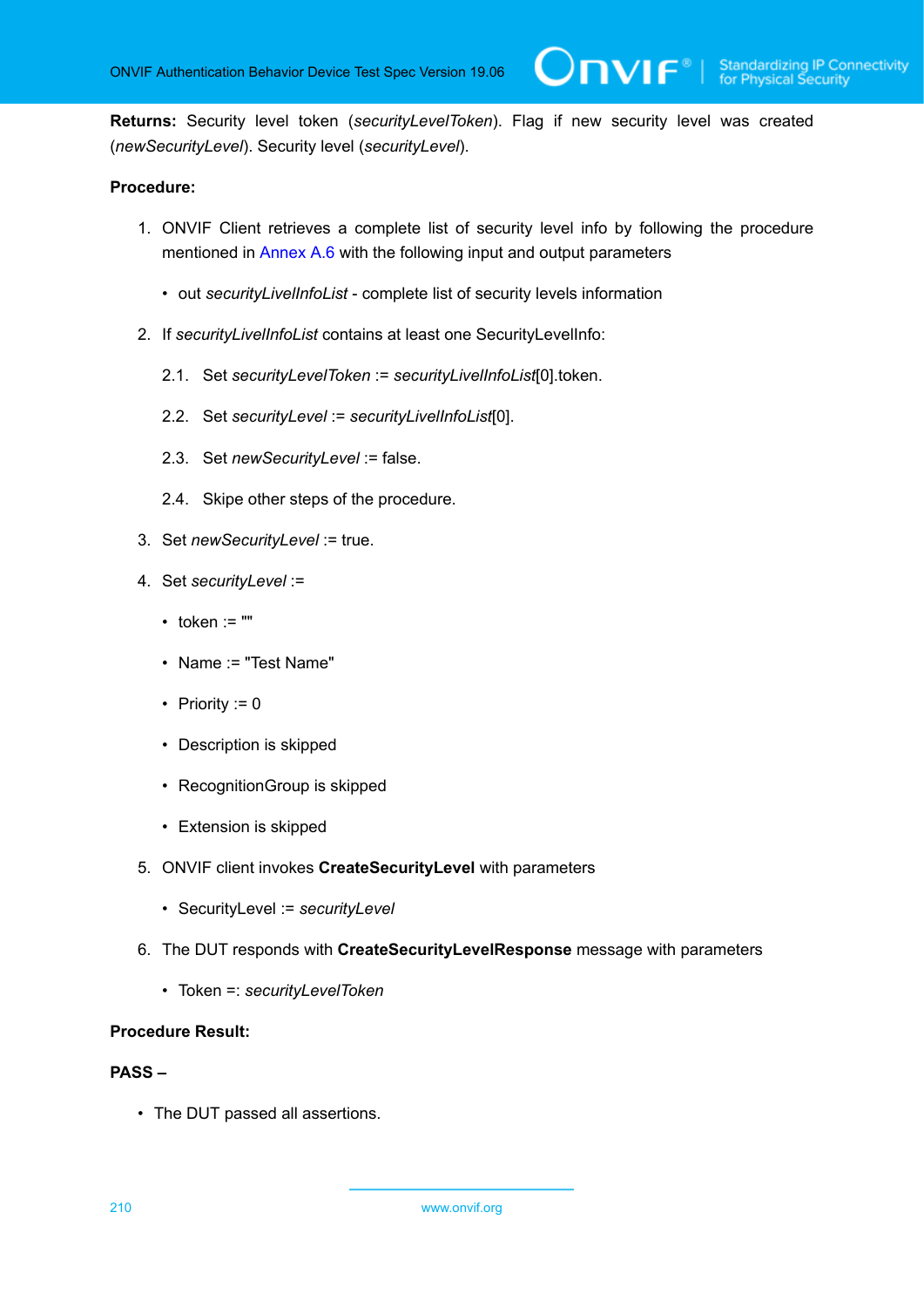**Returns:** Security level token (*securityLevelToken*). Flag if new security level was created (*newSecurityLevel*). Security level (*securityLevel*).

**Procedure:**

1. ONVIF Client retrieves a complete list of security level info by following the procedure mentioned in Annex A.6 with the following input and output parameters

   - out *securityLivelInfoList* - complete list of security levels information

2. If *securityLivelInfoList* contains at least one SecurityLevelInfo:

   2.1. Set *securityLevelToken* := *securityLivelInfoList*[0].token.

   2.2. Set *securityLevel* := *securityLivelInfoList*[0].

   2.3. Set *newSecurityLevel* := false.

   2.4. Skipe other steps of the procedure.

3. Set *newSecurityLevel* := true.

4. Set *securityLevel* :=

   - token := ""
   - Name := "Test Name"
   - Priority := 0
   - Description is skipped
   - RecognitionGroup is skipped
   - Extension is skipped

5. ONVIF client invokes **CreateSecurityLevel** with parameters

   - SecurityLevel := *securityLevel*

6. The DUT responds with **CreateSecurityLevelResponse** message with parameters

   - Token =: *securityLevelToken*

**Procedure Result:**

**PASS –**

- The DUT passed all assertions.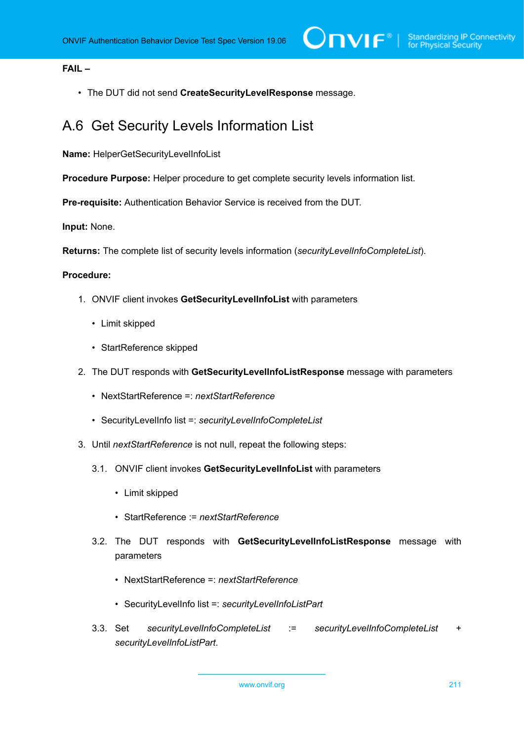**FAIL –**

- The DUT did not send **CreateSecurityLevelResponse** message.

## A.6 Get Security Levels Information List

**Name:** HelperGetSecurityLevelInfoList

**Procedure Purpose:** Helper procedure to get complete security levels information list.

**Pre-requisite:** Authentication Behavior Service is received from the DUT.

**Input:** None.

**Returns:** The complete list of security levels information (*securityLevelInfoCompleteList*).

**Procedure:**

1. ONVIF client invokes **GetSecurityLevelInfoList** with parameters
   - Limit skipped
   - StartReference skipped
2. The DUT responds with **GetSecurityLevelInfoListResponse** message with parameters
   - NextStartReference =: *nextStartReference*
   - SecurityLevelInfo list =: *securityLevelInfoCompleteList*
3. Until *nextStartReference* is not null, repeat the following steps:

   3.1. ONVIF client invokes **GetSecurityLevelInfoList** with parameters
   - Limit skipped
   - StartReference := *nextStartReference*

   3.2. The DUT responds with **GetSecurityLevelInfoListResponse** message with parameters
   - NextStartReference =: *nextStartReference*
   - SecurityLevelInfo list =: *securityLevelInfoListPart*

   3.3. Set *securityLevelInfoCompleteList* := *securityLevelInfoCompleteList* + *securityLevelInfoListPart*.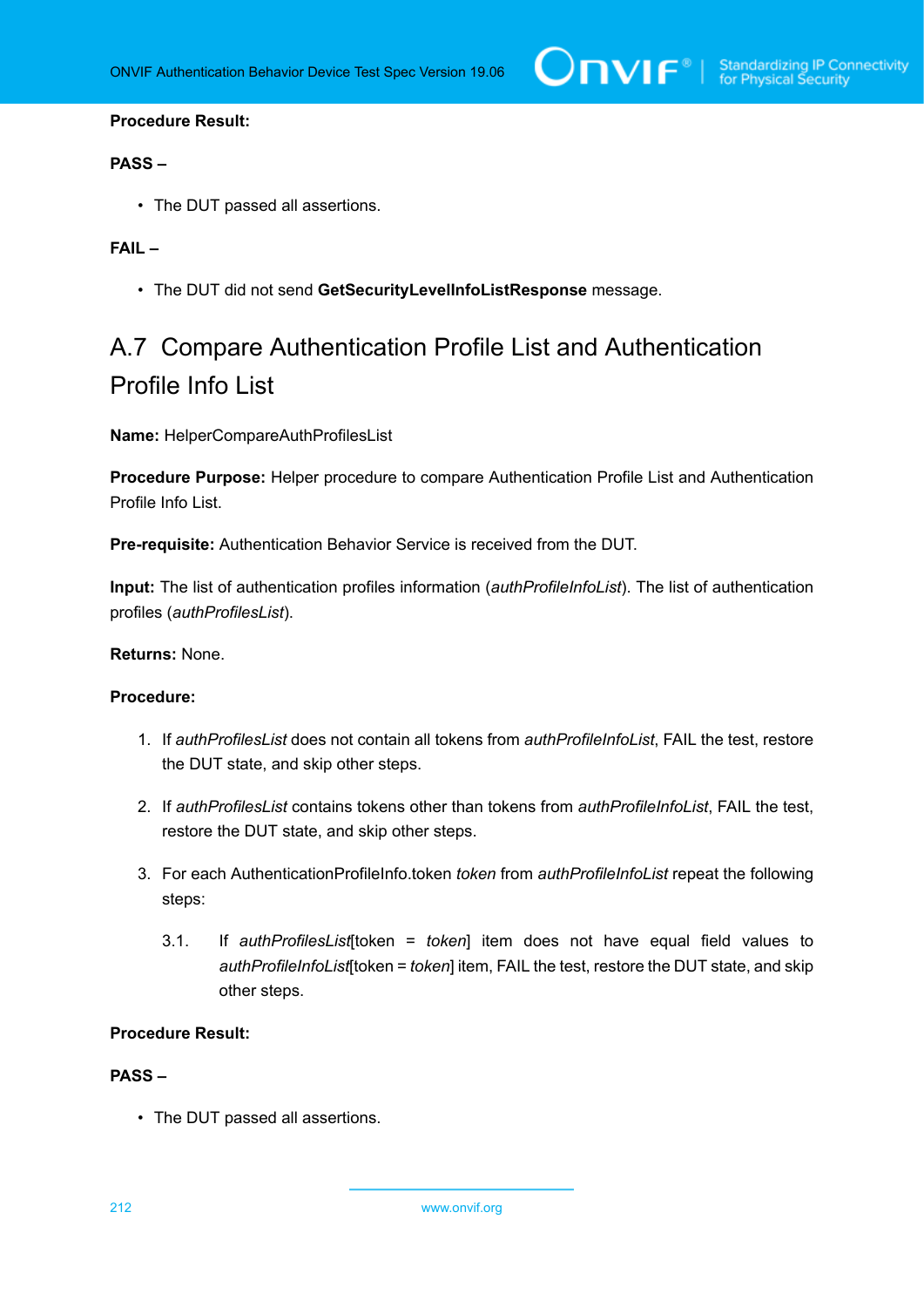**Procedure Result:**

**PASS –**

- The DUT passed all assertions.

**FAIL –**

- The DUT did not send **GetSecurityLevelInfoListResponse** message.

## A.7 Compare Authentication Profile List and Authentication Profile Info List

**Name:** HelperCompareAuthProfilesList

**Procedure Purpose:** Helper procedure to compare Authentication Profile List and Authentication Profile Info List.

**Pre-requisite:** Authentication Behavior Service is received from the DUT.

**Input:** The list of authentication profiles information (*authProfileInfoList*). The list of authentication profiles (*authProfilesList*).

**Returns:** None.

**Procedure:**

1. If *authProfilesList* does not contain all tokens from *authProfileInfoList*, FAIL the test, restore the DUT state, and skip other steps.
2. If *authProfilesList* contains tokens other than tokens from *authProfileInfoList*, FAIL the test, restore the DUT state, and skip other steps.
3. For each AuthenticationProfileInfo.token *token* from *authProfileInfoList* repeat the following steps:

    3.1. If *authProfilesList*[token = *token*] item does not have equal field values to *authProfileInfoList*[token = *token*] item, FAIL the test, restore the DUT state, and skip other steps.

**Procedure Result:**

**PASS –**

- The DUT passed all assertions.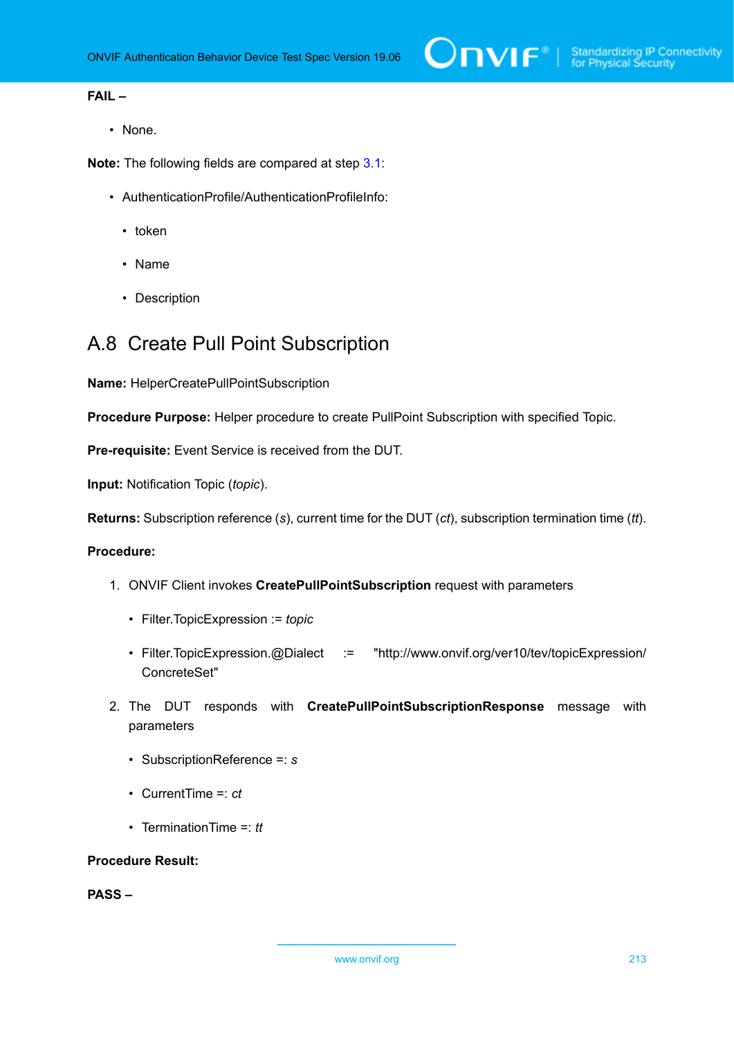**FAIL –**

- None.

**Note:** The following fields are compared at step 3.1:

- AuthenticationProfile/AuthenticationProfileInfo:
  - token
  - Name
  - Description

## A.8 Create Pull Point Subscription

**Name:** HelperCreatePullPointSubscription

**Procedure Purpose:** Helper procedure to create PullPoint Subscription with specified Topic.

**Pre-requisite:** Event Service is received from the DUT.

**Input:** Notification Topic (*topic*).

**Returns:** Subscription reference (*s*), current time for the DUT (*ct*), subscription termination time (*tt*).

**Procedure:**

1. ONVIF Client invokes **CreatePullPointSubscription** request with parameters
   - Filter.TopicExpression := *topic*
   - Filter.TopicExpression.@Dialect := "http://www.onvif.org/ver10/tev/topicExpression/ConcreteSet"
2. The DUT responds with **CreatePullPointSubscriptionResponse** message with parameters
   - SubscriptionReference =: *s*
   - CurrentTime =: *ct*
   - TerminationTime =: *tt*

**Procedure Result:**

**PASS –**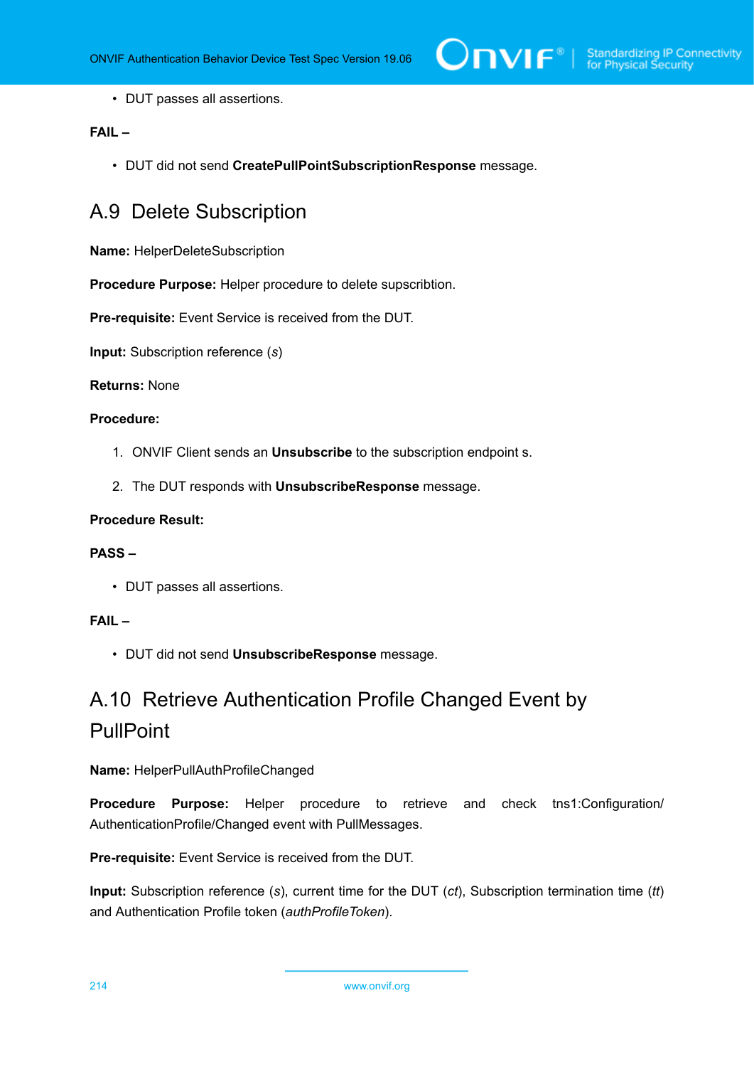- DUT passes all assertions.

**FAIL –**

- DUT did not send **CreatePullPointSubscriptionResponse** message.

## A.9 Delete Subscription

**Name:** HelperDeleteSubscription

**Procedure Purpose:** Helper procedure to delete supscribtion.

**Pre-requisite:** Event Service is received from the DUT.

**Input:** Subscription reference (*s*)

**Returns:** None

**Procedure:**

1. ONVIF Client sends an **Unsubscribe** to the subscription endpoint s.
2. The DUT responds with **UnsubscribeResponse** message.

**Procedure Result:**

**PASS –**

- DUT passes all assertions.

**FAIL –**

- DUT did not send **UnsubscribeResponse** message.

## A.10 Retrieve Authentication Profile Changed Event by PullPoint

**Name:** HelperPullAuthProfileChanged

**Procedure Purpose:** Helper procedure to retrieve and check tns1:Configuration/AuthenticationProfile/Changed event with PullMessages.

**Pre-requisite:** Event Service is received from the DUT.

**Input:** Subscription reference (*s*), current time for the DUT (*ct*), Subscription termination time (*tt*) and Authentication Profile token (*authProfileToken*).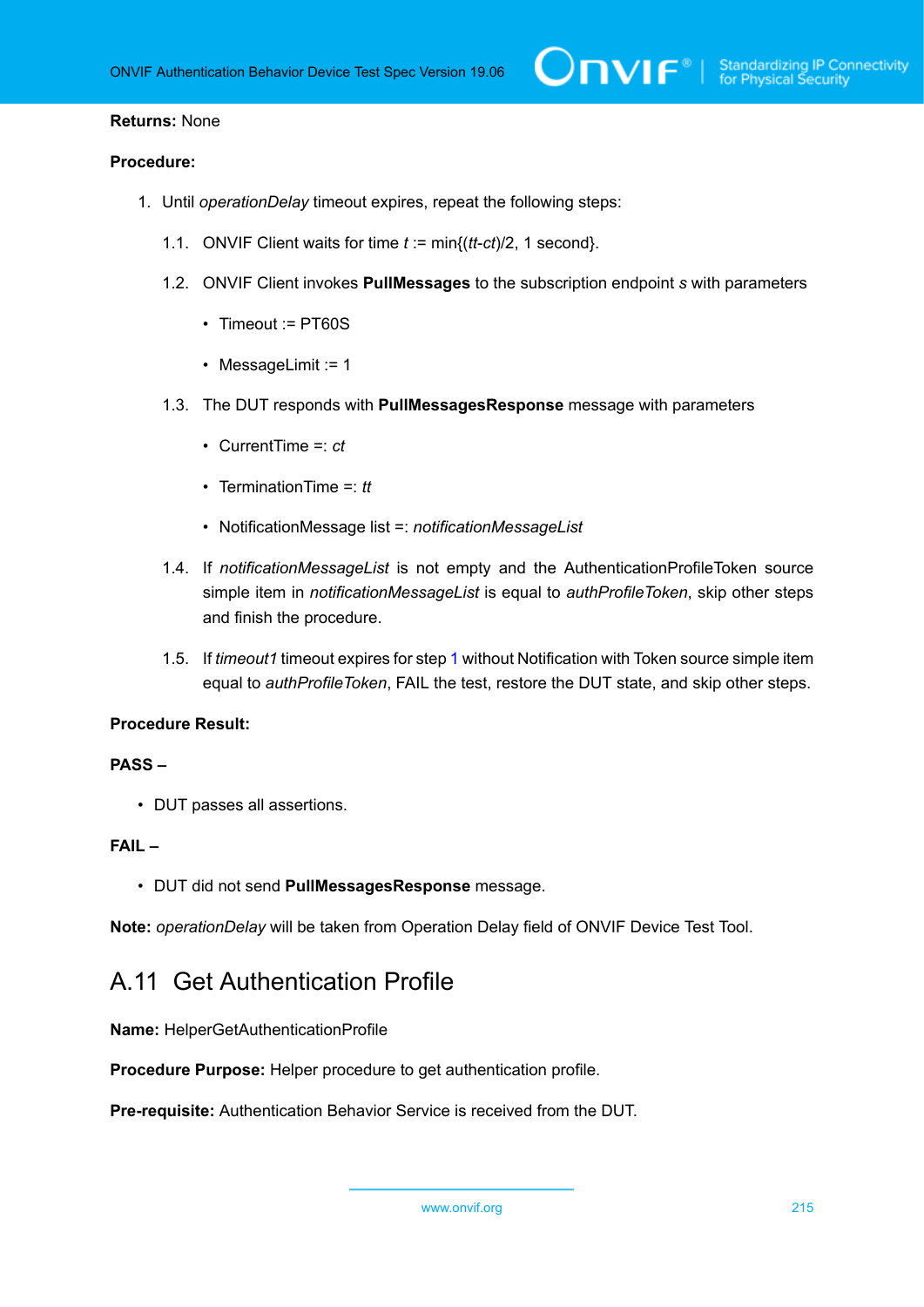**Returns:** None

**Procedure:**

1. Until *operationDelay* timeout expires, repeat the following steps:

   1.1. ONVIF Client waits for time *t* := min{(*tt*-*ct*)/2, 1 second}.

   1.2. ONVIF Client invokes **PullMessages** to the subscription endpoint *s* with parameters

   - Timeout := PT60S
   - MessageLimit := 1

   1.3. The DUT responds with **PullMessagesResponse** message with parameters

   - CurrentTime =: *ct*
   - TerminationTime =: *tt*
   - NotificationMessage list =: *notificationMessageList*

   1.4. If *notificationMessageList* is not empty and the AuthenticationProfileToken source simple item in *notificationMessageList* is equal to *authProfileToken*, skip other steps and finish the procedure.

   1.5. If *timeout1* timeout expires for step 1 without Notification with Token source simple item equal to *authProfileToken*, FAIL the test, restore the DUT state, and skip other steps.

**Procedure Result:**

**PASS –**

- DUT passes all assertions.

**FAIL –**

- DUT did not send **PullMessagesResponse** message.

**Note:** *operationDelay* will be taken from Operation Delay field of ONVIF Device Test Tool.

## A.11 Get Authentication Profile

**Name:** HelperGetAuthenticationProfile

**Procedure Purpose:** Helper procedure to get authentication profile.

**Pre-requisite:** Authentication Behavior Service is received from the DUT.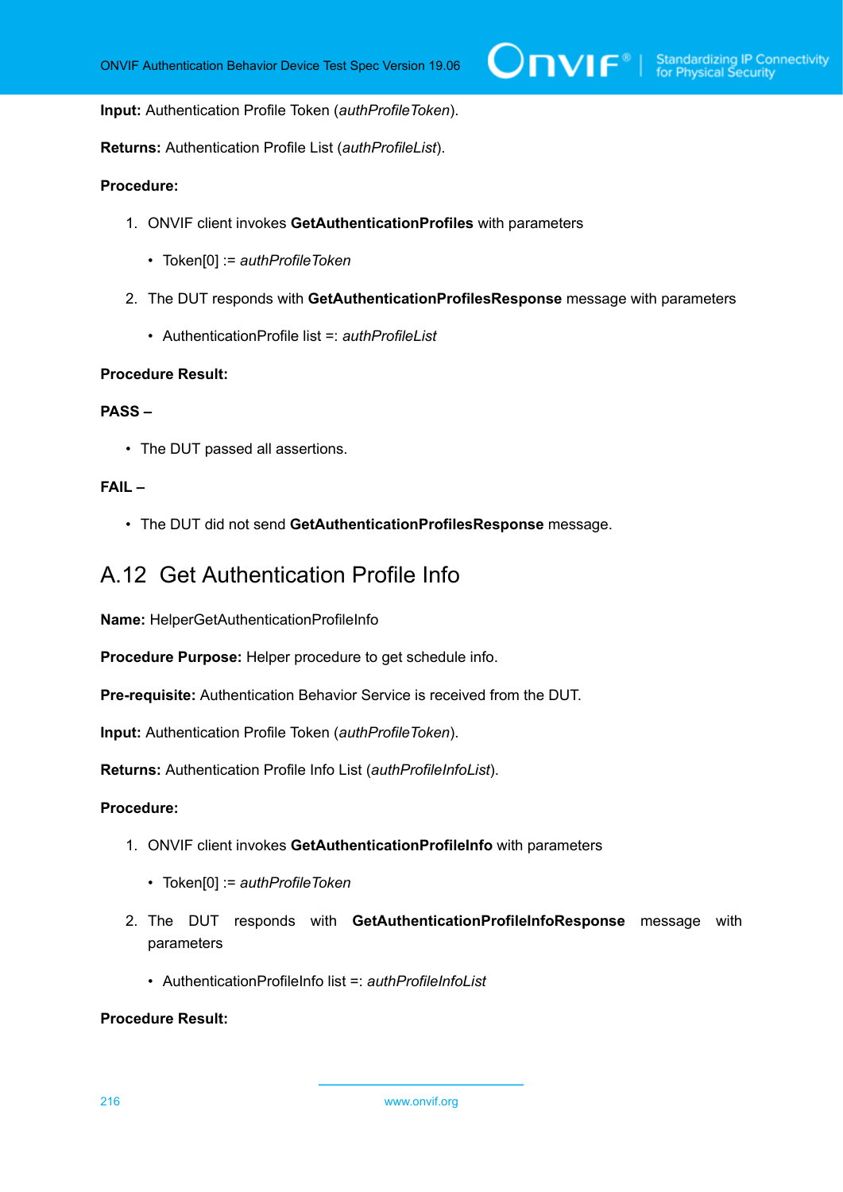**Input:** Authentication Profile Token (*authProfileToken*).

**Returns:** Authentication Profile List (*authProfileList*).

**Procedure:**

1. ONVIF client invokes **GetAuthenticationProfiles** with parameters
   - Token[0] := *authProfileToken*
2. The DUT responds with **GetAuthenticationProfilesResponse** message with parameters
   - AuthenticationProfile list =: *authProfileList*

**Procedure Result:**

**PASS –**

- The DUT passed all assertions.

**FAIL –**

- The DUT did not send **GetAuthenticationProfilesResponse** message.

## A.12 Get Authentication Profile Info

**Name:** HelperGetAuthenticationProfileInfo

**Procedure Purpose:** Helper procedure to get schedule info.

**Pre-requisite:** Authentication Behavior Service is received from the DUT.

**Input:** Authentication Profile Token (*authProfileToken*).

**Returns:** Authentication Profile Info List (*authProfileInfoList*).

**Procedure:**

1. ONVIF client invokes **GetAuthenticationProfileInfo** with parameters
   - Token[0] := *authProfileToken*
2. The DUT responds with **GetAuthenticationProfileInfoResponse** message with parameters
   - AuthenticationProfileInfo list =: *authProfileInfoList*

**Procedure Result:**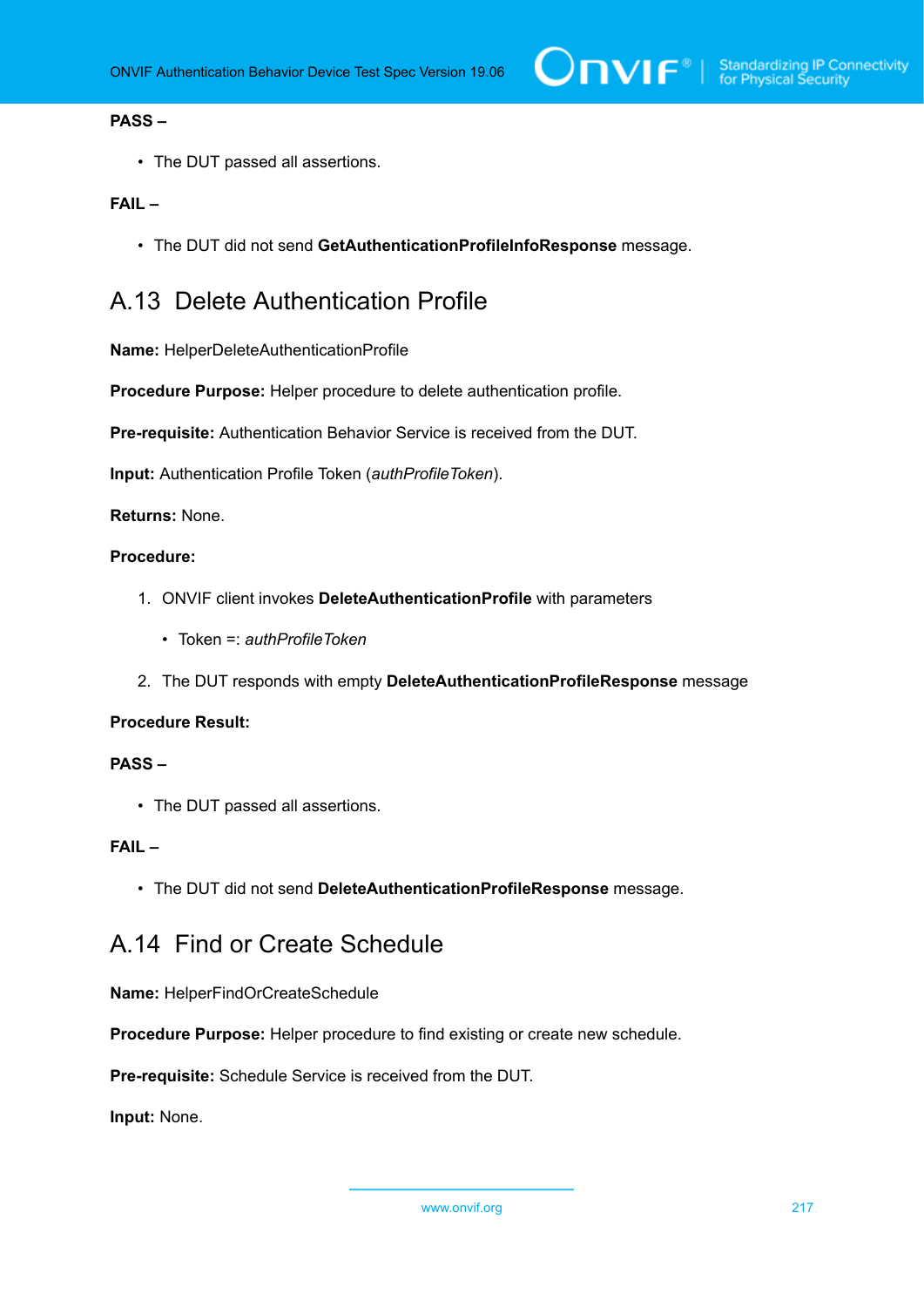**PASS –**

- The DUT passed all assertions.

**FAIL –**

- The DUT did not send **GetAuthenticationProfileInfoResponse** message.

## A.13 Delete Authentication Profile

**Name:** HelperDeleteAuthenticationProfile

**Procedure Purpose:** Helper procedure to delete authentication profile.

**Pre-requisite:** Authentication Behavior Service is received from the DUT.

**Input:** Authentication Profile Token (*authProfileToken*).

**Returns:** None.

**Procedure:**

1. ONVIF client invokes **DeleteAuthenticationProfile** with parameters
   - Token =: *authProfileToken*
2. The DUT responds with empty **DeleteAuthenticationProfileResponse** message

**Procedure Result:**

**PASS –**

- The DUT passed all assertions.

**FAIL –**

- The DUT did not send **DeleteAuthenticationProfileResponse** message.

## A.14 Find or Create Schedule

**Name:** HelperFindOrCreateSchedule

**Procedure Purpose:** Helper procedure to find existing or create new schedule.

**Pre-requisite:** Schedule Service is received from the DUT.

**Input:** None.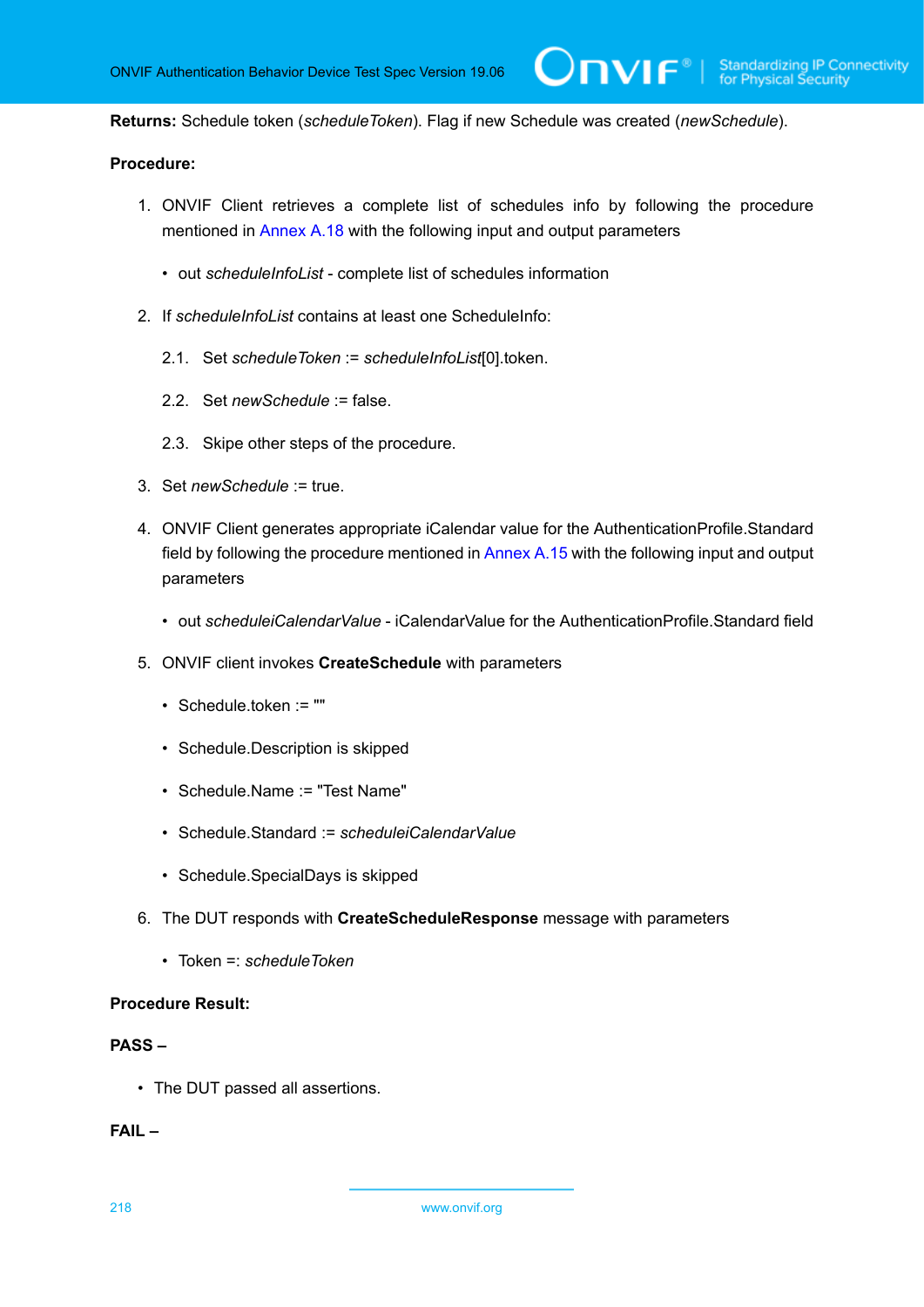**Returns:** Schedule token (*scheduleToken*). Flag if new Schedule was created (*newSchedule*).

**Procedure:**

1. ONVIF Client retrieves a complete list of schedules info by following the procedure mentioned in Annex A.18 with the following input and output parameters
   - out *scheduleInfoList* - complete list of schedules information
2. If *scheduleInfoList* contains at least one ScheduleInfo:

   2.1. Set *scheduleToken* := *scheduleInfoList*[0].token.

   2.2. Set *newSchedule* := false.

   2.3. Skipe other steps of the procedure.
3. Set *newSchedule* := true.
4. ONVIF Client generates appropriate iCalendar value for the AuthenticationProfile.Standard field by following the procedure mentioned in Annex A.15 with the following input and output parameters
   - out *scheduleiCalendarValue* - iCalendarValue for the AuthenticationProfile.Standard field
5. ONVIF client invokes **CreateSchedule** with parameters
   - Schedule.token := ""
   - Schedule.Description is skipped
   - Schedule.Name := "Test Name"
   - Schedule.Standard := *scheduleiCalendarValue*
   - Schedule.SpecialDays is skipped
6. The DUT responds with **CreateScheduleResponse** message with parameters
   - Token =: *scheduleToken*

**Procedure Result:**

**PASS –**

- The DUT passed all assertions.

**FAIL –**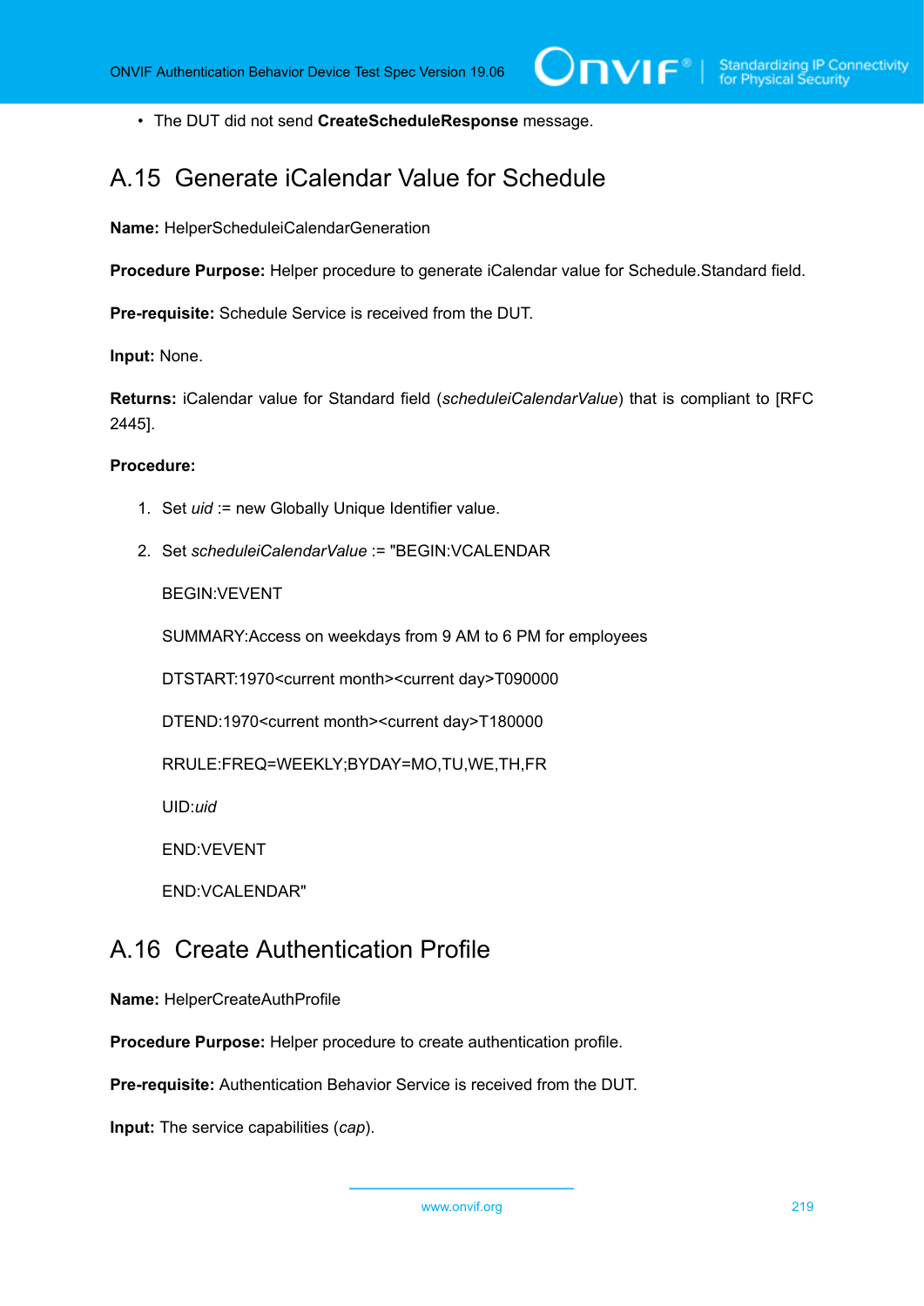- The DUT did not send **CreateScheduleResponse** message.

## A.15 Generate iCalendar Value for Schedule

**Name:** HelperScheduleiCalendarGeneration

**Procedure Purpose:** Helper procedure to generate iCalendar value for Schedule.Standard field.

**Pre-requisite:** Schedule Service is received from the DUT.

**Input:** None.

**Returns:** iCalendar value for Standard field (*scheduleiCalendarValue*) that is compliant to [RFC 2445].

**Procedure:**

1. Set *uid* := new Globally Unique Identifier value.

2. Set *scheduleiCalendarValue* := "BEGIN:VCALENDAR

   BEGIN:VEVENT

   SUMMARY:Access on weekdays from 9 AM to 6 PM for employees

   DTSTART:1970<current month><current day>T090000

   DTEND:1970<current month><current day>T180000

   RRULE:FREQ=WEEKLY;BYDAY=MO,TU,WE,TH,FR

   UID:*uid*

   END:VEVENT

   END:VCALENDAR"

## A.16 Create Authentication Profile

**Name:** HelperCreateAuthProfile

**Procedure Purpose:** Helper procedure to create authentication profile.

**Pre-requisite:** Authentication Behavior Service is received from the DUT.

**Input:** The service capabilities (*cap*).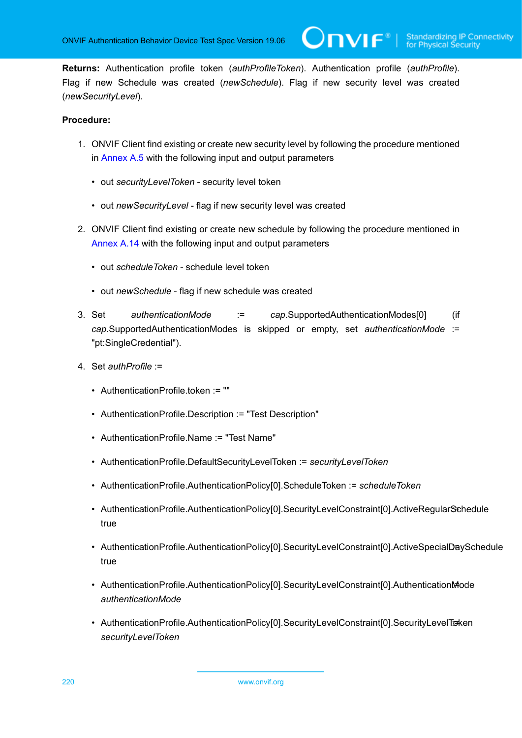**Returns:** Authentication profile token (*authProfileToken*). Authentication profile (*authProfile*). Flag if new Schedule was created (*newSchedule*). Flag if new security level was created (*newSecurityLevel*).

**Procedure:**

1. ONVIF Client find existing or create new security level by following the procedure mentioned in Annex A.5 with the following input and output parameters

   - out *securityLevelToken* - security level token
   - out *newSecurityLevel* - flag if new security level was created

2. ONVIF Client find existing or create new schedule by following the procedure mentioned in Annex A.14 with the following input and output parameters

   - out *scheduleToken* - schedule level token
   - out *newSchedule* - flag if new schedule was created

3. Set *authenticationMode* := *cap*.SupportedAuthenticationModes[0] (if *cap*.SupportedAuthenticationModes is skipped or empty, set *authenticationMode* := "pt:SingleCredential").

4. Set *authProfile* :=

   - AuthenticationProfile.token := ""
   - AuthenticationProfile.Description := "Test Description"
   - AuthenticationProfile.Name := "Test Name"
   - AuthenticationProfile.DefaultSecurityLevelToken := *securityLevelToken*
   - AuthenticationProfile.AuthenticationPolicy[0].ScheduleToken := *scheduleToken*
   - AuthenticationProfile.AuthenticationPolicy[0].SecurityLevelConstraint[0].ActiveRegularSchedule := true
   - AuthenticationProfile.AuthenticationPolicy[0].SecurityLevelConstraint[0].ActiveSpecialDaySchedule := true
   - AuthenticationProfile.AuthenticationPolicy[0].SecurityLevelConstraint[0].AuthenticationMode := *authenticationMode*
   - AuthenticationProfile.AuthenticationPolicy[0].SecurityLevelConstraint[0].SecurityLevelToken := *securityLevelToken*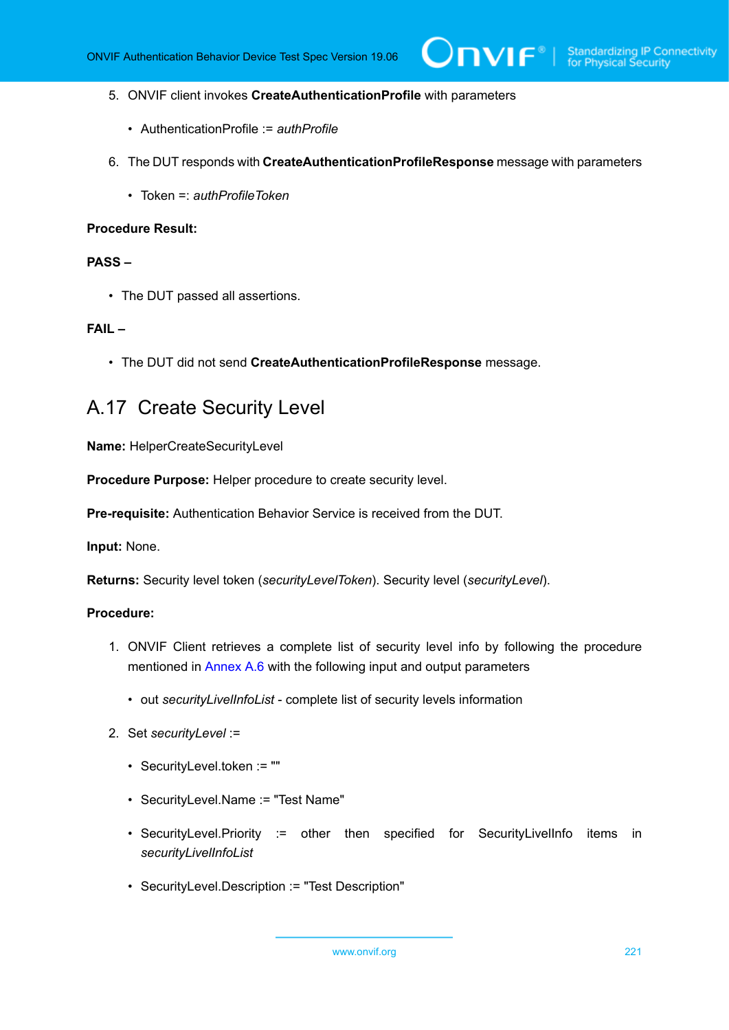5. ONVIF client invokes **CreateAuthenticationProfile** with parameters

   - AuthenticationProfile := *authProfile*

6. The DUT responds with **CreateAuthenticationProfileResponse** message with parameters

   - Token =: *authProfileToken*

**Procedure Result:**

**PASS –**

- The DUT passed all assertions.

**FAIL –**

- The DUT did not send **CreateAuthenticationProfileResponse** message.

## A.17 Create Security Level

**Name:** HelperCreateSecurityLevel

**Procedure Purpose:** Helper procedure to create security level.

**Pre-requisite:** Authentication Behavior Service is received from the DUT.

**Input:** None.

**Returns:** Security level token (*securityLevelToken*). Security level (*securityLevel*).

**Procedure:**

1. ONVIF Client retrieves a complete list of security level info by following the procedure mentioned in Annex A.6 with the following input and output parameters

   - out *securityLivelInfoList* - complete list of security levels information

2. Set *securityLevel* :=

   - SecurityLevel.token := ""

   - SecurityLevel.Name := "Test Name"

   - SecurityLevel.Priority := other then specified for SecurityLivelInfo items in *securityLivelInfoList*

   - SecurityLevel.Description := "Test Description"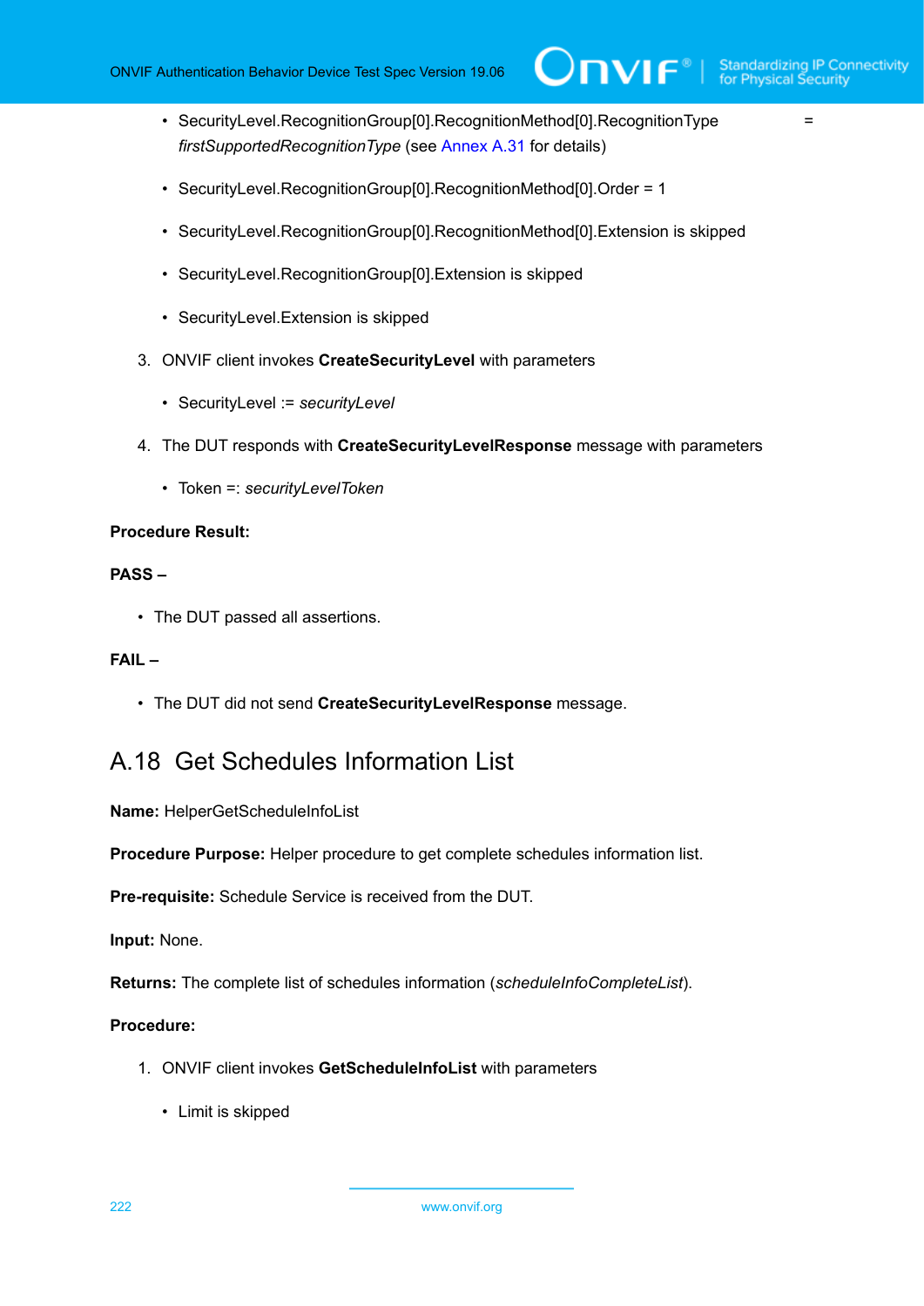- SecurityLevel.RecognitionGroup[0].RecognitionMethod[0].RecognitionType = *firstSupportedRecognitionType* (see Annex A.31 for details)

- SecurityLevel.RecognitionGroup[0].RecognitionMethod[0].Order = 1

- SecurityLevel.RecognitionGroup[0].RecognitionMethod[0].Extension is skipped

- SecurityLevel.RecognitionGroup[0].Extension is skipped

- SecurityLevel.Extension is skipped

3. ONVIF client invokes **CreateSecurityLevel** with parameters

   - SecurityLevel := *securityLevel*

4. The DUT responds with **CreateSecurityLevelResponse** message with parameters

   - Token =: *securityLevelToken*

**Procedure Result:**

**PASS –**

- The DUT passed all assertions.

**FAIL –**

- The DUT did not send **CreateSecurityLevelResponse** message.

## A.18 Get Schedules Information List

**Name:** HelperGetScheduleInfoList

**Procedure Purpose:** Helper procedure to get complete schedules information list.

**Pre-requisite:** Schedule Service is received from the DUT.

**Input:** None.

**Returns:** The complete list of schedules information (*scheduleInfoCompleteList*).

**Procedure:**

1. ONVIF client invokes **GetScheduleInfoList** with parameters

   - Limit is skipped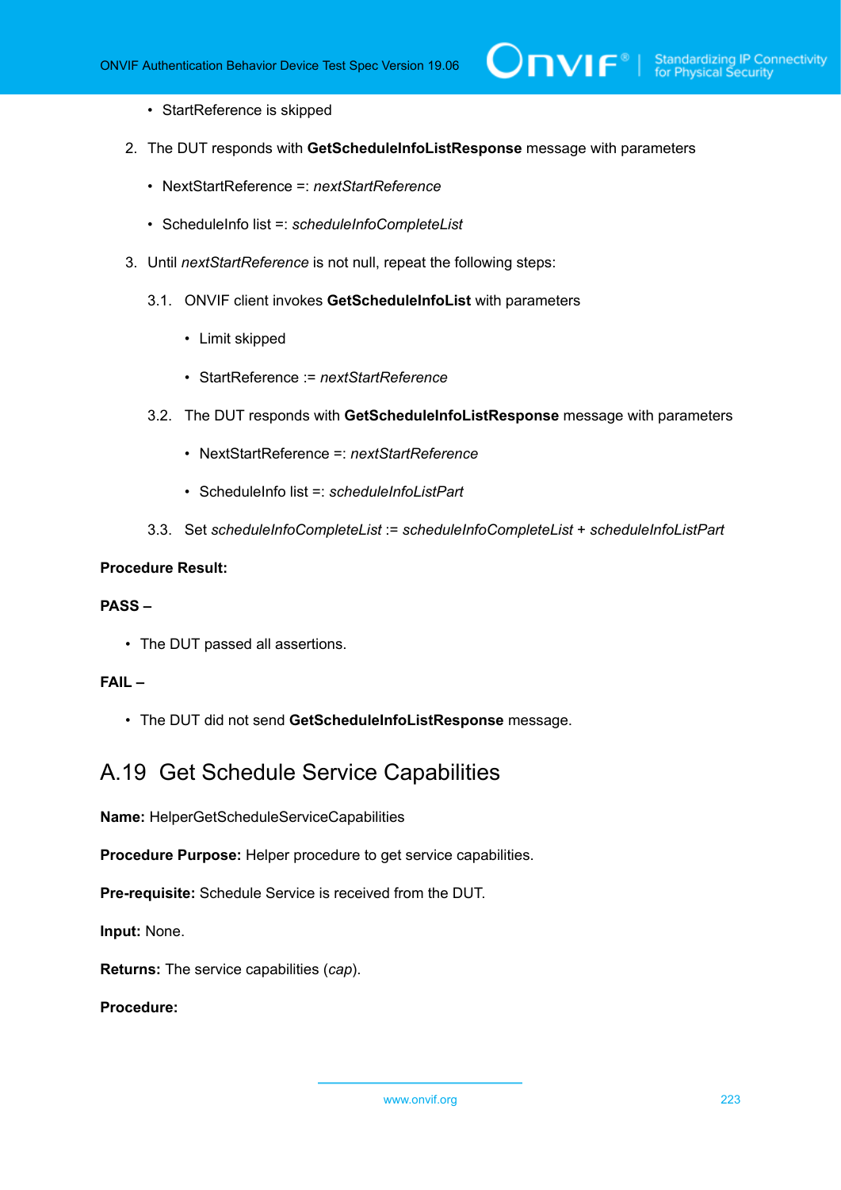- StartReference is skipped

2. The DUT responds with **GetScheduleInfoListResponse** message with parameters

   - NextStartReference =: *nextStartReference*

   - ScheduleInfo list =: *scheduleInfoCompleteList*

3. Until *nextStartReference* is not null, repeat the following steps:

   3.1. ONVIF client invokes **GetScheduleInfoList** with parameters

   - Limit skipped

   - StartReference := *nextStartReference*

   3.2. The DUT responds with **GetScheduleInfoListResponse** message with parameters

   - NextStartReference =: *nextStartReference*

   - ScheduleInfo list =: *scheduleInfoListPart*

   3.3. Set *scheduleInfoCompleteList* := *scheduleInfoCompleteList* + *scheduleInfoListPart*

**Procedure Result:**

**PASS –**

- The DUT passed all assertions.

**FAIL –**

- The DUT did not send **GetScheduleInfoListResponse** message.

## A.19 Get Schedule Service Capabilities

**Name:** HelperGetScheduleServiceCapabilities

**Procedure Purpose:** Helper procedure to get service capabilities.

**Pre-requisite:** Schedule Service is received from the DUT.

**Input:** None.

**Returns:** The service capabilities (*cap*).

**Procedure:**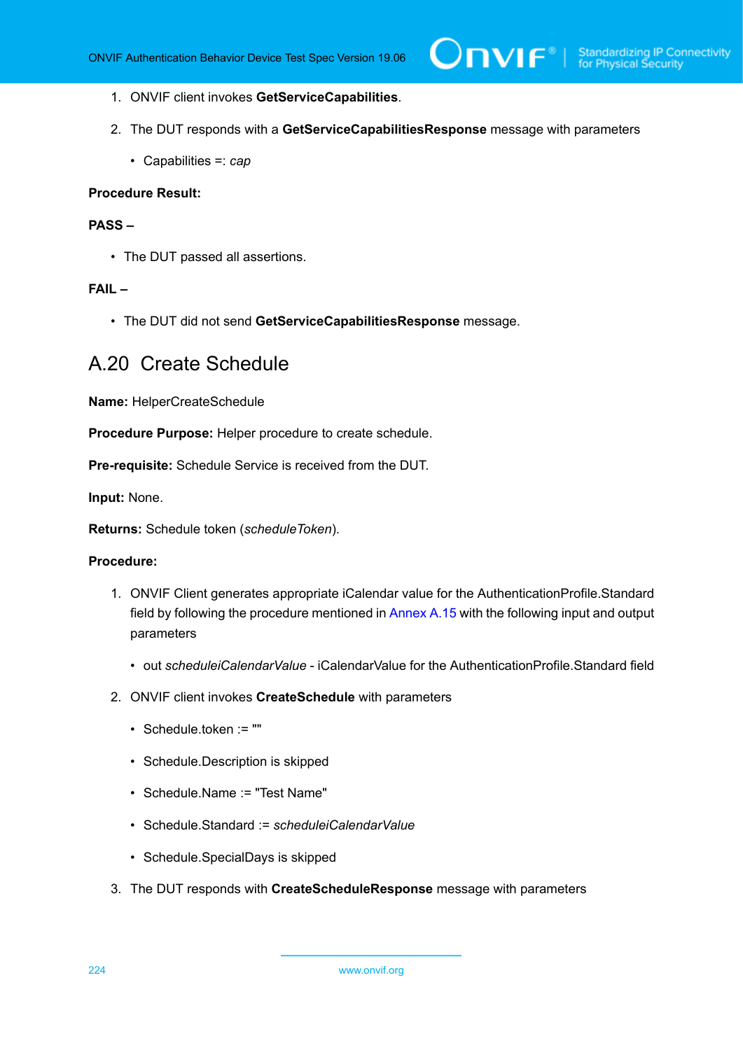1. ONVIF client invokes **GetServiceCapabilities**.

2. The DUT responds with a **GetServiceCapabilitiesResponse** message with parameters

   - Capabilities =: *cap*

**Procedure Result:**

**PASS –**

- The DUT passed all assertions.

**FAIL –**

- The DUT did not send **GetServiceCapabilitiesResponse** message.

## A.20 Create Schedule

**Name:** HelperCreateSchedule

**Procedure Purpose:** Helper procedure to create schedule.

**Pre-requisite:** Schedule Service is received from the DUT.

**Input:** None.

**Returns:** Schedule token (*scheduleToken*).

**Procedure:**

1. ONVIF Client generates appropriate iCalendar value for the AuthenticationProfile.Standard field by following the procedure mentioned in Annex A.15 with the following input and output parameters

   - out *scheduleiCalendarValue* - iCalendarValue for the AuthenticationProfile.Standard field

2. ONVIF client invokes **CreateSchedule** with parameters

   - Schedule.token := ""
   - Schedule.Description is skipped
   - Schedule.Name := "Test Name"
   - Schedule.Standard := *scheduleiCalendarValue*
   - Schedule.SpecialDays is skipped

3. The DUT responds with **CreateScheduleResponse** message with parameters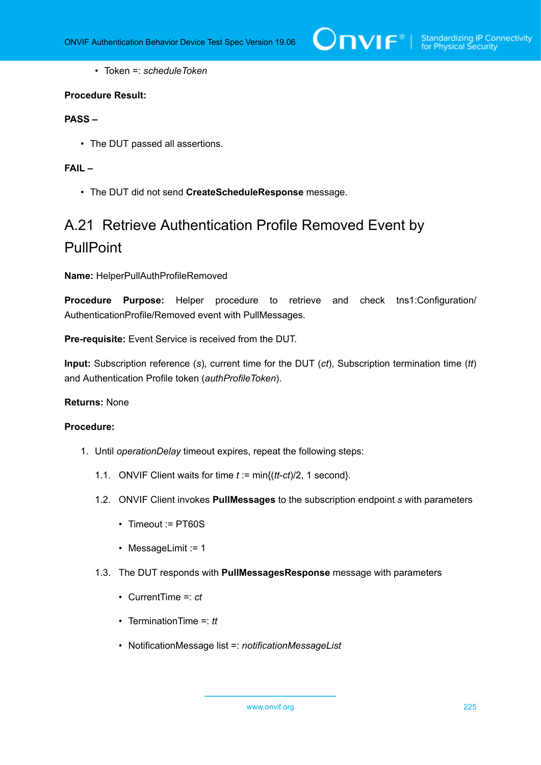- Token =: *scheduleToken*

**Procedure Result:**

**PASS –**

- The DUT passed all assertions.

**FAIL –**

- The DUT did not send **CreateScheduleResponse** message.

## A.21 Retrieve Authentication Profile Removed Event by PullPoint

**Name:** HelperPullAuthProfileRemoved

**Procedure Purpose:** Helper procedure to retrieve and check tns1:Configuration/AuthenticationProfile/Removed event with PullMessages.

**Pre-requisite:** Event Service is received from the DUT.

**Input:** Subscription reference (*s*), current time for the DUT (*ct*), Subscription termination time (*tt*) and Authentication Profile token (*authProfileToken*).

**Returns:** None

**Procedure:**

1. Until *operationDelay* timeout expires, repeat the following steps:

   1.1. ONVIF Client waits for time *t* := min{(*tt*-*ct*)/2, 1 second}.

   1.2. ONVIF Client invokes **PullMessages** to the subscription endpoint *s* with parameters

   - Timeout := PT60S
   - MessageLimit := 1

   1.3. The DUT responds with **PullMessagesResponse** message with parameters

   - CurrentTime =: *ct*
   - TerminationTime =: *tt*
   - NotificationMessage list =: *notificationMessageList*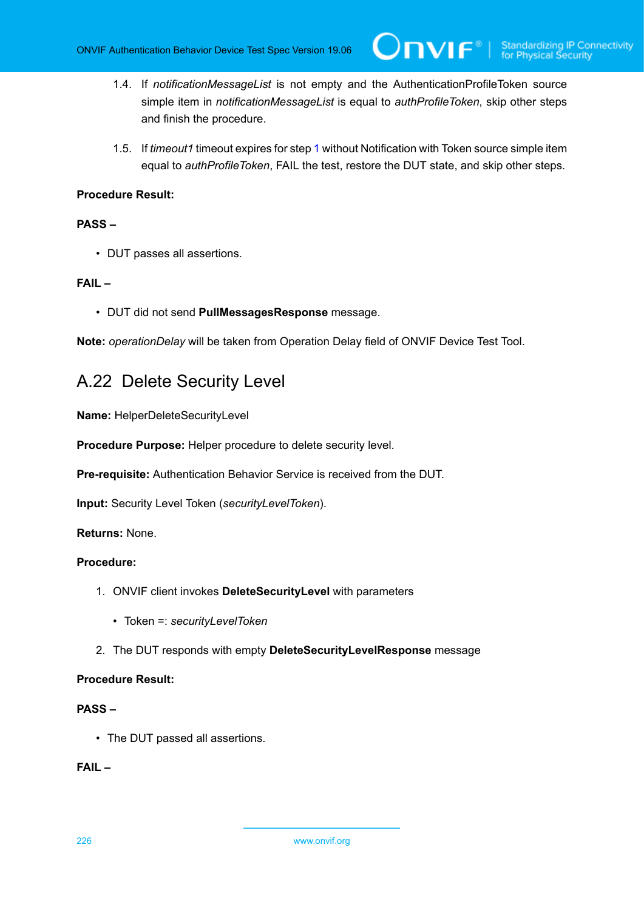1.4. If *notificationMessageList* is not empty and the AuthenticationProfileToken source simple item in *notificationMessageList* is equal to *authProfileToken*, skip other steps and finish the procedure.

1.5. If *timeout1* timeout expires for step 1 without Notification with Token source simple item equal to *authProfileToken*, FAIL the test, restore the DUT state, and skip other steps.

**Procedure Result:**

**PASS –**

- DUT passes all assertions.

**FAIL –**

- DUT did not send **PullMessagesResponse** message.

**Note:** *operationDelay* will be taken from Operation Delay field of ONVIF Device Test Tool.

## A.22 Delete Security Level

**Name:** HelperDeleteSecurityLevel

**Procedure Purpose:** Helper procedure to delete security level.

**Pre-requisite:** Authentication Behavior Service is received from the DUT.

**Input:** Security Level Token (*securityLevelToken*).

**Returns:** None.

**Procedure:**

1. ONVIF client invokes **DeleteSecurityLevel** with parameters
   - Token =: *securityLevelToken*
2. The DUT responds with empty **DeleteSecurityLevelResponse** message

**Procedure Result:**

**PASS –**

- The DUT passed all assertions.

**FAIL –**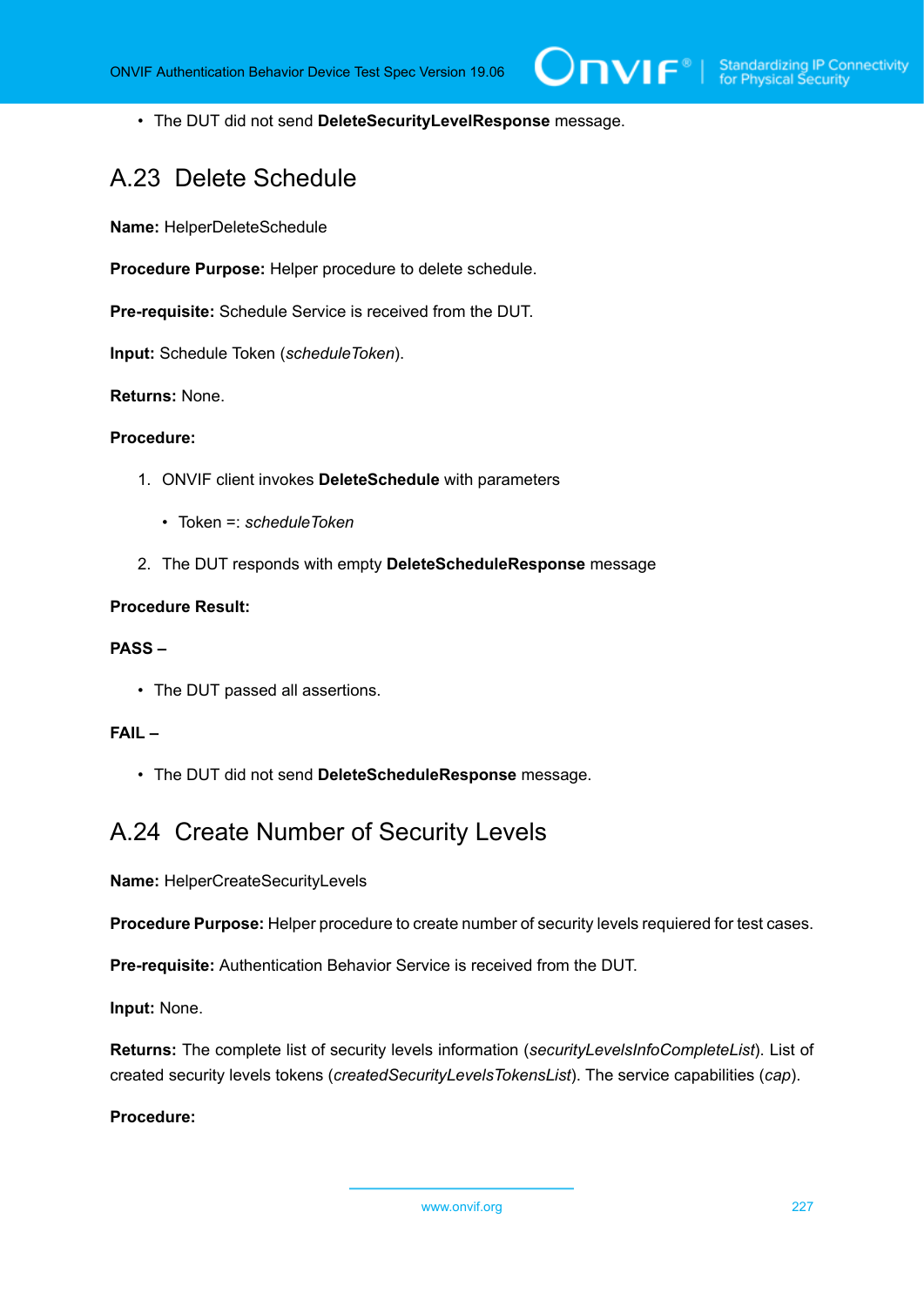- The DUT did not send **DeleteSecurityLevelResponse** message.

## A.23 Delete Schedule

**Name:** HelperDeleteSchedule

**Procedure Purpose:** Helper procedure to delete schedule.

**Pre-requisite:** Schedule Service is received from the DUT.

**Input:** Schedule Token (*scheduleToken*).

**Returns:** None.

**Procedure:**

1. ONVIF client invokes **DeleteSchedule** with parameters
   - Token =: *scheduleToken*
2. The DUT responds with empty **DeleteScheduleResponse** message

**Procedure Result:**

**PASS –**

- The DUT passed all assertions.

**FAIL –**

- The DUT did not send **DeleteScheduleResponse** message.

## A.24 Create Number of Security Levels

**Name:** HelperCreateSecurityLevels

**Procedure Purpose:** Helper procedure to create number of security levels requiered for test cases.

**Pre-requisite:** Authentication Behavior Service is received from the DUT.

**Input:** None.

**Returns:** The complete list of security levels information (*securityLevelsInfoCompleteList*). List of created security levels tokens (*createdSecurityLevelsTokensList*). The service capabilities (*cap*).

**Procedure:**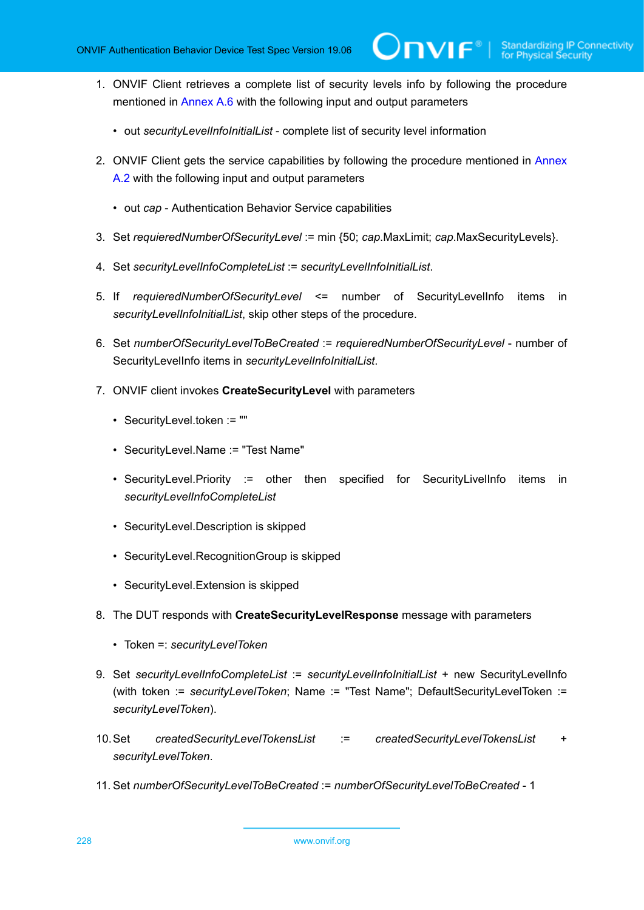1. ONVIF Client retrieves a complete list of security levels info by following the procedure mentioned in Annex A.6 with the following input and output parameters

   - out *securityLevelInfoInitialList* - complete list of security level information

2. ONVIF Client gets the service capabilities by following the procedure mentioned in Annex A.2 with the following input and output parameters

   - out *cap* - Authentication Behavior Service capabilities

3. Set *requieredNumberOfSecurityLevel* := min {50; *cap*.MaxLimit; *cap*.MaxSecurityLevels}.

4. Set *securityLevelInfoCompleteList* := *securityLevelInfoInitialList*.

5. If *requieredNumberOfSecurityLevel* <= number of SecurityLevelInfo items in *securityLevelInfoInitialList*, skip other steps of the procedure.

6. Set *numberOfSecurityLevelToBeCreated* := *requieredNumberOfSecurityLevel* - number of SecurityLevelInfo items in *securityLevelInfoInitialList*.

7. ONVIF client invokes **CreateSecurityLevel** with parameters

   - SecurityLevel.token := ""
   - SecurityLevel.Name := "Test Name"
   - SecurityLevel.Priority := other then specified for SecurityLivelInfo items in *securityLevelInfoCompleteList*
   - SecurityLevel.Description is skipped
   - SecurityLevel.RecognitionGroup is skipped
   - SecurityLevel.Extension is skipped

8. The DUT responds with **CreateSecurityLevelResponse** message with parameters

   - Token =: *securityLevelToken*

9. Set *securityLevelInfoCompleteList* := *securityLevelInfoInitialList* + new SecurityLevelInfo (with token := *securityLevelToken*; Name := "Test Name"; DefaultSecurityLevelToken := *securityLevelToken*).

10. Set *createdSecurityLevelTokensList* := *createdSecurityLevelTokensList* + *securityLevelToken*.

11. Set *numberOfSecurityLevelToBeCreated* := *numberOfSecurityLevelToBeCreated* - 1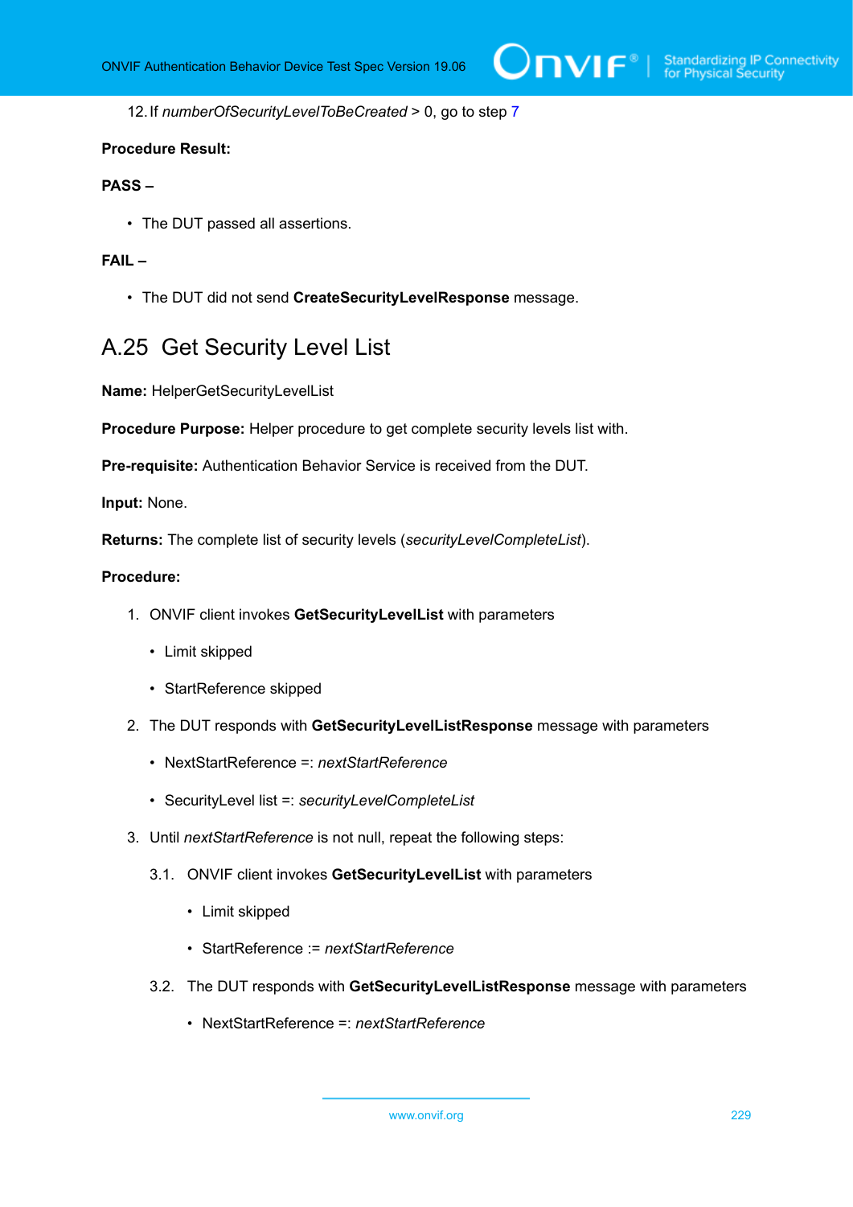12. If *numberOfSecurityLevelToBeCreated* > 0, go to step 7

**Procedure Result:**

**PASS –**

- The DUT passed all assertions.

**FAIL –**

- The DUT did not send **CreateSecurityLevelResponse** message.

## A.25 Get Security Level List

**Name:** HelperGetSecurityLevelList

**Procedure Purpose:** Helper procedure to get complete security levels list with.

**Pre-requisite:** Authentication Behavior Service is received from the DUT.

**Input:** None.

**Returns:** The complete list of security levels (*securityLevelCompleteList*).

**Procedure:**

1. ONVIF client invokes **GetSecurityLevelList** with parameters
   - Limit skipped
   - StartReference skipped
2. The DUT responds with **GetSecurityLevelListResponse** message with parameters
   - NextStartReference =: *nextStartReference*
   - SecurityLevel list =: *securityLevelCompleteList*
3. Until *nextStartReference* is not null, repeat the following steps:

   3.1. ONVIF client invokes **GetSecurityLevelList** with parameters
   - Limit skipped
   - StartReference := *nextStartReference*

   3.2. The DUT responds with **GetSecurityLevelListResponse** message with parameters
   - NextStartReference =: *nextStartReference*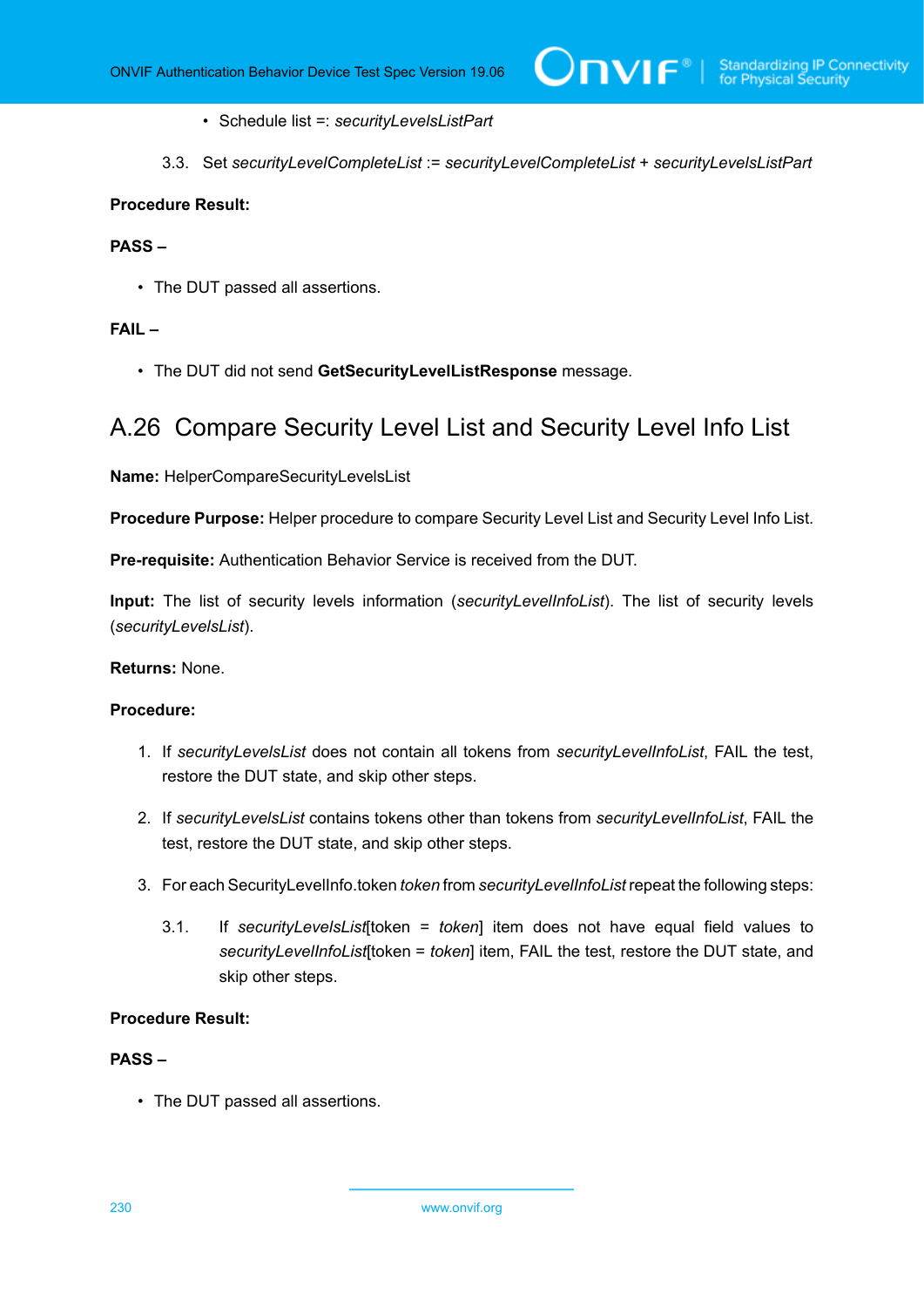- Schedule list =: *securityLevelsListPart*

3.3. Set *securityLevelCompleteList* := *securityLevelCompleteList* + *securityLevelsListPart*

**Procedure Result:**

**PASS –**

- The DUT passed all assertions.

**FAIL –**

- The DUT did not send **GetSecurityLevelListResponse** message.

## A.26 Compare Security Level List and Security Level Info List

**Name:** HelperCompareSecurityLevelsList

**Procedure Purpose:** Helper procedure to compare Security Level List and Security Level Info List.

**Pre-requisite:** Authentication Behavior Service is received from the DUT.

**Input:** The list of security levels information (*securityLevelInfoList*). The list of security levels (*securityLevelsList*).

**Returns:** None.

**Procedure:**

1. If *securityLevelsList* does not contain all tokens from *securityLevelInfoList*, FAIL the test, restore the DUT state, and skip other steps.
2. If *securityLevelsList* contains tokens other than tokens from *securityLevelInfoList*, FAIL the test, restore the DUT state, and skip other steps.
3. For each SecurityLevelInfo.token *token* from *securityLevelInfoList* repeat the following steps:

   3.1. If *securityLevelsList*[token = *token*] item does not have equal field values to *securityLevelInfoList*[token = *token*] item, FAIL the test, restore the DUT state, and skip other steps.

**Procedure Result:**

**PASS –**

- The DUT passed all assertions.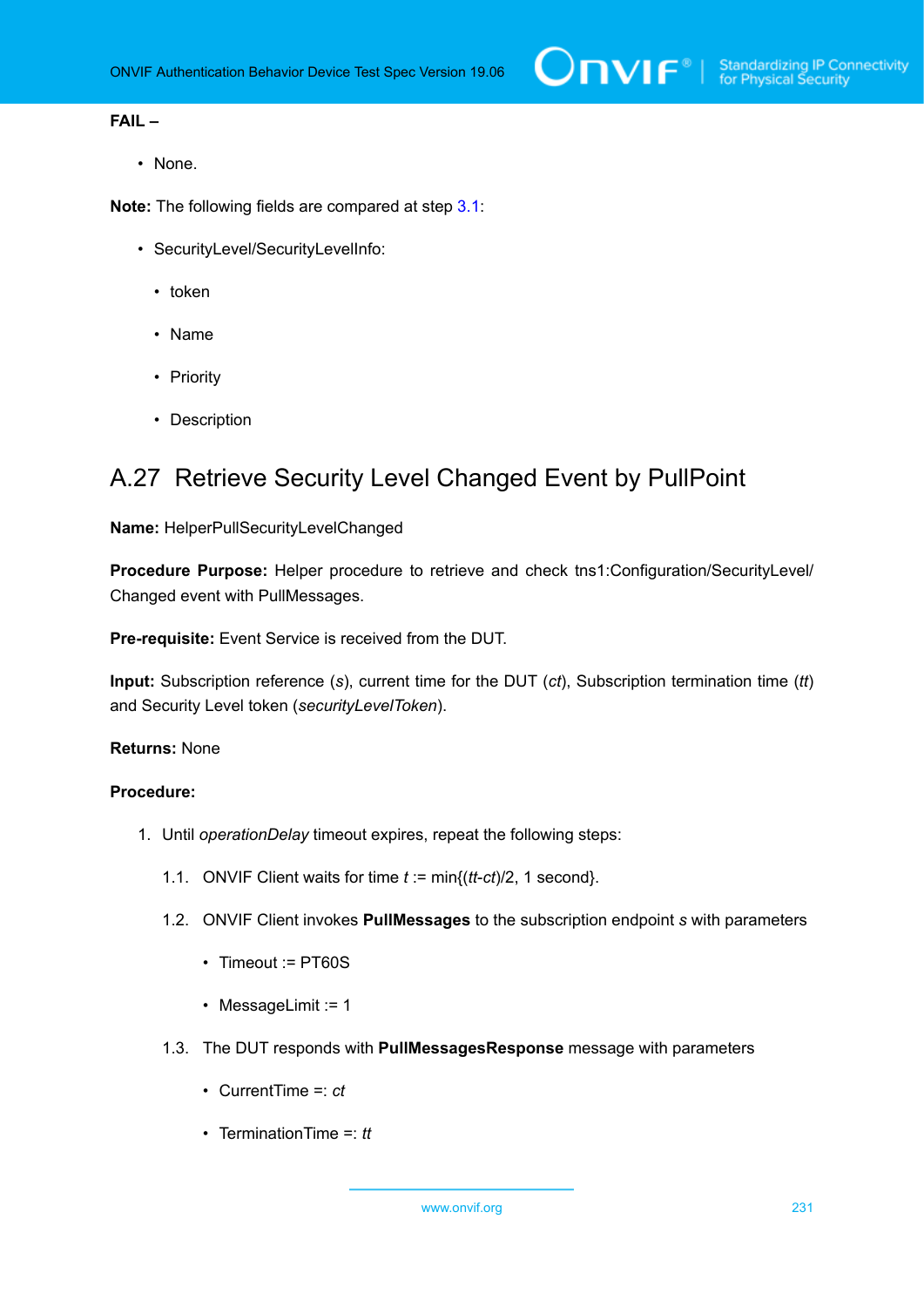**FAIL –**

- None.

**Note:** The following fields are compared at step 3.1:

- SecurityLevel/SecurityLevelInfo:
  - token
  - Name
  - Priority
  - Description

## A.27 Retrieve Security Level Changed Event by PullPoint

**Name:** HelperPullSecurityLevelChanged

**Procedure Purpose:** Helper procedure to retrieve and check tns1:Configuration/SecurityLevel/Changed event with PullMessages.

**Pre-requisite:** Event Service is received from the DUT.

**Input:** Subscription reference (*s*), current time for the DUT (*ct*), Subscription termination time (*tt*) and Security Level token (*securityLevelToken*).

**Returns:** None

**Procedure:**

1. Until *operationDelay* timeout expires, repeat the following steps:

   1.1. ONVIF Client waits for time *t* := min{(*tt*-*ct*)/2, 1 second}.

   1.2. ONVIF Client invokes **PullMessages** to the subscription endpoint *s* with parameters

   - Timeout := PT60S
   - MessageLimit := 1

   1.3. The DUT responds with **PullMessagesResponse** message with parameters

   - CurrentTime =: *ct*
   - TerminationTime =: *tt*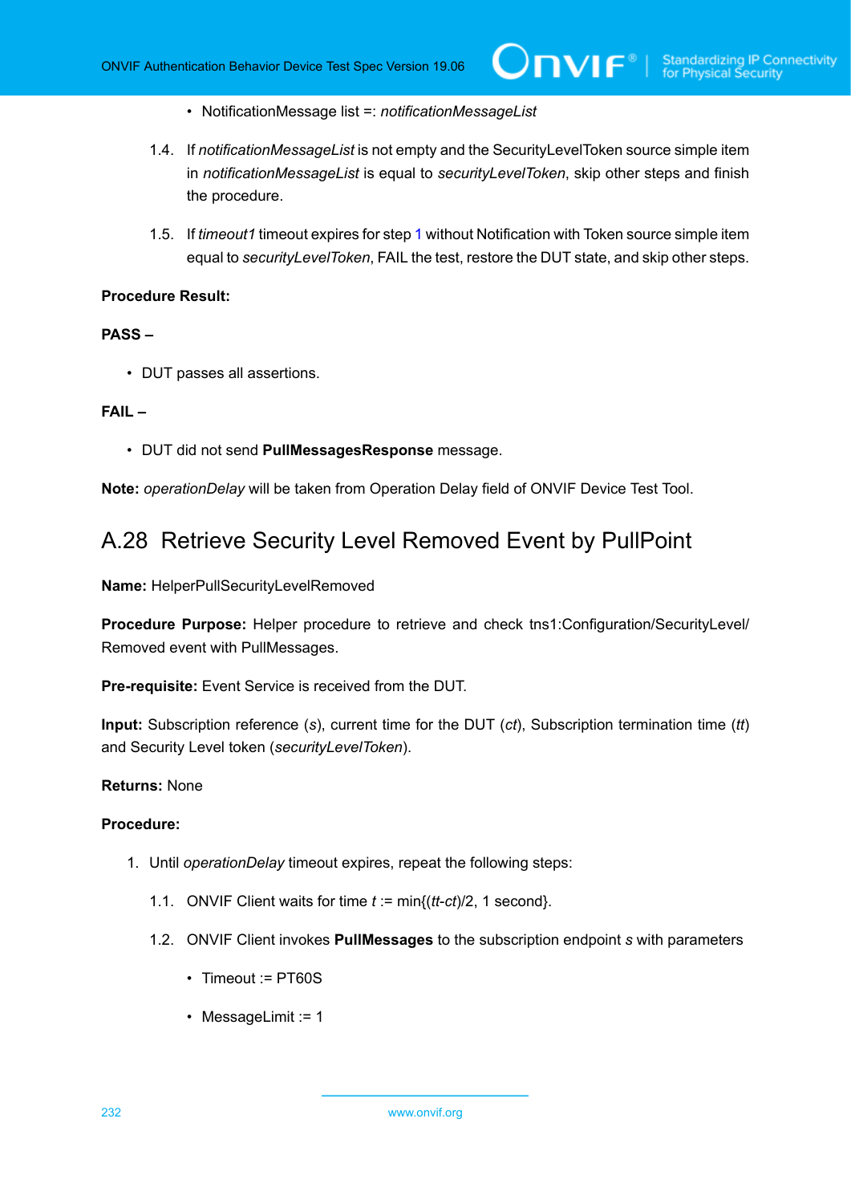- NotificationMessage list =: *notificationMessageList*

1.4. If *notificationMessageList* is not empty and the SecurityLevelToken source simple item in *notificationMessageList* is equal to *securityLevelToken*, skip other steps and finish the procedure.

1.5. If *timeout1* timeout expires for step 1 without Notification with Token source simple item equal to *securityLevelToken*, FAIL the test, restore the DUT state, and skip other steps.

**Procedure Result:**

**PASS –**

- DUT passes all assertions.

**FAIL –**

- DUT did not send **PullMessagesResponse** message.

**Note:** *operationDelay* will be taken from Operation Delay field of ONVIF Device Test Tool.

## A.28 Retrieve Security Level Removed Event by PullPoint

**Name:** HelperPullSecurityLevelRemoved

**Procedure Purpose:** Helper procedure to retrieve and check tns1:Configuration/SecurityLevel/Removed event with PullMessages.

**Pre-requisite:** Event Service is received from the DUT.

**Input:** Subscription reference (*s*), current time for the DUT (*ct*), Subscription termination time (*tt*) and Security Level token (*securityLevelToken*).

**Returns:** None

**Procedure:**

1. Until *operationDelay* timeout expires, repeat the following steps:

   1.1. ONVIF Client waits for time *t* := min{(*tt*-*ct*)/2, 1 second}.

   1.2. ONVIF Client invokes **PullMessages** to the subscription endpoint *s* with parameters

   - Timeout := PT60S
   - MessageLimit := 1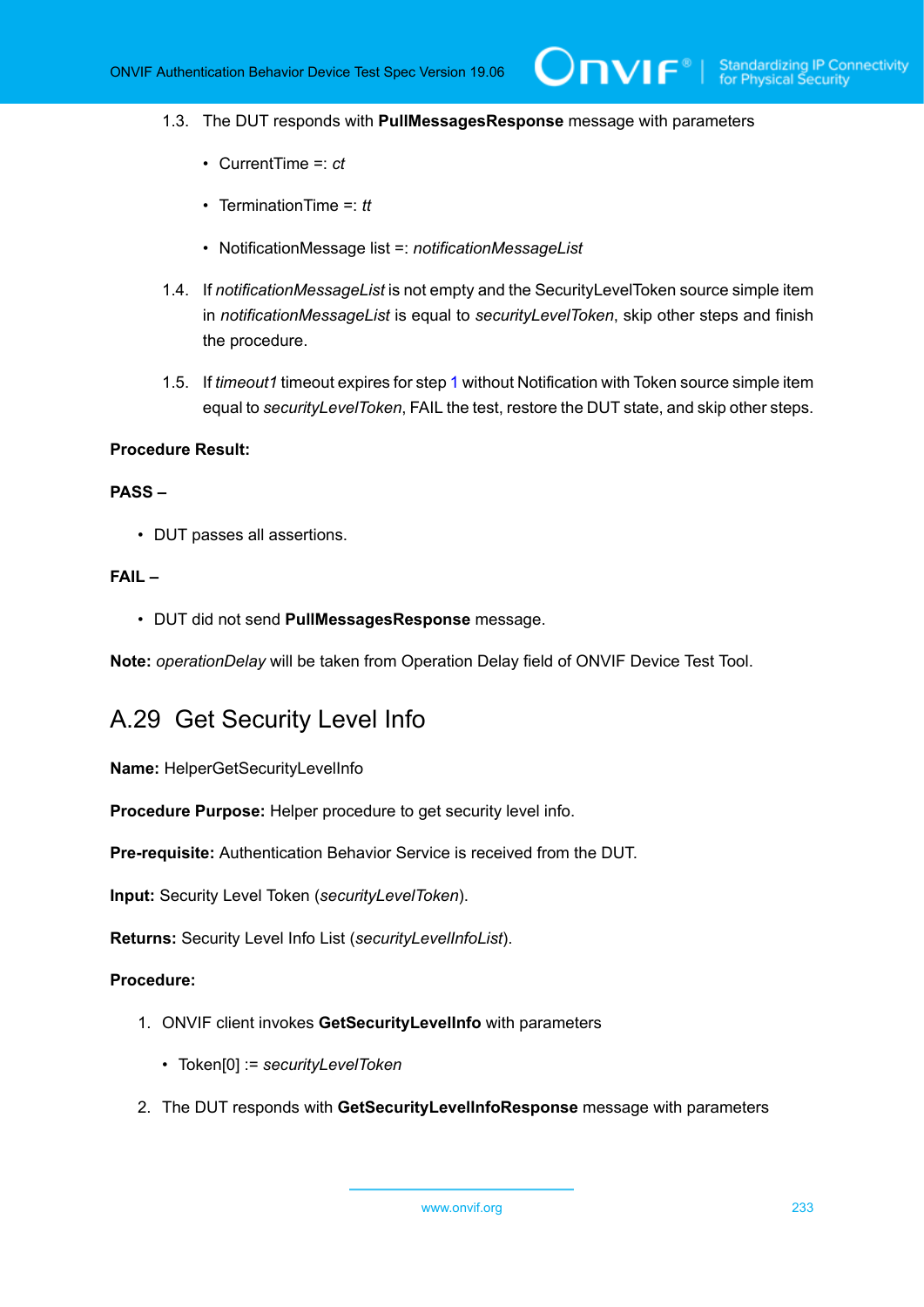1.3. The DUT responds with **PullMessagesResponse** message with parameters

- CurrentTime =: *ct*
- TerminationTime =: *tt*
- NotificationMessage list =: *notificationMessageList*

1.4. If *notificationMessageList* is not empty and the SecurityLevelToken source simple item in *notificationMessageList* is equal to *securityLevelToken*, skip other steps and finish the procedure.

1.5. If *timeout1* timeout expires for step 1 without Notification with Token source simple item equal to *securityLevelToken*, FAIL the test, restore the DUT state, and skip other steps.

**Procedure Result:**

**PASS –**

- DUT passes all assertions.

**FAIL –**

- DUT did not send **PullMessagesResponse** message.

**Note:** *operationDelay* will be taken from Operation Delay field of ONVIF Device Test Tool.

## A.29 Get Security Level Info

**Name:** HelperGetSecurityLevelInfo

**Procedure Purpose:** Helper procedure to get security level info.

**Pre-requisite:** Authentication Behavior Service is received from the DUT.

**Input:** Security Level Token (*securityLevelToken*).

**Returns:** Security Level Info List (*securityLevelInfoList*).

**Procedure:**

1. ONVIF client invokes **GetSecurityLevelInfo** with parameters
   - Token[0] := *securityLevelToken*
2. The DUT responds with **GetSecurityLevelInfoResponse** message with parameters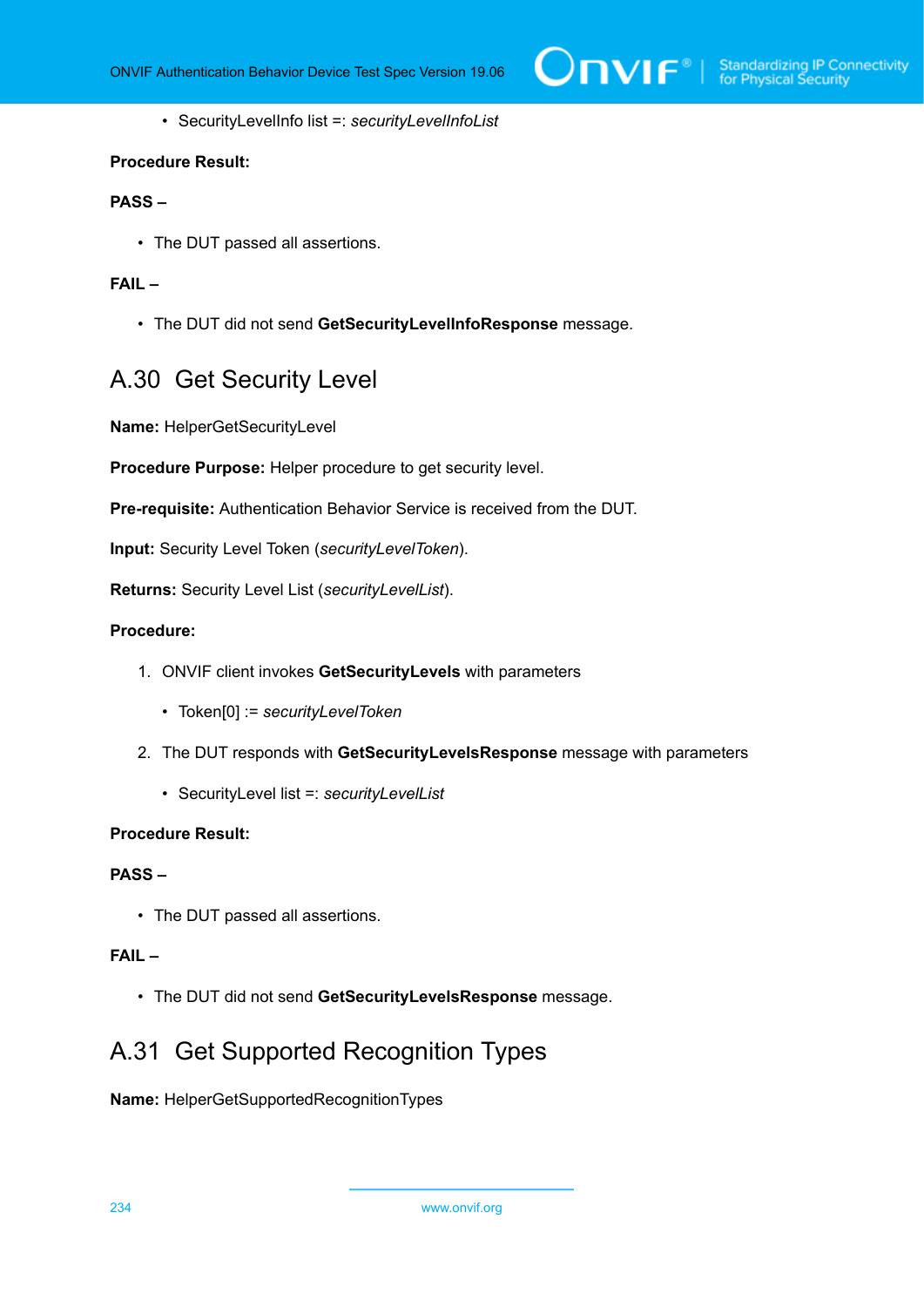- SecurityLevelInfo list =: *securityLevelInfoList*

**Procedure Result:**

**PASS –**

- The DUT passed all assertions.

**FAIL –**

- The DUT did not send **GetSecurityLevelInfoResponse** message.

## A.30 Get Security Level

**Name:** HelperGetSecurityLevel

**Procedure Purpose:** Helper procedure to get security level.

**Pre-requisite:** Authentication Behavior Service is received from the DUT.

**Input:** Security Level Token (*securityLevelToken*).

**Returns:** Security Level List (*securityLevelList*).

**Procedure:**

1. ONVIF client invokes **GetSecurityLevels** with parameters
   - Token[0] := *securityLevelToken*
2. The DUT responds with **GetSecurityLevelsResponse** message with parameters
   - SecurityLevel list =: *securityLevelList*

**Procedure Result:**

**PASS –**

- The DUT passed all assertions.

**FAIL –**

- The DUT did not send **GetSecurityLevelsResponse** message.

## A.31 Get Supported Recognition Types

**Name:** HelperGetSupportedRecognitionTypes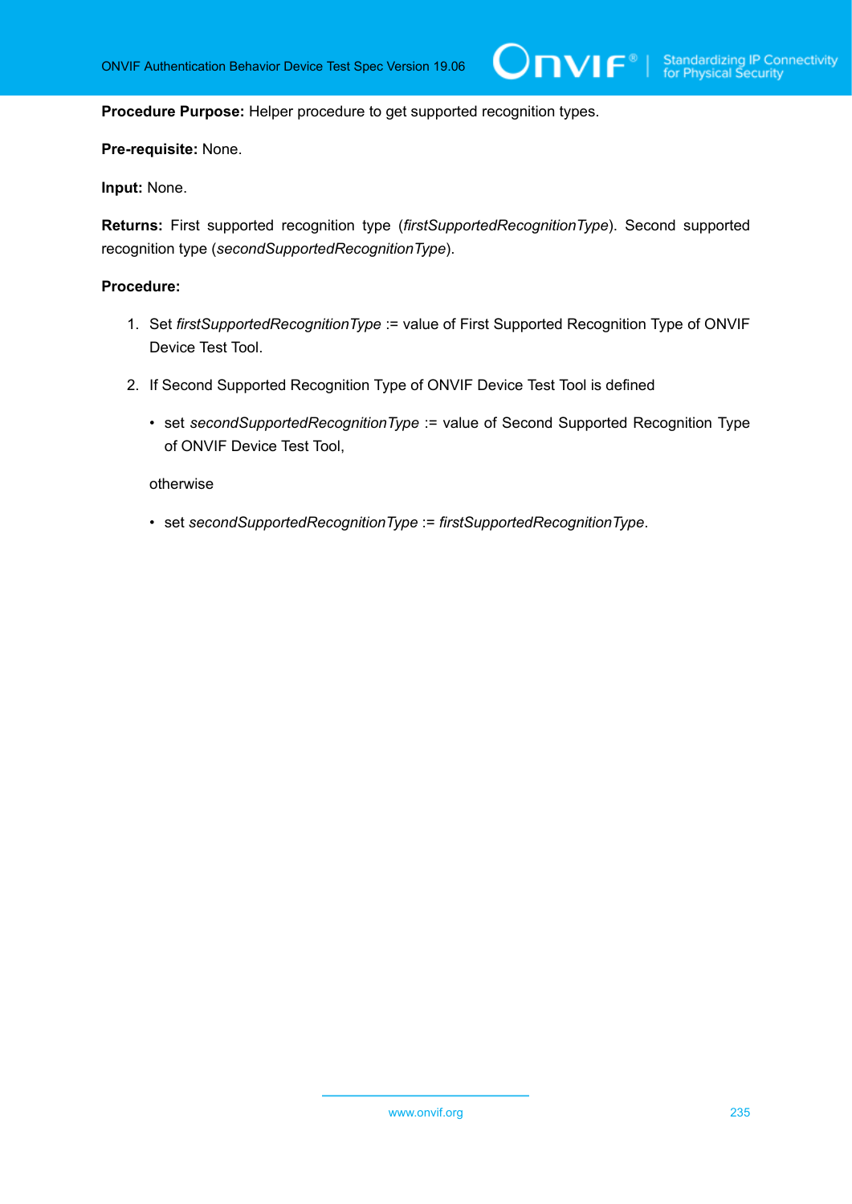**Procedure Purpose:** Helper procedure to get supported recognition types.

**Pre-requisite:** None.

**Input:** None.

**Returns:** First supported recognition type (*firstSupportedRecognitionType*). Second supported recognition type (*secondSupportedRecognitionType*).

**Procedure:**

1. Set *firstSupportedRecognitionType* := value of First Supported Recognition Type of ONVIF Device Test Tool.

2. If Second Supported Recognition Type of ONVIF Device Test Tool is defined

   - set *secondSupportedRecognitionType* := value of Second Supported Recognition Type of ONVIF Device Test Tool,

   otherwise

   - set *secondSupportedRecognitionType* := *firstSupportedRecognitionType*.